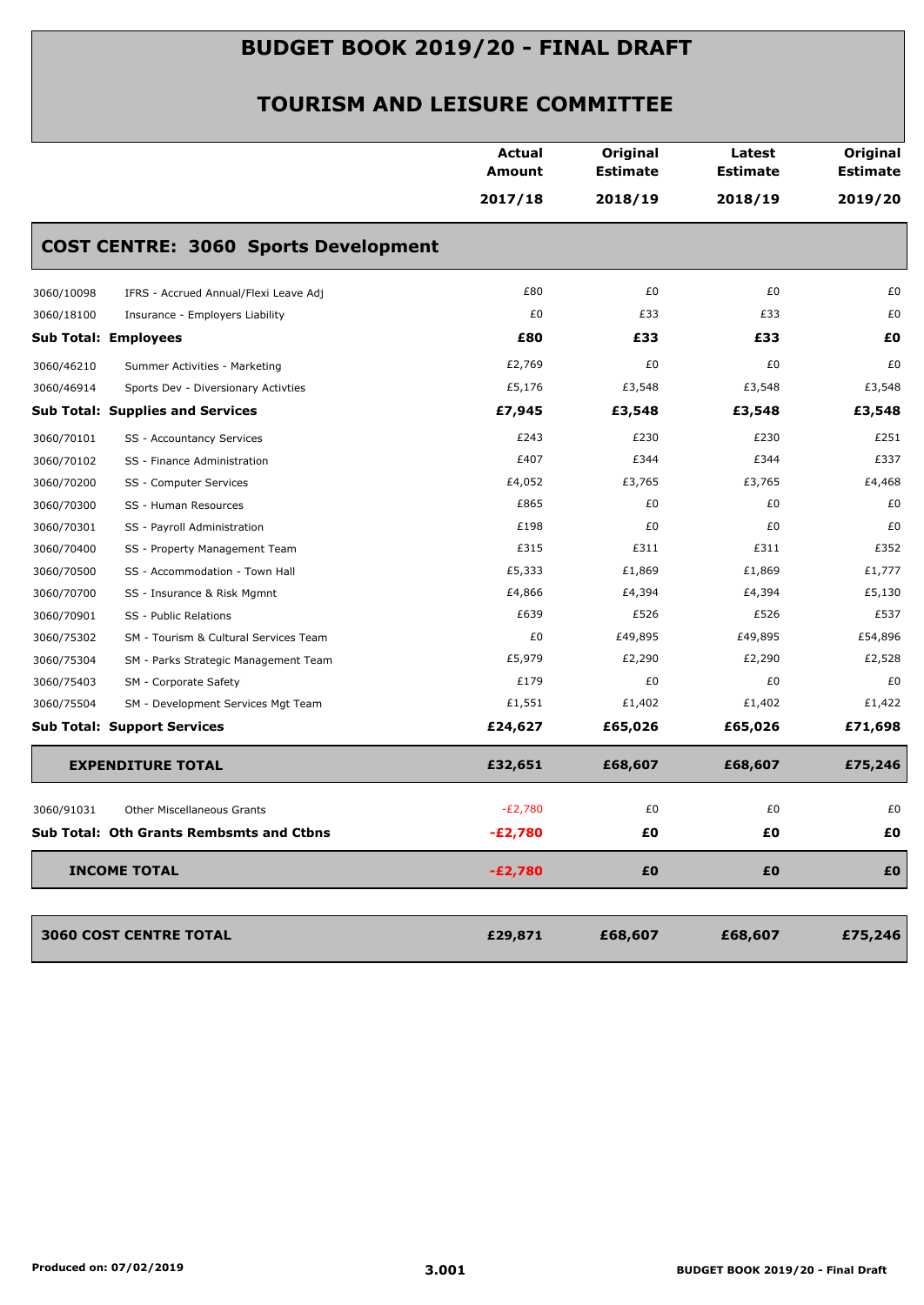# BUDGET BOOK 2019/20 - FINAL DRAFT

## TOURISM AND LEISURE COMMITTEE

| | | Actual Amount 2017/18 | Original Estimate 2018/19 | Latest Estimate 2018/19 | Original Estimate 2019/20 |
|---|---|---|---|---|---|
| **COST CENTRE: 3060 Sports Development** | | | | | |
| 3060/10098 | IFRS - Accrued Annual/Flexi Leave Adj | £80 | £0 | £0 | £0 |
| 3060/18100 | Insurance - Employers Liability | £0 | £33 | £33 | £0 |
| **Sub Total: Employees** | | **£80** | **£33** | **£33** | **£0** |
| 3060/46210 | Summer Activities - Marketing | £2,769 | £0 | £0 | £0 |
| 3060/46914 | Sports Dev - Diversionary Activties | £5,176 | £3,548 | £3,548 | £3,548 |
| **Sub Total: Supplies and Services** | | **£7,945** | **£3,548** | **£3,548** | **£3,548** |
| 3060/70101 | SS - Accountancy Services | £243 | £230 | £230 | £251 |
| 3060/70102 | SS - Finance Administration | £407 | £344 | £344 | £337 |
| 3060/70200 | SS - Computer Services | £4,052 | £3,765 | £3,765 | £4,468 |
| 3060/70300 | SS - Human Resources | £865 | £0 | £0 | £0 |
| 3060/70301 | SS - Payroll Administration | £198 | £0 | £0 | £0 |
| 3060/70400 | SS - Property Management Team | £315 | £311 | £311 | £352 |
| 3060/70500 | SS - Accommodation - Town Hall | £5,333 | £1,869 | £1,869 | £1,777 |
| 3060/70700 | SS - Insurance & Risk Mgmnt | £4,866 | £4,394 | £4,394 | £5,130 |
| 3060/70901 | SS - Public Relations | £639 | £526 | £526 | £537 |
| 3060/75302 | SM - Tourism & Cultural Services Team | £0 | £49,895 | £49,895 | £54,896 |
| 3060/75304 | SM - Parks Strategic Management Team | £5,979 | £2,290 | £2,290 | £2,528 |
| 3060/75403 | SM - Corporate Safety | £179 | £0 | £0 | £0 |
| 3060/75504 | SM - Development Services Mgt Team | £1,551 | £1,402 | £1,402 | £1,422 |
| **Sub Total: Support Services** | | **£24,627** | **£65,026** | **£65,026** | **£71,698** |
| **EXPENDITURE TOTAL** | | **£32,651** | **£68,607** | **£68,607** | **£75,246** |
| 3060/91031 | Other Miscellaneous Grants | -£2,780 | £0 | £0 | £0 |
| **Sub Total: Oth Grants Rembsmts and Ctbns** | | **-£2,780** | **£0** | **£0** | **£0** |
| **INCOME TOTAL** | | **-£2,780** | **£0** | **£0** | **£0** |
| **3060 COST CENTRE TOTAL** | | **£29,871** | **£68,607** | **£68,607** | **£75,246** |

Produced on: 07/02/2019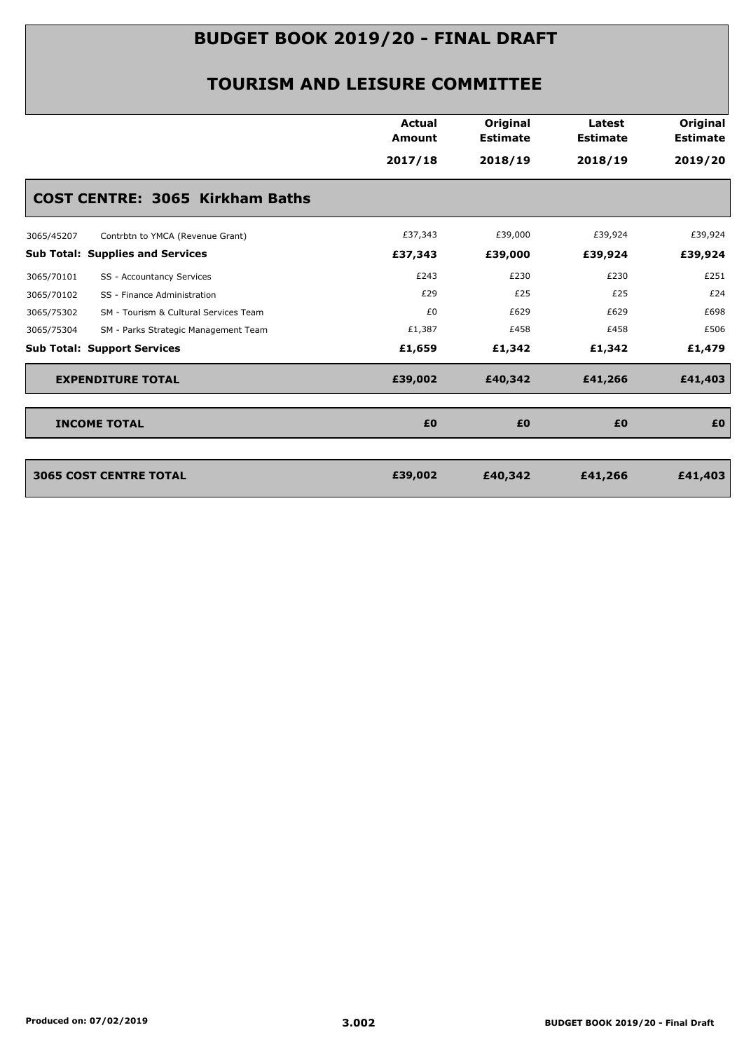# BUDGET BOOK 2019/20 - FINAL DRAFT

## TOURISM AND LEISURE COMMITTEE

| | | Actual Amount 2017/18 | Original Estimate 2018/19 | Latest Estimate 2018/19 | Original Estimate 2019/20 |
|---|---|---|---|---|---|
| **COST CENTRE: 3065 Kirkham Baths** | | | | | |
| 3065/45207 | Contrbtn to YMCA (Revenue Grant) | £37,343 | £39,000 | £39,924 | £39,924 |
| **Sub Total: Supplies and Services** | | **£37,343** | **£39,000** | **£39,924** | **£39,924** |
| 3065/70101 | SS - Accountancy Services | £243 | £230 | £230 | £251 |
| 3065/70102 | SS - Finance Administration | £29 | £25 | £25 | £24 |
| 3065/75302 | SM - Tourism & Cultural Services Team | £0 | £629 | £629 | £698 |
| 3065/75304 | SM - Parks Strategic Management Team | £1,387 | £458 | £458 | £506 |
| **Sub Total: Support Services** | | **£1,659** | **£1,342** | **£1,342** | **£1,479** |
| **EXPENDITURE TOTAL** | | **£39,002** | **£40,342** | **£41,266** | **£41,403** |
| **INCOME TOTAL** | | **£0** | **£0** | **£0** | **£0** |
| **3065 COST CENTRE TOTAL** | | **£39,002** | **£40,342** | **£41,266** | **£41,403** |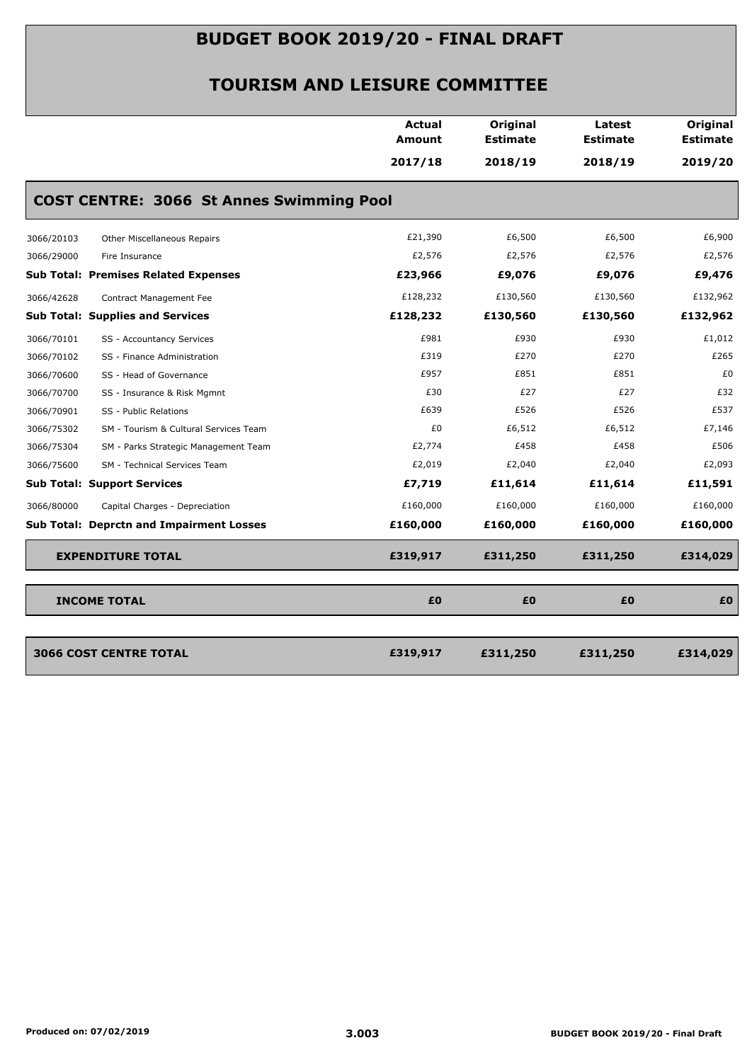# BUDGET BOOK 2019/20 - FINAL DRAFT

## TOURISM AND LEISURE COMMITTEE

| | | Actual Amount 2017/18 | Original Estimate 2018/19 | Latest Estimate 2018/19 | Original Estimate 2019/20 |
|---|---|---|---|---|---|
| **COST CENTRE: 3066 St Annes Swimming Pool** | | | | | |
| 3066/20103 | Other Miscellaneous Repairs | £21,390 | £6,500 | £6,500 | £6,900 |
| 3066/29000 | Fire Insurance | £2,576 | £2,576 | £2,576 | £2,576 |
| **Sub Total: Premises Related Expenses** | | **£23,966** | **£9,076** | **£9,076** | **£9,476** |
| 3066/42628 | Contract Management Fee | £128,232 | £130,560 | £130,560 | £132,962 |
| **Sub Total: Supplies and Services** | | **£128,232** | **£130,560** | **£130,560** | **£132,962** |
| 3066/70101 | SS - Accountancy Services | £981 | £930 | £930 | £1,012 |
| 3066/70102 | SS - Finance Administration | £319 | £270 | £270 | £265 |
| 3066/70600 | SS - Head of Governance | £957 | £851 | £851 | £0 |
| 3066/70700 | SS - Insurance & Risk Mgmnt | £30 | £27 | £27 | £32 |
| 3066/70901 | SS - Public Relations | £639 | £526 | £526 | £537 |
| 3066/75302 | SM - Tourism & Cultural Services Team | £0 | £6,512 | £6,512 | £7,146 |
| 3066/75304 | SM - Parks Strategic Management Team | £2,774 | £458 | £458 | £506 |
| 3066/75600 | SM - Technical Services Team | £2,019 | £2,040 | £2,040 | £2,093 |
| **Sub Total: Support Services** | | **£7,719** | **£11,614** | **£11,614** | **£11,591** |
| 3066/80000 | Capital Charges - Depreciation | £160,000 | £160,000 | £160,000 | £160,000 |
| **Sub Total: Deprctn and Impairment Losses** | | **£160,000** | **£160,000** | **£160,000** | **£160,000** |
| **EXPENDITURE TOTAL** | | **£319,917** | **£311,250** | **£311,250** | **£314,029** |
| **INCOME TOTAL** | | **£0** | **£0** | **£0** | **£0** |
| **3066 COST CENTRE TOTAL** | | **£319,917** | **£311,250** | **£311,250** | **£314,029** |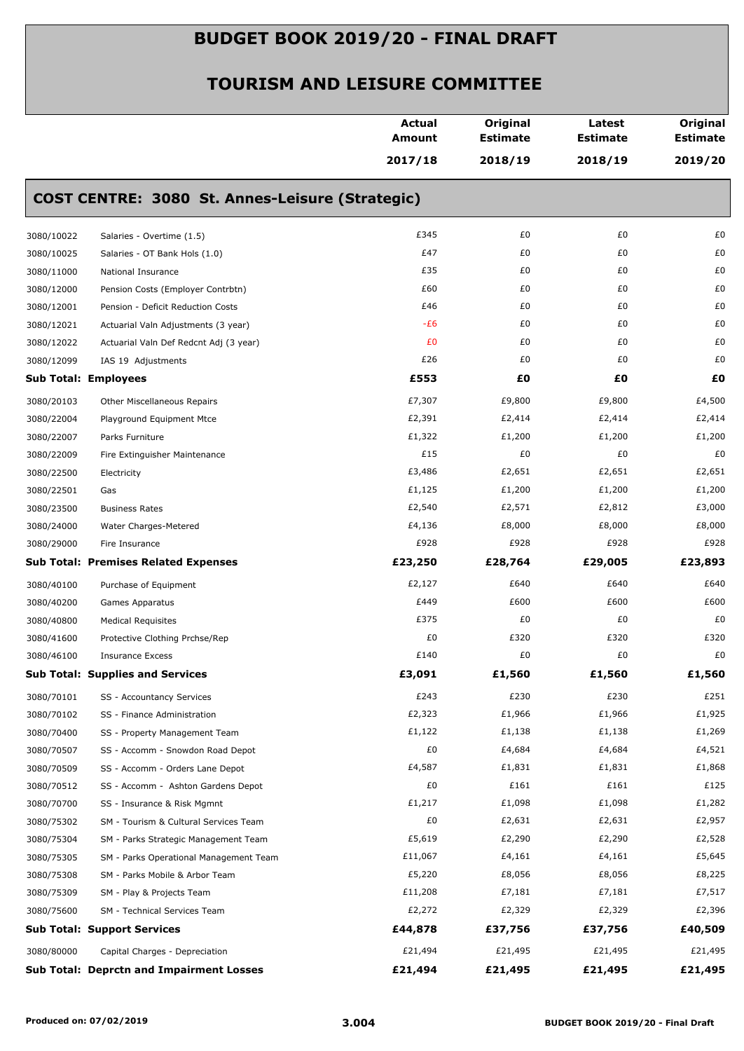# BUDGET BOOK 2019/20 - FINAL DRAFT

## TOURISM AND LEISURE COMMITTEE

### COST CENTRE: 3080 St. Annes-Leisure (Strategic)

| | | Actual Amount 2017/18 | Original Estimate 2018/19 | Latest Estimate 2018/19 | Original Estimate 2019/20 |
|---|---|---|---|---|---|
| 3080/10022 | Salaries - Overtime (1.5) | £345 | £0 | £0 | £0 |
| 3080/10025 | Salaries - OT Bank Hols (1.0) | £47 | £0 | £0 | £0 |
| 3080/11000 | National Insurance | £35 | £0 | £0 | £0 |
| 3080/12000 | Pension Costs (Employer Contrbtn) | £60 | £0 | £0 | £0 |
| 3080/12001 | Pension - Deficit Reduction Costs | £46 | £0 | £0 | £0 |
| 3080/12021 | Actuarial Valn Adjustments (3 year) | -£6 | £0 | £0 | £0 |
| 3080/12022 | Actuarial Valn Def Redcnt Adj (3 year) | £0 | £0 | £0 | £0 |
| 3080/12099 | IAS 19 Adjustments | £26 | £0 | £0 | £0 |
| **Sub Total: Employees** | | **£553** | **£0** | **£0** | **£0** |
| 3080/20103 | Other Miscellaneous Repairs | £7,307 | £9,800 | £9,800 | £4,500 |
| 3080/22004 | Playground Equipment Mtce | £2,391 | £2,414 | £2,414 | £2,414 |
| 3080/22007 | Parks Furniture | £1,322 | £1,200 | £1,200 | £1,200 |
| 3080/22009 | Fire Extinguisher Maintenance | £15 | £0 | £0 | £0 |
| 3080/22500 | Electricity | £3,486 | £2,651 | £2,651 | £2,651 |
| 3080/22501 | Gas | £1,125 | £1,200 | £1,200 | £1,200 |
| 3080/23500 | Business Rates | £2,540 | £2,571 | £2,812 | £3,000 |
| 3080/24000 | Water Charges-Metered | £4,136 | £8,000 | £8,000 | £8,000 |
| 3080/29000 | Fire Insurance | £928 | £928 | £928 | £928 |
| **Sub Total: Premises Related Expenses** | | **£23,250** | **£28,764** | **£29,005** | **£23,893** |
| 3080/40100 | Purchase of Equipment | £2,127 | £640 | £640 | £640 |
| 3080/40200 | Games Apparatus | £449 | £600 | £600 | £600 |
| 3080/40800 | Medical Requisites | £375 | £0 | £0 | £0 |
| 3080/41600 | Protective Clothing Prchse/Rep | £0 | £320 | £320 | £320 |
| 3080/46100 | Insurance Excess | £140 | £0 | £0 | £0 |
| **Sub Total: Supplies and Services** | | **£3,091** | **£1,560** | **£1,560** | **£1,560** |
| 3080/70101 | SS - Accountancy Services | £243 | £230 | £230 | £251 |
| 3080/70102 | SS - Finance Administration | £2,323 | £1,966 | £1,966 | £1,925 |
| 3080/70400 | SS - Property Management Team | £1,122 | £1,138 | £1,138 | £1,269 |
| 3080/70507 | SS - Accomm - Snowdon Road Depot | £0 | £4,684 | £4,684 | £4,521 |
| 3080/70509 | SS - Accomm - Orders Lane Depot | £4,587 | £1,831 | £1,831 | £1,868 |
| 3080/70512 | SS - Accomm - Ashton Gardens Depot | £0 | £161 | £161 | £125 |
| 3080/70700 | SS - Insurance & Risk Mgmnt | £1,217 | £1,098 | £1,098 | £1,282 |
| 3080/75302 | SM - Tourism & Cultural Services Team | £0 | £2,631 | £2,631 | £2,957 |
| 3080/75304 | SM - Parks Strategic Management Team | £5,619 | £2,290 | £2,290 | £2,528 |
| 3080/75305 | SM - Parks Operational Management Team | £11,067 | £4,161 | £4,161 | £5,645 |
| 3080/75308 | SM - Parks Mobile & Arbor Team | £5,220 | £8,056 | £8,056 | £8,225 |
| 3080/75309 | SM - Play & Projects Team | £11,208 | £7,181 | £7,181 | £7,517 |
| 3080/75600 | SM - Technical Services Team | £2,272 | £2,329 | £2,329 | £2,396 |
| **Sub Total: Support Services** | | **£44,878** | **£37,756** | **£37,756** | **£40,509** |
| 3080/80000 | Capital Charges - Depreciation | £21,494 | £21,495 | £21,495 | £21,495 |
| **Sub Total: Deprctn and Impairment Losses** | | **£21,494** | **£21,495** | **£21,495** | **£21,495** |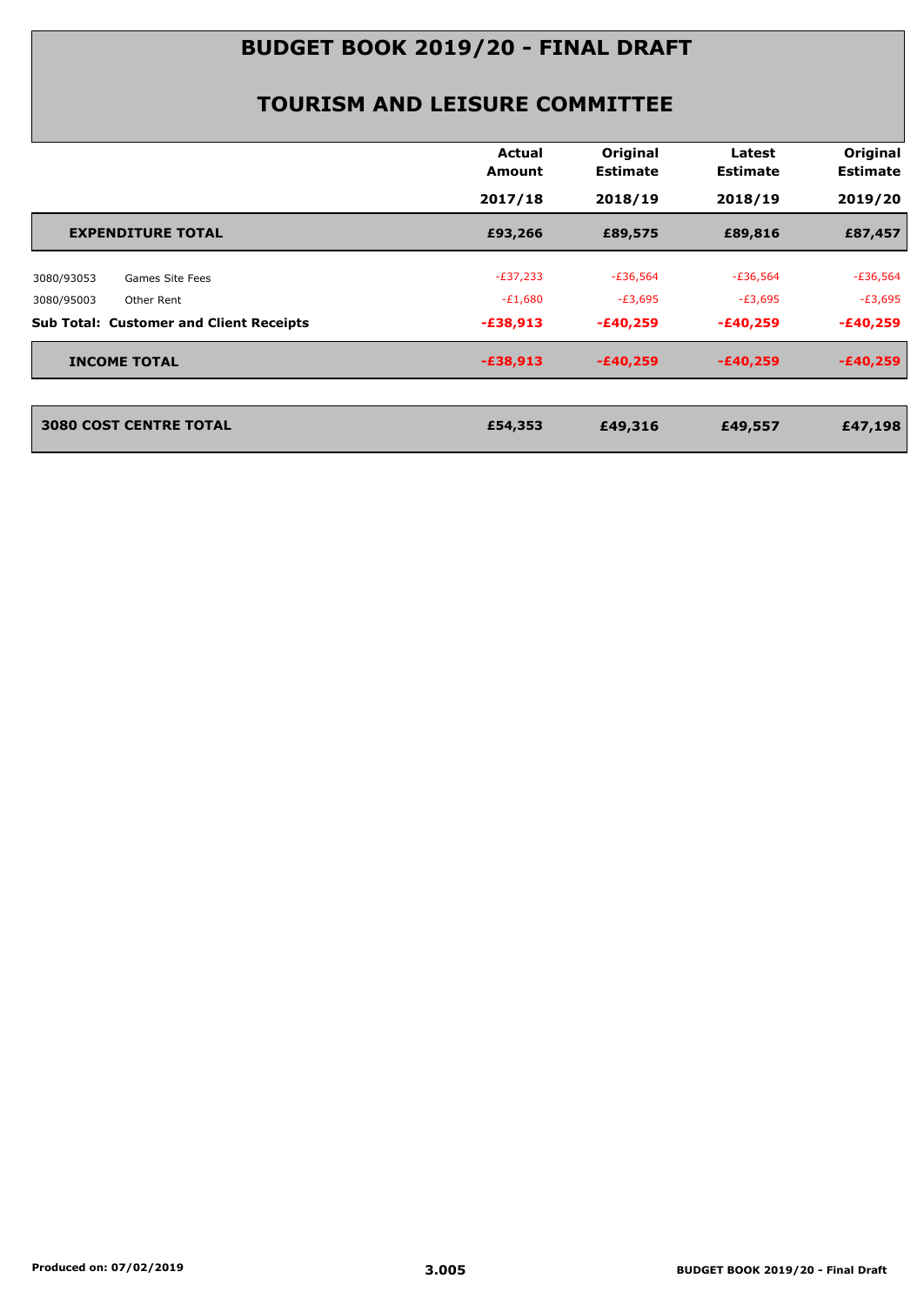# BUDGET BOOK 2019/20 - FINAL DRAFT

## TOURISM AND LEISURE COMMITTEE

| | | Actual Amount 2017/18 | Original Estimate 2018/19 | Latest Estimate 2018/19 | Original Estimate 2019/20 |
|---|---|---|---|---|---|
| **EXPENDITURE TOTAL** | | **£93,266** | **£89,575** | **£89,816** | **£87,457** |
| 3080/93053 | Games Site Fees | -£37,233 | -£36,564 | -£36,564 | -£36,564 |
| 3080/95003 | Other Rent | -£1,680 | -£3,695 | -£3,695 | -£3,695 |
| **Sub Total: Customer and Client Receipts** | | **-£38,913** | **-£40,259** | **-£40,259** | **-£40,259** |
| **INCOME TOTAL** | | **-£38,913** | **-£40,259** | **-£40,259** | **-£40,259** |
| **3080 COST CENTRE TOTAL** | | **£54,353** | **£49,316** | **£49,557** | **£47,198** |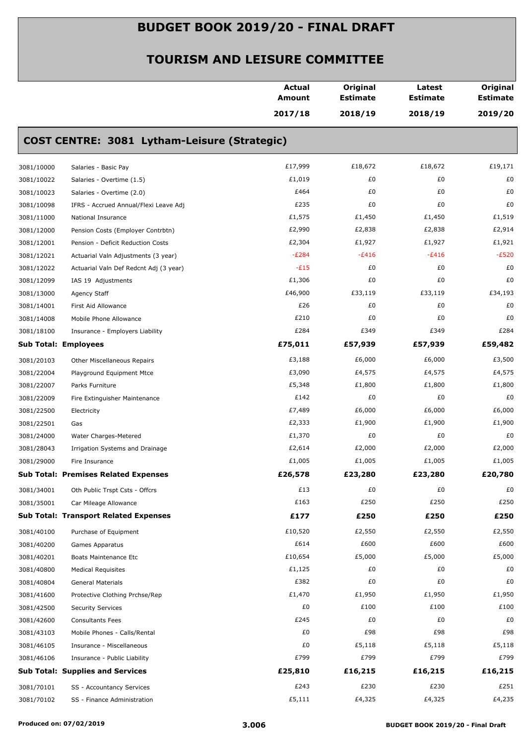# BUDGET BOOK 2019/20 - FINAL DRAFT

## TOURISM AND LEISURE COMMITTEE

| | | Actual Amount 2017/18 | Original Estimate 2018/19 | Latest Estimate 2018/19 | Original Estimate 2019/20 |
|---|---|---|---|---|---|
| **COST CENTRE: 3081 Lytham-Leisure (Strategic)** | | | | | |
| 3081/10000 | Salaries - Basic Pay | £17,999 | £18,672 | £18,672 | £19,171 |
| 3081/10022 | Salaries - Overtime (1.5) | £1,019 | £0 | £0 | £0 |
| 3081/10023 | Salaries - Overtime (2.0) | £464 | £0 | £0 | £0 |
| 3081/10098 | IFRS - Accrued Annual/Flexi Leave Adj | £235 | £0 | £0 | £0 |
| 3081/11000 | National Insurance | £1,575 | £1,450 | £1,450 | £1,519 |
| 3081/12000 | Pension Costs (Employer Contrbtn) | £2,990 | £2,838 | £2,838 | £2,914 |
| 3081/12001 | Pension - Deficit Reduction Costs | £2,304 | £1,927 | £1,927 | £1,921 |
| 3081/12021 | Actuarial Valn Adjustments (3 year) | -£284 | -£416 | -£416 | -£520 |
| 3081/12022 | Actuarial Valn Def Redcnt Adj (3 year) | -£15 | £0 | £0 | £0 |
| 3081/12099 | IAS 19 Adjustments | £1,306 | £0 | £0 | £0 |
| 3081/13000 | Agency Staff | £46,900 | £33,119 | £33,119 | £34,193 |
| 3081/14001 | First Aid Allowance | £26 | £0 | £0 | £0 |
| 3081/14008 | Mobile Phone Allowance | £210 | £0 | £0 | £0 |
| 3081/18100 | Insurance - Employers Liability | £284 | £349 | £349 | £284 |
| **Sub Total: Employees** | | **£75,011** | **£57,939** | **£57,939** | **£59,482** |
| 3081/20103 | Other Miscellaneous Repairs | £3,188 | £6,000 | £6,000 | £3,500 |
| 3081/22004 | Playground Equipment Mtce | £3,090 | £4,575 | £4,575 | £4,575 |
| 3081/22007 | Parks Furniture | £5,348 | £1,800 | £1,800 | £1,800 |
| 3081/22009 | Fire Extinguisher Maintenance | £142 | £0 | £0 | £0 |
| 3081/22500 | Electricity | £7,489 | £6,000 | £6,000 | £6,000 |
| 3081/22501 | Gas | £2,333 | £1,900 | £1,900 | £1,900 |
| 3081/24000 | Water Charges-Metered | £1,370 | £0 | £0 | £0 |
| 3081/28043 | Irrigation Systems and Drainage | £2,614 | £2,000 | £2,000 | £2,000 |
| 3081/29000 | Fire Insurance | £1,005 | £1,005 | £1,005 | £1,005 |
| **Sub Total: Premises Related Expenses** | | **£26,578** | **£23,280** | **£23,280** | **£20,780** |
| 3081/34001 | Oth Public Trspt Csts - Offcrs | £13 | £0 | £0 | £0 |
| 3081/35001 | Car Mileage Allowance | £163 | £250 | £250 | £250 |
| **Sub Total: Transport Related Expenses** | | **£177** | **£250** | **£250** | **£250** |
| 3081/40100 | Purchase of Equipment | £10,520 | £2,550 | £2,550 | £2,550 |
| 3081/40200 | Games Apparatus | £614 | £600 | £600 | £600 |
| 3081/40201 | Boats Maintenance Etc | £10,654 | £5,000 | £5,000 | £5,000 |
| 3081/40800 | Medical Requisites | £1,125 | £0 | £0 | £0 |
| 3081/40804 | General Materials | £382 | £0 | £0 | £0 |
| 3081/41600 | Protective Clothing Prchse/Rep | £1,470 | £1,950 | £1,950 | £1,950 |
| 3081/42500 | Security Services | £0 | £100 | £100 | £100 |
| 3081/42600 | Consultants Fees | £245 | £0 | £0 | £0 |
| 3081/43103 | Mobile Phones - Calls/Rental | £0 | £98 | £98 | £98 |
| 3081/46105 | Insurance - Miscellaneous | £0 | £5,118 | £5,118 | £5,118 |
| 3081/46106 | Insurance - Public Liability | £799 | £799 | £799 | £799 |
| **Sub Total: Supplies and Services** | | **£25,810** | **£16,215** | **£16,215** | **£16,215** |
| 3081/70101 | SS - Accountancy Services | £243 | £230 | £230 | £251 |
| 3081/70102 | SS - Finance Administration | £5,111 | £4,325 | £4,325 | £4,235 |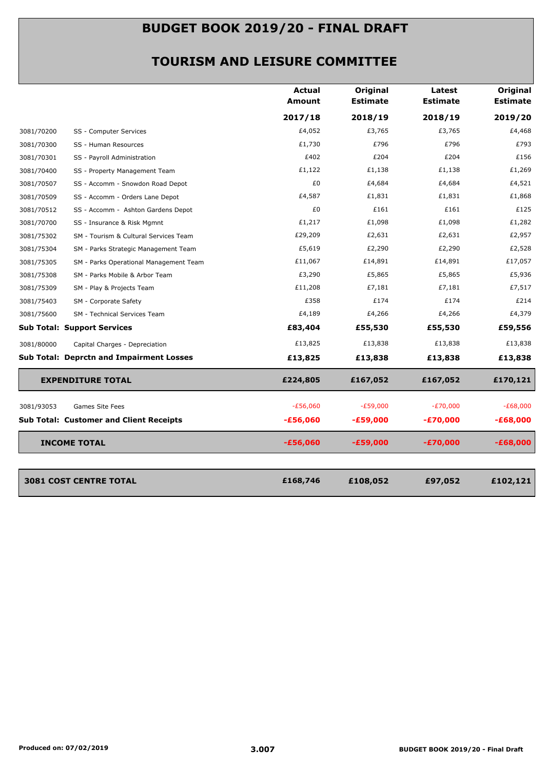# BUDGET BOOK 2019/20 - FINAL DRAFT

## TOURISM AND LEISURE COMMITTEE

| | | Actual Amount 2017/18 | Original Estimate 2018/19 | Latest Estimate 2018/19 | Original Estimate 2019/20 |
|---|---|---|---|---|---|
| 3081/70200 | SS - Computer Services | £4,052 | £3,765 | £3,765 | £4,468 |
| 3081/70300 | SS - Human Resources | £1,730 | £796 | £796 | £793 |
| 3081/70301 | SS - Payroll Administration | £402 | £204 | £204 | £156 |
| 3081/70400 | SS - Property Management Team | £1,122 | £1,138 | £1,138 | £1,269 |
| 3081/70507 | SS - Accomm - Snowdon Road Depot | £0 | £4,684 | £4,684 | £4,521 |
| 3081/70509 | SS - Accomm - Orders Lane Depot | £4,587 | £1,831 | £1,831 | £1,868 |
| 3081/70512 | SS - Accomm - Ashton Gardens Depot | £0 | £161 | £161 | £125 |
| 3081/70700 | SS - Insurance & Risk Mgmnt | £1,217 | £1,098 | £1,098 | £1,282 |
| 3081/75302 | SM - Tourism & Cultural Services Team | £29,209 | £2,631 | £2,631 | £2,957 |
| 3081/75304 | SM - Parks Strategic Management Team | £5,619 | £2,290 | £2,290 | £2,528 |
| 3081/75305 | SM - Parks Operational Management Team | £11,067 | £14,891 | £14,891 | £17,057 |
| 3081/75308 | SM - Parks Mobile & Arbor Team | £3,290 | £5,865 | £5,865 | £5,936 |
| 3081/75309 | SM - Play & Projects Team | £11,208 | £7,181 | £7,181 | £7,517 |
| 3081/75403 | SM - Corporate Safety | £358 | £174 | £174 | £214 |
| 3081/75600 | SM - Technical Services Team | £4,189 | £4,266 | £4,266 | £4,379 |
| **Sub Total: Support Services** | | **£83,404** | **£55,530** | **£55,530** | **£59,556** |
| 3081/80000 | Capital Charges - Depreciation | £13,825 | £13,838 | £13,838 | £13,838 |
| **Sub Total: Deprctn and Impairment Losses** | | **£13,825** | **£13,838** | **£13,838** | **£13,838** |
| **EXPENDITURE TOTAL** | | **£224,805** | **£167,052** | **£167,052** | **£170,121** |
| 3081/93053 | Games Site Fees | -£56,060 | -£59,000 | -£70,000 | -£68,000 |
| **Sub Total: Customer and Client Receipts** | | **-£56,060** | **-£59,000** | **-£70,000** | **-£68,000** |
| **INCOME TOTAL** | | **-£56,060** | **-£59,000** | **-£70,000** | **-£68,000** |
| **3081 COST CENTRE TOTAL** | | **£168,746** | **£108,052** | **£97,052** | **£102,121** |

Produced on: 07/02/2019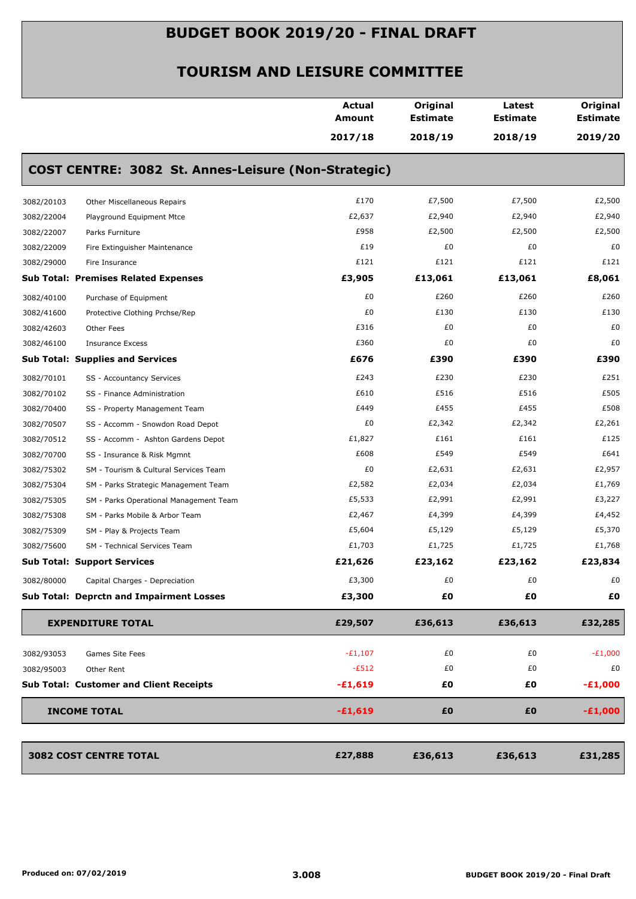# BUDGET BOOK 2019/20 - FINAL DRAFT

## TOURISM AND LEISURE COMMITTEE

| | | Actual Amount 2017/18 | Original Estimate 2018/19 | Latest Estimate 2018/19 | Original Estimate 2019/20 |
|---|---|---|---|---|---|
| **COST CENTRE: 3082 St. Annes-Leisure (Non-Strategic)** | | | | | |
| 3082/20103 | Other Miscellaneous Repairs | £170 | £7,500 | £7,500 | £2,500 |
| 3082/22004 | Playground Equipment Mtce | £2,637 | £2,940 | £2,940 | £2,940 |
| 3082/22007 | Parks Furniture | £958 | £2,500 | £2,500 | £2,500 |
| 3082/22009 | Fire Extinguisher Maintenance | £19 | £0 | £0 | £0 |
| 3082/29000 | Fire Insurance | £121 | £121 | £121 | £121 |
| **Sub Total: Premises Related Expenses** | | **£3,905** | **£13,061** | **£13,061** | **£8,061** |
| 3082/40100 | Purchase of Equipment | £0 | £260 | £260 | £260 |
| 3082/41600 | Protective Clothing Prchse/Rep | £0 | £130 | £130 | £130 |
| 3082/42603 | Other Fees | £316 | £0 | £0 | £0 |
| 3082/46100 | Insurance Excess | £360 | £0 | £0 | £0 |
| **Sub Total: Supplies and Services** | | **£676** | **£390** | **£390** | **£390** |
| 3082/70101 | SS - Accountancy Services | £243 | £230 | £230 | £251 |
| 3082/70102 | SS - Finance Administration | £610 | £516 | £516 | £505 |
| 3082/70400 | SS - Property Management Team | £449 | £455 | £455 | £508 |
| 3082/70507 | SS - Accomm - Snowdon Road Depot | £0 | £2,342 | £2,342 | £2,261 |
| 3082/70512 | SS - Accomm - Ashton Gardens Depot | £1,827 | £161 | £161 | £125 |
| 3082/70700 | SS - Insurance & Risk Mgmnt | £608 | £549 | £549 | £641 |
| 3082/75302 | SM - Tourism & Cultural Services Team | £0 | £2,631 | £2,631 | £2,957 |
| 3082/75304 | SM - Parks Strategic Management Team | £2,582 | £2,034 | £2,034 | £1,769 |
| 3082/75305 | SM - Parks Operational Management Team | £5,533 | £2,991 | £2,991 | £3,227 |
| 3082/75308 | SM - Parks Mobile & Arbor Team | £2,467 | £4,399 | £4,399 | £4,452 |
| 3082/75309 | SM - Play & Projects Team | £5,604 | £5,129 | £5,129 | £5,370 |
| 3082/75600 | SM - Technical Services Team | £1,703 | £1,725 | £1,725 | £1,768 |
| **Sub Total: Support Services** | | **£21,626** | **£23,162** | **£23,162** | **£23,834** |
| 3082/80000 | Capital Charges - Depreciation | £3,300 | £0 | £0 | £0 |
| **Sub Total: Deprctn and Impairment Losses** | | **£3,300** | **£0** | **£0** | **£0** |
| **EXPENDITURE TOTAL** | | **£29,507** | **£36,613** | **£36,613** | **£32,285** |
| 3082/93053 | Games Site Fees | -£1,107 | £0 | £0 | -£1,000 |
| 3082/95003 | Other Rent | -£512 | £0 | £0 | £0 |
| **Sub Total: Customer and Client Receipts** | | **-£1,619** | **£0** | **£0** | **-£1,000** |
| **INCOME TOTAL** | | **-£1,619** | **£0** | **£0** | **-£1,000** |
| **3082 COST CENTRE TOTAL** | | **£27,888** | **£36,613** | **£36,613** | **£31,285** |

Produced on: 07/02/2019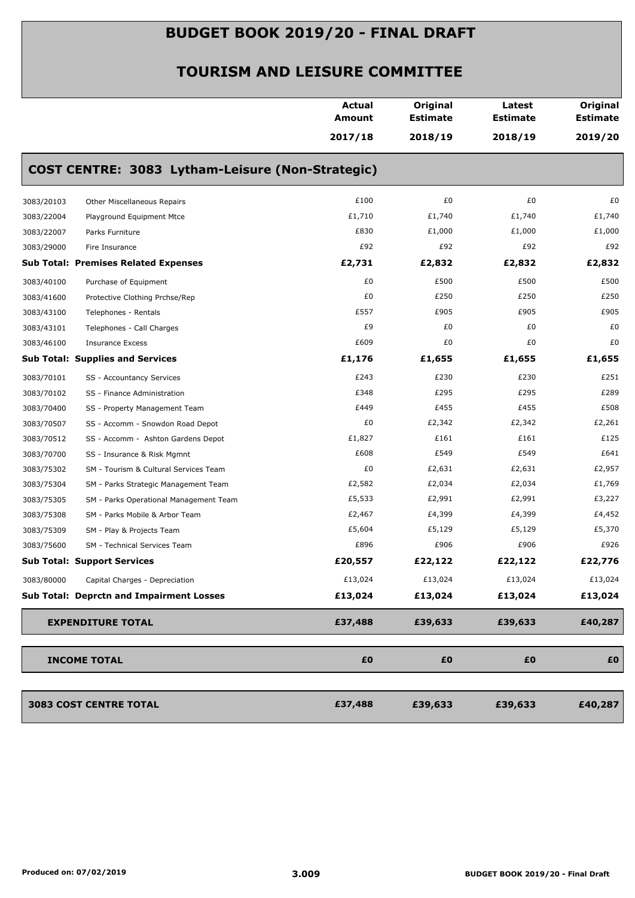# BUDGET BOOK 2019/20 - FINAL DRAFT

## TOURISM AND LEISURE COMMITTEE

### COST CENTRE: 3083 Lytham-Leisure (Non-Strategic)

| | | Actual Amount 2017/18 | Original Estimate 2018/19 | Latest Estimate 2018/19 | Original Estimate 2019/20 |
|---|---|---|---|---|---|
| 3083/20103 | Other Miscellaneous Repairs | £100 | £0 | £0 | £0 |
| 3083/22004 | Playground Equipment Mtce | £1,710 | £1,740 | £1,740 | £1,740 |
| 3083/22007 | Parks Furniture | £830 | £1,000 | £1,000 | £1,000 |
| 3083/29000 | Fire Insurance | £92 | £92 | £92 | £92 |
| **Sub Total: Premises Related Expenses** | | **£2,731** | **£2,832** | **£2,832** | **£2,832** |
| 3083/40100 | Purchase of Equipment | £0 | £500 | £500 | £500 |
| 3083/41600 | Protective Clothing Prchse/Rep | £0 | £250 | £250 | £250 |
| 3083/43100 | Telephones - Rentals | £557 | £905 | £905 | £905 |
| 3083/43101 | Telephones - Call Charges | £9 | £0 | £0 | £0 |
| 3083/46100 | Insurance Excess | £609 | £0 | £0 | £0 |
| **Sub Total: Supplies and Services** | | **£1,176** | **£1,655** | **£1,655** | **£1,655** |
| 3083/70101 | SS - Accountancy Services | £243 | £230 | £230 | £251 |
| 3083/70102 | SS - Finance Administration | £348 | £295 | £295 | £289 |
| 3083/70400 | SS - Property Management Team | £449 | £455 | £455 | £508 |
| 3083/70507 | SS - Accomm - Snowdon Road Depot | £0 | £2,342 | £2,342 | £2,261 |
| 3083/70512 | SS - Accomm - Ashton Gardens Depot | £1,827 | £161 | £161 | £125 |
| 3083/70700 | SS - Insurance & Risk Mgmnt | £608 | £549 | £549 | £641 |
| 3083/75302 | SM - Tourism & Cultural Services Team | £0 | £2,631 | £2,631 | £2,957 |
| 3083/75304 | SM - Parks Strategic Management Team | £2,582 | £2,034 | £2,034 | £1,769 |
| 3083/75305 | SM - Parks Operational Management Team | £5,533 | £2,991 | £2,991 | £3,227 |
| 3083/75308 | SM - Parks Mobile & Arbor Team | £2,467 | £4,399 | £4,399 | £4,452 |
| 3083/75309 | SM - Play & Projects Team | £5,604 | £5,129 | £5,129 | £5,370 |
| 3083/75600 | SM - Technical Services Team | £896 | £906 | £906 | £926 |
| **Sub Total: Support Services** | | **£20,557** | **£22,122** | **£22,122** | **£22,776** |
| 3083/80000 | Capital Charges - Depreciation | £13,024 | £13,024 | £13,024 | £13,024 |
| **Sub Total: Deprctn and Impairment Losses** | | **£13,024** | **£13,024** | **£13,024** | **£13,024** |
| **EXPENDITURE TOTAL** | | **£37,488** | **£39,633** | **£39,633** | **£40,287** |
| **INCOME TOTAL** | | **£0** | **£0** | **£0** | **£0** |
| **3083 COST CENTRE TOTAL** | | **£37,488** | **£39,633** | **£39,633** | **£40,287** |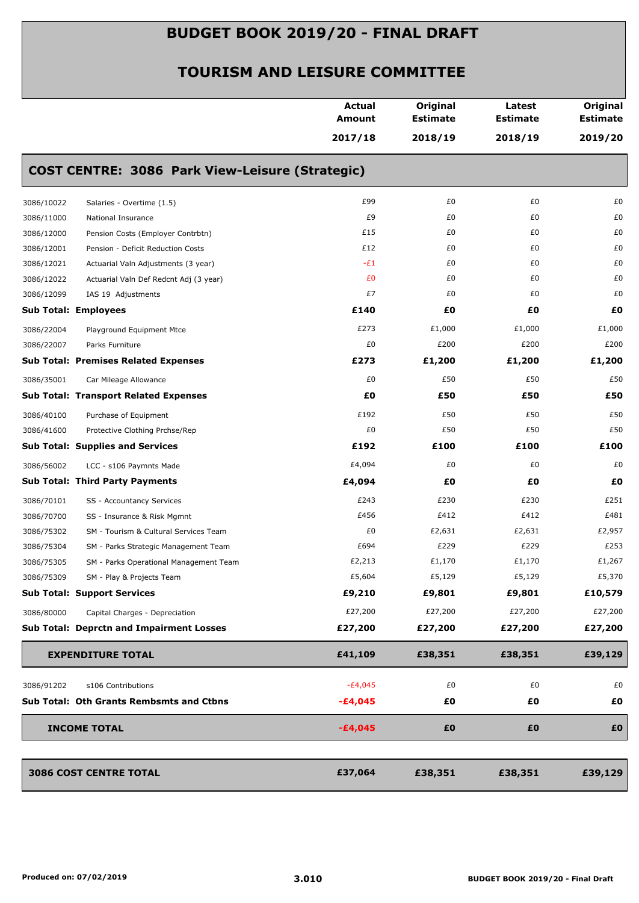# BUDGET BOOK 2019/20 - FINAL DRAFT

## TOURISM AND LEISURE COMMITTEE

| | | Actual Amount 2017/18 | Original Estimate 2018/19 | Latest Estimate 2018/19 | Original Estimate 2019/20 |
|---|---|---|---|---|---|
| **COST CENTRE: 3086 Park View-Leisure (Strategic)** | | | | | |
| 3086/10022 | Salaries - Overtime (1.5) | £99 | £0 | £0 | £0 |
| 3086/11000 | National Insurance | £9 | £0 | £0 | £0 |
| 3086/12000 | Pension Costs (Employer Contrbtn) | £15 | £0 | £0 | £0 |
| 3086/12001 | Pension - Deficit Reduction Costs | £12 | £0 | £0 | £0 |
| 3086/12021 | Actuarial Valn Adjustments (3 year) | -£1 | £0 | £0 | £0 |
| 3086/12022 | Actuarial Valn Def Redcnt Adj (3 year) | £0 | £0 | £0 | £0 |
| 3086/12099 | IAS 19 Adjustments | £7 | £0 | £0 | £0 |
| **Sub Total: Employees** | | **£140** | **£0** | **£0** | **£0** |
| 3086/22004 | Playground Equipment Mtce | £273 | £1,000 | £1,000 | £1,000 |
| 3086/22007 | Parks Furniture | £0 | £200 | £200 | £200 |
| **Sub Total: Premises Related Expenses** | | **£273** | **£1,200** | **£1,200** | **£1,200** |
| 3086/35001 | Car Mileage Allowance | £0 | £50 | £50 | £50 |
| **Sub Total: Transport Related Expenses** | | **£0** | **£50** | **£50** | **£50** |
| 3086/40100 | Purchase of Equipment | £192 | £50 | £50 | £50 |
| 3086/41600 | Protective Clothing Prchse/Rep | £0 | £50 | £50 | £50 |
| **Sub Total: Supplies and Services** | | **£192** | **£100** | **£100** | **£100** |
| 3086/56002 | LCC - s106 Paymnts Made | £4,094 | £0 | £0 | £0 |
| **Sub Total: Third Party Payments** | | **£4,094** | **£0** | **£0** | **£0** |
| 3086/70101 | SS - Accountancy Services | £243 | £230 | £230 | £251 |
| 3086/70700 | SS - Insurance & Risk Mgmnt | £456 | £412 | £412 | £481 |
| 3086/75302 | SM - Tourism & Cultural Services Team | £0 | £2,631 | £2,631 | £2,957 |
| 3086/75304 | SM - Parks Strategic Management Team | £694 | £229 | £229 | £253 |
| 3086/75305 | SM - Parks Operational Management Team | £2,213 | £1,170 | £1,170 | £1,267 |
| 3086/75309 | SM - Play & Projects Team | £5,604 | £5,129 | £5,129 | £5,370 |
| **Sub Total: Support Services** | | **£9,210** | **£9,801** | **£9,801** | **£10,579** |
| 3086/80000 | Capital Charges - Depreciation | £27,200 | £27,200 | £27,200 | £27,200 |
| **Sub Total: Deprctn and Impairment Losses** | | **£27,200** | **£27,200** | **£27,200** | **£27,200** |
| **EXPENDITURE TOTAL** | | **£41,109** | **£38,351** | **£38,351** | **£39,129** |
| 3086/91202 | s106 Contributions | -£4,045 | £0 | £0 | £0 |
| **Sub Total: Oth Grants Rembsmts and Ctbns** | | **-£4,045** | **£0** | **£0** | **£0** |
| **INCOME TOTAL** | | **-£4,045** | **£0** | **£0** | **£0** |
| **3086 COST CENTRE TOTAL** | | **£37,064** | **£38,351** | **£38,351** | **£39,129** |

Produced on: 07/02/2019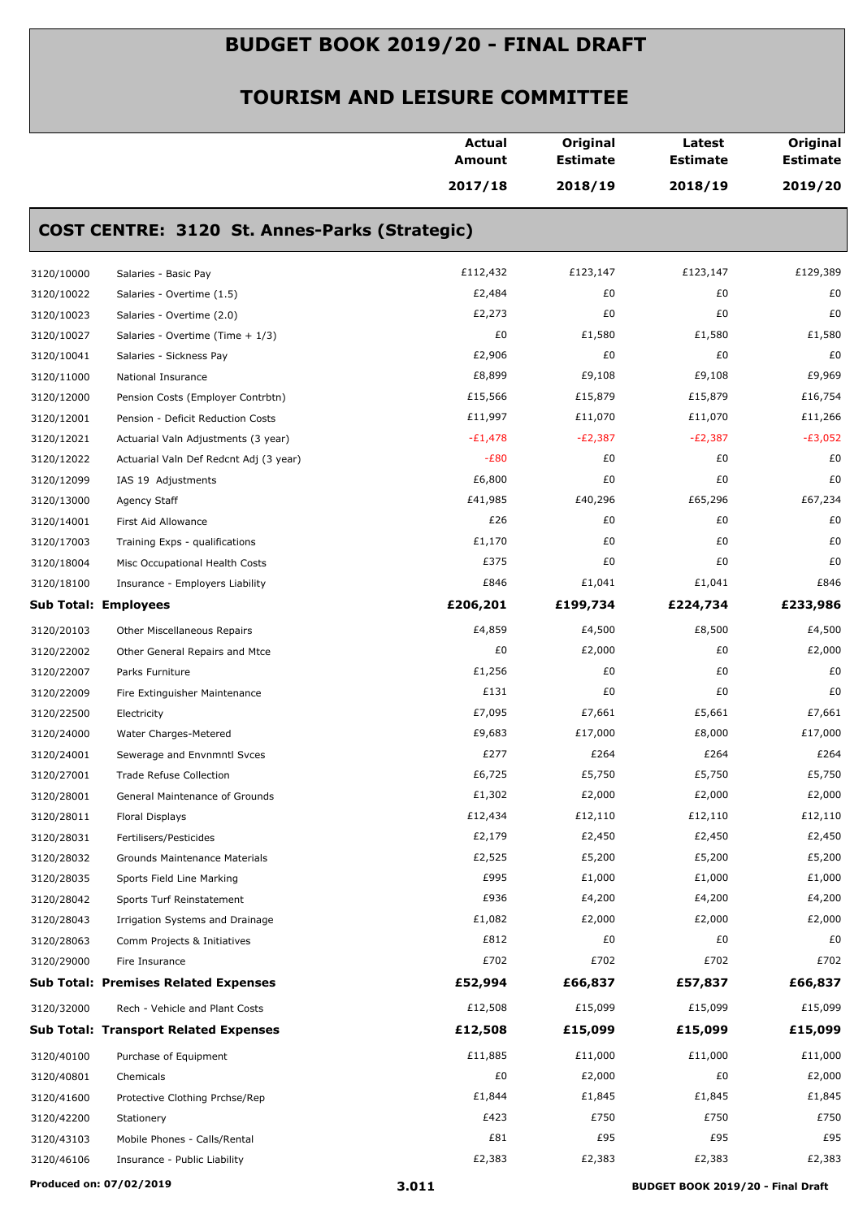# BUDGET BOOK 2019/20 - FINAL DRAFT

## TOURISM AND LEISURE COMMITTEE

### COST CENTRE: 3120 St. Annes-Parks (Strategic)

| | | Actual Amount 2017/18 | Original Estimate 2018/19 | Latest Estimate 2018/19 | Original Estimate 2019/20 |
|---|---|---|---|---|---|
| 3120/10000 | Salaries - Basic Pay | £112,432 | £123,147 | £123,147 | £129,389 |
| 3120/10022 | Salaries - Overtime (1.5) | £2,484 | £0 | £0 | £0 |
| 3120/10023 | Salaries - Overtime (2.0) | £2,273 | £0 | £0 | £0 |
| 3120/10027 | Salaries - Overtime (Time + 1/3) | £0 | £1,580 | £1,580 | £1,580 |
| 3120/10041 | Salaries - Sickness Pay | £2,906 | £0 | £0 | £0 |
| 3120/11000 | National Insurance | £8,899 | £9,108 | £9,108 | £9,969 |
| 3120/12000 | Pension Costs (Employer Contrbtn) | £15,566 | £15,879 | £15,879 | £16,754 |
| 3120/12001 | Pension - Deficit Reduction Costs | £11,997 | £11,070 | £11,070 | £11,266 |
| 3120/12021 | Actuarial Valn Adjustments (3 year) | -£1,478 | -£2,387 | -£2,387 | -£3,052 |
| 3120/12022 | Actuarial Valn Def Redcnt Adj (3 year) | -£80 | £0 | £0 | £0 |
| 3120/12099 | IAS 19 Adjustments | £6,800 | £0 | £0 | £0 |
| 3120/13000 | Agency Staff | £41,985 | £40,296 | £65,296 | £67,234 |
| 3120/14001 | First Aid Allowance | £26 | £0 | £0 | £0 |
| 3120/17003 | Training Exps - qualifications | £1,170 | £0 | £0 | £0 |
| 3120/18004 | Misc Occupational Health Costs | £375 | £0 | £0 | £0 |
| 3120/18100 | Insurance - Employers Liability | £846 | £1,041 | £1,041 | £846 |
| **Sub Total: Employees** | | **£206,201** | **£199,734** | **£224,734** | **£233,986** |
| 3120/20103 | Other Miscellaneous Repairs | £4,859 | £4,500 | £8,500 | £4,500 |
| 3120/22002 | Other General Repairs and Mtce | £0 | £2,000 | £0 | £2,000 |
| 3120/22007 | Parks Furniture | £1,256 | £0 | £0 | £0 |
| 3120/22009 | Fire Extinguisher Maintenance | £131 | £0 | £0 | £0 |
| 3120/22500 | Electricity | £7,095 | £7,661 | £5,661 | £7,661 |
| 3120/24000 | Water Charges-Metered | £9,683 | £17,000 | £8,000 | £17,000 |
| 3120/24001 | Sewerage and Envnmntl Svces | £277 | £264 | £264 | £264 |
| 3120/27001 | Trade Refuse Collection | £6,725 | £5,750 | £5,750 | £5,750 |
| 3120/28001 | General Maintenance of Grounds | £1,302 | £2,000 | £2,000 | £2,000 |
| 3120/28011 | Floral Displays | £12,434 | £12,110 | £12,110 | £12,110 |
| 3120/28031 | Fertilisers/Pesticides | £2,179 | £2,450 | £2,450 | £2,450 |
| 3120/28032 | Grounds Maintenance Materials | £2,525 | £5,200 | £5,200 | £5,200 |
| 3120/28035 | Sports Field Line Marking | £995 | £1,000 | £1,000 | £1,000 |
| 3120/28042 | Sports Turf Reinstatement | £936 | £4,200 | £4,200 | £4,200 |
| 3120/28043 | Irrigation Systems and Drainage | £1,082 | £2,000 | £2,000 | £2,000 |
| 3120/28063 | Comm Projects & Initiatives | £812 | £0 | £0 | £0 |
| 3120/29000 | Fire Insurance | £702 | £702 | £702 | £702 |
| **Sub Total: Premises Related Expenses** | | **£52,994** | **£66,837** | **£57,837** | **£66,837** |
| 3120/32000 | Rech - Vehicle and Plant Costs | £12,508 | £15,099 | £15,099 | £15,099 |
| **Sub Total: Transport Related Expenses** | | **£12,508** | **£15,099** | **£15,099** | **£15,099** |
| 3120/40100 | Purchase of Equipment | £11,885 | £11,000 | £11,000 | £11,000 |
| 3120/40801 | Chemicals | £0 | £2,000 | £0 | £2,000 |
| 3120/41600 | Protective Clothing Prchse/Rep | £1,844 | £1,845 | £1,845 | £1,845 |
| 3120/42200 | Stationery | £423 | £750 | £750 | £750 |
| 3120/43103 | Mobile Phones - Calls/Rental | £81 | £95 | £95 | £95 |
| 3120/46106 | Insurance - Public Liability | £2,383 | £2,383 | £2,383 | £2,383 |

Produced on: 07/02/2019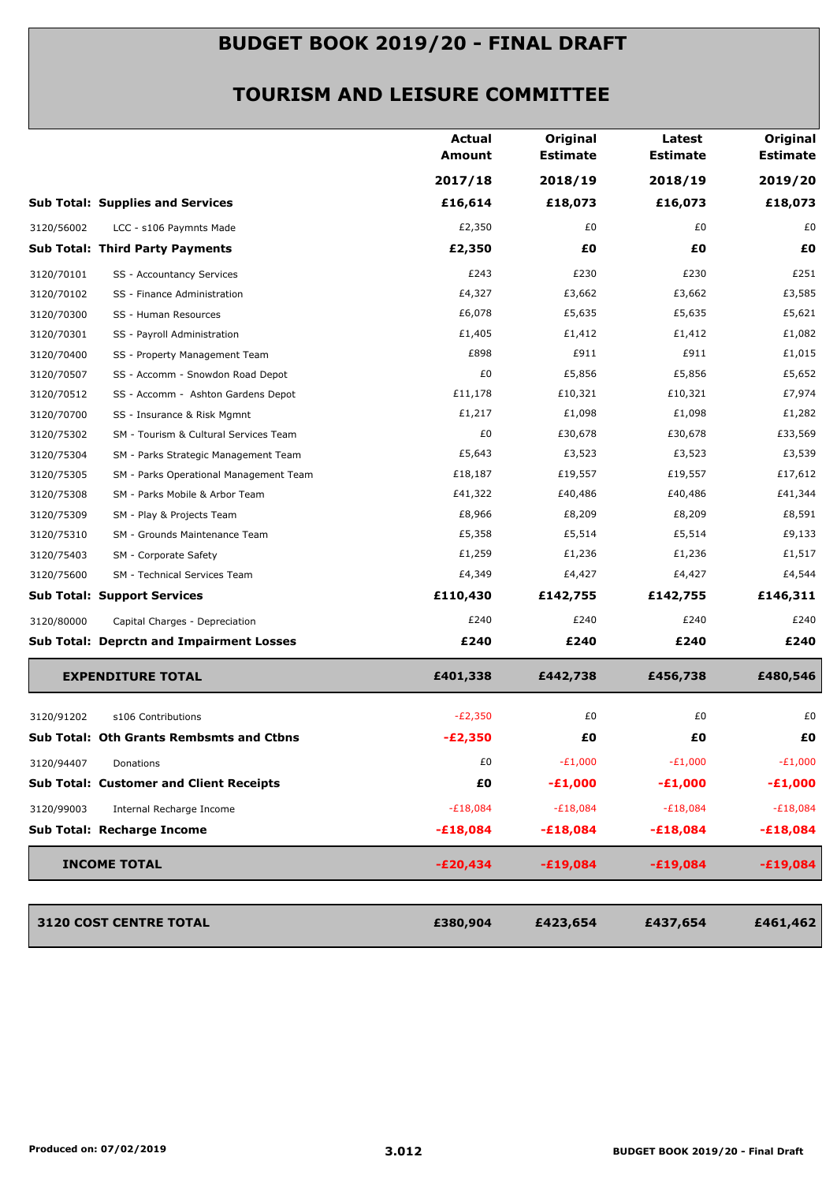# BUDGET BOOK 2019/20 - FINAL DRAFT

## TOURISM AND LEISURE COMMITTEE

| | | Actual Amount 2017/18 | Original Estimate 2018/19 | Latest Estimate 2018/19 | Original Estimate 2019/20 |
|---|---|---|---|---|---|
| **Sub Total: Supplies and Services** | | **£16,614** | **£18,073** | **£16,073** | **£18,073** |
| 3120/56002 | LCC - s106 Paymnts Made | £2,350 | £0 | £0 | £0 |
| **Sub Total: Third Party Payments** | | **£2,350** | **£0** | **£0** | **£0** |
| 3120/70101 | SS - Accountancy Services | £243 | £230 | £230 | £251 |
| 3120/70102 | SS - Finance Administration | £4,327 | £3,662 | £3,662 | £3,585 |
| 3120/70300 | SS - Human Resources | £6,078 | £5,635 | £5,635 | £5,621 |
| 3120/70301 | SS - Payroll Administration | £1,405 | £1,412 | £1,412 | £1,082 |
| 3120/70400 | SS - Property Management Team | £898 | £911 | £911 | £1,015 |
| 3120/70507 | SS - Accomm - Snowdon Road Depot | £0 | £5,856 | £5,856 | £5,652 |
| 3120/70512 | SS - Accomm - Ashton Gardens Depot | £11,178 | £10,321 | £10,321 | £7,974 |
| 3120/70700 | SS - Insurance & Risk Mgmnt | £1,217 | £1,098 | £1,098 | £1,282 |
| 3120/75302 | SM - Tourism & Cultural Services Team | £0 | £30,678 | £30,678 | £33,569 |
| 3120/75304 | SM - Parks Strategic Management Team | £5,643 | £3,523 | £3,523 | £3,539 |
| 3120/75305 | SM - Parks Operational Management Team | £18,187 | £19,557 | £19,557 | £17,612 |
| 3120/75308 | SM - Parks Mobile & Arbor Team | £41,322 | £40,486 | £40,486 | £41,344 |
| 3120/75309 | SM - Play & Projects Team | £8,966 | £8,209 | £8,209 | £8,591 |
| 3120/75310 | SM - Grounds Maintenance Team | £5,358 | £5,514 | £5,514 | £9,133 |
| 3120/75403 | SM - Corporate Safety | £1,259 | £1,236 | £1,236 | £1,517 |
| 3120/75600 | SM - Technical Services Team | £4,349 | £4,427 | £4,427 | £4,544 |
| **Sub Total: Support Services** | | **£110,430** | **£142,755** | **£142,755** | **£146,311** |
| 3120/80000 | Capital Charges - Depreciation | £240 | £240 | £240 | £240 |
| **Sub Total: Deprctn and Impairment Losses** | | **£240** | **£240** | **£240** | **£240** |
| **EXPENDITURE TOTAL** | | **£401,338** | **£442,738** | **£456,738** | **£480,546** |
| 3120/91202 | s106 Contributions | -£2,350 | £0 | £0 | £0 |
| **Sub Total: Oth Grants Rembsmts and Ctbns** | | **-£2,350** | **£0** | **£0** | **£0** |
| 3120/94407 | Donations | £0 | -£1,000 | -£1,000 | -£1,000 |
| **Sub Total: Customer and Client Receipts** | | **£0** | **-£1,000** | **-£1,000** | **-£1,000** |
| 3120/99003 | Internal Recharge Income | -£18,084 | -£18,084 | -£18,084 | -£18,084 |
| **Sub Total: Recharge Income** | | **-£18,084** | **-£18,084** | **-£18,084** | **-£18,084** |
| **INCOME TOTAL** | | **-£20,434** | **-£19,084** | **-£19,084** | **-£19,084** |
| **3120 COST CENTRE TOTAL** | | **£380,904** | **£423,654** | **£437,654** | **£461,462** |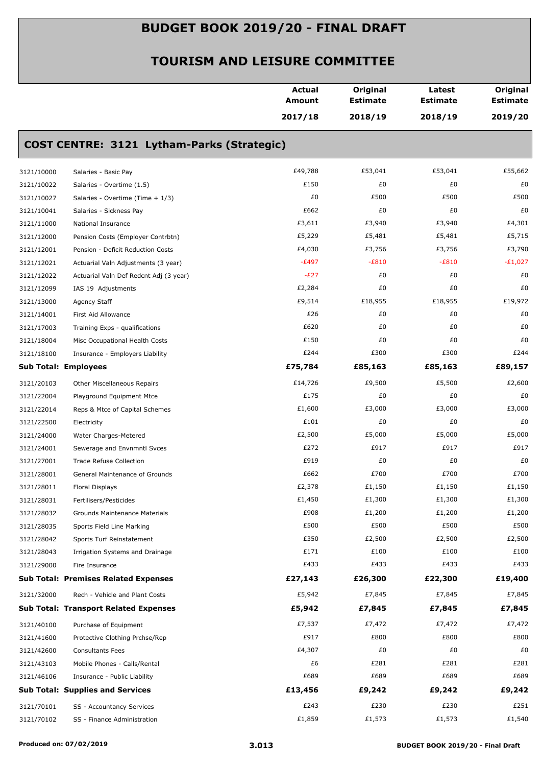# BUDGET BOOK 2019/20 - FINAL DRAFT

## TOURISM AND LEISURE COMMITTEE

### COST CENTRE: 3121 Lytham-Parks (Strategic)

| | | Actual Amount 2017/18 | Original Estimate 2018/19 | Latest Estimate 2018/19 | Original Estimate 2019/20 |
|---|---|---|---|---|---|
| 3121/10000 | Salaries - Basic Pay | £49,788 | £53,041 | £53,041 | £55,662 |
| 3121/10022 | Salaries - Overtime (1.5) | £150 | £0 | £0 | £0 |
| 3121/10027 | Salaries - Overtime (Time + 1/3) | £0 | £500 | £500 | £500 |
| 3121/10041 | Salaries - Sickness Pay | £662 | £0 | £0 | £0 |
| 3121/11000 | National Insurance | £3,611 | £3,940 | £3,940 | £4,301 |
| 3121/12000 | Pension Costs (Employer Contrbtn) | £5,229 | £5,481 | £5,481 | £5,715 |
| 3121/12001 | Pension - Deficit Reduction Costs | £4,030 | £3,756 | £3,756 | £3,790 |
| 3121/12021 | Actuarial Valn Adjustments (3 year) | -£497 | -£810 | -£810 | -£1,027 |
| 3121/12022 | Actuarial Valn Def Redcnt Adj (3 year) | -£27 | £0 | £0 | £0 |
| 3121/12099 | IAS 19 Adjustments | £2,284 | £0 | £0 | £0 |
| 3121/13000 | Agency Staff | £9,514 | £18,955 | £18,955 | £19,972 |
| 3121/14001 | First Aid Allowance | £26 | £0 | £0 | £0 |
| 3121/17003 | Training Exps - qualifications | £620 | £0 | £0 | £0 |
| 3121/18004 | Misc Occupational Health Costs | £150 | £0 | £0 | £0 |
| 3121/18100 | Insurance - Employers Liability | £244 | £300 | £300 | £244 |
| **Sub Total: Employees** | | **£75,784** | **£85,163** | **£85,163** | **£89,157** |
| 3121/20103 | Other Miscellaneous Repairs | £14,726 | £9,500 | £5,500 | £2,600 |
| 3121/22004 | Playground Equipment Mtce | £175 | £0 | £0 | £0 |
| 3121/22014 | Reps & Mtce of Capital Schemes | £1,600 | £3,000 | £3,000 | £3,000 |
| 3121/22500 | Electricity | £101 | £0 | £0 | £0 |
| 3121/24000 | Water Charges-Metered | £2,500 | £5,000 | £5,000 | £5,000 |
| 3121/24001 | Sewerage and Envnmntl Svces | £272 | £917 | £917 | £917 |
| 3121/27001 | Trade Refuse Collection | £919 | £0 | £0 | £0 |
| 3121/28001 | General Maintenance of Grounds | £662 | £700 | £700 | £700 |
| 3121/28011 | Floral Displays | £2,378 | £1,150 | £1,150 | £1,150 |
| 3121/28031 | Fertilisers/Pesticides | £1,450 | £1,300 | £1,300 | £1,300 |
| 3121/28032 | Grounds Maintenance Materials | £908 | £1,200 | £1,200 | £1,200 |
| 3121/28035 | Sports Field Line Marking | £500 | £500 | £500 | £500 |
| 3121/28042 | Sports Turf Reinstatement | £350 | £2,500 | £2,500 | £2,500 |
| 3121/28043 | Irrigation Systems and Drainage | £171 | £100 | £100 | £100 |
| 3121/29000 | Fire Insurance | £433 | £433 | £433 | £433 |
| **Sub Total: Premises Related Expenses** | | **£27,143** | **£26,300** | **£22,300** | **£19,400** |
| 3121/32000 | Rech - Vehicle and Plant Costs | £5,942 | £7,845 | £7,845 | £7,845 |
| **Sub Total: Transport Related Expenses** | | **£5,942** | **£7,845** | **£7,845** | **£7,845** |
| 3121/40100 | Purchase of Equipment | £7,537 | £7,472 | £7,472 | £7,472 |
| 3121/41600 | Protective Clothing Prchse/Rep | £917 | £800 | £800 | £800 |
| 3121/42600 | Consultants Fees | £4,307 | £0 | £0 | £0 |
| 3121/43103 | Mobile Phones - Calls/Rental | £6 | £281 | £281 | £281 |
| 3121/46106 | Insurance - Public Liability | £689 | £689 | £689 | £689 |
| **Sub Total: Supplies and Services** | | **£13,456** | **£9,242** | **£9,242** | **£9,242** |
| 3121/70101 | SS - Accountancy Services | £243 | £230 | £230 | £251 |
| 3121/70102 | SS - Finance Administration | £1,859 | £1,573 | £1,573 | £1,540 |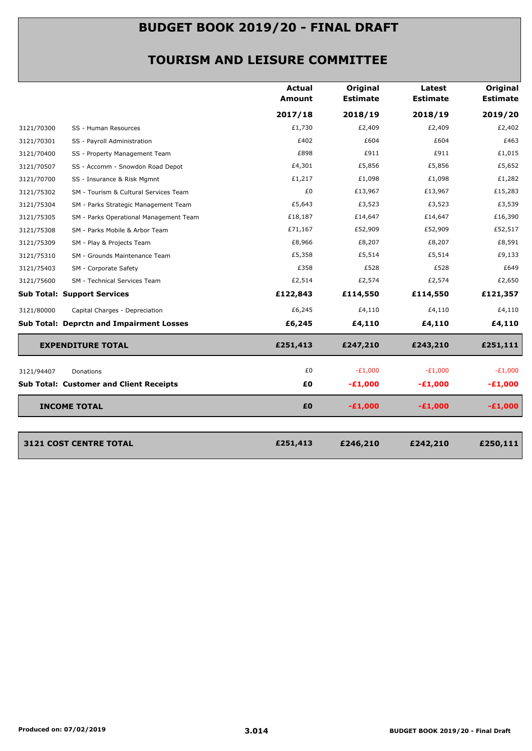# BUDGET BOOK 2019/20 - FINAL DRAFT

## TOURISM AND LEISURE COMMITTEE

| | | Actual Amount 2017/18 | Original Estimate 2018/19 | Latest Estimate 2018/19 | Original Estimate 2019/20 |
|---|---|---|---|---|---|
| 3121/70300 | SS - Human Resources | £1,730 | £2,409 | £2,409 | £2,402 |
| 3121/70301 | SS - Payroll Administration | £402 | £604 | £604 | £463 |
| 3121/70400 | SS - Property Management Team | £898 | £911 | £911 | £1,015 |
| 3121/70507 | SS - Accomm - Snowdon Road Depot | £4,301 | £5,856 | £5,856 | £5,652 |
| 3121/70700 | SS - Insurance & Risk Mgmnt | £1,217 | £1,098 | £1,098 | £1,282 |
| 3121/75302 | SM - Tourism & Cultural Services Team | £0 | £13,967 | £13,967 | £15,283 |
| 3121/75304 | SM - Parks Strategic Management Team | £5,643 | £3,523 | £3,523 | £3,539 |
| 3121/75305 | SM - Parks Operational Management Team | £18,187 | £14,647 | £14,647 | £16,390 |
| 3121/75308 | SM - Parks Mobile & Arbor Team | £71,167 | £52,909 | £52,909 | £52,517 |
| 3121/75309 | SM - Play & Projects Team | £8,966 | £8,207 | £8,207 | £8,591 |
| 3121/75310 | SM - Grounds Maintenance Team | £5,358 | £5,514 | £5,514 | £9,133 |
| 3121/75403 | SM - Corporate Safety | £358 | £528 | £528 | £649 |
| 3121/75600 | SM - Technical Services Team | £2,514 | £2,574 | £2,574 | £2,650 |
| **Sub Total: Support Services** | | **£122,843** | **£114,550** | **£114,550** | **£121,357** |
| 3121/80000 | Capital Charges - Depreciation | £6,245 | £4,110 | £4,110 | £4,110 |
| **Sub Total: Deprctn and Impairment Losses** | | **£6,245** | **£4,110** | **£4,110** | **£4,110** |
| **EXPENDITURE TOTAL** | | **£251,413** | **£247,210** | **£243,210** | **£251,111** |
| 3121/94407 | Donations | £0 | -£1,000 | -£1,000 | -£1,000 |
| **Sub Total: Customer and Client Receipts** | | **£0** | **-£1,000** | **-£1,000** | **-£1,000** |
| **INCOME TOTAL** | | **£0** | **-£1,000** | **-£1,000** | **-£1,000** |
| **3121 COST CENTRE TOTAL** | | **£251,413** | **£246,210** | **£242,210** | **£250,111** |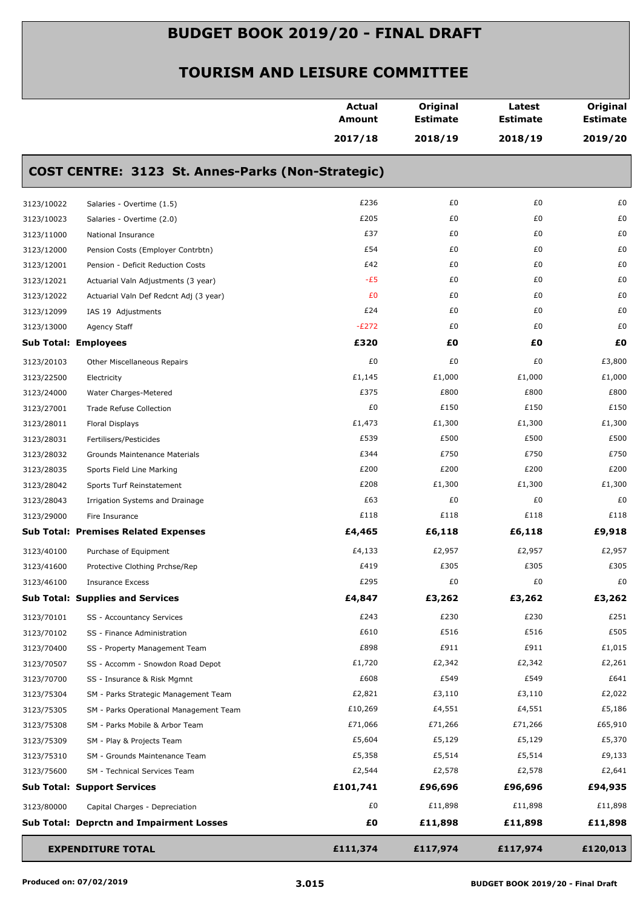# BUDGET BOOK 2019/20 - FINAL DRAFT

## TOURISM AND LEISURE COMMITTEE

| | | Actual Amount 2017/18 | Original Estimate 2018/19 | Latest Estimate 2018/19 | Original Estimate 2019/20 |
|---|---|---|---|---|---|

### COST CENTRE: 3123 St. Annes-Parks (Non-Strategic)

| | | Actual Amount 2017/18 | Original Estimate 2018/19 | Latest Estimate 2018/19 | Original Estimate 2019/20 |
|---|---|---|---|---|---|
| 3123/10022 | Salaries - Overtime (1.5) | £236 | £0 | £0 | £0 |
| 3123/10023 | Salaries - Overtime (2.0) | £205 | £0 | £0 | £0 |
| 3123/11000 | National Insurance | £37 | £0 | £0 | £0 |
| 3123/12000 | Pension Costs (Employer Contrbtn) | £54 | £0 | £0 | £0 |
| 3123/12001 | Pension - Deficit Reduction Costs | £42 | £0 | £0 | £0 |
| 3123/12021 | Actuarial Valn Adjustments (3 year) | -£5 | £0 | £0 | £0 |
| 3123/12022 | Actuarial Valn Def Redcnt Adj (3 year) | £0 | £0 | £0 | £0 |
| 3123/12099 | IAS 19 Adjustments | £24 | £0 | £0 | £0 |
| 3123/13000 | Agency Staff | -£272 | £0 | £0 | £0 |
| **Sub Total: Employees** | | **£320** | **£0** | **£0** | **£0** |
| 3123/20103 | Other Miscellaneous Repairs | £0 | £0 | £0 | £3,800 |
| 3123/22500 | Electricity | £1,145 | £1,000 | £1,000 | £1,000 |
| 3123/24000 | Water Charges-Metered | £375 | £800 | £800 | £800 |
| 3123/27001 | Trade Refuse Collection | £0 | £150 | £150 | £150 |
| 3123/28011 | Floral Displays | £1,473 | £1,300 | £1,300 | £1,300 |
| 3123/28031 | Fertilisers/Pesticides | £539 | £500 | £500 | £500 |
| 3123/28032 | Grounds Maintenance Materials | £344 | £750 | £750 | £750 |
| 3123/28035 | Sports Field Line Marking | £200 | £200 | £200 | £200 |
| 3123/28042 | Sports Turf Reinstatement | £208 | £1,300 | £1,300 | £1,300 |
| 3123/28043 | Irrigation Systems and Drainage | £63 | £0 | £0 | £0 |
| 3123/29000 | Fire Insurance | £118 | £118 | £118 | £118 |
| **Sub Total: Premises Related Expenses** | | **£4,465** | **£6,118** | **£6,118** | **£9,918** |
| 3123/40100 | Purchase of Equipment | £4,133 | £2,957 | £2,957 | £2,957 |
| 3123/41600 | Protective Clothing Prchse/Rep | £419 | £305 | £305 | £305 |
| 3123/46100 | Insurance Excess | £295 | £0 | £0 | £0 |
| **Sub Total: Supplies and Services** | | **£4,847** | **£3,262** | **£3,262** | **£3,262** |
| 3123/70101 | SS - Accountancy Services | £243 | £230 | £230 | £251 |
| 3123/70102 | SS - Finance Administration | £610 | £516 | £516 | £505 |
| 3123/70400 | SS - Property Management Team | £898 | £911 | £911 | £1,015 |
| 3123/70507 | SS - Accomm - Snowdon Road Depot | £1,720 | £2,342 | £2,342 | £2,261 |
| 3123/70700 | SS - Insurance & Risk Mgmnt | £608 | £549 | £549 | £641 |
| 3123/75304 | SM - Parks Strategic Management Team | £2,821 | £3,110 | £3,110 | £2,022 |
| 3123/75305 | SM - Parks Operational Management Team | £10,269 | £4,551 | £4,551 | £5,186 |
| 3123/75308 | SM - Parks Mobile & Arbor Team | £71,066 | £71,266 | £71,266 | £65,910 |
| 3123/75309 | SM - Play & Projects Team | £5,604 | £5,129 | £5,129 | £5,370 |
| 3123/75310 | SM - Grounds Maintenance Team | £5,358 | £5,514 | £5,514 | £9,133 |
| 3123/75600 | SM - Technical Services Team | £2,544 | £2,578 | £2,578 | £2,641 |
| **Sub Total: Support Services** | | **£101,741** | **£96,696** | **£96,696** | **£94,935** |
| 3123/80000 | Capital Charges - Depreciation | £0 | £11,898 | £11,898 | £11,898 |
| **Sub Total: Deprctn and Impairment Losses** | | **£0** | **£11,898** | **£11,898** | **£11,898** |
| **EXPENDITURE TOTAL** | | **£111,374** | **£117,974** | **£117,974** | **£120,013** |

Produced on: 07/02/2019

3.015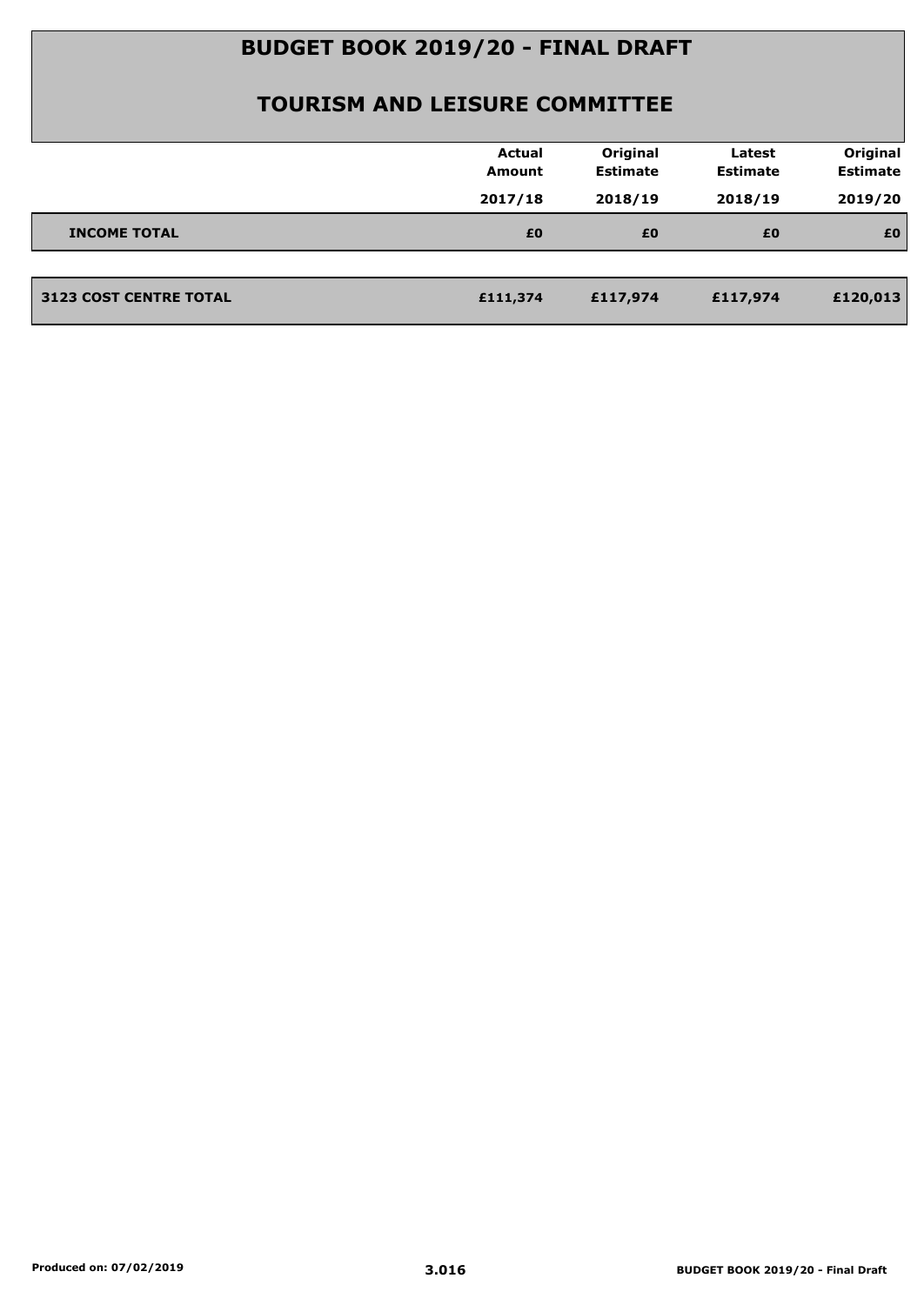# BUDGET BOOK 2019/20 - FINAL DRAFT

## TOURISM AND LEISURE COMMITTEE

| | Actual Amount 2017/18 | Original Estimate 2018/19 | Latest Estimate 2018/19 | Original Estimate 2019/20 |
|---|---|---|---|---|
| **INCOME TOTAL** | **£0** | **£0** | **£0** | **£0** |
| **3123 COST CENTRE TOTAL** | **£111,374** | **£117,974** | **£117,974** | **£120,013** |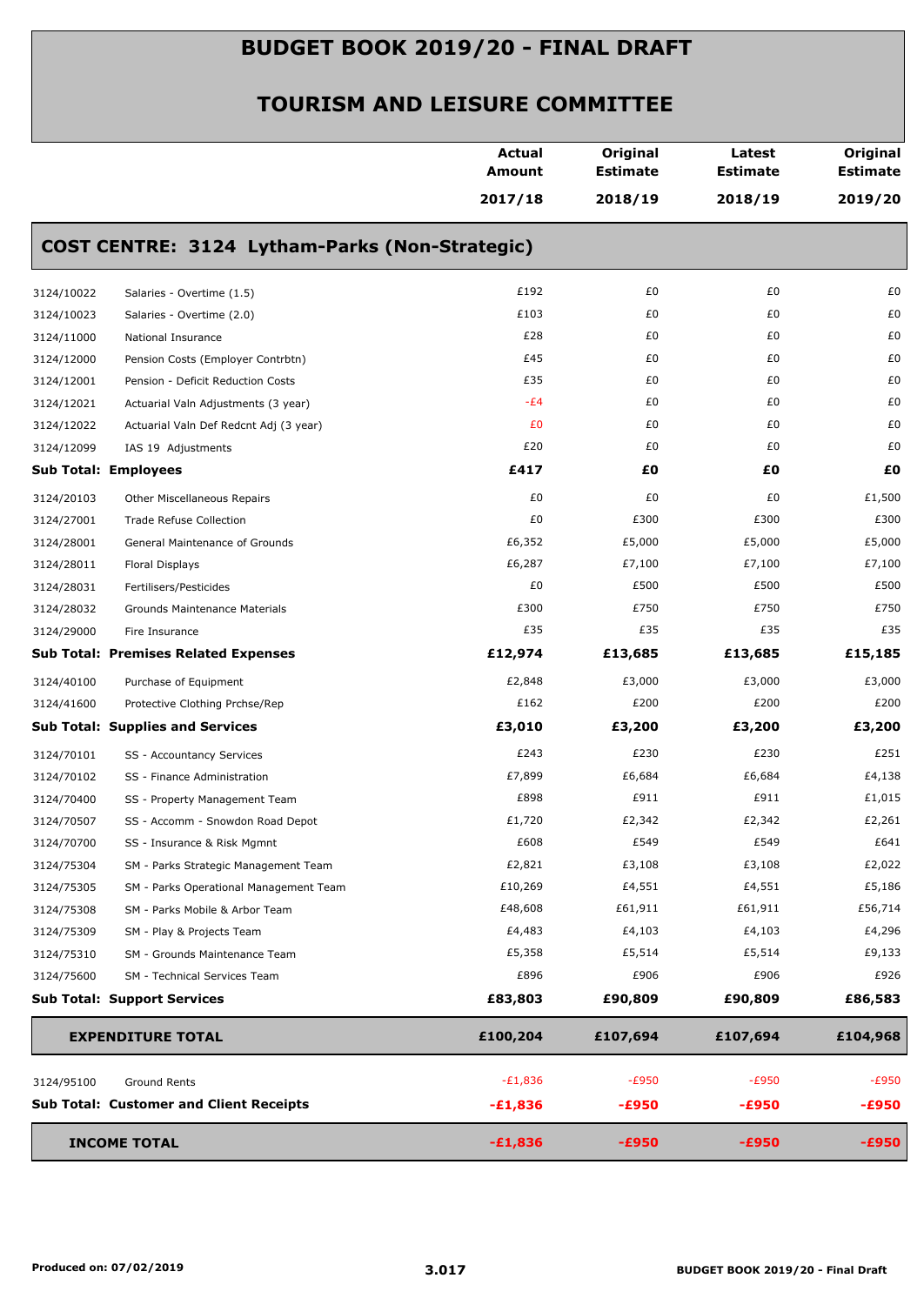# BUDGET BOOK 2019/20 - FINAL DRAFT

## TOURISM AND LEISURE COMMITTEE

| | | Actual Amount 2017/18 | Original Estimate 2018/19 | Latest Estimate 2018/19 | Original Estimate 2019/20 |
|---|---|---|---|---|---|
| **COST CENTRE: 3124 Lytham-Parks (Non-Strategic)** | | | | | |
| 3124/10022 | Salaries - Overtime (1.5) | £192 | £0 | £0 | £0 |
| 3124/10023 | Salaries - Overtime (2.0) | £103 | £0 | £0 | £0 |
| 3124/11000 | National Insurance | £28 | £0 | £0 | £0 |
| 3124/12000 | Pension Costs (Employer Contrbtn) | £45 | £0 | £0 | £0 |
| 3124/12001 | Pension - Deficit Reduction Costs | £35 | £0 | £0 | £0 |
| 3124/12021 | Actuarial Valn Adjustments (3 year) | -£4 | £0 | £0 | £0 |
| 3124/12022 | Actuarial Valn Def Redcnt Adj (3 year) | £0 | £0 | £0 | £0 |
| 3124/12099 | IAS 19 Adjustments | £20 | £0 | £0 | £0 |
| **Sub Total: Employees** | | **£417** | **£0** | **£0** | **£0** |
| 3124/20103 | Other Miscellaneous Repairs | £0 | £0 | £0 | £1,500 |
| 3124/27001 | Trade Refuse Collection | £0 | £300 | £300 | £300 |
| 3124/28001 | General Maintenance of Grounds | £6,352 | £5,000 | £5,000 | £5,000 |
| 3124/28011 | Floral Displays | £6,287 | £7,100 | £7,100 | £7,100 |
| 3124/28031 | Fertilisers/Pesticides | £0 | £500 | £500 | £500 |
| 3124/28032 | Grounds Maintenance Materials | £300 | £750 | £750 | £750 |
| 3124/29000 | Fire Insurance | £35 | £35 | £35 | £35 |
| **Sub Total: Premises Related Expenses** | | **£12,974** | **£13,685** | **£13,685** | **£15,185** |
| 3124/40100 | Purchase of Equipment | £2,848 | £3,000 | £3,000 | £3,000 |
| 3124/41600 | Protective Clothing Prchse/Rep | £162 | £200 | £200 | £200 |
| **Sub Total: Supplies and Services** | | **£3,010** | **£3,200** | **£3,200** | **£3,200** |
| 3124/70101 | SS - Accountancy Services | £243 | £230 | £230 | £251 |
| 3124/70102 | SS - Finance Administration | £7,899 | £6,684 | £6,684 | £4,138 |
| 3124/70400 | SS - Property Management Team | £898 | £911 | £911 | £1,015 |
| 3124/70507 | SS - Accomm - Snowdon Road Depot | £1,720 | £2,342 | £2,342 | £2,261 |
| 3124/70700 | SS - Insurance & Risk Mgmnt | £608 | £549 | £549 | £641 |
| 3124/75304 | SM - Parks Strategic Management Team | £2,821 | £3,108 | £3,108 | £2,022 |
| 3124/75305 | SM - Parks Operational Management Team | £10,269 | £4,551 | £4,551 | £5,186 |
| 3124/75308 | SM - Parks Mobile & Arbor Team | £48,608 | £61,911 | £61,911 | £56,714 |
| 3124/75309 | SM - Play & Projects Team | £4,483 | £4,103 | £4,103 | £4,296 |
| 3124/75310 | SM - Grounds Maintenance Team | £5,358 | £5,514 | £5,514 | £9,133 |
| 3124/75600 | SM - Technical Services Team | £896 | £906 | £906 | £926 |
| **Sub Total: Support Services** | | **£83,803** | **£90,809** | **£90,809** | **£86,583** |
| **EXPENDITURE TOTAL** | | **£100,204** | **£107,694** | **£107,694** | **£104,968** |
| 3124/95100 | Ground Rents | -£1,836 | -£950 | -£950 | -£950 |
| **Sub Total: Customer and Client Receipts** | | **-£1,836** | **-£950** | **-£950** | **-£950** |
| **INCOME TOTAL** | | **-£1,836** | **-£950** | **-£950** | **-£950** |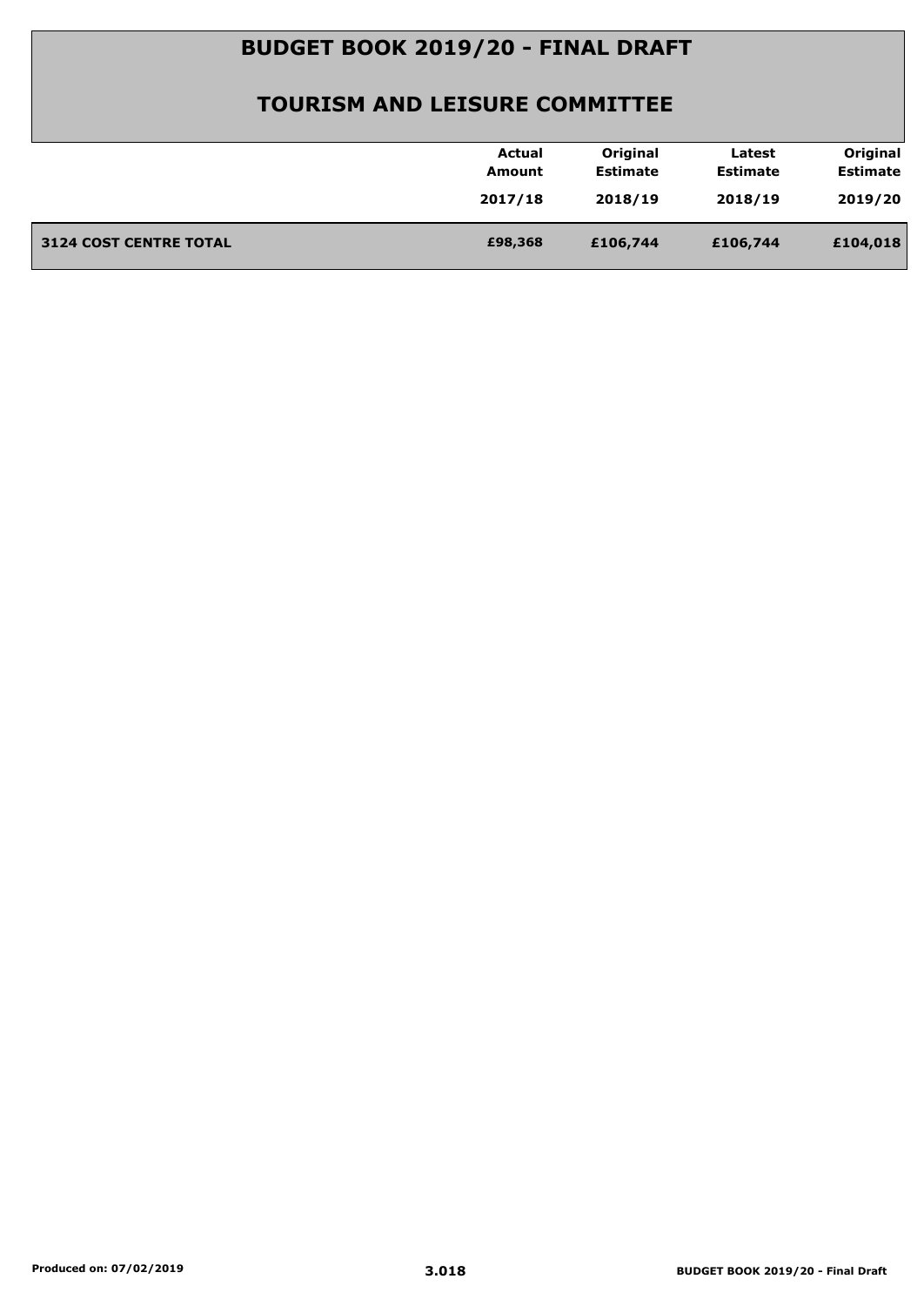# BUDGET BOOK 2019/20 - FINAL DRAFT

## TOURISM AND LEISURE COMMITTEE

| | Actual Amount 2017/18 | Original Estimate 2018/19 | Latest Estimate 2018/19 | Original Estimate 2019/20 |
|---|---|---|---|---|
| **3124 COST CENTRE TOTAL** | **£98,368** | **£106,744** | **£106,744** | **£104,018** |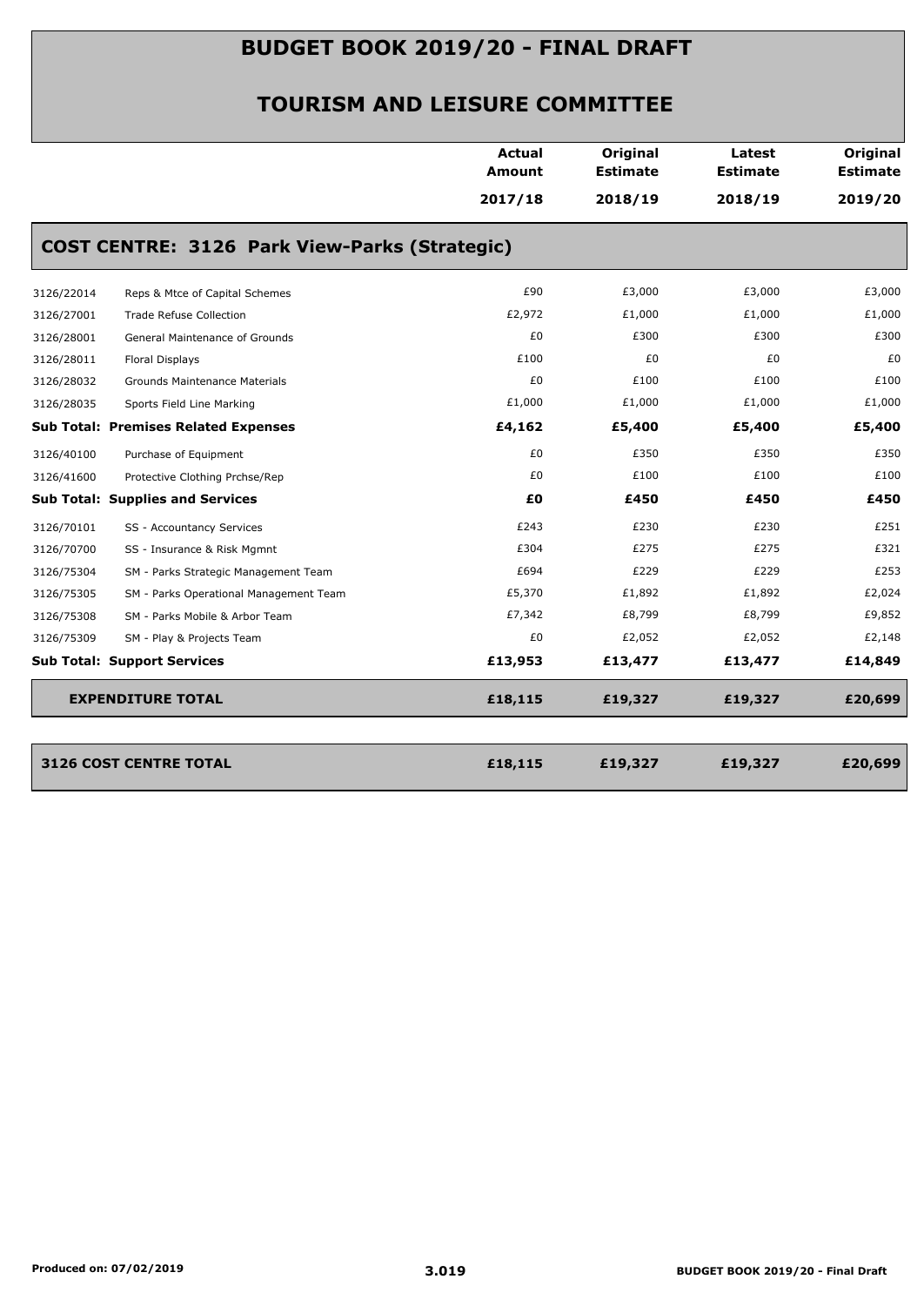# BUDGET BOOK 2019/20 - FINAL DRAFT

## TOURISM AND LEISURE COMMITTEE

| | | Actual Amount 2017/18 | Original Estimate 2018/19 | Latest Estimate 2018/19 | Original Estimate 2019/20 |
|---|---|---|---|---|---|
| **COST CENTRE: 3126 Park View-Parks (Strategic)** | | | | | |
| 3126/22014 | Reps & Mtce of Capital Schemes | £90 | £3,000 | £3,000 | £3,000 |
| 3126/27001 | Trade Refuse Collection | £2,972 | £1,000 | £1,000 | £1,000 |
| 3126/28001 | General Maintenance of Grounds | £0 | £300 | £300 | £300 |
| 3126/28011 | Floral Displays | £100 | £0 | £0 | £0 |
| 3126/28032 | Grounds Maintenance Materials | £0 | £100 | £100 | £100 |
| 3126/28035 | Sports Field Line Marking | £1,000 | £1,000 | £1,000 | £1,000 |
| **Sub Total: Premises Related Expenses** | | **£4,162** | **£5,400** | **£5,400** | **£5,400** |
| 3126/40100 | Purchase of Equipment | £0 | £350 | £350 | £350 |
| 3126/41600 | Protective Clothing Prchse/Rep | £0 | £100 | £100 | £100 |
| **Sub Total: Supplies and Services** | | **£0** | **£450** | **£450** | **£450** |
| 3126/70101 | SS - Accountancy Services | £243 | £230 | £230 | £251 |
| 3126/70700 | SS - Insurance & Risk Mgmnt | £304 | £275 | £275 | £321 |
| 3126/75304 | SM - Parks Strategic Management Team | £694 | £229 | £229 | £253 |
| 3126/75305 | SM - Parks Operational Management Team | £5,370 | £1,892 | £1,892 | £2,024 |
| 3126/75308 | SM - Parks Mobile & Arbor Team | £7,342 | £8,799 | £8,799 | £9,852 |
| 3126/75309 | SM - Play & Projects Team | £0 | £2,052 | £2,052 | £2,148 |
| **Sub Total: Support Services** | | **£13,953** | **£13,477** | **£13,477** | **£14,849** |
| **EXPENDITURE TOTAL** | | **£18,115** | **£19,327** | **£19,327** | **£20,699** |
| **3126 COST CENTRE TOTAL** | | **£18,115** | **£19,327** | **£19,327** | **£20,699** |

Produced on: 07/02/2019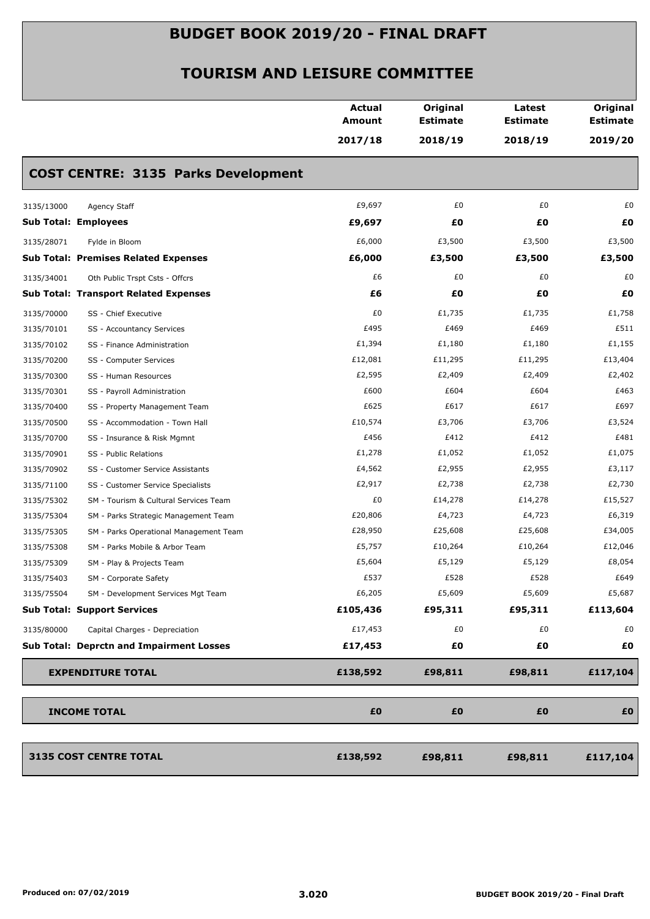# BUDGET BOOK 2019/20 - FINAL DRAFT

## TOURISM AND LEISURE COMMITTEE

| | | Actual Amount 2017/18 | Original Estimate 2018/19 | Latest Estimate 2018/19 | Original Estimate 2019/20 |
|---|---|---|---|---|---|
| **COST CENTRE: 3135 Parks Development** | | | | | |
| 3135/13000 | Agency Staff | £9,697 | £0 | £0 | £0 |
| **Sub Total: Employees** | | **£9,697** | **£0** | **£0** | **£0** |
| 3135/28071 | Fylde in Bloom | £6,000 | £3,500 | £3,500 | £3,500 |
| **Sub Total: Premises Related Expenses** | | **£6,000** | **£3,500** | **£3,500** | **£3,500** |
| 3135/34001 | Oth Public Trspt Csts - Offcrs | £6 | £0 | £0 | £0 |
| **Sub Total: Transport Related Expenses** | | **£6** | **£0** | **£0** | **£0** |
| 3135/70000 | SS - Chief Executive | £0 | £1,735 | £1,735 | £1,758 |
| 3135/70101 | SS - Accountancy Services | £495 | £469 | £469 | £511 |
| 3135/70102 | SS - Finance Administration | £1,394 | £1,180 | £1,180 | £1,155 |
| 3135/70200 | SS - Computer Services | £12,081 | £11,295 | £11,295 | £13,404 |
| 3135/70300 | SS - Human Resources | £2,595 | £2,409 | £2,409 | £2,402 |
| 3135/70301 | SS - Payroll Administration | £600 | £604 | £604 | £463 |
| 3135/70400 | SS - Property Management Team | £625 | £617 | £617 | £697 |
| 3135/70500 | SS - Accommodation - Town Hall | £10,574 | £3,706 | £3,706 | £3,524 |
| 3135/70700 | SS - Insurance & Risk Mgmnt | £456 | £412 | £412 | £481 |
| 3135/70901 | SS - Public Relations | £1,278 | £1,052 | £1,052 | £1,075 |
| 3135/70902 | SS - Customer Service Assistants | £4,562 | £2,955 | £2,955 | £3,117 |
| 3135/71100 | SS - Customer Service Specialists | £2,917 | £2,738 | £2,738 | £2,730 |
| 3135/75302 | SM - Tourism & Cultural Services Team | £0 | £14,278 | £14,278 | £15,527 |
| 3135/75304 | SM - Parks Strategic Management Team | £20,806 | £4,723 | £4,723 | £6,319 |
| 3135/75305 | SM - Parks Operational Management Team | £28,950 | £25,608 | £25,608 | £34,005 |
| 3135/75308 | SM - Parks Mobile & Arbor Team | £5,757 | £10,264 | £10,264 | £12,046 |
| 3135/75309 | SM - Play & Projects Team | £5,604 | £5,129 | £5,129 | £8,054 |
| 3135/75403 | SM - Corporate Safety | £537 | £528 | £528 | £649 |
| 3135/75504 | SM - Development Services Mgt Team | £6,205 | £5,609 | £5,609 | £5,687 |
| **Sub Total: Support Services** | | **£105,436** | **£95,311** | **£95,311** | **£113,604** |
| 3135/80000 | Capital Charges - Depreciation | £17,453 | £0 | £0 | £0 |
| **Sub Total: Deprctn and Impairment Losses** | | **£17,453** | **£0** | **£0** | **£0** |
| **EXPENDITURE TOTAL** | | **£138,592** | **£98,811** | **£98,811** | **£117,104** |
| **INCOME TOTAL** | | **£0** | **£0** | **£0** | **£0** |
| **3135 COST CENTRE TOTAL** | | **£138,592** | **£98,811** | **£98,811** | **£117,104** |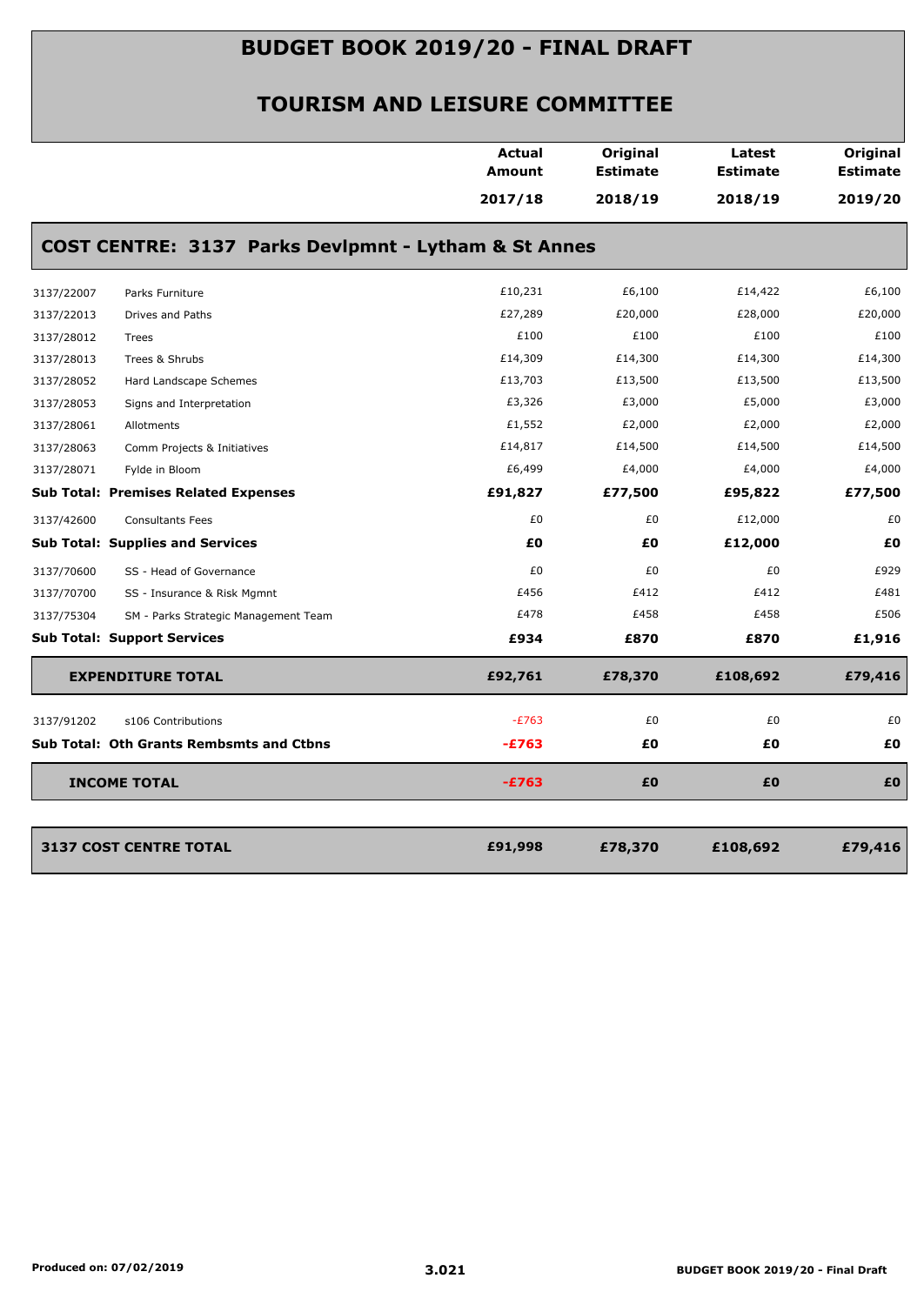# BUDGET BOOK 2019/20 - FINAL DRAFT

## TOURISM AND LEISURE COMMITTEE

### COST CENTRE: 3137 Parks Devlpmnt - Lytham & St Annes

| | | Actual Amount 2017/18 | Original Estimate 2018/19 | Latest Estimate 2018/19 | Original Estimate 2019/20 |
|---|---|---|---|---|---|
| 3137/22007 | Parks Furniture | £10,231 | £6,100 | £14,422 | £6,100 |
| 3137/22013 | Drives and Paths | £27,289 | £20,000 | £28,000 | £20,000 |
| 3137/28012 | Trees | £100 | £100 | £100 | £100 |
| 3137/28013 | Trees & Shrubs | £14,309 | £14,300 | £14,300 | £14,300 |
| 3137/28052 | Hard Landscape Schemes | £13,703 | £13,500 | £13,500 | £13,500 |
| 3137/28053 | Signs and Interpretation | £3,326 | £3,000 | £5,000 | £3,000 |
| 3137/28061 | Allotments | £1,552 | £2,000 | £2,000 | £2,000 |
| 3137/28063 | Comm Projects & Initiatives | £14,817 | £14,500 | £14,500 | £14,500 |
| 3137/28071 | Fylde in Bloom | £6,499 | £4,000 | £4,000 | £4,000 |
| **Sub Total: Premises Related Expenses** | | **£91,827** | **£77,500** | **£95,822** | **£77,500** |
| 3137/42600 | Consultants Fees | £0 | £0 | £12,000 | £0 |
| **Sub Total: Supplies and Services** | | **£0** | **£0** | **£12,000** | **£0** |
| 3137/70600 | SS - Head of Governance | £0 | £0 | £0 | £929 |
| 3137/70700 | SS - Insurance & Risk Mgmnt | £456 | £412 | £412 | £481 |
| 3137/75304 | SM - Parks Strategic Management Team | £478 | £458 | £458 | £506 |
| **Sub Total: Support Services** | | **£934** | **£870** | **£870** | **£1,916** |
| **EXPENDITURE TOTAL** | | **£92,761** | **£78,370** | **£108,692** | **£79,416** |
| 3137/91202 | s106 Contributions | -£763 | £0 | £0 | £0 |
| **Sub Total: Oth Grants Rembsmts and Ctbns** | | **-£763** | **£0** | **£0** | **£0** |
| **INCOME TOTAL** | | **-£763** | **£0** | **£0** | **£0** |
| **3137 COST CENTRE TOTAL** | | **£91,998** | **£78,370** | **£108,692** | **£79,416** |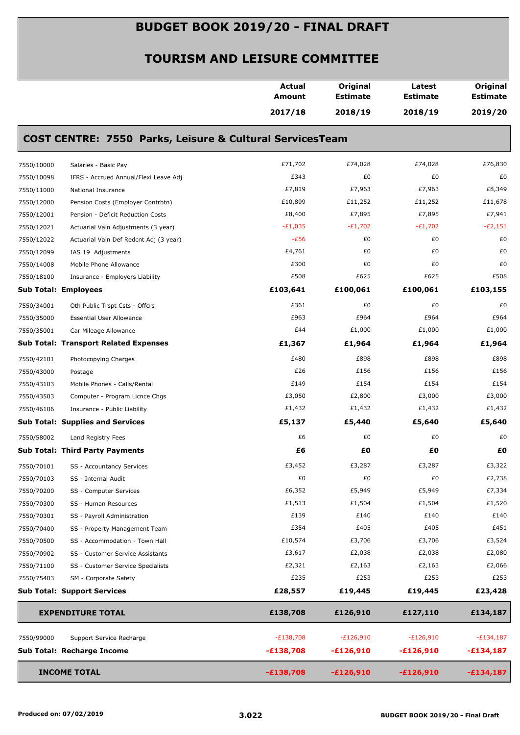# BUDGET BOOK 2019/20 - FINAL DRAFT

## TOURISM AND LEISURE COMMITTEE

### COST CENTRE: 7550 Parks, Leisure & Cultural ServicesTeam

| | | Actual Amount 2017/18 | Original Estimate 2018/19 | Latest Estimate 2018/19 | Original Estimate 2019/20 |
|---|---|---|---|---|---|
| 7550/10000 | Salaries - Basic Pay | £71,702 | £74,028 | £74,028 | £76,830 |
| 7550/10098 | IFRS - Accrued Annual/Flexi Leave Adj | £343 | £0 | £0 | £0 |
| 7550/11000 | National Insurance | £7,819 | £7,963 | £7,963 | £8,349 |
| 7550/12000 | Pension Costs (Employer Contrbtn) | £10,899 | £11,252 | £11,252 | £11,678 |
| 7550/12001 | Pension - Deficit Reduction Costs | £8,400 | £7,895 | £7,895 | £7,941 |
| 7550/12021 | Actuarial Valn Adjustments (3 year) | -£1,035 | -£1,702 | -£1,702 | -£2,151 |
| 7550/12022 | Actuarial Valn Def Redcnt Adj (3 year) | -£56 | £0 | £0 | £0 |
| 7550/12099 | IAS 19 Adjustments | £4,761 | £0 | £0 | £0 |
| 7550/14008 | Mobile Phone Allowance | £300 | £0 | £0 | £0 |
| 7550/18100 | Insurance - Employers Liability | £508 | £625 | £625 | £508 |
| **Sub Total: Employees** | | **£103,641** | **£100,061** | **£100,061** | **£103,155** |
| 7550/34001 | Oth Public Trspt Csts - Offcrs | £361 | £0 | £0 | £0 |
| 7550/35000 | Essential User Allowance | £963 | £964 | £964 | £964 |
| 7550/35001 | Car Mileage Allowance | £44 | £1,000 | £1,000 | £1,000 |
| **Sub Total: Transport Related Expenses** | | **£1,367** | **£1,964** | **£1,964** | **£1,964** |
| 7550/42101 | Photocopying Charges | £480 | £898 | £898 | £898 |
| 7550/43000 | Postage | £26 | £156 | £156 | £156 |
| 7550/43103 | Mobile Phones - Calls/Rental | £149 | £154 | £154 | £154 |
| 7550/43503 | Computer - Program Licnce Chgs | £3,050 | £2,800 | £3,000 | £3,000 |
| 7550/46106 | Insurance - Public Liability | £1,432 | £1,432 | £1,432 | £1,432 |
| **Sub Total: Supplies and Services** | | **£5,137** | **£5,440** | **£5,640** | **£5,640** |
| 7550/58002 | Land Registry Fees | £6 | £0 | £0 | £0 |
| **Sub Total: Third Party Payments** | | **£6** | **£0** | **£0** | **£0** |
| 7550/70101 | SS - Accountancy Services | £3,452 | £3,287 | £3,287 | £3,322 |
| 7550/70103 | SS - Internal Audit | £0 | £0 | £0 | £2,738 |
| 7550/70200 | SS - Computer Services | £6,352 | £5,949 | £5,949 | £7,334 |
| 7550/70300 | SS - Human Resources | £1,513 | £1,504 | £1,504 | £1,520 |
| 7550/70301 | SS - Payroll Administration | £139 | £140 | £140 | £140 |
| 7550/70400 | SS - Property Management Team | £354 | £405 | £405 | £451 |
| 7550/70500 | SS - Accommodation - Town Hall | £10,574 | £3,706 | £3,706 | £3,524 |
| 7550/70902 | SS - Customer Service Assistants | £3,617 | £2,038 | £2,038 | £2,080 |
| 7550/71100 | SS - Customer Service Specialists | £2,321 | £2,163 | £2,163 | £2,066 |
| 7550/75403 | SM - Corporate Safety | £235 | £253 | £253 | £253 |
| **Sub Total: Support Services** | | **£28,557** | **£19,445** | **£19,445** | **£23,428** |
| **EXPENDITURE TOTAL** | | **£138,708** | **£126,910** | **£127,110** | **£134,187** |
| 7550/99000 | Support Service Recharge | -£138,708 | -£126,910 | -£126,910 | -£134,187 |
| **Sub Total: Recharge Income** | | **-£138,708** | **-£126,910** | **-£126,910** | **-£134,187** |
| **INCOME TOTAL** | | **-£138,708** | **-£126,910** | **-£126,910** | **-£134,187** |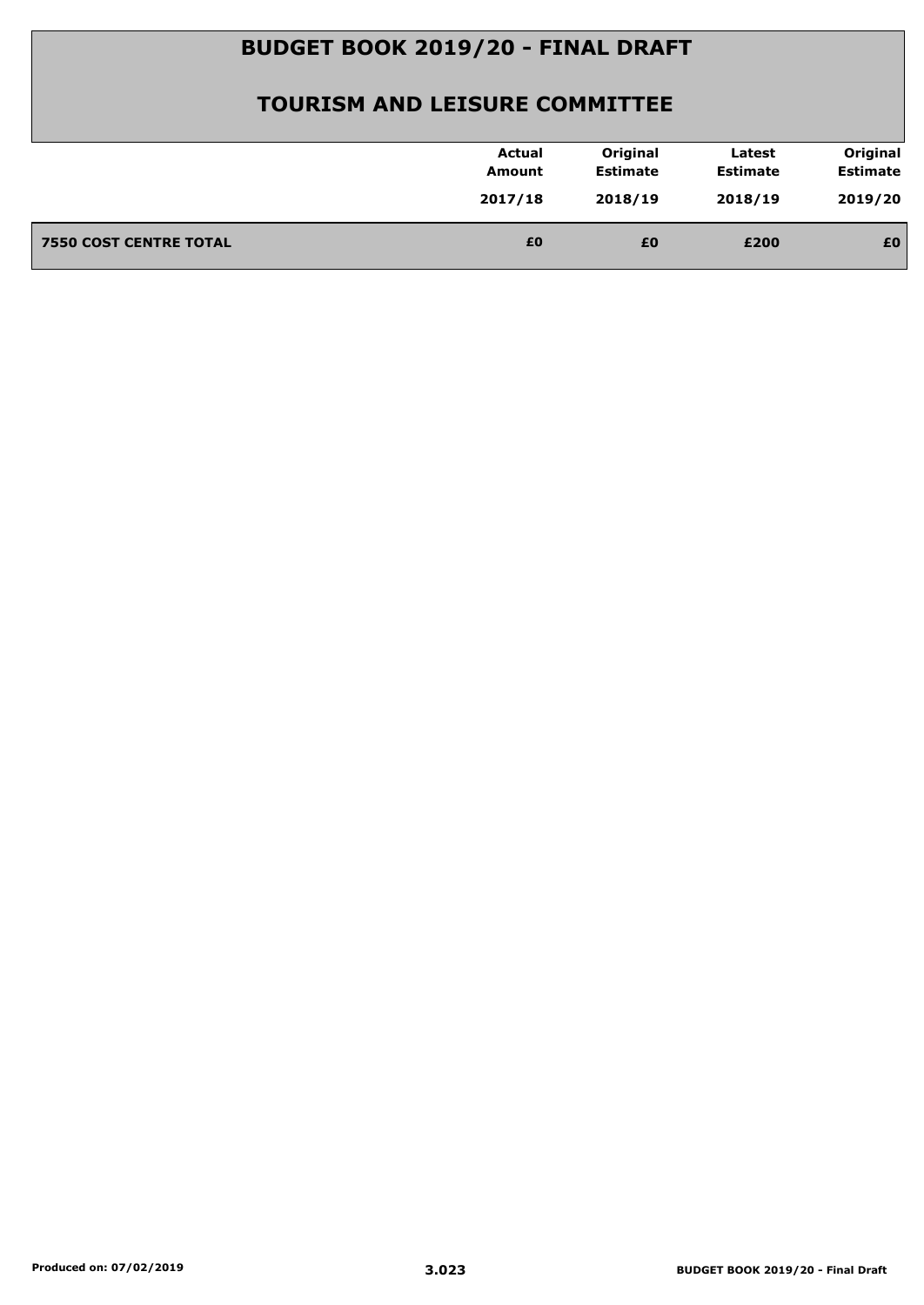# BUDGET BOOK 2019/20 - FINAL DRAFT

## TOURISM AND LEISURE COMMITTEE

| | Actual Amount 2017/18 | Original Estimate 2018/19 | Latest Estimate 2018/19 | Original Estimate 2019/20 |
|---|---|---|---|---|
| **7550 COST CENTRE TOTAL** | **£0** | **£0** | **£200** | **£0** |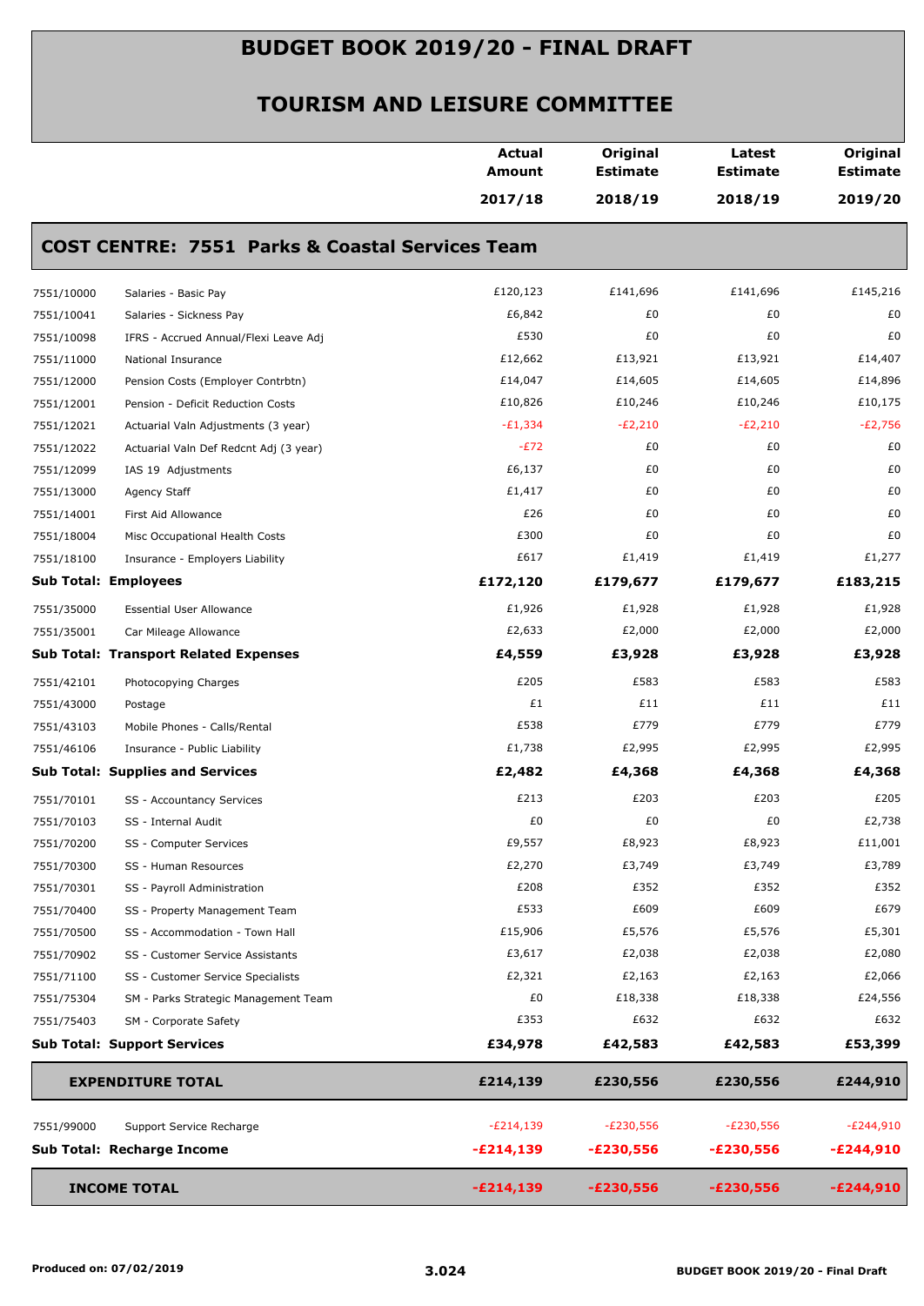# BUDGET BOOK 2019/20 - FINAL DRAFT

## TOURISM AND LEISURE COMMITTEE

### COST CENTRE: 7551 Parks & Coastal Services Team

| | | Actual Amount 2017/18 | Original Estimate 2018/19 | Latest Estimate 2018/19 | Original Estimate 2019/20 |
|---|---|---|---|---|---|
| 7551/10000 | Salaries - Basic Pay | £120,123 | £141,696 | £141,696 | £145,216 |
| 7551/10041 | Salaries - Sickness Pay | £6,842 | £0 | £0 | £0 |
| 7551/10098 | IFRS - Accrued Annual/Flexi Leave Adj | £530 | £0 | £0 | £0 |
| 7551/11000 | National Insurance | £12,662 | £13,921 | £13,921 | £14,407 |
| 7551/12000 | Pension Costs (Employer Contrbtn) | £14,047 | £14,605 | £14,605 | £14,896 |
| 7551/12001 | Pension - Deficit Reduction Costs | £10,826 | £10,246 | £10,246 | £10,175 |
| 7551/12021 | Actuarial Valn Adjustments (3 year) | -£1,334 | -£2,210 | -£2,210 | -£2,756 |
| 7551/12022 | Actuarial Valn Def Redcnt Adj (3 year) | -£72 | £0 | £0 | £0 |
| 7551/12099 | IAS 19 Adjustments | £6,137 | £0 | £0 | £0 |
| 7551/13000 | Agency Staff | £1,417 | £0 | £0 | £0 |
| 7551/14001 | First Aid Allowance | £26 | £0 | £0 | £0 |
| 7551/18004 | Misc Occupational Health Costs | £300 | £0 | £0 | £0 |
| 7551/18100 | Insurance - Employers Liability | £617 | £1,419 | £1,419 | £1,277 |
| **Sub Total: Employees** | | **£172,120** | **£179,677** | **£179,677** | **£183,215** |
| 7551/35000 | Essential User Allowance | £1,926 | £1,928 | £1,928 | £1,928 |
| 7551/35001 | Car Mileage Allowance | £2,633 | £2,000 | £2,000 | £2,000 |
| **Sub Total: Transport Related Expenses** | | **£4,559** | **£3,928** | **£3,928** | **£3,928** |
| 7551/42101 | Photocopying Charges | £205 | £583 | £583 | £583 |
| 7551/43000 | Postage | £1 | £11 | £11 | £11 |
| 7551/43103 | Mobile Phones - Calls/Rental | £538 | £779 | £779 | £779 |
| 7551/46106 | Insurance - Public Liability | £1,738 | £2,995 | £2,995 | £2,995 |
| **Sub Total: Supplies and Services** | | **£2,482** | **£4,368** | **£4,368** | **£4,368** |
| 7551/70101 | SS - Accountancy Services | £213 | £203 | £203 | £205 |
| 7551/70103 | SS - Internal Audit | £0 | £0 | £0 | £2,738 |
| 7551/70200 | SS - Computer Services | £9,557 | £8,923 | £8,923 | £11,001 |
| 7551/70300 | SS - Human Resources | £2,270 | £3,749 | £3,749 | £3,789 |
| 7551/70301 | SS - Payroll Administration | £208 | £352 | £352 | £352 |
| 7551/70400 | SS - Property Management Team | £533 | £609 | £609 | £679 |
| 7551/70500 | SS - Accommodation - Town Hall | £15,906 | £5,576 | £5,576 | £5,301 |
| 7551/70902 | SS - Customer Service Assistants | £3,617 | £2,038 | £2,038 | £2,080 |
| 7551/71100 | SS - Customer Service Specialists | £2,321 | £2,163 | £2,163 | £2,066 |
| 7551/75304 | SM - Parks Strategic Management Team | £0 | £18,338 | £18,338 | £24,556 |
| 7551/75403 | SM - Corporate Safety | £353 | £632 | £632 | £632 |
| **Sub Total: Support Services** | | **£34,978** | **£42,583** | **£42,583** | **£53,399** |
| **EXPENDITURE TOTAL** | | **£214,139** | **£230,556** | **£230,556** | **£244,910** |
| 7551/99000 | Support Service Recharge | -£214,139 | -£230,556 | -£230,556 | -£244,910 |
| **Sub Total: Recharge Income** | | **-£214,139** | **-£230,556** | **-£230,556** | **-£244,910** |
| **INCOME TOTAL** | | **-£214,139** | **-£230,556** | **-£230,556** | **-£244,910** |

Produced on: 07/02/2019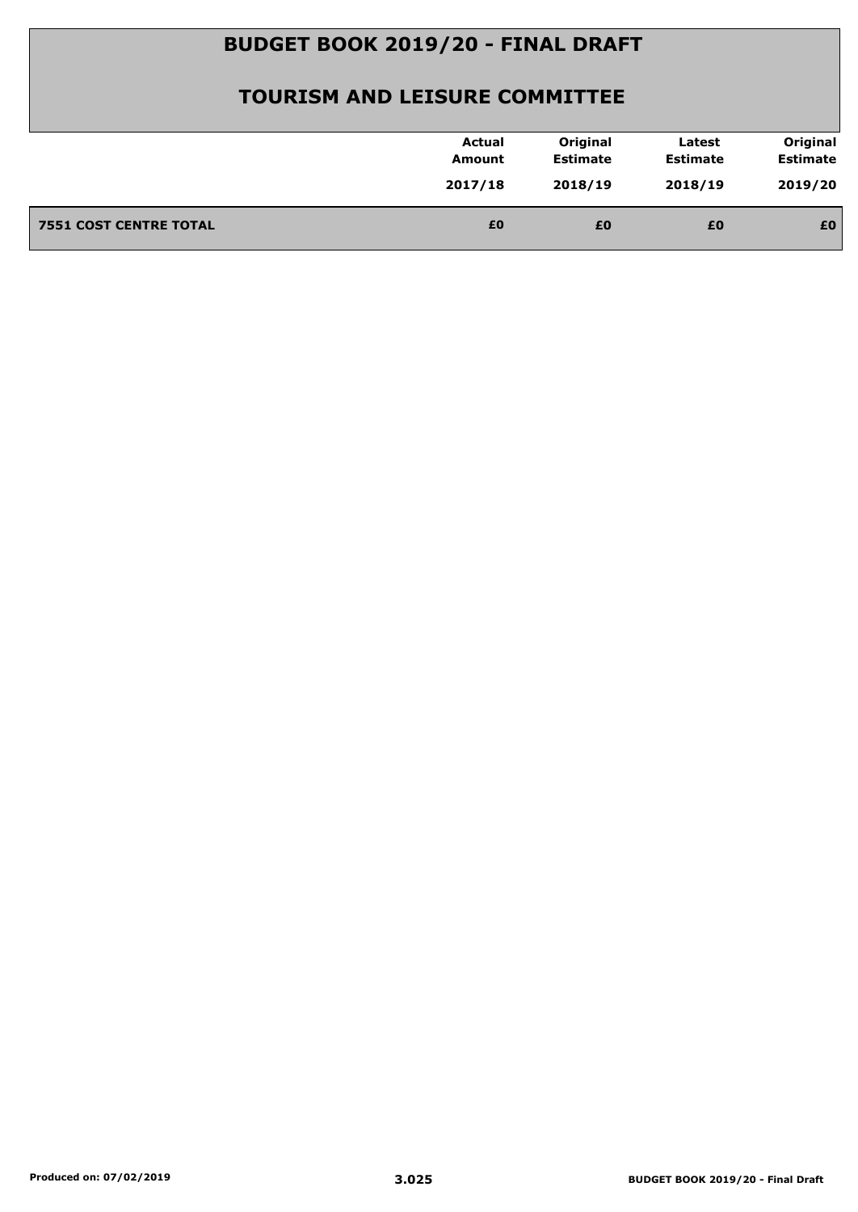# BUDGET BOOK 2019/20 - FINAL DRAFT

## TOURISM AND LEISURE COMMITTEE

| | Actual Amount 2017/18 | Original Estimate 2018/19 | Latest Estimate 2018/19 | Original Estimate 2019/20 |
|---|---|---|---|---|
| **7551 COST CENTRE TOTAL** | **£0** | **£0** | **£0** | **£0** |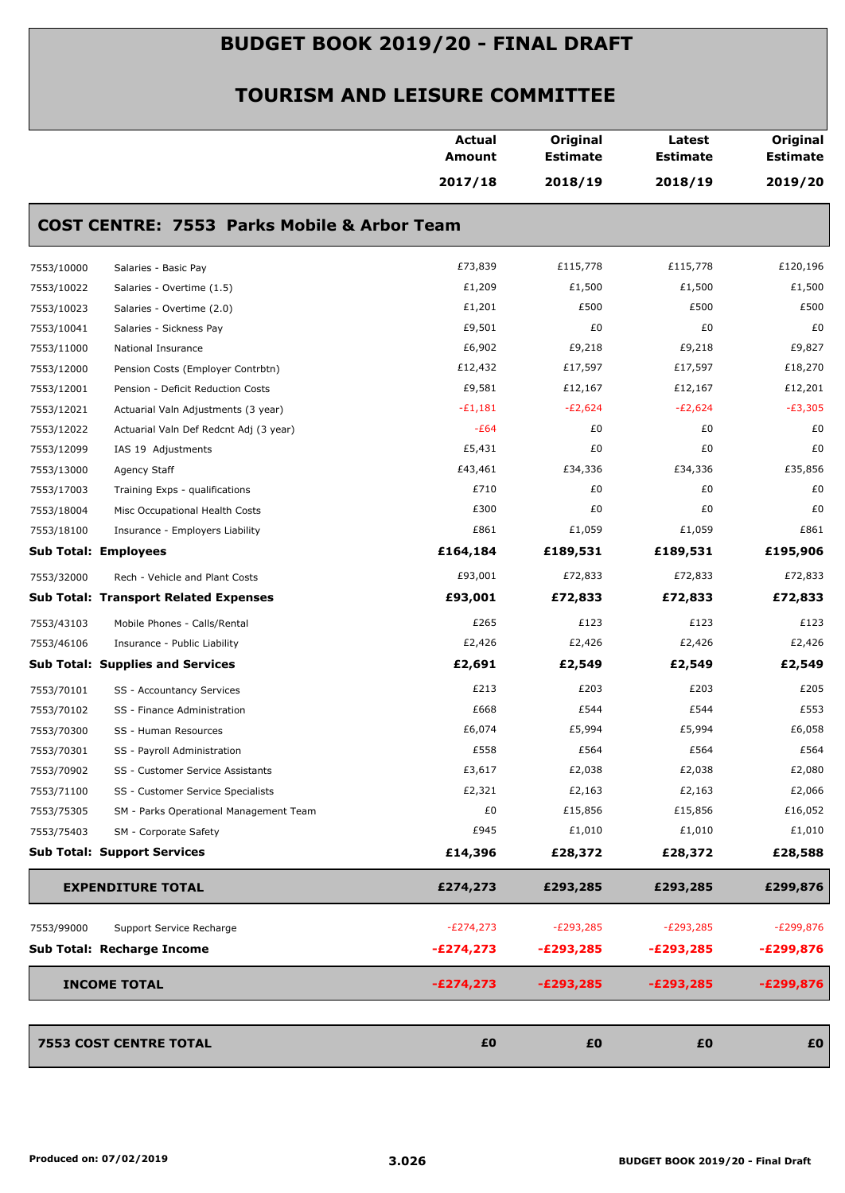# BUDGET BOOK 2019/20 - FINAL DRAFT

## TOURISM AND LEISURE COMMITTEE

| | | Actual Amount 2017/18 | Original Estimate 2018/19 | Latest Estimate 2018/19 | Original Estimate 2019/20 |
|---|---|---|---|---|---|
| **COST CENTRE: 7553 Parks Mobile & Arbor Team** | | | | | |
| 7553/10000 | Salaries - Basic Pay | £73,839 | £115,778 | £115,778 | £120,196 |
| 7553/10022 | Salaries - Overtime (1.5) | £1,209 | £1,500 | £1,500 | £1,500 |
| 7553/10023 | Salaries - Overtime (2.0) | £1,201 | £500 | £500 | £500 |
| 7553/10041 | Salaries - Sickness Pay | £9,501 | £0 | £0 | £0 |
| 7553/11000 | National Insurance | £6,902 | £9,218 | £9,218 | £9,827 |
| 7553/12000 | Pension Costs (Employer Contrbtn) | £12,432 | £17,597 | £17,597 | £18,270 |
| 7553/12001 | Pension - Deficit Reduction Costs | £9,581 | £12,167 | £12,167 | £12,201 |
| 7553/12021 | Actuarial Valn Adjustments (3 year) | -£1,181 | -£2,624 | -£2,624 | -£3,305 |
| 7553/12022 | Actuarial Valn Def Redcnt Adj (3 year) | -£64 | £0 | £0 | £0 |
| 7553/12099 | IAS 19 Adjustments | £5,431 | £0 | £0 | £0 |
| 7553/13000 | Agency Staff | £43,461 | £34,336 | £34,336 | £35,856 |
| 7553/17003 | Training Exps - qualifications | £710 | £0 | £0 | £0 |
| 7553/18004 | Misc Occupational Health Costs | £300 | £0 | £0 | £0 |
| 7553/18100 | Insurance - Employers Liability | £861 | £1,059 | £1,059 | £861 |
| **Sub Total: Employees** | | **£164,184** | **£189,531** | **£189,531** | **£195,906** |
| 7553/32000 | Rech - Vehicle and Plant Costs | £93,001 | £72,833 | £72,833 | £72,833 |
| **Sub Total: Transport Related Expenses** | | **£93,001** | **£72,833** | **£72,833** | **£72,833** |
| 7553/43103 | Mobile Phones - Calls/Rental | £265 | £123 | £123 | £123 |
| 7553/46106 | Insurance - Public Liability | £2,426 | £2,426 | £2,426 | £2,426 |
| **Sub Total: Supplies and Services** | | **£2,691** | **£2,549** | **£2,549** | **£2,549** |
| 7553/70101 | SS - Accountancy Services | £213 | £203 | £203 | £205 |
| 7553/70102 | SS - Finance Administration | £668 | £544 | £544 | £553 |
| 7553/70300 | SS - Human Resources | £6,074 | £5,994 | £5,994 | £6,058 |
| 7553/70301 | SS - Payroll Administration | £558 | £564 | £564 | £564 |
| 7553/70902 | SS - Customer Service Assistants | £3,617 | £2,038 | £2,038 | £2,080 |
| 7553/71100 | SS - Customer Service Specialists | £2,321 | £2,163 | £2,163 | £2,066 |
| 7553/75305 | SM - Parks Operational Management Team | £0 | £15,856 | £15,856 | £16,052 |
| 7553/75403 | SM - Corporate Safety | £945 | £1,010 | £1,010 | £1,010 |
| **Sub Total: Support Services** | | **£14,396** | **£28,372** | **£28,372** | **£28,588** |
| **EXPENDITURE TOTAL** | | **£274,273** | **£293,285** | **£293,285** | **£299,876** |
| 7553/99000 | Support Service Recharge | -£274,273 | -£293,285 | -£293,285 | -£299,876 |
| **Sub Total: Recharge Income** | | **-£274,273** | **-£293,285** | **-£293,285** | **-£299,876** |
| **INCOME TOTAL** | | **-£274,273** | **-£293,285** | **-£293,285** | **-£299,876** |
| **7553 COST CENTRE TOTAL** | | **£0** | **£0** | **£0** | **£0** |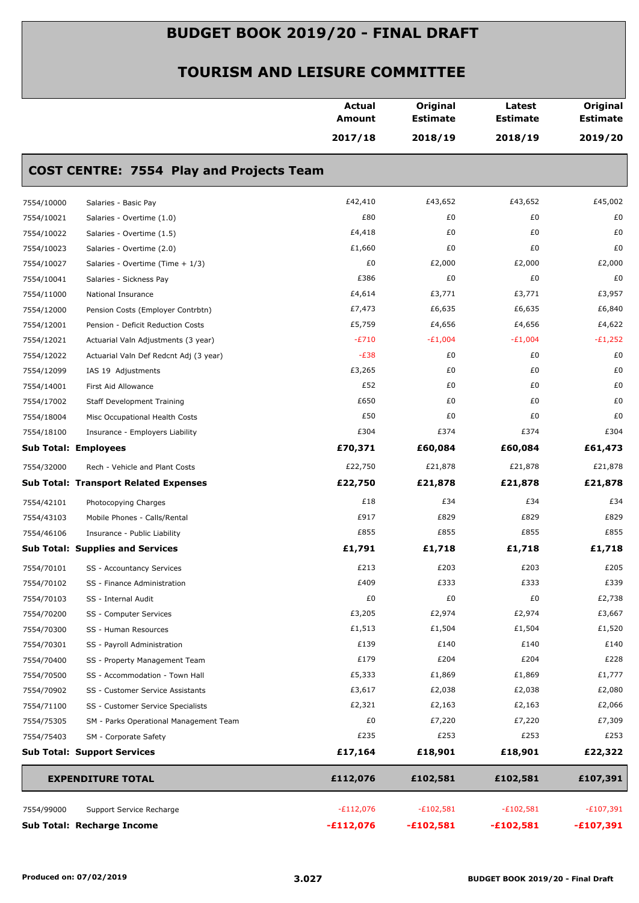# BUDGET BOOK 2019/20 - FINAL DRAFT

## TOURISM AND LEISURE COMMITTEE

### COST CENTRE: 7554 Play and Projects Team

| | | Actual Amount 2017/18 | Original Estimate 2018/19 | Latest Estimate 2018/19 | Original Estimate 2019/20 |
|---|---|---|---|---|---|
| 7554/10000 | Salaries - Basic Pay | £42,410 | £43,652 | £43,652 | £45,002 |
| 7554/10021 | Salaries - Overtime (1.0) | £80 | £0 | £0 | £0 |
| 7554/10022 | Salaries - Overtime (1.5) | £4,418 | £0 | £0 | £0 |
| 7554/10023 | Salaries - Overtime (2.0) | £1,660 | £0 | £0 | £0 |
| 7554/10027 | Salaries - Overtime (Time + 1/3) | £0 | £2,000 | £2,000 | £2,000 |
| 7554/10041 | Salaries - Sickness Pay | £386 | £0 | £0 | £0 |
| 7554/11000 | National Insurance | £4,614 | £3,771 | £3,771 | £3,957 |
| 7554/12000 | Pension Costs (Employer Contrbtn) | £7,473 | £6,635 | £6,635 | £6,840 |
| 7554/12001 | Pension - Deficit Reduction Costs | £5,759 | £4,656 | £4,656 | £4,622 |
| 7554/12021 | Actuarial Valn Adjustments (3 year) | -£710 | -£1,004 | -£1,004 | -£1,252 |
| 7554/12022 | Actuarial Valn Def Redcnt Adj (3 year) | -£38 | £0 | £0 | £0 |
| 7554/12099 | IAS 19 Adjustments | £3,265 | £0 | £0 | £0 |
| 7554/14001 | First Aid Allowance | £52 | £0 | £0 | £0 |
| 7554/17002 | Staff Development Training | £650 | £0 | £0 | £0 |
| 7554/18004 | Misc Occupational Health Costs | £50 | £0 | £0 | £0 |
| 7554/18100 | Insurance - Employers Liability | £304 | £374 | £374 | £304 |
| **Sub Total: Employees** | | **£70,371** | **£60,084** | **£60,084** | **£61,473** |
| 7554/32000 | Rech - Vehicle and Plant Costs | £22,750 | £21,878 | £21,878 | £21,878 |
| **Sub Total: Transport Related Expenses** | | **£22,750** | **£21,878** | **£21,878** | **£21,878** |
| 7554/42101 | Photocopying Charges | £18 | £34 | £34 | £34 |
| 7554/43103 | Mobile Phones - Calls/Rental | £917 | £829 | £829 | £829 |
| 7554/46106 | Insurance - Public Liability | £855 | £855 | £855 | £855 |
| **Sub Total: Supplies and Services** | | **£1,791** | **£1,718** | **£1,718** | **£1,718** |
| 7554/70101 | SS - Accountancy Services | £213 | £203 | £203 | £205 |
| 7554/70102 | SS - Finance Administration | £409 | £333 | £333 | £339 |
| 7554/70103 | SS - Internal Audit | £0 | £0 | £0 | £2,738 |
| 7554/70200 | SS - Computer Services | £3,205 | £2,974 | £2,974 | £3,667 |
| 7554/70300 | SS - Human Resources | £1,513 | £1,504 | £1,504 | £1,520 |
| 7554/70301 | SS - Payroll Administration | £139 | £140 | £140 | £140 |
| 7554/70400 | SS - Property Management Team | £179 | £204 | £204 | £228 |
| 7554/70500 | SS - Accommodation - Town Hall | £5,333 | £1,869 | £1,869 | £1,777 |
| 7554/70902 | SS - Customer Service Assistants | £3,617 | £2,038 | £2,038 | £2,080 |
| 7554/71100 | SS - Customer Service Specialists | £2,321 | £2,163 | £2,163 | £2,066 |
| 7554/75305 | SM - Parks Operational Management Team | £0 | £7,220 | £7,220 | £7,309 |
| 7554/75403 | SM - Corporate Safety | £235 | £253 | £253 | £253 |
| **Sub Total: Support Services** | | **£17,164** | **£18,901** | **£18,901** | **£22,322** |
| **EXPENDITURE TOTAL** | | **£112,076** | **£102,581** | **£102,581** | **£107,391** |
| 7554/99000 | Support Service Recharge | -£112,076 | -£102,581 | -£102,581 | -£107,391 |
| **Sub Total: Recharge Income** | | **-£112,076** | **-£102,581** | **-£102,581** | **-£107,391** |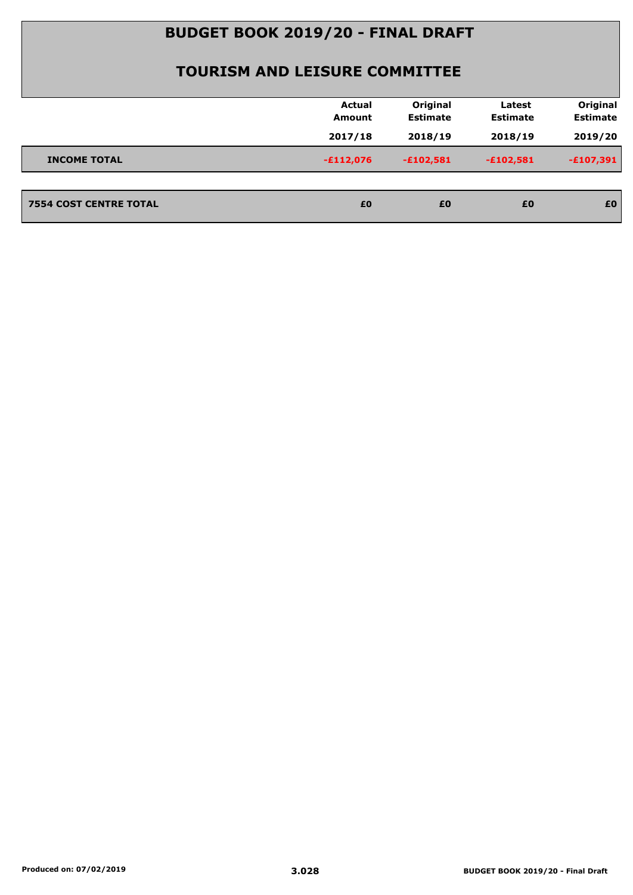# BUDGET BOOK 2019/20 - FINAL DRAFT

## TOURISM AND LEISURE COMMITTEE

| | Actual Amount 2017/18 | Original Estimate 2018/19 | Latest Estimate 2018/19 | Original Estimate 2019/20 |
|---|---|---|---|---|
| **INCOME TOTAL** | -£112,076 | -£102,581 | -£102,581 | -£107,391 |
| **7554 COST CENTRE TOTAL** | £0 | £0 | £0 | £0 |

Produced on: 07/02/2019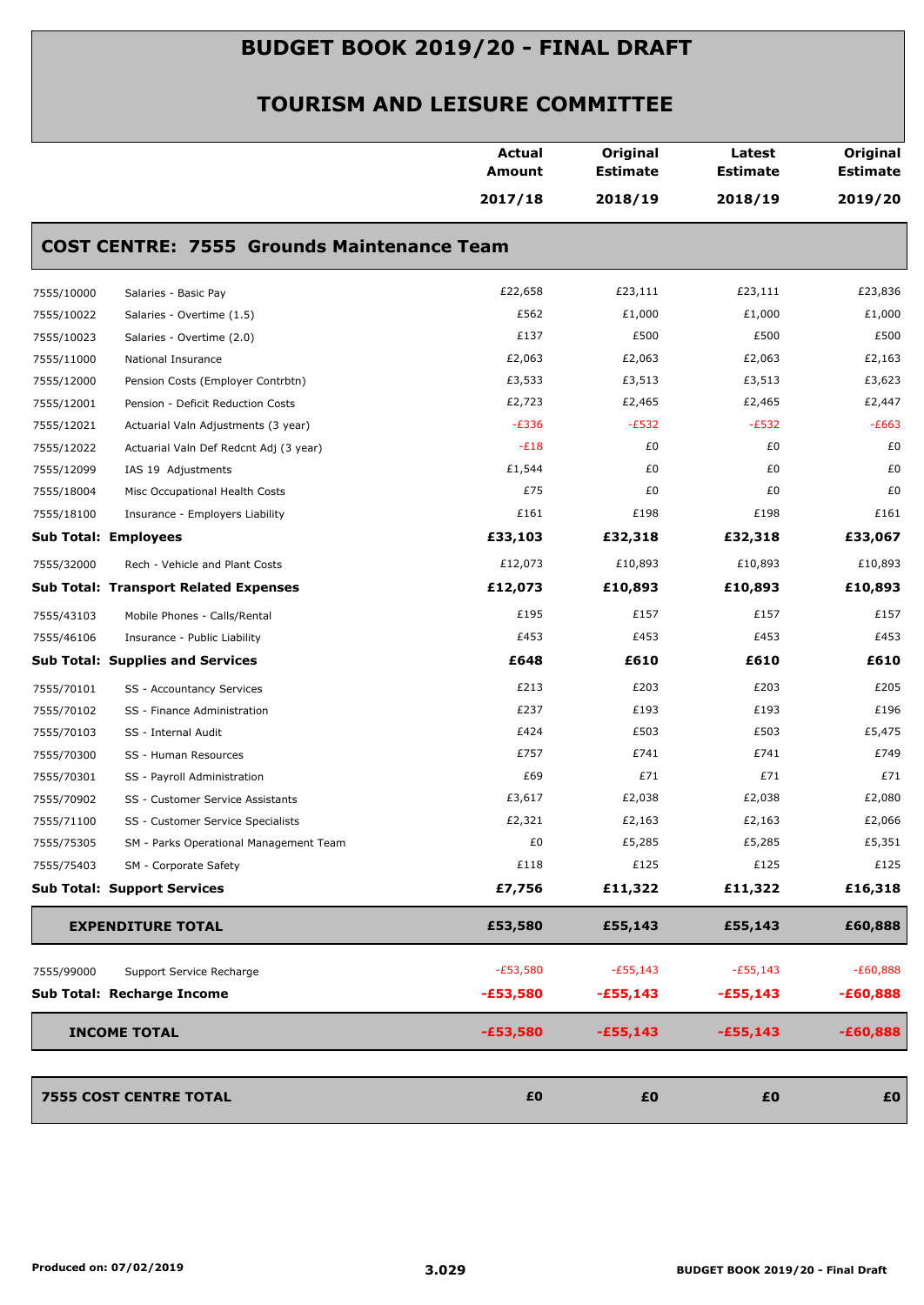# BUDGET BOOK 2019/20 - FINAL DRAFT

## TOURISM AND LEISURE COMMITTEE

## COST CENTRE: 7555 Grounds Maintenance Team

| | | Actual Amount 2017/18 | Original Estimate 2018/19 | Latest Estimate 2018/19 | Original Estimate 2019/20 |
|---|---|---|---|---|---|
| 7555/10000 | Salaries - Basic Pay | £22,658 | £23,111 | £23,111 | £23,836 |
| 7555/10022 | Salaries - Overtime (1.5) | £562 | £1,000 | £1,000 | £1,000 |
| 7555/10023 | Salaries - Overtime (2.0) | £137 | £500 | £500 | £500 |
| 7555/11000 | National Insurance | £2,063 | £2,063 | £2,063 | £2,163 |
| 7555/12000 | Pension Costs (Employer Contrbtn) | £3,533 | £3,513 | £3,513 | £3,623 |
| 7555/12001 | Pension - Deficit Reduction Costs | £2,723 | £2,465 | £2,465 | £2,447 |
| 7555/12021 | Actuarial Valn Adjustments (3 year) | -£336 | -£532 | -£532 | -£663 |
| 7555/12022 | Actuarial Valn Def Redcnt Adj (3 year) | -£18 | £0 | £0 | £0 |
| 7555/12099 | IAS 19 Adjustments | £1,544 | £0 | £0 | £0 |
| 7555/18004 | Misc Occupational Health Costs | £75 | £0 | £0 | £0 |
| 7555/18100 | Insurance - Employers Liability | £161 | £198 | £198 | £161 |
| **Sub Total: Employees** | | **£33,103** | **£32,318** | **£32,318** | **£33,067** |
| 7555/32000 | Rech - Vehicle and Plant Costs | £12,073 | £10,893 | £10,893 | £10,893 |
| **Sub Total: Transport Related Expenses** | | **£12,073** | **£10,893** | **£10,893** | **£10,893** |
| 7555/43103 | Mobile Phones - Calls/Rental | £195 | £157 | £157 | £157 |
| 7555/46106 | Insurance - Public Liability | £453 | £453 | £453 | £453 |
| **Sub Total: Supplies and Services** | | **£648** | **£610** | **£610** | **£610** |
| 7555/70101 | SS - Accountancy Services | £213 | £203 | £203 | £205 |
| 7555/70102 | SS - Finance Administration | £237 | £193 | £193 | £196 |
| 7555/70103 | SS - Internal Audit | £424 | £503 | £503 | £5,475 |
| 7555/70300 | SS - Human Resources | £757 | £741 | £741 | £749 |
| 7555/70301 | SS - Payroll Administration | £69 | £71 | £71 | £71 |
| 7555/70902 | SS - Customer Service Assistants | £3,617 | £2,038 | £2,038 | £2,080 |
| 7555/71100 | SS - Customer Service Specialists | £2,321 | £2,163 | £2,163 | £2,066 |
| 7555/75305 | SM - Parks Operational Management Team | £0 | £5,285 | £5,285 | £5,351 |
| 7555/75403 | SM - Corporate Safety | £118 | £125 | £125 | £125 |
| **Sub Total: Support Services** | | **£7,756** | **£11,322** | **£11,322** | **£16,318** |
| **EXPENDITURE TOTAL** | | **£53,580** | **£55,143** | **£55,143** | **£60,888** |
| 7555/99000 | Support Service Recharge | -£53,580 | -£55,143 | -£55,143 | -£60,888 |
| **Sub Total: Recharge Income** | | **-£53,580** | **-£55,143** | **-£55,143** | **-£60,888** |
| **INCOME TOTAL** | | **-£53,580** | **-£55,143** | **-£55,143** | **-£60,888** |
| **7555 COST CENTRE TOTAL** | | **£0** | **£0** | **£0** | **£0** |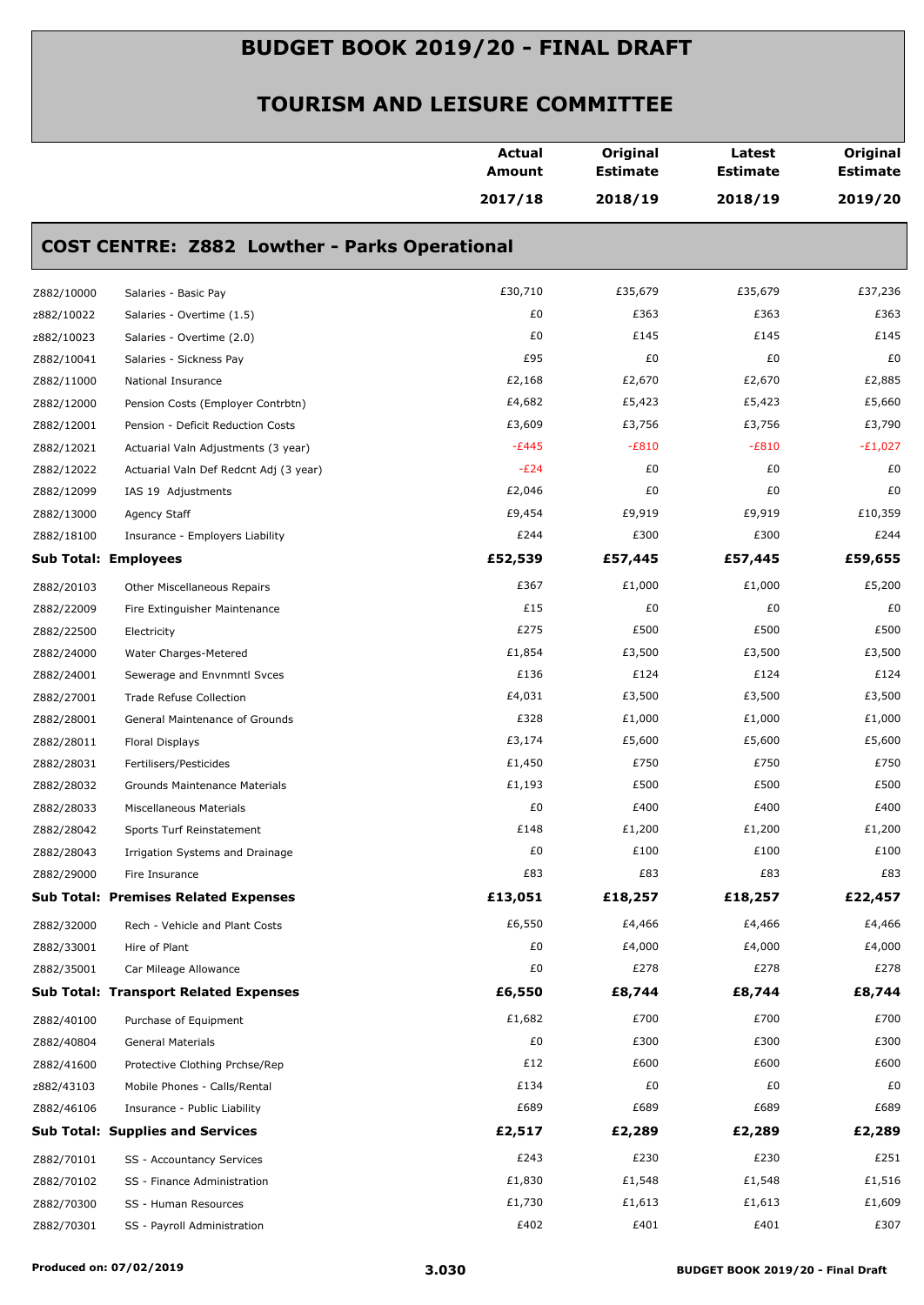# BUDGET BOOK 2019/20 - FINAL DRAFT

## TOURISM AND LEISURE COMMITTEE

| | | Actual Amount 2017/18 | Original Estimate 2018/19 | Latest Estimate 2018/19 | Original Estimate 2019/20 |
|---|---|---|---|---|---|
| **COST CENTRE: Z882 Lowther - Parks Operational** | | | | | |
| Z882/10000 | Salaries - Basic Pay | £30,710 | £35,679 | £35,679 | £37,236 |
| z882/10022 | Salaries - Overtime (1.5) | £0 | £363 | £363 | £363 |
| z882/10023 | Salaries - Overtime (2.0) | £0 | £145 | £145 | £145 |
| Z882/10041 | Salaries - Sickness Pay | £95 | £0 | £0 | £0 |
| Z882/11000 | National Insurance | £2,168 | £2,670 | £2,670 | £2,885 |
| Z882/12000 | Pension Costs (Employer Contrbtn) | £4,682 | £5,423 | £5,423 | £5,660 |
| Z882/12001 | Pension - Deficit Reduction Costs | £3,609 | £3,756 | £3,756 | £3,790 |
| Z882/12021 | Actuarial Valn Adjustments (3 year) | -£445 | -£810 | -£810 | -£1,027 |
| Z882/12022 | Actuarial Valn Def Redcnt Adj (3 year) | -£24 | £0 | £0 | £0 |
| Z882/12099 | IAS 19 Adjustments | £2,046 | £0 | £0 | £0 |
| Z882/13000 | Agency Staff | £9,454 | £9,919 | £9,919 | £10,359 |
| Z882/18100 | Insurance - Employers Liability | £244 | £300 | £300 | £244 |
| **Sub Total: Employees** | | **£52,539** | **£57,445** | **£57,445** | **£59,655** |
| Z882/20103 | Other Miscellaneous Repairs | £367 | £1,000 | £1,000 | £5,200 |
| Z882/22009 | Fire Extinguisher Maintenance | £15 | £0 | £0 | £0 |
| Z882/22500 | Electricity | £275 | £500 | £500 | £500 |
| Z882/24000 | Water Charges-Metered | £1,854 | £3,500 | £3,500 | £3,500 |
| Z882/24001 | Sewerage and Envnmntl Svces | £136 | £124 | £124 | £124 |
| Z882/27001 | Trade Refuse Collection | £4,031 | £3,500 | £3,500 | £3,500 |
| Z882/28001 | General Maintenance of Grounds | £328 | £1,000 | £1,000 | £1,000 |
| Z882/28011 | Floral Displays | £3,174 | £5,600 | £5,600 | £5,600 |
| Z882/28031 | Fertilisers/Pesticides | £1,450 | £750 | £750 | £750 |
| Z882/28032 | Grounds Maintenance Materials | £1,193 | £500 | £500 | £500 |
| Z882/28033 | Miscellaneous Materials | £0 | £400 | £400 | £400 |
| Z882/28042 | Sports Turf Reinstatement | £148 | £1,200 | £1,200 | £1,200 |
| Z882/28043 | Irrigation Systems and Drainage | £0 | £100 | £100 | £100 |
| Z882/29000 | Fire Insurance | £83 | £83 | £83 | £83 |
| **Sub Total: Premises Related Expenses** | | **£13,051** | **£18,257** | **£18,257** | **£22,457** |
| Z882/32000 | Rech - Vehicle and Plant Costs | £6,550 | £4,466 | £4,466 | £4,466 |
| Z882/33001 | Hire of Plant | £0 | £4,000 | £4,000 | £4,000 |
| Z882/35001 | Car Mileage Allowance | £0 | £278 | £278 | £278 |
| **Sub Total: Transport Related Expenses** | | **£6,550** | **£8,744** | **£8,744** | **£8,744** |
| Z882/40100 | Purchase of Equipment | £1,682 | £700 | £700 | £700 |
| Z882/40804 | General Materials | £0 | £300 | £300 | £300 |
| Z882/41600 | Protective Clothing Prchse/Rep | £12 | £600 | £600 | £600 |
| z882/43103 | Mobile Phones - Calls/Rental | £134 | £0 | £0 | £0 |
| Z882/46106 | Insurance - Public Liability | £689 | £689 | £689 | £689 |
| **Sub Total: Supplies and Services** | | **£2,517** | **£2,289** | **£2,289** | **£2,289** |
| Z882/70101 | SS - Accountancy Services | £243 | £230 | £230 | £251 |
| Z882/70102 | SS - Finance Administration | £1,830 | £1,548 | £1,548 | £1,516 |
| Z882/70300 | SS - Human Resources | £1,730 | £1,613 | £1,613 | £1,609 |
| Z882/70301 | SS - Payroll Administration | £402 | £401 | £401 | £307 |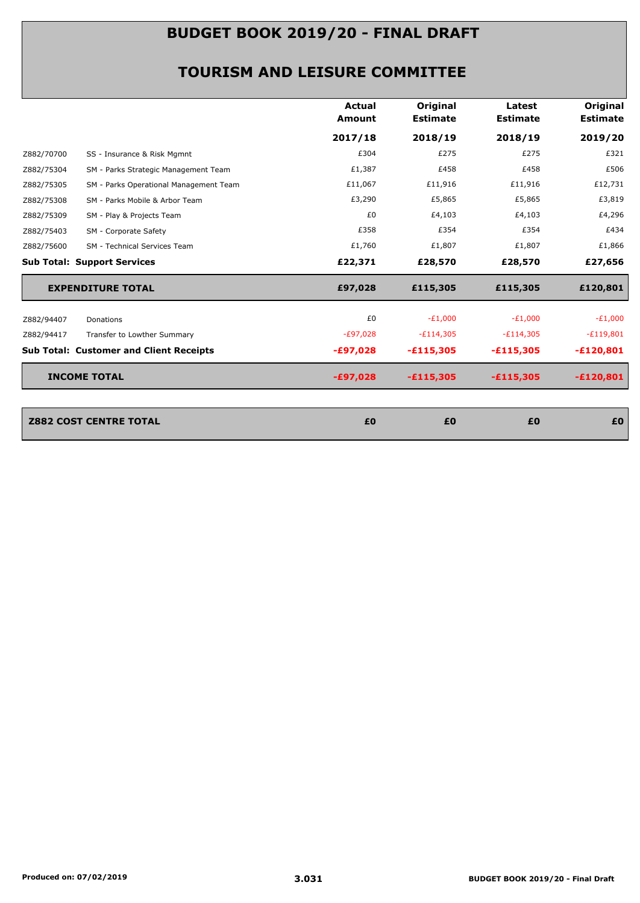# BUDGET BOOK 2019/20 - FINAL DRAFT

## TOURISM AND LEISURE COMMITTEE

| | | Actual Amount | Original Estimate | Latest Estimate | Original Estimate |
|---|---|---|---|---|---|
| | | 2017/18 | 2018/19 | 2018/19 | 2019/20 |
| Z882/70700 | SS - Insurance & Risk Mgmnt | £304 | £275 | £275 | £321 |
| Z882/75304 | SM - Parks Strategic Management Team | £1,387 | £458 | £458 | £506 |
| Z882/75305 | SM - Parks Operational Management Team | £11,067 | £11,916 | £11,916 | £12,731 |
| Z882/75308 | SM - Parks Mobile & Arbor Team | £3,290 | £5,865 | £5,865 | £3,819 |
| Z882/75309 | SM - Play & Projects Team | £0 | £4,103 | £4,103 | £4,296 |
| Z882/75403 | SM - Corporate Safety | £358 | £354 | £354 | £434 |
| Z882/75600 | SM - Technical Services Team | £1,760 | £1,807 | £1,807 | £1,866 |
| **Sub Total: Support Services** | | **£22,371** | **£28,570** | **£28,570** | **£27,656** |
| **EXPENDITURE TOTAL** | | **£97,028** | **£115,305** | **£115,305** | **£120,801** |
| Z882/94407 | Donations | £0 | -£1,000 | -£1,000 | -£1,000 |
| Z882/94417 | Transfer to Lowther Summary | -£97,028 | -£114,305 | -£114,305 | -£119,801 |
| **Sub Total: Customer and Client Receipts** | | **-£97,028** | **-£115,305** | **-£115,305** | **-£120,801** |
| **INCOME TOTAL** | | **-£97,028** | **-£115,305** | **-£115,305** | **-£120,801** |
| **Z882 COST CENTRE TOTAL** | | **£0** | **£0** | **£0** | **£0** |

Produced on: 07/02/2019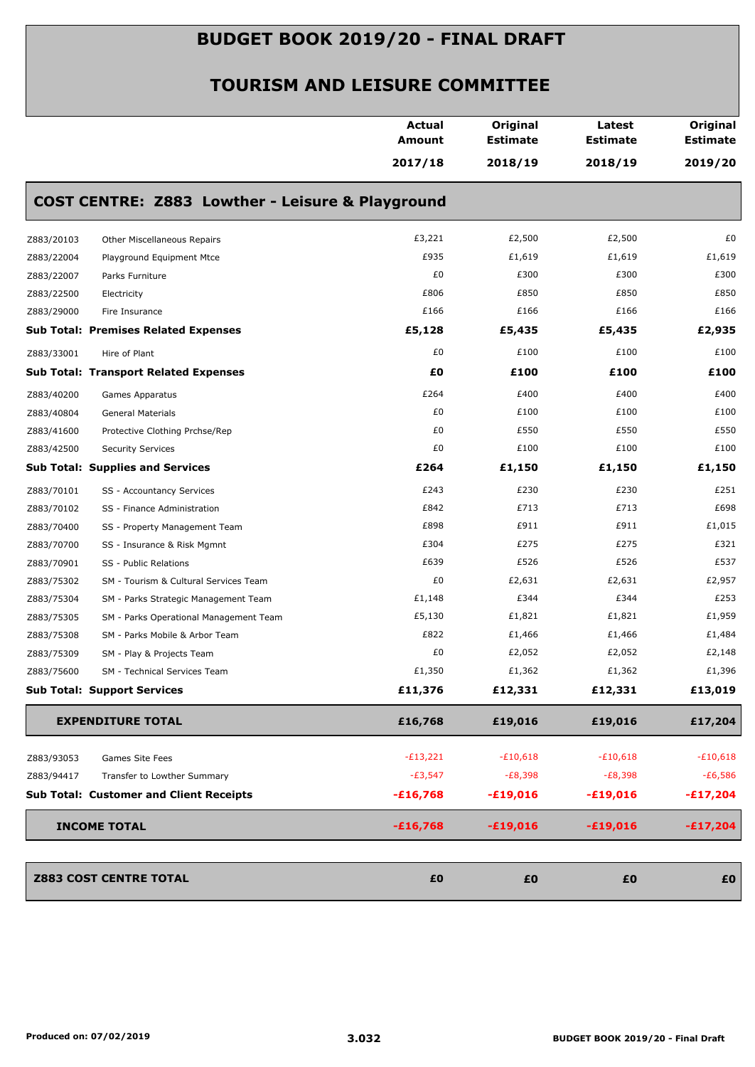# BUDGET BOOK 2019/20 - FINAL DRAFT

## TOURISM AND LEISURE COMMITTEE

### COST CENTRE: Z883 Lowther - Leisure & Playground

| | | Actual Amount 2017/18 | Original Estimate 2018/19 | Latest Estimate 2018/19 | Original Estimate 2019/20 |
|---|---|---|---|---|---|
| Z883/20103 | Other Miscellaneous Repairs | £3,221 | £2,500 | £2,500 | £0 |
| Z883/22004 | Playground Equipment Mtce | £935 | £1,619 | £1,619 | £1,619 |
| Z883/22007 | Parks Furniture | £0 | £300 | £300 | £300 |
| Z883/22500 | Electricity | £806 | £850 | £850 | £850 |
| Z883/29000 | Fire Insurance | £166 | £166 | £166 | £166 |
| **Sub Total: Premises Related Expenses** | | **£5,128** | **£5,435** | **£5,435** | **£2,935** |
| Z883/33001 | Hire of Plant | £0 | £100 | £100 | £100 |
| **Sub Total: Transport Related Expenses** | | **£0** | **£100** | **£100** | **£100** |
| Z883/40200 | Games Apparatus | £264 | £400 | £400 | £400 |
| Z883/40804 | General Materials | £0 | £100 | £100 | £100 |
| Z883/41600 | Protective Clothing Prchse/Rep | £0 | £550 | £550 | £550 |
| Z883/42500 | Security Services | £0 | £100 | £100 | £100 |
| **Sub Total: Supplies and Services** | | **£264** | **£1,150** | **£1,150** | **£1,150** |
| Z883/70101 | SS - Accountancy Services | £243 | £230 | £230 | £251 |
| Z883/70102 | SS - Finance Administration | £842 | £713 | £713 | £698 |
| Z883/70400 | SS - Property Management Team | £898 | £911 | £911 | £1,015 |
| Z883/70700 | SS - Insurance & Risk Mgmnt | £304 | £275 | £275 | £321 |
| Z883/70901 | SS - Public Relations | £639 | £526 | £526 | £537 |
| Z883/75302 | SM - Tourism & Cultural Services Team | £0 | £2,631 | £2,631 | £2,957 |
| Z883/75304 | SM - Parks Strategic Management Team | £1,148 | £344 | £344 | £253 |
| Z883/75305 | SM - Parks Operational Management Team | £5,130 | £1,821 | £1,821 | £1,959 |
| Z883/75308 | SM - Parks Mobile & Arbor Team | £822 | £1,466 | £1,466 | £1,484 |
| Z883/75309 | SM - Play & Projects Team | £0 | £2,052 | £2,052 | £2,148 |
| Z883/75600 | SM - Technical Services Team | £1,350 | £1,362 | £1,362 | £1,396 |
| **Sub Total: Support Services** | | **£11,376** | **£12,331** | **£12,331** | **£13,019** |
| **EXPENDITURE TOTAL** | | **£16,768** | **£19,016** | **£19,016** | **£17,204** |
| Z883/93053 | Games Site Fees | -£13,221 | -£10,618 | -£10,618 | -£10,618 |
| Z883/94417 | Transfer to Lowther Summary | -£3,547 | -£8,398 | -£8,398 | -£6,586 |
| **Sub Total: Customer and Client Receipts** | | **-£16,768** | **-£19,016** | **-£19,016** | **-£17,204** |
| **INCOME TOTAL** | | **-£16,768** | **-£19,016** | **-£19,016** | **-£17,204** |
| **Z883 COST CENTRE TOTAL** | | **£0** | **£0** | **£0** | **£0** |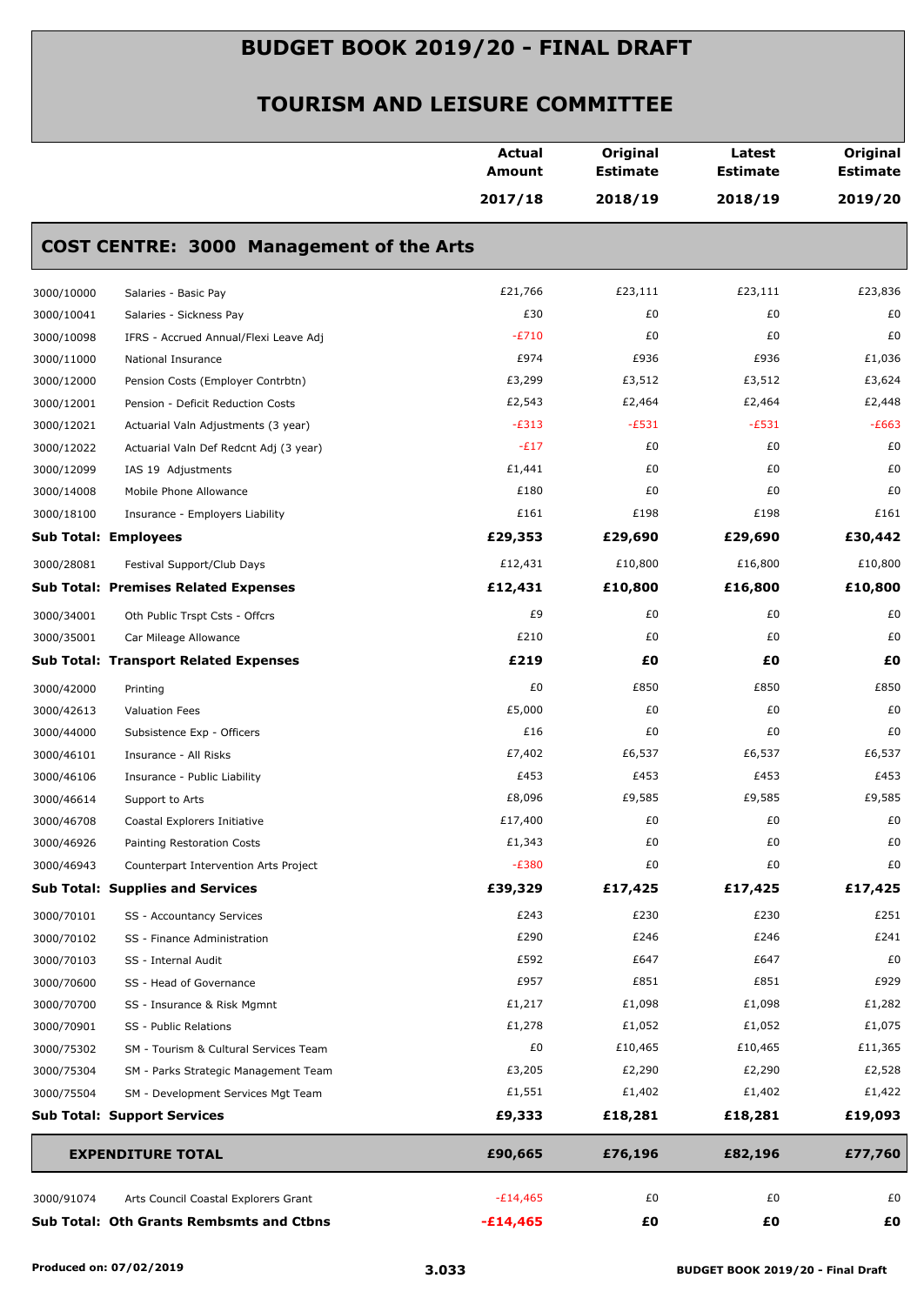# BUDGET BOOK 2019/20 - FINAL DRAFT

## TOURISM AND LEISURE COMMITTEE

| | | Actual Amount 2017/18 | Original Estimate 2018/19 | Latest Estimate 2018/19 | Original Estimate 2019/20 |
|---|---|---|---|---|---|
| **COST CENTRE: 3000 Management of the Arts** | | | | | |
| 3000/10000 | Salaries - Basic Pay | £21,766 | £23,111 | £23,111 | £23,836 |
| 3000/10041 | Salaries - Sickness Pay | £30 | £0 | £0 | £0 |
| 3000/10098 | IFRS - Accrued Annual/Flexi Leave Adj | -£710 | £0 | £0 | £0 |
| 3000/11000 | National Insurance | £974 | £936 | £936 | £1,036 |
| 3000/12000 | Pension Costs (Employer Contrbtn) | £3,299 | £3,512 | £3,512 | £3,624 |
| 3000/12001 | Pension - Deficit Reduction Costs | £2,543 | £2,464 | £2,464 | £2,448 |
| 3000/12021 | Actuarial Valn Adjustments (3 year) | -£313 | -£531 | -£531 | -£663 |
| 3000/12022 | Actuarial Valn Def Redcnt Adj (3 year) | -£17 | £0 | £0 | £0 |
| 3000/12099 | IAS 19 Adjustments | £1,441 | £0 | £0 | £0 |
| 3000/14008 | Mobile Phone Allowance | £180 | £0 | £0 | £0 |
| 3000/18100 | Insurance - Employers Liability | £161 | £198 | £198 | £161 |
| **Sub Total: Employees** | | **£29,353** | **£29,690** | **£29,690** | **£30,442** |
| 3000/28081 | Festival Support/Club Days | £12,431 | £10,800 | £16,800 | £10,800 |
| **Sub Total: Premises Related Expenses** | | **£12,431** | **£10,800** | **£16,800** | **£10,800** |
| 3000/34001 | Oth Public Trspt Csts - Offcrs | £9 | £0 | £0 | £0 |
| 3000/35001 | Car Mileage Allowance | £210 | £0 | £0 | £0 |
| **Sub Total: Transport Related Expenses** | | **£219** | **£0** | **£0** | **£0** |
| 3000/42000 | Printing | £0 | £850 | £850 | £850 |
| 3000/42613 | Valuation Fees | £5,000 | £0 | £0 | £0 |
| 3000/44000 | Subsistence Exp - Officers | £16 | £0 | £0 | £0 |
| 3000/46101 | Insurance - All Risks | £7,402 | £6,537 | £6,537 | £6,537 |
| 3000/46106 | Insurance - Public Liability | £453 | £453 | £453 | £453 |
| 3000/46614 | Support to Arts | £8,096 | £9,585 | £9,585 | £9,585 |
| 3000/46708 | Coastal Explorers Initiative | £17,400 | £0 | £0 | £0 |
| 3000/46926 | Painting Restoration Costs | £1,343 | £0 | £0 | £0 |
| 3000/46943 | Counterpart Intervention Arts Project | -£380 | £0 | £0 | £0 |
| **Sub Total: Supplies and Services** | | **£39,329** | **£17,425** | **£17,425** | **£17,425** |
| 3000/70101 | SS - Accountancy Services | £243 | £230 | £230 | £251 |
| 3000/70102 | SS - Finance Administration | £290 | £246 | £246 | £241 |
| 3000/70103 | SS - Internal Audit | £592 | £647 | £647 | £0 |
| 3000/70600 | SS - Head of Governance | £957 | £851 | £851 | £929 |
| 3000/70700 | SS - Insurance & Risk Mgmnt | £1,217 | £1,098 | £1,098 | £1,282 |
| 3000/70901 | SS - Public Relations | £1,278 | £1,052 | £1,052 | £1,075 |
| 3000/75302 | SM - Tourism & Cultural Services Team | £0 | £10,465 | £10,465 | £11,365 |
| 3000/75304 | SM - Parks Strategic Management Team | £3,205 | £2,290 | £2,290 | £2,528 |
| 3000/75504 | SM - Development Services Mgt Team | £1,551 | £1,402 | £1,402 | £1,422 |
| **Sub Total: Support Services** | | **£9,333** | **£18,281** | **£18,281** | **£19,093** |
| **EXPENDITURE TOTAL** | | **£90,665** | **£76,196** | **£82,196** | **£77,760** |
| 3000/91074 | Arts Council Coastal Explorers Grant | -£14,465 | £0 | £0 | £0 |
| **Sub Total: Oth Grants Rembsmts and Ctbns** | | **-£14,465** | **£0** | **£0** | **£0** |

Produced on: 07/02/2019

3.033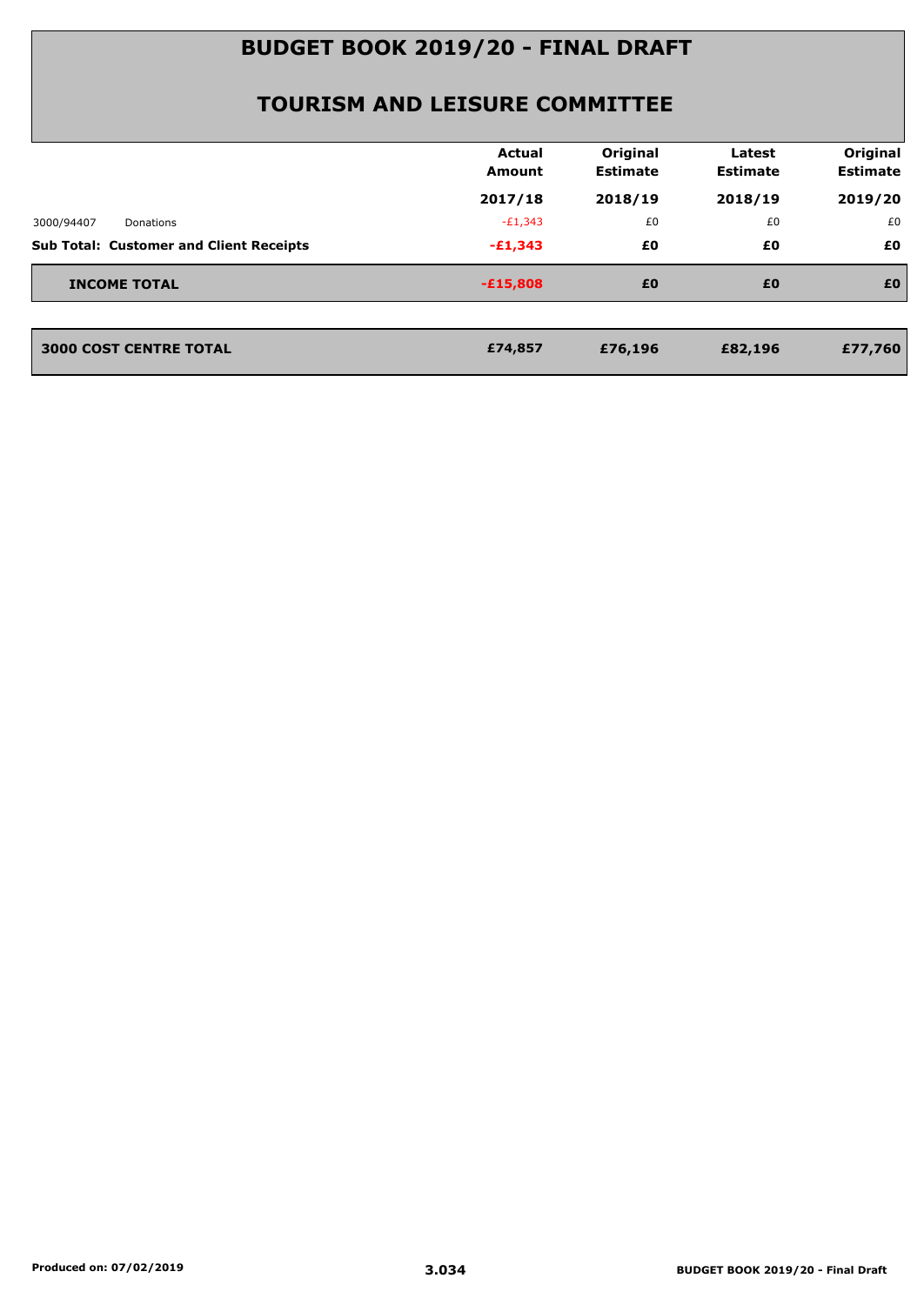# BUDGET BOOK 2019/20 - FINAL DRAFT

## TOURISM AND LEISURE COMMITTEE

| | | Actual Amount 2017/18 | Original Estimate 2018/19 | Latest Estimate 2018/19 | Original Estimate 2019/20 |
|---|---|---|---|---|---|
| 3000/94407 | Donations | -£1,343 | £0 | £0 | £0 |
| **Sub Total: Customer and Client Receipts** | | **-£1,343** | **£0** | **£0** | **£0** |
| **INCOME TOTAL** | | **-£15,808** | **£0** | **£0** | **£0** |
| **3000 COST CENTRE TOTAL** | | **£74,857** | **£76,196** | **£82,196** | **£77,760** |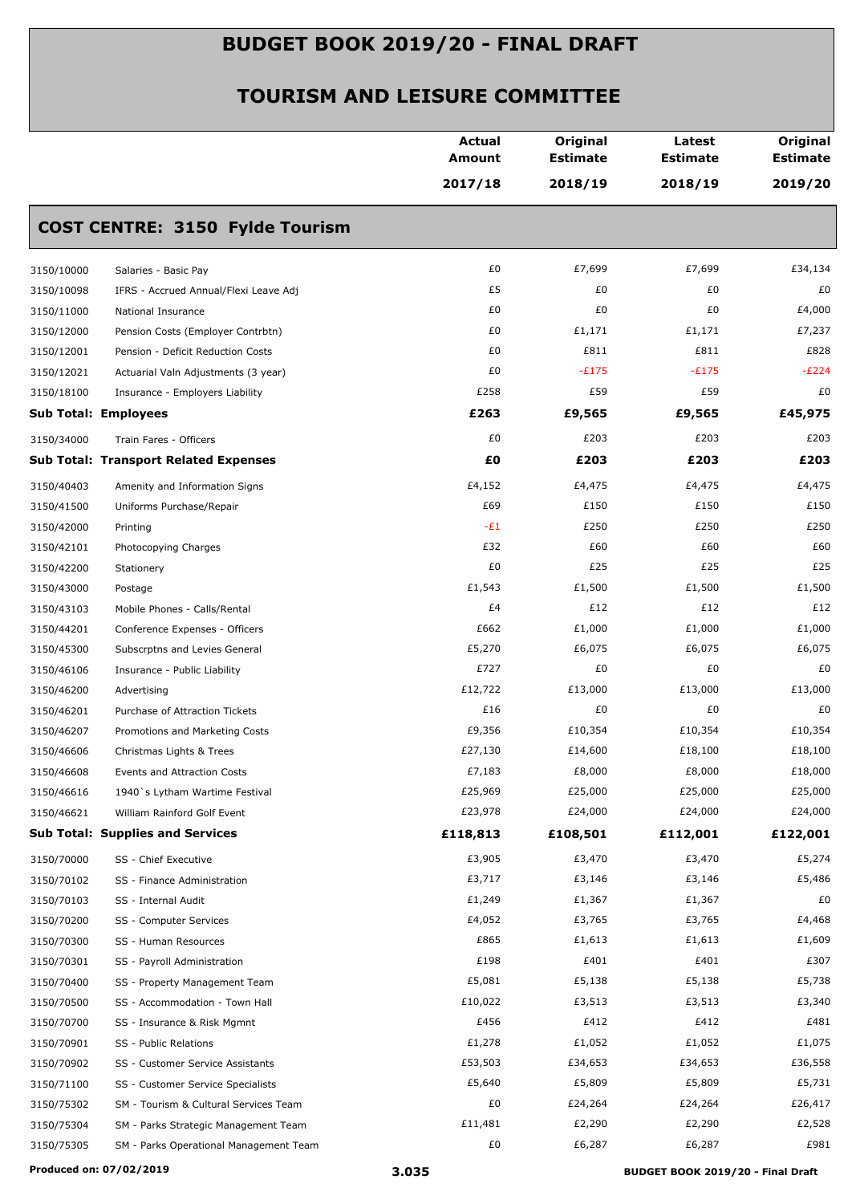# BUDGET BOOK 2019/20 - FINAL DRAFT

## TOURISM AND LEISURE COMMITTEE

| | | Actual Amount 2017/18 | Original Estimate 2018/19 | Latest Estimate 2018/19 | Original Estimate 2019/20 |
|---|---|---|---|---|---|
| **COST CENTRE: 3150 Fylde Tourism** | | | | | |
| 3150/10000 | Salaries - Basic Pay | £0 | £7,699 | £7,699 | £34,134 |
| 3150/10098 | IFRS - Accrued Annual/Flexi Leave Adj | £5 | £0 | £0 | £0 |
| 3150/11000 | National Insurance | £0 | £0 | £0 | £4,000 |
| 3150/12000 | Pension Costs (Employer Contrbtn) | £0 | £1,171 | £1,171 | £7,237 |
| 3150/12001 | Pension - Deficit Reduction Costs | £0 | £811 | £811 | £828 |
| 3150/12021 | Actuarial Valn Adjustments (3 year) | £0 | -£175 | -£175 | -£224 |
| 3150/18100 | Insurance - Employers Liability | £258 | £59 | £59 | £0 |
| **Sub Total: Employees** | | **£263** | **£9,565** | **£9,565** | **£45,975** |
| 3150/34000 | Train Fares - Officers | £0 | £203 | £203 | £203 |
| **Sub Total: Transport Related Expenses** | | **£0** | **£203** | **£203** | **£203** |
| 3150/40403 | Amenity and Information Signs | £4,152 | £4,475 | £4,475 | £4,475 |
| 3150/41500 | Uniforms Purchase/Repair | £69 | £150 | £150 | £150 |
| 3150/42000 | Printing | -£1 | £250 | £250 | £250 |
| 3150/42101 | Photocopying Charges | £32 | £60 | £60 | £60 |
| 3150/42200 | Stationery | £0 | £25 | £25 | £25 |
| 3150/43000 | Postage | £1,543 | £1,500 | £1,500 | £1,500 |
| 3150/43103 | Mobile Phones - Calls/Rental | £4 | £12 | £12 | £12 |
| 3150/44201 | Conference Expenses - Officers | £662 | £1,000 | £1,000 | £1,000 |
| 3150/45300 | Subscrptns and Levies General | £5,270 | £6,075 | £6,075 | £6,075 |
| 3150/46106 | Insurance - Public Liability | £727 | £0 | £0 | £0 |
| 3150/46200 | Advertising | £12,722 | £13,000 | £13,000 | £13,000 |
| 3150/46201 | Purchase of Attraction Tickets | £16 | £0 | £0 | £0 |
| 3150/46207 | Promotions and Marketing Costs | £9,356 | £10,354 | £10,354 | £10,354 |
| 3150/46606 | Christmas Lights & Trees | £27,130 | £14,600 | £18,100 | £18,100 |
| 3150/46608 | Events and Attraction Costs | £7,183 | £8,000 | £8,000 | £18,000 |
| 3150/46616 | 1940`s Lytham Wartime Festival | £25,969 | £25,000 | £25,000 | £25,000 |
| 3150/46621 | William Rainford Golf Event | £23,978 | £24,000 | £24,000 | £24,000 |
| **Sub Total: Supplies and Services** | | **£118,813** | **£108,501** | **£112,001** | **£122,001** |
| 3150/70000 | SS - Chief Executive | £3,905 | £3,470 | £3,470 | £5,274 |
| 3150/70102 | SS - Finance Administration | £3,717 | £3,146 | £3,146 | £5,486 |
| 3150/70103 | SS - Internal Audit | £1,249 | £1,367 | £1,367 | £0 |
| 3150/70200 | SS - Computer Services | £4,052 | £3,765 | £3,765 | £4,468 |
| 3150/70300 | SS - Human Resources | £865 | £1,613 | £1,613 | £1,609 |
| 3150/70301 | SS - Payroll Administration | £198 | £401 | £401 | £307 |
| 3150/70400 | SS - Property Management Team | £5,081 | £5,138 | £5,138 | £5,738 |
| 3150/70500 | SS - Accommodation - Town Hall | £10,022 | £3,513 | £3,513 | £3,340 |
| 3150/70700 | SS - Insurance & Risk Mgmnt | £456 | £412 | £412 | £481 |
| 3150/70901 | SS - Public Relations | £1,278 | £1,052 | £1,052 | £1,075 |
| 3150/70902 | SS - Customer Service Assistants | £53,503 | £34,653 | £34,653 | £36,558 |
| 3150/71100 | SS - Customer Service Specialists | £5,640 | £5,809 | £5,809 | £5,731 |
| 3150/75302 | SM - Tourism & Cultural Services Team | £0 | £24,264 | £24,264 | £26,417 |
| 3150/75304 | SM - Parks Strategic Management Team | £11,481 | £2,290 | £2,290 | £2,528 |
| 3150/75305 | SM - Parks Operational Management Team | £0 | £6,287 | £6,287 | £981 |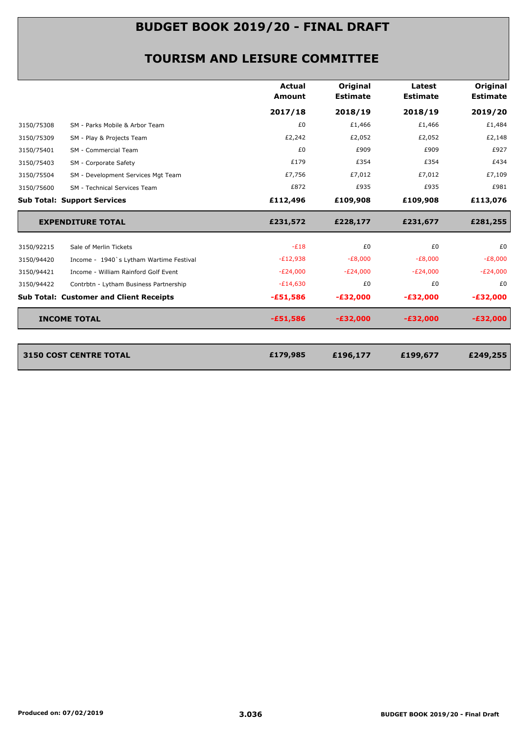# BUDGET BOOK 2019/20 - FINAL DRAFT

## TOURISM AND LEISURE COMMITTEE

| | | Actual Amount 2017/18 | Original Estimate 2018/19 | Latest Estimate 2018/19 | Original Estimate 2019/20 |
|---|---|---|---|---|---|
| 3150/75308 | SM - Parks Mobile & Arbor Team | £0 | £1,466 | £1,466 | £1,484 |
| 3150/75309 | SM - Play & Projects Team | £2,242 | £2,052 | £2,052 | £2,148 |
| 3150/75401 | SM - Commercial Team | £0 | £909 | £909 | £927 |
| 3150/75403 | SM - Corporate Safety | £179 | £354 | £354 | £434 |
| 3150/75504 | SM - Development Services Mgt Team | £7,756 | £7,012 | £7,012 | £7,109 |
| 3150/75600 | SM - Technical Services Team | £872 | £935 | £935 | £981 |
| **Sub Total: Support Services** | | **£112,496** | **£109,908** | **£109,908** | **£113,076** |
| **EXPENDITURE TOTAL** | | **£231,572** | **£228,177** | **£231,677** | **£281,255** |
| 3150/92215 | Sale of Merlin Tickets | -£18 | £0 | £0 | £0 |
| 3150/94420 | Income - 1940`s Lytham Wartime Festival | -£12,938 | -£8,000 | -£8,000 | -£8,000 |
| 3150/94421 | Income - William Rainford Golf Event | -£24,000 | -£24,000 | -£24,000 | -£24,000 |
| 3150/94422 | Contrbtn - Lytham Business Partnership | -£14,630 | £0 | £0 | £0 |
| **Sub Total: Customer and Client Receipts** | | **-£51,586** | **-£32,000** | **-£32,000** | **-£32,000** |
| **INCOME TOTAL** | | **-£51,586** | **-£32,000** | **-£32,000** | **-£32,000** |
| **3150 COST CENTRE TOTAL** | | **£179,985** | **£196,177** | **£199,677** | **£249,255** |

Produced on: 07/02/2019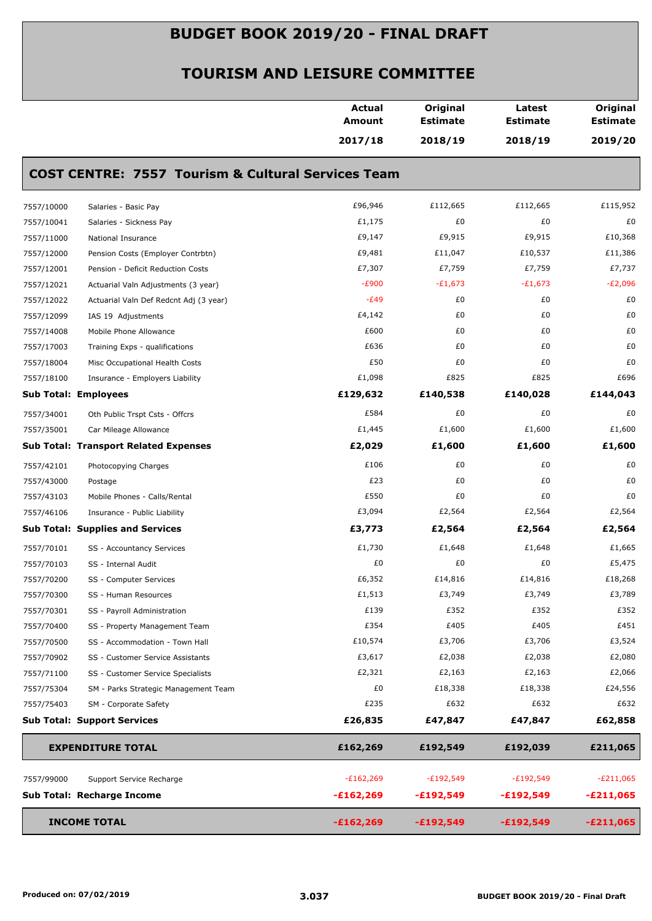# BUDGET BOOK 2019/20 - FINAL DRAFT

## TOURISM AND LEISURE COMMITTEE

### COST CENTRE: 7557 Tourism & Cultural Services Team

| | | Actual Amount 2017/18 | Original Estimate 2018/19 | Latest Estimate 2018/19 | Original Estimate 2019/20 |
|---|---|---|---|---|---|
| 7557/10000 | Salaries - Basic Pay | £96,946 | £112,665 | £112,665 | £115,952 |
| 7557/10041 | Salaries - Sickness Pay | £1,175 | £0 | £0 | £0 |
| 7557/11000 | National Insurance | £9,147 | £9,915 | £9,915 | £10,368 |
| 7557/12000 | Pension Costs (Employer Contrbtn) | £9,481 | £11,047 | £10,537 | £11,386 |
| 7557/12001 | Pension - Deficit Reduction Costs | £7,307 | £7,759 | £7,759 | £7,737 |
| 7557/12021 | Actuarial Valn Adjustments (3 year) | -£900 | -£1,673 | -£1,673 | -£2,096 |
| 7557/12022 | Actuarial Valn Def Redcnt Adj (3 year) | -£49 | £0 | £0 | £0 |
| 7557/12099 | IAS 19 Adjustments | £4,142 | £0 | £0 | £0 |
| 7557/14008 | Mobile Phone Allowance | £600 | £0 | £0 | £0 |
| 7557/17003 | Training Exps - qualifications | £636 | £0 | £0 | £0 |
| 7557/18004 | Misc Occupational Health Costs | £50 | £0 | £0 | £0 |
| 7557/18100 | Insurance - Employers Liability | £1,098 | £825 | £825 | £696 |
| **Sub Total: Employees** | | **£129,632** | **£140,538** | **£140,028** | **£144,043** |
| 7557/34001 | Oth Public Trspt Csts - Offcrs | £584 | £0 | £0 | £0 |
| 7557/35001 | Car Mileage Allowance | £1,445 | £1,600 | £1,600 | £1,600 |
| **Sub Total: Transport Related Expenses** | | **£2,029** | **£1,600** | **£1,600** | **£1,600** |
| 7557/42101 | Photocopying Charges | £106 | £0 | £0 | £0 |
| 7557/43000 | Postage | £23 | £0 | £0 | £0 |
| 7557/43103 | Mobile Phones - Calls/Rental | £550 | £0 | £0 | £0 |
| 7557/46106 | Insurance - Public Liability | £3,094 | £2,564 | £2,564 | £2,564 |
| **Sub Total: Supplies and Services** | | **£3,773** | **£2,564** | **£2,564** | **£2,564** |
| 7557/70101 | SS - Accountancy Services | £1,730 | £1,648 | £1,648 | £1,665 |
| 7557/70103 | SS - Internal Audit | £0 | £0 | £0 | £5,475 |
| 7557/70200 | SS - Computer Services | £6,352 | £14,816 | £14,816 | £18,268 |
| 7557/70300 | SS - Human Resources | £1,513 | £3,749 | £3,749 | £3,789 |
| 7557/70301 | SS - Payroll Administration | £139 | £352 | £352 | £352 |
| 7557/70400 | SS - Property Management Team | £354 | £405 | £405 | £451 |
| 7557/70500 | SS - Accommodation - Town Hall | £10,574 | £3,706 | £3,706 | £3,524 |
| 7557/70902 | SS - Customer Service Assistants | £3,617 | £2,038 | £2,038 | £2,080 |
| 7557/71100 | SS - Customer Service Specialists | £2,321 | £2,163 | £2,163 | £2,066 |
| 7557/75304 | SM - Parks Strategic Management Team | £0 | £18,338 | £18,338 | £24,556 |
| 7557/75403 | SM - Corporate Safety | £235 | £632 | £632 | £632 |
| **Sub Total: Support Services** | | **£26,835** | **£47,847** | **£47,847** | **£62,858** |
| **EXPENDITURE TOTAL** | | **£162,269** | **£192,549** | **£192,039** | **£211,065** |
| 7557/99000 | Support Service Recharge | -£162,269 | -£192,549 | -£192,549 | -£211,065 |
| **Sub Total: Recharge Income** | | **-£162,269** | **-£192,549** | **-£192,549** | **-£211,065** |
| **INCOME TOTAL** | | **-£162,269** | **-£192,549** | **-£192,549** | **-£211,065** |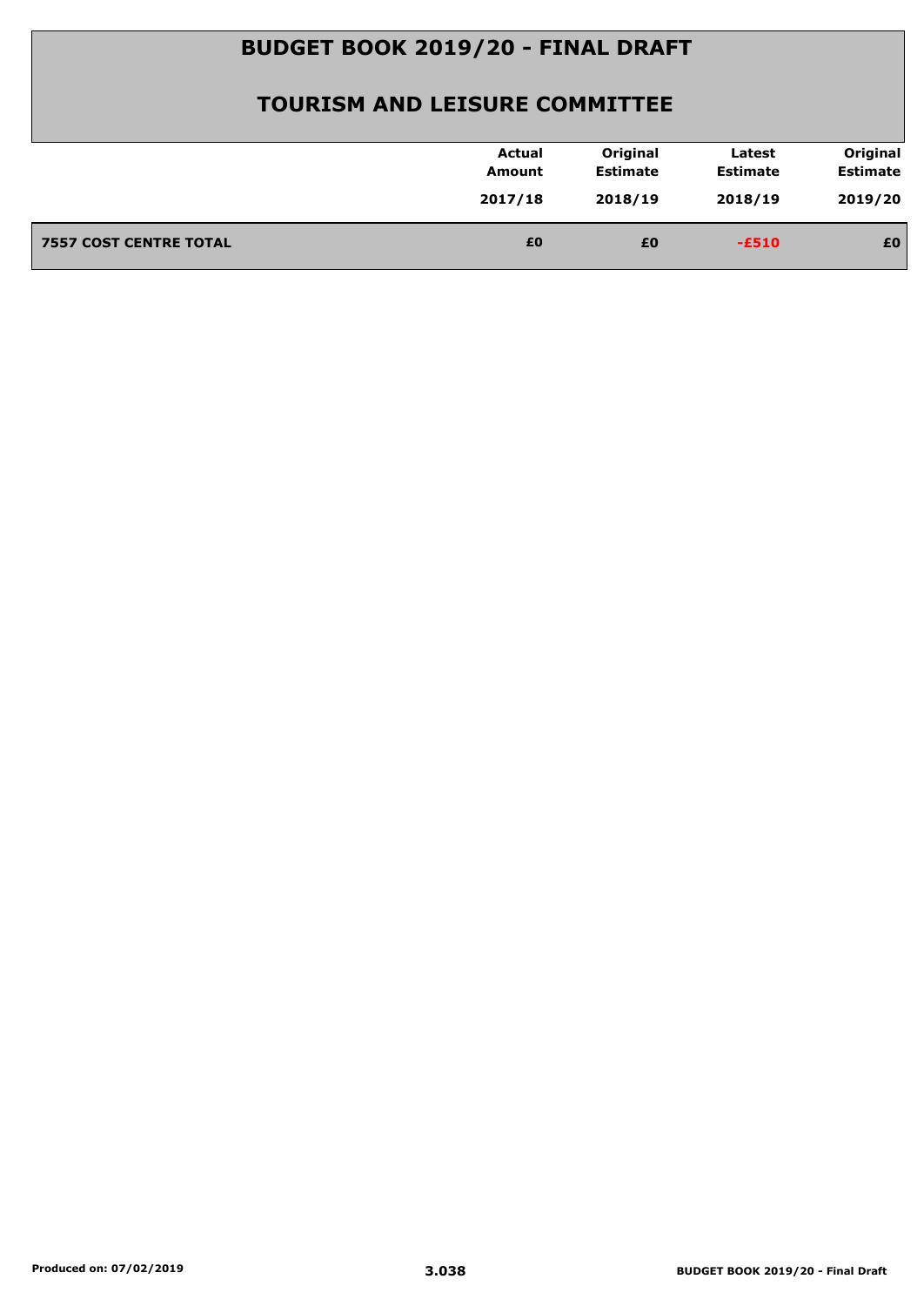# BUDGET BOOK 2019/20 - FINAL DRAFT

## TOURISM AND LEISURE COMMITTEE

| | Actual Amount 2017/18 | Original Estimate 2018/19 | Latest Estimate 2018/19 | Original Estimate 2019/20 |
|---|---|---|---|---|
| **7557 COST CENTRE TOTAL** | **£0** | **£0** | **-£510** | **£0** |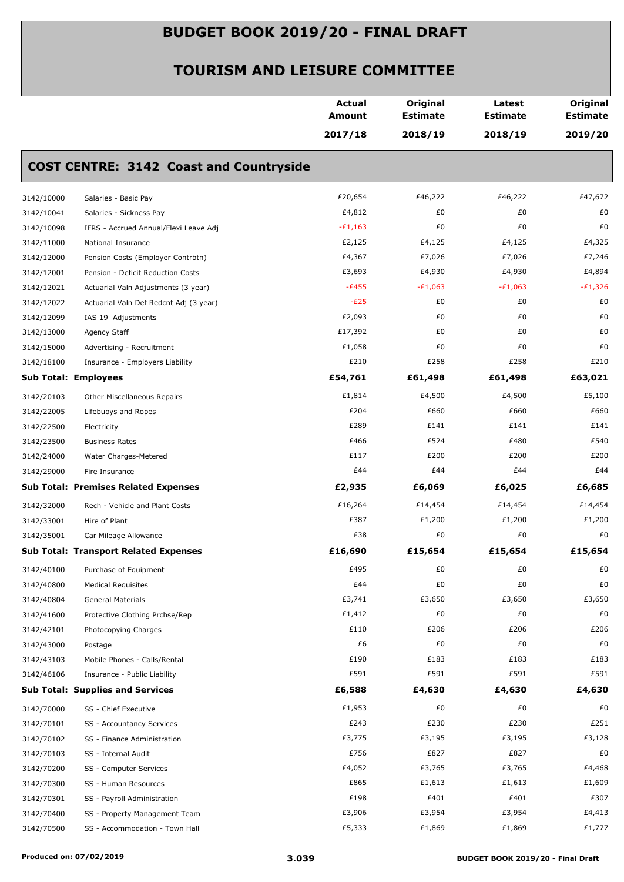# BUDGET BOOK 2019/20 - FINAL DRAFT

## TOURISM AND LEISURE COMMITTEE

| | | Actual Amount 2017/18 | Original Estimate 2018/19 | Latest Estimate 2018/19 | Original Estimate 2019/20 |
|---|---|---|---|---|---|
| **COST CENTRE: 3142 Coast and Countryside** | | | | | |
| 3142/10000 | Salaries - Basic Pay | £20,654 | £46,222 | £46,222 | £47,672 |
| 3142/10041 | Salaries - Sickness Pay | £4,812 | £0 | £0 | £0 |
| 3142/10098 | IFRS - Accrued Annual/Flexi Leave Adj | -£1,163 | £0 | £0 | £0 |
| 3142/11000 | National Insurance | £2,125 | £4,125 | £4,125 | £4,325 |
| 3142/12000 | Pension Costs (Employer Contrbtn) | £4,367 | £7,026 | £7,026 | £7,246 |
| 3142/12001 | Pension - Deficit Reduction Costs | £3,693 | £4,930 | £4,930 | £4,894 |
| 3142/12021 | Actuarial Valn Adjustments (3 year) | -£455 | -£1,063 | -£1,063 | -£1,326 |
| 3142/12022 | Actuarial Valn Def Redcnt Adj (3 year) | -£25 | £0 | £0 | £0 |
| 3142/12099 | IAS 19 Adjustments | £2,093 | £0 | £0 | £0 |
| 3142/13000 | Agency Staff | £17,392 | £0 | £0 | £0 |
| 3142/15000 | Advertising - Recruitment | £1,058 | £0 | £0 | £0 |
| 3142/18100 | Insurance - Employers Liability | £210 | £258 | £258 | £210 |
| **Sub Total: Employees** | | **£54,761** | **£61,498** | **£61,498** | **£63,021** |
| 3142/20103 | Other Miscellaneous Repairs | £1,814 | £4,500 | £4,500 | £5,100 |
| 3142/22005 | Lifebuoys and Ropes | £204 | £660 | £660 | £660 |
| 3142/22500 | Electricity | £289 | £141 | £141 | £141 |
| 3142/23500 | Business Rates | £466 | £524 | £480 | £540 |
| 3142/24000 | Water Charges-Metered | £117 | £200 | £200 | £200 |
| 3142/29000 | Fire Insurance | £44 | £44 | £44 | £44 |
| **Sub Total: Premises Related Expenses** | | **£2,935** | **£6,069** | **£6,025** | **£6,685** |
| 3142/32000 | Rech - Vehicle and Plant Costs | £16,264 | £14,454 | £14,454 | £14,454 |
| 3142/33001 | Hire of Plant | £387 | £1,200 | £1,200 | £1,200 |
| 3142/35001 | Car Mileage Allowance | £38 | £0 | £0 | £0 |
| **Sub Total: Transport Related Expenses** | | **£16,690** | **£15,654** | **£15,654** | **£15,654** |
| 3142/40100 | Purchase of Equipment | £495 | £0 | £0 | £0 |
| 3142/40800 | Medical Requisites | £44 | £0 | £0 | £0 |
| 3142/40804 | General Materials | £3,741 | £3,650 | £3,650 | £3,650 |
| 3142/41600 | Protective Clothing Prchse/Rep | £1,412 | £0 | £0 | £0 |
| 3142/42101 | Photocopying Charges | £110 | £206 | £206 | £206 |
| 3142/43000 | Postage | £6 | £0 | £0 | £0 |
| 3142/43103 | Mobile Phones - Calls/Rental | £190 | £183 | £183 | £183 |
| 3142/46106 | Insurance - Public Liability | £591 | £591 | £591 | £591 |
| **Sub Total: Supplies and Services** | | **£6,588** | **£4,630** | **£4,630** | **£4,630** |
| 3142/70000 | SS - Chief Executive | £1,953 | £0 | £0 | £0 |
| 3142/70101 | SS - Accountancy Services | £243 | £230 | £230 | £251 |
| 3142/70102 | SS - Finance Administration | £3,775 | £3,195 | £3,195 | £3,128 |
| 3142/70103 | SS - Internal Audit | £756 | £827 | £827 | £0 |
| 3142/70200 | SS - Computer Services | £4,052 | £3,765 | £3,765 | £4,468 |
| 3142/70300 | SS - Human Resources | £865 | £1,613 | £1,613 | £1,609 |
| 3142/70301 | SS - Payroll Administration | £198 | £401 | £401 | £307 |
| 3142/70400 | SS - Property Management Team | £3,906 | £3,954 | £3,954 | £4,413 |
| 3142/70500 | SS - Accommodation - Town Hall | £5,333 | £1,869 | £1,869 | £1,777 |

Produced on: 07/02/2019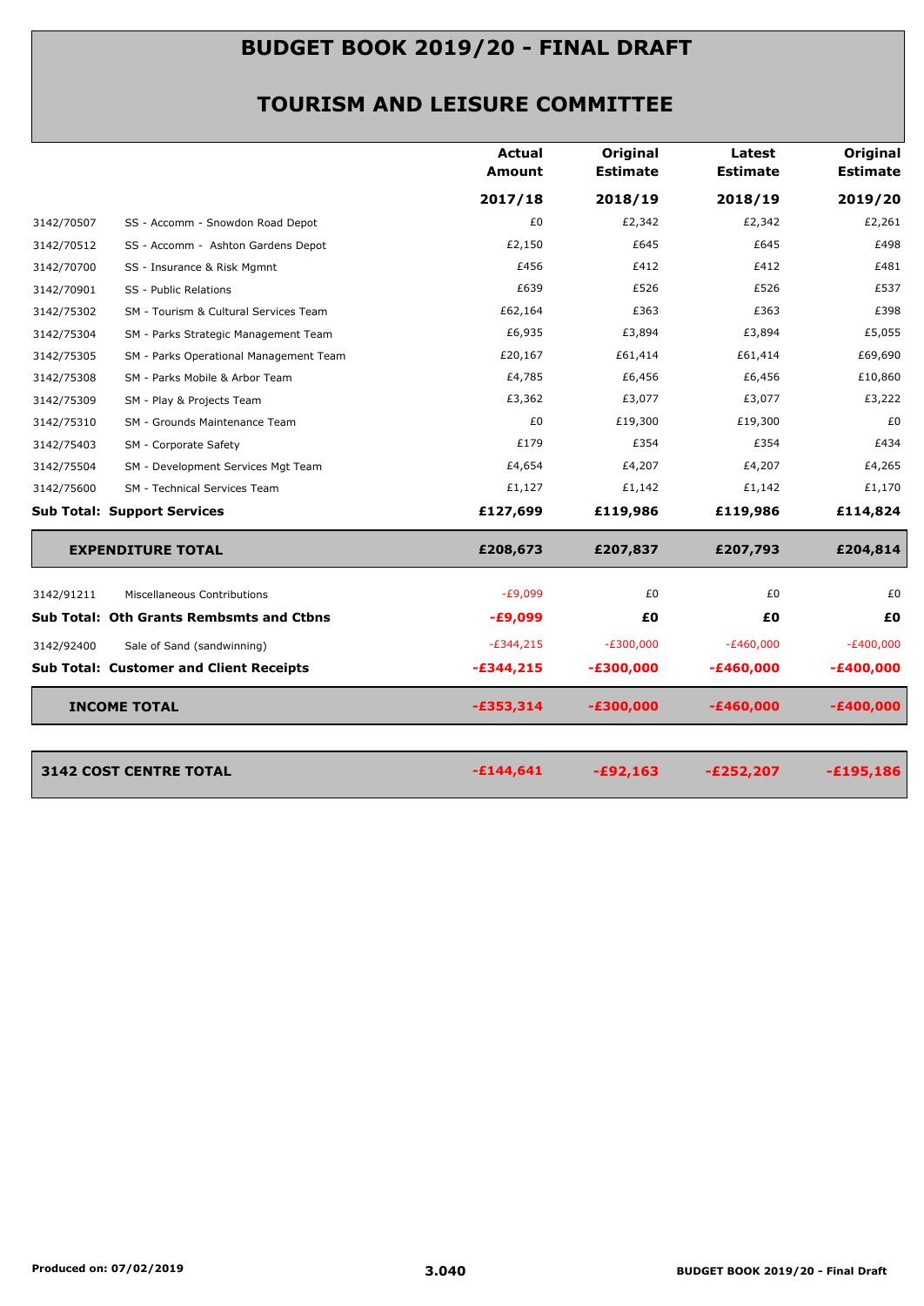# BUDGET BOOK 2019/20 - FINAL DRAFT

## TOURISM AND LEISURE COMMITTEE

| | | Actual Amount 2017/18 | Original Estimate 2018/19 | Latest Estimate 2018/19 | Original Estimate 2019/20 |
|---|---|---|---|---|---|
| 3142/70507 | SS - Accomm - Snowdon Road Depot | £0 | £2,342 | £2,342 | £2,261 |
| 3142/70512 | SS - Accomm - Ashton Gardens Depot | £2,150 | £645 | £645 | £498 |
| 3142/70700 | SS - Insurance & Risk Mgmnt | £456 | £412 | £412 | £481 |
| 3142/70901 | SS - Public Relations | £639 | £526 | £526 | £537 |
| 3142/75302 | SM - Tourism & Cultural Services Team | £62,164 | £363 | £363 | £398 |
| 3142/75304 | SM - Parks Strategic Management Team | £6,935 | £3,894 | £3,894 | £5,055 |
| 3142/75305 | SM - Parks Operational Management Team | £20,167 | £61,414 | £61,414 | £69,690 |
| 3142/75308 | SM - Parks Mobile & Arbor Team | £4,785 | £6,456 | £6,456 | £10,860 |
| 3142/75309 | SM - Play & Projects Team | £3,362 | £3,077 | £3,077 | £3,222 |
| 3142/75310 | SM - Grounds Maintenance Team | £0 | £19,300 | £19,300 | £0 |
| 3142/75403 | SM - Corporate Safety | £179 | £354 | £354 | £434 |
| 3142/75504 | SM - Development Services Mgt Team | £4,654 | £4,207 | £4,207 | £4,265 |
| 3142/75600 | SM - Technical Services Team | £1,127 | £1,142 | £1,142 | £1,170 |
| **Sub Total: Support Services** | | **£127,699** | **£119,986** | **£119,986** | **£114,824** |
| **EXPENDITURE TOTAL** | | **£208,673** | **£207,837** | **£207,793** | **£204,814** |
| 3142/91211 | Miscellaneous Contributions | -£9,099 | £0 | £0 | £0 |
| **Sub Total: Oth Grants Rembsmts and Ctbns** | | **-£9,099** | **£0** | **£0** | **£0** |
| 3142/92400 | Sale of Sand (sandwinning) | -£344,215 | -£300,000 | -£460,000 | -£400,000 |
| **Sub Total: Customer and Client Receipts** | | **-£344,215** | **-£300,000** | **-£460,000** | **-£400,000** |
| **INCOME TOTAL** | | **-£353,314** | **-£300,000** | **-£460,000** | **-£400,000** |
| **3142 COST CENTRE TOTAL** | | **-£144,641** | **-£92,163** | **-£252,207** | **-£195,186** |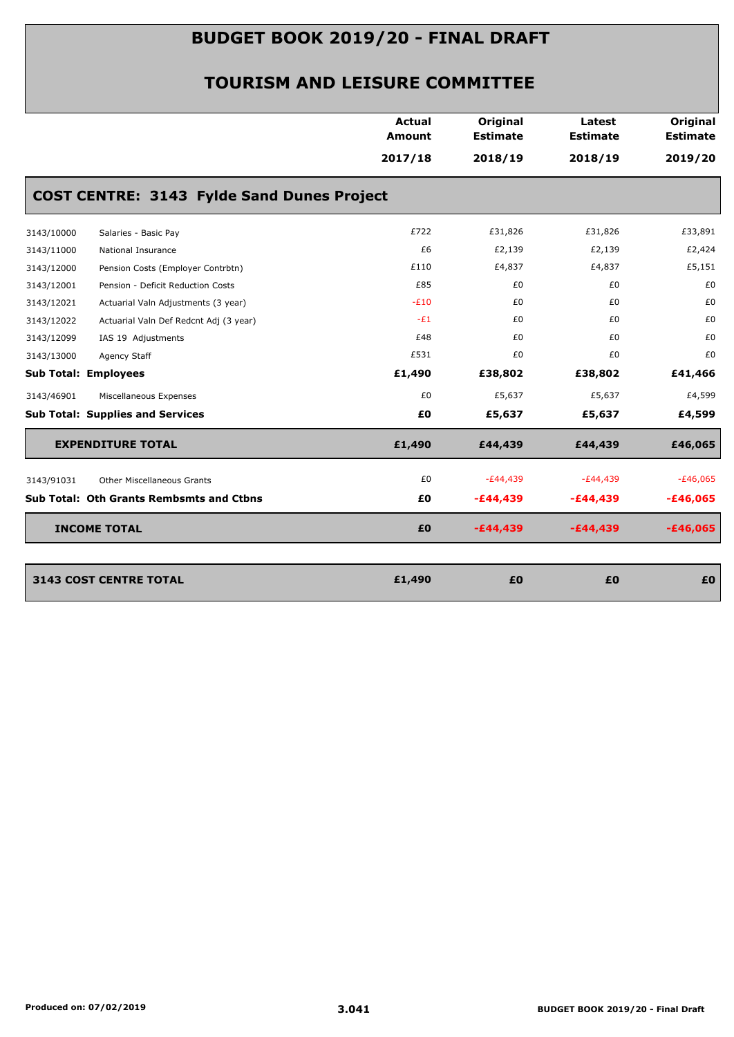# BUDGET BOOK 2019/20 - FINAL DRAFT

## TOURISM AND LEISURE COMMITTEE

| | | Actual Amount 2017/18 | Original Estimate 2018/19 | Latest Estimate 2018/19 | Original Estimate 2019/20 |
|---|---|---|---|---|---|
| **COST CENTRE: 3143 Fylde Sand Dunes Project** | | | | | |
| 3143/10000 | Salaries - Basic Pay | £722 | £31,826 | £31,826 | £33,891 |
| 3143/11000 | National Insurance | £6 | £2,139 | £2,139 | £2,424 |
| 3143/12000 | Pension Costs (Employer Contrbtn) | £110 | £4,837 | £4,837 | £5,151 |
| 3143/12001 | Pension - Deficit Reduction Costs | £85 | £0 | £0 | £0 |
| 3143/12021 | Actuarial Valn Adjustments (3 year) | -£10 | £0 | £0 | £0 |
| 3143/12022 | Actuarial Valn Def Redcnt Adj (3 year) | -£1 | £0 | £0 | £0 |
| 3143/12099 | IAS 19 Adjustments | £48 | £0 | £0 | £0 |
| 3143/13000 | Agency Staff | £531 | £0 | £0 | £0 |
| **Sub Total: Employees** | | **£1,490** | **£38,802** | **£38,802** | **£41,466** |
| 3143/46901 | Miscellaneous Expenses | £0 | £5,637 | £5,637 | £4,599 |
| **Sub Total: Supplies and Services** | | **£0** | **£5,637** | **£5,637** | **£4,599** |
| **EXPENDITURE TOTAL** | | **£1,490** | **£44,439** | **£44,439** | **£46,065** |
| 3143/91031 | Other Miscellaneous Grants | £0 | -£44,439 | -£44,439 | -£46,065 |
| **Sub Total: Oth Grants Rembsmts and Ctbns** | | **£0** | **-£44,439** | **-£44,439** | **-£46,065** |
| **INCOME TOTAL** | | **£0** | **-£44,439** | **-£44,439** | **-£46,065** |
| **3143 COST CENTRE TOTAL** | | **£1,490** | **£0** | **£0** | **£0** |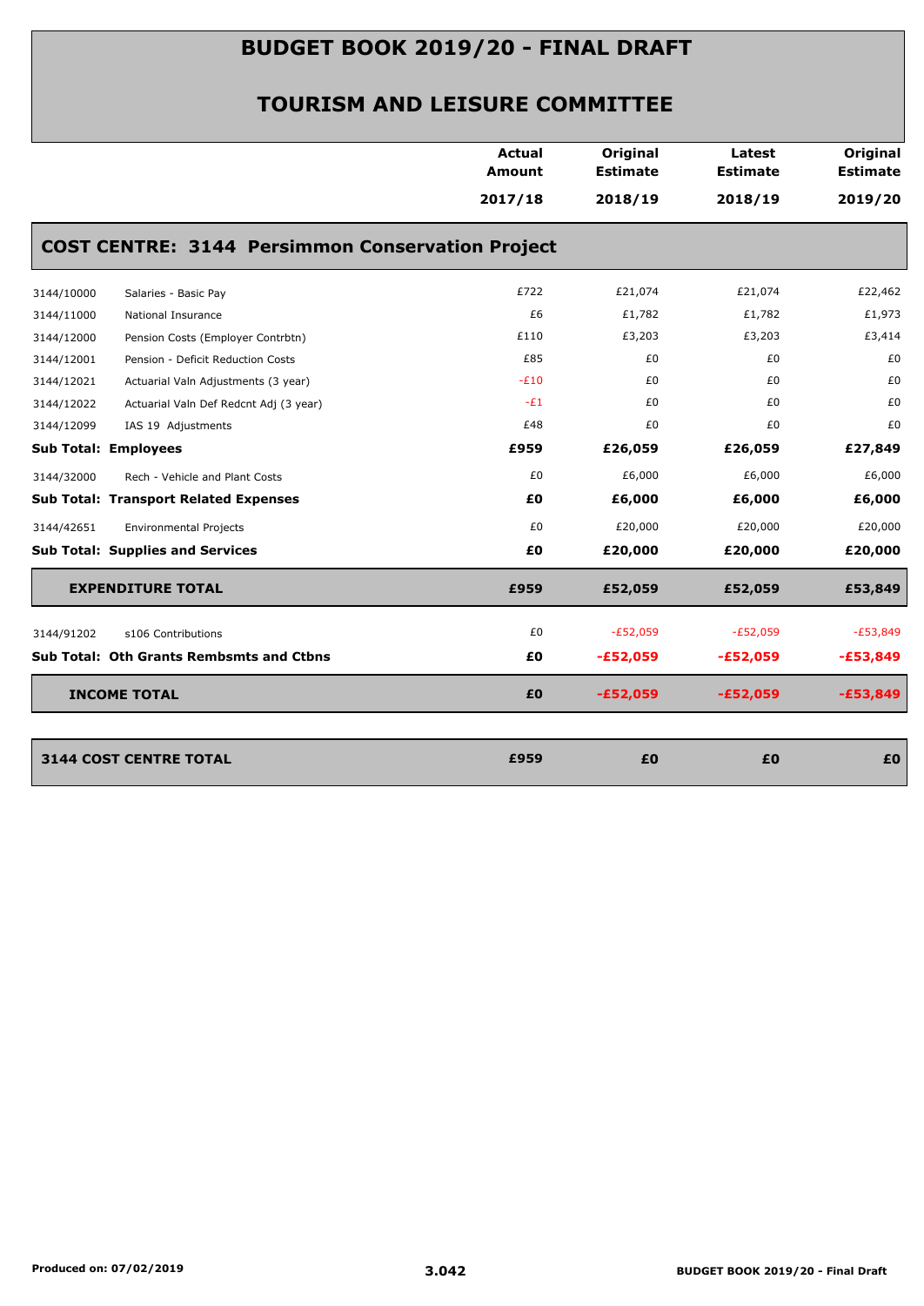# BUDGET BOOK 2019/20 - FINAL DRAFT

## TOURISM AND LEISURE COMMITTEE

### COST CENTRE: 3144 Persimmon Conservation Project

| | | Actual Amount 2017/18 | Original Estimate 2018/19 | Latest Estimate 2018/19 | Original Estimate 2019/20 |
|---|---|---|---|---|---|
| 3144/10000 | Salaries - Basic Pay | £722 | £21,074 | £21,074 | £22,462 |
| 3144/11000 | National Insurance | £6 | £1,782 | £1,782 | £1,973 |
| 3144/12000 | Pension Costs (Employer Contrbtn) | £110 | £3,203 | £3,203 | £3,414 |
| 3144/12001 | Pension - Deficit Reduction Costs | £85 | £0 | £0 | £0 |
| 3144/12021 | Actuarial Valn Adjustments (3 year) | -£10 | £0 | £0 | £0 |
| 3144/12022 | Actuarial Valn Def Redcnt Adj (3 year) | -£1 | £0 | £0 | £0 |
| 3144/12099 | IAS 19 Adjustments | £48 | £0 | £0 | £0 |
| **Sub Total: Employees** | | **£959** | **£26,059** | **£26,059** | **£27,849** |
| 3144/32000 | Rech - Vehicle and Plant Costs | £0 | £6,000 | £6,000 | £6,000 |
| **Sub Total: Transport Related Expenses** | | **£0** | **£6,000** | **£6,000** | **£6,000** |
| 3144/42651 | Environmental Projects | £0 | £20,000 | £20,000 | £20,000 |
| **Sub Total: Supplies and Services** | | **£0** | **£20,000** | **£20,000** | **£20,000** |
| **EXPENDITURE TOTAL** | | **£959** | **£52,059** | **£52,059** | **£53,849** |
| 3144/91202 | s106 Contributions | £0 | -£52,059 | -£52,059 | -£53,849 |
| **Sub Total: Oth Grants Rembsmts and Ctbns** | | **£0** | **-£52,059** | **-£52,059** | **-£53,849** |
| **INCOME TOTAL** | | **£0** | **-£52,059** | **-£52,059** | **-£53,849** |
| **3144 COST CENTRE TOTAL** | | **£959** | **£0** | **£0** | **£0** |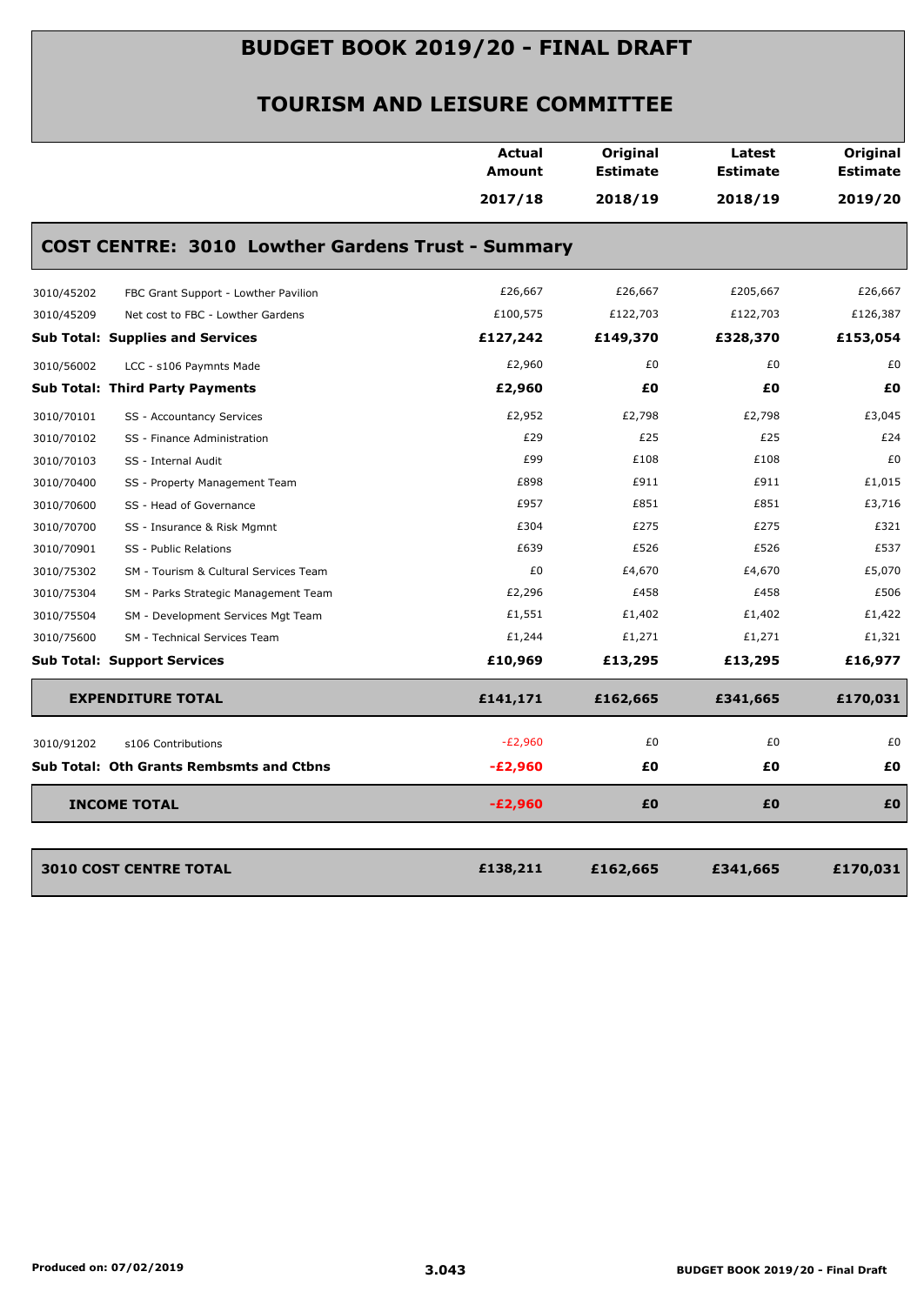# BUDGET BOOK 2019/20 - FINAL DRAFT

## TOURISM AND LEISURE COMMITTEE

### COST CENTRE: 3010 Lowther Gardens Trust - Summary

| | | Actual Amount 2017/18 | Original Estimate 2018/19 | Latest Estimate 2018/19 | Original Estimate 2019/20 |
|---|---|---|---|---|---|
| 3010/45202 | FBC Grant Support - Lowther Pavilion | £26,667 | £26,667 | £205,667 | £26,667 |
| 3010/45209 | Net cost to FBC - Lowther Gardens | £100,575 | £122,703 | £122,703 | £126,387 |
| **Sub Total: Supplies and Services** | | **£127,242** | **£149,370** | **£328,370** | **£153,054** |
| 3010/56002 | LCC - s106 Paymnts Made | £2,960 | £0 | £0 | £0 |
| **Sub Total: Third Party Payments** | | **£2,960** | **£0** | **£0** | **£0** |
| 3010/70101 | SS - Accountancy Services | £2,952 | £2,798 | £2,798 | £3,045 |
| 3010/70102 | SS - Finance Administration | £29 | £25 | £25 | £24 |
| 3010/70103 | SS - Internal Audit | £99 | £108 | £108 | £0 |
| 3010/70400 | SS - Property Management Team | £898 | £911 | £911 | £1,015 |
| 3010/70600 | SS - Head of Governance | £957 | £851 | £851 | £3,716 |
| 3010/70700 | SS - Insurance & Risk Mgmnt | £304 | £275 | £275 | £321 |
| 3010/70901 | SS - Public Relations | £639 | £526 | £526 | £537 |
| 3010/75302 | SM - Tourism & Cultural Services Team | £0 | £4,670 | £4,670 | £5,070 |
| 3010/75304 | SM - Parks Strategic Management Team | £2,296 | £458 | £458 | £506 |
| 3010/75504 | SM - Development Services Mgt Team | £1,551 | £1,402 | £1,402 | £1,422 |
| 3010/75600 | SM - Technical Services Team | £1,244 | £1,271 | £1,271 | £1,321 |
| **Sub Total: Support Services** | | **£10,969** | **£13,295** | **£13,295** | **£16,977** |
| **EXPENDITURE TOTAL** | | **£141,171** | **£162,665** | **£341,665** | **£170,031** |
| 3010/91202 | s106 Contributions | -£2,960 | £0 | £0 | £0 |
| **Sub Total: Oth Grants Rembsmts and Ctbns** | | **-£2,960** | **£0** | **£0** | **£0** |
| **INCOME TOTAL** | | **-£2,960** | **£0** | **£0** | **£0** |
| **3010 COST CENTRE TOTAL** | | **£138,211** | **£162,665** | **£341,665** | **£170,031** |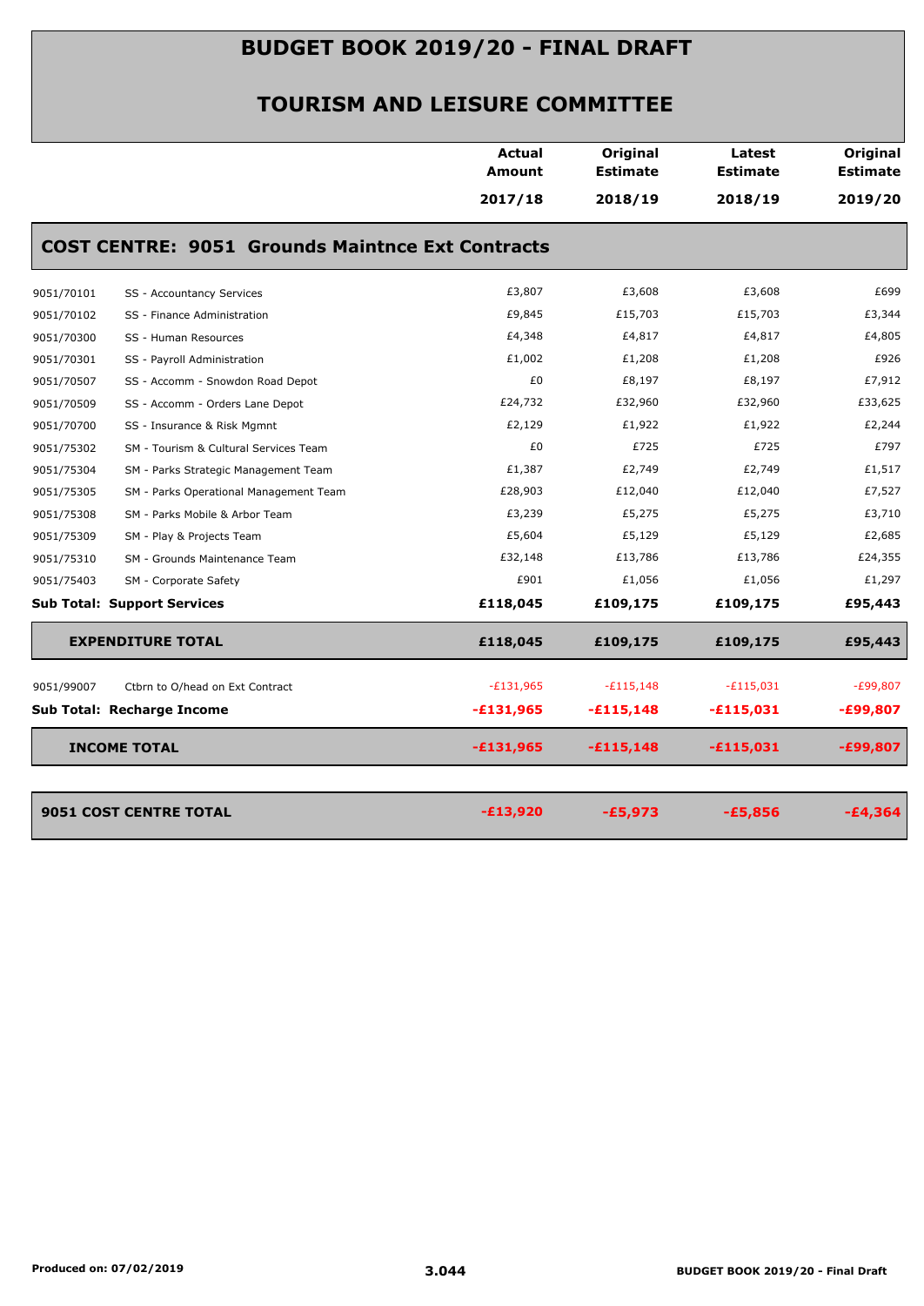# BUDGET BOOK 2019/20 - FINAL DRAFT

## TOURISM AND LEISURE COMMITTEE

### COST CENTRE: 9051 Grounds Maintnce Ext Contracts

| | | Actual Amount 2017/18 | Original Estimate 2018/19 | Latest Estimate 2018/19 | Original Estimate 2019/20 |
|---|---|---|---|---|---|
| 9051/70101 | SS - Accountancy Services | £3,807 | £3,608 | £3,608 | £699 |
| 9051/70102 | SS - Finance Administration | £9,845 | £15,703 | £15,703 | £3,344 |
| 9051/70300 | SS - Human Resources | £4,348 | £4,817 | £4,817 | £4,805 |
| 9051/70301 | SS - Payroll Administration | £1,002 | £1,208 | £1,208 | £926 |
| 9051/70507 | SS - Accomm - Snowdon Road Depot | £0 | £8,197 | £8,197 | £7,912 |
| 9051/70509 | SS - Accomm - Orders Lane Depot | £24,732 | £32,960 | £32,960 | £33,625 |
| 9051/70700 | SS - Insurance & Risk Mgmnt | £2,129 | £1,922 | £1,922 | £2,244 |
| 9051/75302 | SM - Tourism & Cultural Services Team | £0 | £725 | £725 | £797 |
| 9051/75304 | SM - Parks Strategic Management Team | £1,387 | £2,749 | £2,749 | £1,517 |
| 9051/75305 | SM - Parks Operational Management Team | £28,903 | £12,040 | £12,040 | £7,527 |
| 9051/75308 | SM - Parks Mobile & Arbor Team | £3,239 | £5,275 | £5,275 | £3,710 |
| 9051/75309 | SM - Play & Projects Team | £5,604 | £5,129 | £5,129 | £2,685 |
| 9051/75310 | SM - Grounds Maintenance Team | £32,148 | £13,786 | £13,786 | £24,355 |
| 9051/75403 | SM - Corporate Safety | £901 | £1,056 | £1,056 | £1,297 |
| **Sub Total: Support Services** | | **£118,045** | **£109,175** | **£109,175** | **£95,443** |
| **EXPENDITURE TOTAL** | | **£118,045** | **£109,175** | **£109,175** | **£95,443** |
| 9051/99007 | Ctbrn to O/head on Ext Contract | -£131,965 | -£115,148 | -£115,031 | -£99,807 |
| **Sub Total: Recharge Income** | | **-£131,965** | **-£115,148** | **-£115,031** | **-£99,807** |
| **INCOME TOTAL** | | **-£131,965** | **-£115,148** | **-£115,031** | **-£99,807** |
| **9051 COST CENTRE TOTAL** | | **-£13,920** | **-£5,973** | **-£5,856** | **-£4,364** |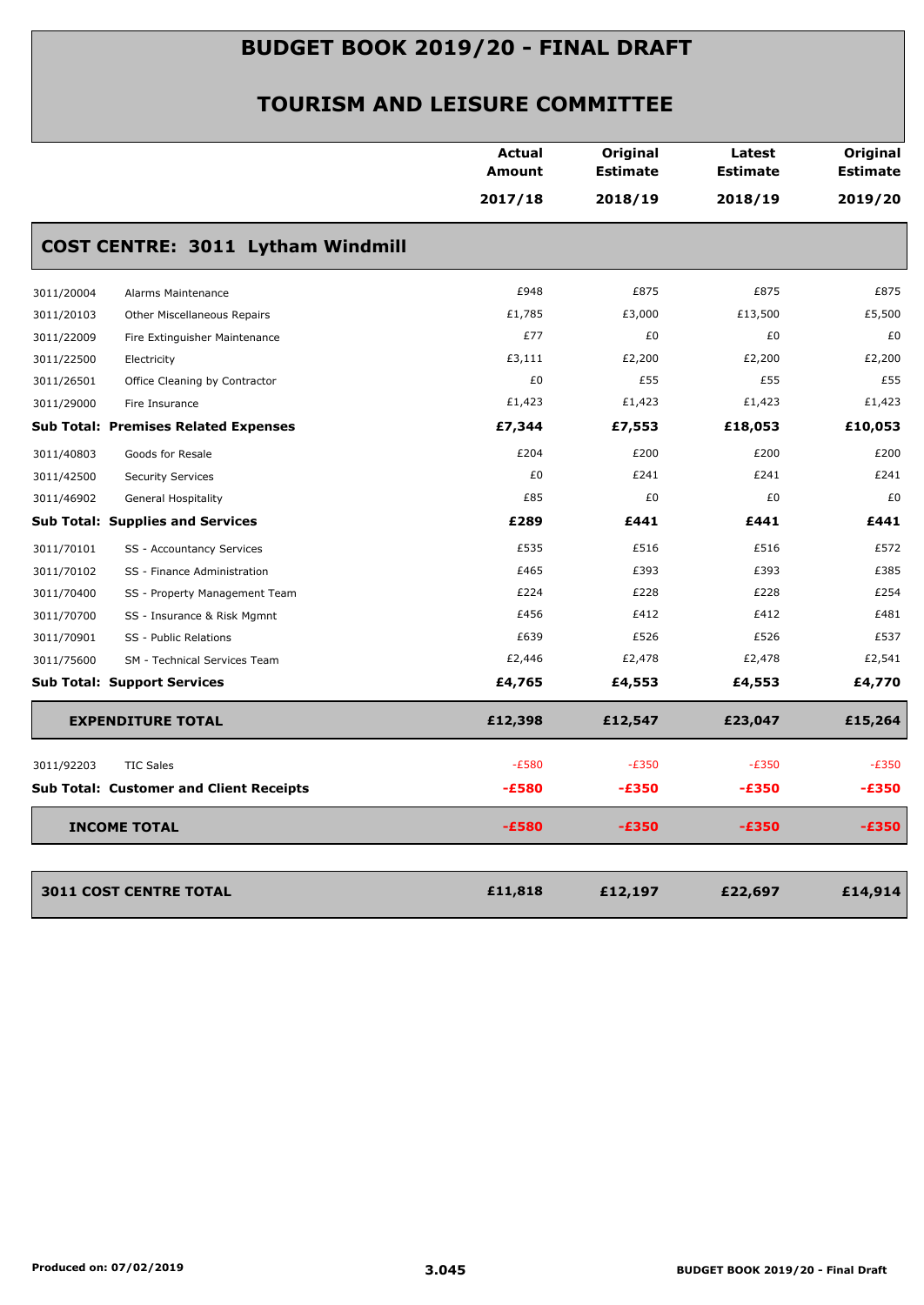# BUDGET BOOK 2019/20 - FINAL DRAFT

## TOURISM AND LEISURE COMMITTEE

| | | Actual Amount 2017/18 | Original Estimate 2018/19 | Latest Estimate 2018/19 | Original Estimate 2019/20 |
|---|---|---|---|---|---|
| **COST CENTRE: 3011 Lytham Windmill** | | | | | |
| 3011/20004 | Alarms Maintenance | £948 | £875 | £875 | £875 |
| 3011/20103 | Other Miscellaneous Repairs | £1,785 | £3,000 | £13,500 | £5,500 |
| 3011/22009 | Fire Extinguisher Maintenance | £77 | £0 | £0 | £0 |
| 3011/22500 | Electricity | £3,111 | £2,200 | £2,200 | £2,200 |
| 3011/26501 | Office Cleaning by Contractor | £0 | £55 | £55 | £55 |
| 3011/29000 | Fire Insurance | £1,423 | £1,423 | £1,423 | £1,423 |
| **Sub Total: Premises Related Expenses** | | **£7,344** | **£7,553** | **£18,053** | **£10,053** |
| 3011/40803 | Goods for Resale | £204 | £200 | £200 | £200 |
| 3011/42500 | Security Services | £0 | £241 | £241 | £241 |
| 3011/46902 | General Hospitality | £85 | £0 | £0 | £0 |
| **Sub Total: Supplies and Services** | | **£289** | **£441** | **£441** | **£441** |
| 3011/70101 | SS - Accountancy Services | £535 | £516 | £516 | £572 |
| 3011/70102 | SS - Finance Administration | £465 | £393 | £393 | £385 |
| 3011/70400 | SS - Property Management Team | £224 | £228 | £228 | £254 |
| 3011/70700 | SS - Insurance & Risk Mgmnt | £456 | £412 | £412 | £481 |
| 3011/70901 | SS - Public Relations | £639 | £526 | £526 | £537 |
| 3011/75600 | SM - Technical Services Team | £2,446 | £2,478 | £2,478 | £2,541 |
| **Sub Total: Support Services** | | **£4,765** | **£4,553** | **£4,553** | **£4,770** |
| **EXPENDITURE TOTAL** | | **£12,398** | **£12,547** | **£23,047** | **£15,264** |
| 3011/92203 | TIC Sales | -£580 | -£350 | -£350 | -£350 |
| **Sub Total: Customer and Client Receipts** | | **-£580** | **-£350** | **-£350** | **-£350** |
| **INCOME TOTAL** | | **-£580** | **-£350** | **-£350** | **-£350** |
| **3011 COST CENTRE TOTAL** | | **£11,818** | **£12,197** | **£22,697** | **£14,914** |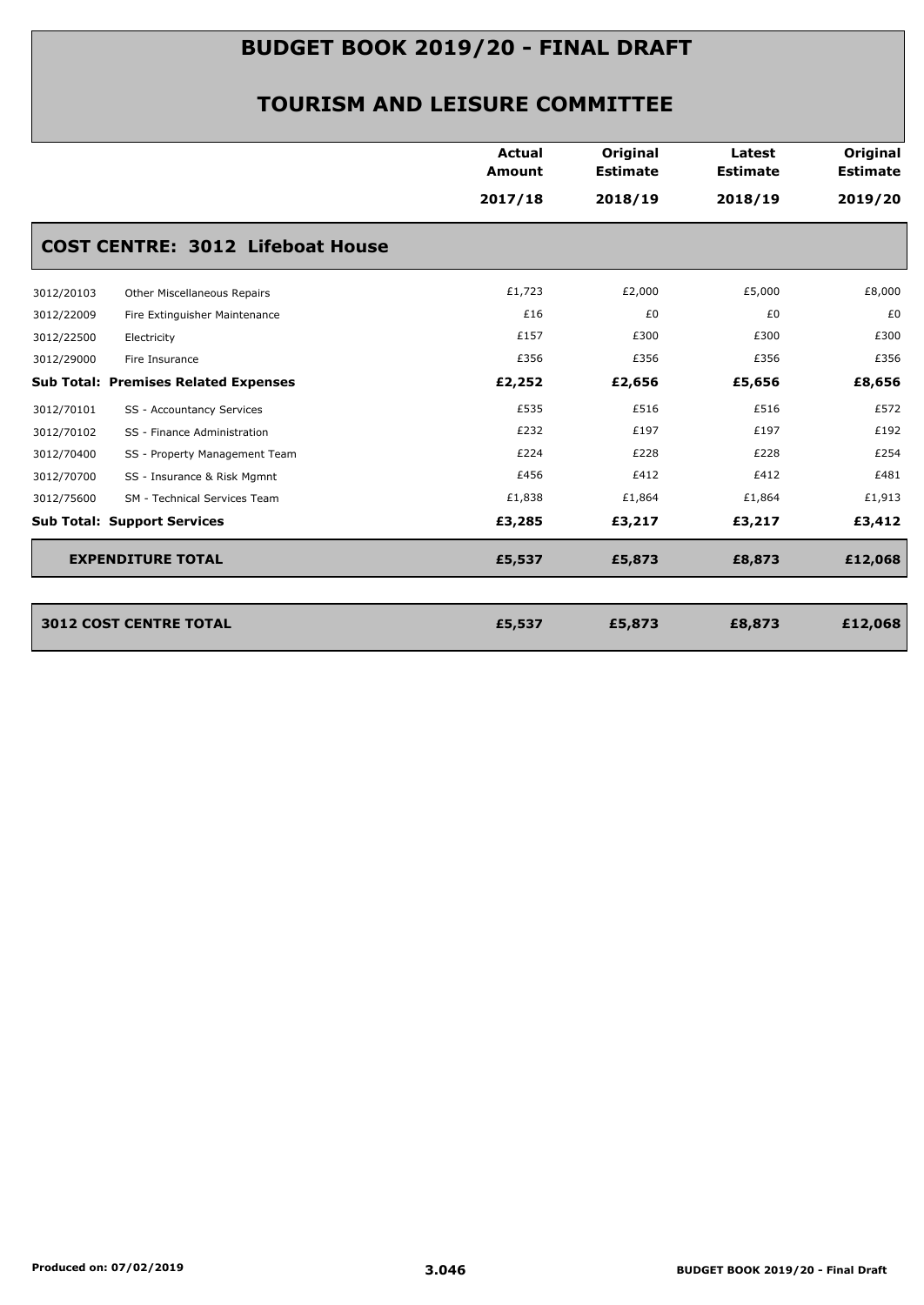# BUDGET BOOK 2019/20 - FINAL DRAFT

## TOURISM AND LEISURE COMMITTEE

| | | Actual Amount 2017/18 | Original Estimate 2018/19 | Latest Estimate 2018/19 | Original Estimate 2019/20 |
|---|---|---|---|---|---|
| **COST CENTRE: 3012 Lifeboat House** | | | | | |
| 3012/20103 | Other Miscellaneous Repairs | £1,723 | £2,000 | £5,000 | £8,000 |
| 3012/22009 | Fire Extinguisher Maintenance | £16 | £0 | £0 | £0 |
| 3012/22500 | Electricity | £157 | £300 | £300 | £300 |
| 3012/29000 | Fire Insurance | £356 | £356 | £356 | £356 |
| **Sub Total: Premises Related Expenses** | | **£2,252** | **£2,656** | **£5,656** | **£8,656** |
| 3012/70101 | SS - Accountancy Services | £535 | £516 | £516 | £572 |
| 3012/70102 | SS - Finance Administration | £232 | £197 | £197 | £192 |
| 3012/70400 | SS - Property Management Team | £224 | £228 | £228 | £254 |
| 3012/70700 | SS - Insurance & Risk Mgmnt | £456 | £412 | £412 | £481 |
| 3012/75600 | SM - Technical Services Team | £1,838 | £1,864 | £1,864 | £1,913 |
| **Sub Total: Support Services** | | **£3,285** | **£3,217** | **£3,217** | **£3,412** |
| **EXPENDITURE TOTAL** | | **£5,537** | **£5,873** | **£8,873** | **£12,068** |
| **3012 COST CENTRE TOTAL** | | **£5,537** | **£5,873** | **£8,873** | **£12,068** |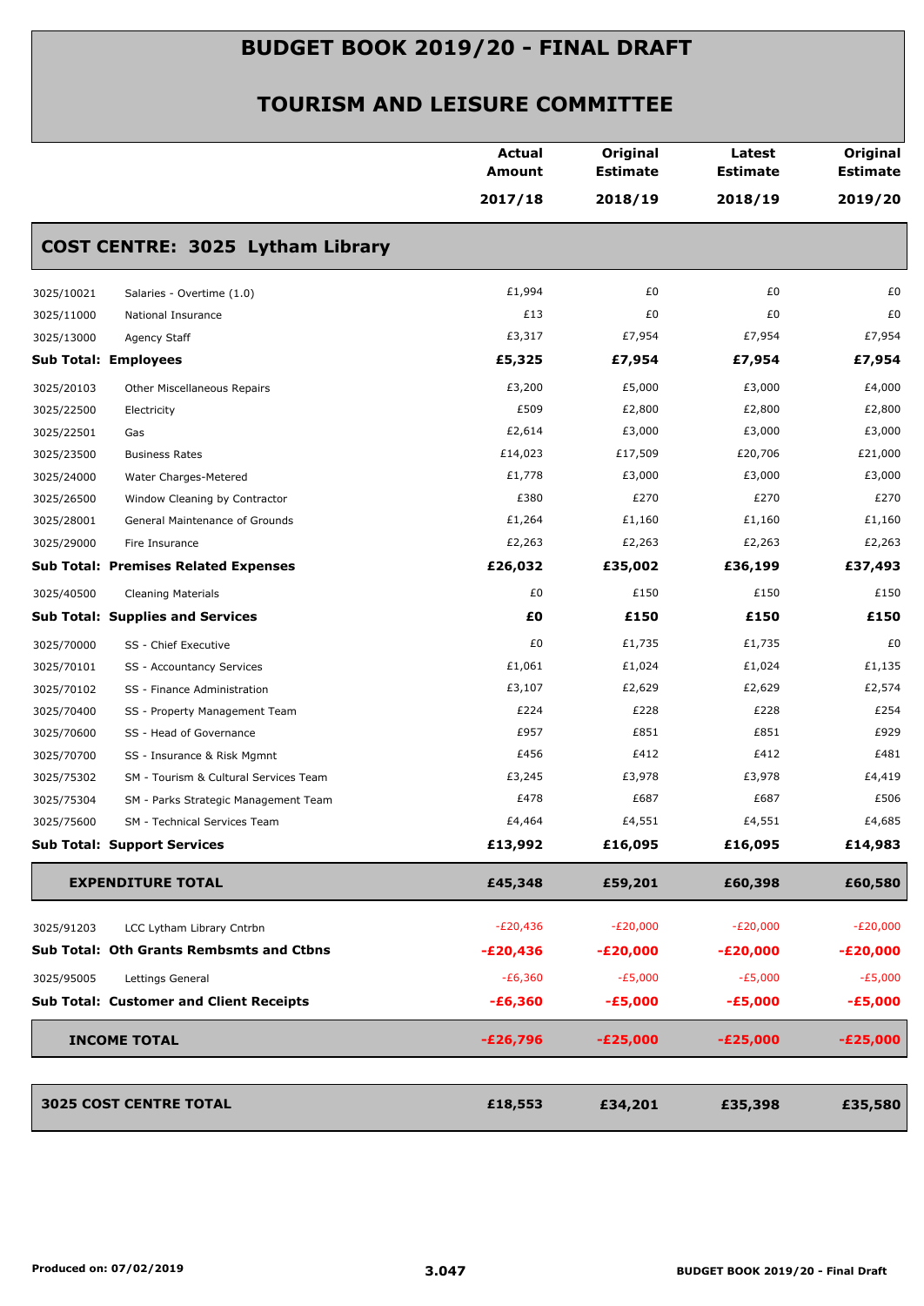# BUDGET BOOK 2019/20 - FINAL DRAFT

## TOURISM AND LEISURE COMMITTEE

| | | Actual Amount 2017/18 | Original Estimate 2018/19 | Latest Estimate 2018/19 | Original Estimate 2019/20 |
|---|---|---|---|---|---|
| **COST CENTRE: 3025 Lytham Library** | | | | | |
| 3025/10021 | Salaries - Overtime (1.0) | £1,994 | £0 | £0 | £0 |
| 3025/11000 | National Insurance | £13 | £0 | £0 | £0 |
| 3025/13000 | Agency Staff | £3,317 | £7,954 | £7,954 | £7,954 |
| **Sub Total: Employees** | | **£5,325** | **£7,954** | **£7,954** | **£7,954** |
| 3025/20103 | Other Miscellaneous Repairs | £3,200 | £5,000 | £3,000 | £4,000 |
| 3025/22500 | Electricity | £509 | £2,800 | £2,800 | £2,800 |
| 3025/22501 | Gas | £2,614 | £3,000 | £3,000 | £3,000 |
| 3025/23500 | Business Rates | £14,023 | £17,509 | £20,706 | £21,000 |
| 3025/24000 | Water Charges-Metered | £1,778 | £3,000 | £3,000 | £3,000 |
| 3025/26500 | Window Cleaning by Contractor | £380 | £270 | £270 | £270 |
| 3025/28001 | General Maintenance of Grounds | £1,264 | £1,160 | £1,160 | £1,160 |
| 3025/29000 | Fire Insurance | £2,263 | £2,263 | £2,263 | £2,263 |
| **Sub Total: Premises Related Expenses** | | **£26,032** | **£35,002** | **£36,199** | **£37,493** |
| 3025/40500 | Cleaning Materials | £0 | £150 | £150 | £150 |
| **Sub Total: Supplies and Services** | | **£0** | **£150** | **£150** | **£150** |
| 3025/70000 | SS - Chief Executive | £0 | £1,735 | £1,735 | £0 |
| 3025/70101 | SS - Accountancy Services | £1,061 | £1,024 | £1,024 | £1,135 |
| 3025/70102 | SS - Finance Administration | £3,107 | £2,629 | £2,629 | £2,574 |
| 3025/70400 | SS - Property Management Team | £224 | £228 | £228 | £254 |
| 3025/70600 | SS - Head of Governance | £957 | £851 | £851 | £929 |
| 3025/70700 | SS - Insurance & Risk Mgmnt | £456 | £412 | £412 | £481 |
| 3025/75302 | SM - Tourism & Cultural Services Team | £3,245 | £3,978 | £3,978 | £4,419 |
| 3025/75304 | SM - Parks Strategic Management Team | £478 | £687 | £687 | £506 |
| 3025/75600 | SM - Technical Services Team | £4,464 | £4,551 | £4,551 | £4,685 |
| **Sub Total: Support Services** | | **£13,992** | **£16,095** | **£16,095** | **£14,983** |
| **EXPENDITURE TOTAL** | | **£45,348** | **£59,201** | **£60,398** | **£60,580** |
| 3025/91203 | LCC Lytham Library Cntrbn | -£20,436 | -£20,000 | -£20,000 | -£20,000 |
| **Sub Total: Oth Grants Rembsmts and Ctbns** | | **-£20,436** | **-£20,000** | **-£20,000** | **-£20,000** |
| 3025/95005 | Lettings General | -£6,360 | -£5,000 | -£5,000 | -£5,000 |
| **Sub Total: Customer and Client Receipts** | | **-£6,360** | **-£5,000** | **-£5,000** | **-£5,000** |
| **INCOME TOTAL** | | **-£26,796** | **-£25,000** | **-£25,000** | **-£25,000** |
| **3025 COST CENTRE TOTAL** | | **£18,553** | **£34,201** | **£35,398** | **£35,580** |

Produced on: 07/02/2019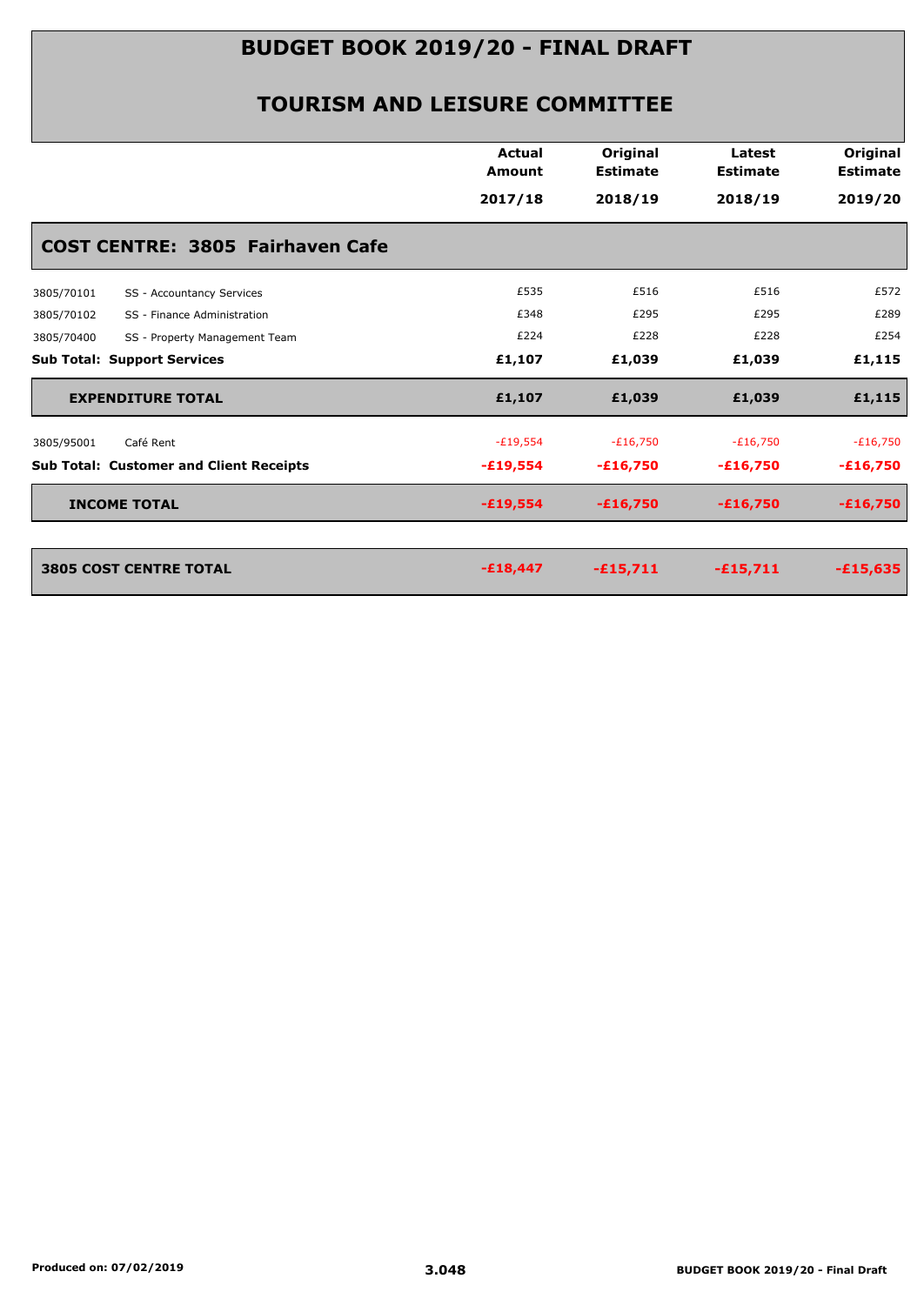# BUDGET BOOK 2019/20 - FINAL DRAFT

## TOURISM AND LEISURE COMMITTEE

| | | Actual Amount 2017/18 | Original Estimate 2018/19 | Latest Estimate 2018/19 | Original Estimate 2019/20 |
|---|---|---|---|---|---|
| **COST CENTRE: 3805 Fairhaven Cafe** | | | | | |
| 3805/70101 | SS - Accountancy Services | £535 | £516 | £516 | £572 |
| 3805/70102 | SS - Finance Administration | £348 | £295 | £295 | £289 |
| 3805/70400 | SS - Property Management Team | £224 | £228 | £228 | £254 |
| **Sub Total: Support Services** | | **£1,107** | **£1,039** | **£1,039** | **£1,115** |
| **EXPENDITURE TOTAL** | | **£1,107** | **£1,039** | **£1,039** | **£1,115** |
| 3805/95001 | Café Rent | -£19,554 | -£16,750 | -£16,750 | -£16,750 |
| **Sub Total: Customer and Client Receipts** | | **-£19,554** | **-£16,750** | **-£16,750** | **-£16,750** |
| **INCOME TOTAL** | | **-£19,554** | **-£16,750** | **-£16,750** | **-£16,750** |
| **3805 COST CENTRE TOTAL** | | **-£18,447** | **-£15,711** | **-£15,711** | **-£15,635** |

Produced on: 07/02/2019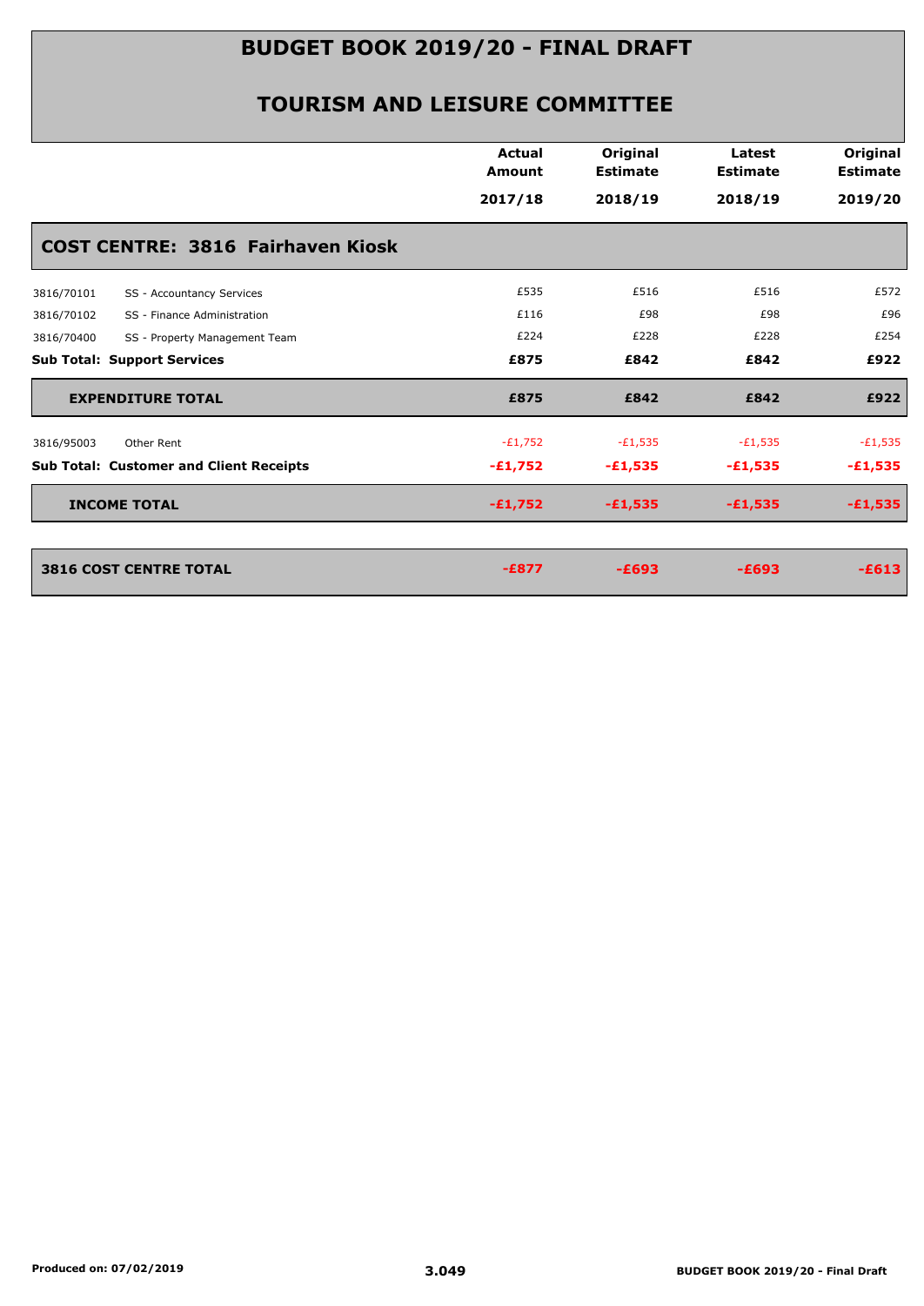# BUDGET BOOK 2019/20 - FINAL DRAFT

## TOURISM AND LEISURE COMMITTEE

| | | Actual Amount 2017/18 | Original Estimate 2018/19 | Latest Estimate 2018/19 | Original Estimate 2019/20 |
|---|---|---|---|---|---|
| **COST CENTRE: 3816 Fairhaven Kiosk** | | | | | |
| 3816/70101 | SS - Accountancy Services | £535 | £516 | £516 | £572 |
| 3816/70102 | SS - Finance Administration | £116 | £98 | £98 | £96 |
| 3816/70400 | SS - Property Management Team | £224 | £228 | £228 | £254 |
| **Sub Total: Support Services** | | **£875** | **£842** | **£842** | **£922** |
| **EXPENDITURE TOTAL** | | **£875** | **£842** | **£842** | **£922** |
| 3816/95003 | Other Rent | -£1,752 | -£1,535 | -£1,535 | -£1,535 |
| **Sub Total: Customer and Client Receipts** | | **-£1,752** | **-£1,535** | **-£1,535** | **-£1,535** |
| **INCOME TOTAL** | | **-£1,752** | **-£1,535** | **-£1,535** | **-£1,535** |
| **3816 COST CENTRE TOTAL** | | **-£877** | **-£693** | **-£693** | **-£613** |

Produced on: 07/02/2019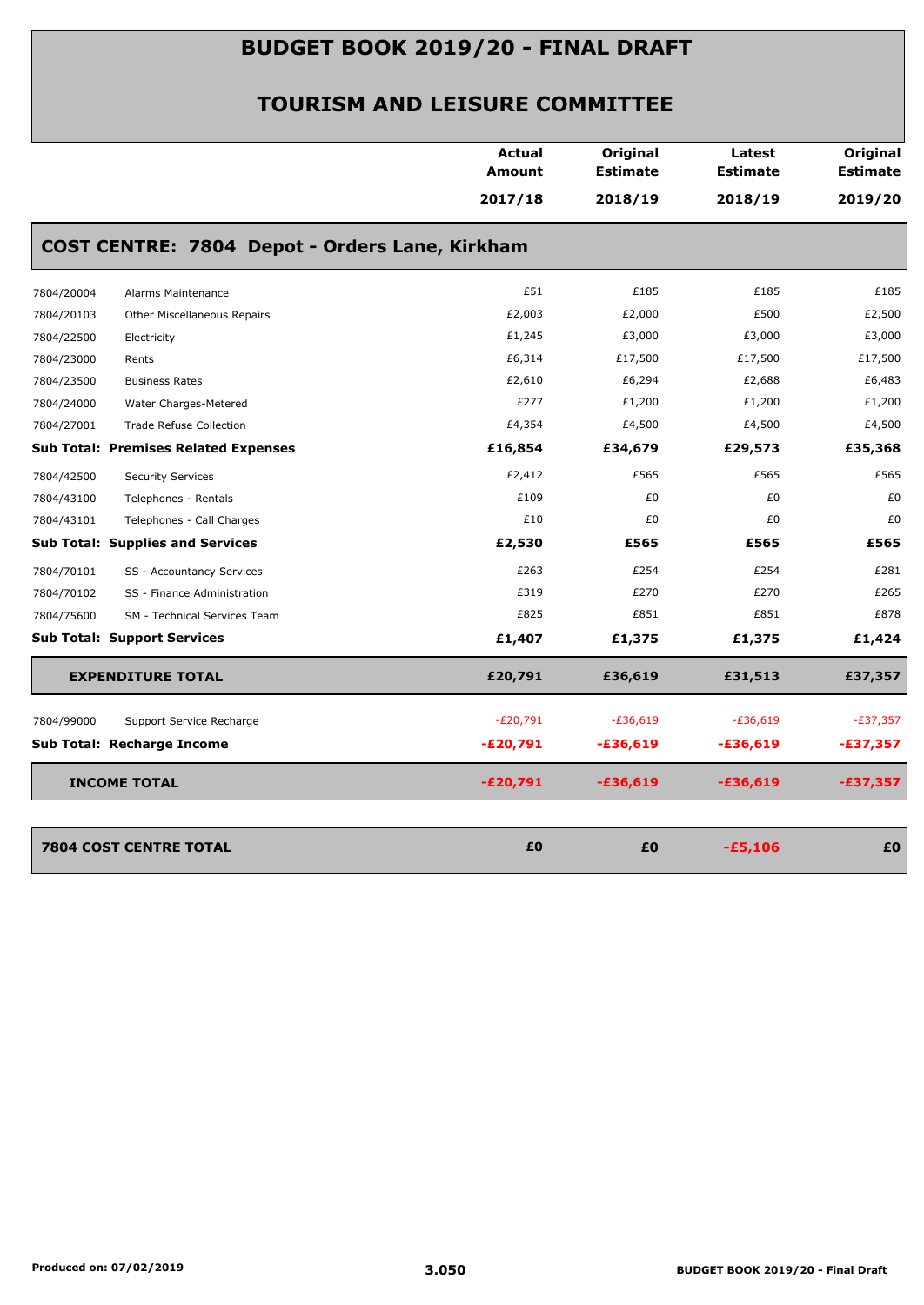# BUDGET BOOK 2019/20 - FINAL DRAFT

## TOURISM AND LEISURE COMMITTEE

### COST CENTRE: 7804 Depot - Orders Lane, Kirkham

| | | Actual Amount 2017/18 | Original Estimate 2018/19 | Latest Estimate 2018/19 | Original Estimate 2019/20 |
|---|---|---|---|---|---|
| 7804/20004 | Alarms Maintenance | £51 | £185 | £185 | £185 |
| 7804/20103 | Other Miscellaneous Repairs | £2,003 | £2,000 | £500 | £2,500 |
| 7804/22500 | Electricity | £1,245 | £3,000 | £3,000 | £3,000 |
| 7804/23000 | Rents | £6,314 | £17,500 | £17,500 | £17,500 |
| 7804/23500 | Business Rates | £2,610 | £6,294 | £2,688 | £6,483 |
| 7804/24000 | Water Charges-Metered | £277 | £1,200 | £1,200 | £1,200 |
| 7804/27001 | Trade Refuse Collection | £4,354 | £4,500 | £4,500 | £4,500 |
| **Sub Total: Premises Related Expenses** | | **£16,854** | **£34,679** | **£29,573** | **£35,368** |
| 7804/42500 | Security Services | £2,412 | £565 | £565 | £565 |
| 7804/43100 | Telephones - Rentals | £109 | £0 | £0 | £0 |
| 7804/43101 | Telephones - Call Charges | £10 | £0 | £0 | £0 |
| **Sub Total: Supplies and Services** | | **£2,530** | **£565** | **£565** | **£565** |
| 7804/70101 | SS - Accountancy Services | £263 | £254 | £254 | £281 |
| 7804/70102 | SS - Finance Administration | £319 | £270 | £270 | £265 |
| 7804/75600 | SM - Technical Services Team | £825 | £851 | £851 | £878 |
| **Sub Total: Support Services** | | **£1,407** | **£1,375** | **£1,375** | **£1,424** |
| **EXPENDITURE TOTAL** | | **£20,791** | **£36,619** | **£31,513** | **£37,357** |
| 7804/99000 | Support Service Recharge | -£20,791 | -£36,619 | -£36,619 | -£37,357 |
| **Sub Total: Recharge Income** | | **-£20,791** | **-£36,619** | **-£36,619** | **-£37,357** |
| **INCOME TOTAL** | | **-£20,791** | **-£36,619** | **-£36,619** | **-£37,357** |
| **7804 COST CENTRE TOTAL** | | **£0** | **£0** | **-£5,106** | **£0** |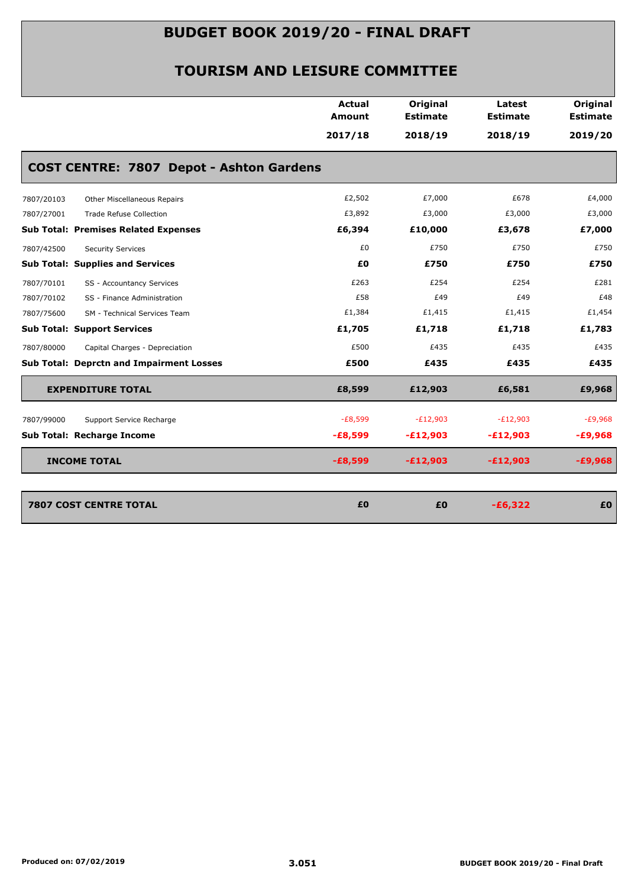# BUDGET BOOK 2019/20 - FINAL DRAFT

## TOURISM AND LEISURE COMMITTEE

### COST CENTRE: 7807 Depot - Ashton Gardens

| | | Actual Amount 2017/18 | Original Estimate 2018/19 | Latest Estimate 2018/19 | Original Estimate 2019/20 |
|---|---|---|---|---|---|
| 7807/20103 | Other Miscellaneous Repairs | £2,502 | £7,000 | £678 | £4,000 |
| 7807/27001 | Trade Refuse Collection | £3,892 | £3,000 | £3,000 | £3,000 |
| **Sub Total: Premises Related Expenses** | | **£6,394** | **£10,000** | **£3,678** | **£7,000** |
| 7807/42500 | Security Services | £0 | £750 | £750 | £750 |
| **Sub Total: Supplies and Services** | | **£0** | **£750** | **£750** | **£750** |
| 7807/70101 | SS - Accountancy Services | £263 | £254 | £254 | £281 |
| 7807/70102 | SS - Finance Administration | £58 | £49 | £49 | £48 |
| 7807/75600 | SM - Technical Services Team | £1,384 | £1,415 | £1,415 | £1,454 |
| **Sub Total: Support Services** | | **£1,705** | **£1,718** | **£1,718** | **£1,783** |
| 7807/80000 | Capital Charges - Depreciation | £500 | £435 | £435 | £435 |
| **Sub Total: Deprctn and Impairment Losses** | | **£500** | **£435** | **£435** | **£435** |
| **EXPENDITURE TOTAL** | | **£8,599** | **£12,903** | **£6,581** | **£9,968** |
| 7807/99000 | Support Service Recharge | -£8,599 | -£12,903 | -£12,903 | -£9,968 |
| **Sub Total: Recharge Income** | | **-£8,599** | **-£12,903** | **-£12,903** | **-£9,968** |
| **INCOME TOTAL** | | **-£8,599** | **-£12,903** | **-£12,903** | **-£9,968** |
| **7807 COST CENTRE TOTAL** | | **£0** | **£0** | **-£6,322** | **£0** |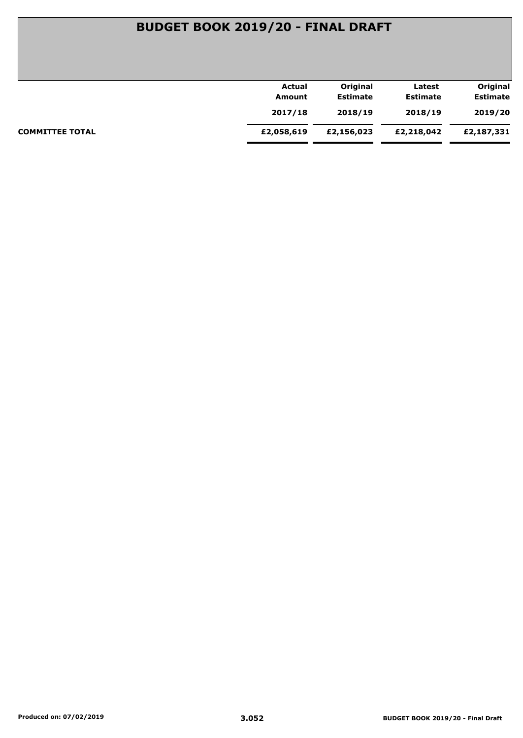# BUDGET BOOK 2019/20 - FINAL DRAFT

| | Actual Amount 2017/18 | Original Estimate 2018/19 | Latest Estimate 2018/19 | Original Estimate 2019/20 |
|---|---|---|---|---|
| **COMMITTEE TOTAL** | **£2,058,619** | **£2,156,023** | **£2,218,042** | **£2,187,331** |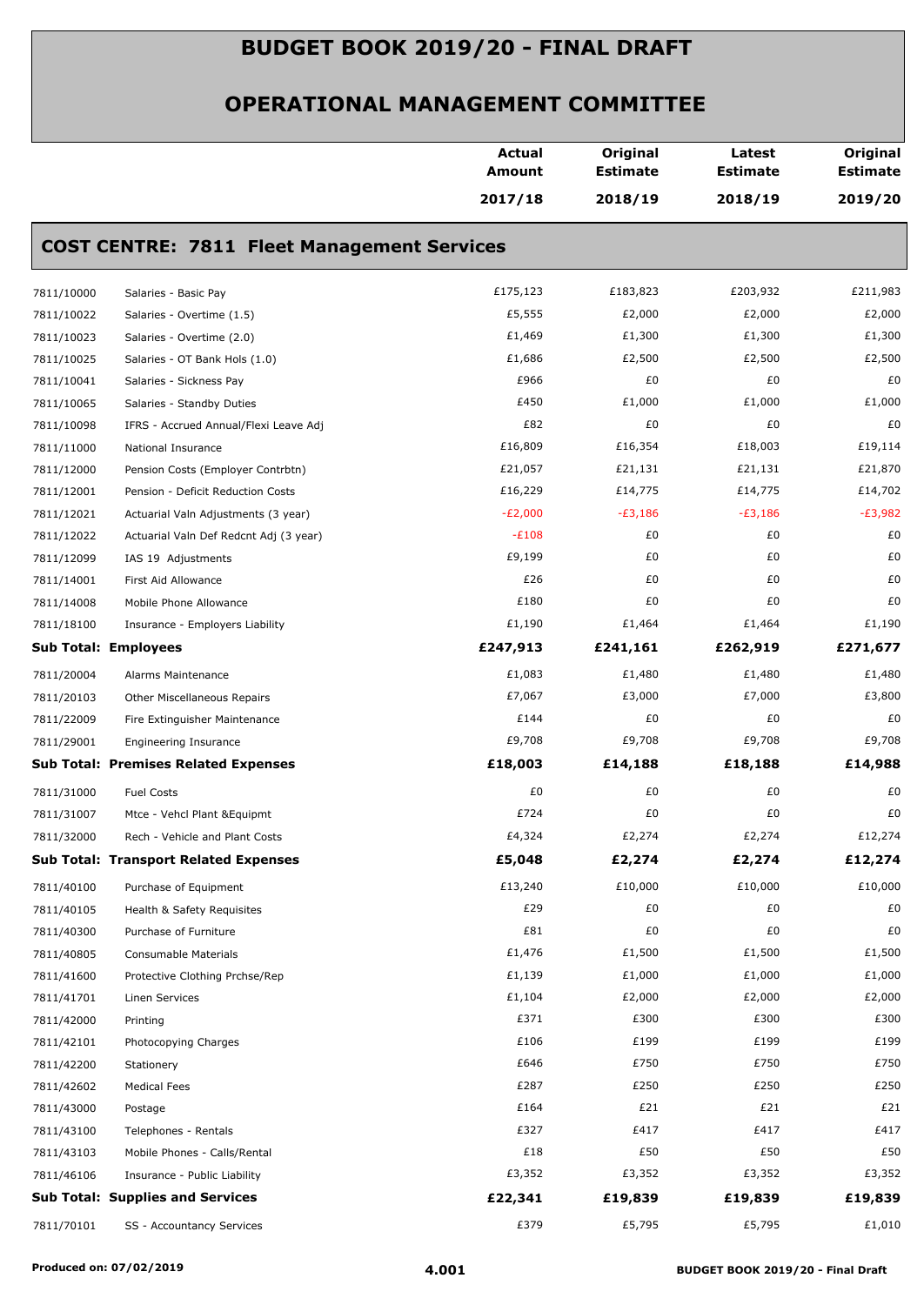# BUDGET BOOK 2019/20 - FINAL DRAFT

## OPERATIONAL MANAGEMENT COMMITTEE

| | | Actual Amount 2017/18 | Original Estimate 2018/19 | Latest Estimate 2018/19 | Original Estimate 2019/20 |
|---|---|---|---|---|---|

### COST CENTRE: 7811 Fleet Management Services

| | | Actual Amount 2017/18 | Original Estimate 2018/19 | Latest Estimate 2018/19 | Original Estimate 2019/20 |
|---|---|---|---|---|---|
| 7811/10000 | Salaries - Basic Pay | £175,123 | £183,823 | £203,932 | £211,983 |
| 7811/10022 | Salaries - Overtime (1.5) | £5,555 | £2,000 | £2,000 | £2,000 |
| 7811/10023 | Salaries - Overtime (2.0) | £1,469 | £1,300 | £1,300 | £1,300 |
| 7811/10025 | Salaries - OT Bank Hols (1.0) | £1,686 | £2,500 | £2,500 | £2,500 |
| 7811/10041 | Salaries - Sickness Pay | £966 | £0 | £0 | £0 |
| 7811/10065 | Salaries - Standby Duties | £450 | £1,000 | £1,000 | £1,000 |
| 7811/10098 | IFRS - Accrued Annual/Flexi Leave Adj | £82 | £0 | £0 | £0 |
| 7811/11000 | National Insurance | £16,809 | £16,354 | £18,003 | £19,114 |
| 7811/12000 | Pension Costs (Employer Contrbtn) | £21,057 | £21,131 | £21,131 | £21,870 |
| 7811/12001 | Pension - Deficit Reduction Costs | £16,229 | £14,775 | £14,775 | £14,702 |
| 7811/12021 | Actuarial Valn Adjustments (3 year) | -£2,000 | -£3,186 | -£3,186 | -£3,982 |
| 7811/12022 | Actuarial Valn Def Redcnt Adj (3 year) | -£108 | £0 | £0 | £0 |
| 7811/12099 | IAS 19 Adjustments | £9,199 | £0 | £0 | £0 |
| 7811/14001 | First Aid Allowance | £26 | £0 | £0 | £0 |
| 7811/14008 | Mobile Phone Allowance | £180 | £0 | £0 | £0 |
| 7811/18100 | Insurance - Employers Liability | £1,190 | £1,464 | £1,464 | £1,190 |
| **Sub Total: Employees** | | **£247,913** | **£241,161** | **£262,919** | **£271,677** |
| 7811/20004 | Alarms Maintenance | £1,083 | £1,480 | £1,480 | £1,480 |
| 7811/20103 | Other Miscellaneous Repairs | £7,067 | £3,000 | £7,000 | £3,800 |
| 7811/22009 | Fire Extinguisher Maintenance | £144 | £0 | £0 | £0 |
| 7811/29001 | Engineering Insurance | £9,708 | £9,708 | £9,708 | £9,708 |
| **Sub Total: Premises Related Expenses** | | **£18,003** | **£14,188** | **£18,188** | **£14,988** |
| 7811/31000 | Fuel Costs | £0 | £0 | £0 | £0 |
| 7811/31007 | Mtce - Vehcl Plant &Equipmt | £724 | £0 | £0 | £0 |
| 7811/32000 | Rech - Vehicle and Plant Costs | £4,324 | £2,274 | £2,274 | £12,274 |
| **Sub Total: Transport Related Expenses** | | **£5,048** | **£2,274** | **£2,274** | **£12,274** |
| 7811/40100 | Purchase of Equipment | £13,240 | £10,000 | £10,000 | £10,000 |
| 7811/40105 | Health & Safety Requisites | £29 | £0 | £0 | £0 |
| 7811/40300 | Purchase of Furniture | £81 | £0 | £0 | £0 |
| 7811/40805 | Consumable Materials | £1,476 | £1,500 | £1,500 | £1,500 |
| 7811/41600 | Protective Clothing Prchse/Rep | £1,139 | £1,000 | £1,000 | £1,000 |
| 7811/41701 | Linen Services | £1,104 | £2,000 | £2,000 | £2,000 |
| 7811/42000 | Printing | £371 | £300 | £300 | £300 |
| 7811/42101 | Photocopying Charges | £106 | £199 | £199 | £199 |
| 7811/42200 | Stationery | £646 | £750 | £750 | £750 |
| 7811/42602 | Medical Fees | £287 | £250 | £250 | £250 |
| 7811/43000 | Postage | £164 | £21 | £21 | £21 |
| 7811/43100 | Telephones - Rentals | £327 | £417 | £417 | £417 |
| 7811/43103 | Mobile Phones - Calls/Rental | £18 | £50 | £50 | £50 |
| 7811/46106 | Insurance - Public Liability | £3,352 | £3,352 | £3,352 | £3,352 |
| **Sub Total: Supplies and Services** | | **£22,341** | **£19,839** | **£19,839** | **£19,839** |
| 7811/70101 | SS - Accountancy Services | £379 | £5,795 | £5,795 | £1,010 |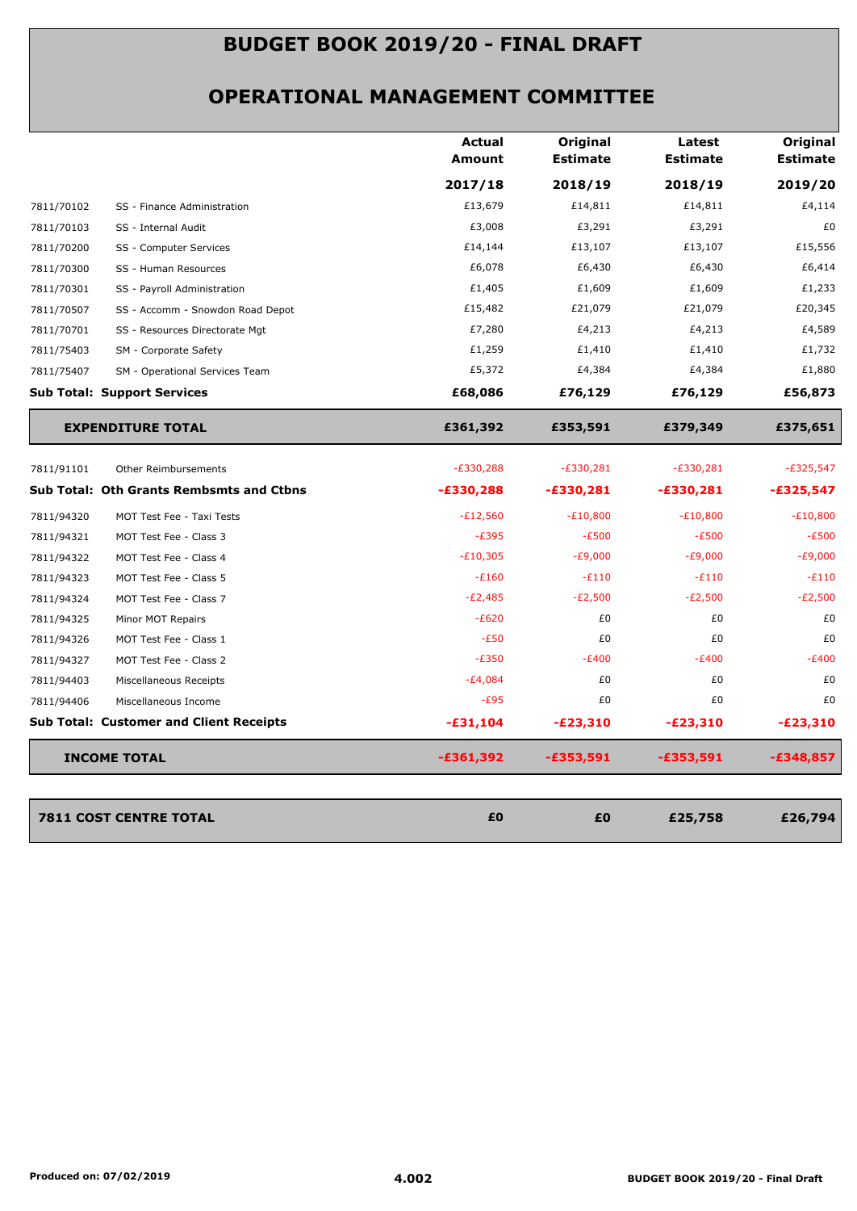# BUDGET BOOK 2019/20 - FINAL DRAFT

## OPERATIONAL MANAGEMENT COMMITTEE

| | | Actual Amount 2017/18 | Original Estimate 2018/19 | Latest Estimate 2018/19 | Original Estimate 2019/20 |
|---|---|---|---|---|---|
| 7811/70102 | SS - Finance Administration | £13,679 | £14,811 | £14,811 | £4,114 |
| 7811/70103 | SS - Internal Audit | £3,008 | £3,291 | £3,291 | £0 |
| 7811/70200 | SS - Computer Services | £14,144 | £13,107 | £13,107 | £15,556 |
| 7811/70300 | SS - Human Resources | £6,078 | £6,430 | £6,430 | £6,414 |
| 7811/70301 | SS - Payroll Administration | £1,405 | £1,609 | £1,609 | £1,233 |
| 7811/70507 | SS - Accomm - Snowdon Road Depot | £15,482 | £21,079 | £21,079 | £20,345 |
| 7811/70701 | SS - Resources Directorate Mgt | £7,280 | £4,213 | £4,213 | £4,589 |
| 7811/75403 | SM - Corporate Safety | £1,259 | £1,410 | £1,410 | £1,732 |
| 7811/75407 | SM - Operational Services Team | £5,372 | £4,384 | £4,384 | £1,880 |
| **Sub Total: Support Services** | | **£68,086** | **£76,129** | **£76,129** | **£56,873** |
| **EXPENDITURE TOTAL** | | **£361,392** | **£353,591** | **£379,349** | **£375,651** |
| 7811/91101 | Other Reimbursements | -£330,288 | -£330,281 | -£330,281 | -£325,547 |
| **Sub Total: Oth Grants Rembsmts and Ctbns** | | **-£330,288** | **-£330,281** | **-£330,281** | **-£325,547** |
| 7811/94320 | MOT Test Fee - Taxi Tests | -£12,560 | -£10,800 | -£10,800 | -£10,800 |
| 7811/94321 | MOT Test Fee - Class 3 | -£395 | -£500 | -£500 | -£500 |
| 7811/94322 | MOT Test Fee - Class 4 | -£10,305 | -£9,000 | -£9,000 | -£9,000 |
| 7811/94323 | MOT Test Fee - Class 5 | -£160 | -£110 | -£110 | -£110 |
| 7811/94324 | MOT Test Fee - Class 7 | -£2,485 | -£2,500 | -£2,500 | -£2,500 |
| 7811/94325 | Minor MOT Repairs | -£620 | £0 | £0 | £0 |
| 7811/94326 | MOT Test Fee - Class 1 | -£50 | £0 | £0 | £0 |
| 7811/94327 | MOT Test Fee - Class 2 | -£350 | -£400 | -£400 | -£400 |
| 7811/94403 | Miscellaneous Receipts | -£4,084 | £0 | £0 | £0 |
| 7811/94406 | Miscellaneous Income | -£95 | £0 | £0 | £0 |
| **Sub Total: Customer and Client Receipts** | | **-£31,104** | **-£23,310** | **-£23,310** | **-£23,310** |
| **INCOME TOTAL** | | **-£361,392** | **-£353,591** | **-£353,591** | **-£348,857** |
| **7811 COST CENTRE TOTAL** | | **£0** | **£0** | **£25,758** | **£26,794** |

Produced on: 07/02/2019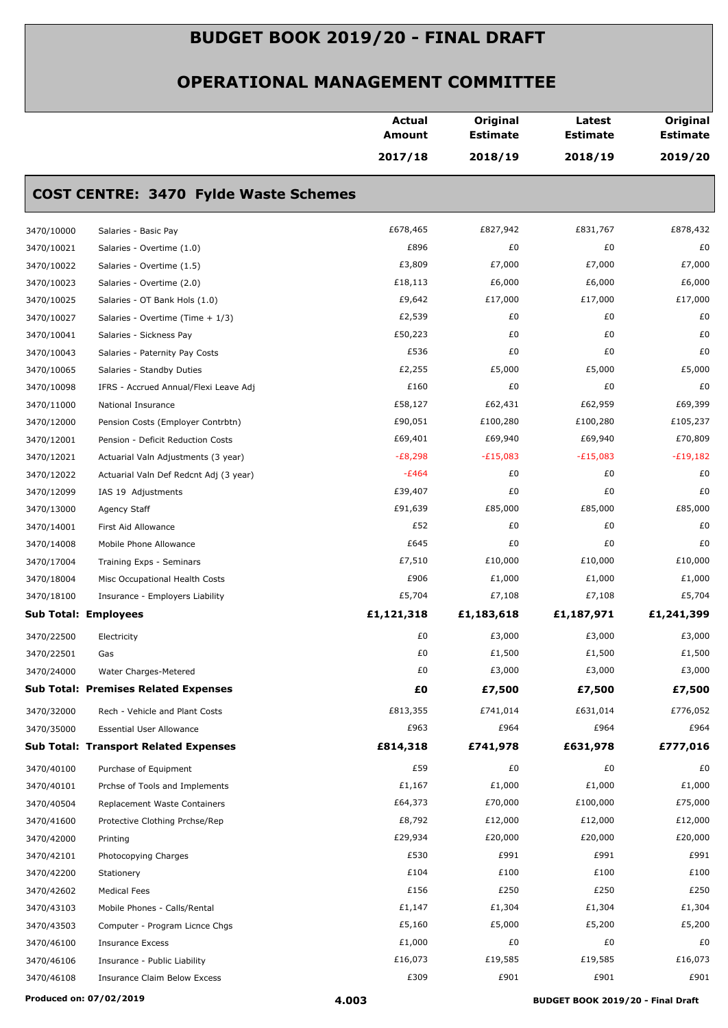# BUDGET BOOK 2019/20 - FINAL DRAFT

## OPERATIONAL MANAGEMENT COMMITTEE

| | | Actual Amount 2017/18 | Original Estimate 2018/19 | Latest Estimate 2018/19 | Original Estimate 2019/20 |
|---|---|---|---|---|---|

### COST CENTRE: 3470 Fylde Waste Schemes

| | | Actual Amount 2017/18 | Original Estimate 2018/19 | Latest Estimate 2018/19 | Original Estimate 2019/20 |
|---|---|---|---|---|---|
| 3470/10000 | Salaries - Basic Pay | £678,465 | £827,942 | £831,767 | £878,432 |
| 3470/10021 | Salaries - Overtime (1.0) | £896 | £0 | £0 | £0 |
| 3470/10022 | Salaries - Overtime (1.5) | £3,809 | £7,000 | £7,000 | £7,000 |
| 3470/10023 | Salaries - Overtime (2.0) | £18,113 | £6,000 | £6,000 | £6,000 |
| 3470/10025 | Salaries - OT Bank Hols (1.0) | £9,642 | £17,000 | £17,000 | £17,000 |
| 3470/10027 | Salaries - Overtime (Time + 1/3) | £2,539 | £0 | £0 | £0 |
| 3470/10041 | Salaries - Sickness Pay | £50,223 | £0 | £0 | £0 |
| 3470/10043 | Salaries - Paternity Pay Costs | £536 | £0 | £0 | £0 |
| 3470/10065 | Salaries - Standby Duties | £2,255 | £5,000 | £5,000 | £5,000 |
| 3470/10098 | IFRS - Accrued Annual/Flexi Leave Adj | £160 | £0 | £0 | £0 |
| 3470/11000 | National Insurance | £58,127 | £62,431 | £62,959 | £69,399 |
| 3470/12000 | Pension Costs (Employer Contrbtn) | £90,051 | £100,280 | £100,280 | £105,237 |
| 3470/12001 | Pension - Deficit Reduction Costs | £69,401 | £69,940 | £69,940 | £70,809 |
| 3470/12021 | Actuarial Valn Adjustments (3 year) | -£8,298 | -£15,083 | -£15,083 | -£19,182 |
| 3470/12022 | Actuarial Valn Def Redcnt Adj (3 year) | -£464 | £0 | £0 | £0 |
| 3470/12099 | IAS 19 Adjustments | £39,407 | £0 | £0 | £0 |
| 3470/13000 | Agency Staff | £91,639 | £85,000 | £85,000 | £85,000 |
| 3470/14001 | First Aid Allowance | £52 | £0 | £0 | £0 |
| 3470/14008 | Mobile Phone Allowance | £645 | £0 | £0 | £0 |
| 3470/17004 | Training Exps - Seminars | £7,510 | £10,000 | £10,000 | £10,000 |
| 3470/18004 | Misc Occupational Health Costs | £906 | £1,000 | £1,000 | £1,000 |
| 3470/18100 | Insurance - Employers Liability | £5,704 | £7,108 | £7,108 | £5,704 |
| **Sub Total: Employees** | | **£1,121,318** | **£1,183,618** | **£1,187,971** | **£1,241,399** |
| 3470/22500 | Electricity | £0 | £3,000 | £3,000 | £3,000 |
| 3470/22501 | Gas | £0 | £1,500 | £1,500 | £1,500 |
| 3470/24000 | Water Charges-Metered | £0 | £3,000 | £3,000 | £3,000 |
| **Sub Total: Premises Related Expenses** | | **£0** | **£7,500** | **£7,500** | **£7,500** |
| 3470/32000 | Rech - Vehicle and Plant Costs | £813,355 | £741,014 | £631,014 | £776,052 |
| 3470/35000 | Essential User Allowance | £963 | £964 | £964 | £964 |
| **Sub Total: Transport Related Expenses** | | **£814,318** | **£741,978** | **£631,978** | **£777,016** |
| 3470/40100 | Purchase of Equipment | £59 | £0 | £0 | £0 |
| 3470/40101 | Prchse of Tools and Implements | £1,167 | £1,000 | £1,000 | £1,000 |
| 3470/40504 | Replacement Waste Containers | £64,373 | £70,000 | £100,000 | £75,000 |
| 3470/41600 | Protective Clothing Prchse/Rep | £8,792 | £12,000 | £12,000 | £12,000 |
| 3470/42000 | Printing | £29,934 | £20,000 | £20,000 | £20,000 |
| 3470/42101 | Photocopying Charges | £530 | £991 | £991 | £991 |
| 3470/42200 | Stationery | £104 | £100 | £100 | £100 |
| 3470/42602 | Medical Fees | £156 | £250 | £250 | £250 |
| 3470/43103 | Mobile Phones - Calls/Rental | £1,147 | £1,304 | £1,304 | £1,304 |
| 3470/43503 | Computer - Program Licnce Chgs | £5,160 | £5,000 | £5,200 | £5,200 |
| 3470/46100 | Insurance Excess | £1,000 | £0 | £0 | £0 |
| 3470/46106 | Insurance - Public Liability | £16,073 | £19,585 | £19,585 | £16,073 |
| 3470/46108 | Insurance Claim Below Excess | £309 | £901 | £901 | £901 |

Produced on: 07/02/2019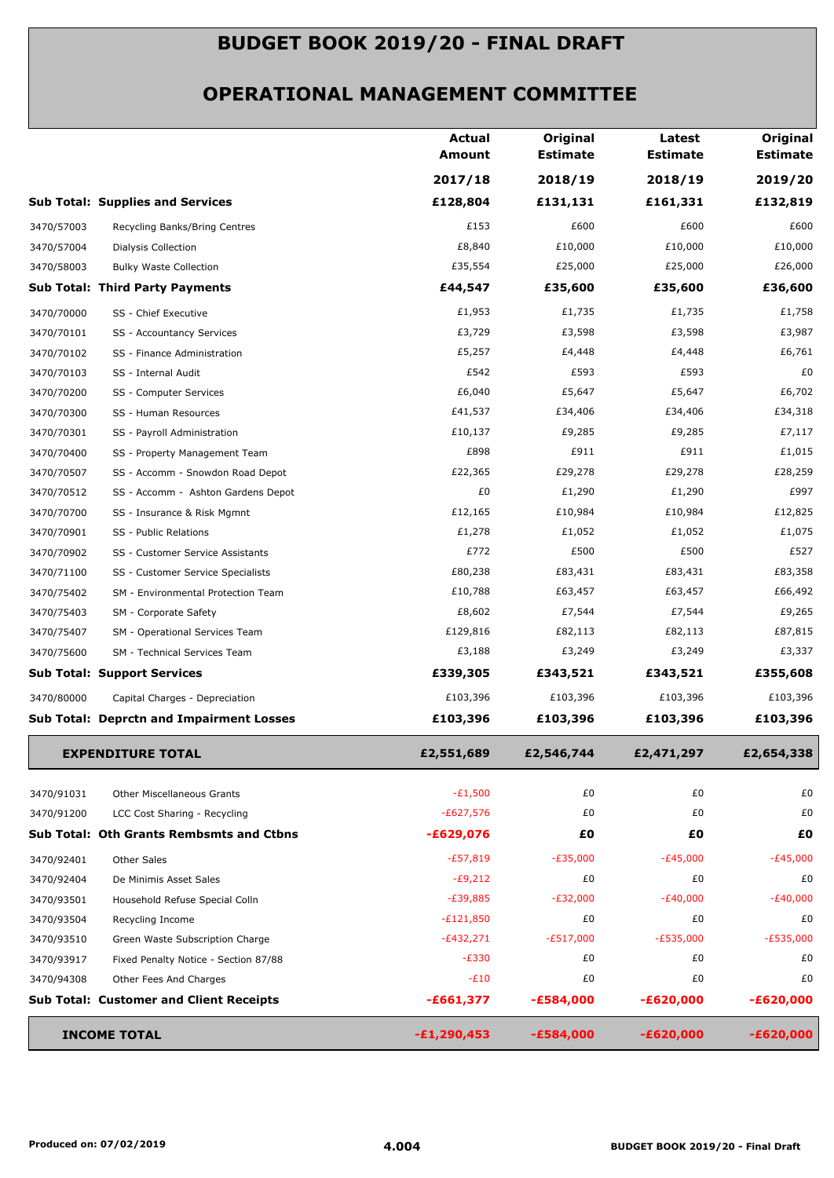# BUDGET BOOK 2019/20 - FINAL DRAFT

## OPERATIONAL MANAGEMENT COMMITTEE

| | | Actual Amount | Original Estimate | Latest Estimate | Original Estimate |
|---|---|---|---|---|---|
| | | **2017/18** | **2018/19** | **2018/19** | **2019/20** |
| **Sub Total: Supplies and Services** | | **£128,804** | **£131,131** | **£161,331** | **£132,819** |
| 3470/57003 | Recycling Banks/Bring Centres | £153 | £600 | £600 | £600 |
| 3470/57004 | Dialysis Collection | £8,840 | £10,000 | £10,000 | £10,000 |
| 3470/58003 | Bulky Waste Collection | £35,554 | £25,000 | £25,000 | £26,000 |
| **Sub Total: Third Party Payments** | | **£44,547** | **£35,600** | **£35,600** | **£36,600** |
| 3470/70000 | SS - Chief Executive | £1,953 | £1,735 | £1,735 | £1,758 |
| 3470/70101 | SS - Accountancy Services | £3,729 | £3,598 | £3,598 | £3,987 |
| 3470/70102 | SS - Finance Administration | £5,257 | £4,448 | £4,448 | £6,761 |
| 3470/70103 | SS - Internal Audit | £542 | £593 | £593 | £0 |
| 3470/70200 | SS - Computer Services | £6,040 | £5,647 | £5,647 | £6,702 |
| 3470/70300 | SS - Human Resources | £41,537 | £34,406 | £34,406 | £34,318 |
| 3470/70301 | SS - Payroll Administration | £10,137 | £9,285 | £9,285 | £7,117 |
| 3470/70400 | SS - Property Management Team | £898 | £911 | £911 | £1,015 |
| 3470/70507 | SS - Accomm - Snowdon Road Depot | £22,365 | £29,278 | £29,278 | £28,259 |
| 3470/70512 | SS - Accomm - Ashton Gardens Depot | £0 | £1,290 | £1,290 | £997 |
| 3470/70700 | SS - Insurance & Risk Mgmnt | £12,165 | £10,984 | £10,984 | £12,825 |
| 3470/70901 | SS - Public Relations | £1,278 | £1,052 | £1,052 | £1,075 |
| 3470/70902 | SS - Customer Service Assistants | £772 | £500 | £500 | £527 |
| 3470/71100 | SS - Customer Service Specialists | £80,238 | £83,431 | £83,431 | £83,358 |
| 3470/75402 | SM - Environmental Protection Team | £10,788 | £63,457 | £63,457 | £66,492 |
| 3470/75403 | SM - Corporate Safety | £8,602 | £7,544 | £7,544 | £9,265 |
| 3470/75407 | SM - Operational Services Team | £129,816 | £82,113 | £82,113 | £87,815 |
| 3470/75600 | SM - Technical Services Team | £3,188 | £3,249 | £3,249 | £3,337 |
| **Sub Total: Support Services** | | **£339,305** | **£343,521** | **£343,521** | **£355,608** |
| 3470/80000 | Capital Charges - Depreciation | £103,396 | £103,396 | £103,396 | £103,396 |
| **Sub Total: Deprctn and Impairment Losses** | | **£103,396** | **£103,396** | **£103,396** | **£103,396** |
| **EXPENDITURE TOTAL** | | **£2,551,689** | **£2,546,744** | **£2,471,297** | **£2,654,338** |
| 3470/91031 | Other Miscellaneous Grants | -£1,500 | £0 | £0 | £0 |
| 3470/91200 | LCC Cost Sharing - Recycling | -£627,576 | £0 | £0 | £0 |
| **Sub Total: Oth Grants Rembsmts and Ctbns** | | **-£629,076** | **£0** | **£0** | **£0** |
| 3470/92401 | Other Sales | -£57,819 | -£35,000 | -£45,000 | -£45,000 |
| 3470/92404 | De Minimis Asset Sales | -£9,212 | £0 | £0 | £0 |
| 3470/93501 | Household Refuse Special Colln | -£39,885 | -£32,000 | -£40,000 | -£40,000 |
| 3470/93504 | Recycling Income | -£121,850 | £0 | £0 | £0 |
| 3470/93510 | Green Waste Subscription Charge | -£432,271 | -£517,000 | -£535,000 | -£535,000 |
| 3470/93917 | Fixed Penalty Notice - Section 87/88 | -£330 | £0 | £0 | £0 |
| 3470/94308 | Other Fees And Charges | -£10 | £0 | £0 | £0 |
| **Sub Total: Customer and Client Receipts** | | **-£661,377** | **-£584,000** | **-£620,000** | **-£620,000** |
| **INCOME TOTAL** | | **-£1,290,453** | **-£584,000** | **-£620,000** | **-£620,000** |

Produced on: 07/02/2019

4.004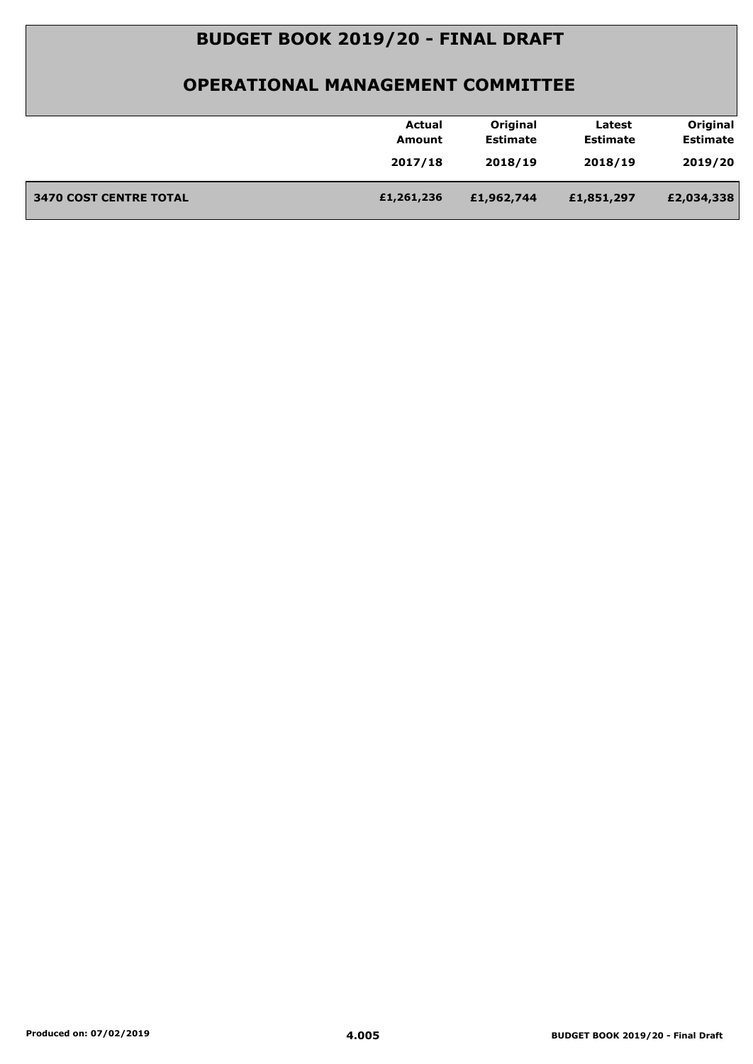# BUDGET BOOK 2019/20 - FINAL DRAFT

## OPERATIONAL MANAGEMENT COMMITTEE

| | Actual Amount 2017/18 | Original Estimate 2018/19 | Latest Estimate 2018/19 | Original Estimate 2019/20 |
|---|---|---|---|---|
| **3470 COST CENTRE TOTAL** | **£1,261,236** | **£1,962,744** | **£1,851,297** | **£2,034,338** |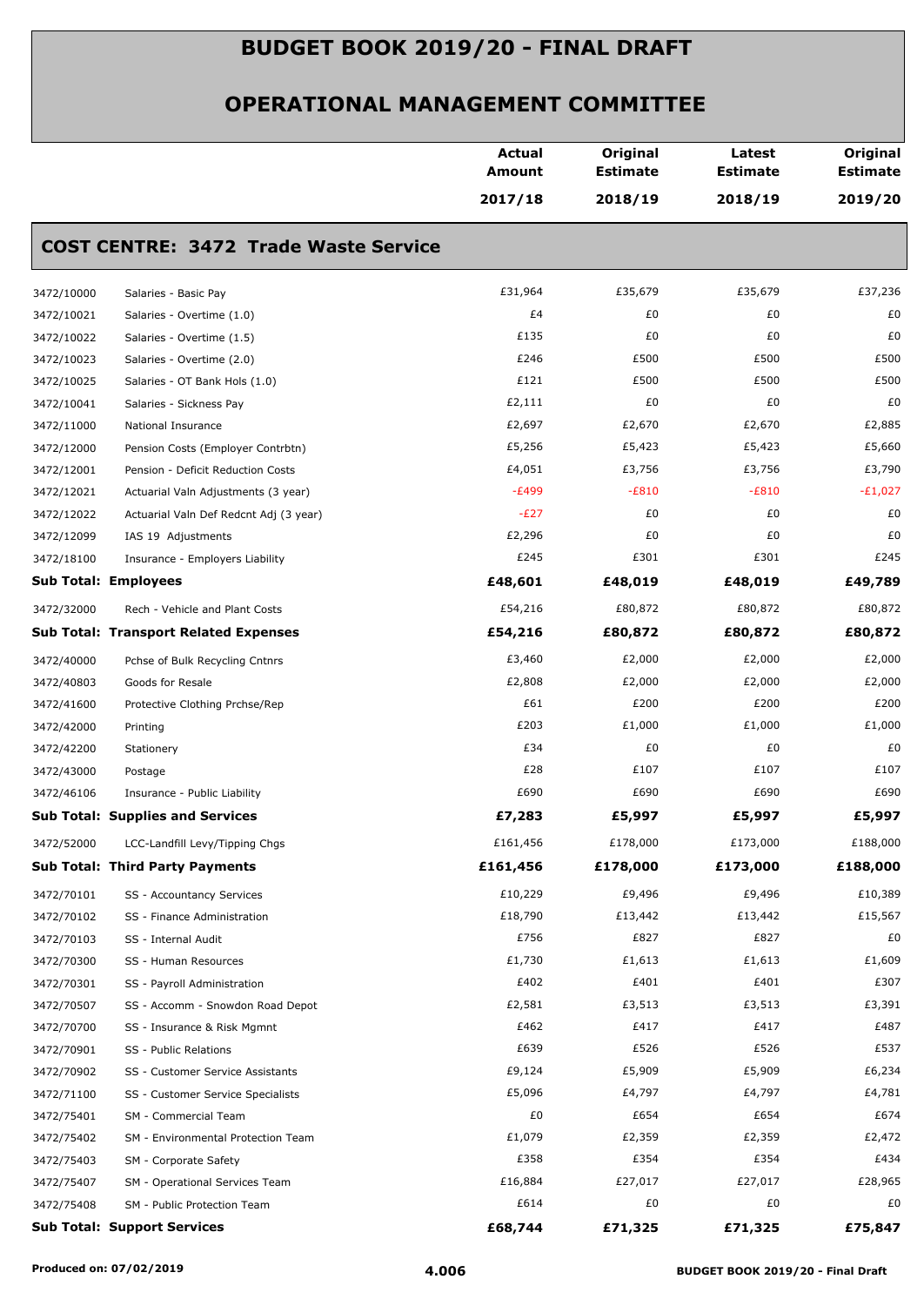# BUDGET BOOK 2019/20 - FINAL DRAFT

## OPERATIONAL MANAGEMENT COMMITTEE

| | | Actual Amount 2017/18 | Original Estimate 2018/19 | Latest Estimate 2018/19 | Original Estimate 2019/20 |
|---|---|---|---|---|---|
| **COST CENTRE: 3472 Trade Waste Service** | | | | | |
| 3472/10000 | Salaries - Basic Pay | £31,964 | £35,679 | £35,679 | £37,236 |
| 3472/10021 | Salaries - Overtime (1.0) | £4 | £0 | £0 | £0 |
| 3472/10022 | Salaries - Overtime (1.5) | £135 | £0 | £0 | £0 |
| 3472/10023 | Salaries - Overtime (2.0) | £246 | £500 | £500 | £500 |
| 3472/10025 | Salaries - OT Bank Hols (1.0) | £121 | £500 | £500 | £500 |
| 3472/10041 | Salaries - Sickness Pay | £2,111 | £0 | £0 | £0 |
| 3472/11000 | National Insurance | £2,697 | £2,670 | £2,670 | £2,885 |
| 3472/12000 | Pension Costs (Employer Contrbtn) | £5,256 | £5,423 | £5,423 | £5,660 |
| 3472/12001 | Pension - Deficit Reduction Costs | £4,051 | £3,756 | £3,756 | £3,790 |
| 3472/12021 | Actuarial Valn Adjustments (3 year) | -£499 | -£810 | -£810 | -£1,027 |
| 3472/12022 | Actuarial Valn Def Redcnt Adj (3 year) | -£27 | £0 | £0 | £0 |
| 3472/12099 | IAS 19 Adjustments | £2,296 | £0 | £0 | £0 |
| 3472/18100 | Insurance - Employers Liability | £245 | £301 | £301 | £245 |
| **Sub Total: Employees** | | **£48,601** | **£48,019** | **£48,019** | **£49,789** |
| 3472/32000 | Rech - Vehicle and Plant Costs | £54,216 | £80,872 | £80,872 | £80,872 |
| **Sub Total: Transport Related Expenses** | | **£54,216** | **£80,872** | **£80,872** | **£80,872** |
| 3472/40000 | Pchse of Bulk Recycling Cntnrs | £3,460 | £2,000 | £2,000 | £2,000 |
| 3472/40803 | Goods for Resale | £2,808 | £2,000 | £2,000 | £2,000 |
| 3472/41600 | Protective Clothing Prchse/Rep | £61 | £200 | £200 | £200 |
| 3472/42000 | Printing | £203 | £1,000 | £1,000 | £1,000 |
| 3472/42200 | Stationery | £34 | £0 | £0 | £0 |
| 3472/43000 | Postage | £28 | £107 | £107 | £107 |
| 3472/46106 | Insurance - Public Liability | £690 | £690 | £690 | £690 |
| **Sub Total: Supplies and Services** | | **£7,283** | **£5,997** | **£5,997** | **£5,997** |
| 3472/52000 | LCC-Landfill Levy/Tipping Chgs | £161,456 | £178,000 | £173,000 | £188,000 |
| **Sub Total: Third Party Payments** | | **£161,456** | **£178,000** | **£173,000** | **£188,000** |
| 3472/70101 | SS - Accountancy Services | £10,229 | £9,496 | £9,496 | £10,389 |
| 3472/70102 | SS - Finance Administration | £18,790 | £13,442 | £13,442 | £15,567 |
| 3472/70103 | SS - Internal Audit | £756 | £827 | £827 | £0 |
| 3472/70300 | SS - Human Resources | £1,730 | £1,613 | £1,613 | £1,609 |
| 3472/70301 | SS - Payroll Administration | £402 | £401 | £401 | £307 |
| 3472/70507 | SS - Accomm - Snowdon Road Depot | £2,581 | £3,513 | £3,513 | £3,391 |
| 3472/70700 | SS - Insurance & Risk Mgmnt | £462 | £417 | £417 | £487 |
| 3472/70901 | SS - Public Relations | £639 | £526 | £526 | £537 |
| 3472/70902 | SS - Customer Service Assistants | £9,124 | £5,909 | £5,909 | £6,234 |
| 3472/71100 | SS - Customer Service Specialists | £5,096 | £4,797 | £4,797 | £4,781 |
| 3472/75401 | SM - Commercial Team | £0 | £654 | £654 | £674 |
| 3472/75402 | SM - Environmental Protection Team | £1,079 | £2,359 | £2,359 | £2,472 |
| 3472/75403 | SM - Corporate Safety | £358 | £354 | £354 | £434 |
| 3472/75407 | SM - Operational Services Team | £16,884 | £27,017 | £27,017 | £28,965 |
| 3472/75408 | SM - Public Protection Team | £614 | £0 | £0 | £0 |
| **Sub Total: Support Services** | | **£68,744** | **£71,325** | **£71,325** | **£75,847** |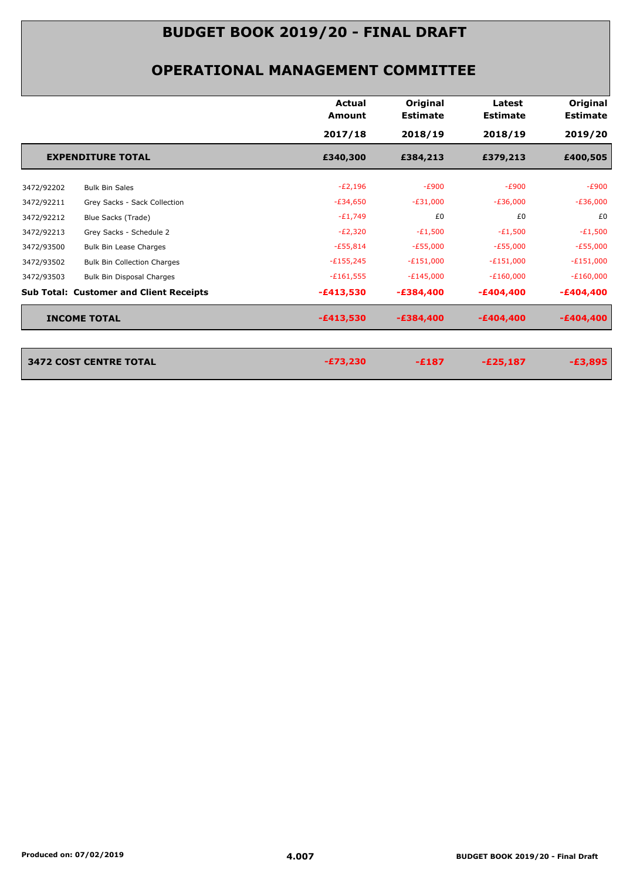# BUDGET BOOK 2019/20 - FINAL DRAFT

## OPERATIONAL MANAGEMENT COMMITTEE

| | | Actual Amount 2017/18 | Original Estimate 2018/19 | Latest Estimate 2018/19 | Original Estimate 2019/20 |
|---|---|---|---|---|---|
| **EXPENDITURE TOTAL** | | **£340,300** | **£384,213** | **£379,213** | **£400,505** |
| 3472/92202 | Bulk Bin Sales | -£2,196 | -£900 | -£900 | -£900 |
| 3472/92211 | Grey Sacks - Sack Collection | -£34,650 | -£31,000 | -£36,000 | -£36,000 |
| 3472/92212 | Blue Sacks (Trade) | -£1,749 | £0 | £0 | £0 |
| 3472/92213 | Grey Sacks - Schedule 2 | -£2,320 | -£1,500 | -£1,500 | -£1,500 |
| 3472/93500 | Bulk Bin Lease Charges | -£55,814 | -£55,000 | -£55,000 | -£55,000 |
| 3472/93502 | Bulk Bin Collection Charges | -£155,245 | -£151,000 | -£151,000 | -£151,000 |
| 3472/93503 | Bulk Bin Disposal Charges | -£161,555 | -£145,000 | -£160,000 | -£160,000 |
| **Sub Total: Customer and Client Receipts** | | **-£413,530** | **-£384,400** | **-£404,400** | **-£404,400** |
| **INCOME TOTAL** | | **-£413,530** | **-£384,400** | **-£404,400** | **-£404,400** |
| **3472 COST CENTRE TOTAL** | | **-£73,230** | **-£187** | **-£25,187** | **-£3,895** |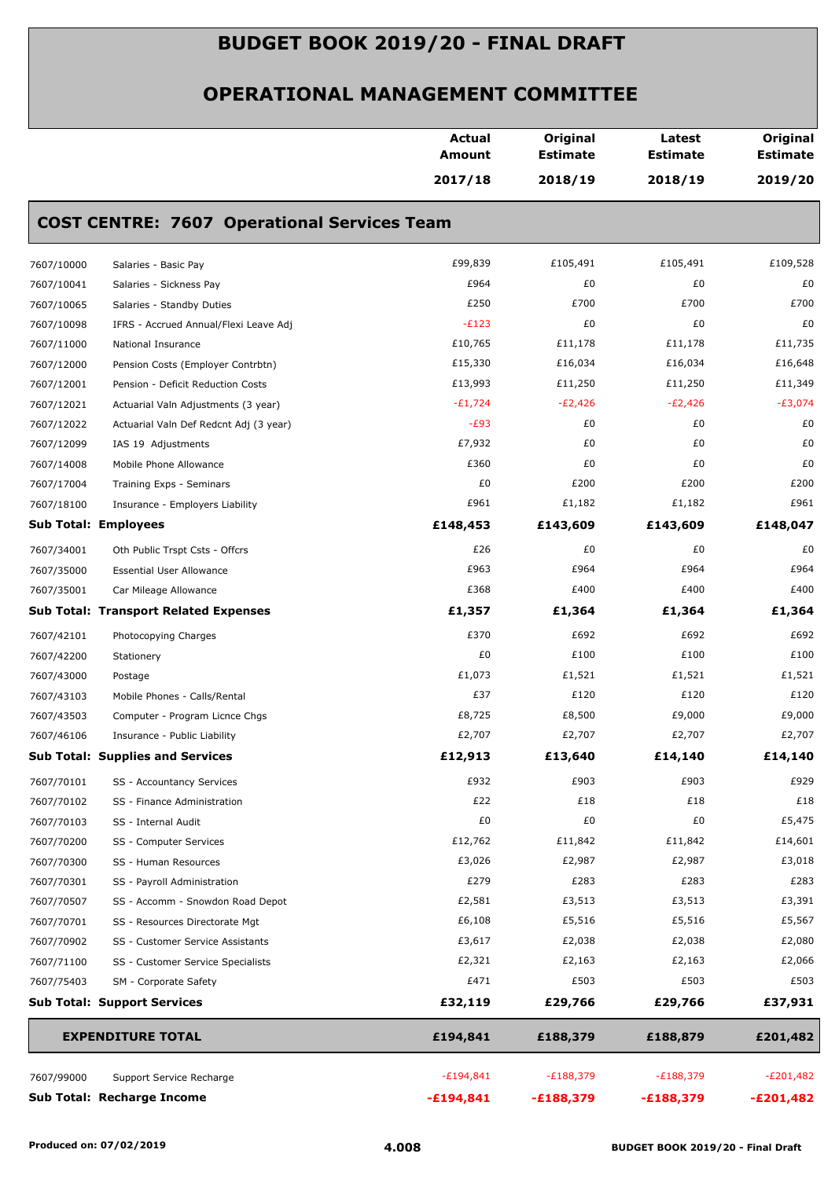# BUDGET BOOK 2019/20 - FINAL DRAFT

## OPERATIONAL MANAGEMENT COMMITTEE

| | | Actual Amount 2017/18 | Original Estimate 2018/19 | Latest Estimate 2018/19 | Original Estimate 2019/20 |
|---|---|---|---|---|---|
| **COST CENTRE: 7607 Operational Services Team** | | | | | |
| 7607/10000 | Salaries - Basic Pay | £99,839 | £105,491 | £105,491 | £109,528 |
| 7607/10041 | Salaries - Sickness Pay | £964 | £0 | £0 | £0 |
| 7607/10065 | Salaries - Standby Duties | £250 | £700 | £700 | £700 |
| 7607/10098 | IFRS - Accrued Annual/Flexi Leave Adj | -£123 | £0 | £0 | £0 |
| 7607/11000 | National Insurance | £10,765 | £11,178 | £11,178 | £11,735 |
| 7607/12000 | Pension Costs (Employer Contrbtn) | £15,330 | £16,034 | £16,034 | £16,648 |
| 7607/12001 | Pension - Deficit Reduction Costs | £13,993 | £11,250 | £11,250 | £11,349 |
| 7607/12021 | Actuarial Valn Adjustments (3 year) | -£1,724 | -£2,426 | -£2,426 | -£3,074 |
| 7607/12022 | Actuarial Valn Def Redcnt Adj (3 year) | -£93 | £0 | £0 | £0 |
| 7607/12099 | IAS 19 Adjustments | £7,932 | £0 | £0 | £0 |
| 7607/14008 | Mobile Phone Allowance | £360 | £0 | £0 | £0 |
| 7607/17004 | Training Exps - Seminars | £0 | £200 | £200 | £200 |
| 7607/18100 | Insurance - Employers Liability | £961 | £1,182 | £1,182 | £961 |
| **Sub Total: Employees** | | **£148,453** | **£143,609** | **£143,609** | **£148,047** |
| 7607/34001 | Oth Public Trspt Csts - Offcrs | £26 | £0 | £0 | £0 |
| 7607/35000 | Essential User Allowance | £963 | £964 | £964 | £964 |
| 7607/35001 | Car Mileage Allowance | £368 | £400 | £400 | £400 |
| **Sub Total: Transport Related Expenses** | | **£1,357** | **£1,364** | **£1,364** | **£1,364** |
| 7607/42101 | Photocopying Charges | £370 | £692 | £692 | £692 |
| 7607/42200 | Stationery | £0 | £100 | £100 | £100 |
| 7607/43000 | Postage | £1,073 | £1,521 | £1,521 | £1,521 |
| 7607/43103 | Mobile Phones - Calls/Rental | £37 | £120 | £120 | £120 |
| 7607/43503 | Computer - Program Licnce Chgs | £8,725 | £8,500 | £9,000 | £9,000 |
| 7607/46106 | Insurance - Public Liability | £2,707 | £2,707 | £2,707 | £2,707 |
| **Sub Total: Supplies and Services** | | **£12,913** | **£13,640** | **£14,140** | **£14,140** |
| 7607/70101 | SS - Accountancy Services | £932 | £903 | £903 | £929 |
| 7607/70102 | SS - Finance Administration | £22 | £18 | £18 | £18 |
| 7607/70103 | SS - Internal Audit | £0 | £0 | £0 | £5,475 |
| 7607/70200 | SS - Computer Services | £12,762 | £11,842 | £11,842 | £14,601 |
| 7607/70300 | SS - Human Resources | £3,026 | £2,987 | £2,987 | £3,018 |
| 7607/70301 | SS - Payroll Administration | £279 | £283 | £283 | £283 |
| 7607/70507 | SS - Accomm - Snowdon Road Depot | £2,581 | £3,513 | £3,513 | £3,391 |
| 7607/70701 | SS - Resources Directorate Mgt | £6,108 | £5,516 | £5,516 | £5,567 |
| 7607/70902 | SS - Customer Service Assistants | £3,617 | £2,038 | £2,038 | £2,080 |
| 7607/71100 | SS - Customer Service Specialists | £2,321 | £2,163 | £2,163 | £2,066 |
| 7607/75403 | SM - Corporate Safety | £471 | £503 | £503 | £503 |
| **Sub Total: Support Services** | | **£32,119** | **£29,766** | **£29,766** | **£37,931** |
| **EXPENDITURE TOTAL** | | **£194,841** | **£188,379** | **£188,879** | **£201,482** |
| 7607/99000 | Support Service Recharge | -£194,841 | -£188,379 | -£188,379 | -£201,482 |
| **Sub Total: Recharge Income** | | **-£194,841** | **-£188,379** | **-£188,379** | **-£201,482** |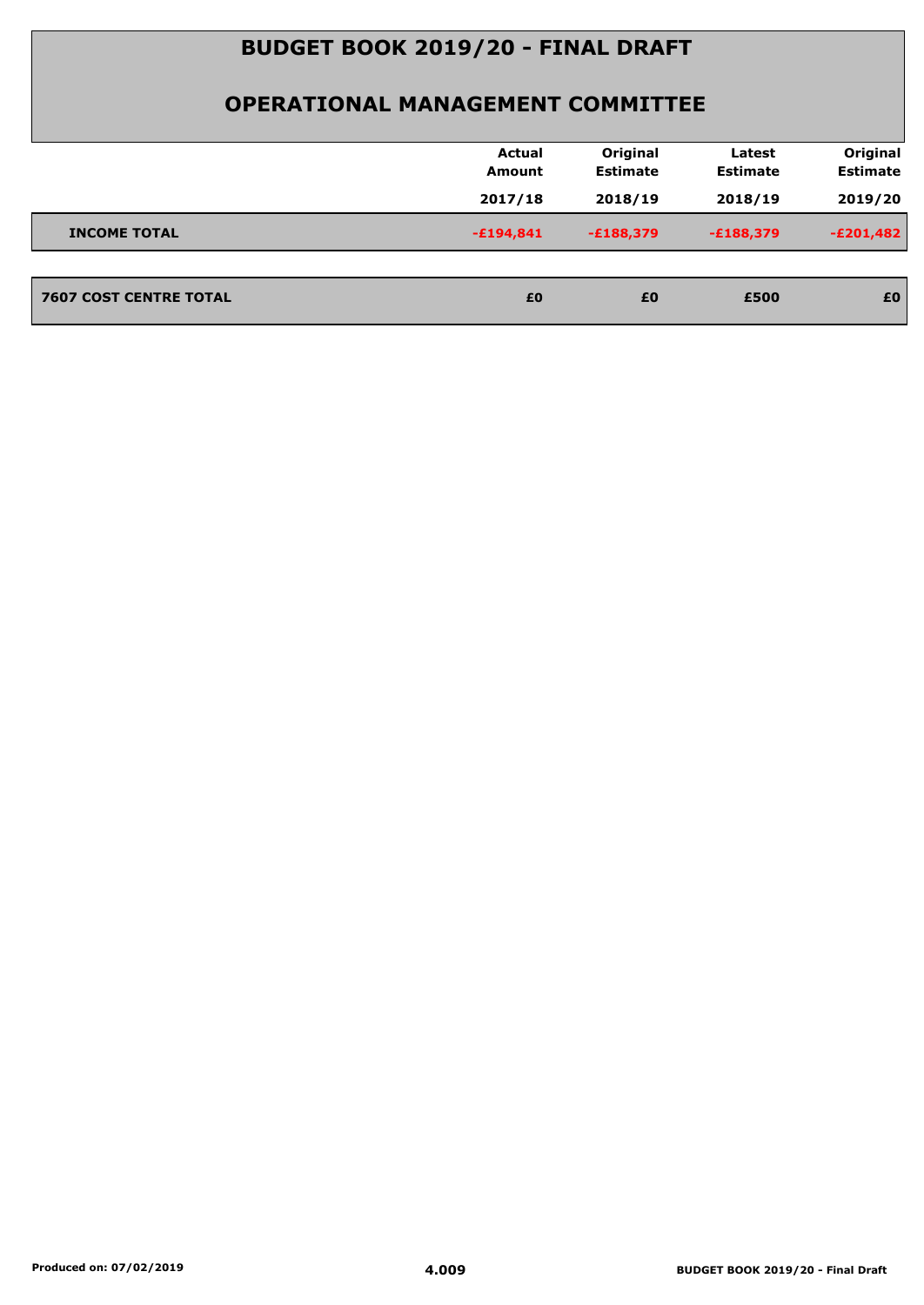# BUDGET BOOK 2019/20 - FINAL DRAFT

## OPERATIONAL MANAGEMENT COMMITTEE

| | Actual Amount 2017/18 | Original Estimate 2018/19 | Latest Estimate 2018/19 | Original Estimate 2019/20 |
|---|---|---|---|---|
| **INCOME TOTAL** | -£194,841 | -£188,379 | -£188,379 | -£201,482 |
| **7607 COST CENTRE TOTAL** | £0 | £0 | £500 | £0 |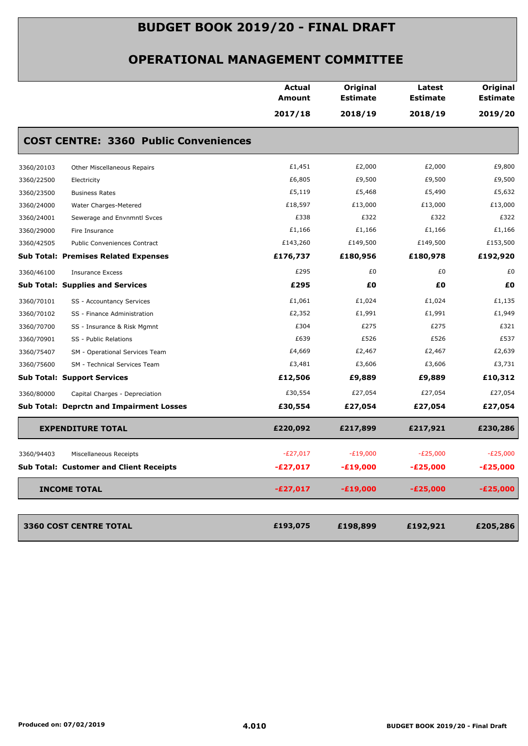# BUDGET BOOK 2019/20 - FINAL DRAFT

## OPERATIONAL MANAGEMENT COMMITTEE

| | | Actual Amount 2017/18 | Original Estimate 2018/19 | Latest Estimate 2018/19 | Original Estimate 2019/20 |
|---|---|---|---|---|---|
| **COST CENTRE: 3360 Public Conveniences** | | | | | |
| 3360/20103 | Other Miscellaneous Repairs | £1,451 | £2,000 | £2,000 | £9,800 |
| 3360/22500 | Electricity | £6,805 | £9,500 | £9,500 | £9,500 |
| 3360/23500 | Business Rates | £5,119 | £5,468 | £5,490 | £5,632 |
| 3360/24000 | Water Charges-Metered | £18,597 | £13,000 | £13,000 | £13,000 |
| 3360/24001 | Sewerage and Envnmntl Svces | £338 | £322 | £322 | £322 |
| 3360/29000 | Fire Insurance | £1,166 | £1,166 | £1,166 | £1,166 |
| 3360/42505 | Public Conveniences Contract | £143,260 | £149,500 | £149,500 | £153,500 |
| **Sub Total: Premises Related Expenses** | | **£176,737** | **£180,956** | **£180,978** | **£192,920** |
| 3360/46100 | Insurance Excess | £295 | £0 | £0 | £0 |
| **Sub Total: Supplies and Services** | | **£295** | **£0** | **£0** | **£0** |
| 3360/70101 | SS - Accountancy Services | £1,061 | £1,024 | £1,024 | £1,135 |
| 3360/70102 | SS - Finance Administration | £2,352 | £1,991 | £1,991 | £1,949 |
| 3360/70700 | SS - Insurance & Risk Mgmnt | £304 | £275 | £275 | £321 |
| 3360/70901 | SS - Public Relations | £639 | £526 | £526 | £537 |
| 3360/75407 | SM - Operational Services Team | £4,669 | £2,467 | £2,467 | £2,639 |
| 3360/75600 | SM - Technical Services Team | £3,481 | £3,606 | £3,606 | £3,731 |
| **Sub Total: Support Services** | | **£12,506** | **£9,889** | **£9,889** | **£10,312** |
| 3360/80000 | Capital Charges - Depreciation | £30,554 | £27,054 | £27,054 | £27,054 |
| **Sub Total: Deprctn and Impairment Losses** | | **£30,554** | **£27,054** | **£27,054** | **£27,054** |
| **EXPENDITURE TOTAL** | | **£220,092** | **£217,899** | **£217,921** | **£230,286** |
| 3360/94403 | Miscellaneous Receipts | -£27,017 | -£19,000 | -£25,000 | -£25,000 |
| **Sub Total: Customer and Client Receipts** | | **-£27,017** | **-£19,000** | **-£25,000** | **-£25,000** |
| **INCOME TOTAL** | | **-£27,017** | **-£19,000** | **-£25,000** | **-£25,000** |
| **3360 COST CENTRE TOTAL** | | **£193,075** | **£198,899** | **£192,921** | **£205,286** |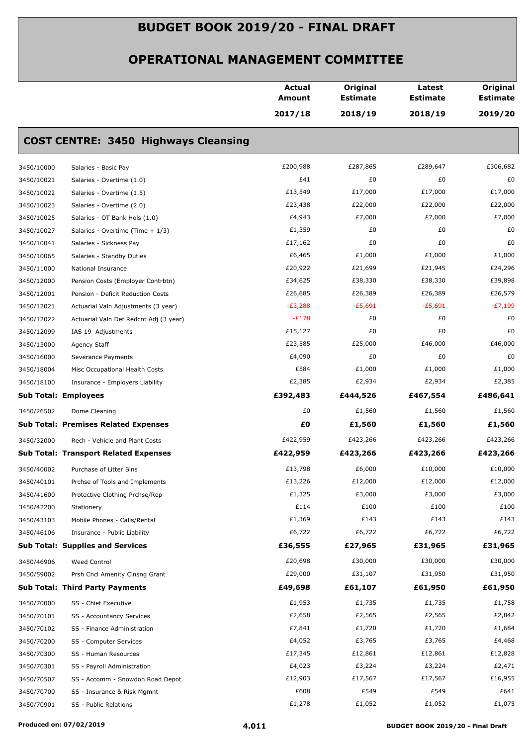# BUDGET BOOK 2019/20 - FINAL DRAFT

## OPERATIONAL MANAGEMENT COMMITTEE

### COST CENTRE: 3450 Highways Cleansing

| | | Actual Amount 2017/18 | Original Estimate 2018/19 | Latest Estimate 2018/19 | Original Estimate 2019/20 |
|---|---|---|---|---|---|
| 3450/10000 | Salaries - Basic Pay | £200,988 | £287,865 | £289,647 | £306,682 |
| 3450/10021 | Salaries - Overtime (1.0) | £41 | £0 | £0 | £0 |
| 3450/10022 | Salaries - Overtime (1.5) | £13,549 | £17,000 | £17,000 | £17,000 |
| 3450/10023 | Salaries - Overtime (2.0) | £23,438 | £22,000 | £22,000 | £22,000 |
| 3450/10025 | Salaries - OT Bank Hols (1.0) | £4,943 | £7,000 | £7,000 | £7,000 |
| 3450/10027 | Salaries - Overtime (Time + 1/3) | £1,359 | £0 | £0 | £0 |
| 3450/10041 | Salaries - Sickness Pay | £17,162 | £0 | £0 | £0 |
| 3450/10065 | Salaries - Standby Duties | £6,465 | £1,000 | £1,000 | £1,000 |
| 3450/11000 | National Insurance | £20,922 | £21,699 | £21,945 | £24,296 |
| 3450/12000 | Pension Costs (Employer Contrbtn) | £34,625 | £38,330 | £38,330 | £39,898 |
| 3450/12001 | Pension - Deficit Reduction Costs | £26,685 | £26,389 | £26,389 | £26,579 |
| 3450/12021 | Actuarial Valn Adjustments (3 year) | -£3,288 | -£5,691 | -£5,691 | -£7,199 |
| 3450/12022 | Actuarial Valn Def Redcnt Adj (3 year) | -£178 | £0 | £0 | £0 |
| 3450/12099 | IAS 19 Adjustments | £15,127 | £0 | £0 | £0 |
| 3450/13000 | Agency Staff | £23,585 | £25,000 | £46,000 | £46,000 |
| 3450/16000 | Severance Payments | £4,090 | £0 | £0 | £0 |
| 3450/18004 | Misc Occupational Health Costs | £584 | £1,000 | £1,000 | £1,000 |
| 3450/18100 | Insurance - Employers Liability | £2,385 | £2,934 | £2,934 | £2,385 |
| **Sub Total: Employees** | | **£392,483** | **£444,526** | **£467,554** | **£486,641** |
| 3450/26502 | Dome Cleaning | £0 | £1,560 | £1,560 | £1,560 |
| **Sub Total: Premises Related Expenses** | | **£0** | **£1,560** | **£1,560** | **£1,560** |
| 3450/32000 | Rech - Vehicle and Plant Costs | £422,959 | £423,266 | £423,266 | £423,266 |
| **Sub Total: Transport Related Expenses** | | **£422,959** | **£423,266** | **£423,266** | **£423,266** |
| 3450/40002 | Purchase of Litter Bins | £13,798 | £6,000 | £10,000 | £10,000 |
| 3450/40101 | Prchse of Tools and Implements | £13,226 | £12,000 | £12,000 | £12,000 |
| 3450/41600 | Protective Clothing Prchse/Rep | £1,325 | £3,000 | £3,000 | £3,000 |
| 3450/42200 | Stationery | £114 | £100 | £100 | £100 |
| 3450/43103 | Mobile Phones - Calls/Rental | £1,369 | £143 | £143 | £143 |
| 3450/46106 | Insurance - Public Liability | £6,722 | £6,722 | £6,722 | £6,722 |
| **Sub Total: Supplies and Services** | | **£36,555** | **£27,965** | **£31,965** | **£31,965** |
| 3450/46906 | Weed Control | £20,698 | £30,000 | £30,000 | £30,000 |
| 3450/59002 | Prsh Cncl Amenity Clnsng Grant | £29,000 | £31,107 | £31,950 | £31,950 |
| **Sub Total: Third Party Payments** | | **£49,698** | **£61,107** | **£61,950** | **£61,950** |
| 3450/70000 | SS - Chief Executive | £1,953 | £1,735 | £1,735 | £1,758 |
| 3450/70101 | SS - Accountancy Services | £2,658 | £2,565 | £2,565 | £2,842 |
| 3450/70102 | SS - Finance Administration | £7,841 | £1,720 | £1,720 | £1,684 |
| 3450/70200 | SS - Computer Services | £4,052 | £3,765 | £3,765 | £4,468 |
| 3450/70300 | SS - Human Resources | £17,345 | £12,861 | £12,861 | £12,828 |
| 3450/70301 | SS - Payroll Administration | £4,023 | £3,224 | £3,224 | £2,471 |
| 3450/70507 | SS - Accomm - Snowdon Road Depot | £12,903 | £17,567 | £17,567 | £16,955 |
| 3450/70700 | SS - Insurance & Risk Mgmnt | £608 | £549 | £549 | £641 |
| 3450/70901 | SS - Public Relations | £1,278 | £1,052 | £1,052 | £1,075 |

Produced on: 07/02/2019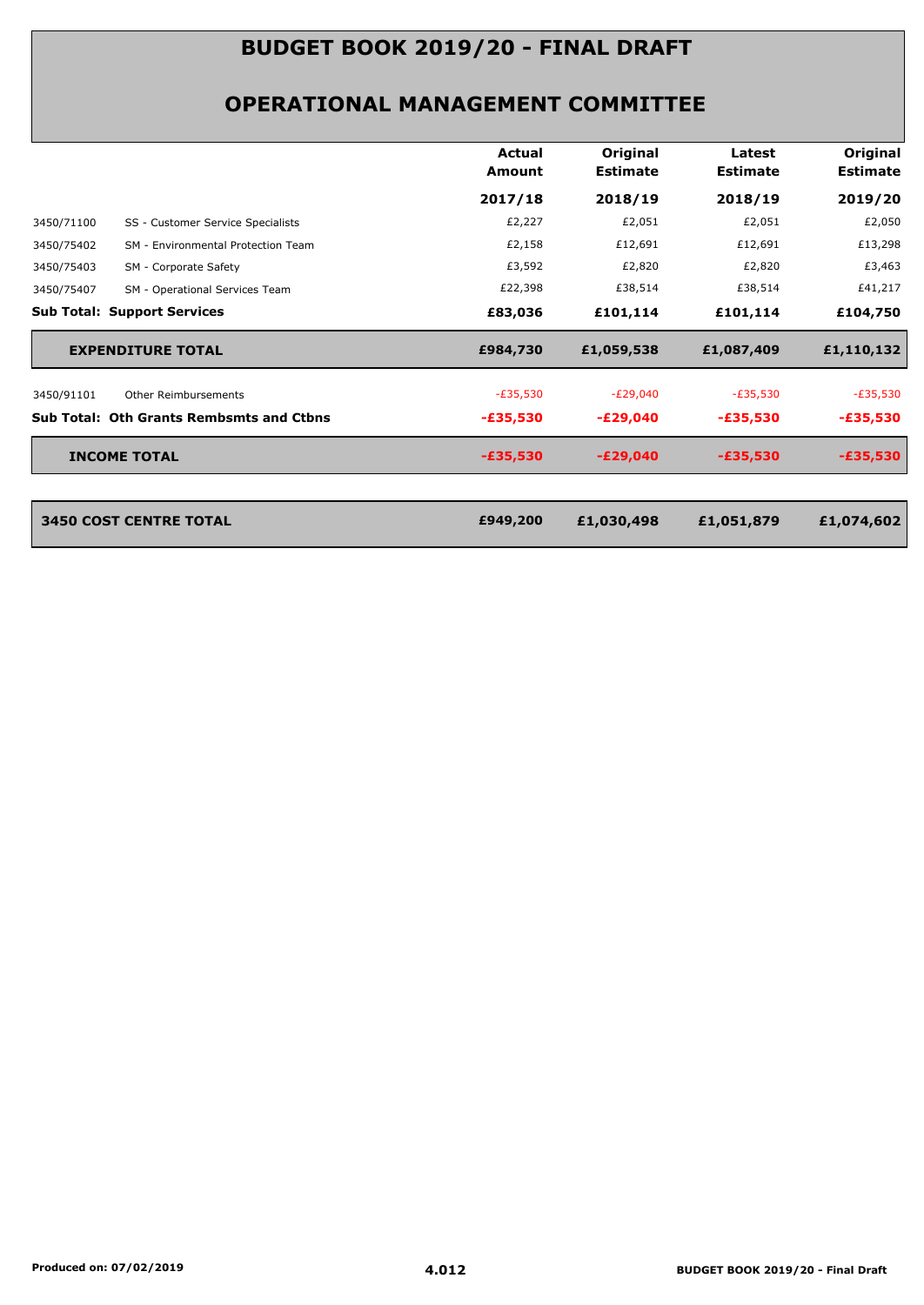# BUDGET BOOK 2019/20 - FINAL DRAFT

## OPERATIONAL MANAGEMENT COMMITTEE

| | | Actual Amount 2017/18 | Original Estimate 2018/19 | Latest Estimate 2018/19 | Original Estimate 2019/20 |
|---|---|---|---|---|---|
| 3450/71100 | SS - Customer Service Specialists | £2,227 | £2,051 | £2,051 | £2,050 |
| 3450/75402 | SM - Environmental Protection Team | £2,158 | £12,691 | £12,691 | £13,298 |
| 3450/75403 | SM - Corporate Safety | £3,592 | £2,820 | £2,820 | £3,463 |
| 3450/75407 | SM - Operational Services Team | £22,398 | £38,514 | £38,514 | £41,217 |
| **Sub Total: Support Services** | | **£83,036** | **£101,114** | **£101,114** | **£104,750** |
| **EXPENDITURE TOTAL** | | **£984,730** | **£1,059,538** | **£1,087,409** | **£1,110,132** |
| 3450/91101 | Other Reimbursements | -£35,530 | -£29,040 | -£35,530 | -£35,530 |
| **Sub Total: Oth Grants Rembsmts and Ctbns** | | **-£35,530** | **-£29,040** | **-£35,530** | **-£35,530** |
| **INCOME TOTAL** | | **-£35,530** | **-£29,040** | **-£35,530** | **-£35,530** |
| **3450 COST CENTRE TOTAL** | | **£949,200** | **£1,030,498** | **£1,051,879** | **£1,074,602** |

Produced on: 07/02/2019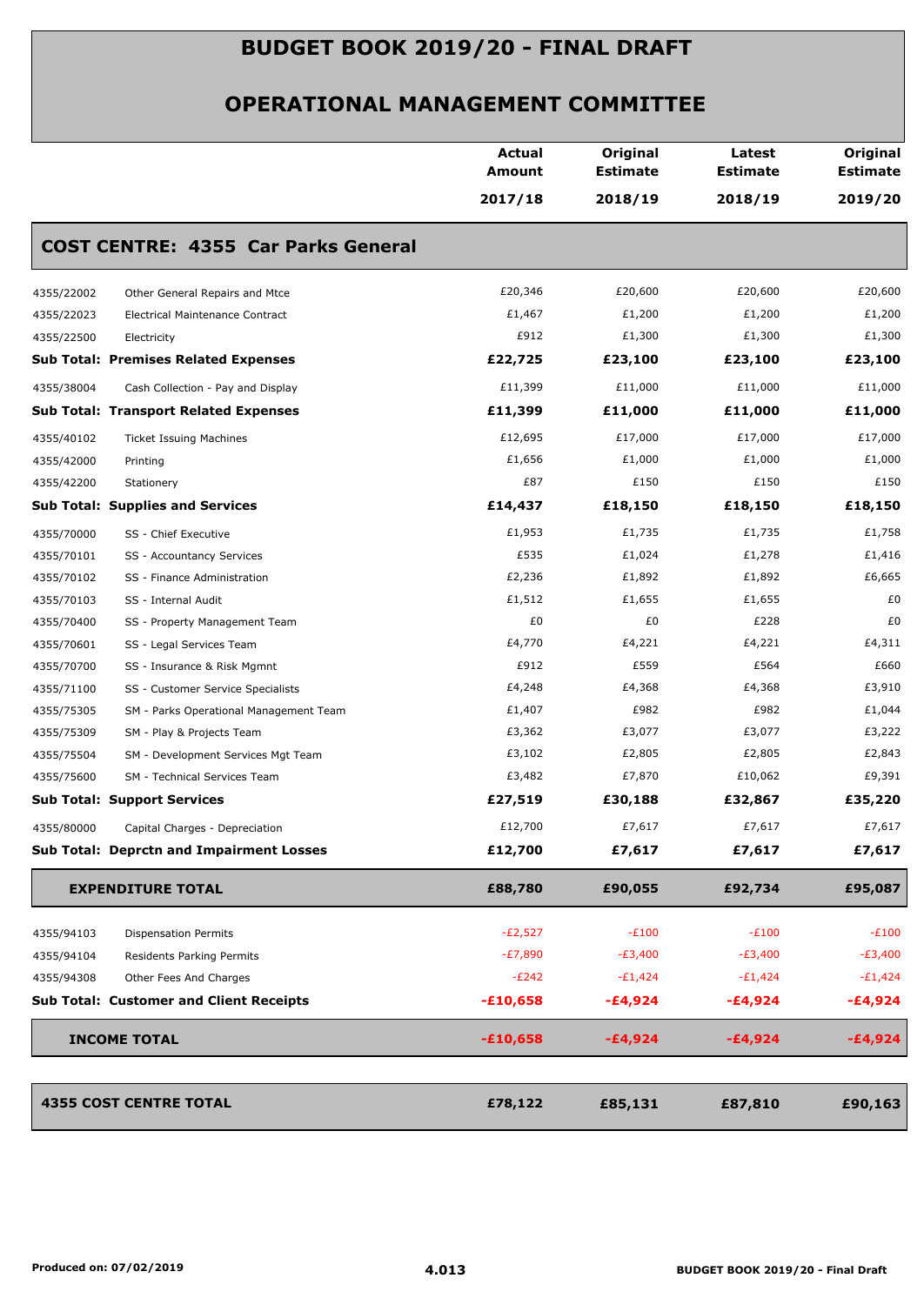# BUDGET BOOK 2019/20 - FINAL DRAFT

## OPERATIONAL MANAGEMENT COMMITTEE

### COST CENTRE: 4355 Car Parks General

| | | Actual Amount 2017/18 | Original Estimate 2018/19 | Latest Estimate 2018/19 | Original Estimate 2019/20 |
|---|---|---|---|---|---|
| 4355/22002 | Other General Repairs and Mtce | £20,346 | £20,600 | £20,600 | £20,600 |
| 4355/22023 | Electrical Maintenance Contract | £1,467 | £1,200 | £1,200 | £1,200 |
| 4355/22500 | Electricity | £912 | £1,300 | £1,300 | £1,300 |
| **Sub Total: Premises Related Expenses** | | **£22,725** | **£23,100** | **£23,100** | **£23,100** |
| 4355/38004 | Cash Collection - Pay and Display | £11,399 | £11,000 | £11,000 | £11,000 |
| **Sub Total: Transport Related Expenses** | | **£11,399** | **£11,000** | **£11,000** | **£11,000** |
| 4355/40102 | Ticket Issuing Machines | £12,695 | £17,000 | £17,000 | £17,000 |
| 4355/42000 | Printing | £1,656 | £1,000 | £1,000 | £1,000 |
| 4355/42200 | Stationery | £87 | £150 | £150 | £150 |
| **Sub Total: Supplies and Services** | | **£14,437** | **£18,150** | **£18,150** | **£18,150** |
| 4355/70000 | SS - Chief Executive | £1,953 | £1,735 | £1,735 | £1,758 |
| 4355/70101 | SS - Accountancy Services | £535 | £1,024 | £1,278 | £1,416 |
| 4355/70102 | SS - Finance Administration | £2,236 | £1,892 | £1,892 | £6,665 |
| 4355/70103 | SS - Internal Audit | £1,512 | £1,655 | £1,655 | £0 |
| 4355/70400 | SS - Property Management Team | £0 | £0 | £228 | £0 |
| 4355/70601 | SS - Legal Services Team | £4,770 | £4,221 | £4,221 | £4,311 |
| 4355/70700 | SS - Insurance & Risk Mgmnt | £912 | £559 | £564 | £660 |
| 4355/71100 | SS - Customer Service Specialists | £4,248 | £4,368 | £4,368 | £3,910 |
| 4355/75305 | SM - Parks Operational Management Team | £1,407 | £982 | £982 | £1,044 |
| 4355/75309 | SM - Play & Projects Team | £3,362 | £3,077 | £3,077 | £3,222 |
| 4355/75504 | SM - Development Services Mgt Team | £3,102 | £2,805 | £2,805 | £2,843 |
| 4355/75600 | SM - Technical Services Team | £3,482 | £7,870 | £10,062 | £9,391 |
| **Sub Total: Support Services** | | **£27,519** | **£30,188** | **£32,867** | **£35,220** |
| 4355/80000 | Capital Charges - Depreciation | £12,700 | £7,617 | £7,617 | £7,617 |
| **Sub Total: Deprctn and Impairment Losses** | | **£12,700** | **£7,617** | **£7,617** | **£7,617** |
| **EXPENDITURE TOTAL** | | **£88,780** | **£90,055** | **£92,734** | **£95,087** |
| 4355/94103 | Dispensation Permits | -£2,527 | -£100 | -£100 | -£100 |
| 4355/94104 | Residents Parking Permits | -£7,890 | -£3,400 | -£3,400 | -£3,400 |
| 4355/94308 | Other Fees And Charges | -£242 | -£1,424 | -£1,424 | -£1,424 |
| **Sub Total: Customer and Client Receipts** | | **-£10,658** | **-£4,924** | **-£4,924** | **-£4,924** |
| **INCOME TOTAL** | | **-£10,658** | **-£4,924** | **-£4,924** | **-£4,924** |
| **4355 COST CENTRE TOTAL** | | **£78,122** | **£85,131** | **£87,810** | **£90,163** |

Produced on: 07/02/2019

4.013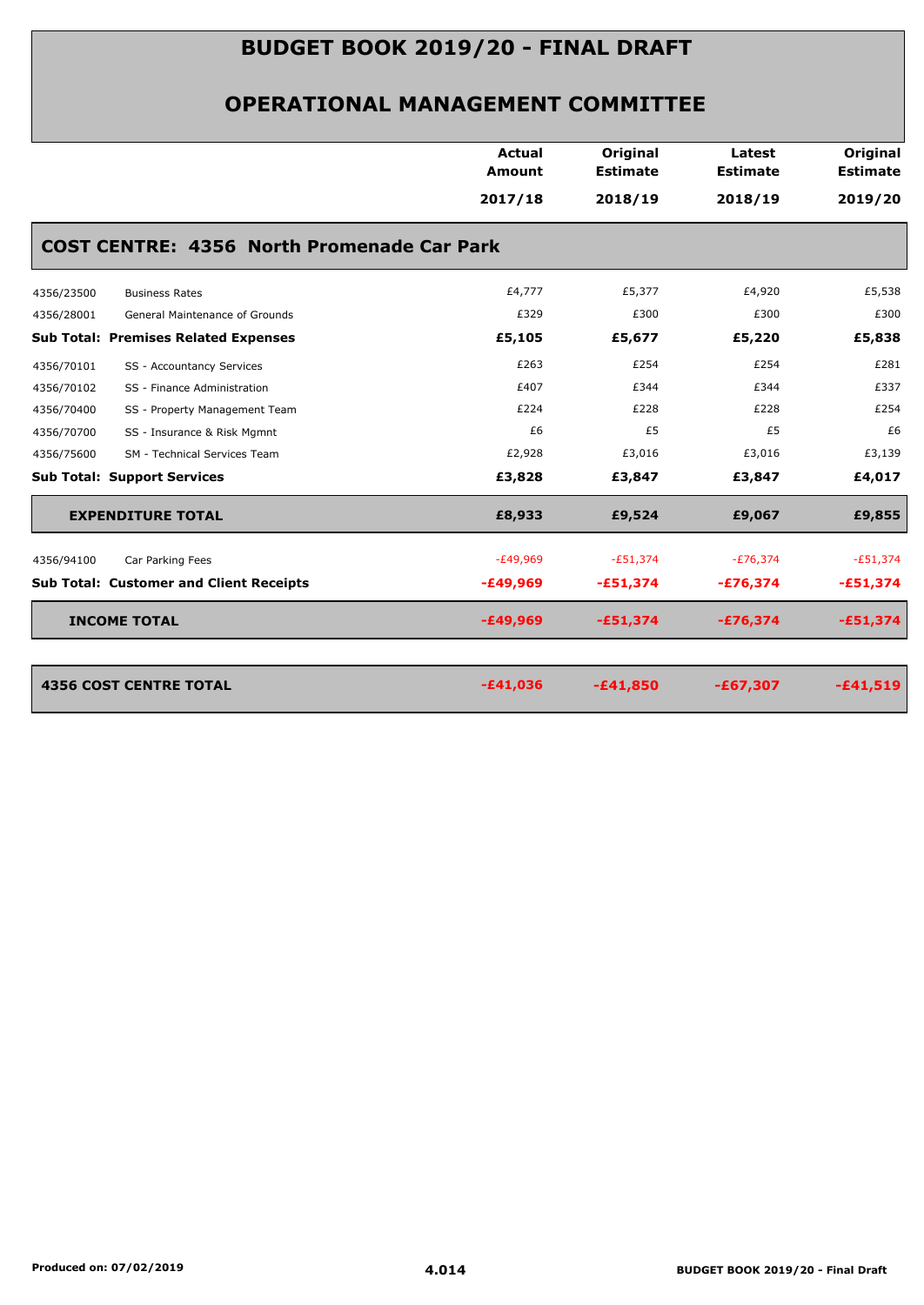# BUDGET BOOK 2019/20 - FINAL DRAFT

## OPERATIONAL MANAGEMENT COMMITTEE

| | | Actual Amount 2017/18 | Original Estimate 2018/19 | Latest Estimate 2018/19 | Original Estimate 2019/20 |
|---|---|---|---|---|---|
| **COST CENTRE: 4356 North Promenade Car Park** | | | | | |
| 4356/23500 | Business Rates | £4,777 | £5,377 | £4,920 | £5,538 |
| 4356/28001 | General Maintenance of Grounds | £329 | £300 | £300 | £300 |
| **Sub Total: Premises Related Expenses** | | **£5,105** | **£5,677** | **£5,220** | **£5,838** |
| 4356/70101 | SS - Accountancy Services | £263 | £254 | £254 | £281 |
| 4356/70102 | SS - Finance Administration | £407 | £344 | £344 | £337 |
| 4356/70400 | SS - Property Management Team | £224 | £228 | £228 | £254 |
| 4356/70700 | SS - Insurance & Risk Mgmnt | £6 | £5 | £5 | £6 |
| 4356/75600 | SM - Technical Services Team | £2,928 | £3,016 | £3,016 | £3,139 |
| **Sub Total: Support Services** | | **£3,828** | **£3,847** | **£3,847** | **£4,017** |
| **EXPENDITURE TOTAL** | | **£8,933** | **£9,524** | **£9,067** | **£9,855** |
| 4356/94100 | Car Parking Fees | -£49,969 | -£51,374 | -£76,374 | -£51,374 |
| **Sub Total: Customer and Client Receipts** | | **-£49,969** | **-£51,374** | **-£76,374** | **-£51,374** |
| **INCOME TOTAL** | | **-£49,969** | **-£51,374** | **-£76,374** | **-£51,374** |
| **4356 COST CENTRE TOTAL** | | **-£41,036** | **-£41,850** | **-£67,307** | **-£41,519** |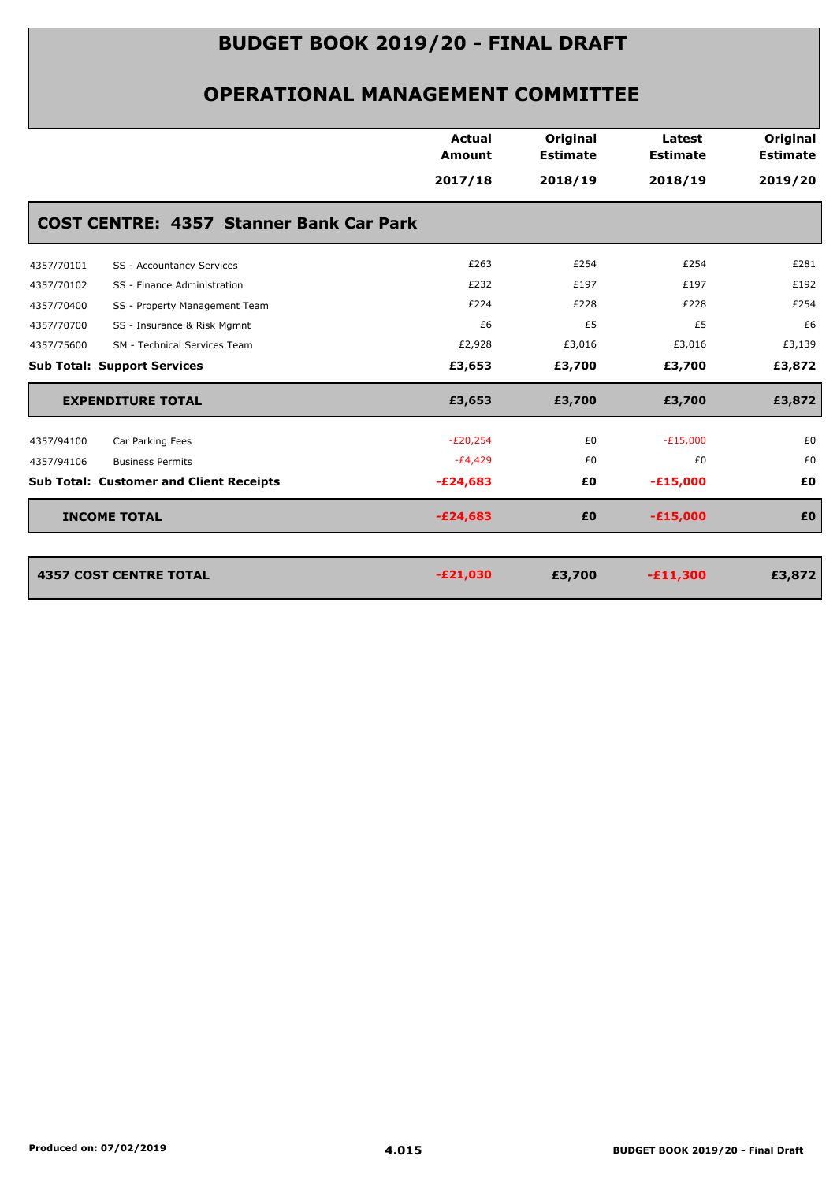# BUDGET BOOK 2019/20 - FINAL DRAFT

## OPERATIONAL MANAGEMENT COMMITTEE

| | | Actual Amount 2017/18 | Original Estimate 2018/19 | Latest Estimate 2018/19 | Original Estimate 2019/20 |
|---|---|---|---|---|---|
| **COST CENTRE: 4357 Stanner Bank Car Park** | | | | | |
| 4357/70101 | SS - Accountancy Services | £263 | £254 | £254 | £281 |
| 4357/70102 | SS - Finance Administration | £232 | £197 | £197 | £192 |
| 4357/70400 | SS - Property Management Team | £224 | £228 | £228 | £254 |
| 4357/70700 | SS - Insurance & Risk Mgmnt | £6 | £5 | £5 | £6 |
| 4357/75600 | SM - Technical Services Team | £2,928 | £3,016 | £3,016 | £3,139 |
| **Sub Total: Support Services** | | **£3,653** | **£3,700** | **£3,700** | **£3,872** |
| **EXPENDITURE TOTAL** | | **£3,653** | **£3,700** | **£3,700** | **£3,872** |
| 4357/94100 | Car Parking Fees | -£20,254 | £0 | -£15,000 | £0 |
| 4357/94106 | Business Permits | -£4,429 | £0 | £0 | £0 |
| **Sub Total: Customer and Client Receipts** | | **-£24,683** | **£0** | **-£15,000** | **£0** |
| **INCOME TOTAL** | | **-£24,683** | **£0** | **-£15,000** | **£0** |
| **4357 COST CENTRE TOTAL** | | **-£21,030** | **£3,700** | **-£11,300** | **£3,872** |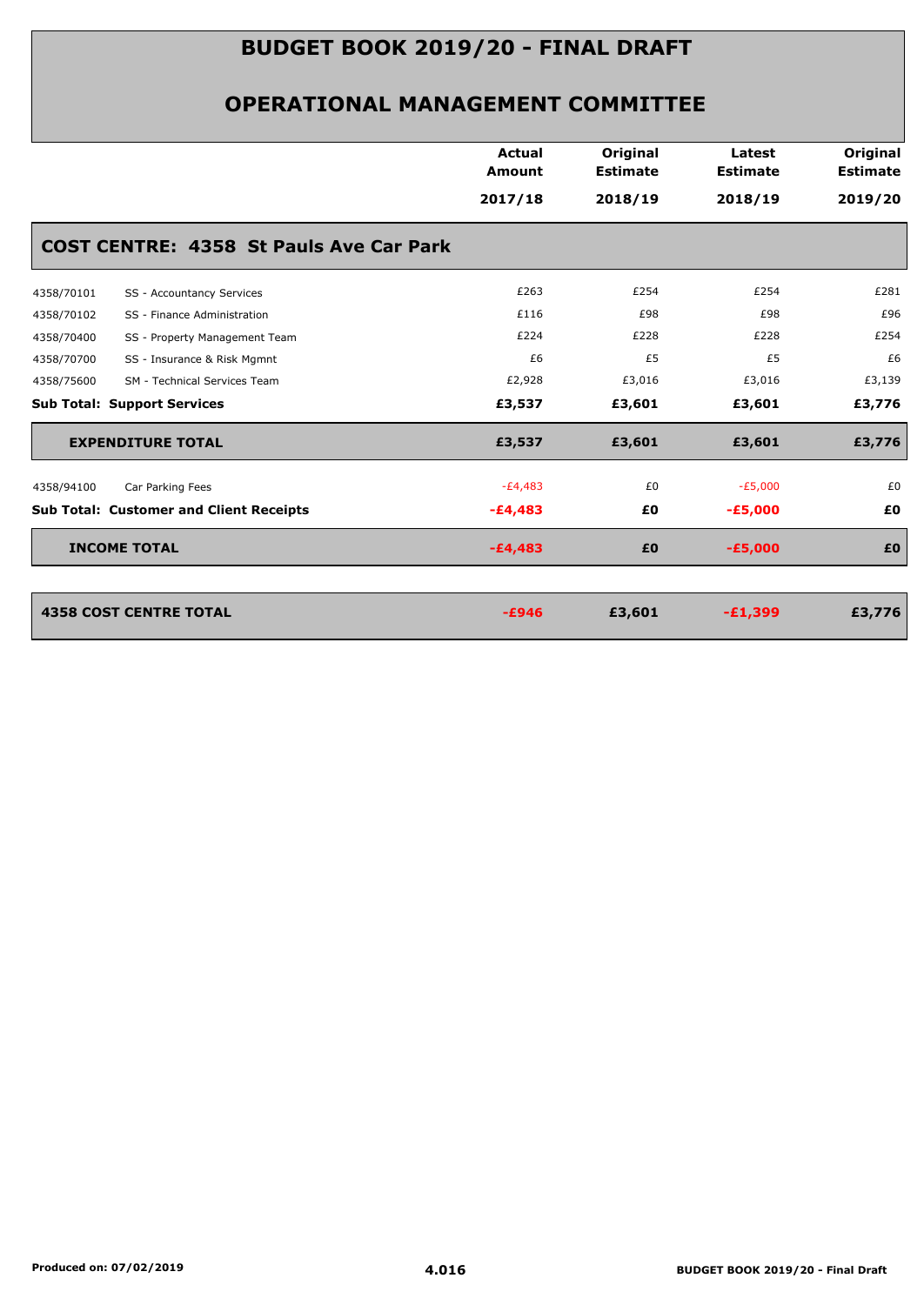# BUDGET BOOK 2019/20 - FINAL DRAFT

## OPERATIONAL MANAGEMENT COMMITTEE

| | | Actual Amount 2017/18 | Original Estimate 2018/19 | Latest Estimate 2018/19 | Original Estimate 2019/20 |
|---|---|---|---|---|---|
| **COST CENTRE: 4358 St Pauls Ave Car Park** | | | | | |
| 4358/70101 | SS - Accountancy Services | £263 | £254 | £254 | £281 |
| 4358/70102 | SS - Finance Administration | £116 | £98 | £98 | £96 |
| 4358/70400 | SS - Property Management Team | £224 | £228 | £228 | £254 |
| 4358/70700 | SS - Insurance & Risk Mgmnt | £6 | £5 | £5 | £6 |
| 4358/75600 | SM - Technical Services Team | £2,928 | £3,016 | £3,016 | £3,139 |
| **Sub Total: Support Services** | | **£3,537** | **£3,601** | **£3,601** | **£3,776** |
| **EXPENDITURE TOTAL** | | **£3,537** | **£3,601** | **£3,601** | **£3,776** |
| 4358/94100 | Car Parking Fees | -£4,483 | £0 | -£5,000 | £0 |
| **Sub Total: Customer and Client Receipts** | | **-£4,483** | **£0** | **-£5,000** | **£0** |
| **INCOME TOTAL** | | **-£4,483** | **£0** | **-£5,000** | **£0** |
| **4358 COST CENTRE TOTAL** | | **-£946** | **£3,601** | **-£1,399** | **£3,776** |

Produced on: 07/02/2019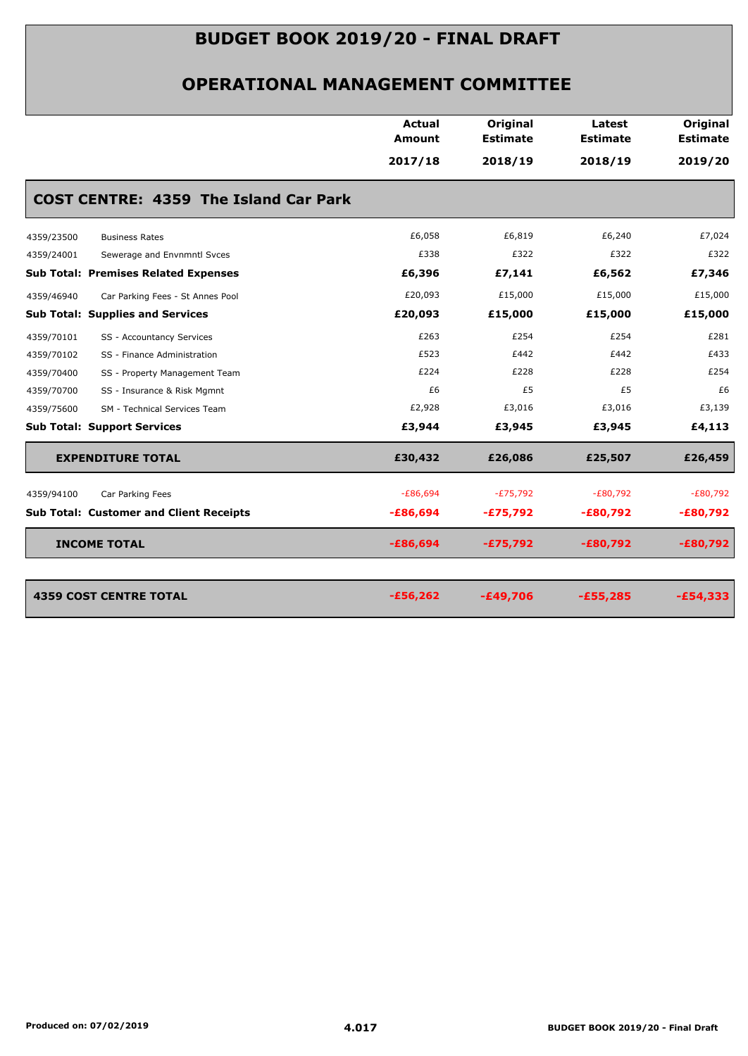# BUDGET BOOK 2019/20 - FINAL DRAFT

## OPERATIONAL MANAGEMENT COMMITTEE

### COST CENTRE: 4359 The Island Car Park

| | | Actual Amount 2017/18 | Original Estimate 2018/19 | Latest Estimate 2018/19 | Original Estimate 2019/20 |
|---|---|---|---|---|---|
| 4359/23500 | Business Rates | £6,058 | £6,819 | £6,240 | £7,024 |
| 4359/24001 | Sewerage and Envnmntl Svces | £338 | £322 | £322 | £322 |
| **Sub Total: Premises Related Expenses** | | **£6,396** | **£7,141** | **£6,562** | **£7,346** |
| 4359/46940 | Car Parking Fees - St Annes Pool | £20,093 | £15,000 | £15,000 | £15,000 |
| **Sub Total: Supplies and Services** | | **£20,093** | **£15,000** | **£15,000** | **£15,000** |
| 4359/70101 | SS - Accountancy Services | £263 | £254 | £254 | £281 |
| 4359/70102 | SS - Finance Administration | £523 | £442 | £442 | £433 |
| 4359/70400 | SS - Property Management Team | £224 | £228 | £228 | £254 |
| 4359/70700 | SS - Insurance & Risk Mgmnt | £6 | £5 | £5 | £6 |
| 4359/75600 | SM - Technical Services Team | £2,928 | £3,016 | £3,016 | £3,139 |
| **Sub Total: Support Services** | | **£3,944** | **£3,945** | **£3,945** | **£4,113** |
| **EXPENDITURE TOTAL** | | **£30,432** | **£26,086** | **£25,507** | **£26,459** |
| 4359/94100 | Car Parking Fees | -£86,694 | -£75,792 | -£80,792 | -£80,792 |
| **Sub Total: Customer and Client Receipts** | | **-£86,694** | **-£75,792** | **-£80,792** | **-£80,792** |
| **INCOME TOTAL** | | **-£86,694** | **-£75,792** | **-£80,792** | **-£80,792** |
| **4359 COST CENTRE TOTAL** | | **-£56,262** | **-£49,706** | **-£55,285** | **-£54,333** |

Produced on: 07/02/2019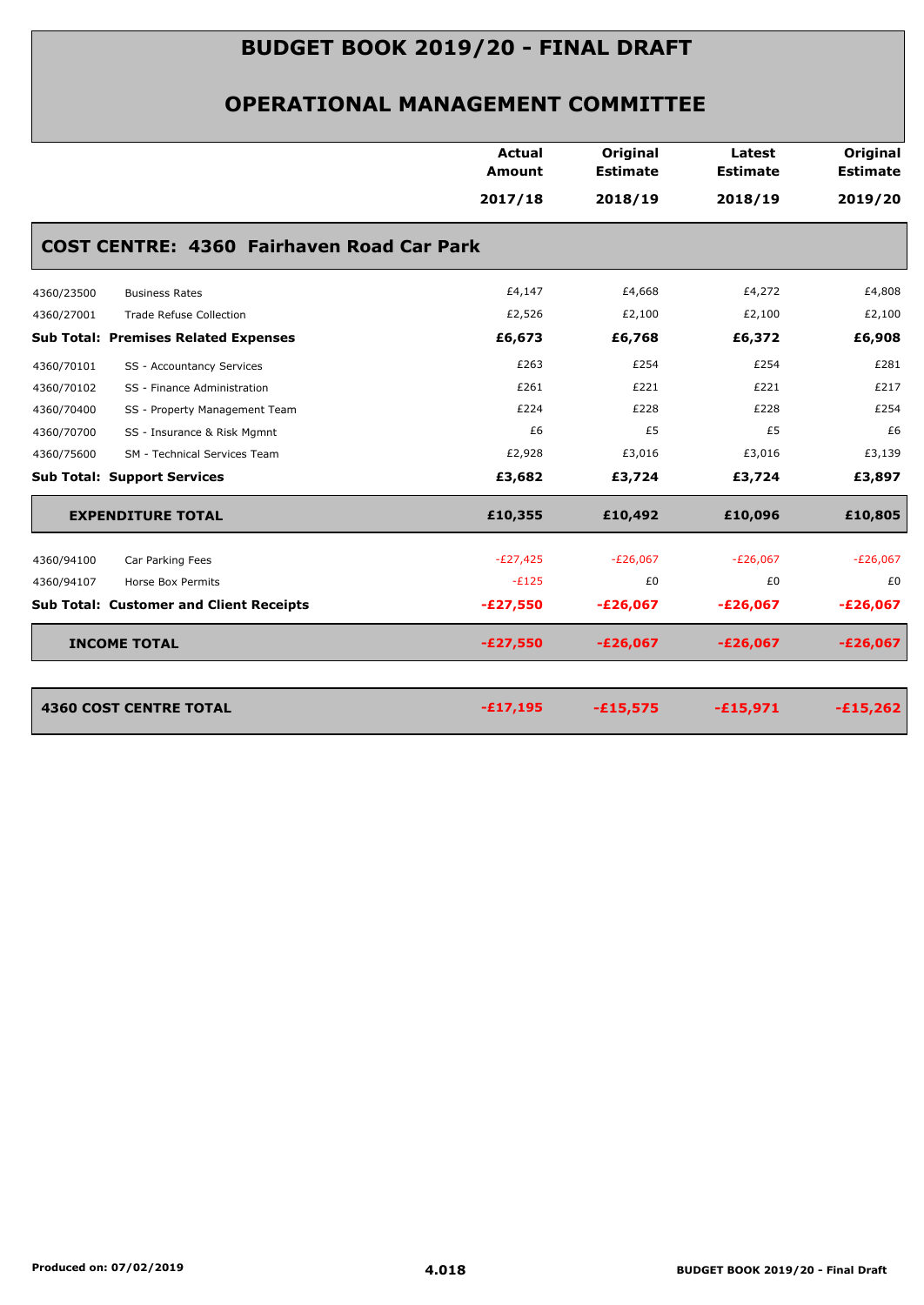# BUDGET BOOK 2019/20 - FINAL DRAFT

## OPERATIONAL MANAGEMENT COMMITTEE

| | | Actual Amount 2017/18 | Original Estimate 2018/19 | Latest Estimate 2018/19 | Original Estimate 2019/20 |
|---|---|---|---|---|---|
| **COST CENTRE: 4360 Fairhaven Road Car Park** | | | | | |
| 4360/23500 | Business Rates | £4,147 | £4,668 | £4,272 | £4,808 |
| 4360/27001 | Trade Refuse Collection | £2,526 | £2,100 | £2,100 | £2,100 |
| **Sub Total: Premises Related Expenses** | | **£6,673** | **£6,768** | **£6,372** | **£6,908** |
| 4360/70101 | SS - Accountancy Services | £263 | £254 | £254 | £281 |
| 4360/70102 | SS - Finance Administration | £261 | £221 | £221 | £217 |
| 4360/70400 | SS - Property Management Team | £224 | £228 | £228 | £254 |
| 4360/70700 | SS - Insurance & Risk Mgmnt | £6 | £5 | £5 | £6 |
| 4360/75600 | SM - Technical Services Team | £2,928 | £3,016 | £3,016 | £3,139 |
| **Sub Total: Support Services** | | **£3,682** | **£3,724** | **£3,724** | **£3,897** |
| **EXPENDITURE TOTAL** | | **£10,355** | **£10,492** | **£10,096** | **£10,805** |
| 4360/94100 | Car Parking Fees | -£27,425 | -£26,067 | -£26,067 | -£26,067 |
| 4360/94107 | Horse Box Permits | -£125 | £0 | £0 | £0 |
| **Sub Total: Customer and Client Receipts** | | **-£27,550** | **-£26,067** | **-£26,067** | **-£26,067** |
| **INCOME TOTAL** | | **-£27,550** | **-£26,067** | **-£26,067** | **-£26,067** |
| **4360 COST CENTRE TOTAL** | | **-£17,195** | **-£15,575** | **-£15,971** | **-£15,262** |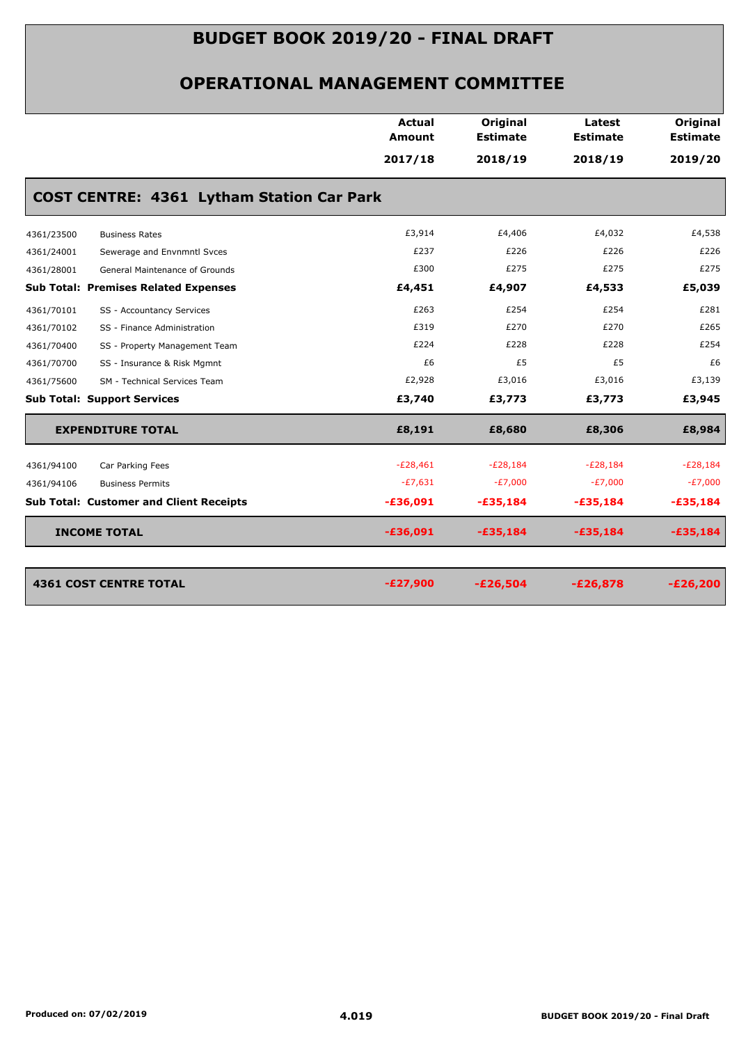# BUDGET BOOK 2019/20 - FINAL DRAFT

## OPERATIONAL MANAGEMENT COMMITTEE

| | | Actual Amount 2017/18 | Original Estimate 2018/19 | Latest Estimate 2018/19 | Original Estimate 2019/20 |
|---|---|---|---|---|---|
| **COST CENTRE: 4361 Lytham Station Car Park** | | | | | |
| 4361/23500 | Business Rates | £3,914 | £4,406 | £4,032 | £4,538 |
| 4361/24001 | Sewerage and Envnmntl Svces | £237 | £226 | £226 | £226 |
| 4361/28001 | General Maintenance of Grounds | £300 | £275 | £275 | £275 |
| **Sub Total: Premises Related Expenses** | | **£4,451** | **£4,907** | **£4,533** | **£5,039** |
| 4361/70101 | SS - Accountancy Services | £263 | £254 | £254 | £281 |
| 4361/70102 | SS - Finance Administration | £319 | £270 | £270 | £265 |
| 4361/70400 | SS - Property Management Team | £224 | £228 | £228 | £254 |
| 4361/70700 | SS - Insurance & Risk Mgmnt | £6 | £5 | £5 | £6 |
| 4361/75600 | SM - Technical Services Team | £2,928 | £3,016 | £3,016 | £3,139 |
| **Sub Total: Support Services** | | **£3,740** | **£3,773** | **£3,773** | **£3,945** |
| **EXPENDITURE TOTAL** | | **£8,191** | **£8,680** | **£8,306** | **£8,984** |
| 4361/94100 | Car Parking Fees | -£28,461 | -£28,184 | -£28,184 | -£28,184 |
| 4361/94106 | Business Permits | -£7,631 | -£7,000 | -£7,000 | -£7,000 |
| **Sub Total: Customer and Client Receipts** | | **-£36,091** | **-£35,184** | **-£35,184** | **-£35,184** |
| **INCOME TOTAL** | | **-£36,091** | **-£35,184** | **-£35,184** | **-£35,184** |
| **4361 COST CENTRE TOTAL** | | **-£27,900** | **-£26,504** | **-£26,878** | **-£26,200** |

Produced on: 07/02/2019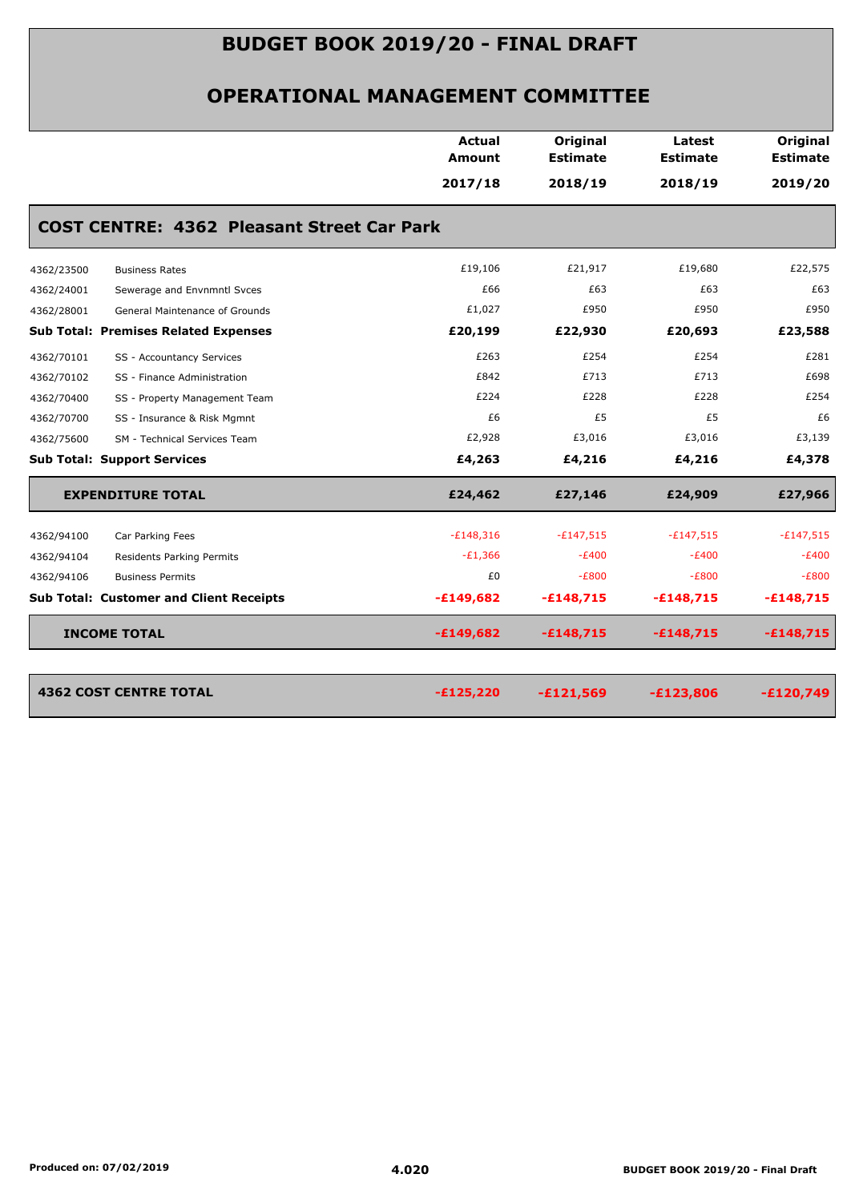# BUDGET BOOK 2019/20 - FINAL DRAFT

## OPERATIONAL MANAGEMENT COMMITTEE

| | | Actual Amount 2017/18 | Original Estimate 2018/19 | Latest Estimate 2018/19 | Original Estimate 2019/20 |
|---|---|---|---|---|---|
| **COST CENTRE: 4362 Pleasant Street Car Park** | | | | | |
| 4362/23500 | Business Rates | £19,106 | £21,917 | £19,680 | £22,575 |
| 4362/24001 | Sewerage and Envnmntl Svces | £66 | £63 | £63 | £63 |
| 4362/28001 | General Maintenance of Grounds | £1,027 | £950 | £950 | £950 |
| **Sub Total: Premises Related Expenses** | | **£20,199** | **£22,930** | **£20,693** | **£23,588** |
| 4362/70101 | SS - Accountancy Services | £263 | £254 | £254 | £281 |
| 4362/70102 | SS - Finance Administration | £842 | £713 | £713 | £698 |
| 4362/70400 | SS - Property Management Team | £224 | £228 | £228 | £254 |
| 4362/70700 | SS - Insurance & Risk Mgmnt | £6 | £5 | £5 | £6 |
| 4362/75600 | SM - Technical Services Team | £2,928 | £3,016 | £3,016 | £3,139 |
| **Sub Total: Support Services** | | **£4,263** | **£4,216** | **£4,216** | **£4,378** |
| **EXPENDITURE TOTAL** | | **£24,462** | **£27,146** | **£24,909** | **£27,966** |
| 4362/94100 | Car Parking Fees | -£148,316 | -£147,515 | -£147,515 | -£147,515 |
| 4362/94104 | Residents Parking Permits | -£1,366 | -£400 | -£400 | -£400 |
| 4362/94106 | Business Permits | £0 | -£800 | -£800 | -£800 |
| **Sub Total: Customer and Client Receipts** | | **-£149,682** | **-£148,715** | **-£148,715** | **-£148,715** |
| **INCOME TOTAL** | | **-£149,682** | **-£148,715** | **-£148,715** | **-£148,715** |
| **4362 COST CENTRE TOTAL** | | **-£125,220** | **-£121,569** | **-£123,806** | **-£120,749** |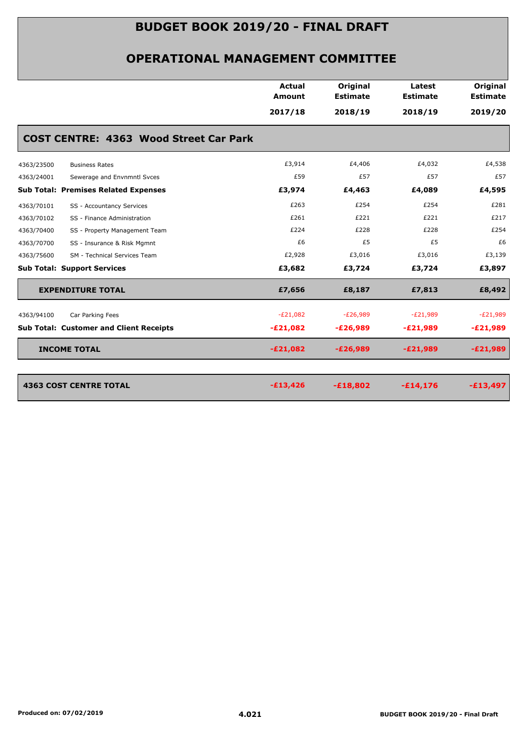# BUDGET BOOK 2019/20 - FINAL DRAFT

## OPERATIONAL MANAGEMENT COMMITTEE

| | | Actual Amount 2017/18 | Original Estimate 2018/19 | Latest Estimate 2018/19 | Original Estimate 2019/20 |
|---|---|---|---|---|---|
| **COST CENTRE: 4363 Wood Street Car Park** | | | | | |
| 4363/23500 | Business Rates | £3,914 | £4,406 | £4,032 | £4,538 |
| 4363/24001 | Sewerage and Envnmntl Svces | £59 | £57 | £57 | £57 |
| **Sub Total: Premises Related Expenses** | | **£3,974** | **£4,463** | **£4,089** | **£4,595** |
| 4363/70101 | SS - Accountancy Services | £263 | £254 | £254 | £281 |
| 4363/70102 | SS - Finance Administration | £261 | £221 | £221 | £217 |
| 4363/70400 | SS - Property Management Team | £224 | £228 | £228 | £254 |
| 4363/70700 | SS - Insurance & Risk Mgmnt | £6 | £5 | £5 | £6 |
| 4363/75600 | SM - Technical Services Team | £2,928 | £3,016 | £3,016 | £3,139 |
| **Sub Total: Support Services** | | **£3,682** | **£3,724** | **£3,724** | **£3,897** |
| **EXPENDITURE TOTAL** | | **£7,656** | **£8,187** | **£7,813** | **£8,492** |
| 4363/94100 | Car Parking Fees | -£21,082 | -£26,989 | -£21,989 | -£21,989 |
| **Sub Total: Customer and Client Receipts** | | **-£21,082** | **-£26,989** | **-£21,989** | **-£21,989** |
| **INCOME TOTAL** | | **-£21,082** | **-£26,989** | **-£21,989** | **-£21,989** |
| **4363 COST CENTRE TOTAL** | | **-£13,426** | **-£18,802** | **-£14,176** | **-£13,497** |

Produced on: 07/02/2019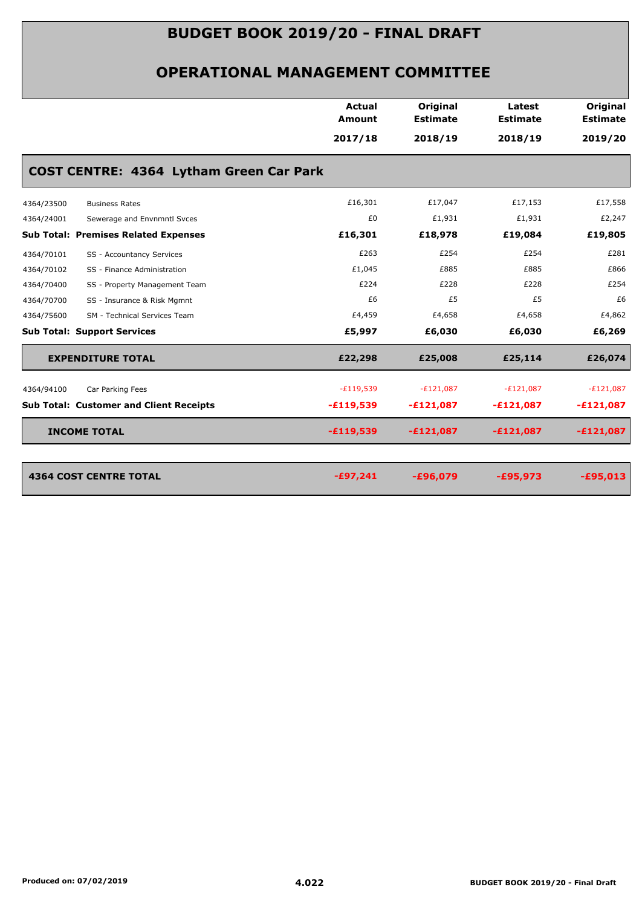# BUDGET BOOK 2019/20 - FINAL DRAFT

## OPERATIONAL MANAGEMENT COMMITTEE

| | | Actual Amount 2017/18 | Original Estimate 2018/19 | Latest Estimate 2018/19 | Original Estimate 2019/20 |
|---|---|---|---|---|---|
| **COST CENTRE: 4364 Lytham Green Car Park** | | | | | |
| 4364/23500 | Business Rates | £16,301 | £17,047 | £17,153 | £17,558 |
| 4364/24001 | Sewerage and Envnmntl Svces | £0 | £1,931 | £1,931 | £2,247 |
| **Sub Total: Premises Related Expenses** | | **£16,301** | **£18,978** | **£19,084** | **£19,805** |
| 4364/70101 | SS - Accountancy Services | £263 | £254 | £254 | £281 |
| 4364/70102 | SS - Finance Administration | £1,045 | £885 | £885 | £866 |
| 4364/70400 | SS - Property Management Team | £224 | £228 | £228 | £254 |
| 4364/70700 | SS - Insurance & Risk Mgmnt | £6 | £5 | £5 | £6 |
| 4364/75600 | SM - Technical Services Team | £4,459 | £4,658 | £4,658 | £4,862 |
| **Sub Total: Support Services** | | **£5,997** | **£6,030** | **£6,030** | **£6,269** |
| **EXPENDITURE TOTAL** | | **£22,298** | **£25,008** | **£25,114** | **£26,074** |
| 4364/94100 | Car Parking Fees | -£119,539 | -£121,087 | -£121,087 | -£121,087 |
| **Sub Total: Customer and Client Receipts** | | **-£119,539** | **-£121,087** | **-£121,087** | **-£121,087** |
| **INCOME TOTAL** | | **-£119,539** | **-£121,087** | **-£121,087** | **-£121,087** |
| **4364 COST CENTRE TOTAL** | | **-£97,241** | **-£96,079** | **-£95,973** | **-£95,013** |

Produced on: 07/02/2019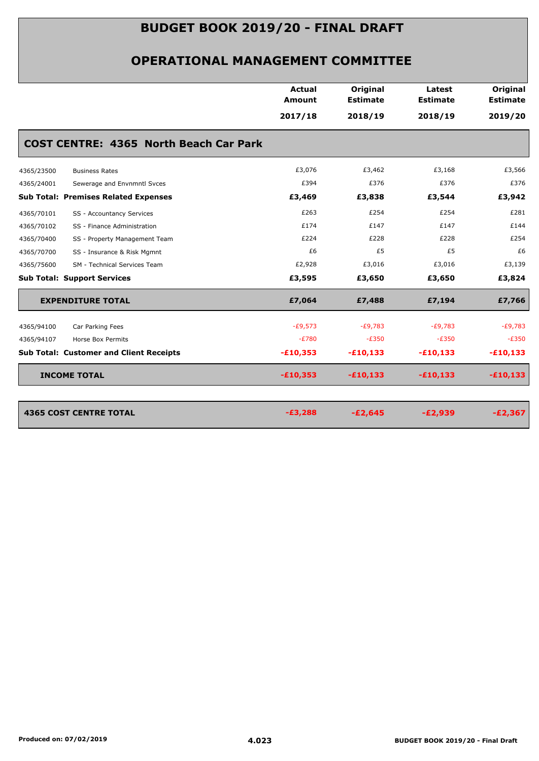# BUDGET BOOK 2019/20 - FINAL DRAFT

## OPERATIONAL MANAGEMENT COMMITTEE

| | | Actual Amount 2017/18 | Original Estimate 2018/19 | Latest Estimate 2018/19 | Original Estimate 2019/20 |
|---|---|---|---|---|---|
| **COST CENTRE: 4365 North Beach Car Park** | | | | | |
| 4365/23500 | Business Rates | £3,076 | £3,462 | £3,168 | £3,566 |
| 4365/24001 | Sewerage and Envnmntl Svces | £394 | £376 | £376 | £376 |
| **Sub Total: Premises Related Expenses** | | **£3,469** | **£3,838** | **£3,544** | **£3,942** |
| 4365/70101 | SS - Accountancy Services | £263 | £254 | £254 | £281 |
| 4365/70102 | SS - Finance Administration | £174 | £147 | £147 | £144 |
| 4365/70400 | SS - Property Management Team | £224 | £228 | £228 | £254 |
| 4365/70700 | SS - Insurance & Risk Mgmnt | £6 | £5 | £5 | £6 |
| 4365/75600 | SM - Technical Services Team | £2,928 | £3,016 | £3,016 | £3,139 |
| **Sub Total: Support Services** | | **£3,595** | **£3,650** | **£3,650** | **£3,824** |
| **EXPENDITURE TOTAL** | | **£7,064** | **£7,488** | **£7,194** | **£7,766** |
| 4365/94100 | Car Parking Fees | -£9,573 | -£9,783 | -£9,783 | -£9,783 |
| 4365/94107 | Horse Box Permits | -£780 | -£350 | -£350 | -£350 |
| **Sub Total: Customer and Client Receipts** | | **-£10,353** | **-£10,133** | **-£10,133** | **-£10,133** |
| **INCOME TOTAL** | | **-£10,353** | **-£10,133** | **-£10,133** | **-£10,133** |
| **4365 COST CENTRE TOTAL** | | **-£3,288** | **-£2,645** | **-£2,939** | **-£2,367** |

Produced on: 07/02/2019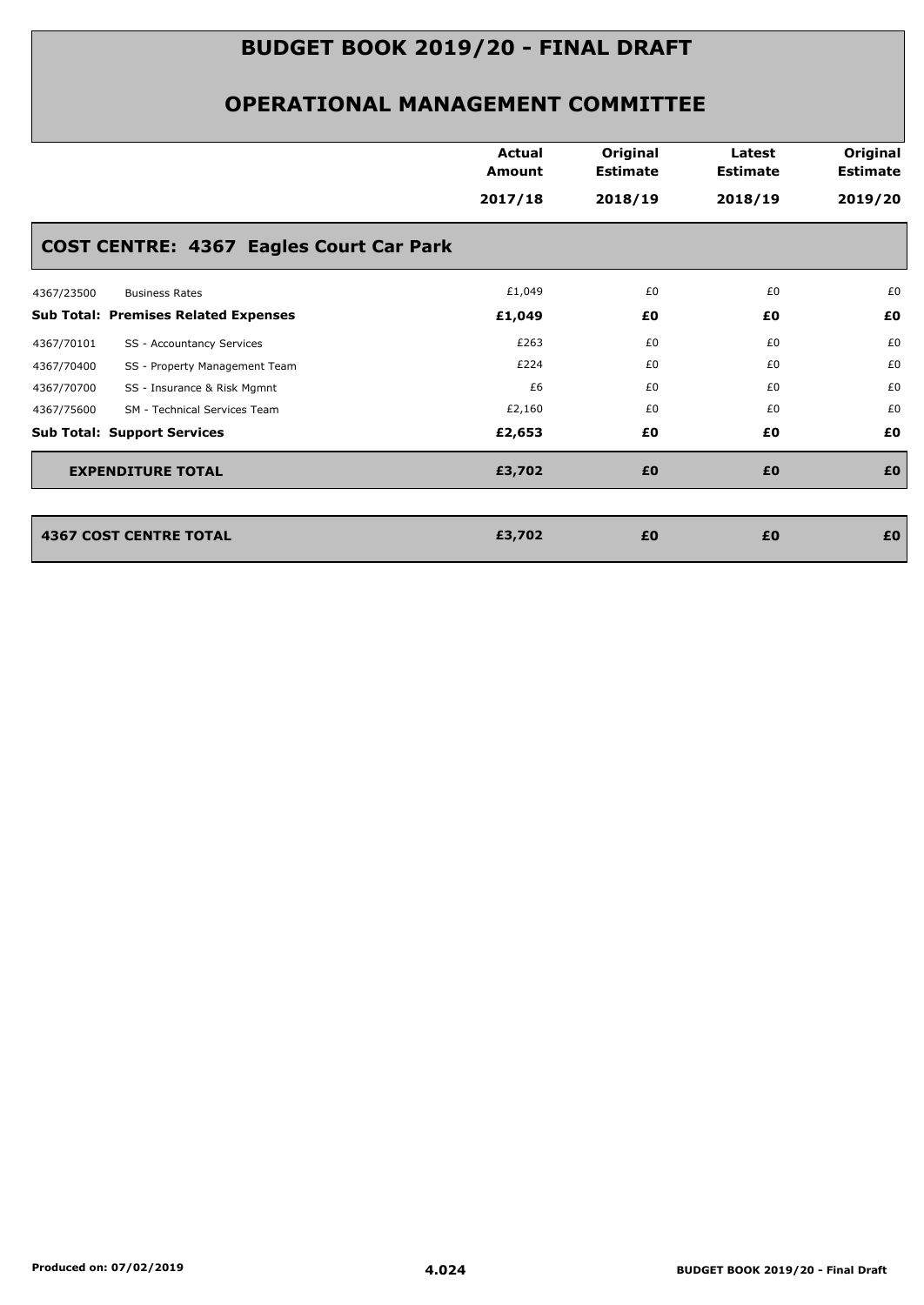# BUDGET BOOK 2019/20 - FINAL DRAFT

## OPERATIONAL MANAGEMENT COMMITTEE

| | | Actual Amount 2017/18 | Original Estimate 2018/19 | Latest Estimate 2018/19 | Original Estimate 2019/20 |
|---|---|---|---|---|---|
| **COST CENTRE: 4367 Eagles Court Car Park** | | | | | |
| 4367/23500 | Business Rates | £1,049 | £0 | £0 | £0 |
| **Sub Total: Premises Related Expenses** | | **£1,049** | **£0** | **£0** | **£0** |
| 4367/70101 | SS - Accountancy Services | £263 | £0 | £0 | £0 |
| 4367/70400 | SS - Property Management Team | £224 | £0 | £0 | £0 |
| 4367/70700 | SS - Insurance & Risk Mgmnt | £6 | £0 | £0 | £0 |
| 4367/75600 | SM - Technical Services Team | £2,160 | £0 | £0 | £0 |
| **Sub Total: Support Services** | | **£2,653** | **£0** | **£0** | **£0** |
| **EXPENDITURE TOTAL** | | **£3,702** | **£0** | **£0** | **£0** |
| **4367 COST CENTRE TOTAL** | | **£3,702** | **£0** | **£0** | **£0** |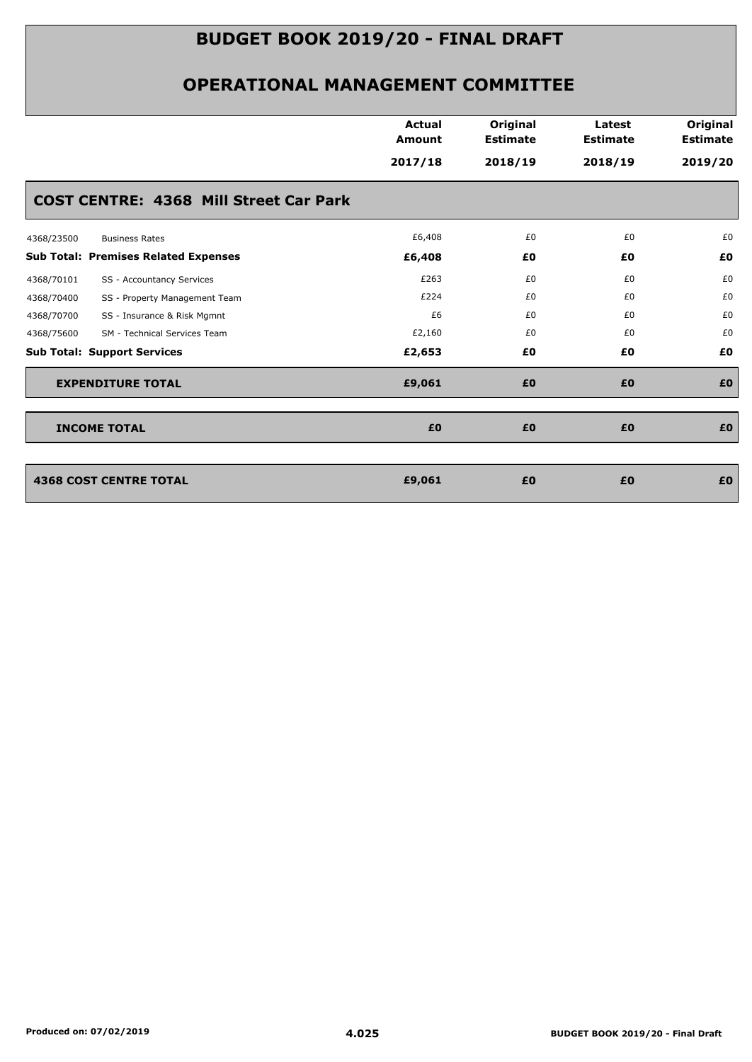# BUDGET BOOK 2019/20 - FINAL DRAFT

## OPERATIONAL MANAGEMENT COMMITTEE

| | | Actual Amount 2017/18 | Original Estimate 2018/19 | Latest Estimate 2018/19 | Original Estimate 2019/20 |
|---|---|---|---|---|---|
| **COST CENTRE: 4368 Mill Street Car Park** | | | | | |
| 4368/23500 | Business Rates | £6,408 | £0 | £0 | £0 |
| **Sub Total: Premises Related Expenses** | | **£6,408** | **£0** | **£0** | **£0** |
| 4368/70101 | SS - Accountancy Services | £263 | £0 | £0 | £0 |
| 4368/70400 | SS - Property Management Team | £224 | £0 | £0 | £0 |
| 4368/70700 | SS - Insurance & Risk Mgmnt | £6 | £0 | £0 | £0 |
| 4368/75600 | SM - Technical Services Team | £2,160 | £0 | £0 | £0 |
| **Sub Total: Support Services** | | **£2,653** | **£0** | **£0** | **£0** |
| **EXPENDITURE TOTAL** | | **£9,061** | **£0** | **£0** | **£0** |
| **INCOME TOTAL** | | **£0** | **£0** | **£0** | **£0** |
| **4368 COST CENTRE TOTAL** | | **£9,061** | **£0** | **£0** | **£0** |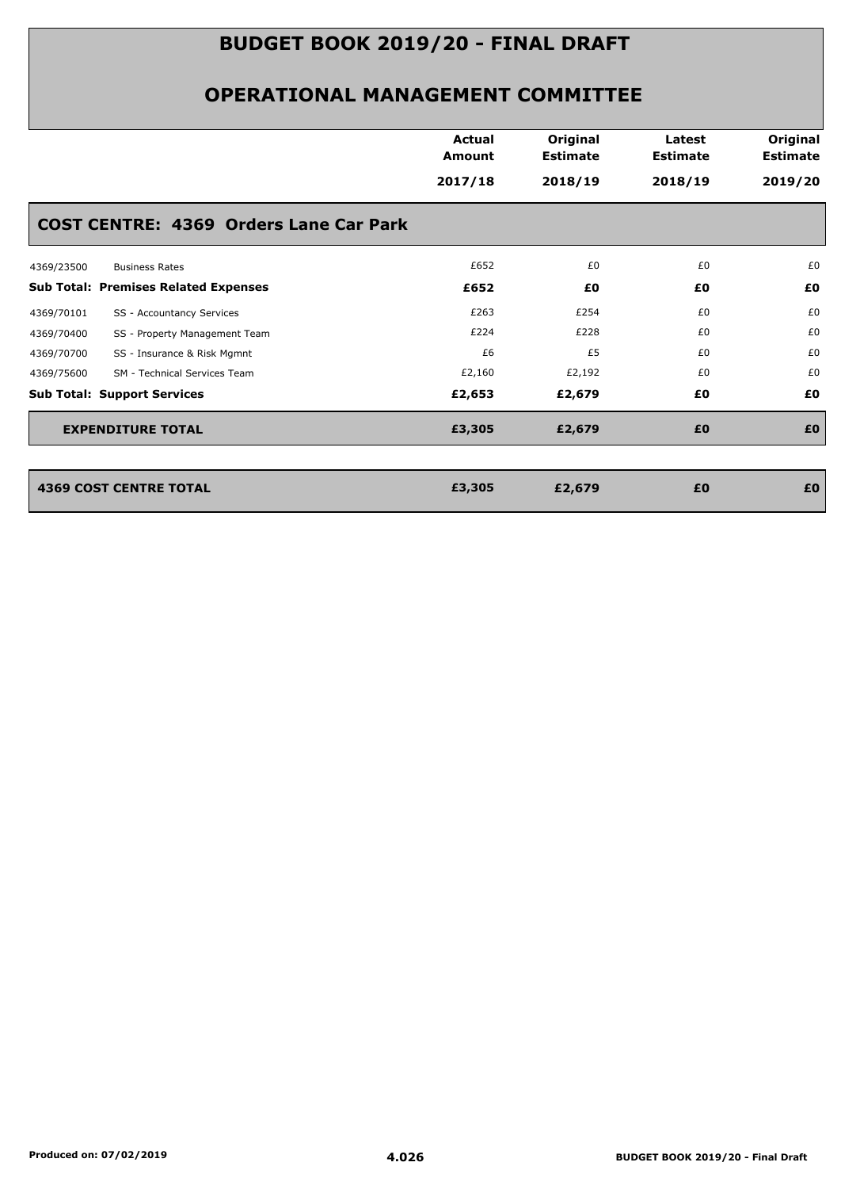# BUDGET BOOK 2019/20 - FINAL DRAFT

## OPERATIONAL MANAGEMENT COMMITTEE

| | | Actual Amount 2017/18 | Original Estimate 2018/19 | Latest Estimate 2018/19 | Original Estimate 2019/20 |
|---|---|---|---|---|---|
| **COST CENTRE: 4369 Orders Lane Car Park** | | | | | |
| 4369/23500 | Business Rates | £652 | £0 | £0 | £0 |
| **Sub Total: Premises Related Expenses** | | **£652** | **£0** | **£0** | **£0** |
| 4369/70101 | SS - Accountancy Services | £263 | £254 | £0 | £0 |
| 4369/70400 | SS - Property Management Team | £224 | £228 | £0 | £0 |
| 4369/70700 | SS - Insurance & Risk Mgmnt | £6 | £5 | £0 | £0 |
| 4369/75600 | SM - Technical Services Team | £2,160 | £2,192 | £0 | £0 |
| **Sub Total: Support Services** | | **£2,653** | **£2,679** | **£0** | **£0** |
| **EXPENDITURE TOTAL** | | **£3,305** | **£2,679** | **£0** | **£0** |
| **4369 COST CENTRE TOTAL** | | **£3,305** | **£2,679** | **£0** | **£0** |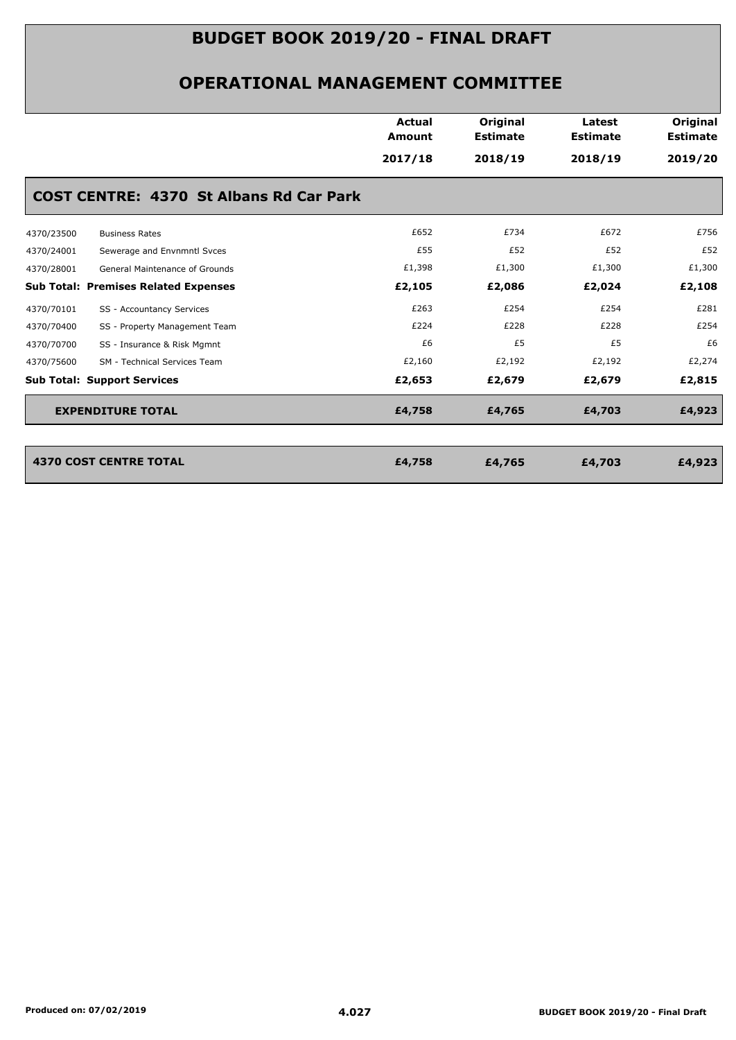# BUDGET BOOK 2019/20 - FINAL DRAFT

## OPERATIONAL MANAGEMENT COMMITTEE

| | | Actual Amount 2017/18 | Original Estimate 2018/19 | Latest Estimate 2018/19 | Original Estimate 2019/20 |
|---|---|---|---|---|---|
| **COST CENTRE: 4370 St Albans Rd Car Park** | | | | | |
| 4370/23500 | Business Rates | £652 | £734 | £672 | £756 |
| 4370/24001 | Sewerage and Envnmntl Svces | £55 | £52 | £52 | £52 |
| 4370/28001 | General Maintenance of Grounds | £1,398 | £1,300 | £1,300 | £1,300 |
| **Sub Total: Premises Related Expenses** | | **£2,105** | **£2,086** | **£2,024** | **£2,108** |
| 4370/70101 | SS - Accountancy Services | £263 | £254 | £254 | £281 |
| 4370/70400 | SS - Property Management Team | £224 | £228 | £228 | £254 |
| 4370/70700 | SS - Insurance & Risk Mgmnt | £6 | £5 | £5 | £6 |
| 4370/75600 | SM - Technical Services Team | £2,160 | £2,192 | £2,192 | £2,274 |
| **Sub Total: Support Services** | | **£2,653** | **£2,679** | **£2,679** | **£2,815** |
| **EXPENDITURE TOTAL** | | **£4,758** | **£4,765** | **£4,703** | **£4,923** |
| **4370 COST CENTRE TOTAL** | | **£4,758** | **£4,765** | **£4,703** | **£4,923** |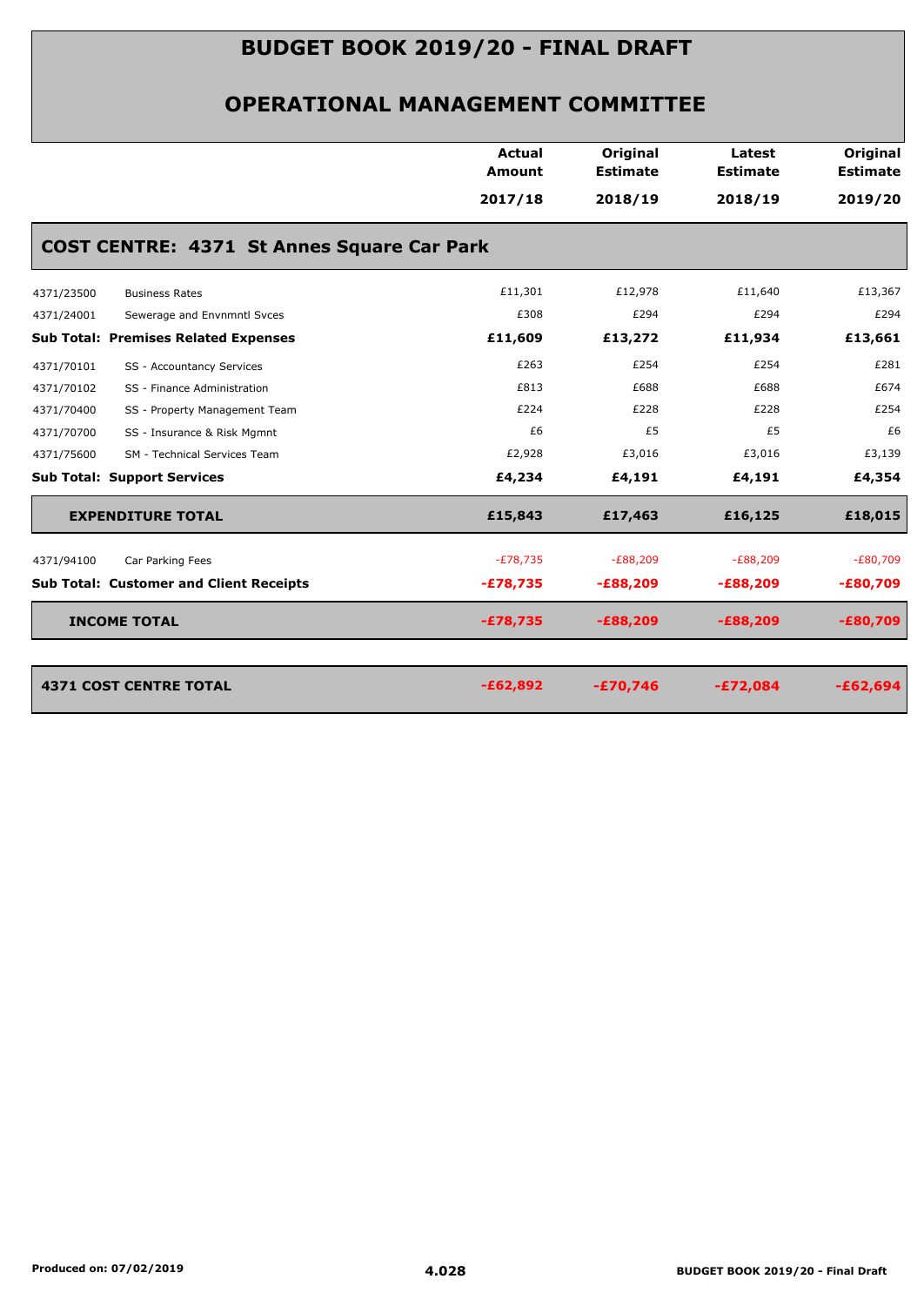# BUDGET BOOK 2019/20 - FINAL DRAFT

## OPERATIONAL MANAGEMENT COMMITTEE

| | | Actual Amount 2017/18 | Original Estimate 2018/19 | Latest Estimate 2018/19 | Original Estimate 2019/20 |
|---|---|---|---|---|---|
| **COST CENTRE: 4371 St Annes Square Car Park** | | | | | |
| 4371/23500 | Business Rates | £11,301 | £12,978 | £11,640 | £13,367 |
| 4371/24001 | Sewerage and Envnmntl Svces | £308 | £294 | £294 | £294 |
| **Sub Total: Premises Related Expenses** | | **£11,609** | **£13,272** | **£11,934** | **£13,661** |
| 4371/70101 | SS - Accountancy Services | £263 | £254 | £254 | £281 |
| 4371/70102 | SS - Finance Administration | £813 | £688 | £688 | £674 |
| 4371/70400 | SS - Property Management Team | £224 | £228 | £228 | £254 |
| 4371/70700 | SS - Insurance & Risk Mgmnt | £6 | £5 | £5 | £6 |
| 4371/75600 | SM - Technical Services Team | £2,928 | £3,016 | £3,016 | £3,139 |
| **Sub Total: Support Services** | | **£4,234** | **£4,191** | **£4,191** | **£4,354** |
| **EXPENDITURE TOTAL** | | **£15,843** | **£17,463** | **£16,125** | **£18,015** |
| 4371/94100 | Car Parking Fees | -£78,735 | -£88,209 | -£88,209 | -£80,709 |
| **Sub Total: Customer and Client Receipts** | | **-£78,735** | **-£88,209** | **-£88,209** | **-£80,709** |
| **INCOME TOTAL** | | **-£78,735** | **-£88,209** | **-£88,209** | **-£80,709** |
| **4371 COST CENTRE TOTAL** | | **-£62,892** | **-£70,746** | **-£72,084** | **-£62,694** |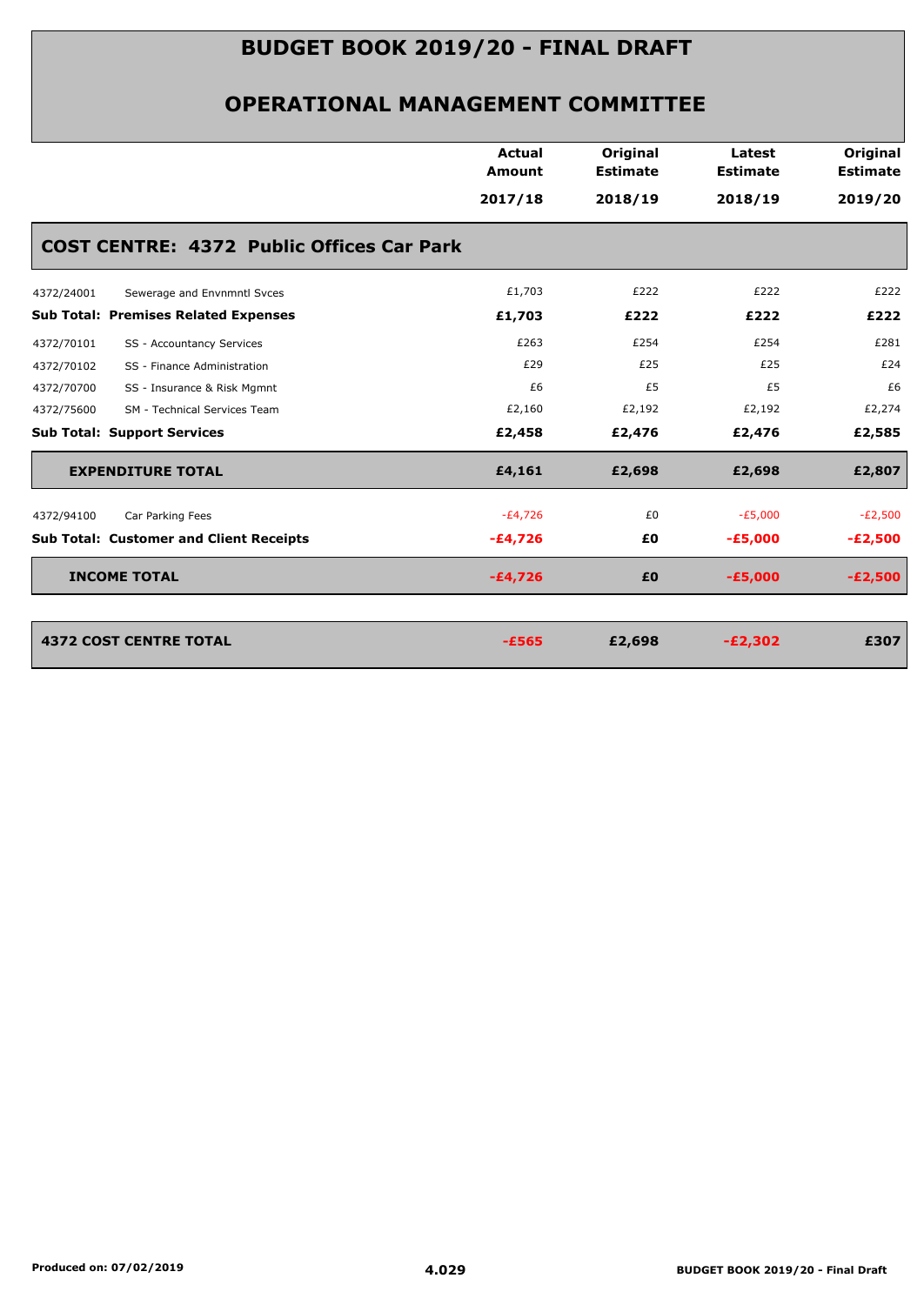# BUDGET BOOK 2019/20 - FINAL DRAFT

## OPERATIONAL MANAGEMENT COMMITTEE

| | | Actual Amount 2017/18 | Original Estimate 2018/19 | Latest Estimate 2018/19 | Original Estimate 2019/20 |
|---|---|---|---|---|---|
| **COST CENTRE: 4372 Public Offices Car Park** | | | | | |
| 4372/24001 | Sewerage and Envnmntl Svces | £1,703 | £222 | £222 | £222 |
| **Sub Total: Premises Related Expenses** | | **£1,703** | **£222** | **£222** | **£222** |
| 4372/70101 | SS - Accountancy Services | £263 | £254 | £254 | £281 |
| 4372/70102 | SS - Finance Administration | £29 | £25 | £25 | £24 |
| 4372/70700 | SS - Insurance & Risk Mgmnt | £6 | £5 | £5 | £6 |
| 4372/75600 | SM - Technical Services Team | £2,160 | £2,192 | £2,192 | £2,274 |
| **Sub Total: Support Services** | | **£2,458** | **£2,476** | **£2,476** | **£2,585** |
| **EXPENDITURE TOTAL** | | **£4,161** | **£2,698** | **£2,698** | **£2,807** |
| 4372/94100 | Car Parking Fees | -£4,726 | £0 | -£5,000 | -£2,500 |
| **Sub Total: Customer and Client Receipts** | | **-£4,726** | **£0** | **-£5,000** | **-£2,500** |
| **INCOME TOTAL** | | **-£4,726** | **£0** | **-£5,000** | **-£2,500** |
| **4372 COST CENTRE TOTAL** | | **-£565** | **£2,698** | **-£2,302** | **£307** |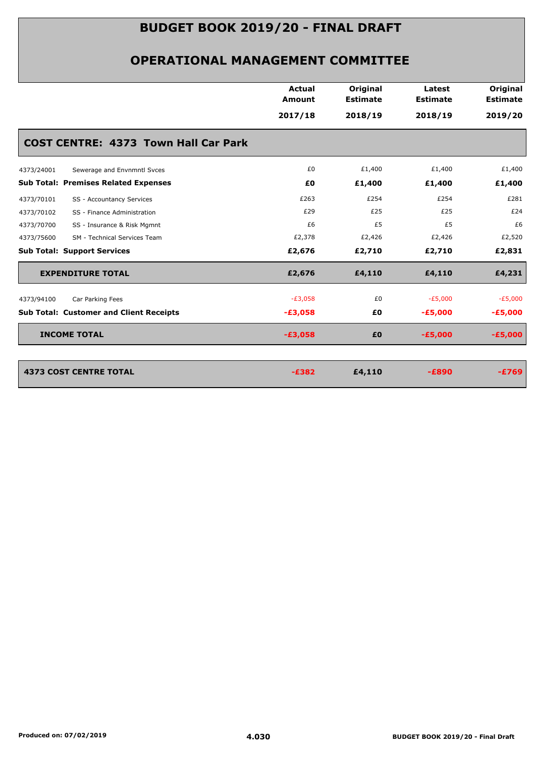# BUDGET BOOK 2019/20 - FINAL DRAFT

## OPERATIONAL MANAGEMENT COMMITTEE

| | | Actual Amount 2017/18 | Original Estimate 2018/19 | Latest Estimate 2018/19 | Original Estimate 2019/20 |
|---|---|---|---|---|---|
| **COST CENTRE: 4373 Town Hall Car Park** | | | | | |
| 4373/24001 | Sewerage and Envnmntl Svces | £0 | £1,400 | £1,400 | £1,400 |
| **Sub Total: Premises Related Expenses** | | **£0** | **£1,400** | **£1,400** | **£1,400** |
| 4373/70101 | SS - Accountancy Services | £263 | £254 | £254 | £281 |
| 4373/70102 | SS - Finance Administration | £29 | £25 | £25 | £24 |
| 4373/70700 | SS - Insurance & Risk Mgmnt | £6 | £5 | £5 | £6 |
| 4373/75600 | SM - Technical Services Team | £2,378 | £2,426 | £2,426 | £2,520 |
| **Sub Total: Support Services** | | **£2,676** | **£2,710** | **£2,710** | **£2,831** |
| **EXPENDITURE TOTAL** | | **£2,676** | **£4,110** | **£4,110** | **£4,231** |
| 4373/94100 | Car Parking Fees | -£3,058 | £0 | -£5,000 | -£5,000 |
| **Sub Total: Customer and Client Receipts** | | **-£3,058** | **£0** | **-£5,000** | **-£5,000** |
| **INCOME TOTAL** | | **-£3,058** | **£0** | **-£5,000** | **-£5,000** |
| **4373 COST CENTRE TOTAL** | | **-£382** | **£4,110** | **-£890** | **-£769** |

Produced on: 07/02/2019 | 4.030 | BUDGET BOOK 2019/20 - Final Draft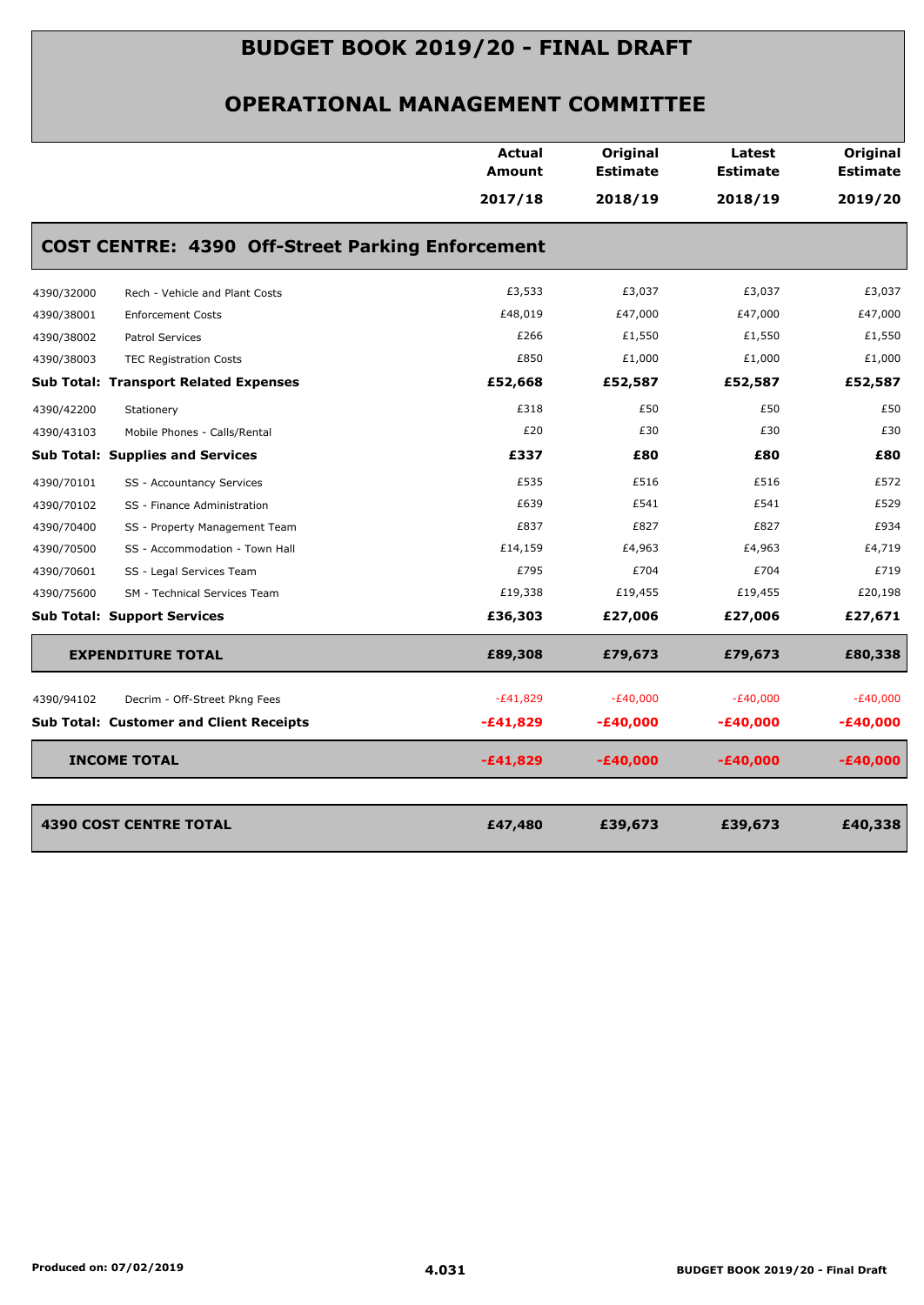# BUDGET BOOK 2019/20 - FINAL DRAFT

## OPERATIONAL MANAGEMENT COMMITTEE

### COST CENTRE: 4390 Off-Street Parking Enforcement

| | | Actual Amount 2017/18 | Original Estimate 2018/19 | Latest Estimate 2018/19 | Original Estimate 2019/20 |
|---|---|---|---|---|---|
| 4390/32000 | Rech - Vehicle and Plant Costs | £3,533 | £3,037 | £3,037 | £3,037 |
| 4390/38001 | Enforcement Costs | £48,019 | £47,000 | £47,000 | £47,000 |
| 4390/38002 | Patrol Services | £266 | £1,550 | £1,550 | £1,550 |
| 4390/38003 | TEC Registration Costs | £850 | £1,000 | £1,000 | £1,000 |
| **Sub Total: Transport Related Expenses** | | **£52,668** | **£52,587** | **£52,587** | **£52,587** |
| 4390/42200 | Stationery | £318 | £50 | £50 | £50 |
| 4390/43103 | Mobile Phones - Calls/Rental | £20 | £30 | £30 | £30 |
| **Sub Total: Supplies and Services** | | **£337** | **£80** | **£80** | **£80** |
| 4390/70101 | SS - Accountancy Services | £535 | £516 | £516 | £572 |
| 4390/70102 | SS - Finance Administration | £639 | £541 | £541 | £529 |
| 4390/70400 | SS - Property Management Team | £837 | £827 | £827 | £934 |
| 4390/70500 | SS - Accommodation - Town Hall | £14,159 | £4,963 | £4,963 | £4,719 |
| 4390/70601 | SS - Legal Services Team | £795 | £704 | £704 | £719 |
| 4390/75600 | SM - Technical Services Team | £19,338 | £19,455 | £19,455 | £20,198 |
| **Sub Total: Support Services** | | **£36,303** | **£27,006** | **£27,006** | **£27,671** |
| **EXPENDITURE TOTAL** | | **£89,308** | **£79,673** | **£79,673** | **£80,338** |
| 4390/94102 | Decrim - Off-Street Pkng Fees | -£41,829 | -£40,000 | -£40,000 | -£40,000 |
| **Sub Total: Customer and Client Receipts** | | **-£41,829** | **-£40,000** | **-£40,000** | **-£40,000** |
| **INCOME TOTAL** | | **-£41,829** | **-£40,000** | **-£40,000** | **-£40,000** |
| **4390 COST CENTRE TOTAL** | | **£47,480** | **£39,673** | **£39,673** | **£40,338** |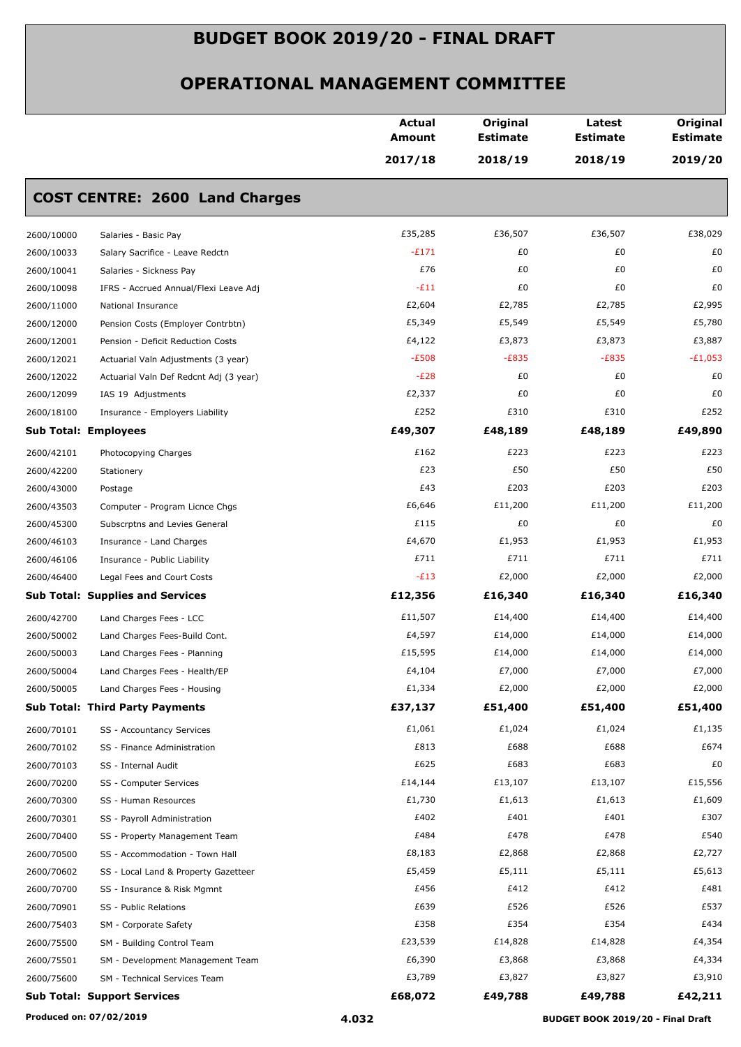# BUDGET BOOK 2019/20 - FINAL DRAFT

## OPERATIONAL MANAGEMENT COMMITTEE

| | | Actual Amount 2017/18 | Original Estimate 2018/19 | Latest Estimate 2018/19 | Original Estimate 2019/20 |
|---|---|---|---|---|---|
| **COST CENTRE: 2600 Land Charges** | | | | | |
| 2600/10000 | Salaries - Basic Pay | £35,285 | £36,507 | £36,507 | £38,029 |
| 2600/10033 | Salary Sacrifice - Leave Redctn | -£171 | £0 | £0 | £0 |
| 2600/10041 | Salaries - Sickness Pay | £76 | £0 | £0 | £0 |
| 2600/10098 | IFRS - Accrued Annual/Flexi Leave Adj | -£11 | £0 | £0 | £0 |
| 2600/11000 | National Insurance | £2,604 | £2,785 | £2,785 | £2,995 |
| 2600/12000 | Pension Costs (Employer Contrbtn) | £5,349 | £5,549 | £5,549 | £5,780 |
| 2600/12001 | Pension - Deficit Reduction Costs | £4,122 | £3,873 | £3,873 | £3,887 |
| 2600/12021 | Actuarial Valn Adjustments (3 year) | -£508 | -£835 | -£835 | -£1,053 |
| 2600/12022 | Actuarial Valn Def Redcnt Adj (3 year) | -£28 | £0 | £0 | £0 |
| 2600/12099 | IAS 19 Adjustments | £2,337 | £0 | £0 | £0 |
| 2600/18100 | Insurance - Employers Liability | £252 | £310 | £310 | £252 |
| **Sub Total: Employees** | | **£49,307** | **£48,189** | **£48,189** | **£49,890** |
| 2600/42101 | Photocopying Charges | £162 | £223 | £223 | £223 |
| 2600/42200 | Stationery | £23 | £50 | £50 | £50 |
| 2600/43000 | Postage | £43 | £203 | £203 | £203 |
| 2600/43503 | Computer - Program Licnce Chgs | £6,646 | £11,200 | £11,200 | £11,200 |
| 2600/45300 | Subscrptns and Levies General | £115 | £0 | £0 | £0 |
| 2600/46103 | Insurance - Land Charges | £4,670 | £1,953 | £1,953 | £1,953 |
| 2600/46106 | Insurance - Public Liability | £711 | £711 | £711 | £711 |
| 2600/46400 | Legal Fees and Court Costs | -£13 | £2,000 | £2,000 | £2,000 |
| **Sub Total: Supplies and Services** | | **£12,356** | **£16,340** | **£16,340** | **£16,340** |
| 2600/42700 | Land Charges Fees - LCC | £11,507 | £14,400 | £14,400 | £14,400 |
| 2600/50002 | Land Charges Fees-Build Cont. | £4,597 | £14,000 | £14,000 | £14,000 |
| 2600/50003 | Land Charges Fees - Planning | £15,595 | £14,000 | £14,000 | £14,000 |
| 2600/50004 | Land Charges Fees - Health/EP | £4,104 | £7,000 | £7,000 | £7,000 |
| 2600/50005 | Land Charges Fees - Housing | £1,334 | £2,000 | £2,000 | £2,000 |
| **Sub Total: Third Party Payments** | | **£37,137** | **£51,400** | **£51,400** | **£51,400** |
| 2600/70101 | SS - Accountancy Services | £1,061 | £1,024 | £1,024 | £1,135 |
| 2600/70102 | SS - Finance Administration | £813 | £688 | £688 | £674 |
| 2600/70103 | SS - Internal Audit | £625 | £683 | £683 | £0 |
| 2600/70200 | SS - Computer Services | £14,144 | £13,107 | £13,107 | £15,556 |
| 2600/70300 | SS - Human Resources | £1,730 | £1,613 | £1,613 | £1,609 |
| 2600/70301 | SS - Payroll Administration | £402 | £401 | £401 | £307 |
| 2600/70400 | SS - Property Management Team | £484 | £478 | £478 | £540 |
| 2600/70500 | SS - Accommodation - Town Hall | £8,183 | £2,868 | £2,868 | £2,727 |
| 2600/70602 | SS - Local Land & Property Gazetteer | £5,459 | £5,111 | £5,111 | £5,613 |
| 2600/70700 | SS - Insurance & Risk Mgmnt | £456 | £412 | £412 | £481 |
| 2600/70901 | SS - Public Relations | £639 | £526 | £526 | £537 |
| 2600/75403 | SM - Corporate Safety | £358 | £354 | £354 | £434 |
| 2600/75500 | SM - Building Control Team | £23,539 | £14,828 | £14,828 | £4,354 |
| 2600/75501 | SM - Development Management Team | £6,390 | £3,868 | £3,868 | £4,334 |
| 2600/75600 | SM - Technical Services Team | £3,789 | £3,827 | £3,827 | £3,910 |
| **Sub Total: Support Services** | | **£68,072** | **£49,788** | **£49,788** | **£42,211** |

Produced on: 07/02/2019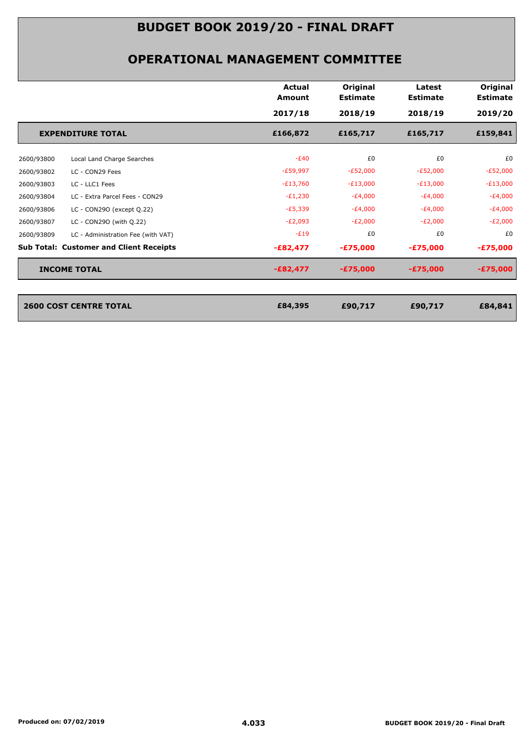# BUDGET BOOK 2019/20 - FINAL DRAFT

## OPERATIONAL MANAGEMENT COMMITTEE

| | | Actual Amount 2017/18 | Original Estimate 2018/19 | Latest Estimate 2018/19 | Original Estimate 2019/20 |
|---|---|---|---|---|---|
| **EXPENDITURE TOTAL** | | **£166,872** | **£165,717** | **£165,717** | **£159,841** |
| 2600/93800 | Local Land Charge Searches | -£40 | £0 | £0 | £0 |
| 2600/93802 | LC - CON29 Fees | -£59,997 | -£52,000 | -£52,000 | -£52,000 |
| 2600/93803 | LC - LLC1 Fees | -£13,760 | -£13,000 | -£13,000 | -£13,000 |
| 2600/93804 | LC - Extra Parcel Fees - CON29 | -£1,230 | -£4,000 | -£4,000 | -£4,000 |
| 2600/93806 | LC - CON29O (except Q.22) | -£5,339 | -£4,000 | -£4,000 | -£4,000 |
| 2600/93807 | LC - CON29O (with Q.22) | -£2,093 | -£2,000 | -£2,000 | -£2,000 |
| 2600/93809 | LC - Administration Fee (with VAT) | -£19 | £0 | £0 | £0 |
| **Sub Total: Customer and Client Receipts** | | **-£82,477** | **-£75,000** | **-£75,000** | **-£75,000** |
| **INCOME TOTAL** | | **-£82,477** | **-£75,000** | **-£75,000** | **-£75,000** |
| **2600 COST CENTRE TOTAL** | | **£84,395** | **£90,717** | **£90,717** | **£84,841** |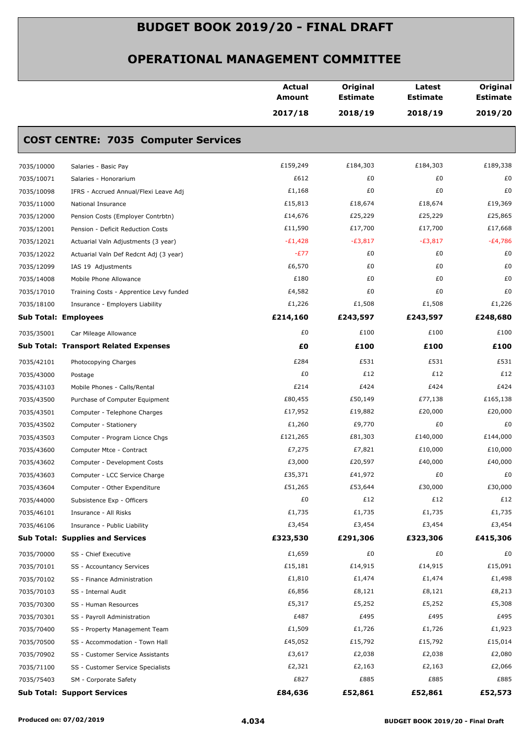# BUDGET BOOK 2019/20 - FINAL DRAFT

## OPERATIONAL MANAGEMENT COMMITTEE

| | | Actual Amount 2017/18 | Original Estimate 2018/19 | Latest Estimate 2018/19 | Original Estimate 2019/20 |
|---|---|---|---|---|---|
| **COST CENTRE: 7035 Computer Services** | | | | | |
| 7035/10000 | Salaries - Basic Pay | £159,249 | £184,303 | £184,303 | £189,338 |
| 7035/10071 | Salaries - Honorarium | £612 | £0 | £0 | £0 |
| 7035/10098 | IFRS - Accrued Annual/Flexi Leave Adj | £1,168 | £0 | £0 | £0 |
| 7035/11000 | National Insurance | £15,813 | £18,674 | £18,674 | £19,369 |
| 7035/12000 | Pension Costs (Employer Contrbtn) | £14,676 | £25,229 | £25,229 | £25,865 |
| 7035/12001 | Pension - Deficit Reduction Costs | £11,590 | £17,700 | £17,700 | £17,668 |
| 7035/12021 | Actuarial Valn Adjustments (3 year) | -£1,428 | -£3,817 | -£3,817 | -£4,786 |
| 7035/12022 | Actuarial Valn Def Redcnt Adj (3 year) | -£77 | £0 | £0 | £0 |
| 7035/12099 | IAS 19 Adjustments | £6,570 | £0 | £0 | £0 |
| 7035/14008 | Mobile Phone Allowance | £180 | £0 | £0 | £0 |
| 7035/17010 | Training Costs - Apprentice Levy funded | £4,582 | £0 | £0 | £0 |
| 7035/18100 | Insurance - Employers Liability | £1,226 | £1,508 | £1,508 | £1,226 |
| **Sub Total: Employees** | | **£214,160** | **£243,597** | **£243,597** | **£248,680** |
| 7035/35001 | Car Mileage Allowance | £0 | £100 | £100 | £100 |
| **Sub Total: Transport Related Expenses** | | **£0** | **£100** | **£100** | **£100** |
| 7035/42101 | Photocopying Charges | £284 | £531 | £531 | £531 |
| 7035/43000 | Postage | £0 | £12 | £12 | £12 |
| 7035/43103 | Mobile Phones - Calls/Rental | £214 | £424 | £424 | £424 |
| 7035/43500 | Purchase of Computer Equipment | £80,455 | £50,149 | £77,138 | £165,138 |
| 7035/43501 | Computer - Telephone Charges | £17,952 | £19,882 | £20,000 | £20,000 |
| 7035/43502 | Computer - Stationery | £1,260 | £9,770 | £0 | £0 |
| 7035/43503 | Computer - Program Licnce Chgs | £121,265 | £81,303 | £140,000 | £144,000 |
| 7035/43600 | Computer Mtce - Contract | £7,275 | £7,821 | £10,000 | £10,000 |
| 7035/43602 | Computer - Development Costs | £3,000 | £20,597 | £40,000 | £40,000 |
| 7035/43603 | Computer - LCC Service Charge | £35,371 | £41,972 | £0 | £0 |
| 7035/43604 | Computer - Other Expenditure | £51,265 | £53,644 | £30,000 | £30,000 |
| 7035/44000 | Subsistence Exp - Officers | £0 | £12 | £12 | £12 |
| 7035/46101 | Insurance - All Risks | £1,735 | £1,735 | £1,735 | £1,735 |
| 7035/46106 | Insurance - Public Liability | £3,454 | £3,454 | £3,454 | £3,454 |
| **Sub Total: Supplies and Services** | | **£323,530** | **£291,306** | **£323,306** | **£415,306** |
| 7035/70000 | SS - Chief Executive | £1,659 | £0 | £0 | £0 |
| 7035/70101 | SS - Accountancy Services | £15,181 | £14,915 | £14,915 | £15,091 |
| 7035/70102 | SS - Finance Administration | £1,810 | £1,474 | £1,474 | £1,498 |
| 7035/70103 | SS - Internal Audit | £6,856 | £8,121 | £8,121 | £8,213 |
| 7035/70300 | SS - Human Resources | £5,317 | £5,252 | £5,252 | £5,308 |
| 7035/70301 | SS - Payroll Administration | £487 | £495 | £495 | £495 |
| 7035/70400 | SS - Property Management Team | £1,509 | £1,726 | £1,726 | £1,923 |
| 7035/70500 | SS - Accommodation - Town Hall | £45,052 | £15,792 | £15,792 | £15,014 |
| 7035/70902 | SS - Customer Service Assistants | £3,617 | £2,038 | £2,038 | £2,080 |
| 7035/71100 | SS - Customer Service Specialists | £2,321 | £2,163 | £2,163 | £2,066 |
| 7035/75403 | SM - Corporate Safety | £827 | £885 | £885 | £885 |
| **Sub Total: Support Services** | | **£84,636** | **£52,861** | **£52,861** | **£52,573** |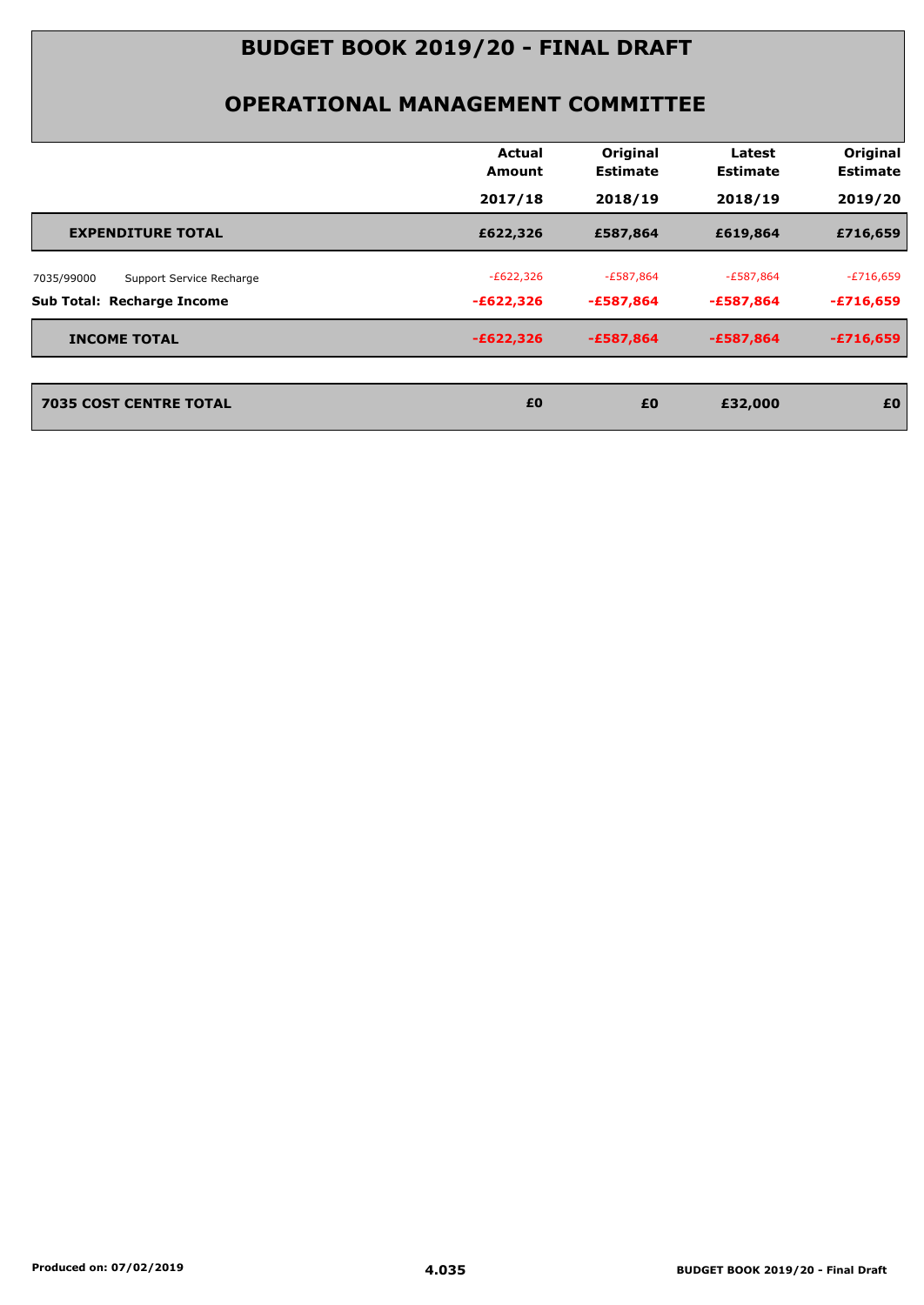# BUDGET BOOK 2019/20 - FINAL DRAFT

## OPERATIONAL MANAGEMENT COMMITTEE

| | Actual Amount 2017/18 | Original Estimate 2018/19 | Latest Estimate 2018/19 | Original Estimate 2019/20 |
|---|---|---|---|---|
| **EXPENDITURE TOTAL** | **£622,326** | **£587,864** | **£619,864** | **£716,659** |
| 7035/99000 Support Service Recharge | -£622,326 | -£587,864 | -£587,864 | -£716,659 |
| **Sub Total: Recharge Income** | **-£622,326** | **-£587,864** | **-£587,864** | **-£716,659** |
| **INCOME TOTAL** | **-£622,326** | **-£587,864** | **-£587,864** | **-£716,659** |
| **7035 COST CENTRE TOTAL** | **£0** | **£0** | **£32,000** | **£0** |

Produced on: 07/02/2019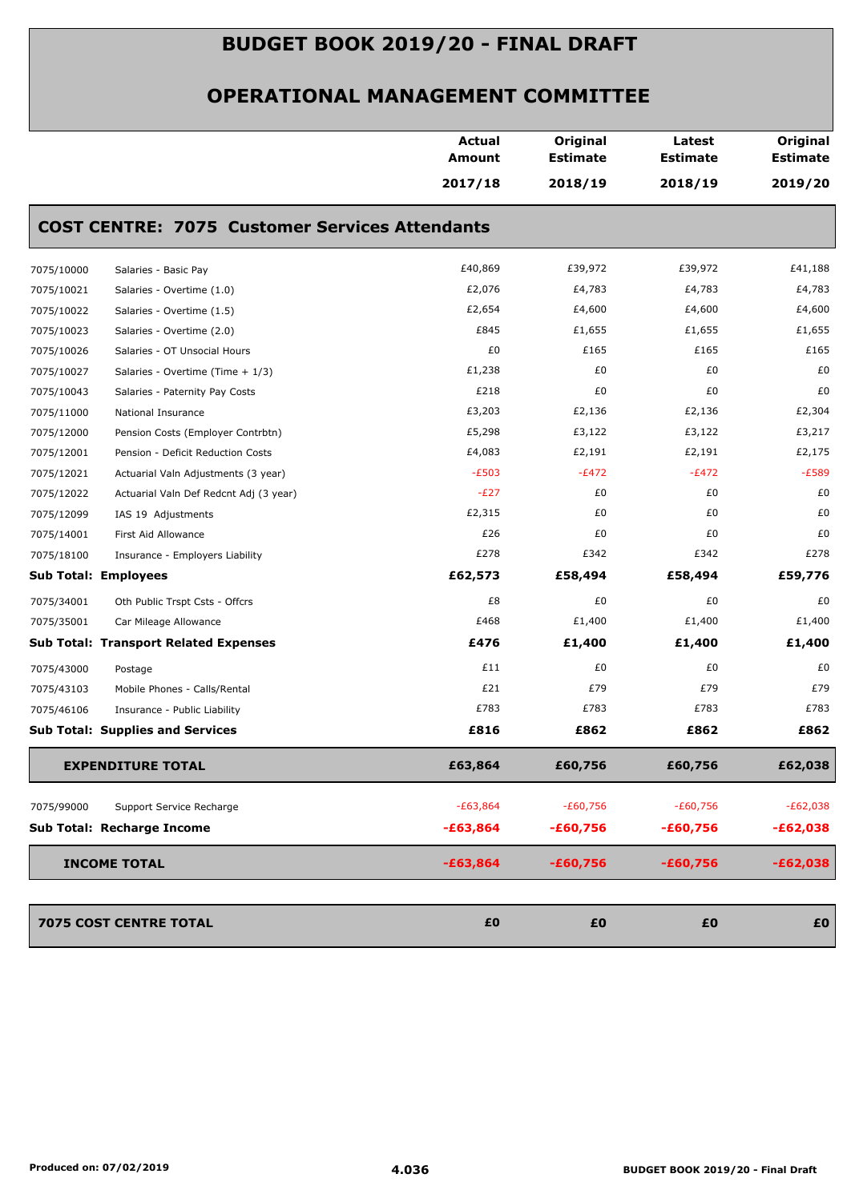# BUDGET BOOK 2019/20 - FINAL DRAFT

## OPERATIONAL MANAGEMENT COMMITTEE

### COST CENTRE: 7075 Customer Services Attendants

| | | Actual Amount 2017/18 | Original Estimate 2018/19 | Latest Estimate 2018/19 | Original Estimate 2019/20 |
|---|---|---|---|---|---|
| 7075/10000 | Salaries - Basic Pay | £40,869 | £39,972 | £39,972 | £41,188 |
| 7075/10021 | Salaries - Overtime (1.0) | £2,076 | £4,783 | £4,783 | £4,783 |
| 7075/10022 | Salaries - Overtime (1.5) | £2,654 | £4,600 | £4,600 | £4,600 |
| 7075/10023 | Salaries - Overtime (2.0) | £845 | £1,655 | £1,655 | £1,655 |
| 7075/10026 | Salaries - OT Unsocial Hours | £0 | £165 | £165 | £165 |
| 7075/10027 | Salaries - Overtime (Time + 1/3) | £1,238 | £0 | £0 | £0 |
| 7075/10043 | Salaries - Paternity Pay Costs | £218 | £0 | £0 | £0 |
| 7075/11000 | National Insurance | £3,203 | £2,136 | £2,136 | £2,304 |
| 7075/12000 | Pension Costs (Employer Contrbtn) | £5,298 | £3,122 | £3,122 | £3,217 |
| 7075/12001 | Pension - Deficit Reduction Costs | £4,083 | £2,191 | £2,191 | £2,175 |
| 7075/12021 | Actuarial Valn Adjustments (3 year) | -£503 | -£472 | -£472 | -£589 |
| 7075/12022 | Actuarial Valn Def Redcnt Adj (3 year) | -£27 | £0 | £0 | £0 |
| 7075/12099 | IAS 19 Adjustments | £2,315 | £0 | £0 | £0 |
| 7075/14001 | First Aid Allowance | £26 | £0 | £0 | £0 |
| 7075/18100 | Insurance - Employers Liability | £278 | £342 | £342 | £278 |
| **Sub Total: Employees** | | **£62,573** | **£58,494** | **£58,494** | **£59,776** |
| 7075/34001 | Oth Public Trspt Csts - Offcrs | £8 | £0 | £0 | £0 |
| 7075/35001 | Car Mileage Allowance | £468 | £1,400 | £1,400 | £1,400 |
| **Sub Total: Transport Related Expenses** | | **£476** | **£1,400** | **£1,400** | **£1,400** |
| 7075/43000 | Postage | £11 | £0 | £0 | £0 |
| 7075/43103 | Mobile Phones - Calls/Rental | £21 | £79 | £79 | £79 |
| 7075/46106 | Insurance - Public Liability | £783 | £783 | £783 | £783 |
| **Sub Total: Supplies and Services** | | **£816** | **£862** | **£862** | **£862** |
| **EXPENDITURE TOTAL** | | **£63,864** | **£60,756** | **£60,756** | **£62,038** |
| 7075/99000 | Support Service Recharge | -£63,864 | -£60,756 | -£60,756 | -£62,038 |
| **Sub Total: Recharge Income** | | **-£63,864** | **-£60,756** | **-£60,756** | **-£62,038** |
| **INCOME TOTAL** | | **-£63,864** | **-£60,756** | **-£60,756** | **-£62,038** |
| **7075 COST CENTRE TOTAL** | | **£0** | **£0** | **£0** | **£0** |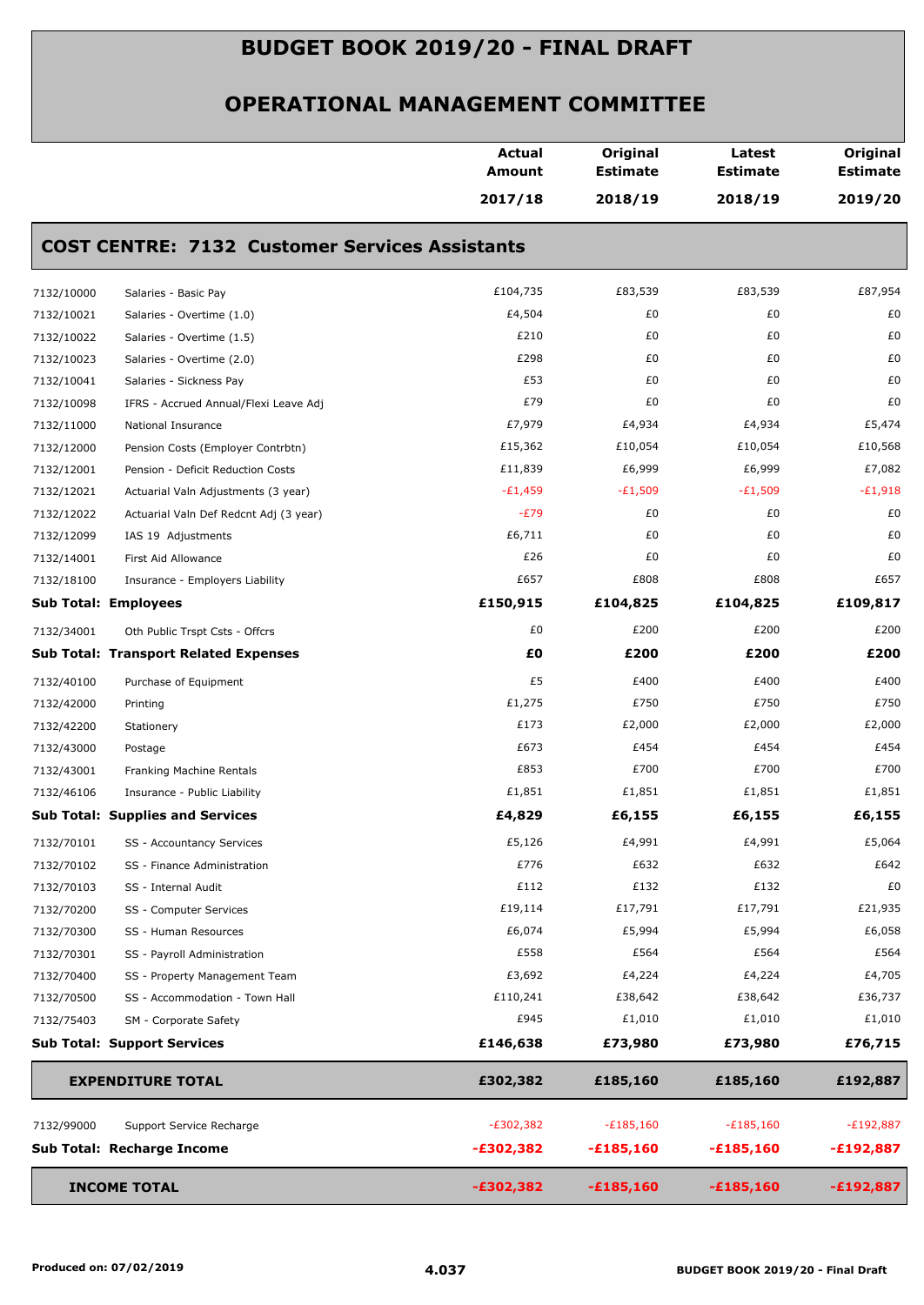# BUDGET BOOK 2019/20 - FINAL DRAFT

## OPERATIONAL MANAGEMENT COMMITTEE

### COST CENTRE: 7132 Customer Services Assistants

| | | Actual Amount 2017/18 | Original Estimate 2018/19 | Latest Estimate 2018/19 | Original Estimate 2019/20 |
|---|---|---|---|---|---|
| 7132/10000 | Salaries - Basic Pay | £104,735 | £83,539 | £83,539 | £87,954 |
| 7132/10021 | Salaries - Overtime (1.0) | £4,504 | £0 | £0 | £0 |
| 7132/10022 | Salaries - Overtime (1.5) | £210 | £0 | £0 | £0 |
| 7132/10023 | Salaries - Overtime (2.0) | £298 | £0 | £0 | £0 |
| 7132/10041 | Salaries - Sickness Pay | £53 | £0 | £0 | £0 |
| 7132/10098 | IFRS - Accrued Annual/Flexi Leave Adj | £79 | £0 | £0 | £0 |
| 7132/11000 | National Insurance | £7,979 | £4,934 | £4,934 | £5,474 |
| 7132/12000 | Pension Costs (Employer Contrbtn) | £15,362 | £10,054 | £10,054 | £10,568 |
| 7132/12001 | Pension - Deficit Reduction Costs | £11,839 | £6,999 | £6,999 | £7,082 |
| 7132/12021 | Actuarial Valn Adjustments (3 year) | -£1,459 | -£1,509 | -£1,509 | -£1,918 |
| 7132/12022 | Actuarial Valn Def Redcnt Adj (3 year) | -£79 | £0 | £0 | £0 |
| 7132/12099 | IAS 19 Adjustments | £6,711 | £0 | £0 | £0 |
| 7132/14001 | First Aid Allowance | £26 | £0 | £0 | £0 |
| 7132/18100 | Insurance - Employers Liability | £657 | £808 | £808 | £657 |
| **Sub Total: Employees** | | **£150,915** | **£104,825** | **£104,825** | **£109,817** |
| 7132/34001 | Oth Public Trspt Csts - Offcrs | £0 | £200 | £200 | £200 |
| **Sub Total: Transport Related Expenses** | | **£0** | **£200** | **£200** | **£200** |
| 7132/40100 | Purchase of Equipment | £5 | £400 | £400 | £400 |
| 7132/42000 | Printing | £1,275 | £750 | £750 | £750 |
| 7132/42200 | Stationery | £173 | £2,000 | £2,000 | £2,000 |
| 7132/43000 | Postage | £673 | £454 | £454 | £454 |
| 7132/43001 | Franking Machine Rentals | £853 | £700 | £700 | £700 |
| 7132/46106 | Insurance - Public Liability | £1,851 | £1,851 | £1,851 | £1,851 |
| **Sub Total: Supplies and Services** | | **£4,829** | **£6,155** | **£6,155** | **£6,155** |
| 7132/70101 | SS - Accountancy Services | £5,126 | £4,991 | £4,991 | £5,064 |
| 7132/70102 | SS - Finance Administration | £776 | £632 | £632 | £642 |
| 7132/70103 | SS - Internal Audit | £112 | £132 | £132 | £0 |
| 7132/70200 | SS - Computer Services | £19,114 | £17,791 | £17,791 | £21,935 |
| 7132/70300 | SS - Human Resources | £6,074 | £5,994 | £5,994 | £6,058 |
| 7132/70301 | SS - Payroll Administration | £558 | £564 | £564 | £564 |
| 7132/70400 | SS - Property Management Team | £3,692 | £4,224 | £4,224 | £4,705 |
| 7132/70500 | SS - Accommodation - Town Hall | £110,241 | £38,642 | £38,642 | £36,737 |
| 7132/75403 | SM - Corporate Safety | £945 | £1,010 | £1,010 | £1,010 |
| **Sub Total: Support Services** | | **£146,638** | **£73,980** | **£73,980** | **£76,715** |
| **EXPENDITURE TOTAL** | | **£302,382** | **£185,160** | **£185,160** | **£192,887** |
| 7132/99000 | Support Service Recharge | -£302,382 | -£185,160 | -£185,160 | -£192,887 |
| **Sub Total: Recharge Income** | | **-£302,382** | **-£185,160** | **-£185,160** | **-£192,887** |
| **INCOME TOTAL** | | **-£302,382** | **-£185,160** | **-£185,160** | **-£192,887** |

Produced on: 07/02/2019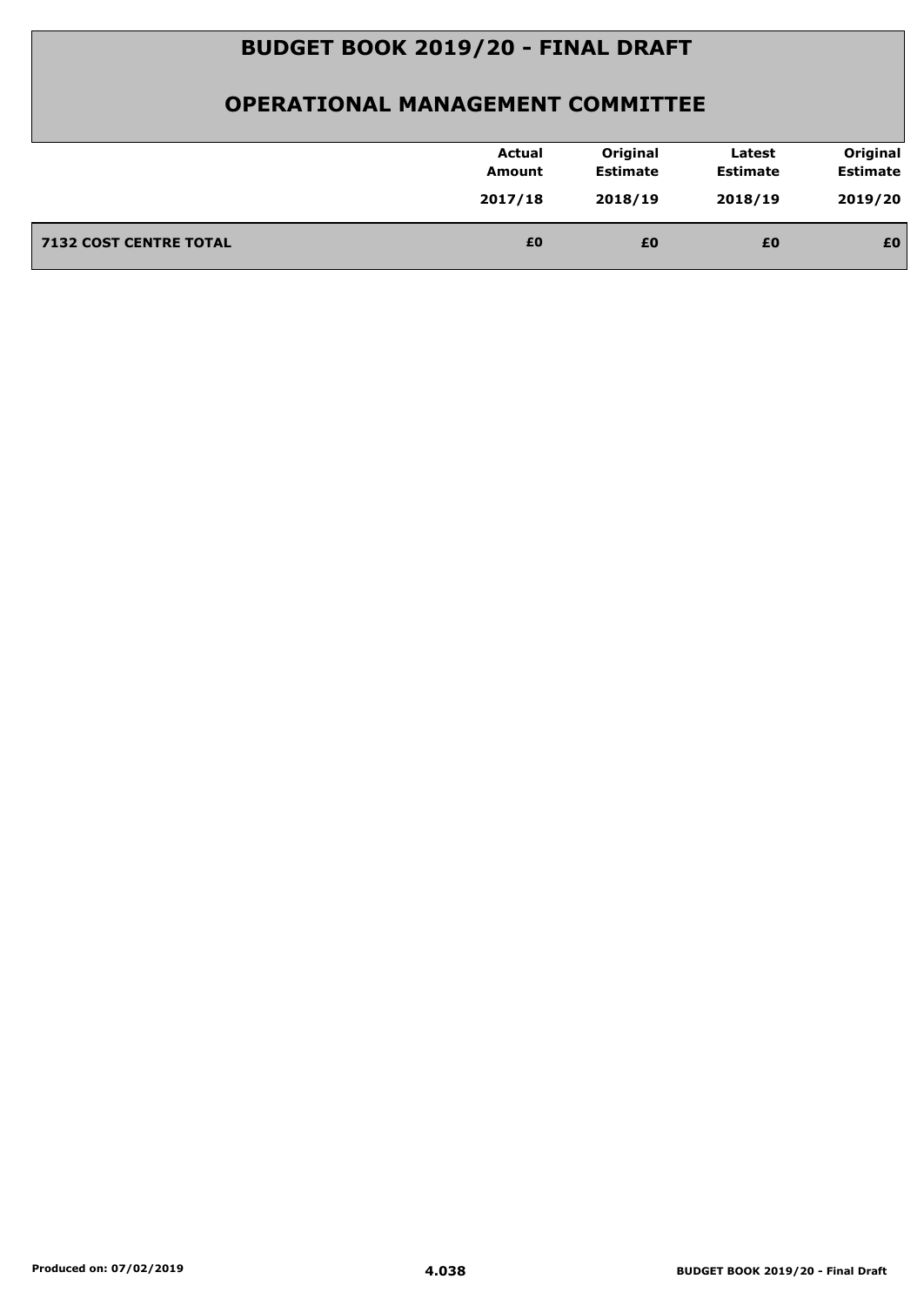# BUDGET BOOK 2019/20 - FINAL DRAFT

## OPERATIONAL MANAGEMENT COMMITTEE

| | Actual Amount 2017/18 | Original Estimate 2018/19 | Latest Estimate 2018/19 | Original Estimate 2019/20 |
|---|---|---|---|---|
| **7132 COST CENTRE TOTAL** | **£0** | **£0** | **£0** | **£0** |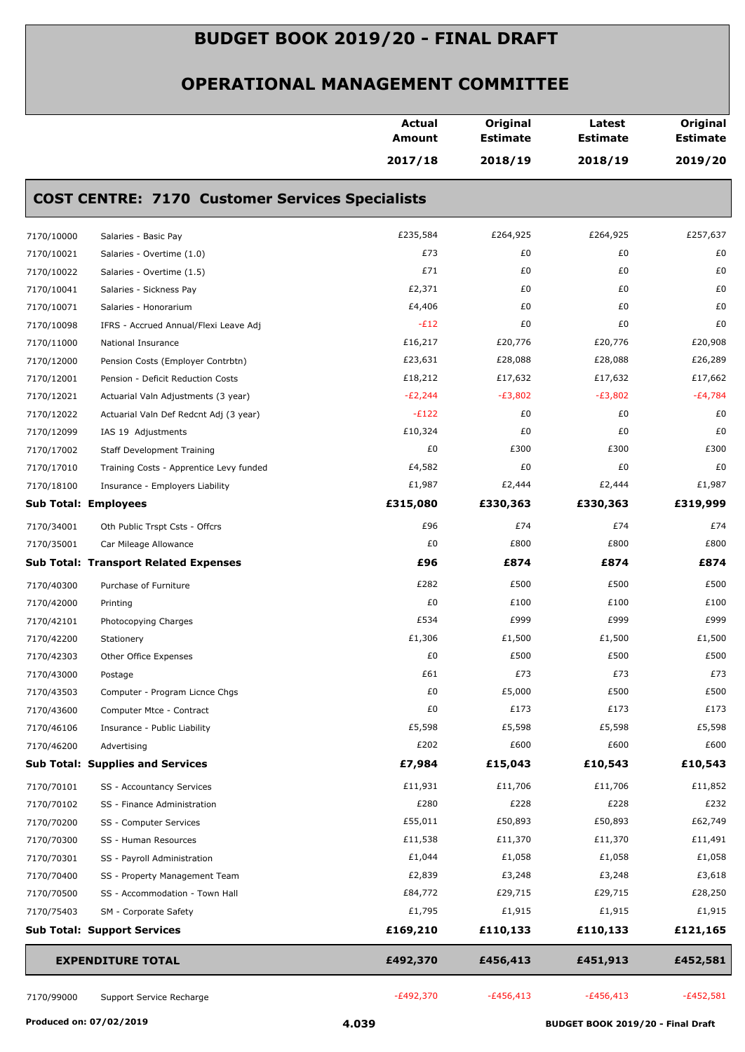# BUDGET BOOK 2019/20 - FINAL DRAFT

## OPERATIONAL MANAGEMENT COMMITTEE

### COST CENTRE: 7170 Customer Services Specialists

| | | Actual Amount 2017/18 | Original Estimate 2018/19 | Latest Estimate 2018/19 | Original Estimate 2019/20 |
|---|---|---|---|---|---|
| 7170/10000 | Salaries - Basic Pay | £235,584 | £264,925 | £264,925 | £257,637 |
| 7170/10021 | Salaries - Overtime (1.0) | £73 | £0 | £0 | £0 |
| 7170/10022 | Salaries - Overtime (1.5) | £71 | £0 | £0 | £0 |
| 7170/10041 | Salaries - Sickness Pay | £2,371 | £0 | £0 | £0 |
| 7170/10071 | Salaries - Honorarium | £4,406 | £0 | £0 | £0 |
| 7170/10098 | IFRS - Accrued Annual/Flexi Leave Adj | -£12 | £0 | £0 | £0 |
| 7170/11000 | National Insurance | £16,217 | £20,776 | £20,776 | £20,908 |
| 7170/12000 | Pension Costs (Employer Contrbtn) | £23,631 | £28,088 | £28,088 | £26,289 |
| 7170/12001 | Pension - Deficit Reduction Costs | £18,212 | £17,632 | £17,632 | £17,662 |
| 7170/12021 | Actuarial Valn Adjustments (3 year) | -£2,244 | -£3,802 | -£3,802 | -£4,784 |
| 7170/12022 | Actuarial Valn Def Redcnt Adj (3 year) | -£122 | £0 | £0 | £0 |
| 7170/12099 | IAS 19 Adjustments | £10,324 | £0 | £0 | £0 |
| 7170/17002 | Staff Development Training | £0 | £300 | £300 | £300 |
| 7170/17010 | Training Costs - Apprentice Levy funded | £4,582 | £0 | £0 | £0 |
| 7170/18100 | Insurance - Employers Liability | £1,987 | £2,444 | £2,444 | £1,987 |
| **Sub Total: Employees** | | **£315,080** | **£330,363** | **£330,363** | **£319,999** |
| 7170/34001 | Oth Public Trspt Csts - Offcrs | £96 | £74 | £74 | £74 |
| 7170/35001 | Car Mileage Allowance | £0 | £800 | £800 | £800 |
| **Sub Total: Transport Related Expenses** | | **£96** | **£874** | **£874** | **£874** |
| 7170/40300 | Purchase of Furniture | £282 | £500 | £500 | £500 |
| 7170/42000 | Printing | £0 | £100 | £100 | £100 |
| 7170/42101 | Photocopying Charges | £534 | £999 | £999 | £999 |
| 7170/42200 | Stationery | £1,306 | £1,500 | £1,500 | £1,500 |
| 7170/42303 | Other Office Expenses | £0 | £500 | £500 | £500 |
| 7170/43000 | Postage | £61 | £73 | £73 | £73 |
| 7170/43503 | Computer - Program Licnce Chgs | £0 | £5,000 | £500 | £500 |
| 7170/43600 | Computer Mtce - Contract | £0 | £173 | £173 | £173 |
| 7170/46106 | Insurance - Public Liability | £5,598 | £5,598 | £5,598 | £5,598 |
| 7170/46200 | Advertising | £202 | £600 | £600 | £600 |
| **Sub Total: Supplies and Services** | | **£7,984** | **£15,043** | **£10,543** | **£10,543** |
| 7170/70101 | SS - Accountancy Services | £11,931 | £11,706 | £11,706 | £11,852 |
| 7170/70102 | SS - Finance Administration | £280 | £228 | £228 | £232 |
| 7170/70200 | SS - Computer Services | £55,011 | £50,893 | £50,893 | £62,749 |
| 7170/70300 | SS - Human Resources | £11,538 | £11,370 | £11,370 | £11,491 |
| 7170/70301 | SS - Payroll Administration | £1,044 | £1,058 | £1,058 | £1,058 |
| 7170/70400 | SS - Property Management Team | £2,839 | £3,248 | £3,248 | £3,618 |
| 7170/70500 | SS - Accommodation - Town Hall | £84,772 | £29,715 | £29,715 | £28,250 |
| 7170/75403 | SM - Corporate Safety | £1,795 | £1,915 | £1,915 | £1,915 |
| **Sub Total: Support Services** | | **£169,210** | **£110,133** | **£110,133** | **£121,165** |
| **EXPENDITURE TOTAL** | | **£492,370** | **£456,413** | **£451,913** | **£452,581** |
| 7170/99000 | Support Service Recharge | -£492,370 | -£456,413 | -£456,413 | -£452,581 |

Produced on: 07/02/2019

4.039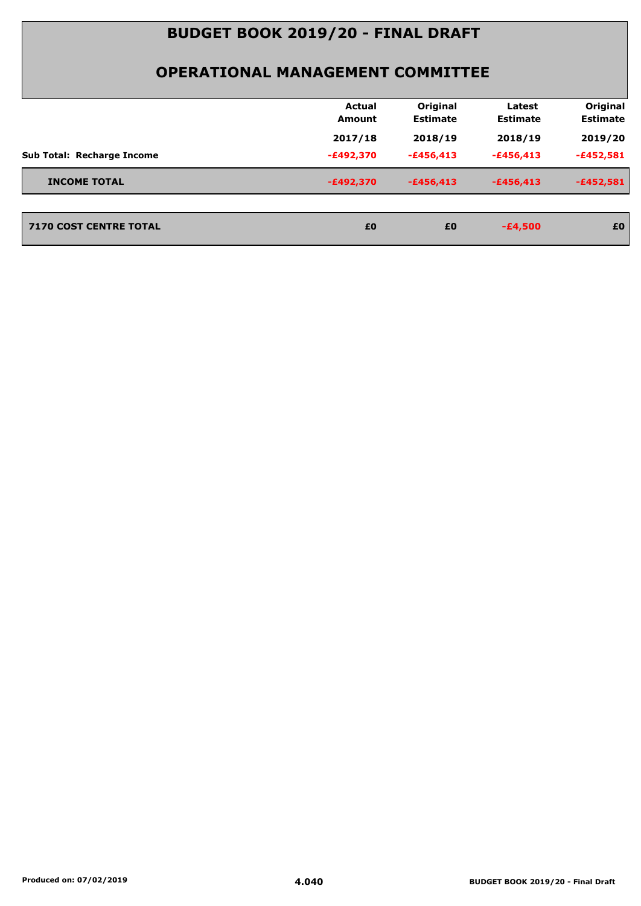# BUDGET BOOK 2019/20 - FINAL DRAFT

## OPERATIONAL MANAGEMENT COMMITTEE

| | Actual Amount 2017/18 | Original Estimate 2018/19 | Latest Estimate 2018/19 | Original Estimate 2019/20 |
|---|---|---|---|---|
| **Sub Total: Recharge Income** | -£492,370 | -£456,413 | -£456,413 | -£452,581 |
| **INCOME TOTAL** | -£492,370 | -£456,413 | -£456,413 | -£452,581 |
| **7170 COST CENTRE TOTAL** | £0 | £0 | -£4,500 | £0 |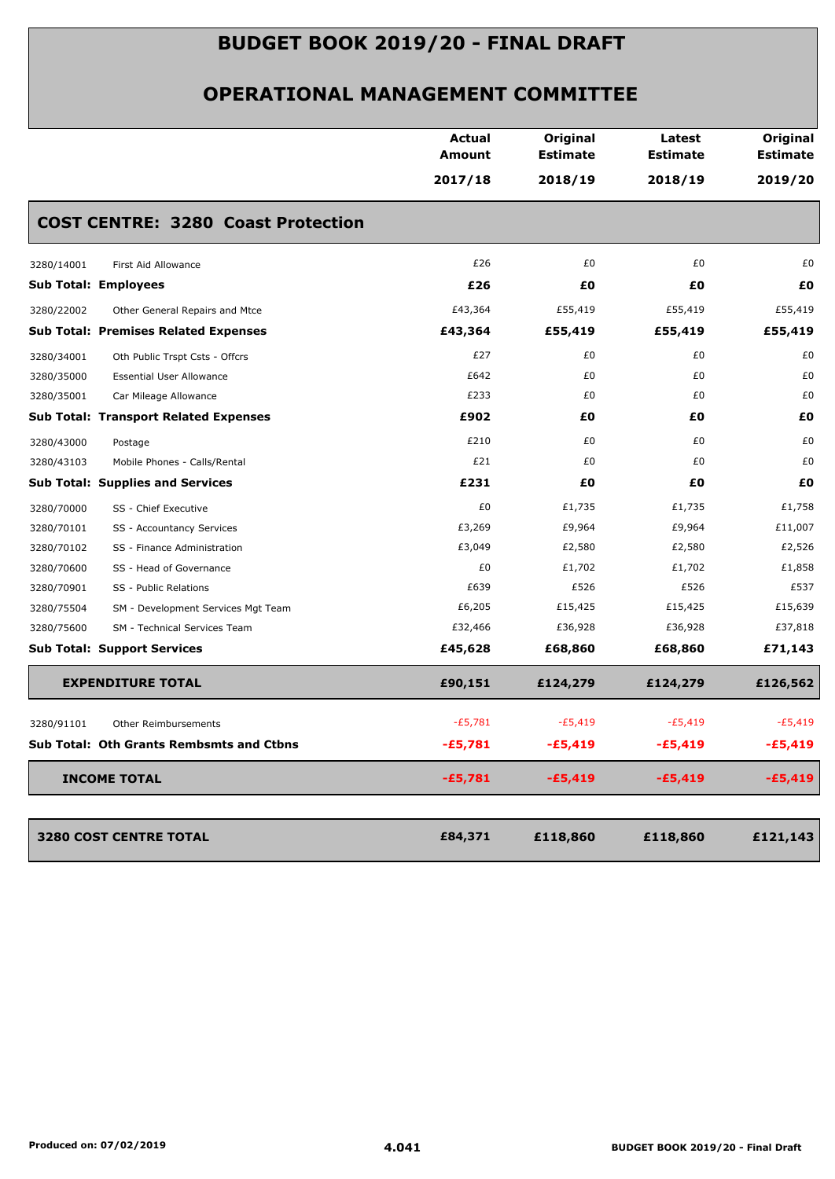# BUDGET BOOK 2019/20 - FINAL DRAFT

## OPERATIONAL MANAGEMENT COMMITTEE

| | | Actual Amount 2017/18 | Original Estimate 2018/19 | Latest Estimate 2018/19 | Original Estimate 2019/20 |
|---|---|---|---|---|---|
| **COST CENTRE: 3280 Coast Protection** | | | | | |
| 3280/14001 | First Aid Allowance | £26 | £0 | £0 | £0 |
| **Sub Total: Employees** | | **£26** | **£0** | **£0** | **£0** |
| 3280/22002 | Other General Repairs and Mtce | £43,364 | £55,419 | £55,419 | £55,419 |
| **Sub Total: Premises Related Expenses** | | **£43,364** | **£55,419** | **£55,419** | **£55,419** |
| 3280/34001 | Oth Public Trspt Csts - Offcrs | £27 | £0 | £0 | £0 |
| 3280/35000 | Essential User Allowance | £642 | £0 | £0 | £0 |
| 3280/35001 | Car Mileage Allowance | £233 | £0 | £0 | £0 |
| **Sub Total: Transport Related Expenses** | | **£902** | **£0** | **£0** | **£0** |
| 3280/43000 | Postage | £210 | £0 | £0 | £0 |
| 3280/43103 | Mobile Phones - Calls/Rental | £21 | £0 | £0 | £0 |
| **Sub Total: Supplies and Services** | | **£231** | **£0** | **£0** | **£0** |
| 3280/70000 | SS - Chief Executive | £0 | £1,735 | £1,735 | £1,758 |
| 3280/70101 | SS - Accountancy Services | £3,269 | £9,964 | £9,964 | £11,007 |
| 3280/70102 | SS - Finance Administration | £3,049 | £2,580 | £2,580 | £2,526 |
| 3280/70600 | SS - Head of Governance | £0 | £1,702 | £1,702 | £1,858 |
| 3280/70901 | SS - Public Relations | £639 | £526 | £526 | £537 |
| 3280/75504 | SM - Development Services Mgt Team | £6,205 | £15,425 | £15,425 | £15,639 |
| 3280/75600 | SM - Technical Services Team | £32,466 | £36,928 | £36,928 | £37,818 |
| **Sub Total: Support Services** | | **£45,628** | **£68,860** | **£68,860** | **£71,143** |
| **EXPENDITURE TOTAL** | | **£90,151** | **£124,279** | **£124,279** | **£126,562** |
| 3280/91101 | Other Reimbursements | -£5,781 | -£5,419 | -£5,419 | -£5,419 |
| **Sub Total: Oth Grants Rembsmts and Ctbns** | | **-£5,781** | **-£5,419** | **-£5,419** | **-£5,419** |
| **INCOME TOTAL** | | **-£5,781** | **-£5,419** | **-£5,419** | **-£5,419** |
| **3280 COST CENTRE TOTAL** | | **£84,371** | **£118,860** | **£118,860** | **£121,143** |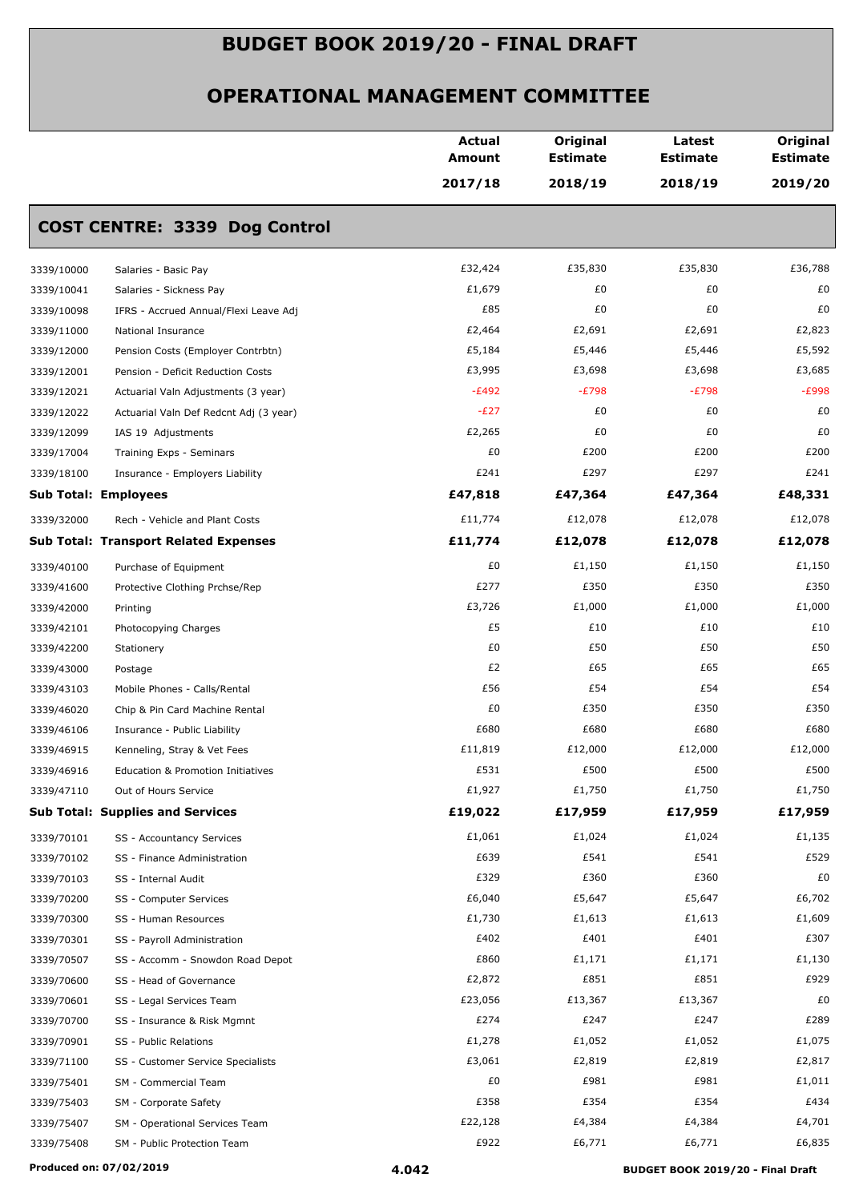# BUDGET BOOK 2019/20 - FINAL DRAFT

## OPERATIONAL MANAGEMENT COMMITTEE

| | | Actual Amount 2017/18 | Original Estimate 2018/19 | Latest Estimate 2018/19 | Original Estimate 2019/20 |
|---|---|---|---|---|---|
| **COST CENTRE: 3339 Dog Control** | | | | | |
| 3339/10000 | Salaries - Basic Pay | £32,424 | £35,830 | £35,830 | £36,788 |
| 3339/10041 | Salaries - Sickness Pay | £1,679 | £0 | £0 | £0 |
| 3339/10098 | IFRS - Accrued Annual/Flexi Leave Adj | £85 | £0 | £0 | £0 |
| 3339/11000 | National Insurance | £2,464 | £2,691 | £2,691 | £2,823 |
| 3339/12000 | Pension Costs (Employer Contrbtn) | £5,184 | £5,446 | £5,446 | £5,592 |
| 3339/12001 | Pension - Deficit Reduction Costs | £3,995 | £3,698 | £3,698 | £3,685 |
| 3339/12021 | Actuarial Valn Adjustments (3 year) | -£492 | -£798 | -£798 | -£998 |
| 3339/12022 | Actuarial Valn Def Redcnt Adj (3 year) | -£27 | £0 | £0 | £0 |
| 3339/12099 | IAS 19 Adjustments | £2,265 | £0 | £0 | £0 |
| 3339/17004 | Training Exps - Seminars | £0 | £200 | £200 | £200 |
| 3339/18100 | Insurance - Employers Liability | £241 | £297 | £297 | £241 |
| **Sub Total: Employees** | | **£47,818** | **£47,364** | **£47,364** | **£48,331** |
| 3339/32000 | Rech - Vehicle and Plant Costs | £11,774 | £12,078 | £12,078 | £12,078 |
| **Sub Total: Transport Related Expenses** | | **£11,774** | **£12,078** | **£12,078** | **£12,078** |
| 3339/40100 | Purchase of Equipment | £0 | £1,150 | £1,150 | £1,150 |
| 3339/41600 | Protective Clothing Prchse/Rep | £277 | £350 | £350 | £350 |
| 3339/42000 | Printing | £3,726 | £1,000 | £1,000 | £1,000 |
| 3339/42101 | Photocopying Charges | £5 | £10 | £10 | £10 |
| 3339/42200 | Stationery | £0 | £50 | £50 | £50 |
| 3339/43000 | Postage | £2 | £65 | £65 | £65 |
| 3339/43103 | Mobile Phones - Calls/Rental | £56 | £54 | £54 | £54 |
| 3339/46020 | Chip & Pin Card Machine Rental | £0 | £350 | £350 | £350 |
| 3339/46106 | Insurance - Public Liability | £680 | £680 | £680 | £680 |
| 3339/46915 | Kenneling, Stray & Vet Fees | £11,819 | £12,000 | £12,000 | £12,000 |
| 3339/46916 | Education & Promotion Initiatives | £531 | £500 | £500 | £500 |
| 3339/47110 | Out of Hours Service | £1,927 | £1,750 | £1,750 | £1,750 |
| **Sub Total: Supplies and Services** | | **£19,022** | **£17,959** | **£17,959** | **£17,959** |
| 3339/70101 | SS - Accountancy Services | £1,061 | £1,024 | £1,024 | £1,135 |
| 3339/70102 | SS - Finance Administration | £639 | £541 | £541 | £529 |
| 3339/70103 | SS - Internal Audit | £329 | £360 | £360 | £0 |
| 3339/70200 | SS - Computer Services | £6,040 | £5,647 | £5,647 | £6,702 |
| 3339/70300 | SS - Human Resources | £1,730 | £1,613 | £1,613 | £1,609 |
| 3339/70301 | SS - Payroll Administration | £402 | £401 | £401 | £307 |
| 3339/70507 | SS - Accomm - Snowdon Road Depot | £860 | £1,171 | £1,171 | £1,130 |
| 3339/70600 | SS - Head of Governance | £2,872 | £851 | £851 | £929 |
| 3339/70601 | SS - Legal Services Team | £23,056 | £13,367 | £13,367 | £0 |
| 3339/70700 | SS - Insurance & Risk Mgmnt | £274 | £247 | £247 | £289 |
| 3339/70901 | SS - Public Relations | £1,278 | £1,052 | £1,052 | £1,075 |
| 3339/71100 | SS - Customer Service Specialists | £3,061 | £2,819 | £2,819 | £2,817 |
| 3339/75401 | SM - Commercial Team | £0 | £981 | £981 | £1,011 |
| 3339/75403 | SM - Corporate Safety | £358 | £354 | £354 | £434 |
| 3339/75407 | SM - Operational Services Team | £22,128 | £4,384 | £4,384 | £4,701 |
| 3339/75408 | SM - Public Protection Team | £922 | £6,771 | £6,771 | £6,835 |

Produced on: 07/02/2019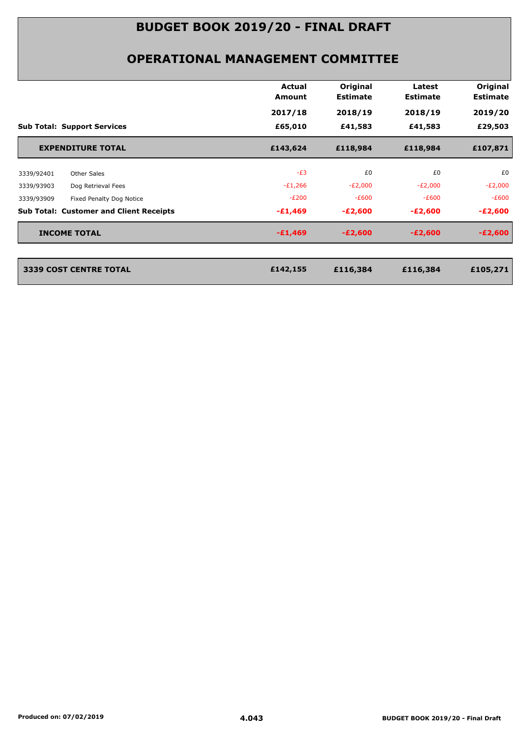# BUDGET BOOK 2019/20 - FINAL DRAFT

## OPERATIONAL MANAGEMENT COMMITTEE

| | | Actual Amount | Original Estimate | Latest Estimate | Original Estimate |
|---|---|---|---|---|---|
| | | 2017/18 | 2018/19 | 2018/19 | 2019/20 |
| **Sub Total: Support Services** | | **£65,010** | **£41,583** | **£41,583** | **£29,503** |
| **EXPENDITURE TOTAL** | | **£143,624** | **£118,984** | **£118,984** | **£107,871** |
| 3339/92401 | Other Sales | -£3 | £0 | £0 | £0 |
| 3339/93903 | Dog Retrieval Fees | -£1,266 | -£2,000 | -£2,000 | -£2,000 |
| 3339/93909 | Fixed Penalty Dog Notice | -£200 | -£600 | -£600 | -£600 |
| **Sub Total: Customer and Client Receipts** | | **-£1,469** | **-£2,600** | **-£2,600** | **-£2,600** |
| **INCOME TOTAL** | | **-£1,469** | **-£2,600** | **-£2,600** | **-£2,600** |
| **3339 COST CENTRE TOTAL** | | **£142,155** | **£116,384** | **£116,384** | **£105,271** |

Produced on: 07/02/2019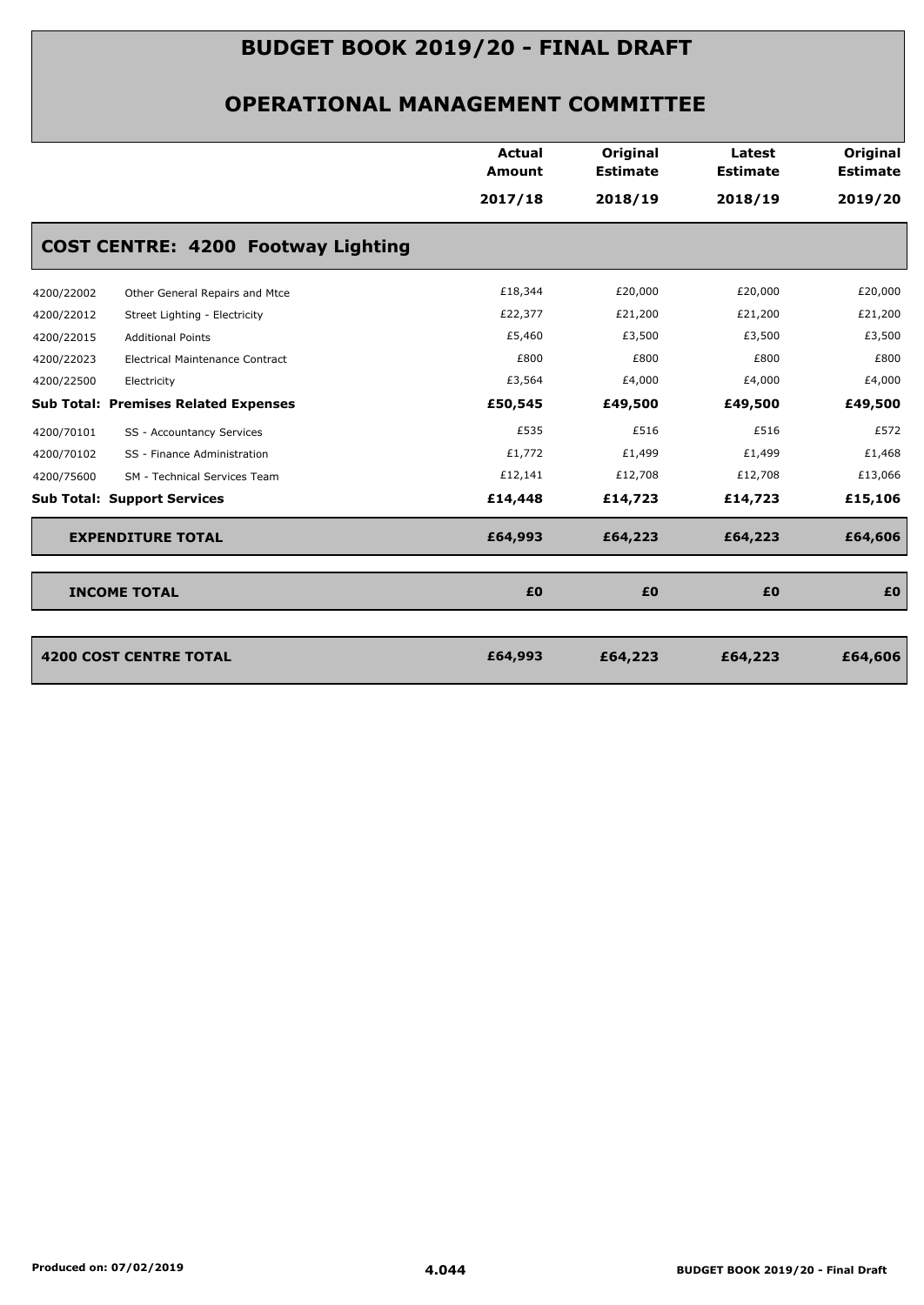# BUDGET BOOK 2019/20 - FINAL DRAFT

## OPERATIONAL MANAGEMENT COMMITTEE

| | | Actual Amount 2017/18 | Original Estimate 2018/19 | Latest Estimate 2018/19 | Original Estimate 2019/20 |
|---|---|---|---|---|---|
| **COST CENTRE: 4200 Footway Lighting** | | | | | |
| 4200/22002 | Other General Repairs and Mtce | £18,344 | £20,000 | £20,000 | £20,000 |
| 4200/22012 | Street Lighting - Electricity | £22,377 | £21,200 | £21,200 | £21,200 |
| 4200/22015 | Additional Points | £5,460 | £3,500 | £3,500 | £3,500 |
| 4200/22023 | Electrical Maintenance Contract | £800 | £800 | £800 | £800 |
| 4200/22500 | Electricity | £3,564 | £4,000 | £4,000 | £4,000 |
| **Sub Total: Premises Related Expenses** | | **£50,545** | **£49,500** | **£49,500** | **£49,500** |
| 4200/70101 | SS - Accountancy Services | £535 | £516 | £516 | £572 |
| 4200/70102 | SS - Finance Administration | £1,772 | £1,499 | £1,499 | £1,468 |
| 4200/75600 | SM - Technical Services Team | £12,141 | £12,708 | £12,708 | £13,066 |
| **Sub Total: Support Services** | | **£14,448** | **£14,723** | **£14,723** | **£15,106** |
| **EXPENDITURE TOTAL** | | **£64,993** | **£64,223** | **£64,223** | **£64,606** |
| **INCOME TOTAL** | | **£0** | **£0** | **£0** | **£0** |
| **4200 COST CENTRE TOTAL** | | **£64,993** | **£64,223** | **£64,223** | **£64,606** |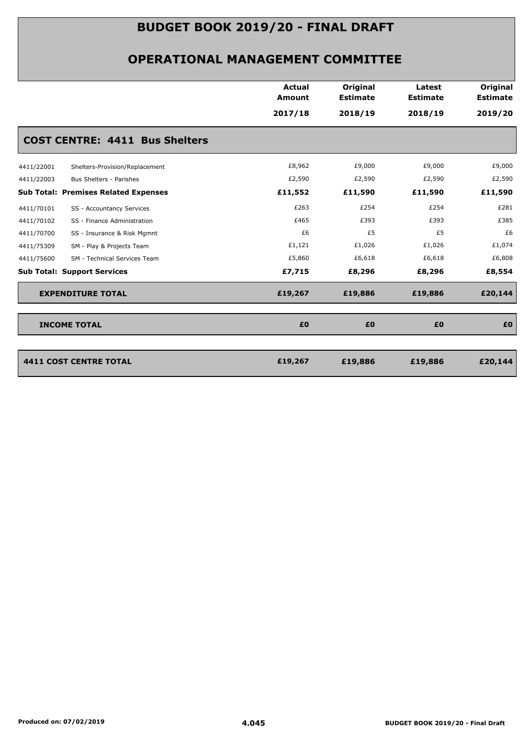# BUDGET BOOK 2019/20 - FINAL DRAFT

## OPERATIONAL MANAGEMENT COMMITTEE

| | | Actual Amount 2017/18 | Original Estimate 2018/19 | Latest Estimate 2018/19 | Original Estimate 2019/20 |
|---|---|---|---|---|---|
| **COST CENTRE: 4411 Bus Shelters** | | | | | |
| 4411/22001 | Shelters-Provision/Replacement | £8,962 | £9,000 | £9,000 | £9,000 |
| 4411/22003 | Bus Shelters - Parishes | £2,590 | £2,590 | £2,590 | £2,590 |
| **Sub Total: Premises Related Expenses** | | **£11,552** | **£11,590** | **£11,590** | **£11,590** |
| 4411/70101 | SS - Accountancy Services | £263 | £254 | £254 | £281 |
| 4411/70102 | SS - Finance Administration | £465 | £393 | £393 | £385 |
| 4411/70700 | SS - Insurance & Risk Mgmnt | £6 | £5 | £5 | £6 |
| 4411/75309 | SM - Play & Projects Team | £1,121 | £1,026 | £1,026 | £1,074 |
| 4411/75600 | SM - Technical Services Team | £5,860 | £6,618 | £6,618 | £6,808 |
| **Sub Total: Support Services** | | **£7,715** | **£8,296** | **£8,296** | **£8,554** |
| **EXPENDITURE TOTAL** | | **£19,267** | **£19,886** | **£19,886** | **£20,144** |
| **INCOME TOTAL** | | **£0** | **£0** | **£0** | **£0** |
| **4411 COST CENTRE TOTAL** | | **£19,267** | **£19,886** | **£19,886** | **£20,144** |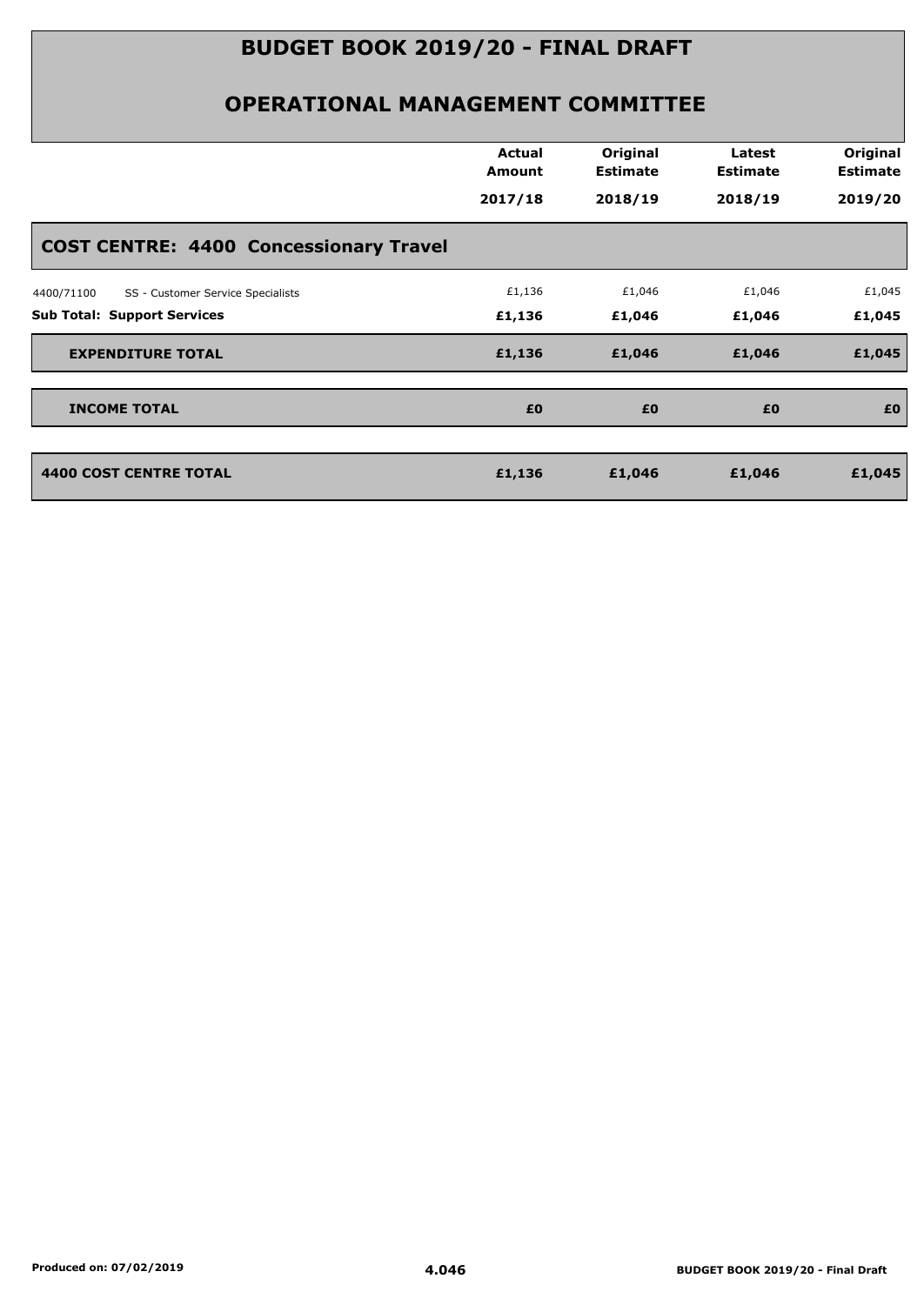# BUDGET BOOK 2019/20 - FINAL DRAFT

## OPERATIONAL MANAGEMENT COMMITTEE

| | Actual Amount 2017/18 | Original Estimate 2018/19 | Latest Estimate 2018/19 | Original Estimate 2019/20 |
|---|---|---|---|---|
| **COST CENTRE: 4400 Concessionary Travel** | | | | |
| 4400/71100 SS - Customer Service Specialists | £1,136 | £1,046 | £1,046 | £1,045 |
| **Sub Total: Support Services** | **£1,136** | **£1,046** | **£1,046** | **£1,045** |
| **EXPENDITURE TOTAL** | **£1,136** | **£1,046** | **£1,046** | **£1,045** |
| **INCOME TOTAL** | **£0** | **£0** | **£0** | **£0** |
| **4400 COST CENTRE TOTAL** | **£1,136** | **£1,046** | **£1,046** | **£1,045** |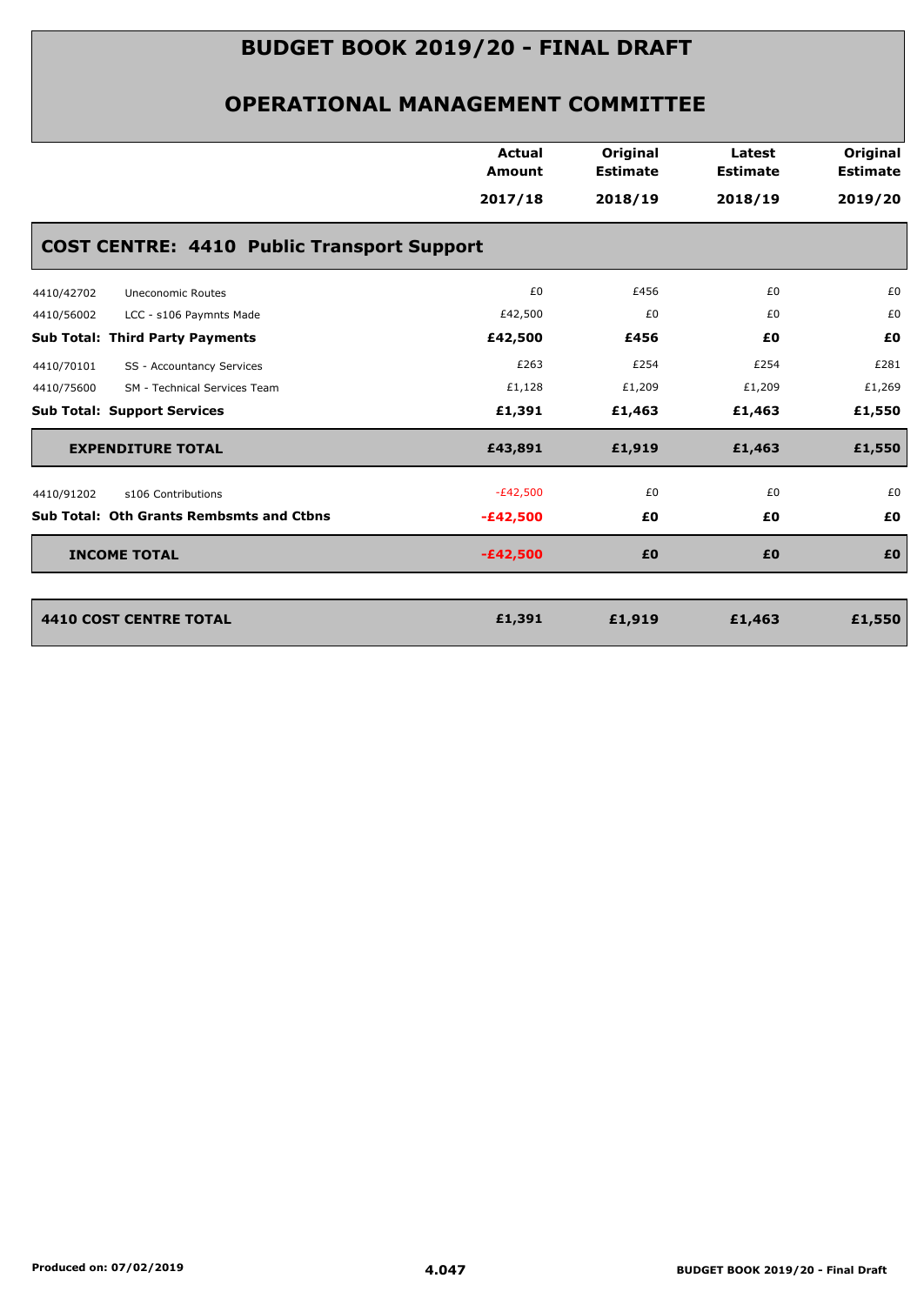# BUDGET BOOK 2019/20 - FINAL DRAFT

## OPERATIONAL MANAGEMENT COMMITTEE

| | | Actual Amount 2017/18 | Original Estimate 2018/19 | Latest Estimate 2018/19 | Original Estimate 2019/20 |
|---|---|---|---|---|---|
| **COST CENTRE: 4410 Public Transport Support** | | | | | |
| 4410/42702 | Uneconomic Routes | £0 | £456 | £0 | £0 |
| 4410/56002 | LCC - s106 Paymnts Made | £42,500 | £0 | £0 | £0 |
| **Sub Total: Third Party Payments** | | **£42,500** | **£456** | **£0** | **£0** |
| 4410/70101 | SS - Accountancy Services | £263 | £254 | £254 | £281 |
| 4410/75600 | SM - Technical Services Team | £1,128 | £1,209 | £1,209 | £1,269 |
| **Sub Total: Support Services** | | **£1,391** | **£1,463** | **£1,463** | **£1,550** |
| **EXPENDITURE TOTAL** | | **£43,891** | **£1,919** | **£1,463** | **£1,550** |
| 4410/91202 | s106 Contributions | -£42,500 | £0 | £0 | £0 |
| **Sub Total: Oth Grants Rembsmts and Ctbns** | | **-£42,500** | **£0** | **£0** | **£0** |
| **INCOME TOTAL** | | **-£42,500** | **£0** | **£0** | **£0** |
| **4410 COST CENTRE TOTAL** | | **£1,391** | **£1,919** | **£1,463** | **£1,550** |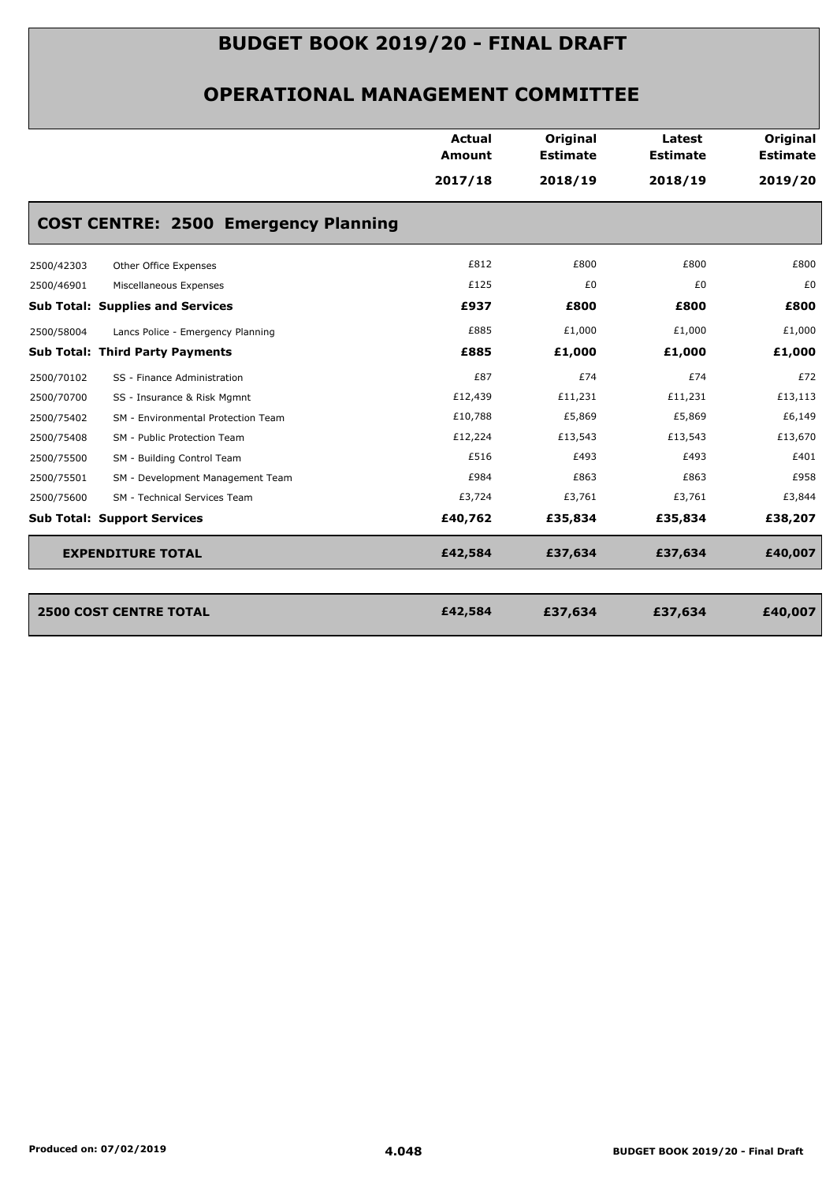# BUDGET BOOK 2019/20 - FINAL DRAFT

## OPERATIONAL MANAGEMENT COMMITTEE

| | | Actual Amount 2017/18 | Original Estimate 2018/19 | Latest Estimate 2018/19 | Original Estimate 2019/20 |
|---|---|---|---|---|---|
| **COST CENTRE: 2500 Emergency Planning** | | | | | |
| 2500/42303 | Other Office Expenses | £812 | £800 | £800 | £800 |
| 2500/46901 | Miscellaneous Expenses | £125 | £0 | £0 | £0 |
| **Sub Total: Supplies and Services** | | **£937** | **£800** | **£800** | **£800** |
| 2500/58004 | Lancs Police - Emergency Planning | £885 | £1,000 | £1,000 | £1,000 |
| **Sub Total: Third Party Payments** | | **£885** | **£1,000** | **£1,000** | **£1,000** |
| 2500/70102 | SS - Finance Administration | £87 | £74 | £74 | £72 |
| 2500/70700 | SS - Insurance & Risk Mgmnt | £12,439 | £11,231 | £11,231 | £13,113 |
| 2500/75402 | SM - Environmental Protection Team | £10,788 | £5,869 | £5,869 | £6,149 |
| 2500/75408 | SM - Public Protection Team | £12,224 | £13,543 | £13,543 | £13,670 |
| 2500/75500 | SM - Building Control Team | £516 | £493 | £493 | £401 |
| 2500/75501 | SM - Development Management Team | £984 | £863 | £863 | £958 |
| 2500/75600 | SM - Technical Services Team | £3,724 | £3,761 | £3,761 | £3,844 |
| **Sub Total: Support Services** | | **£40,762** | **£35,834** | **£35,834** | **£38,207** |
| **EXPENDITURE TOTAL** | | **£42,584** | **£37,634** | **£37,634** | **£40,007** |
| **2500 COST CENTRE TOTAL** | | **£42,584** | **£37,634** | **£37,634** | **£40,007** |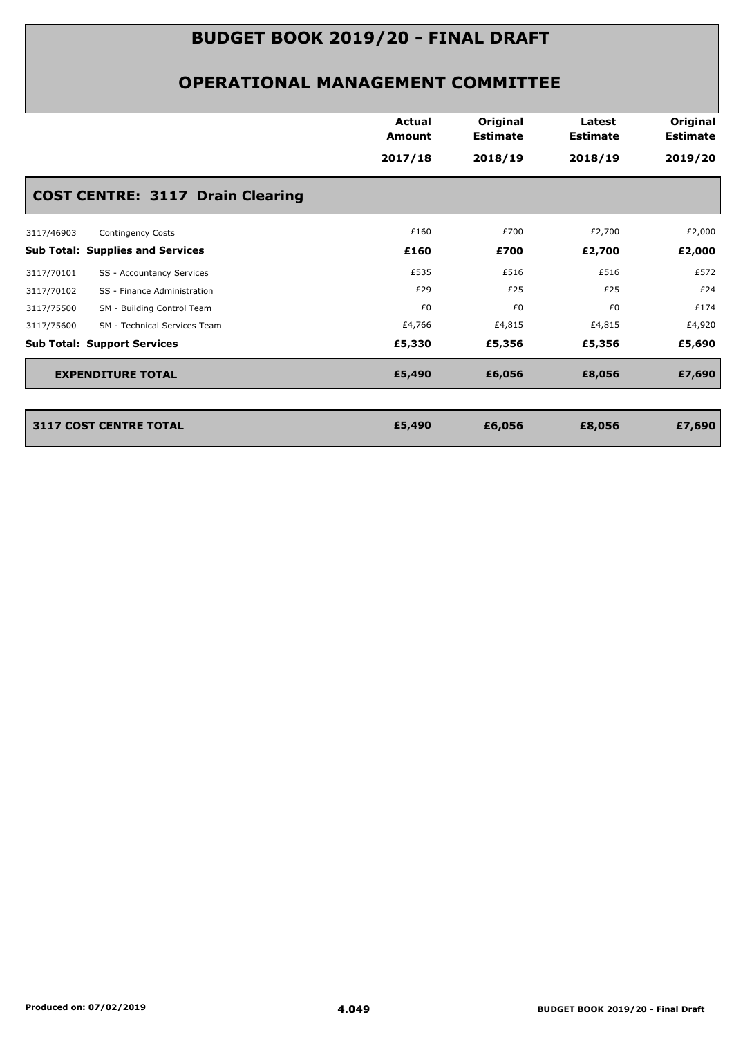# BUDGET BOOK 2019/20 - FINAL DRAFT

## OPERATIONAL MANAGEMENT COMMITTEE

| | | Actual Amount 2017/18 | Original Estimate 2018/19 | Latest Estimate 2018/19 | Original Estimate 2019/20 |
|---|---|---|---|---|---|
| **COST CENTRE: 3117 Drain Clearing** | | | | | |
| 3117/46903 | Contingency Costs | £160 | £700 | £2,700 | £2,000 |
| **Sub Total: Supplies and Services** | | **£160** | **£700** | **£2,700** | **£2,000** |
| 3117/70101 | SS - Accountancy Services | £535 | £516 | £516 | £572 |
| 3117/70102 | SS - Finance Administration | £29 | £25 | £25 | £24 |
| 3117/75500 | SM - Building Control Team | £0 | £0 | £0 | £174 |
| 3117/75600 | SM - Technical Services Team | £4,766 | £4,815 | £4,815 | £4,920 |
| **Sub Total: Support Services** | | **£5,330** | **£5,356** | **£5,356** | **£5,690** |
| **EXPENDITURE TOTAL** | | **£5,490** | **£6,056** | **£8,056** | **£7,690** |
| **3117 COST CENTRE TOTAL** | | **£5,490** | **£6,056** | **£8,056** | **£7,690** |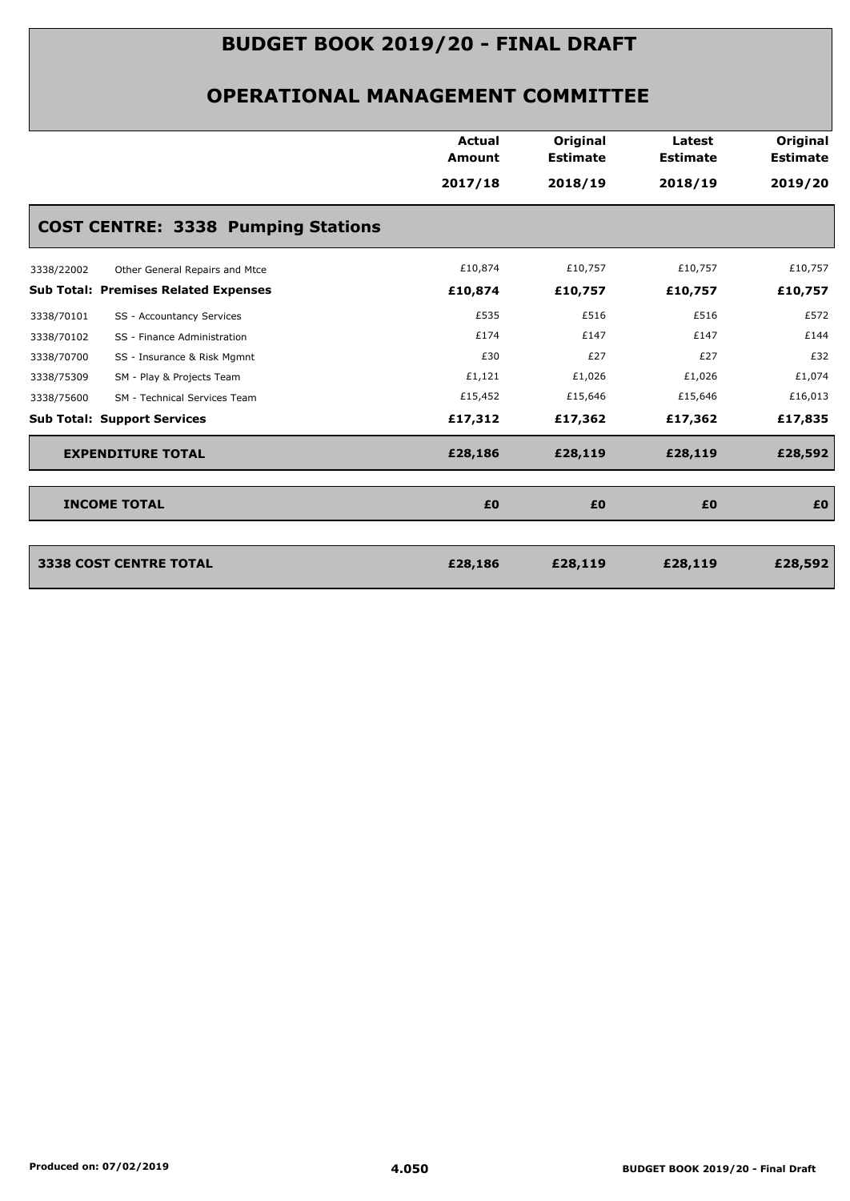# BUDGET BOOK 2019/20 - FINAL DRAFT

## OPERATIONAL MANAGEMENT COMMITTEE

| | | Actual Amount 2017/18 | Original Estimate 2018/19 | Latest Estimate 2018/19 | Original Estimate 2019/20 |
|---|---|---|---|---|---|
| **COST CENTRE: 3338 Pumping Stations** | | | | | |
| 3338/22002 | Other General Repairs and Mtce | £10,874 | £10,757 | £10,757 | £10,757 |
| **Sub Total: Premises Related Expenses** | | **£10,874** | **£10,757** | **£10,757** | **£10,757** |
| 3338/70101 | SS - Accountancy Services | £535 | £516 | £516 | £572 |
| 3338/70102 | SS - Finance Administration | £174 | £147 | £147 | £144 |
| 3338/70700 | SS - Insurance & Risk Mgmnt | £30 | £27 | £27 | £32 |
| 3338/75309 | SM - Play & Projects Team | £1,121 | £1,026 | £1,026 | £1,074 |
| 3338/75600 | SM - Technical Services Team | £15,452 | £15,646 | £15,646 | £16,013 |
| **Sub Total: Support Services** | | **£17,312** | **£17,362** | **£17,362** | **£17,835** |
| **EXPENDITURE TOTAL** | | **£28,186** | **£28,119** | **£28,119** | **£28,592** |
| **INCOME TOTAL** | | **£0** | **£0** | **£0** | **£0** |
| **3338 COST CENTRE TOTAL** | | **£28,186** | **£28,119** | **£28,119** | **£28,592** |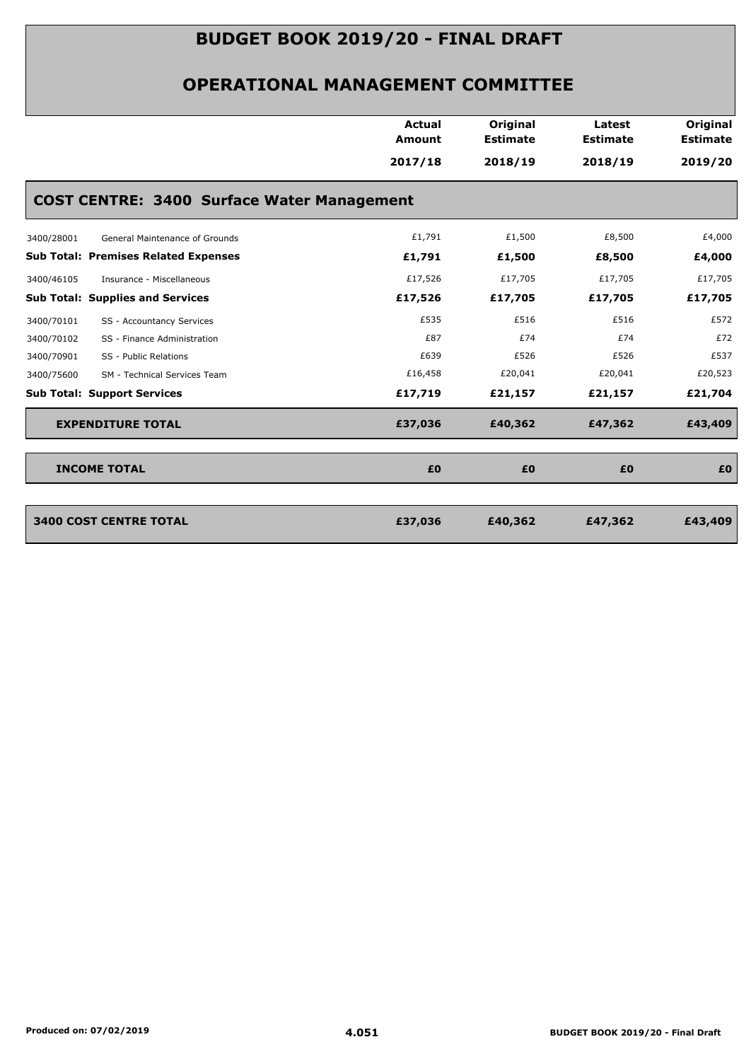# BUDGET BOOK 2019/20 - FINAL DRAFT

## OPERATIONAL MANAGEMENT COMMITTEE

| | | Actual Amount 2017/18 | Original Estimate 2018/19 | Latest Estimate 2018/19 | Original Estimate 2019/20 |
|---|---|---|---|---|---|
| **COST CENTRE: 3400 Surface Water Management** | | | | | |
| 3400/28001 | General Maintenance of Grounds | £1,791 | £1,500 | £8,500 | £4,000 |
| **Sub Total: Premises Related Expenses** | | **£1,791** | **£1,500** | **£8,500** | **£4,000** |
| 3400/46105 | Insurance - Miscellaneous | £17,526 | £17,705 | £17,705 | £17,705 |
| **Sub Total: Supplies and Services** | | **£17,526** | **£17,705** | **£17,705** | **£17,705** |
| 3400/70101 | SS - Accountancy Services | £535 | £516 | £516 | £572 |
| 3400/70102 | SS - Finance Administration | £87 | £74 | £74 | £72 |
| 3400/70901 | SS - Public Relations | £639 | £526 | £526 | £537 |
| 3400/75600 | SM - Technical Services Team | £16,458 | £20,041 | £20,041 | £20,523 |
| **Sub Total: Support Services** | | **£17,719** | **£21,157** | **£21,157** | **£21,704** |
| **EXPENDITURE TOTAL** | | **£37,036** | **£40,362** | **£47,362** | **£43,409** |
| **INCOME TOTAL** | | **£0** | **£0** | **£0** | **£0** |
| **3400 COST CENTRE TOTAL** | | **£37,036** | **£40,362** | **£47,362** | **£43,409** |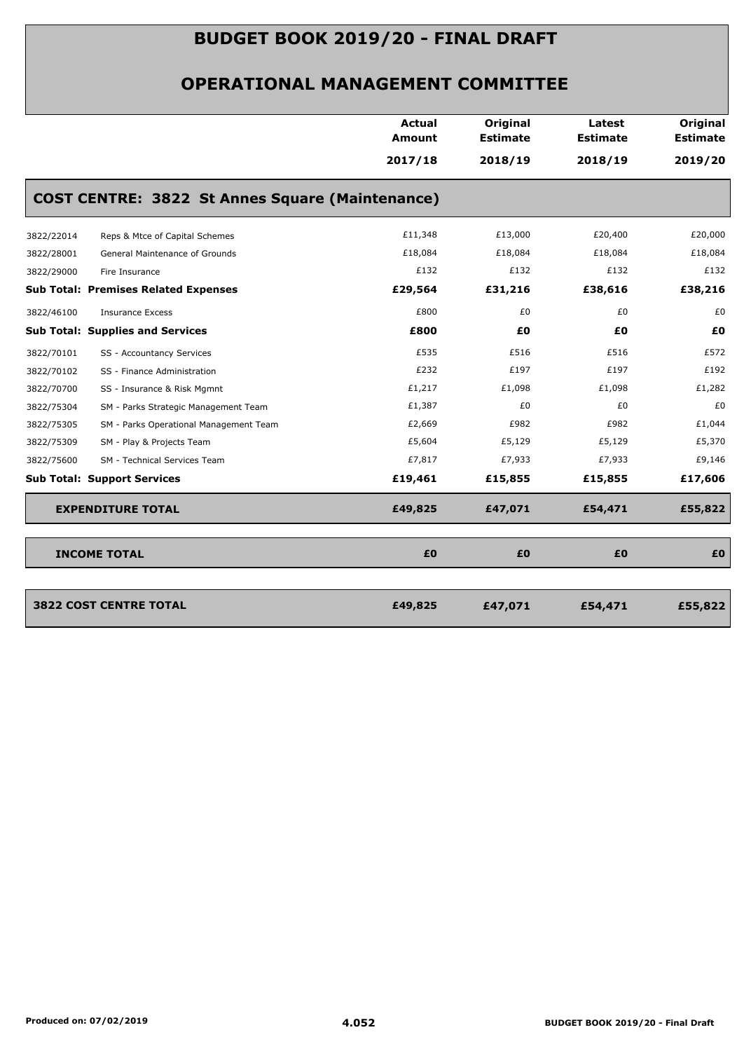# BUDGET BOOK 2019/20 - FINAL DRAFT

## OPERATIONAL MANAGEMENT COMMITTEE

| | | Actual Amount 2017/18 | Original Estimate 2018/19 | Latest Estimate 2018/19 | Original Estimate 2019/20 |
|---|---|---|---|---|---|
| **COST CENTRE: 3822 St Annes Square (Maintenance)** | | | | | |
| 3822/22014 | Reps & Mtce of Capital Schemes | £11,348 | £13,000 | £20,400 | £20,000 |
| 3822/28001 | General Maintenance of Grounds | £18,084 | £18,084 | £18,084 | £18,084 |
| 3822/29000 | Fire Insurance | £132 | £132 | £132 | £132 |
| **Sub Total: Premises Related Expenses** | | **£29,564** | **£31,216** | **£38,616** | **£38,216** |
| 3822/46100 | Insurance Excess | £800 | £0 | £0 | £0 |
| **Sub Total: Supplies and Services** | | **£800** | **£0** | **£0** | **£0** |
| 3822/70101 | SS - Accountancy Services | £535 | £516 | £516 | £572 |
| 3822/70102 | SS - Finance Administration | £232 | £197 | £197 | £192 |
| 3822/70700 | SS - Insurance & Risk Mgmnt | £1,217 | £1,098 | £1,098 | £1,282 |
| 3822/75304 | SM - Parks Strategic Management Team | £1,387 | £0 | £0 | £0 |
| 3822/75305 | SM - Parks Operational Management Team | £2,669 | £982 | £982 | £1,044 |
| 3822/75309 | SM - Play & Projects Team | £5,604 | £5,129 | £5,129 | £5,370 |
| 3822/75600 | SM - Technical Services Team | £7,817 | £7,933 | £7,933 | £9,146 |
| **Sub Total: Support Services** | | **£19,461** | **£15,855** | **£15,855** | **£17,606** |
| **EXPENDITURE TOTAL** | | **£49,825** | **£47,071** | **£54,471** | **£55,822** |
| **INCOME TOTAL** | | **£0** | **£0** | **£0** | **£0** |
| **3822 COST CENTRE TOTAL** | | **£49,825** | **£47,071** | **£54,471** | **£55,822** |

Produced on: 07/02/2019

4.052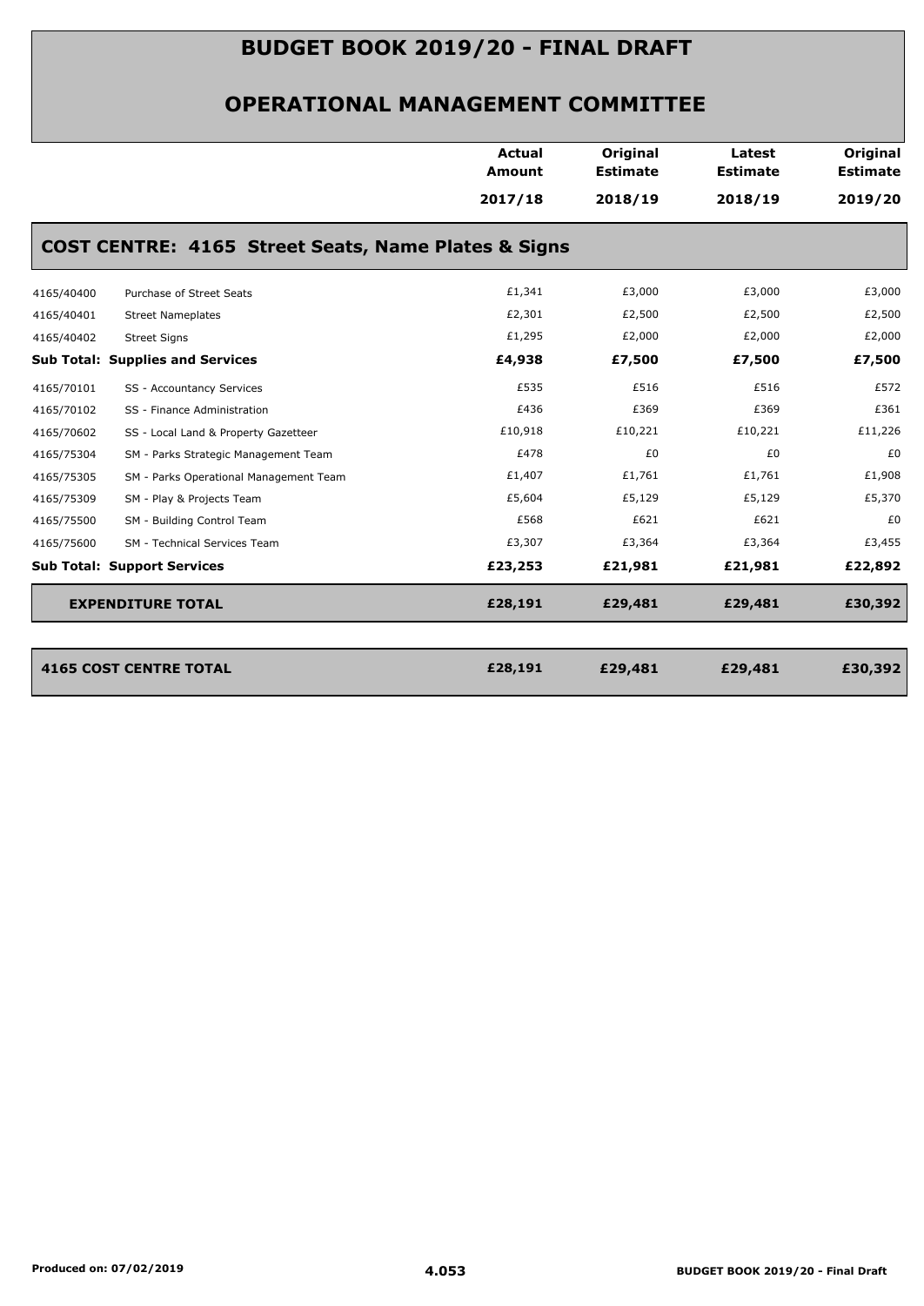# BUDGET BOOK 2019/20 - FINAL DRAFT

## OPERATIONAL MANAGEMENT COMMITTEE

| | | Actual Amount 2017/18 | Original Estimate 2018/19 | Latest Estimate 2018/19 | Original Estimate 2019/20 |
|---|---|---|---|---|---|
| **COST CENTRE: 4165 Street Seats, Name Plates & Signs** | | | | | |
| 4165/40400 | Purchase of Street Seats | £1,341 | £3,000 | £3,000 | £3,000 |
| 4165/40401 | Street Nameplates | £2,301 | £2,500 | £2,500 | £2,500 |
| 4165/40402 | Street Signs | £1,295 | £2,000 | £2,000 | £2,000 |
| **Sub Total: Supplies and Services** | | **£4,938** | **£7,500** | **£7,500** | **£7,500** |
| 4165/70101 | SS - Accountancy Services | £535 | £516 | £516 | £572 |
| 4165/70102 | SS - Finance Administration | £436 | £369 | £369 | £361 |
| 4165/70602 | SS - Local Land & Property Gazetteer | £10,918 | £10,221 | £10,221 | £11,226 |
| 4165/75304 | SM - Parks Strategic Management Team | £478 | £0 | £0 | £0 |
| 4165/75305 | SM - Parks Operational Management Team | £1,407 | £1,761 | £1,761 | £1,908 |
| 4165/75309 | SM - Play & Projects Team | £5,604 | £5,129 | £5,129 | £5,370 |
| 4165/75500 | SM - Building Control Team | £568 | £621 | £621 | £0 |
| 4165/75600 | SM - Technical Services Team | £3,307 | £3,364 | £3,364 | £3,455 |
| **Sub Total: Support Services** | | **£23,253** | **£21,981** | **£21,981** | **£22,892** |
| **EXPENDITURE TOTAL** | | **£28,191** | **£29,481** | **£29,481** | **£30,392** |
| **4165 COST CENTRE TOTAL** | | **£28,191** | **£29,481** | **£29,481** | **£30,392** |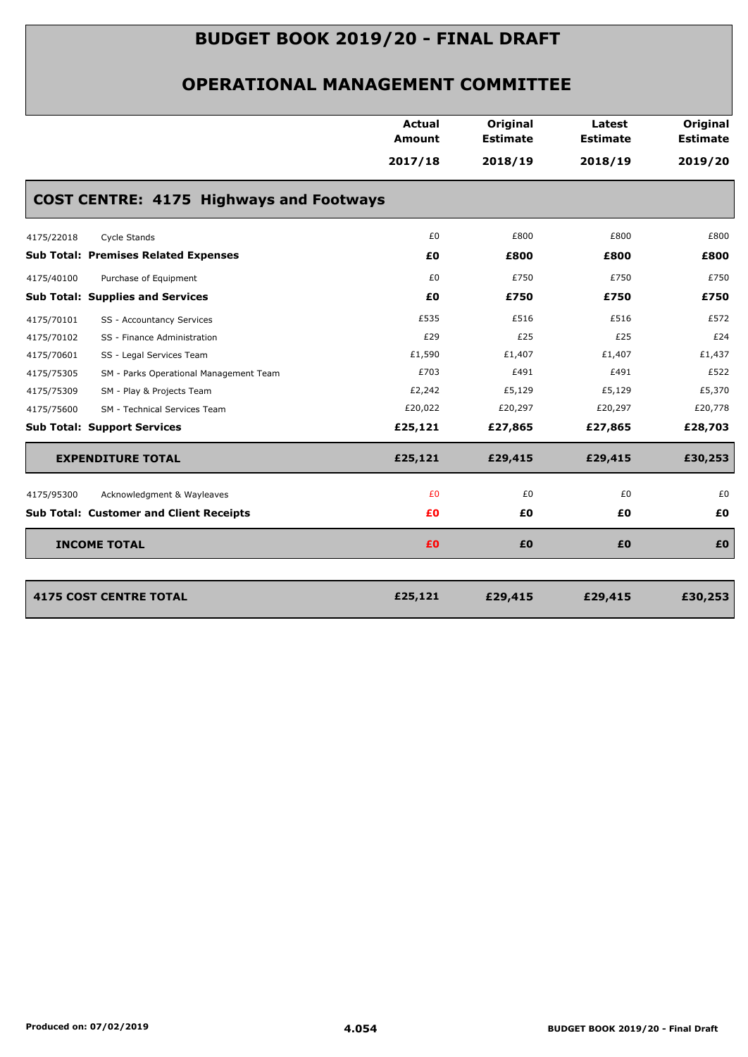# BUDGET BOOK 2019/20 - FINAL DRAFT

## OPERATIONAL MANAGEMENT COMMITTEE

| | | Actual Amount 2017/18 | Original Estimate 2018/19 | Latest Estimate 2018/19 | Original Estimate 2019/20 |
|---|---|---|---|---|---|
| **COST CENTRE: 4175 Highways and Footways** | | | | | |
| 4175/22018 | Cycle Stands | £0 | £800 | £800 | £800 |
| **Sub Total: Premises Related Expenses** | | **£0** | **£800** | **£800** | **£800** |
| 4175/40100 | Purchase of Equipment | £0 | £750 | £750 | £750 |
| **Sub Total: Supplies and Services** | | **£0** | **£750** | **£750** | **£750** |
| 4175/70101 | SS - Accountancy Services | £535 | £516 | £516 | £572 |
| 4175/70102 | SS - Finance Administration | £29 | £25 | £25 | £24 |
| 4175/70601 | SS - Legal Services Team | £1,590 | £1,407 | £1,407 | £1,437 |
| 4175/75305 | SM - Parks Operational Management Team | £703 | £491 | £491 | £522 |
| 4175/75309 | SM - Play & Projects Team | £2,242 | £5,129 | £5,129 | £5,370 |
| 4175/75600 | SM - Technical Services Team | £20,022 | £20,297 | £20,297 | £20,778 |
| **Sub Total: Support Services** | | **£25,121** | **£27,865** | **£27,865** | **£28,703** |
| **EXPENDITURE TOTAL** | | **£25,121** | **£29,415** | **£29,415** | **£30,253** |
| 4175/95300 | Acknowledgment & Wayleaves | £0 | £0 | £0 | £0 |
| **Sub Total: Customer and Client Receipts** | | **£0** | **£0** | **£0** | **£0** |
| **INCOME TOTAL** | | **£0** | **£0** | **£0** | **£0** |
| **4175 COST CENTRE TOTAL** | | **£25,121** | **£29,415** | **£29,415** | **£30,253** |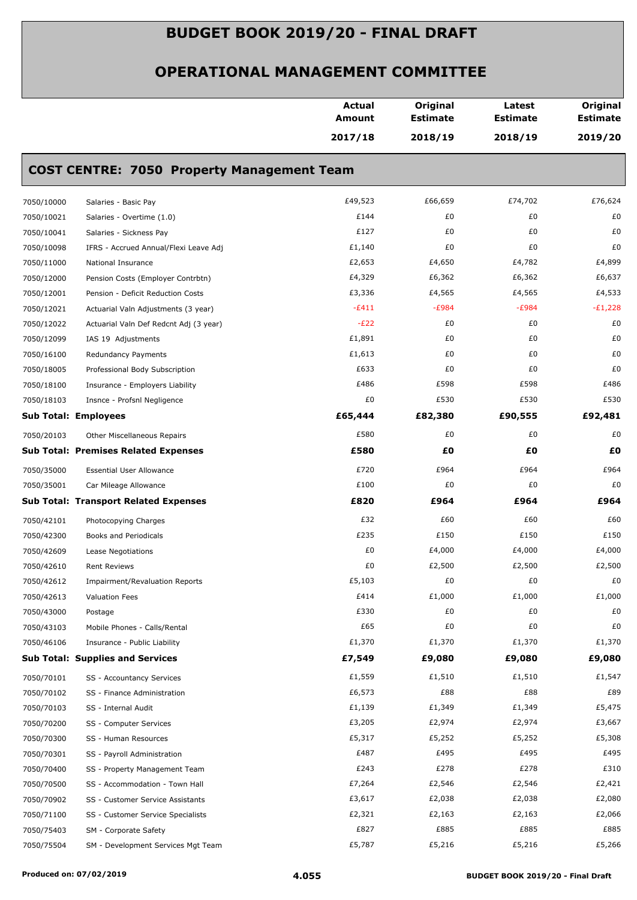# BUDGET BOOK 2019/20 - FINAL DRAFT

## OPERATIONAL MANAGEMENT COMMITTEE

### COST CENTRE: 7050 Property Management Team

| | | Actual Amount 2017/18 | Original Estimate 2018/19 | Latest Estimate 2018/19 | Original Estimate 2019/20 |
|---|---|---|---|---|---|
| 7050/10000 | Salaries - Basic Pay | £49,523 | £66,659 | £74,702 | £76,624 |
| 7050/10021 | Salaries - Overtime (1.0) | £144 | £0 | £0 | £0 |
| 7050/10041 | Salaries - Sickness Pay | £127 | £0 | £0 | £0 |
| 7050/10098 | IFRS - Accrued Annual/Flexi Leave Adj | £1,140 | £0 | £0 | £0 |
| 7050/11000 | National Insurance | £2,653 | £4,650 | £4,782 | £4,899 |
| 7050/12000 | Pension Costs (Employer Contrbtn) | £4,329 | £6,362 | £6,362 | £6,637 |
| 7050/12001 | Pension - Deficit Reduction Costs | £3,336 | £4,565 | £4,565 | £4,533 |
| 7050/12021 | Actuarial Valn Adjustments (3 year) | -£411 | -£984 | -£984 | -£1,228 |
| 7050/12022 | Actuarial Valn Def Redcnt Adj (3 year) | -£22 | £0 | £0 | £0 |
| 7050/12099 | IAS 19 Adjustments | £1,891 | £0 | £0 | £0 |
| 7050/16100 | Redundancy Payments | £1,613 | £0 | £0 | £0 |
| 7050/18005 | Professional Body Subscription | £633 | £0 | £0 | £0 |
| 7050/18100 | Insurance - Employers Liability | £486 | £598 | £598 | £486 |
| 7050/18103 | Insnce - Profsnl Negligence | £0 | £530 | £530 | £530 |
| **Sub Total: Employees** | | **£65,444** | **£82,380** | **£90,555** | **£92,481** |
| 7050/20103 | Other Miscellaneous Repairs | £580 | £0 | £0 | £0 |
| **Sub Total: Premises Related Expenses** | | **£580** | **£0** | **£0** | **£0** |
| 7050/35000 | Essential User Allowance | £720 | £964 | £964 | £964 |
| 7050/35001 | Car Mileage Allowance | £100 | £0 | £0 | £0 |
| **Sub Total: Transport Related Expenses** | | **£820** | **£964** | **£964** | **£964** |
| 7050/42101 | Photocopying Charges | £32 | £60 | £60 | £60 |
| 7050/42300 | Books and Periodicals | £235 | £150 | £150 | £150 |
| 7050/42609 | Lease Negotiations | £0 | £4,000 | £4,000 | £4,000 |
| 7050/42610 | Rent Reviews | £0 | £2,500 | £2,500 | £2,500 |
| 7050/42612 | Impairment/Revaluation Reports | £5,103 | £0 | £0 | £0 |
| 7050/42613 | Valuation Fees | £414 | £1,000 | £1,000 | £1,000 |
| 7050/43000 | Postage | £330 | £0 | £0 | £0 |
| 7050/43103 | Mobile Phones - Calls/Rental | £65 | £0 | £0 | £0 |
| 7050/46106 | Insurance - Public Liability | £1,370 | £1,370 | £1,370 | £1,370 |
| **Sub Total: Supplies and Services** | | **£7,549** | **£9,080** | **£9,080** | **£9,080** |
| 7050/70101 | SS - Accountancy Services | £1,559 | £1,510 | £1,510 | £1,547 |
| 7050/70102 | SS - Finance Administration | £6,573 | £88 | £88 | £89 |
| 7050/70103 | SS - Internal Audit | £1,139 | £1,349 | £1,349 | £5,475 |
| 7050/70200 | SS - Computer Services | £3,205 | £2,974 | £2,974 | £3,667 |
| 7050/70300 | SS - Human Resources | £5,317 | £5,252 | £5,252 | £5,308 |
| 7050/70301 | SS - Payroll Administration | £487 | £495 | £495 | £495 |
| 7050/70400 | SS - Property Management Team | £243 | £278 | £278 | £310 |
| 7050/70500 | SS - Accommodation - Town Hall | £7,264 | £2,546 | £2,546 | £2,421 |
| 7050/70902 | SS - Customer Service Assistants | £3,617 | £2,038 | £2,038 | £2,080 |
| 7050/71100 | SS - Customer Service Specialists | £2,321 | £2,163 | £2,163 | £2,066 |
| 7050/75403 | SM - Corporate Safety | £827 | £885 | £885 | £885 |
| 7050/75504 | SM - Development Services Mgt Team | £5,787 | £5,216 | £5,216 | £5,266 |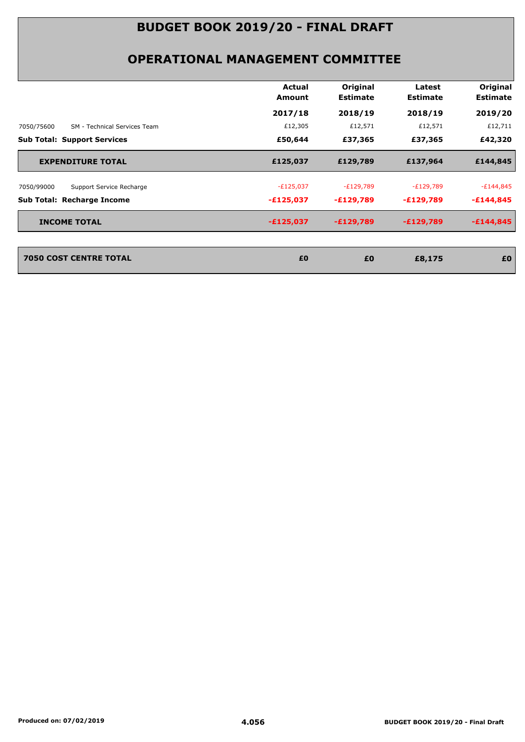# BUDGET BOOK 2019/20 - FINAL DRAFT

## OPERATIONAL MANAGEMENT COMMITTEE

| | Actual Amount 2017/18 | Original Estimate 2018/19 | Latest Estimate 2018/19 | Original Estimate 2019/20 |
|---|---|---|---|---|
| 7050/75600 SM - Technical Services Team | £12,305 | £12,571 | £12,571 | £12,711 |
| **Sub Total: Support Services** | **£50,644** | **£37,365** | **£37,365** | **£42,320** |
| **EXPENDITURE TOTAL** | **£125,037** | **£129,789** | **£137,964** | **£144,845** |
| 7050/99000 Support Service Recharge | -£125,037 | -£129,789 | -£129,789 | -£144,845 |
| **Sub Total: Recharge Income** | **-£125,037** | **-£129,789** | **-£129,789** | **-£144,845** |
| **INCOME TOTAL** | **-£125,037** | **-£129,789** | **-£129,789** | **-£144,845** |
| **7050 COST CENTRE TOTAL** | **£0** | **£0** | **£8,175** | **£0** |

**Produced on: 07/02/2019**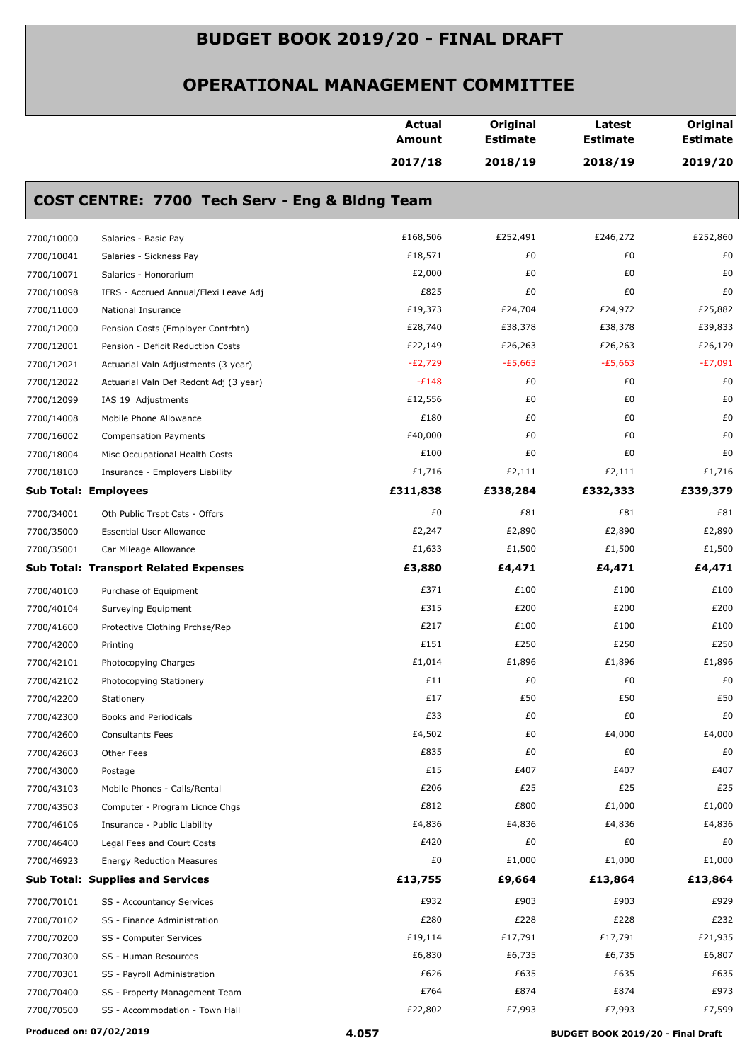# BUDGET BOOK 2019/20 - FINAL DRAFT

## OPERATIONAL MANAGEMENT COMMITTEE

### COST CENTRE: 7700 Tech Serv - Eng & Bldng Team

| | | Actual Amount 2017/18 | Original Estimate 2018/19 | Latest Estimate 2018/19 | Original Estimate 2019/20 |
|---|---|---|---|---|---|
| 7700/10000 | Salaries - Basic Pay | £168,506 | £252,491 | £246,272 | £252,860 |
| 7700/10041 | Salaries - Sickness Pay | £18,571 | £0 | £0 | £0 |
| 7700/10071 | Salaries - Honorarium | £2,000 | £0 | £0 | £0 |
| 7700/10098 | IFRS - Accrued Annual/Flexi Leave Adj | £825 | £0 | £0 | £0 |
| 7700/11000 | National Insurance | £19,373 | £24,704 | £24,972 | £25,882 |
| 7700/12000 | Pension Costs (Employer Contrbtn) | £28,740 | £38,378 | £38,378 | £39,833 |
| 7700/12001 | Pension - Deficit Reduction Costs | £22,149 | £26,263 | £26,263 | £26,179 |
| 7700/12021 | Actuarial Valn Adjustments (3 year) | -£2,729 | -£5,663 | -£5,663 | -£7,091 |
| 7700/12022 | Actuarial Valn Def Redcnt Adj (3 year) | -£148 | £0 | £0 | £0 |
| 7700/12099 | IAS 19 Adjustments | £12,556 | £0 | £0 | £0 |
| 7700/14008 | Mobile Phone Allowance | £180 | £0 | £0 | £0 |
| 7700/16002 | Compensation Payments | £40,000 | £0 | £0 | £0 |
| 7700/18004 | Misc Occupational Health Costs | £100 | £0 | £0 | £0 |
| 7700/18100 | Insurance - Employers Liability | £1,716 | £2,111 | £2,111 | £1,716 |
| **Sub Total: Employees** | | **£311,838** | **£338,284** | **£332,333** | **£339,379** |
| 7700/34001 | Oth Public Trspt Csts - Offcrs | £0 | £81 | £81 | £81 |
| 7700/35000 | Essential User Allowance | £2,247 | £2,890 | £2,890 | £2,890 |
| 7700/35001 | Car Mileage Allowance | £1,633 | £1,500 | £1,500 | £1,500 |
| **Sub Total: Transport Related Expenses** | | **£3,880** | **£4,471** | **£4,471** | **£4,471** |
| 7700/40100 | Purchase of Equipment | £371 | £100 | £100 | £100 |
| 7700/40104 | Surveying Equipment | £315 | £200 | £200 | £200 |
| 7700/41600 | Protective Clothing Prchse/Rep | £217 | £100 | £100 | £100 |
| 7700/42000 | Printing | £151 | £250 | £250 | £250 |
| 7700/42101 | Photocopying Charges | £1,014 | £1,896 | £1,896 | £1,896 |
| 7700/42102 | Photocopying Stationery | £11 | £0 | £0 | £0 |
| 7700/42200 | Stationery | £17 | £50 | £50 | £50 |
| 7700/42300 | Books and Periodicals | £33 | £0 | £0 | £0 |
| 7700/42600 | Consultants Fees | £4,502 | £0 | £4,000 | £4,000 |
| 7700/42603 | Other Fees | £835 | £0 | £0 | £0 |
| 7700/43000 | Postage | £15 | £407 | £407 | £407 |
| 7700/43103 | Mobile Phones - Calls/Rental | £206 | £25 | £25 | £25 |
| 7700/43503 | Computer - Program Licnce Chgs | £812 | £800 | £1,000 | £1,000 |
| 7700/46106 | Insurance - Public Liability | £4,836 | £4,836 | £4,836 | £4,836 |
| 7700/46400 | Legal Fees and Court Costs | £420 | £0 | £0 | £0 |
| 7700/46923 | Energy Reduction Measures | £0 | £1,000 | £1,000 | £1,000 |
| **Sub Total: Supplies and Services** | | **£13,755** | **£9,664** | **£13,864** | **£13,864** |
| 7700/70101 | SS - Accountancy Services | £932 | £903 | £903 | £929 |
| 7700/70102 | SS - Finance Administration | £280 | £228 | £228 | £232 |
| 7700/70200 | SS - Computer Services | £19,114 | £17,791 | £17,791 | £21,935 |
| 7700/70300 | SS - Human Resources | £6,830 | £6,735 | £6,735 | £6,807 |
| 7700/70301 | SS - Payroll Administration | £626 | £635 | £635 | £635 |
| 7700/70400 | SS - Property Management Team | £764 | £874 | £874 | £973 |
| 7700/70500 | SS - Accommodation - Town Hall | £22,802 | £7,993 | £7,993 | £7,599 |

Produced on: 07/02/2019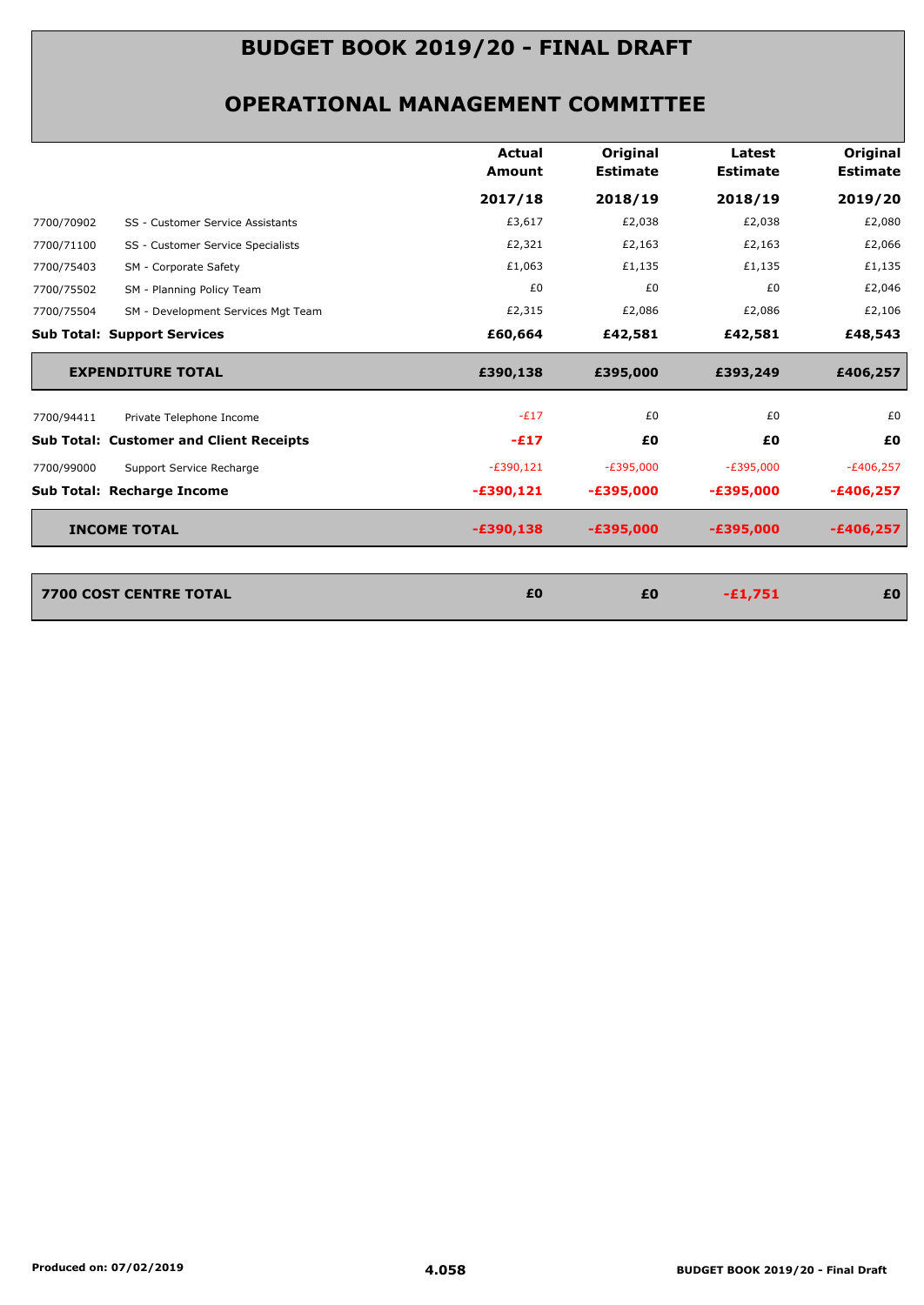# BUDGET BOOK 2019/20 - FINAL DRAFT

## OPERATIONAL MANAGEMENT COMMITTEE

| | | Actual Amount 2017/18 | Original Estimate 2018/19 | Latest Estimate 2018/19 | Original Estimate 2019/20 |
|---|---|---|---|---|---|
| 7700/70902 | SS - Customer Service Assistants | £3,617 | £2,038 | £2,038 | £2,080 |
| 7700/71100 | SS - Customer Service Specialists | £2,321 | £2,163 | £2,163 | £2,066 |
| 7700/75403 | SM - Corporate Safety | £1,063 | £1,135 | £1,135 | £1,135 |
| 7700/75502 | SM - Planning Policy Team | £0 | £0 | £0 | £2,046 |
| 7700/75504 | SM - Development Services Mgt Team | £2,315 | £2,086 | £2,086 | £2,106 |
| **Sub Total: Support Services** | | **£60,664** | **£42,581** | **£42,581** | **£48,543** |
| **EXPENDITURE TOTAL** | | **£390,138** | **£395,000** | **£393,249** | **£406,257** |
| 7700/94411 | Private Telephone Income | -£17 | £0 | £0 | £0 |
| **Sub Total: Customer and Client Receipts** | | **-£17** | **£0** | **£0** | **£0** |
| 7700/99000 | Support Service Recharge | -£390,121 | -£395,000 | -£395,000 | -£406,257 |
| **Sub Total: Recharge Income** | | **-£390,121** | **-£395,000** | **-£395,000** | **-£406,257** |
| **INCOME TOTAL** | | **-£390,138** | **-£395,000** | **-£395,000** | **-£406,257** |
| **7700 COST CENTRE TOTAL** | | **£0** | **£0** | **-£1,751** | **£0** |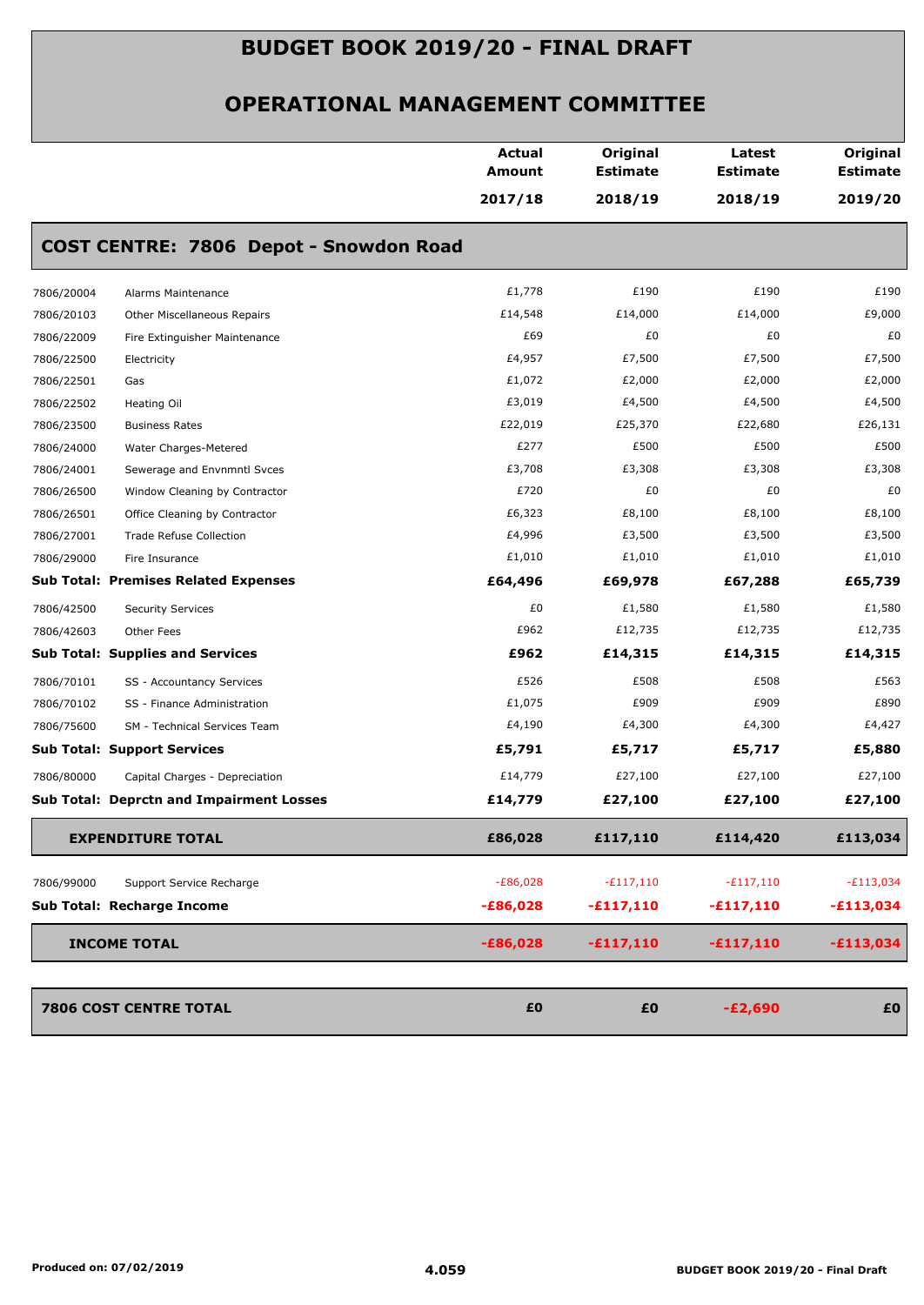# BUDGET BOOK 2019/20 - FINAL DRAFT

## OPERATIONAL MANAGEMENT COMMITTEE

### COST CENTRE: 7806 Depot - Snowdon Road

| Code | Description | Actual Amount 2017/18 | Original Estimate 2018/19 | Latest Estimate 2018/19 | Original Estimate 2019/20 |
|---|---|---|---|---|---|
| 7806/20004 | Alarms Maintenance | £1,778 | £190 | £190 | £190 |
| 7806/20103 | Other Miscellaneous Repairs | £14,548 | £14,000 | £14,000 | £9,000 |
| 7806/22009 | Fire Extinguisher Maintenance | £69 | £0 | £0 | £0 |
| 7806/22500 | Electricity | £4,957 | £7,500 | £7,500 | £7,500 |
| 7806/22501 | Gas | £1,072 | £2,000 | £2,000 | £2,000 |
| 7806/22502 | Heating Oil | £3,019 | £4,500 | £4,500 | £4,500 |
| 7806/23500 | Business Rates | £22,019 | £25,370 | £22,680 | £26,131 |
| 7806/24000 | Water Charges-Metered | £277 | £500 | £500 | £500 |
| 7806/24001 | Sewerage and Envnmntl Svces | £3,708 | £3,308 | £3,308 | £3,308 |
| 7806/26500 | Window Cleaning by Contractor | £720 | £0 | £0 | £0 |
| 7806/26501 | Office Cleaning by Contractor | £6,323 | £8,100 | £8,100 | £8,100 |
| 7806/27001 | Trade Refuse Collection | £4,996 | £3,500 | £3,500 | £3,500 |
| 7806/29000 | Fire Insurance | £1,010 | £1,010 | £1,010 | £1,010 |
| **Sub Total: Premises Related Expenses** | | **£64,496** | **£69,978** | **£67,288** | **£65,739** |
| 7806/42500 | Security Services | £0 | £1,580 | £1,580 | £1,580 |
| 7806/42603 | Other Fees | £962 | £12,735 | £12,735 | £12,735 |
| **Sub Total: Supplies and Services** | | **£962** | **£14,315** | **£14,315** | **£14,315** |
| 7806/70101 | SS - Accountancy Services | £526 | £508 | £508 | £563 |
| 7806/70102 | SS - Finance Administration | £1,075 | £909 | £909 | £890 |
| 7806/75600 | SM - Technical Services Team | £4,190 | £4,300 | £4,300 | £4,427 |
| **Sub Total: Support Services** | | **£5,791** | **£5,717** | **£5,717** | **£5,880** |
| 7806/80000 | Capital Charges - Depreciation | £14,779 | £27,100 | £27,100 | £27,100 |
| **Sub Total: Deprctn and Impairment Losses** | | **£14,779** | **£27,100** | **£27,100** | **£27,100** |
| **EXPENDITURE TOTAL** | | **£86,028** | **£117,110** | **£114,420** | **£113,034** |
| 7806/99000 | Support Service Recharge | -£86,028 | -£117,110 | -£117,110 | -£113,034 |
| **Sub Total: Recharge Income** | | **-£86,028** | **-£117,110** | **-£117,110** | **-£113,034** |
| **INCOME TOTAL** | | **-£86,028** | **-£117,110** | **-£117,110** | **-£113,034** |
| **7806 COST CENTRE TOTAL** | | **£0** | **£0** | **-£2,690** | **£0** |

Produced on: 07/02/2019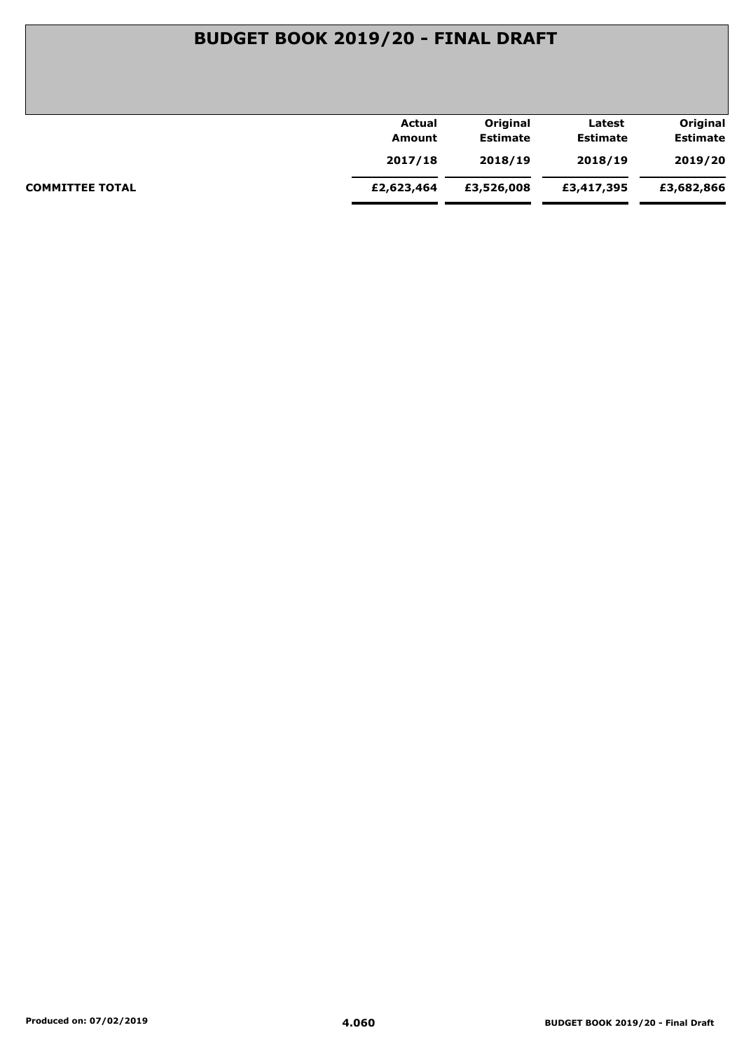# BUDGET BOOK 2019/20 - FINAL DRAFT

| | Actual Amount 2017/18 | Original Estimate 2018/19 | Latest Estimate 2018/19 | Original Estimate 2019/20 |
|---|---|---|---|---|
| **COMMITTEE TOTAL** | **£2,623,464** | **£3,526,008** | **£3,417,395** | **£3,682,866** |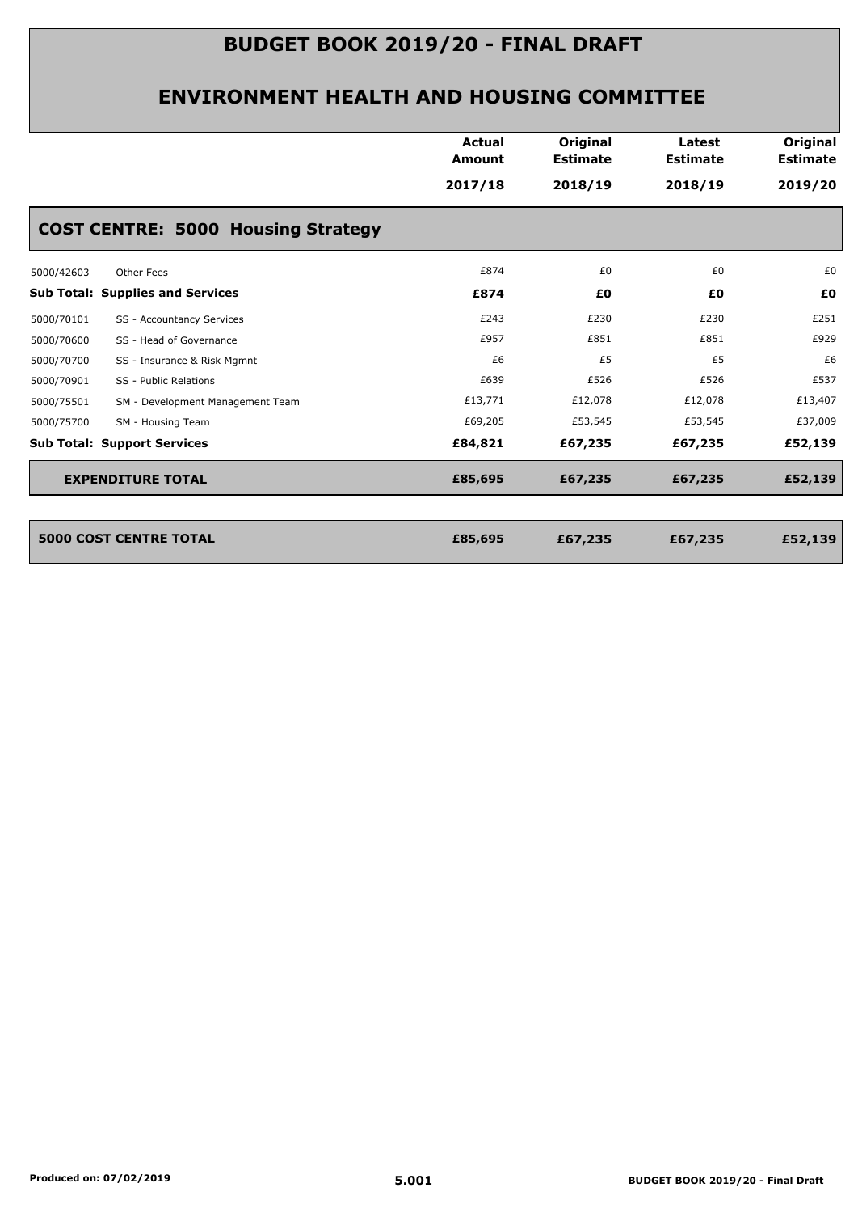# BUDGET BOOK 2019/20 - FINAL DRAFT

## ENVIRONMENT HEALTH AND HOUSING COMMITTEE

| | | Actual Amount 2017/18 | Original Estimate 2018/19 | Latest Estimate 2018/19 | Original Estimate 2019/20 |
|---|---|---|---|---|---|
| **COST CENTRE: 5000 Housing Strategy** | | | | | |
| 5000/42603 | Other Fees | £874 | £0 | £0 | £0 |
| **Sub Total: Supplies and Services** | | **£874** | **£0** | **£0** | **£0** |
| 5000/70101 | SS - Accountancy Services | £243 | £230 | £230 | £251 |
| 5000/70600 | SS - Head of Governance | £957 | £851 | £851 | £929 |
| 5000/70700 | SS - Insurance & Risk Mgmnt | £6 | £5 | £5 | £6 |
| 5000/70901 | SS - Public Relations | £639 | £526 | £526 | £537 |
| 5000/75501 | SM - Development Management Team | £13,771 | £12,078 | £12,078 | £13,407 |
| 5000/75700 | SM - Housing Team | £69,205 | £53,545 | £53,545 | £37,009 |
| **Sub Total: Support Services** | | **£84,821** | **£67,235** | **£67,235** | **£52,139** |
| **EXPENDITURE TOTAL** | | **£85,695** | **£67,235** | **£67,235** | **£52,139** |
| **5000 COST CENTRE TOTAL** | | **£85,695** | **£67,235** | **£67,235** | **£52,139** |

Produced on: 07/02/2019

5.001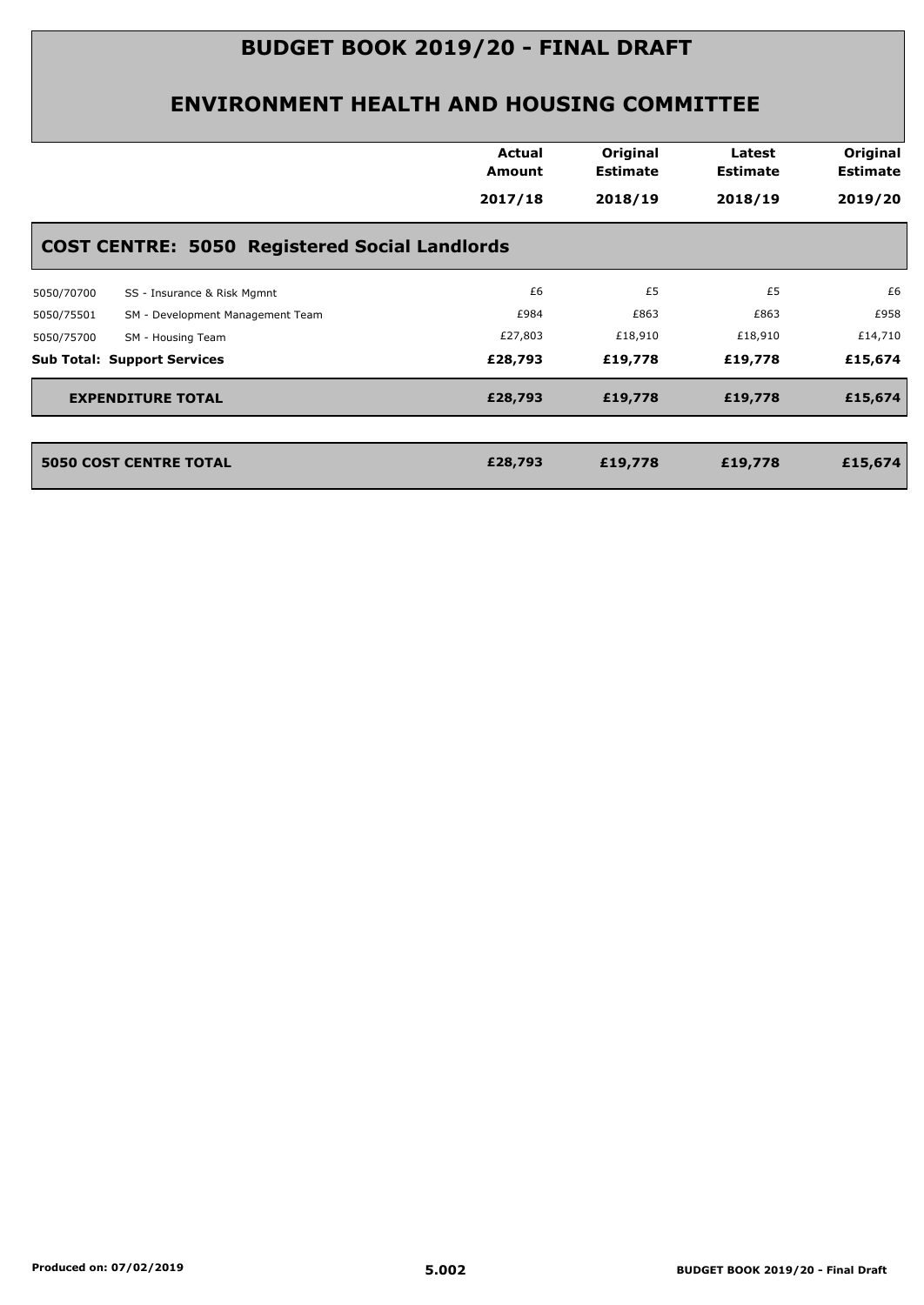# BUDGET BOOK 2019/20 - FINAL DRAFT

## ENVIRONMENT HEALTH AND HOUSING COMMITTEE

| | | Actual Amount 2017/18 | Original Estimate 2018/19 | Latest Estimate 2018/19 | Original Estimate 2019/20 |
|---|---|---|---|---|---|
| **COST CENTRE: 5050 Registered Social Landlords** | | | | | |
| 5050/70700 | SS - Insurance & Risk Mgmnt | £6 | £5 | £5 | £6 |
| 5050/75501 | SM - Development Management Team | £984 | £863 | £863 | £958 |
| 5050/75700 | SM - Housing Team | £27,803 | £18,910 | £18,910 | £14,710 |
| **Sub Total: Support Services** | | **£28,793** | **£19,778** | **£19,778** | **£15,674** |
| **EXPENDITURE TOTAL** | | **£28,793** | **£19,778** | **£19,778** | **£15,674** |
| **5050 COST CENTRE TOTAL** | | **£28,793** | **£19,778** | **£19,778** | **£15,674** |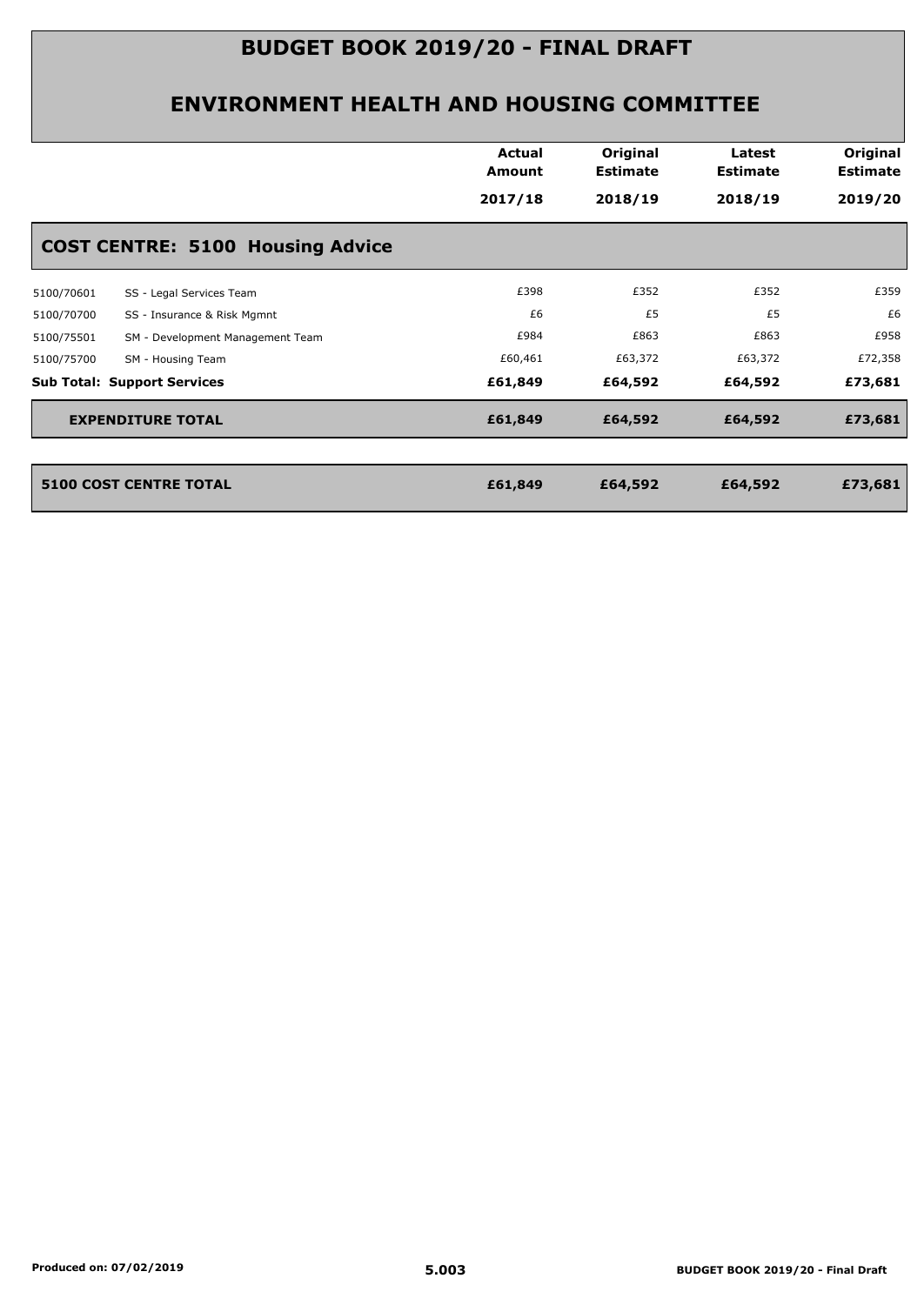# BUDGET BOOK 2019/20 - FINAL DRAFT

## ENVIRONMENT HEALTH AND HOUSING COMMITTEE

| | | Actual Amount 2017/18 | Original Estimate 2018/19 | Latest Estimate 2018/19 | Original Estimate 2019/20 |
|---|---|---|---|---|---|
| **COST CENTRE: 5100 Housing Advice** | | | | | |
| 5100/70601 | SS - Legal Services Team | £398 | £352 | £352 | £359 |
| 5100/70700 | SS - Insurance & Risk Mgmnt | £6 | £5 | £5 | £6 |
| 5100/75501 | SM - Development Management Team | £984 | £863 | £863 | £958 |
| 5100/75700 | SM - Housing Team | £60,461 | £63,372 | £63,372 | £72,358 |
| **Sub Total: Support Services** | | **£61,849** | **£64,592** | **£64,592** | **£73,681** |
| **EXPENDITURE TOTAL** | | **£61,849** | **£64,592** | **£64,592** | **£73,681** |
| **5100 COST CENTRE TOTAL** | | **£61,849** | **£64,592** | **£64,592** | **£73,681** |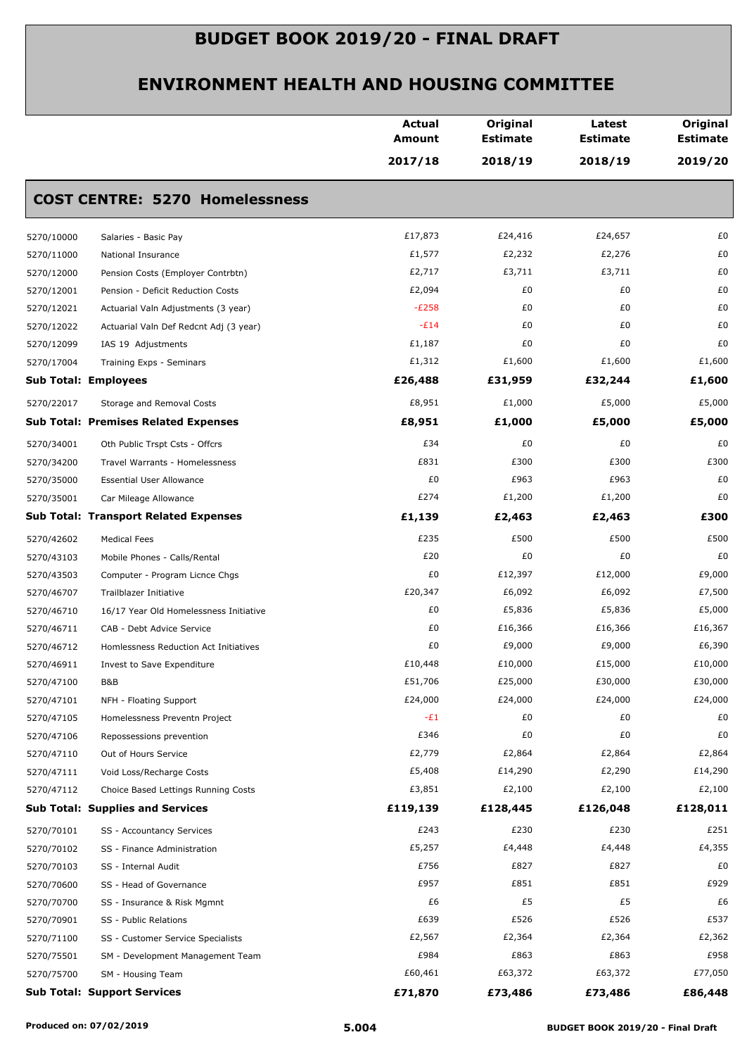# BUDGET BOOK 2019/20 - FINAL DRAFT

## ENVIRONMENT HEALTH AND HOUSING COMMITTEE

| | | Actual Amount 2017/18 | Original Estimate 2018/19 | Latest Estimate 2018/19 | Original Estimate 2019/20 |
|---|---|---|---|---|---|
| **COST CENTRE: 5270 Homelessness** | | | | | |
| 5270/10000 | Salaries - Basic Pay | £17,873 | £24,416 | £24,657 | £0 |
| 5270/11000 | National Insurance | £1,577 | £2,232 | £2,276 | £0 |
| 5270/12000 | Pension Costs (Employer Contrbtn) | £2,717 | £3,711 | £3,711 | £0 |
| 5270/12001 | Pension - Deficit Reduction Costs | £2,094 | £0 | £0 | £0 |
| 5270/12021 | Actuarial Valn Adjustments (3 year) | -£258 | £0 | £0 | £0 |
| 5270/12022 | Actuarial Valn Def Redcnt Adj (3 year) | -£14 | £0 | £0 | £0 |
| 5270/12099 | IAS 19 Adjustments | £1,187 | £0 | £0 | £0 |
| 5270/17004 | Training Exps - Seminars | £1,312 | £1,600 | £1,600 | £1,600 |
| **Sub Total: Employees** | | **£26,488** | **£31,959** | **£32,244** | **£1,600** |
| 5270/22017 | Storage and Removal Costs | £8,951 | £1,000 | £5,000 | £5,000 |
| **Sub Total: Premises Related Expenses** | | **£8,951** | **£1,000** | **£5,000** | **£5,000** |
| 5270/34001 | Oth Public Trspt Csts - Offcrs | £34 | £0 | £0 | £0 |
| 5270/34200 | Travel Warrants - Homelessness | £831 | £300 | £300 | £300 |
| 5270/35000 | Essential User Allowance | £0 | £963 | £963 | £0 |
| 5270/35001 | Car Mileage Allowance | £274 | £1,200 | £1,200 | £0 |
| **Sub Total: Transport Related Expenses** | | **£1,139** | **£2,463** | **£2,463** | **£300** |
| 5270/42602 | Medical Fees | £235 | £500 | £500 | £500 |
| 5270/43103 | Mobile Phones - Calls/Rental | £20 | £0 | £0 | £0 |
| 5270/43503 | Computer - Program Licnce Chgs | £0 | £12,397 | £12,000 | £9,000 |
| 5270/46707 | Trailblazer Initiative | £20,347 | £6,092 | £6,092 | £7,500 |
| 5270/46710 | 16/17 Year Old Homelessness Initiative | £0 | £5,836 | £5,836 | £5,000 |
| 5270/46711 | CAB - Debt Advice Service | £0 | £16,366 | £16,366 | £16,367 |
| 5270/46712 | Homlessness Reduction Act Initiatives | £0 | £9,000 | £9,000 | £6,390 |
| 5270/46911 | Invest to Save Expenditure | £10,448 | £10,000 | £15,000 | £10,000 |
| 5270/47100 | B&B | £51,706 | £25,000 | £30,000 | £30,000 |
| 5270/47101 | NFH - Floating Support | £24,000 | £24,000 | £24,000 | £24,000 |
| 5270/47105 | Homelessness Preventn Project | -£1 | £0 | £0 | £0 |
| 5270/47106 | Repossessions prevention | £346 | £0 | £0 | £0 |
| 5270/47110 | Out of Hours Service | £2,779 | £2,864 | £2,864 | £2,864 |
| 5270/47111 | Void Loss/Recharge Costs | £5,408 | £14,290 | £2,290 | £14,290 |
| 5270/47112 | Choice Based Lettings Running Costs | £3,851 | £2,100 | £2,100 | £2,100 |
| **Sub Total: Supplies and Services** | | **£119,139** | **£128,445** | **£126,048** | **£128,011** |
| 5270/70101 | SS - Accountancy Services | £243 | £230 | £230 | £251 |
| 5270/70102 | SS - Finance Administration | £5,257 | £4,448 | £4,448 | £4,355 |
| 5270/70103 | SS - Internal Audit | £756 | £827 | £827 | £0 |
| 5270/70600 | SS - Head of Governance | £957 | £851 | £851 | £929 |
| 5270/70700 | SS - Insurance & Risk Mgmnt | £6 | £5 | £5 | £6 |
| 5270/70901 | SS - Public Relations | £639 | £526 | £526 | £537 |
| 5270/71100 | SS - Customer Service Specialists | £2,567 | £2,364 | £2,364 | £2,362 |
| 5270/75501 | SM - Development Management Team | £984 | £863 | £863 | £958 |
| 5270/75700 | SM - Housing Team | £60,461 | £63,372 | £63,372 | £77,050 |
| **Sub Total: Support Services** | | **£71,870** | **£73,486** | **£73,486** | **£86,448** |

Produced on: 07/02/2019 | 5.004 | BUDGET BOOK 2019/20 - Final Draft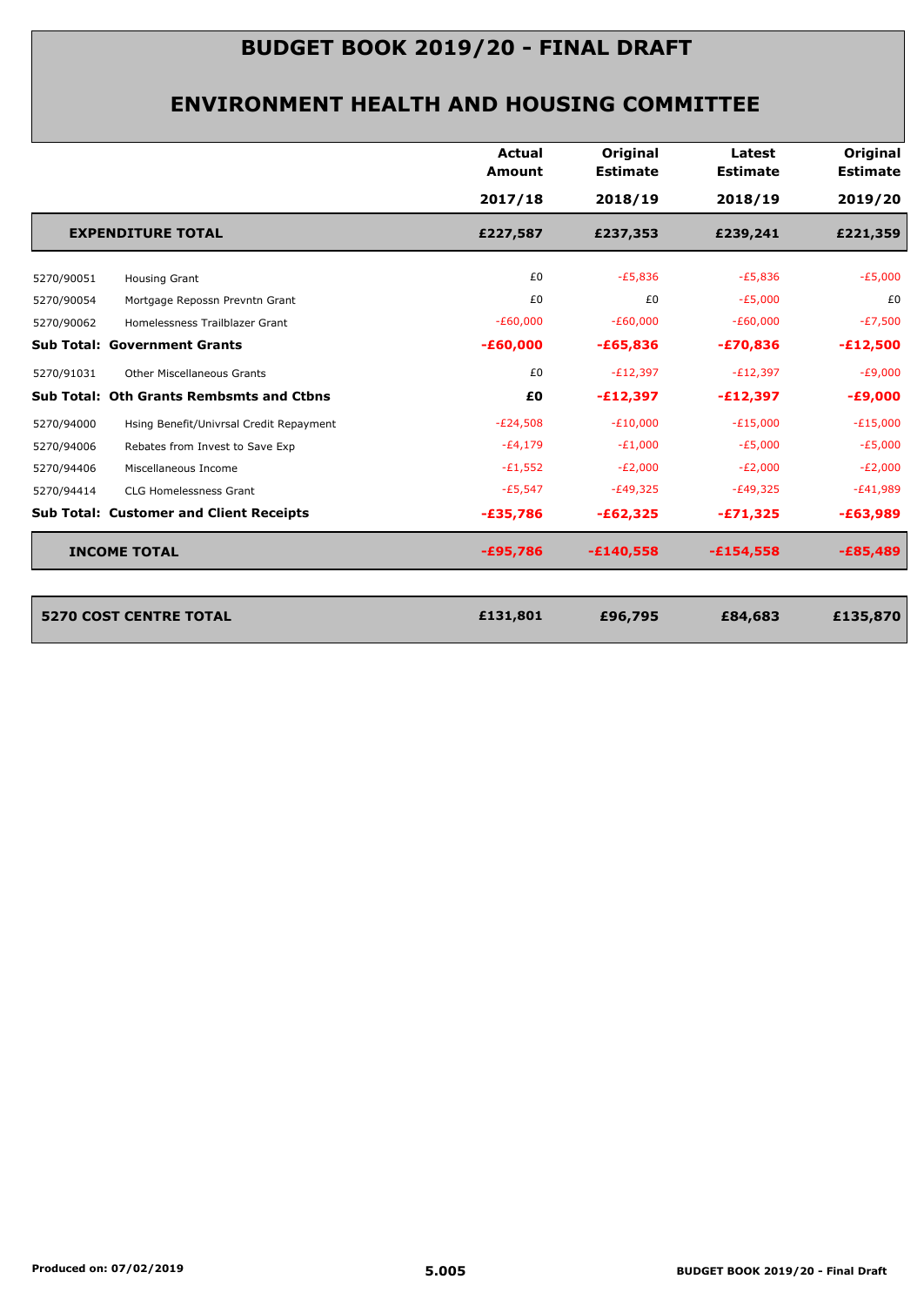# BUDGET BOOK 2019/20 - FINAL DRAFT

## ENVIRONMENT HEALTH AND HOUSING COMMITTEE

| | | Actual Amount 2017/18 | Original Estimate 2018/19 | Latest Estimate 2018/19 | Original Estimate 2019/20 |
|---|---|---|---|---|---|
| **EXPENDITURE TOTAL** | | **£227,587** | **£237,353** | **£239,241** | **£221,359** |
| 5270/90051 | Housing Grant | £0 | -£5,836 | -£5,836 | -£5,000 |
| 5270/90054 | Mortgage Repossn Prevntn Grant | £0 | £0 | -£5,000 | £0 |
| 5270/90062 | Homelessness Trailblazer Grant | -£60,000 | -£60,000 | -£60,000 | -£7,500 |
| **Sub Total: Government Grants** | | **-£60,000** | **-£65,836** | **-£70,836** | **-£12,500** |
| 5270/91031 | Other Miscellaneous Grants | £0 | -£12,397 | -£12,397 | -£9,000 |
| **Sub Total: Oth Grants Rembsmts and Ctbns** | | **£0** | **-£12,397** | **-£12,397** | **-£9,000** |
| 5270/94000 | Hsing Benefit/Univrsal Credit Repayment | -£24,508 | -£10,000 | -£15,000 | -£15,000 |
| 5270/94006 | Rebates from Invest to Save Exp | -£4,179 | -£1,000 | -£5,000 | -£5,000 |
| 5270/94406 | Miscellaneous Income | -£1,552 | -£2,000 | -£2,000 | -£2,000 |
| 5270/94414 | CLG Homelessness Grant | -£5,547 | -£49,325 | -£49,325 | -£41,989 |
| **Sub Total: Customer and Client Receipts** | | **-£35,786** | **-£62,325** | **-£71,325** | **-£63,989** |
| **INCOME TOTAL** | | **-£95,786** | **-£140,558** | **-£154,558** | **-£85,489** |
| **5270 COST CENTRE TOTAL** | | **£131,801** | **£96,795** | **£84,683** | **£135,870** |

Produced on: 07/02/2019

5.005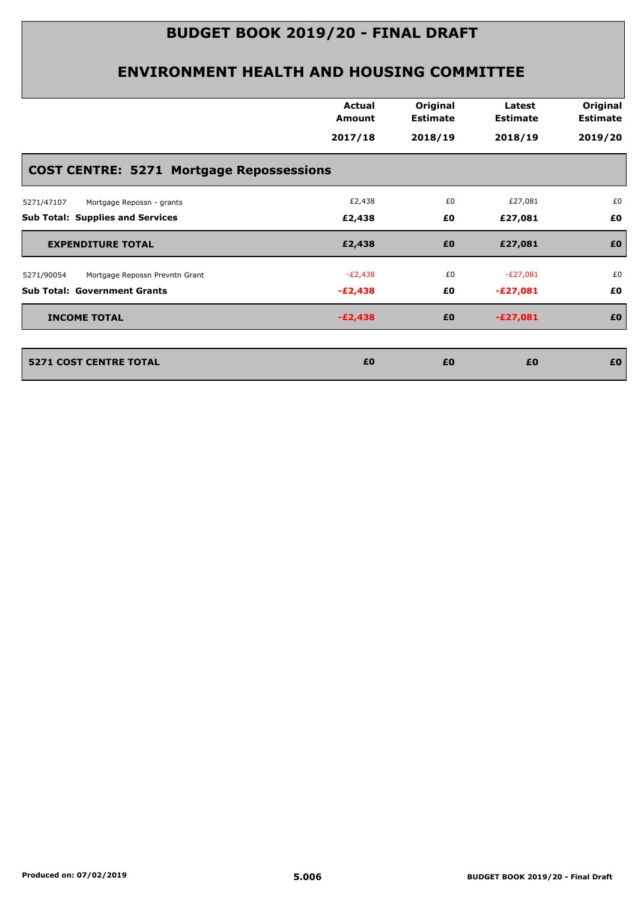# BUDGET BOOK 2019/20 - FINAL DRAFT

## ENVIRONMENT HEALTH AND HOUSING COMMITTEE

| | Actual Amount 2017/18 | Original Estimate 2018/19 | Latest Estimate 2018/19 | Original Estimate 2019/20 |
|---|---|---|---|---|
| **COST CENTRE: 5271 Mortgage Repossessions** | | | | |
| 5271/47107 Mortgage Repossn - grants | £2,438 | £0 | £27,081 | £0 |
| **Sub Total: Supplies and Services** | **£2,438** | **£0** | **£27,081** | **£0** |
| **EXPENDITURE TOTAL** | **£2,438** | **£0** | **£27,081** | **£0** |
| 5271/90054 Mortgage Repossn Prevntn Grant | -£2,438 | £0 | -£27,081 | £0 |
| **Sub Total: Government Grants** | **-£2,438** | **£0** | **-£27,081** | **£0** |
| **INCOME TOTAL** | **-£2,438** | **£0** | **-£27,081** | **£0** |
| **5271 COST CENTRE TOTAL** | **£0** | **£0** | **£0** | **£0** |

Produced on: 07/02/2019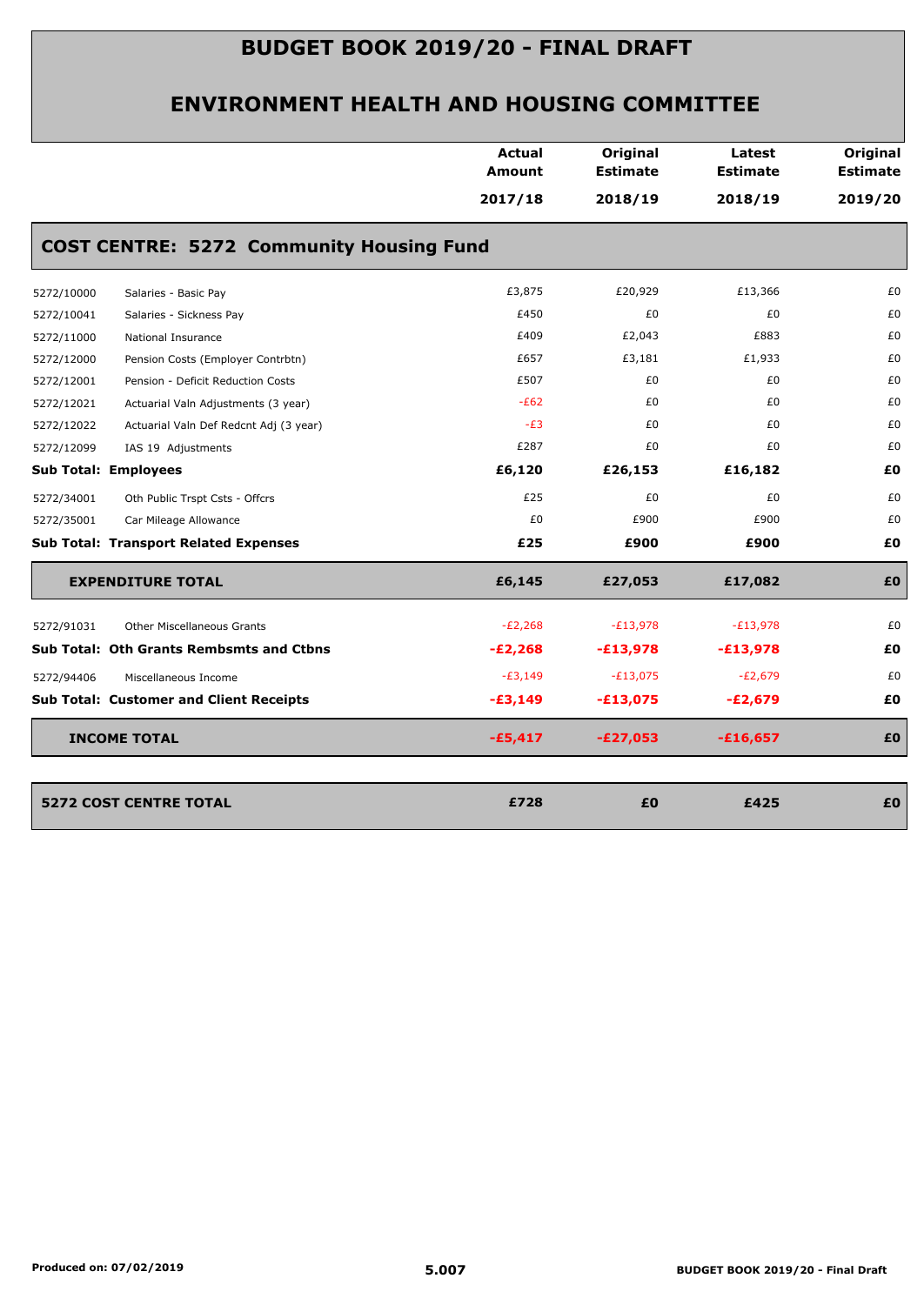# BUDGET BOOK 2019/20 - FINAL DRAFT

## ENVIRONMENT HEALTH AND HOUSING COMMITTEE

| | | Actual Amount 2017/18 | Original Estimate 2018/19 | Latest Estimate 2018/19 | Original Estimate 2019/20 |
|---|---|---|---|---|---|
| **COST CENTRE: 5272 Community Housing Fund** | | | | | |
| 5272/10000 | Salaries - Basic Pay | £3,875 | £20,929 | £13,366 | £0 |
| 5272/10041 | Salaries - Sickness Pay | £450 | £0 | £0 | £0 |
| 5272/11000 | National Insurance | £409 | £2,043 | £883 | £0 |
| 5272/12000 | Pension Costs (Employer Contrbtn) | £657 | £3,181 | £1,933 | £0 |
| 5272/12001 | Pension - Deficit Reduction Costs | £507 | £0 | £0 | £0 |
| 5272/12021 | Actuarial Valn Adjustments (3 year) | -£62 | £0 | £0 | £0 |
| 5272/12022 | Actuarial Valn Def Redcnt Adj (3 year) | -£3 | £0 | £0 | £0 |
| 5272/12099 | IAS 19 Adjustments | £287 | £0 | £0 | £0 |
| **Sub Total: Employees** | | **£6,120** | **£26,153** | **£16,182** | **£0** |
| 5272/34001 | Oth Public Trspt Csts - Offcrs | £25 | £0 | £0 | £0 |
| 5272/35001 | Car Mileage Allowance | £0 | £900 | £900 | £0 |
| **Sub Total: Transport Related Expenses** | | **£25** | **£900** | **£900** | **£0** |
| **EXPENDITURE TOTAL** | | **£6,145** | **£27,053** | **£17,082** | **£0** |
| 5272/91031 | Other Miscellaneous Grants | -£2,268 | -£13,978 | -£13,978 | £0 |
| **Sub Total: Oth Grants Rembsmts and Ctbns** | | **-£2,268** | **-£13,978** | **-£13,978** | **£0** |
| 5272/94406 | Miscellaneous Income | -£3,149 | -£13,075 | -£2,679 | £0 |
| **Sub Total: Customer and Client Receipts** | | **-£3,149** | **-£13,075** | **-£2,679** | **£0** |
| **INCOME TOTAL** | | **-£5,417** | **-£27,053** | **-£16,657** | **£0** |
| **5272 COST CENTRE TOTAL** | | **£728** | **£0** | **£425** | **£0** |

Produced on: 07/02/2019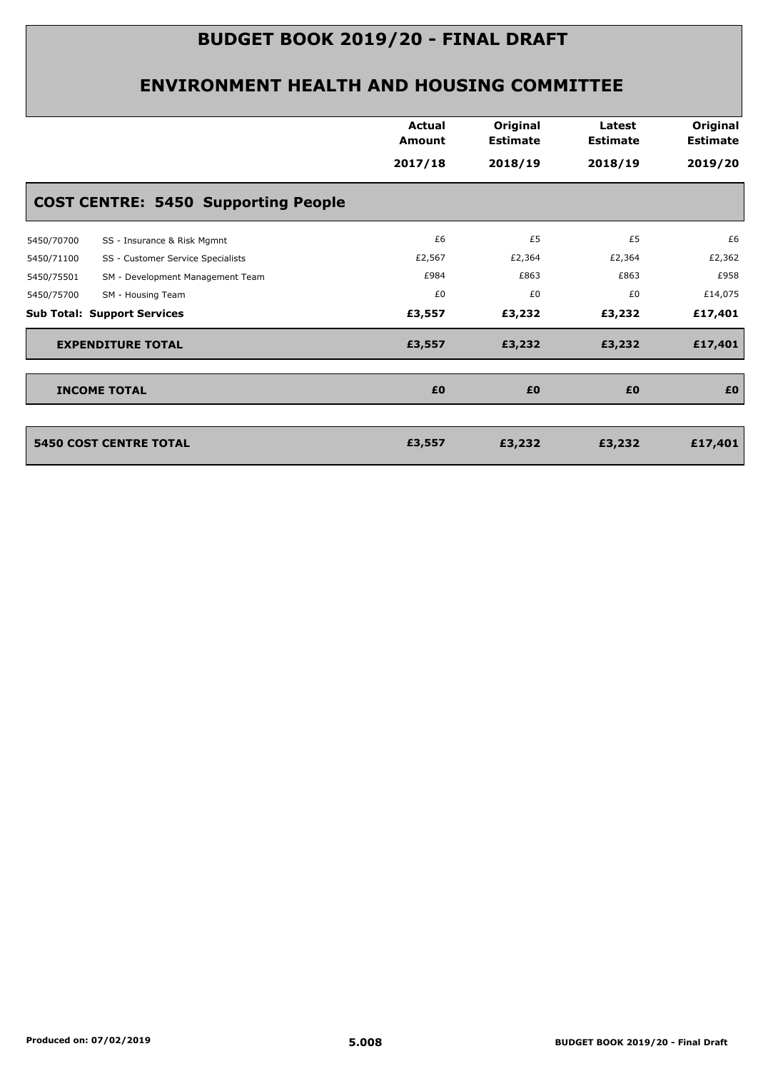# BUDGET BOOK 2019/20 - FINAL DRAFT

## ENVIRONMENT HEALTH AND HOUSING COMMITTEE

| | | Actual Amount 2017/18 | Original Estimate 2018/19 | Latest Estimate 2018/19 | Original Estimate 2019/20 |
|---|---|---|---|---|---|
| **COST CENTRE: 5450 Supporting People** | | | | | |
| 5450/70700 | SS - Insurance & Risk Mgmnt | £6 | £5 | £5 | £6 |
| 5450/71100 | SS - Customer Service Specialists | £2,567 | £2,364 | £2,364 | £2,362 |
| 5450/75501 | SM - Development Management Team | £984 | £863 | £863 | £958 |
| 5450/75700 | SM - Housing Team | £0 | £0 | £0 | £14,075 |
| **Sub Total: Support Services** | | **£3,557** | **£3,232** | **£3,232** | **£17,401** |
| **EXPENDITURE TOTAL** | | **£3,557** | **£3,232** | **£3,232** | **£17,401** |
| **INCOME TOTAL** | | **£0** | **£0** | **£0** | **£0** |
| **5450 COST CENTRE TOTAL** | | **£3,557** | **£3,232** | **£3,232** | **£17,401** |

Produced on: 07/02/2019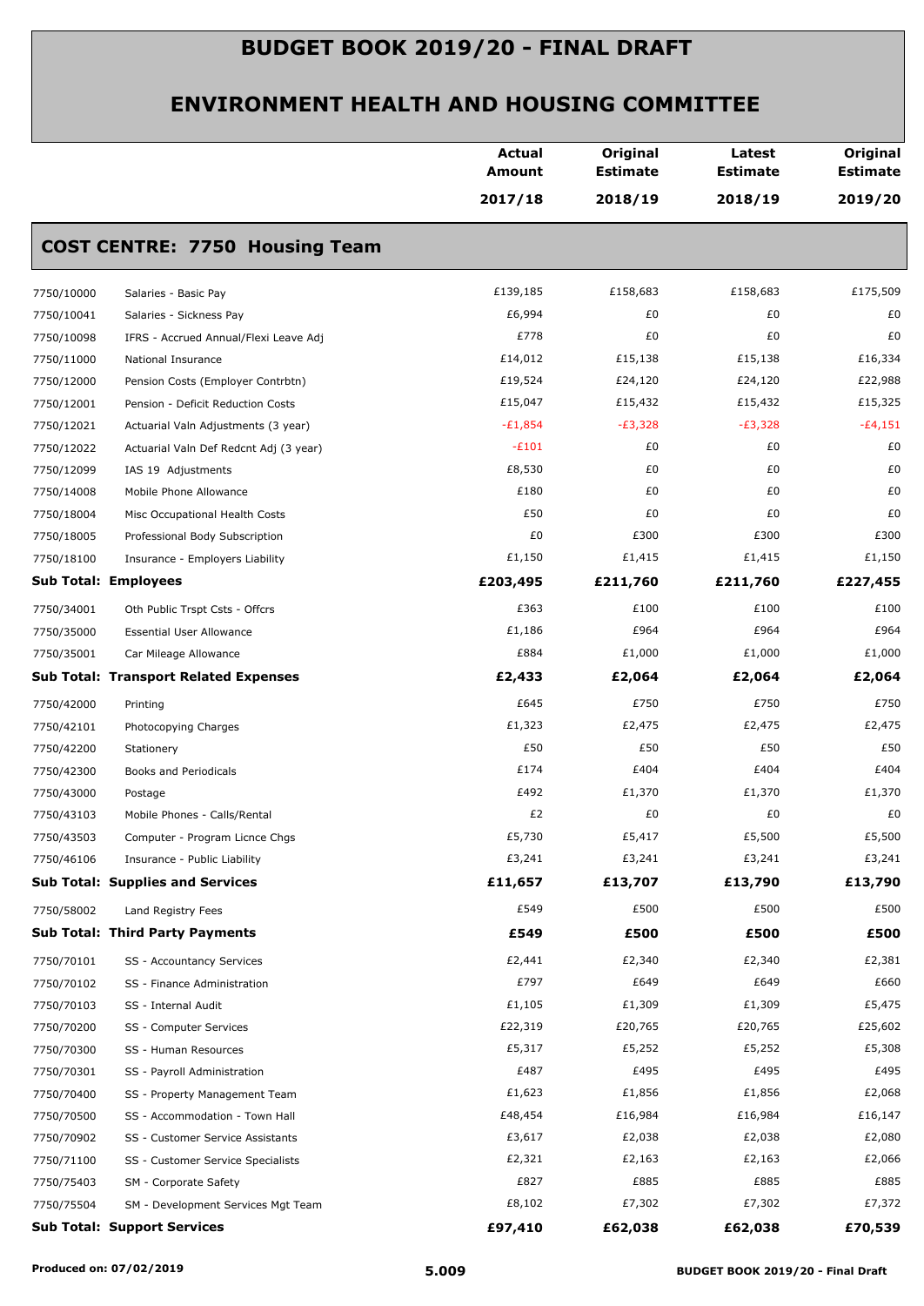# BUDGET BOOK 2019/20 - FINAL DRAFT

## ENVIRONMENT HEALTH AND HOUSING COMMITTEE

| | | Actual Amount 2017/18 | Original Estimate 2018/19 | Latest Estimate 2018/19 | Original Estimate 2019/20 |
|---|---|---|---|---|---|
| **COST CENTRE: 7750 Housing Team** | | | | | |
| 7750/10000 | Salaries - Basic Pay | £139,185 | £158,683 | £158,683 | £175,509 |
| 7750/10041 | Salaries - Sickness Pay | £6,994 | £0 | £0 | £0 |
| 7750/10098 | IFRS - Accrued Annual/Flexi Leave Adj | £778 | £0 | £0 | £0 |
| 7750/11000 | National Insurance | £14,012 | £15,138 | £15,138 | £16,334 |
| 7750/12000 | Pension Costs (Employer Contrbtn) | £19,524 | £24,120 | £24,120 | £22,988 |
| 7750/12001 | Pension - Deficit Reduction Costs | £15,047 | £15,432 | £15,432 | £15,325 |
| 7750/12021 | Actuarial Valn Adjustments (3 year) | -£1,854 | -£3,328 | -£3,328 | -£4,151 |
| 7750/12022 | Actuarial Valn Def Redcnt Adj (3 year) | -£101 | £0 | £0 | £0 |
| 7750/12099 | IAS 19 Adjustments | £8,530 | £0 | £0 | £0 |
| 7750/14008 | Mobile Phone Allowance | £180 | £0 | £0 | £0 |
| 7750/18004 | Misc Occupational Health Costs | £50 | £0 | £0 | £0 |
| 7750/18005 | Professional Body Subscription | £0 | £300 | £300 | £300 |
| 7750/18100 | Insurance - Employers Liability | £1,150 | £1,415 | £1,415 | £1,150 |
| **Sub Total: Employees** | | **£203,495** | **£211,760** | **£211,760** | **£227,455** |
| 7750/34001 | Oth Public Trspt Csts - Offcrs | £363 | £100 | £100 | £100 |
| 7750/35000 | Essential User Allowance | £1,186 | £964 | £964 | £964 |
| 7750/35001 | Car Mileage Allowance | £884 | £1,000 | £1,000 | £1,000 |
| **Sub Total: Transport Related Expenses** | | **£2,433** | **£2,064** | **£2,064** | **£2,064** |
| 7750/42000 | Printing | £645 | £750 | £750 | £750 |
| 7750/42101 | Photocopying Charges | £1,323 | £2,475 | £2,475 | £2,475 |
| 7750/42200 | Stationery | £50 | £50 | £50 | £50 |
| 7750/42300 | Books and Periodicals | £174 | £404 | £404 | £404 |
| 7750/43000 | Postage | £492 | £1,370 | £1,370 | £1,370 |
| 7750/43103 | Mobile Phones - Calls/Rental | £2 | £0 | £0 | £0 |
| 7750/43503 | Computer - Program Licnce Chgs | £5,730 | £5,417 | £5,500 | £5,500 |
| 7750/46106 | Insurance - Public Liability | £3,241 | £3,241 | £3,241 | £3,241 |
| **Sub Total: Supplies and Services** | | **£11,657** | **£13,707** | **£13,790** | **£13,790** |
| 7750/58002 | Land Registry Fees | £549 | £500 | £500 | £500 |
| **Sub Total: Third Party Payments** | | **£549** | **£500** | **£500** | **£500** |
| 7750/70101 | SS - Accountancy Services | £2,441 | £2,340 | £2,340 | £2,381 |
| 7750/70102 | SS - Finance Administration | £797 | £649 | £649 | £660 |
| 7750/70103 | SS - Internal Audit | £1,105 | £1,309 | £1,309 | £5,475 |
| 7750/70200 | SS - Computer Services | £22,319 | £20,765 | £20,765 | £25,602 |
| 7750/70300 | SS - Human Resources | £5,317 | £5,252 | £5,252 | £5,308 |
| 7750/70301 | SS - Payroll Administration | £487 | £495 | £495 | £495 |
| 7750/70400 | SS - Property Management Team | £1,623 | £1,856 | £1,856 | £2,068 |
| 7750/70500 | SS - Accommodation - Town Hall | £48,454 | £16,984 | £16,984 | £16,147 |
| 7750/70902 | SS - Customer Service Assistants | £3,617 | £2,038 | £2,038 | £2,080 |
| 7750/71100 | SS - Customer Service Specialists | £2,321 | £2,163 | £2,163 | £2,066 |
| 7750/75403 | SM - Corporate Safety | £827 | £885 | £885 | £885 |
| 7750/75504 | SM - Development Services Mgt Team | £8,102 | £7,302 | £7,302 | £7,372 |
| **Sub Total: Support Services** | | **£97,410** | **£62,038** | **£62,038** | **£70,539** |

**Produced on: 07/02/2019**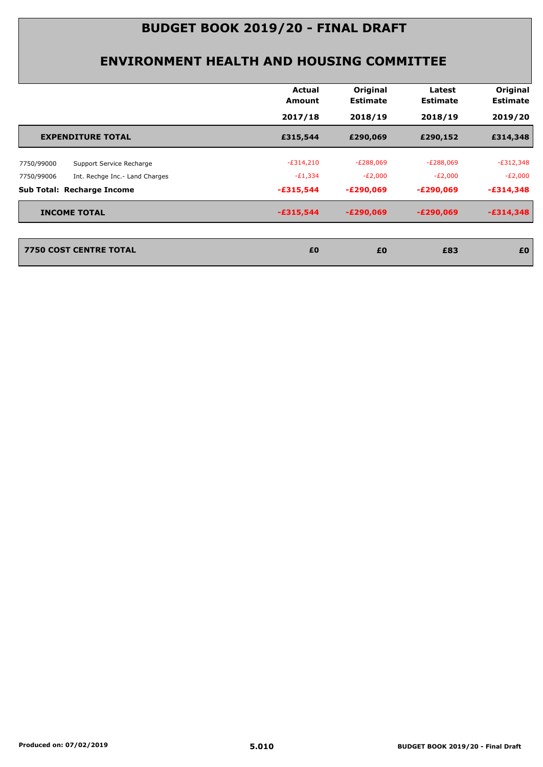# BUDGET BOOK 2019/20 - FINAL DRAFT

## ENVIRONMENT HEALTH AND HOUSING COMMITTEE

| | | Actual Amount 2017/18 | Original Estimate 2018/19 | Latest Estimate 2018/19 | Original Estimate 2019/20 |
|---|---|---|---|---|---|
| **EXPENDITURE TOTAL** | | **£315,544** | **£290,069** | **£290,152** | **£314,348** |
| 7750/99000 | Support Service Recharge | -£314,210 | -£288,069 | -£288,069 | -£312,348 |
| 7750/99006 | Int. Rechge Inc.- Land Charges | -£1,334 | -£2,000 | -£2,000 | -£2,000 |
| **Sub Total: Recharge Income** | | **-£315,544** | **-£290,069** | **-£290,069** | **-£314,348** |
| **INCOME TOTAL** | | **-£315,544** | **-£290,069** | **-£290,069** | **-£314,348** |
| **7750 COST CENTRE TOTAL** | | **£0** | **£0** | **£83** | **£0** |

Produced on: 07/02/2019

5.010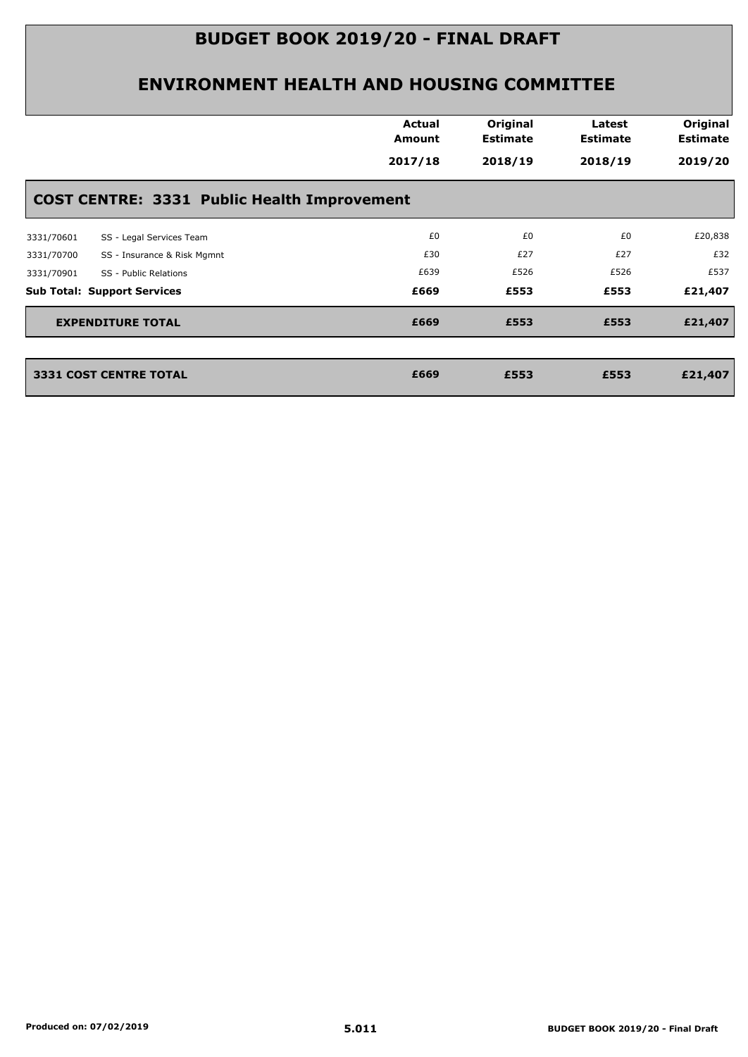# BUDGET BOOK 2019/20 - FINAL DRAFT

## ENVIRONMENT HEALTH AND HOUSING COMMITTEE

| | | Actual Amount 2017/18 | Original Estimate 2018/19 | Latest Estimate 2018/19 | Original Estimate 2019/20 |
|---|---|---|---|---|---|
| **COST CENTRE: 3331 Public Health Improvement** | | | | | |
| 3331/70601 | SS - Legal Services Team | £0 | £0 | £0 | £20,838 |
| 3331/70700 | SS - Insurance & Risk Mgmnt | £30 | £27 | £27 | £32 |
| 3331/70901 | SS - Public Relations | £639 | £526 | £526 | £537 |
| **Sub Total: Support Services** | | **£669** | **£553** | **£553** | **£21,407** |
| **EXPENDITURE TOTAL** | | **£669** | **£553** | **£553** | **£21,407** |
| **3331 COST CENTRE TOTAL** | | **£669** | **£553** | **£553** | **£21,407** |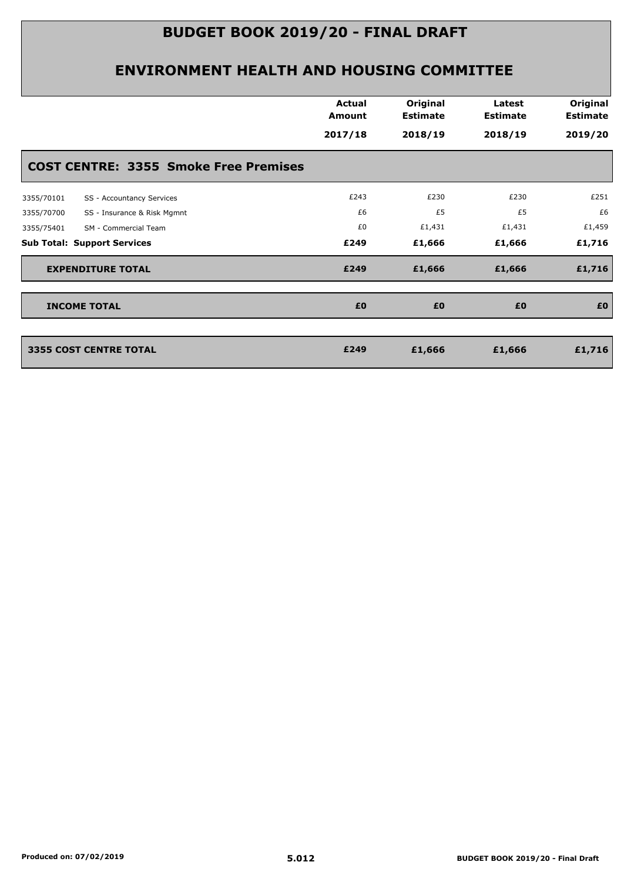# BUDGET BOOK 2019/20 - FINAL DRAFT

## ENVIRONMENT HEALTH AND HOUSING COMMITTEE

| | | Actual Amount 2017/18 | Original Estimate 2018/19 | Latest Estimate 2018/19 | Original Estimate 2019/20 |
|---|---|---|---|---|---|
| **COST CENTRE: 3355 Smoke Free Premises** | | | | | |
| 3355/70101 | SS - Accountancy Services | £243 | £230 | £230 | £251 |
| 3355/70700 | SS - Insurance & Risk Mgmnt | £6 | £5 | £5 | £6 |
| 3355/75401 | SM - Commercial Team | £0 | £1,431 | £1,431 | £1,459 |
| **Sub Total: Support Services** | | **£249** | **£1,666** | **£1,666** | **£1,716** |
| **EXPENDITURE TOTAL** | | **£249** | **£1,666** | **£1,666** | **£1,716** |
| **INCOME TOTAL** | | **£0** | **£0** | **£0** | **£0** |
| **3355 COST CENTRE TOTAL** | | **£249** | **£1,666** | **£1,666** | **£1,716** |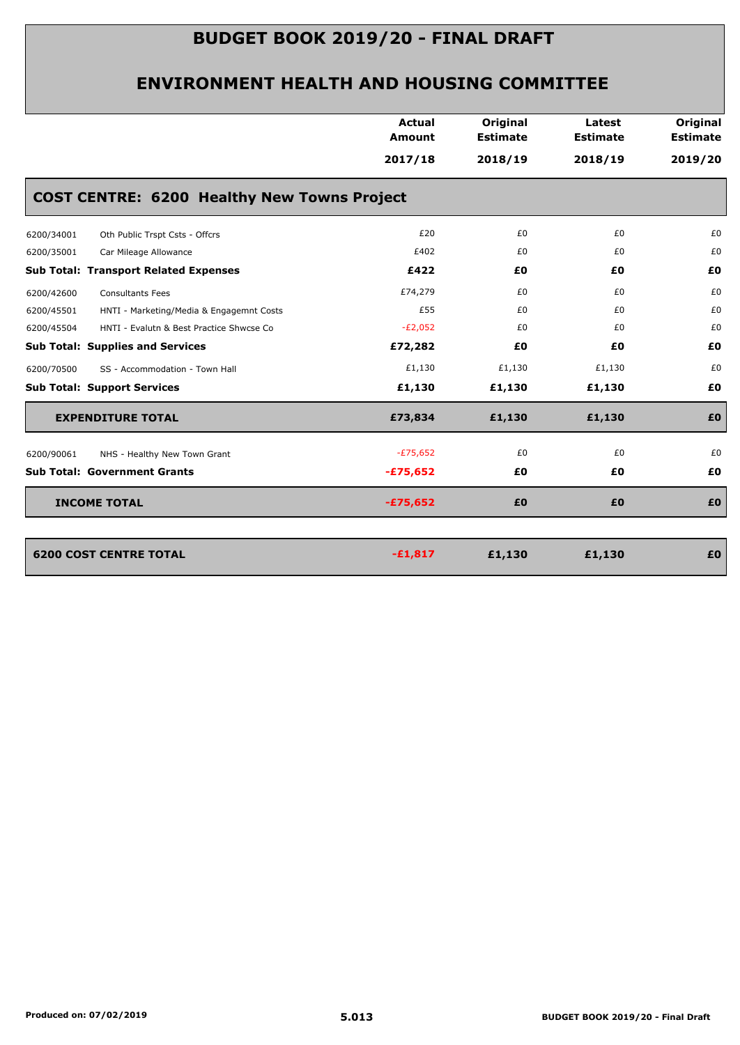# BUDGET BOOK 2019/20 - FINAL DRAFT

## ENVIRONMENT HEALTH AND HOUSING COMMITTEE

### COST CENTRE: 6200 Healthy New Towns Project

| | | Actual Amount 2017/18 | Original Estimate 2018/19 | Latest Estimate 2018/19 | Original Estimate 2019/20 |
|---|---|---|---|---|---|
| 6200/34001 | Oth Public Trspt Csts - Offcrs | £20 | £0 | £0 | £0 |
| 6200/35001 | Car Mileage Allowance | £402 | £0 | £0 | £0 |
| **Sub Total: Transport Related Expenses** | | **£422** | **£0** | **£0** | **£0** |
| 6200/42600 | Consultants Fees | £74,279 | £0 | £0 | £0 |
| 6200/45501 | HNTI - Marketing/Media & Engagemnt Costs | £55 | £0 | £0 | £0 |
| 6200/45504 | HNTI - Evalutn & Best Practice Shwcse Co | -£2,052 | £0 | £0 | £0 |
| **Sub Total: Supplies and Services** | | **£72,282** | **£0** | **£0** | **£0** |
| 6200/70500 | SS - Accommodation - Town Hall | £1,130 | £1,130 | £1,130 | £0 |
| **Sub Total: Support Services** | | **£1,130** | **£1,130** | **£1,130** | **£0** |
| **EXPENDITURE TOTAL** | | **£73,834** | **£1,130** | **£1,130** | **£0** |
| 6200/90061 | NHS - Healthy New Town Grant | -£75,652 | £0 | £0 | £0 |
| **Sub Total: Government Grants** | | **-£75,652** | **£0** | **£0** | **£0** |
| **INCOME TOTAL** | | **-£75,652** | **£0** | **£0** | **£0** |
| **6200 COST CENTRE TOTAL** | | **-£1,817** | **£1,130** | **£1,130** | **£0** |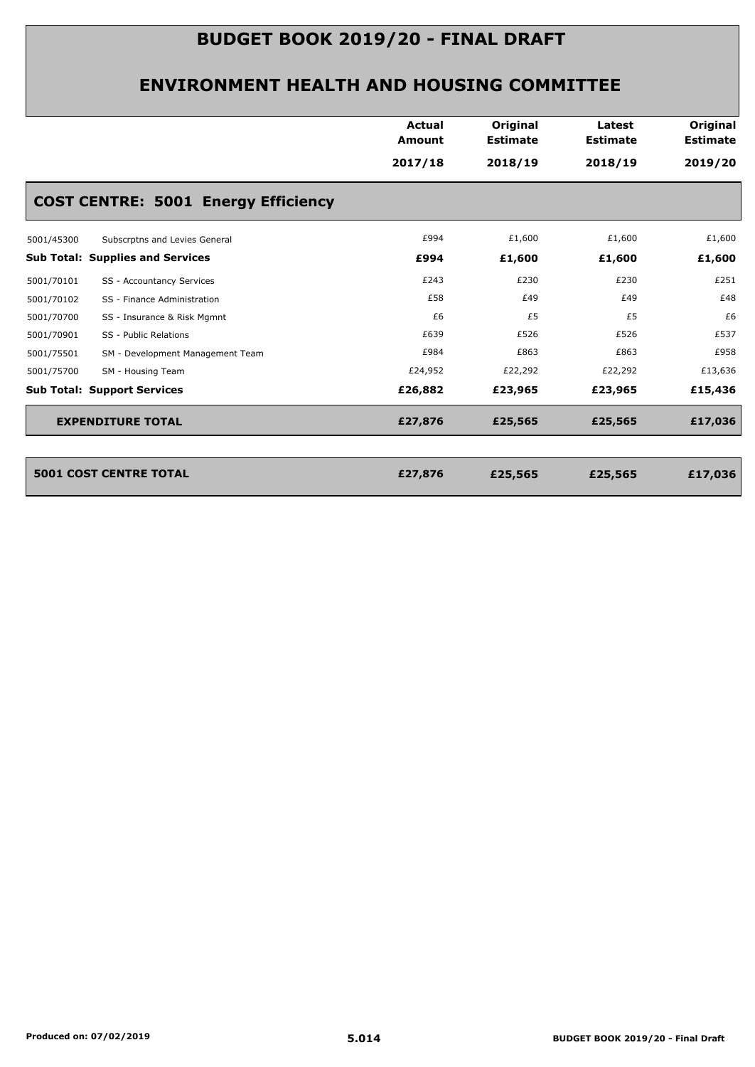# BUDGET BOOK 2019/20 - FINAL DRAFT

## ENVIRONMENT HEALTH AND HOUSING COMMITTEE

| | | Actual Amount 2017/18 | Original Estimate 2018/19 | Latest Estimate 2018/19 | Original Estimate 2019/20 |
|---|---|---|---|---|---|
| **COST CENTRE: 5001 Energy Efficiency** | | | | | |
| 5001/45300 | Subscrptns and Levies General | £994 | £1,600 | £1,600 | £1,600 |
| **Sub Total: Supplies and Services** | | **£994** | **£1,600** | **£1,600** | **£1,600** |
| 5001/70101 | SS - Accountancy Services | £243 | £230 | £230 | £251 |
| 5001/70102 | SS - Finance Administration | £58 | £49 | £49 | £48 |
| 5001/70700 | SS - Insurance & Risk Mgmnt | £6 | £5 | £5 | £6 |
| 5001/70901 | SS - Public Relations | £639 | £526 | £526 | £537 |
| 5001/75501 | SM - Development Management Team | £984 | £863 | £863 | £958 |
| 5001/75700 | SM - Housing Team | £24,952 | £22,292 | £22,292 | £13,636 |
| **Sub Total: Support Services** | | **£26,882** | **£23,965** | **£23,965** | **£15,436** |
| **EXPENDITURE TOTAL** | | **£27,876** | **£25,565** | **£25,565** | **£17,036** |
| **5001 COST CENTRE TOTAL** | | **£27,876** | **£25,565** | **£25,565** | **£17,036** |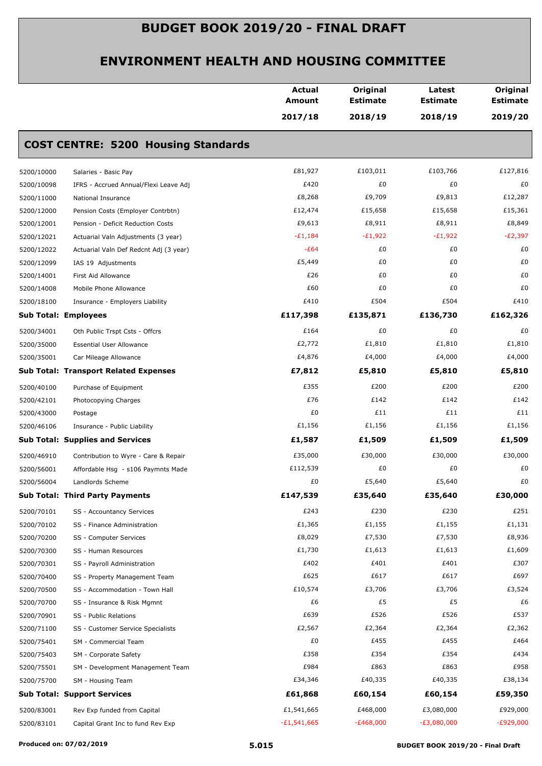# BUDGET BOOK 2019/20 - FINAL DRAFT

## ENVIRONMENT HEALTH AND HOUSING COMMITTEE

| | | Actual Amount 2017/18 | Original Estimate 2018/19 | Latest Estimate 2018/19 | Original Estimate 2019/20 |
|---|---|---|---|---|---|
| **COST CENTRE: 5200 Housing Standards** | | | | | |
| 5200/10000 | Salaries - Basic Pay | £81,927 | £103,011 | £103,766 | £127,816 |
| 5200/10098 | IFRS - Accrued Annual/Flexi Leave Adj | £420 | £0 | £0 | £0 |
| 5200/11000 | National Insurance | £8,268 | £9,709 | £9,813 | £12,287 |
| 5200/12000 | Pension Costs (Employer Contrbtn) | £12,474 | £15,658 | £15,658 | £15,361 |
| 5200/12001 | Pension - Deficit Reduction Costs | £9,613 | £8,911 | £8,911 | £8,849 |
| 5200/12021 | Actuarial Valn Adjustments (3 year) | -£1,184 | -£1,922 | -£1,922 | -£2,397 |
| 5200/12022 | Actuarial Valn Def Redcnt Adj (3 year) | -£64 | £0 | £0 | £0 |
| 5200/12099 | IAS 19 Adjustments | £5,449 | £0 | £0 | £0 |
| 5200/14001 | First Aid Allowance | £26 | £0 | £0 | £0 |
| 5200/14008 | Mobile Phone Allowance | £60 | £0 | £0 | £0 |
| 5200/18100 | Insurance - Employers Liability | £410 | £504 | £504 | £410 |
| **Sub Total: Employees** | | **£117,398** | **£135,871** | **£136,730** | **£162,326** |
| 5200/34001 | Oth Public Trspt Csts - Offcrs | £164 | £0 | £0 | £0 |
| 5200/35000 | Essential User Allowance | £2,772 | £1,810 | £1,810 | £1,810 |
| 5200/35001 | Car Mileage Allowance | £4,876 | £4,000 | £4,000 | £4,000 |
| **Sub Total: Transport Related Expenses** | | **£7,812** | **£5,810** | **£5,810** | **£5,810** |
| 5200/40100 | Purchase of Equipment | £355 | £200 | £200 | £200 |
| 5200/42101 | Photocopying Charges | £76 | £142 | £142 | £142 |
| 5200/43000 | Postage | £0 | £11 | £11 | £11 |
| 5200/46106 | Insurance - Public Liability | £1,156 | £1,156 | £1,156 | £1,156 |
| **Sub Total: Supplies and Services** | | **£1,587** | **£1,509** | **£1,509** | **£1,509** |
| 5200/46910 | Contribution to Wyre - Care & Repair | £35,000 | £30,000 | £30,000 | £30,000 |
| 5200/56001 | Affordable Hsg - s106 Paymnts Made | £112,539 | £0 | £0 | £0 |
| 5200/56004 | Landlords Scheme | £0 | £5,640 | £5,640 | £0 |
| **Sub Total: Third Party Payments** | | **£147,539** | **£35,640** | **£35,640** | **£30,000** |
| 5200/70101 | SS - Accountancy Services | £243 | £230 | £230 | £251 |
| 5200/70102 | SS - Finance Administration | £1,365 | £1,155 | £1,155 | £1,131 |
| 5200/70200 | SS - Computer Services | £8,029 | £7,530 | £7,530 | £8,936 |
| 5200/70300 | SS - Human Resources | £1,730 | £1,613 | £1,613 | £1,609 |
| 5200/70301 | SS - Payroll Administration | £402 | £401 | £401 | £307 |
| 5200/70400 | SS - Property Management Team | £625 | £617 | £617 | £697 |
| 5200/70500 | SS - Accommodation - Town Hall | £10,574 | £3,706 | £3,706 | £3,524 |
| 5200/70700 | SS - Insurance & Risk Mgmnt | £6 | £5 | £5 | £6 |
| 5200/70901 | SS - Public Relations | £639 | £526 | £526 | £537 |
| 5200/71100 | SS - Customer Service Specialists | £2,567 | £2,364 | £2,364 | £2,362 |
| 5200/75401 | SM - Commercial Team | £0 | £455 | £455 | £464 |
| 5200/75403 | SM - Corporate Safety | £358 | £354 | £354 | £434 |
| 5200/75501 | SM - Development Management Team | £984 | £863 | £863 | £958 |
| 5200/75700 | SM - Housing Team | £34,346 | £40,335 | £40,335 | £38,134 |
| **Sub Total: Support Services** | | **£61,868** | **£60,154** | **£60,154** | **£59,350** |
| 5200/83001 | Rev Exp funded from Capital | £1,541,665 | £468,000 | £3,080,000 | £929,000 |
| 5200/83101 | Capital Grant Inc to fund Rev Exp | -£1,541,665 | -£468,000 | -£3,080,000 | -£929,000 |

Produced on: 07/02/2019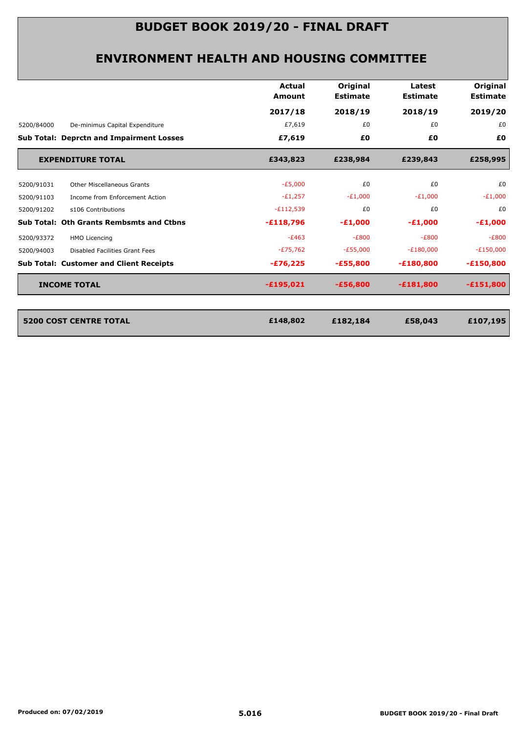# BUDGET BOOK 2019/20 - FINAL DRAFT

## ENVIRONMENT HEALTH AND HOUSING COMMITTEE

| | | Actual Amount 2017/18 | Original Estimate 2018/19 | Latest Estimate 2018/19 | Original Estimate 2019/20 |
|---|---|---|---|---|---|
| 5200/84000 | De-minimus Capital Expenditure | £7,619 | £0 | £0 | £0 |
| **Sub Total: Deprctn and Impairment Losses** | | **£7,619** | **£0** | **£0** | **£0** |
| **EXPENDITURE TOTAL** | | **£343,823** | **£238,984** | **£239,843** | **£258,995** |
| 5200/91031 | Other Miscellaneous Grants | -£5,000 | £0 | £0 | £0 |
| 5200/91103 | Income from Enforcement Action | -£1,257 | -£1,000 | -£1,000 | -£1,000 |
| 5200/91202 | s106 Contributions | -£112,539 | £0 | £0 | £0 |
| **Sub Total: Oth Grants Rembsmts and Ctbns** | | **-£118,796** | **-£1,000** | **-£1,000** | **-£1,000** |
| 5200/93372 | HMO Licencing | -£463 | -£800 | -£800 | -£800 |
| 5200/94003 | Disabled Facilities Grant Fees | -£75,762 | -£55,000 | -£180,000 | -£150,000 |
| **Sub Total: Customer and Client Receipts** | | **-£76,225** | **-£55,800** | **-£180,800** | **-£150,800** |
| **INCOME TOTAL** | | **-£195,021** | **-£56,800** | **-£181,800** | **-£151,800** |
| **5200 COST CENTRE TOTAL** | | **£148,802** | **£182,184** | **£58,043** | **£107,195** |

Produced on: 07/02/2019

5.016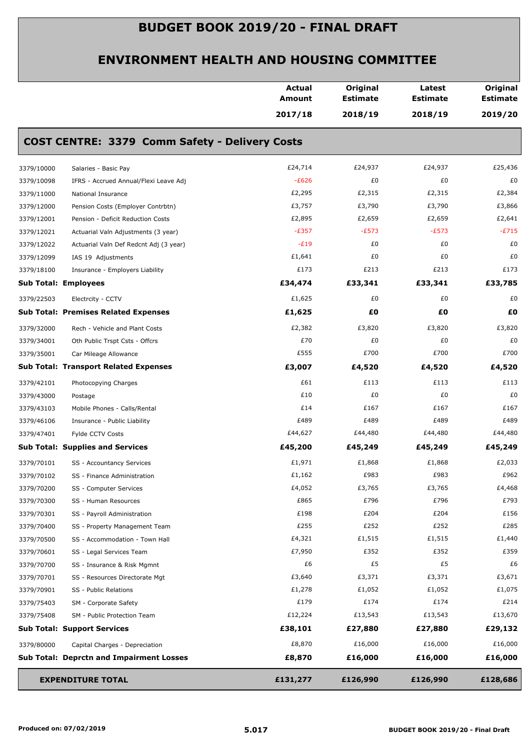# BUDGET BOOK 2019/20 - FINAL DRAFT

## ENVIRONMENT HEALTH AND HOUSING COMMITTEE

## COST CENTRE: 3379 Comm Safety - Delivery Costs

| | | Actual Amount 2017/18 | Original Estimate 2018/19 | Latest Estimate 2018/19 | Original Estimate 2019/20 |
|---|---|---|---|---|---|
| 3379/10000 | Salaries - Basic Pay | £24,714 | £24,937 | £24,937 | £25,436 |
| 3379/10098 | IFRS - Accrued Annual/Flexi Leave Adj | -£626 | £0 | £0 | £0 |
| 3379/11000 | National Insurance | £2,295 | £2,315 | £2,315 | £2,384 |
| 3379/12000 | Pension Costs (Employer Contrbtn) | £3,757 | £3,790 | £3,790 | £3,866 |
| 3379/12001 | Pension - Deficit Reduction Costs | £2,895 | £2,659 | £2,659 | £2,641 |
| 3379/12021 | Actuarial Valn Adjustments (3 year) | -£357 | -£573 | -£573 | -£715 |
| 3379/12022 | Actuarial Valn Def Redcnt Adj (3 year) | -£19 | £0 | £0 | £0 |
| 3379/12099 | IAS 19 Adjustments | £1,641 | £0 | £0 | £0 |
| 3379/18100 | Insurance - Employers Liability | £173 | £213 | £213 | £173 |
| **Sub Total: Employees** | | **£34,474** | **£33,341** | **£33,341** | **£33,785** |
| 3379/22503 | Electrcity - CCTV | £1,625 | £0 | £0 | £0 |
| **Sub Total: Premises Related Expenses** | | **£1,625** | **£0** | **£0** | **£0** |
| 3379/32000 | Rech - Vehicle and Plant Costs | £2,382 | £3,820 | £3,820 | £3,820 |
| 3379/34001 | Oth Public Trspt Csts - Offcrs | £70 | £0 | £0 | £0 |
| 3379/35001 | Car Mileage Allowance | £555 | £700 | £700 | £700 |
| **Sub Total: Transport Related Expenses** | | **£3,007** | **£4,520** | **£4,520** | **£4,520** |
| 3379/42101 | Photocopying Charges | £61 | £113 | £113 | £113 |
| 3379/43000 | Postage | £10 | £0 | £0 | £0 |
| 3379/43103 | Mobile Phones - Calls/Rental | £14 | £167 | £167 | £167 |
| 3379/46106 | Insurance - Public Liability | £489 | £489 | £489 | £489 |
| 3379/47401 | Fylde CCTV Costs | £44,627 | £44,480 | £44,480 | £44,480 |
| **Sub Total: Supplies and Services** | | **£45,200** | **£45,249** | **£45,249** | **£45,249** |
| 3379/70101 | SS - Accountancy Services | £1,971 | £1,868 | £1,868 | £2,033 |
| 3379/70102 | SS - Finance Administration | £1,162 | £983 | £983 | £962 |
| 3379/70200 | SS - Computer Services | £4,052 | £3,765 | £3,765 | £4,468 |
| 3379/70300 | SS - Human Resources | £865 | £796 | £796 | £793 |
| 3379/70301 | SS - Payroll Administration | £198 | £204 | £204 | £156 |
| 3379/70400 | SS - Property Management Team | £255 | £252 | £252 | £285 |
| 3379/70500 | SS - Accommodation - Town Hall | £4,321 | £1,515 | £1,515 | £1,440 |
| 3379/70601 | SS - Legal Services Team | £7,950 | £352 | £352 | £359 |
| 3379/70700 | SS - Insurance & Risk Mgmnt | £6 | £5 | £5 | £6 |
| 3379/70701 | SS - Resources Directorate Mgt | £3,640 | £3,371 | £3,371 | £3,671 |
| 3379/70901 | SS - Public Relations | £1,278 | £1,052 | £1,052 | £1,075 |
| 3379/75403 | SM - Corporate Safety | £179 | £174 | £174 | £214 |
| 3379/75408 | SM - Public Protection Team | £12,224 | £13,543 | £13,543 | £13,670 |
| **Sub Total: Support Services** | | **£38,101** | **£27,880** | **£27,880** | **£29,132** |
| 3379/80000 | Capital Charges - Depreciation | £8,870 | £16,000 | £16,000 | £16,000 |
| **Sub Total: Deprctn and Impairment Losses** | | **£8,870** | **£16,000** | **£16,000** | **£16,000** |
| **EXPENDITURE TOTAL** | | **£131,277** | **£126,990** | **£126,990** | **£128,686** |

Produced on: 07/02/2019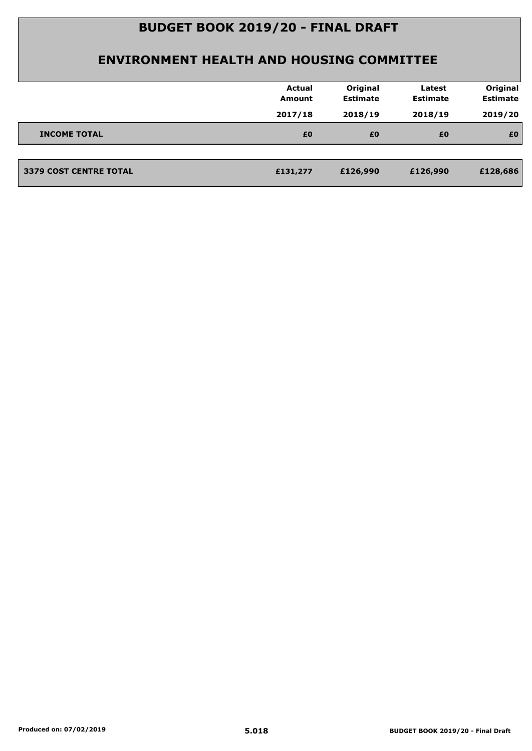# BUDGET BOOK 2019/20 - FINAL DRAFT

## ENVIRONMENT HEALTH AND HOUSING COMMITTEE

| | Actual Amount 2017/18 | Original Estimate 2018/19 | Latest Estimate 2018/19 | Original Estimate 2019/20 |
|---|---|---|---|---|
| **INCOME TOTAL** | **£0** | **£0** | **£0** | **£0** |
| **3379 COST CENTRE TOTAL** | **£131,277** | **£126,990** | **£126,990** | **£128,686** |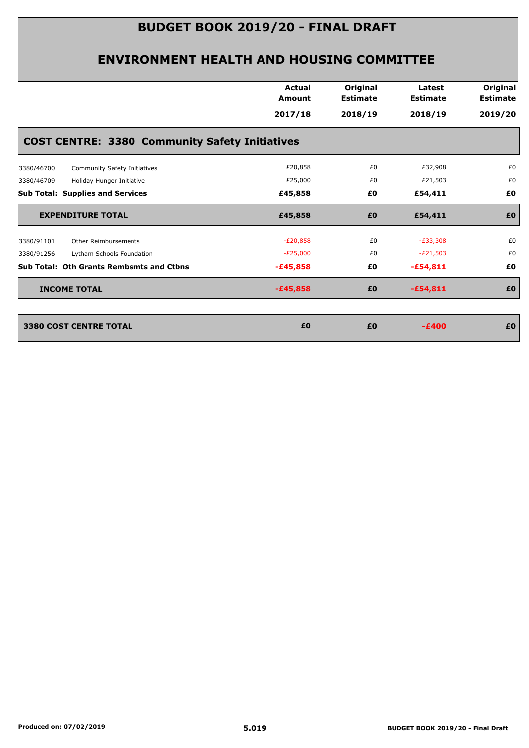# BUDGET BOOK 2019/20 - FINAL DRAFT

## ENVIRONMENT HEALTH AND HOUSING COMMITTEE

| | | Actual Amount 2017/18 | Original Estimate 2018/19 | Latest Estimate 2018/19 | Original Estimate 2019/20 |
|---|---|---|---|---|---|
| **COST CENTRE: 3380 Community Safety Initiatives** | | | | | |
| 3380/46700 | Community Safety Initiatives | £20,858 | £0 | £32,908 | £0 |
| 3380/46709 | Holiday Hunger Initiative | £25,000 | £0 | £21,503 | £0 |
| **Sub Total: Supplies and Services** | | **£45,858** | **£0** | **£54,411** | **£0** |
| **EXPENDITURE TOTAL** | | **£45,858** | **£0** | **£54,411** | **£0** |
| 3380/91101 | Other Reimbursements | -£20,858 | £0 | -£33,308 | £0 |
| 3380/91256 | Lytham Schools Foundation | -£25,000 | £0 | -£21,503 | £0 |
| **Sub Total: Oth Grants Rembsmts and Ctbns** | | **-£45,858** | **£0** | **-£54,811** | **£0** |
| **INCOME TOTAL** | | **-£45,858** | **£0** | **-£54,811** | **£0** |
| **3380 COST CENTRE TOTAL** | | **£0** | **£0** | **-£400** | **£0** |

Produced on: 07/02/2019

5.019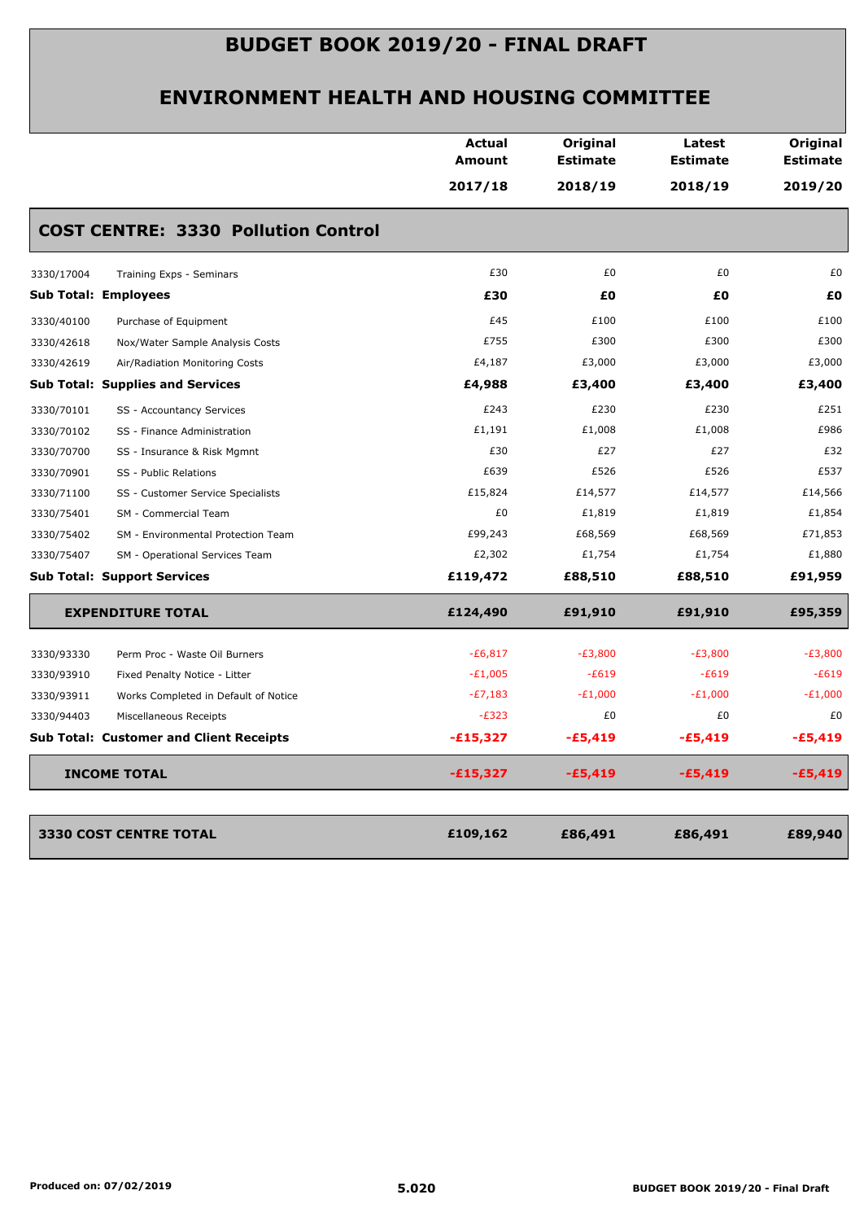# BUDGET BOOK 2019/20 - FINAL DRAFT

## ENVIRONMENT HEALTH AND HOUSING COMMITTEE

| | | Actual Amount 2017/18 | Original Estimate 2018/19 | Latest Estimate 2018/19 | Original Estimate 2019/20 |
|---|---|---|---|---|---|
| **COST CENTRE: 3330 Pollution Control** | | | | | |
| 3330/17004 | Training Exps - Seminars | £30 | £0 | £0 | £0 |
| **Sub Total: Employees** | | **£30** | **£0** | **£0** | **£0** |
| 3330/40100 | Purchase of Equipment | £45 | £100 | £100 | £100 |
| 3330/42618 | Nox/Water Sample Analysis Costs | £755 | £300 | £300 | £300 |
| 3330/42619 | Air/Radiation Monitoring Costs | £4,187 | £3,000 | £3,000 | £3,000 |
| **Sub Total: Supplies and Services** | | **£4,988** | **£3,400** | **£3,400** | **£3,400** |
| 3330/70101 | SS - Accountancy Services | £243 | £230 | £230 | £251 |
| 3330/70102 | SS - Finance Administration | £1,191 | £1,008 | £1,008 | £986 |
| 3330/70700 | SS - Insurance & Risk Mgmnt | £30 | £27 | £27 | £32 |
| 3330/70901 | SS - Public Relations | £639 | £526 | £526 | £537 |
| 3330/71100 | SS - Customer Service Specialists | £15,824 | £14,577 | £14,577 | £14,566 |
| 3330/75401 | SM - Commercial Team | £0 | £1,819 | £1,819 | £1,854 |
| 3330/75402 | SM - Environmental Protection Team | £99,243 | £68,569 | £68,569 | £71,853 |
| 3330/75407 | SM - Operational Services Team | £2,302 | £1,754 | £1,754 | £1,880 |
| **Sub Total: Support Services** | | **£119,472** | **£88,510** | **£88,510** | **£91,959** |
| **EXPENDITURE TOTAL** | | **£124,490** | **£91,910** | **£91,910** | **£95,359** |
| 3330/93330 | Perm Proc - Waste Oil Burners | -£6,817 | -£3,800 | -£3,800 | -£3,800 |
| 3330/93910 | Fixed Penalty Notice - Litter | -£1,005 | -£619 | -£619 | -£619 |
| 3330/93911 | Works Completed in Default of Notice | -£7,183 | -£1,000 | -£1,000 | -£1,000 |
| 3330/94403 | Miscellaneous Receipts | -£323 | £0 | £0 | £0 |
| **Sub Total: Customer and Client Receipts** | | **-£15,327** | **-£5,419** | **-£5,419** | **-£5,419** |
| **INCOME TOTAL** | | **-£15,327** | **-£5,419** | **-£5,419** | **-£5,419** |
| **3330 COST CENTRE TOTAL** | | **£109,162** | **£86,491** | **£86,491** | **£89,940** |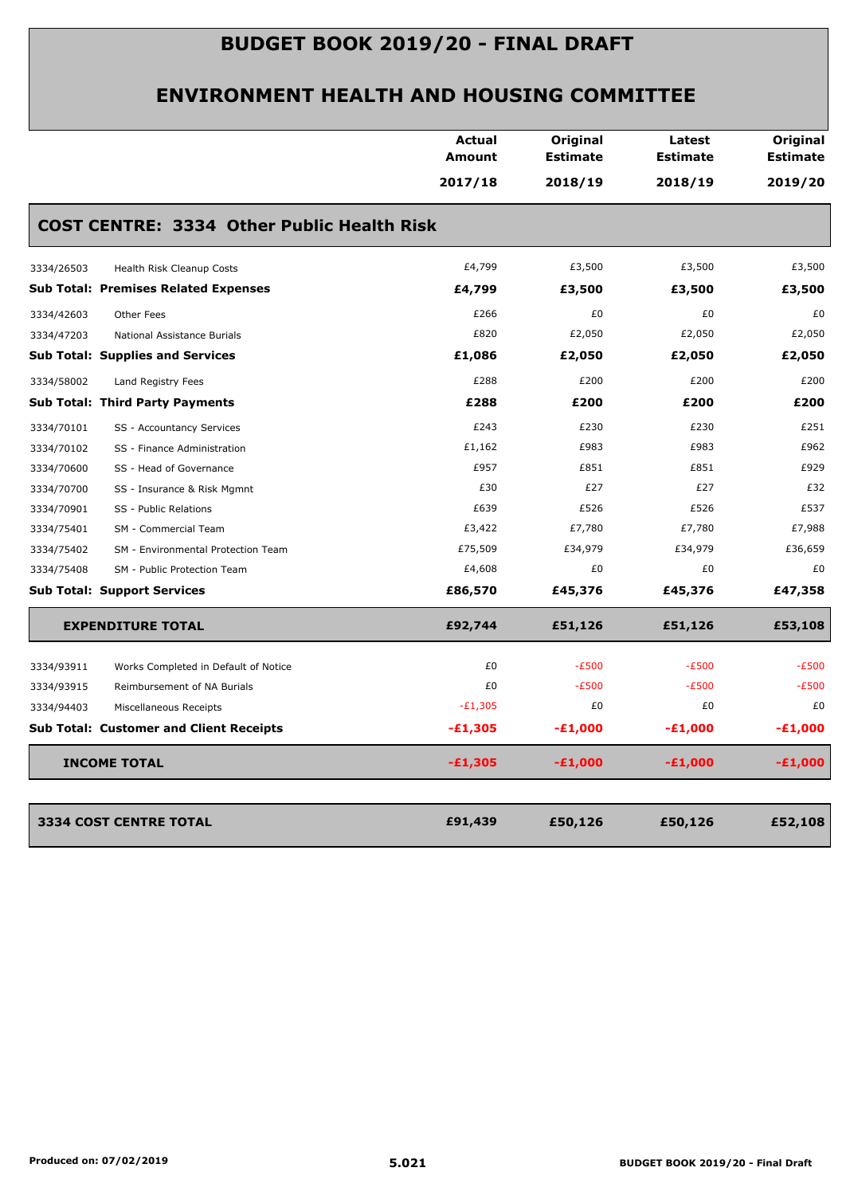# BUDGET BOOK 2019/20 - FINAL DRAFT

## ENVIRONMENT HEALTH AND HOUSING COMMITTEE

| | | Actual Amount 2017/18 | Original Estimate 2018/19 | Latest Estimate 2018/19 | Original Estimate 2019/20 |
|---|---|---|---|---|---|
| **COST CENTRE: 3334 Other Public Health Risk** | | | | | |
| 3334/26503 | Health Risk Cleanup Costs | £4,799 | £3,500 | £3,500 | £3,500 |
| **Sub Total: Premises Related Expenses** | | **£4,799** | **£3,500** | **£3,500** | **£3,500** |
| 3334/42603 | Other Fees | £266 | £0 | £0 | £0 |
| 3334/47203 | National Assistance Burials | £820 | £2,050 | £2,050 | £2,050 |
| **Sub Total: Supplies and Services** | | **£1,086** | **£2,050** | **£2,050** | **£2,050** |
| 3334/58002 | Land Registry Fees | £288 | £200 | £200 | £200 |
| **Sub Total: Third Party Payments** | | **£288** | **£200** | **£200** | **£200** |
| 3334/70101 | SS - Accountancy Services | £243 | £230 | £230 | £251 |
| 3334/70102 | SS - Finance Administration | £1,162 | £983 | £983 | £962 |
| 3334/70600 | SS - Head of Governance | £957 | £851 | £851 | £929 |
| 3334/70700 | SS - Insurance & Risk Mgmnt | £30 | £27 | £27 | £32 |
| 3334/70901 | SS - Public Relations | £639 | £526 | £526 | £537 |
| 3334/75401 | SM - Commercial Team | £3,422 | £7,780 | £7,780 | £7,988 |
| 3334/75402 | SM - Environmental Protection Team | £75,509 | £34,979 | £34,979 | £36,659 |
| 3334/75408 | SM - Public Protection Team | £4,608 | £0 | £0 | £0 |
| **Sub Total: Support Services** | | **£86,570** | **£45,376** | **£45,376** | **£47,358** |
| **EXPENDITURE TOTAL** | | **£92,744** | **£51,126** | **£51,126** | **£53,108** |
| 3334/93911 | Works Completed in Default of Notice | £0 | -£500 | -£500 | -£500 |
| 3334/93915 | Reimbursement of NA Burials | £0 | -£500 | -£500 | -£500 |
| 3334/94403 | Miscellaneous Receipts | -£1,305 | £0 | £0 | £0 |
| **Sub Total: Customer and Client Receipts** | | **-£1,305** | **-£1,000** | **-£1,000** | **-£1,000** |
| **INCOME TOTAL** | | **-£1,305** | **-£1,000** | **-£1,000** | **-£1,000** |
| **3334 COST CENTRE TOTAL** | | **£91,439** | **£50,126** | **£50,126** | **£52,108** |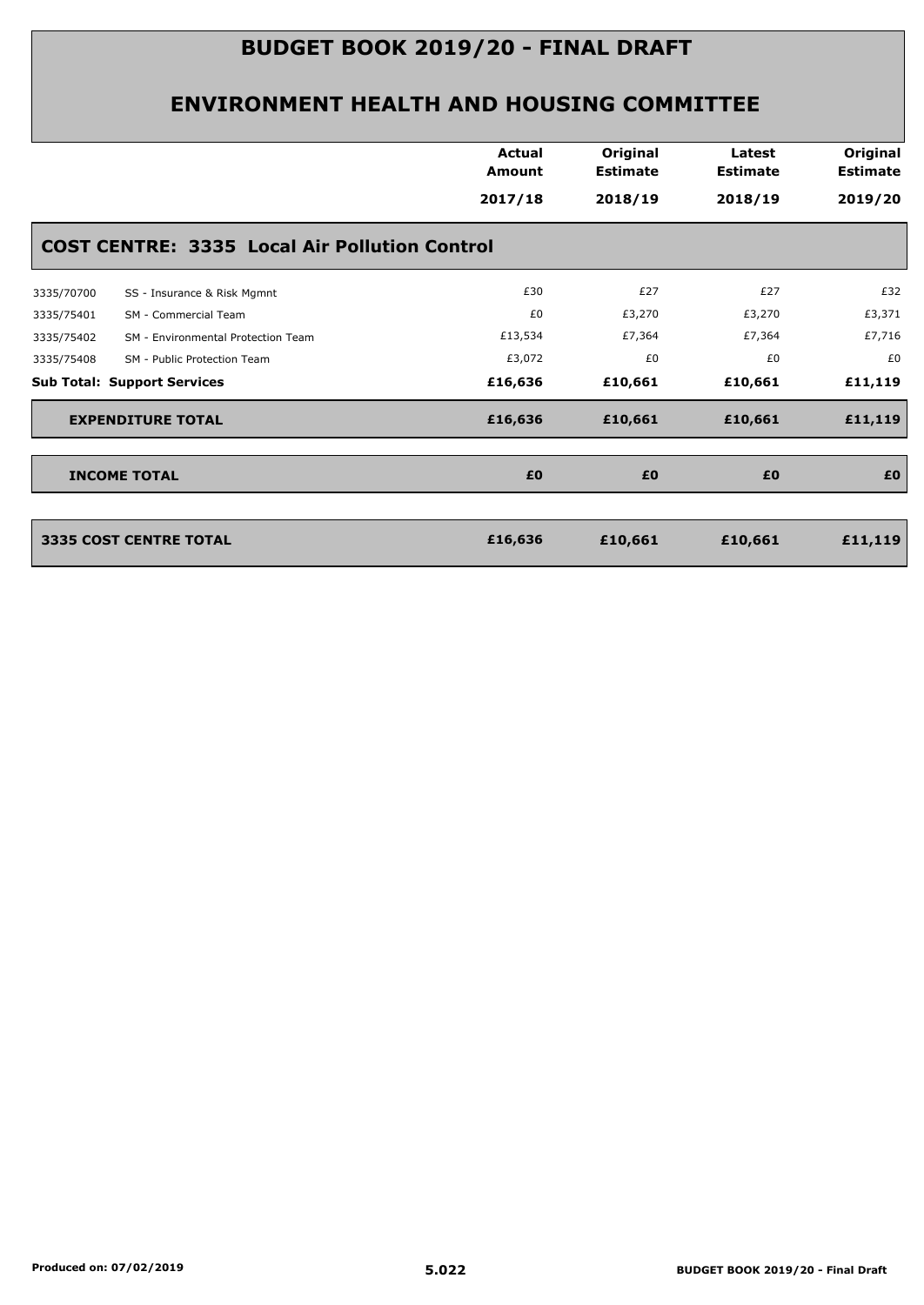# BUDGET BOOK 2019/20 - FINAL DRAFT

## ENVIRONMENT HEALTH AND HOUSING COMMITTEE

### COST CENTRE: 3335 Local Air Pollution Control

| | | Actual Amount 2017/18 | Original Estimate 2018/19 | Latest Estimate 2018/19 | Original Estimate 2019/20 |
|---|---|---|---|---|---|
| 3335/70700 | SS - Insurance & Risk Mgmnt | £30 | £27 | £27 | £32 |
| 3335/75401 | SM - Commercial Team | £0 | £3,270 | £3,270 | £3,371 |
| 3335/75402 | SM - Environmental Protection Team | £13,534 | £7,364 | £7,364 | £7,716 |
| 3335/75408 | SM - Public Protection Team | £3,072 | £0 | £0 | £0 |
| **Sub Total: Support Services** | | **£16,636** | **£10,661** | **£10,661** | **£11,119** |
| **EXPENDITURE TOTAL** | | **£16,636** | **£10,661** | **£10,661** | **£11,119** |
| **INCOME TOTAL** | | **£0** | **£0** | **£0** | **£0** |
| **3335 COST CENTRE TOTAL** | | **£16,636** | **£10,661** | **£10,661** | **£11,119** |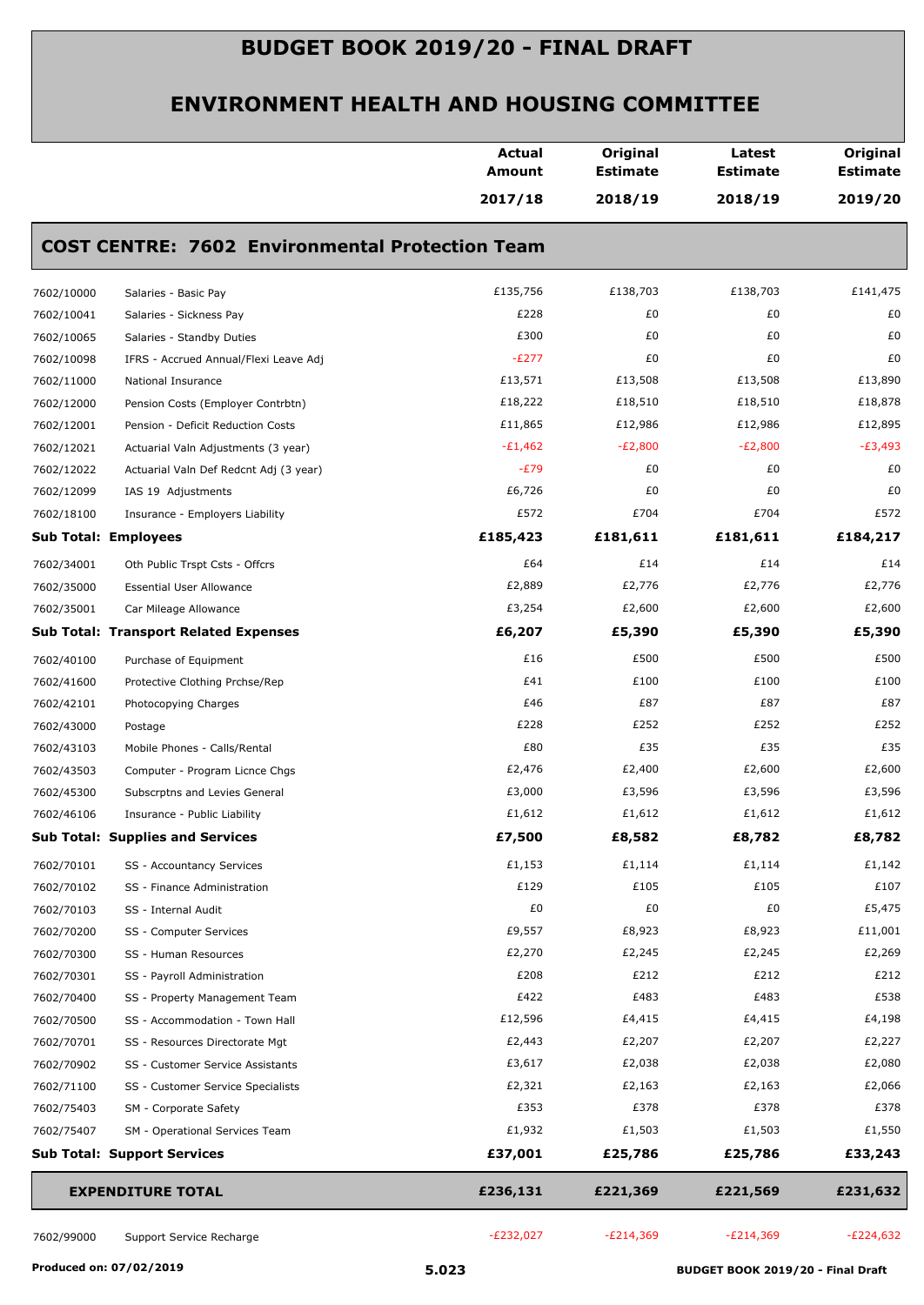# BUDGET BOOK 2019/20 - FINAL DRAFT

## ENVIRONMENT HEALTH AND HOUSING COMMITTEE

| | | Actual Amount 2017/18 | Original Estimate 2018/19 | Latest Estimate 2018/19 | Original Estimate 2019/20 |
|---|---|---|---|---|---|

### COST CENTRE: 7602 Environmental Protection Team

| | | Actual Amount 2017/18 | Original Estimate 2018/19 | Latest Estimate 2018/19 | Original Estimate 2019/20 |
|---|---|---|---|---|---|
| 7602/10000 | Salaries - Basic Pay | £135,756 | £138,703 | £138,703 | £141,475 |
| 7602/10041 | Salaries - Sickness Pay | £228 | £0 | £0 | £0 |
| 7602/10065 | Salaries - Standby Duties | £300 | £0 | £0 | £0 |
| 7602/10098 | IFRS - Accrued Annual/Flexi Leave Adj | -£277 | £0 | £0 | £0 |
| 7602/11000 | National Insurance | £13,571 | £13,508 | £13,508 | £13,890 |
| 7602/12000 | Pension Costs (Employer Contrbtn) | £18,222 | £18,510 | £18,510 | £18,878 |
| 7602/12001 | Pension - Deficit Reduction Costs | £11,865 | £12,986 | £12,986 | £12,895 |
| 7602/12021 | Actuarial Valn Adjustments (3 year) | -£1,462 | -£2,800 | -£2,800 | -£3,493 |
| 7602/12022 | Actuarial Valn Def Redcnt Adj (3 year) | -£79 | £0 | £0 | £0 |
| 7602/12099 | IAS 19 Adjustments | £6,726 | £0 | £0 | £0 |
| 7602/18100 | Insurance - Employers Liability | £572 | £704 | £704 | £572 |
| **Sub Total: Employees** | | **£185,423** | **£181,611** | **£181,611** | **£184,217** |
| 7602/34001 | Oth Public Trspt Csts - Offcrs | £64 | £14 | £14 | £14 |
| 7602/35000 | Essential User Allowance | £2,889 | £2,776 | £2,776 | £2,776 |
| 7602/35001 | Car Mileage Allowance | £3,254 | £2,600 | £2,600 | £2,600 |
| **Sub Total: Transport Related Expenses** | | **£6,207** | **£5,390** | **£5,390** | **£5,390** |
| 7602/40100 | Purchase of Equipment | £16 | £500 | £500 | £500 |
| 7602/41600 | Protective Clothing Prchse/Rep | £41 | £100 | £100 | £100 |
| 7602/42101 | Photocopying Charges | £46 | £87 | £87 | £87 |
| 7602/43000 | Postage | £228 | £252 | £252 | £252 |
| 7602/43103 | Mobile Phones - Calls/Rental | £80 | £35 | £35 | £35 |
| 7602/43503 | Computer - Program Licnce Chgs | £2,476 | £2,400 | £2,600 | £2,600 |
| 7602/45300 | Subscrptns and Levies General | £3,000 | £3,596 | £3,596 | £3,596 |
| 7602/46106 | Insurance - Public Liability | £1,612 | £1,612 | £1,612 | £1,612 |
| **Sub Total: Supplies and Services** | | **£7,500** | **£8,582** | **£8,782** | **£8,782** |
| 7602/70101 | SS - Accountancy Services | £1,153 | £1,114 | £1,114 | £1,142 |
| 7602/70102 | SS - Finance Administration | £129 | £105 | £105 | £107 |
| 7602/70103 | SS - Internal Audit | £0 | £0 | £0 | £5,475 |
| 7602/70200 | SS - Computer Services | £9,557 | £8,923 | £8,923 | £11,001 |
| 7602/70300 | SS - Human Resources | £2,270 | £2,245 | £2,245 | £2,269 |
| 7602/70301 | SS - Payroll Administration | £208 | £212 | £212 | £212 |
| 7602/70400 | SS - Property Management Team | £422 | £483 | £483 | £538 |
| 7602/70500 | SS - Accommodation - Town Hall | £12,596 | £4,415 | £4,415 | £4,198 |
| 7602/70701 | SS - Resources Directorate Mgt | £2,443 | £2,207 | £2,207 | £2,227 |
| 7602/70902 | SS - Customer Service Assistants | £3,617 | £2,038 | £2,038 | £2,080 |
| 7602/71100 | SS - Customer Service Specialists | £2,321 | £2,163 | £2,163 | £2,066 |
| 7602/75403 | SM - Corporate Safety | £353 | £378 | £378 | £378 |
| 7602/75407 | SM - Operational Services Team | £1,932 | £1,503 | £1,503 | £1,550 |
| **Sub Total: Support Services** | | **£37,001** | **£25,786** | **£25,786** | **£33,243** |
| **EXPENDITURE TOTAL** | | **£236,131** | **£221,369** | **£221,569** | **£231,632** |
| 7602/99000 | Support Service Recharge | -£232,027 | -£214,369 | -£214,369 | -£224,632 |

Produced on: 07/02/2019

5.023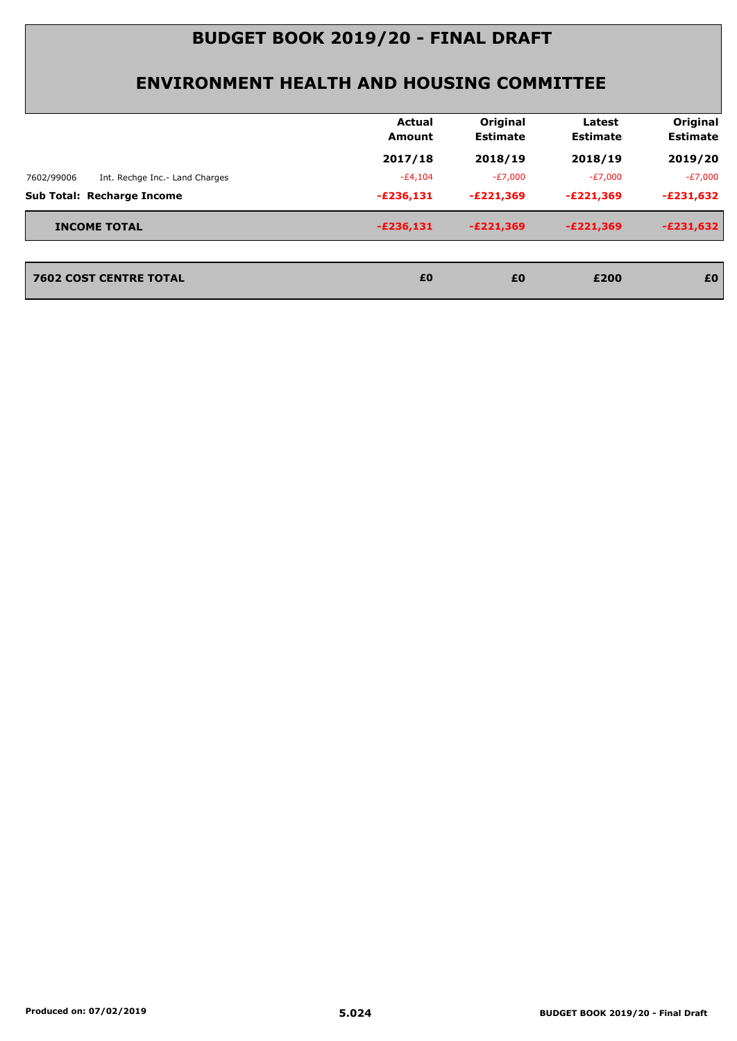# BUDGET BOOK 2019/20 - FINAL DRAFT

## ENVIRONMENT HEALTH AND HOUSING COMMITTEE

| | | Actual Amount 2017/18 | Original Estimate 2018/19 | Latest Estimate 2018/19 | Original Estimate 2019/20 |
|---|---|---|---|---|---|
| 7602/99006 | Int. Rechge Inc.- Land Charges | -£4,104 | -£7,000 | -£7,000 | -£7,000 |
| **Sub Total: Recharge Income** | | **-£236,131** | **-£221,369** | **-£221,369** | **-£231,632** |
| **INCOME TOTAL** | | **-£236,131** | **-£221,369** | **-£221,369** | **-£231,632** |
| **7602 COST CENTRE TOTAL** | | **£0** | **£0** | **£200** | **£0** |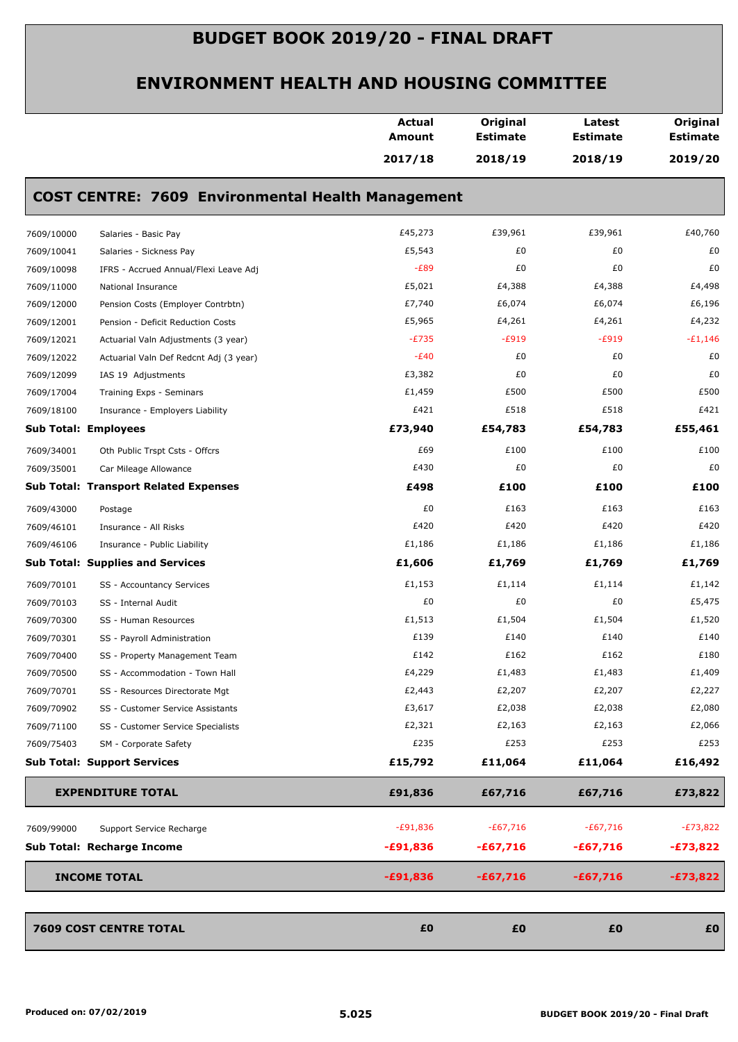# BUDGET BOOK 2019/20 - FINAL DRAFT

## ENVIRONMENT HEALTH AND HOUSING COMMITTEE

### COST CENTRE: 7609 Environmental Health Management

| | | Actual Amount 2017/18 | Original Estimate 2018/19 | Latest Estimate 2018/19 | Original Estimate 2019/20 |
|---|---|---|---|---|---|
| 7609/10000 | Salaries - Basic Pay | £45,273 | £39,961 | £39,961 | £40,760 |
| 7609/10041 | Salaries - Sickness Pay | £5,543 | £0 | £0 | £0 |
| 7609/10098 | IFRS - Accrued Annual/Flexi Leave Adj | -£89 | £0 | £0 | £0 |
| 7609/11000 | National Insurance | £5,021 | £4,388 | £4,388 | £4,498 |
| 7609/12000 | Pension Costs (Employer Contrbtn) | £7,740 | £6,074 | £6,074 | £6,196 |
| 7609/12001 | Pension - Deficit Reduction Costs | £5,965 | £4,261 | £4,261 | £4,232 |
| 7609/12021 | Actuarial Valn Adjustments (3 year) | -£735 | -£919 | -£919 | -£1,146 |
| 7609/12022 | Actuarial Valn Def Redcnt Adj (3 year) | -£40 | £0 | £0 | £0 |
| 7609/12099 | IAS 19 Adjustments | £3,382 | £0 | £0 | £0 |
| 7609/17004 | Training Exps - Seminars | £1,459 | £500 | £500 | £500 |
| 7609/18100 | Insurance - Employers Liability | £421 | £518 | £518 | £421 |
| **Sub Total: Employees** | | **£73,940** | **£54,783** | **£54,783** | **£55,461** |
| 7609/34001 | Oth Public Trspt Csts - Offcrs | £69 | £100 | £100 | £100 |
| 7609/35001 | Car Mileage Allowance | £430 | £0 | £0 | £0 |
| **Sub Total: Transport Related Expenses** | | **£498** | **£100** | **£100** | **£100** |
| 7609/43000 | Postage | £0 | £163 | £163 | £163 |
| 7609/46101 | Insurance - All Risks | £420 | £420 | £420 | £420 |
| 7609/46106 | Insurance - Public Liability | £1,186 | £1,186 | £1,186 | £1,186 |
| **Sub Total: Supplies and Services** | | **£1,606** | **£1,769** | **£1,769** | **£1,769** |
| 7609/70101 | SS - Accountancy Services | £1,153 | £1,114 | £1,114 | £1,142 |
| 7609/70103 | SS - Internal Audit | £0 | £0 | £0 | £5,475 |
| 7609/70300 | SS - Human Resources | £1,513 | £1,504 | £1,504 | £1,520 |
| 7609/70301 | SS - Payroll Administration | £139 | £140 | £140 | £140 |
| 7609/70400 | SS - Property Management Team | £142 | £162 | £162 | £180 |
| 7609/70500 | SS - Accommodation - Town Hall | £4,229 | £1,483 | £1,483 | £1,409 |
| 7609/70701 | SS - Resources Directorate Mgt | £2,443 | £2,207 | £2,207 | £2,227 |
| 7609/70902 | SS - Customer Service Assistants | £3,617 | £2,038 | £2,038 | £2,080 |
| 7609/71100 | SS - Customer Service Specialists | £2,321 | £2,163 | £2,163 | £2,066 |
| 7609/75403 | SM - Corporate Safety | £235 | £253 | £253 | £253 |
| **Sub Total: Support Services** | | **£15,792** | **£11,064** | **£11,064** | **£16,492** |
| **EXPENDITURE TOTAL** | | **£91,836** | **£67,716** | **£67,716** | **£73,822** |
| 7609/99000 | Support Service Recharge | -£91,836 | -£67,716 | -£67,716 | -£73,822 |
| **Sub Total: Recharge Income** | | **-£91,836** | **-£67,716** | **-£67,716** | **-£73,822** |
| **INCOME TOTAL** | | **-£91,836** | **-£67,716** | **-£67,716** | **-£73,822** |
| **7609 COST CENTRE TOTAL** | | **£0** | **£0** | **£0** | **£0** |

Produced on: 07/02/2019

5.025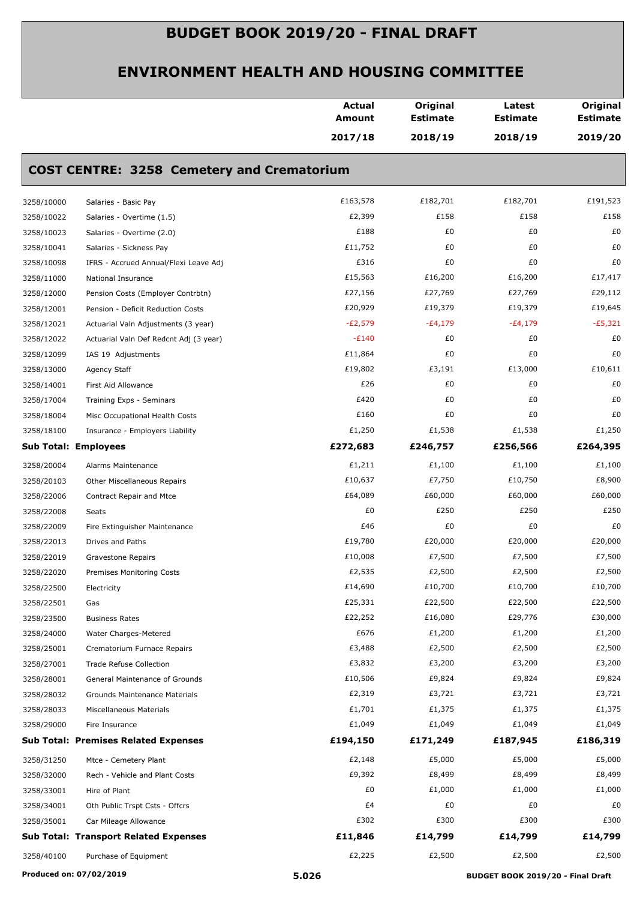# BUDGET BOOK 2019/20 - FINAL DRAFT

## ENVIRONMENT HEALTH AND HOUSING COMMITTEE

### COST CENTRE: 3258 Cemetery and Crematorium

| | | Actual Amount 2017/18 | Original Estimate 2018/19 | Latest Estimate 2018/19 | Original Estimate 2019/20 |
|---|---|---|---|---|---|
| 3258/10000 | Salaries - Basic Pay | £163,578 | £182,701 | £182,701 | £191,523 |
| 3258/10022 | Salaries - Overtime (1.5) | £2,399 | £158 | £158 | £158 |
| 3258/10023 | Salaries - Overtime (2.0) | £188 | £0 | £0 | £0 |
| 3258/10041 | Salaries - Sickness Pay | £11,752 | £0 | £0 | £0 |
| 3258/10098 | IFRS - Accrued Annual/Flexi Leave Adj | £316 | £0 | £0 | £0 |
| 3258/11000 | National Insurance | £15,563 | £16,200 | £16,200 | £17,417 |
| 3258/12000 | Pension Costs (Employer Contrbtn) | £27,156 | £27,769 | £27,769 | £29,112 |
| 3258/12001 | Pension - Deficit Reduction Costs | £20,929 | £19,379 | £19,379 | £19,645 |
| 3258/12021 | Actuarial Valn Adjustments (3 year) | -£2,579 | -£4,179 | -£4,179 | -£5,321 |
| 3258/12022 | Actuarial Valn Def Redcnt Adj (3 year) | -£140 | £0 | £0 | £0 |
| 3258/12099 | IAS 19 Adjustments | £11,864 | £0 | £0 | £0 |
| 3258/13000 | Agency Staff | £19,802 | £3,191 | £13,000 | £10,611 |
| 3258/14001 | First Aid Allowance | £26 | £0 | £0 | £0 |
| 3258/17004 | Training Exps - Seminars | £420 | £0 | £0 | £0 |
| 3258/18004 | Misc Occupational Health Costs | £160 | £0 | £0 | £0 |
| 3258/18100 | Insurance - Employers Liability | £1,250 | £1,538 | £1,538 | £1,250 |
| **Sub Total: Employees** | | **£272,683** | **£246,757** | **£256,566** | **£264,395** |
| 3258/20004 | Alarms Maintenance | £1,211 | £1,100 | £1,100 | £1,100 |
| 3258/20103 | Other Miscellaneous Repairs | £10,637 | £7,750 | £10,750 | £8,900 |
| 3258/22006 | Contract Repair and Mtce | £64,089 | £60,000 | £60,000 | £60,000 |
| 3258/22008 | Seats | £0 | £250 | £250 | £250 |
| 3258/22009 | Fire Extinguisher Maintenance | £46 | £0 | £0 | £0 |
| 3258/22013 | Drives and Paths | £19,780 | £20,000 | £20,000 | £20,000 |
| 3258/22019 | Gravestone Repairs | £10,008 | £7,500 | £7,500 | £7,500 |
| 3258/22020 | Premises Monitoring Costs | £2,535 | £2,500 | £2,500 | £2,500 |
| 3258/22500 | Electricity | £14,690 | £10,700 | £10,700 | £10,700 |
| 3258/22501 | Gas | £25,331 | £22,500 | £22,500 | £22,500 |
| 3258/23500 | Business Rates | £22,252 | £16,080 | £29,776 | £30,000 |
| 3258/24000 | Water Charges-Metered | £676 | £1,200 | £1,200 | £1,200 |
| 3258/25001 | Crematorium Furnace Repairs | £3,488 | £2,500 | £2,500 | £2,500 |
| 3258/27001 | Trade Refuse Collection | £3,832 | £3,200 | £3,200 | £3,200 |
| 3258/28001 | General Maintenance of Grounds | £10,506 | £9,824 | £9,824 | £9,824 |
| 3258/28032 | Grounds Maintenance Materials | £2,319 | £3,721 | £3,721 | £3,721 |
| 3258/28033 | Miscellaneous Materials | £1,701 | £1,375 | £1,375 | £1,375 |
| 3258/29000 | Fire Insurance | £1,049 | £1,049 | £1,049 | £1,049 |
| **Sub Total: Premises Related Expenses** | | **£194,150** | **£171,249** | **£187,945** | **£186,319** |
| 3258/31250 | Mtce - Cemetery Plant | £2,148 | £5,000 | £5,000 | £5,000 |
| 3258/32000 | Rech - Vehicle and Plant Costs | £9,392 | £8,499 | £8,499 | £8,499 |
| 3258/33001 | Hire of Plant | £0 | £1,000 | £1,000 | £1,000 |
| 3258/34001 | Oth Public Trspt Csts - Offcrs | £4 | £0 | £0 | £0 |
| 3258/35001 | Car Mileage Allowance | £302 | £300 | £300 | £300 |
| **Sub Total: Transport Related Expenses** | | **£11,846** | **£14,799** | **£14,799** | **£14,799** |
| 3258/40100 | Purchase of Equipment | £2,225 | £2,500 | £2,500 | £2,500 |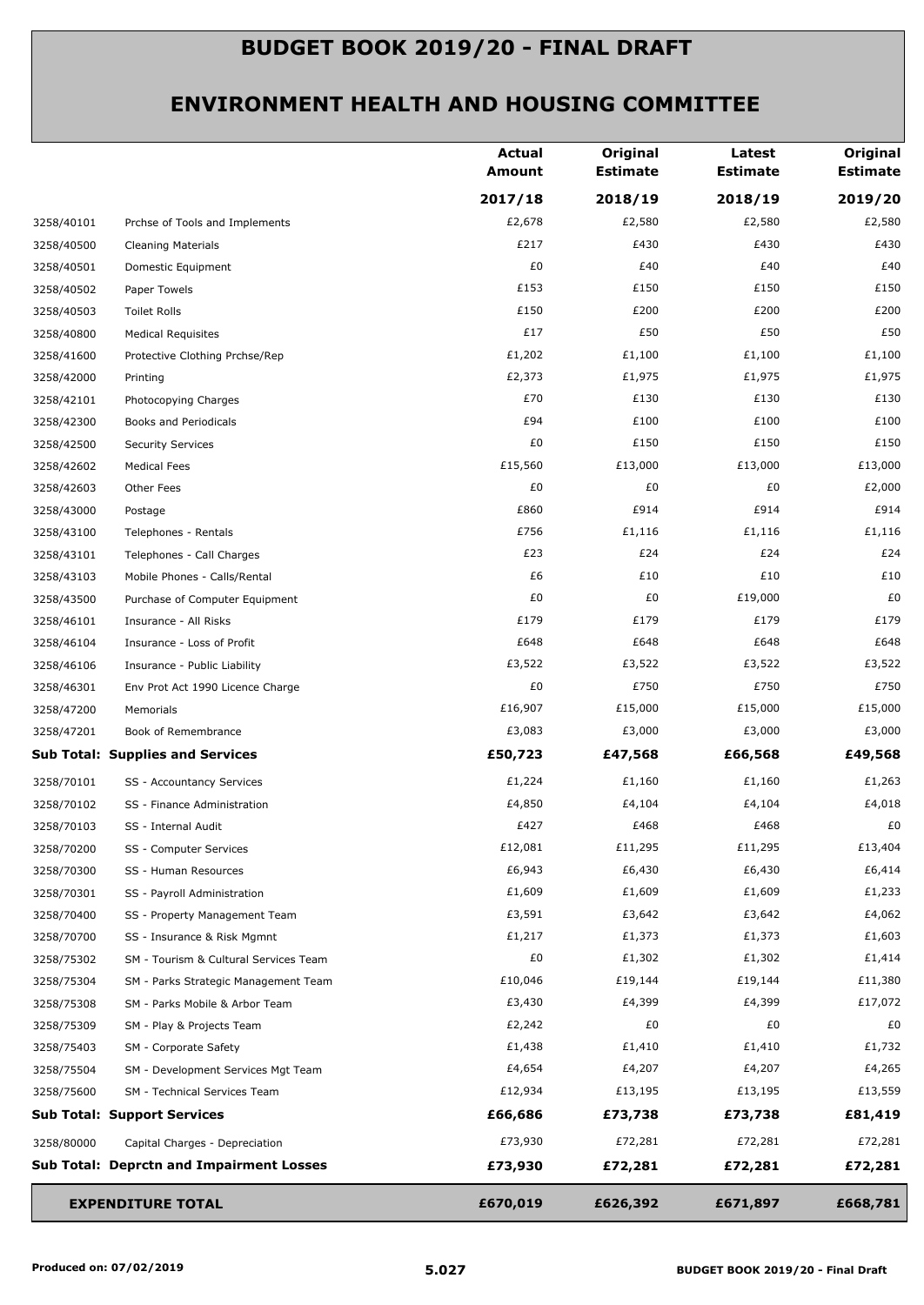# BUDGET BOOK 2019/20 - FINAL DRAFT

## ENVIRONMENT HEALTH AND HOUSING COMMITTEE

| | | Actual Amount | Original Estimate | Latest Estimate | Original Estimate |
|---|---|---|---|---|---|
| | | 2017/18 | 2018/19 | 2018/19 | 2019/20 |
| 3258/40101 | Prchse of Tools and Implements | £2,678 | £2,580 | £2,580 | £2,580 |
| 3258/40500 | Cleaning Materials | £217 | £430 | £430 | £430 |
| 3258/40501 | Domestic Equipment | £0 | £40 | £40 | £40 |
| 3258/40502 | Paper Towels | £153 | £150 | £150 | £150 |
| 3258/40503 | Toilet Rolls | £150 | £200 | £200 | £200 |
| 3258/40800 | Medical Requisites | £17 | £50 | £50 | £50 |
| 3258/41600 | Protective Clothing Prchse/Rep | £1,202 | £1,100 | £1,100 | £1,100 |
| 3258/42000 | Printing | £2,373 | £1,975 | £1,975 | £1,975 |
| 3258/42101 | Photocopying Charges | £70 | £130 | £130 | £130 |
| 3258/42300 | Books and Periodicals | £94 | £100 | £100 | £100 |
| 3258/42500 | Security Services | £0 | £150 | £150 | £150 |
| 3258/42602 | Medical Fees | £15,560 | £13,000 | £13,000 | £13,000 |
| 3258/42603 | Other Fees | £0 | £0 | £0 | £2,000 |
| 3258/43000 | Postage | £860 | £914 | £914 | £914 |
| 3258/43100 | Telephones - Rentals | £756 | £1,116 | £1,116 | £1,116 |
| 3258/43101 | Telephones - Call Charges | £23 | £24 | £24 | £24 |
| 3258/43103 | Mobile Phones - Calls/Rental | £6 | £10 | £10 | £10 |
| 3258/43500 | Purchase of Computer Equipment | £0 | £0 | £19,000 | £0 |
| 3258/46101 | Insurance - All Risks | £179 | £179 | £179 | £179 |
| 3258/46104 | Insurance - Loss of Profit | £648 | £648 | £648 | £648 |
| 3258/46106 | Insurance - Public Liability | £3,522 | £3,522 | £3,522 | £3,522 |
| 3258/46301 | Env Prot Act 1990 Licence Charge | £0 | £750 | £750 | £750 |
| 3258/47200 | Memorials | £16,907 | £15,000 | £15,000 | £15,000 |
| 3258/47201 | Book of Remembrance | £3,083 | £3,000 | £3,000 | £3,000 |
| **Sub Total: Supplies and Services** | | **£50,723** | **£47,568** | **£66,568** | **£49,568** |
| 3258/70101 | SS - Accountancy Services | £1,224 | £1,160 | £1,160 | £1,263 |
| 3258/70102 | SS - Finance Administration | £4,850 | £4,104 | £4,104 | £4,018 |
| 3258/70103 | SS - Internal Audit | £427 | £468 | £468 | £0 |
| 3258/70200 | SS - Computer Services | £12,081 | £11,295 | £11,295 | £13,404 |
| 3258/70300 | SS - Human Resources | £6,943 | £6,430 | £6,430 | £6,414 |
| 3258/70301 | SS - Payroll Administration | £1,609 | £1,609 | £1,609 | £1,233 |
| 3258/70400 | SS - Property Management Team | £3,591 | £3,642 | £3,642 | £4,062 |
| 3258/70700 | SS - Insurance & Risk Mgmnt | £1,217 | £1,373 | £1,373 | £1,603 |
| 3258/75302 | SM - Tourism & Cultural Services Team | £0 | £1,302 | £1,302 | £1,414 |
| 3258/75304 | SM - Parks Strategic Management Team | £10,046 | £19,144 | £19,144 | £11,380 |
| 3258/75308 | SM - Parks Mobile & Arbor Team | £3,430 | £4,399 | £4,399 | £17,072 |
| 3258/75309 | SM - Play & Projects Team | £2,242 | £0 | £0 | £0 |
| 3258/75403 | SM - Corporate Safety | £1,438 | £1,410 | £1,410 | £1,732 |
| 3258/75504 | SM - Development Services Mgt Team | £4,654 | £4,207 | £4,207 | £4,265 |
| 3258/75600 | SM - Technical Services Team | £12,934 | £13,195 | £13,195 | £13,559 |
| **Sub Total: Support Services** | | **£66,686** | **£73,738** | **£73,738** | **£81,419** |
| 3258/80000 | Capital Charges - Depreciation | £73,930 | £72,281 | £72,281 | £72,281 |
| **Sub Total: Deprctn and Impairment Losses** | | **£73,930** | **£72,281** | **£72,281** | **£72,281** |
| **EXPENDITURE TOTAL** | | **£670,019** | **£626,392** | **£671,897** | **£668,781** |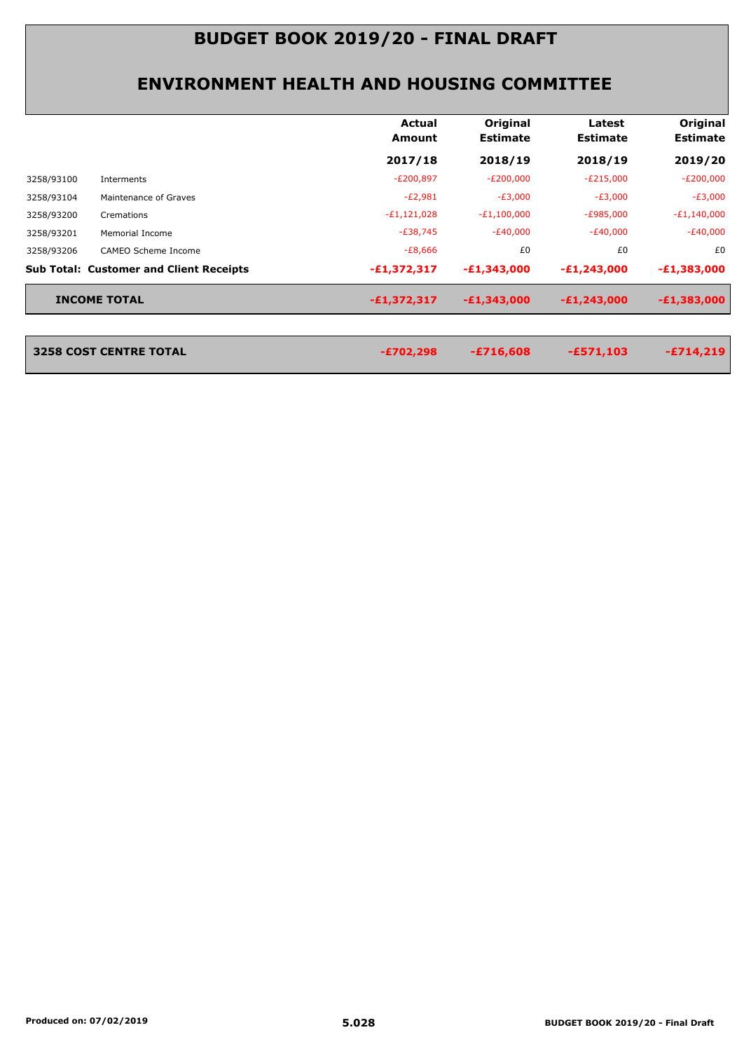# BUDGET BOOK 2019/20 - FINAL DRAFT

## ENVIRONMENT HEALTH AND HOUSING COMMITTEE

| | | Actual Amount 2017/18 | Original Estimate 2018/19 | Latest Estimate 2018/19 | Original Estimate 2019/20 |
|---|---|---|---|---|---|
| 3258/93100 | Interments | -£200,897 | -£200,000 | -£215,000 | -£200,000 |
| 3258/93104 | Maintenance of Graves | -£2,981 | -£3,000 | -£3,000 | -£3,000 |
| 3258/93200 | Cremations | -£1,121,028 | -£1,100,000 | -£985,000 | -£1,140,000 |
| 3258/93201 | Memorial Income | -£38,745 | -£40,000 | -£40,000 | -£40,000 |
| 3258/93206 | CAMEO Scheme Income | -£8,666 | £0 | £0 | £0 |
| **Sub Total: Customer and Client Receipts** | | **-£1,372,317** | **-£1,343,000** | **-£1,243,000** | **-£1,383,000** |
| **INCOME TOTAL** | | **-£1,372,317** | **-£1,343,000** | **-£1,243,000** | **-£1,383,000** |
| **3258 COST CENTRE TOTAL** | | **-£702,298** | **-£716,608** | **-£571,103** | **-£714,219** |

Produced on: 07/02/2019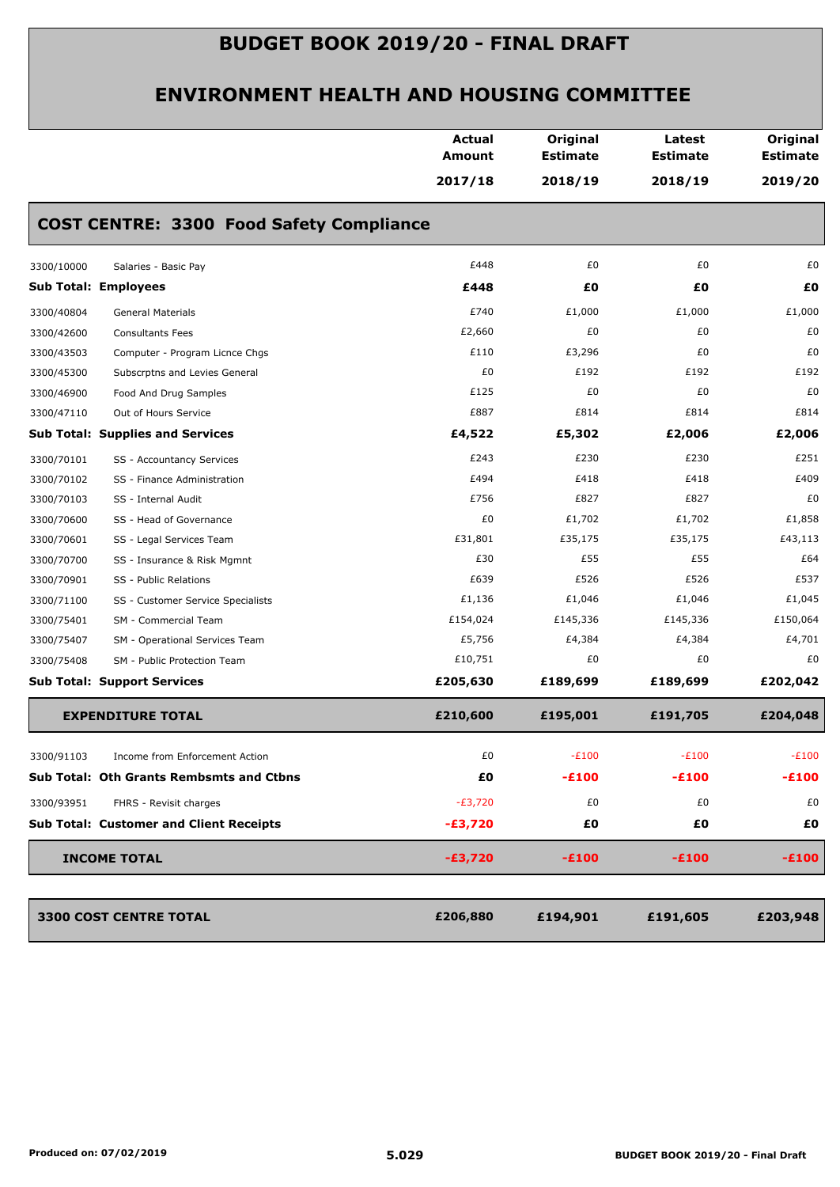# BUDGET BOOK 2019/20 - FINAL DRAFT

## ENVIRONMENT HEALTH AND HOUSING COMMITTEE

| | | Actual Amount 2017/18 | Original Estimate 2018/19 | Latest Estimate 2018/19 | Original Estimate 2019/20 |
|---|---|---|---|---|---|
| **COST CENTRE: 3300 Food Safety Compliance** | | | | | |
| 3300/10000 | Salaries - Basic Pay | £448 | £0 | £0 | £0 |
| **Sub Total: Employees** | | **£448** | **£0** | **£0** | **£0** |
| 3300/40804 | General Materials | £740 | £1,000 | £1,000 | £1,000 |
| 3300/42600 | Consultants Fees | £2,660 | £0 | £0 | £0 |
| 3300/43503 | Computer - Program Licnce Chgs | £110 | £3,296 | £0 | £0 |
| 3300/45300 | Subscrptns and Levies General | £0 | £192 | £192 | £192 |
| 3300/46900 | Food And Drug Samples | £125 | £0 | £0 | £0 |
| 3300/47110 | Out of Hours Service | £887 | £814 | £814 | £814 |
| **Sub Total: Supplies and Services** | | **£4,522** | **£5,302** | **£2,006** | **£2,006** |
| 3300/70101 | SS - Accountancy Services | £243 | £230 | £230 | £251 |
| 3300/70102 | SS - Finance Administration | £494 | £418 | £418 | £409 |
| 3300/70103 | SS - Internal Audit | £756 | £827 | £827 | £0 |
| 3300/70600 | SS - Head of Governance | £0 | £1,702 | £1,702 | £1,858 |
| 3300/70601 | SS - Legal Services Team | £31,801 | £35,175 | £35,175 | £43,113 |
| 3300/70700 | SS - Insurance & Risk Mgmnt | £30 | £55 | £55 | £64 |
| 3300/70901 | SS - Public Relations | £639 | £526 | £526 | £537 |
| 3300/71100 | SS - Customer Service Specialists | £1,136 | £1,046 | £1,046 | £1,045 |
| 3300/75401 | SM - Commercial Team | £154,024 | £145,336 | £145,336 | £150,064 |
| 3300/75407 | SM - Operational Services Team | £5,756 | £4,384 | £4,384 | £4,701 |
| 3300/75408 | SM - Public Protection Team | £10,751 | £0 | £0 | £0 |
| **Sub Total: Support Services** | | **£205,630** | **£189,699** | **£189,699** | **£202,042** |
| **EXPENDITURE TOTAL** | | **£210,600** | **£195,001** | **£191,705** | **£204,048** |
| 3300/91103 | Income from Enforcement Action | £0 | -£100 | -£100 | -£100 |
| **Sub Total: Oth Grants Rembsmts and Ctbns** | | **£0** | **-£100** | **-£100** | **-£100** |
| 3300/93951 | FHRS - Revisit charges | -£3,720 | £0 | £0 | £0 |
| **Sub Total: Customer and Client Receipts** | | **-£3,720** | **£0** | **£0** | **£0** |
| **INCOME TOTAL** | | **-£3,720** | **-£100** | **-£100** | **-£100** |
| **3300 COST CENTRE TOTAL** | | **£206,880** | **£194,901** | **£191,605** | **£203,948** |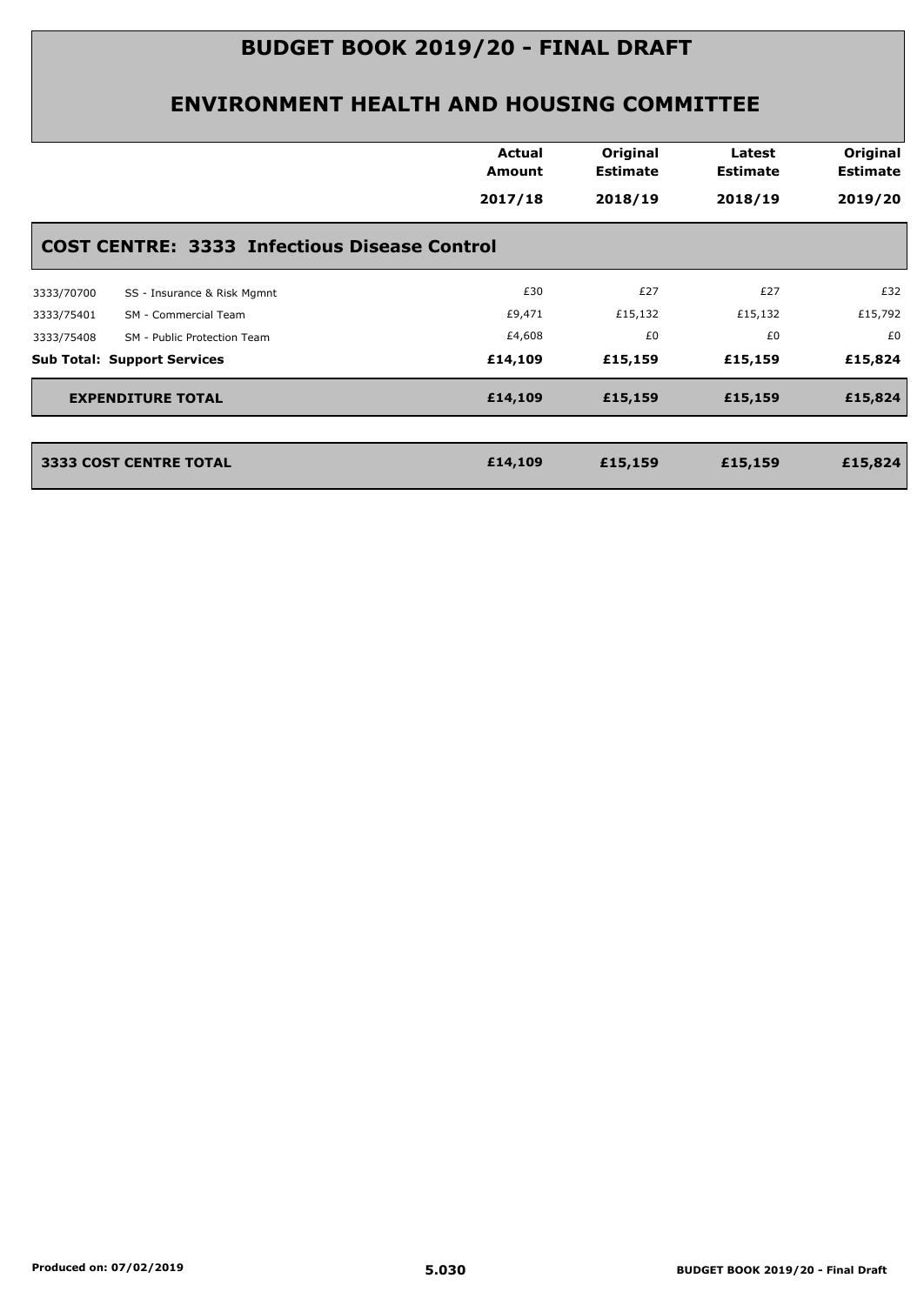# BUDGET BOOK 2019/20 - FINAL DRAFT

## ENVIRONMENT HEALTH AND HOUSING COMMITTEE

| | | Actual Amount 2017/18 | Original Estimate 2018/19 | Latest Estimate 2018/19 | Original Estimate 2019/20 |
|---|---|---|---|---|---|
| **COST CENTRE: 3333 Infectious Disease Control** | | | | | |
| 3333/70700 | SS - Insurance & Risk Mgmnt | £30 | £27 | £27 | £32 |
| 3333/75401 | SM - Commercial Team | £9,471 | £15,132 | £15,132 | £15,792 |
| 3333/75408 | SM - Public Protection Team | £4,608 | £0 | £0 | £0 |
| **Sub Total: Support Services** | | **£14,109** | **£15,159** | **£15,159** | **£15,824** |
| **EXPENDITURE TOTAL** | | **£14,109** | **£15,159** | **£15,159** | **£15,824** |
| **3333 COST CENTRE TOTAL** | | **£14,109** | **£15,159** | **£15,159** | **£15,824** |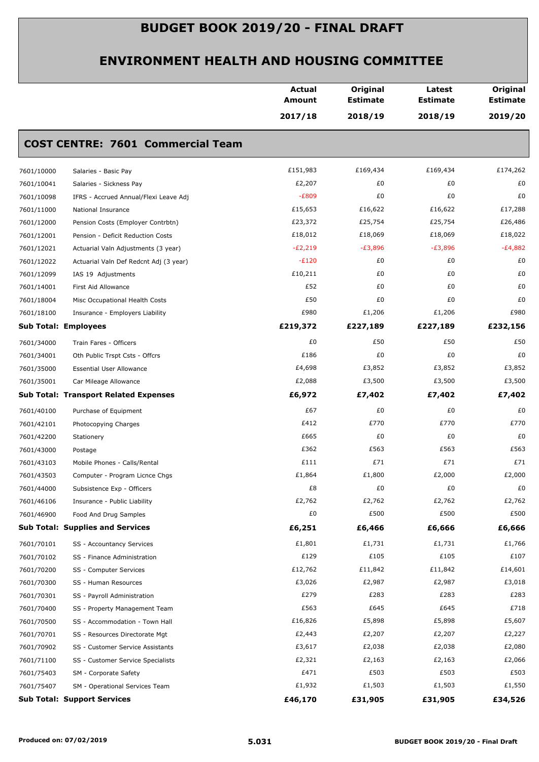# BUDGET BOOK 2019/20 - FINAL DRAFT

## ENVIRONMENT HEALTH AND HOUSING COMMITTEE

| | | Actual Amount 2017/18 | Original Estimate 2018/19 | Latest Estimate 2018/19 | Original Estimate 2019/20 |
|---|---|---|---|---|---|

### COST CENTRE: 7601 Commercial Team

| | | Actual Amount 2017/18 | Original Estimate 2018/19 | Latest Estimate 2018/19 | Original Estimate 2019/20 |
|---|---|---|---|---|---|
| 7601/10000 | Salaries - Basic Pay | £151,983 | £169,434 | £169,434 | £174,262 |
| 7601/10041 | Salaries - Sickness Pay | £2,207 | £0 | £0 | £0 |
| 7601/10098 | IFRS - Accrued Annual/Flexi Leave Adj | -£809 | £0 | £0 | £0 |
| 7601/11000 | National Insurance | £15,653 | £16,622 | £16,622 | £17,288 |
| 7601/12000 | Pension Costs (Employer Contrbtn) | £23,372 | £25,754 | £25,754 | £26,486 |
| 7601/12001 | Pension - Deficit Reduction Costs | £18,012 | £18,069 | £18,069 | £18,022 |
| 7601/12021 | Actuarial Valn Adjustments (3 year) | -£2,219 | -£3,896 | -£3,896 | -£4,882 |
| 7601/12022 | Actuarial Valn Def Redcnt Adj (3 year) | -£120 | £0 | £0 | £0 |
| 7601/12099 | IAS 19 Adjustments | £10,211 | £0 | £0 | £0 |
| 7601/14001 | First Aid Allowance | £52 | £0 | £0 | £0 |
| 7601/18004 | Misc Occupational Health Costs | £50 | £0 | £0 | £0 |
| 7601/18100 | Insurance - Employers Liability | £980 | £1,206 | £1,206 | £980 |
| **Sub Total: Employees** | | **£219,372** | **£227,189** | **£227,189** | **£232,156** |
| 7601/34000 | Train Fares - Officers | £0 | £50 | £50 | £50 |
| 7601/34001 | Oth Public Trspt Csts - Offcrs | £186 | £0 | £0 | £0 |
| 7601/35000 | Essential User Allowance | £4,698 | £3,852 | £3,852 | £3,852 |
| 7601/35001 | Car Mileage Allowance | £2,088 | £3,500 | £3,500 | £3,500 |
| **Sub Total: Transport Related Expenses** | | **£6,972** | **£7,402** | **£7,402** | **£7,402** |
| 7601/40100 | Purchase of Equipment | £67 | £0 | £0 | £0 |
| 7601/42101 | Photocopying Charges | £412 | £770 | £770 | £770 |
| 7601/42200 | Stationery | £665 | £0 | £0 | £0 |
| 7601/43000 | Postage | £362 | £563 | £563 | £563 |
| 7601/43103 | Mobile Phones - Calls/Rental | £111 | £71 | £71 | £71 |
| 7601/43503 | Computer - Program Licnce Chgs | £1,864 | £1,800 | £2,000 | £2,000 |
| 7601/44000 | Subsistence Exp - Officers | £8 | £0 | £0 | £0 |
| 7601/46106 | Insurance - Public Liability | £2,762 | £2,762 | £2,762 | £2,762 |
| 7601/46900 | Food And Drug Samples | £0 | £500 | £500 | £500 |
| **Sub Total: Supplies and Services** | | **£6,251** | **£6,466** | **£6,666** | **£6,666** |
| 7601/70101 | SS - Accountancy Services | £1,801 | £1,731 | £1,731 | £1,766 |
| 7601/70102 | SS - Finance Administration | £129 | £105 | £105 | £107 |
| 7601/70200 | SS - Computer Services | £12,762 | £11,842 | £11,842 | £14,601 |
| 7601/70300 | SS - Human Resources | £3,026 | £2,987 | £2,987 | £3,018 |
| 7601/70301 | SS - Payroll Administration | £279 | £283 | £283 | £283 |
| 7601/70400 | SS - Property Management Team | £563 | £645 | £645 | £718 |
| 7601/70500 | SS - Accommodation - Town Hall | £16,826 | £5,898 | £5,898 | £5,607 |
| 7601/70701 | SS - Resources Directorate Mgt | £2,443 | £2,207 | £2,207 | £2,227 |
| 7601/70902 | SS - Customer Service Assistants | £3,617 | £2,038 | £2,038 | £2,080 |
| 7601/71100 | SS - Customer Service Specialists | £2,321 | £2,163 | £2,163 | £2,066 |
| 7601/75403 | SM - Corporate Safety | £471 | £503 | £503 | £503 |
| 7601/75407 | SM - Operational Services Team | £1,932 | £1,503 | £1,503 | £1,550 |
| **Sub Total: Support Services** | | **£46,170** | **£31,905** | **£31,905** | **£34,526** |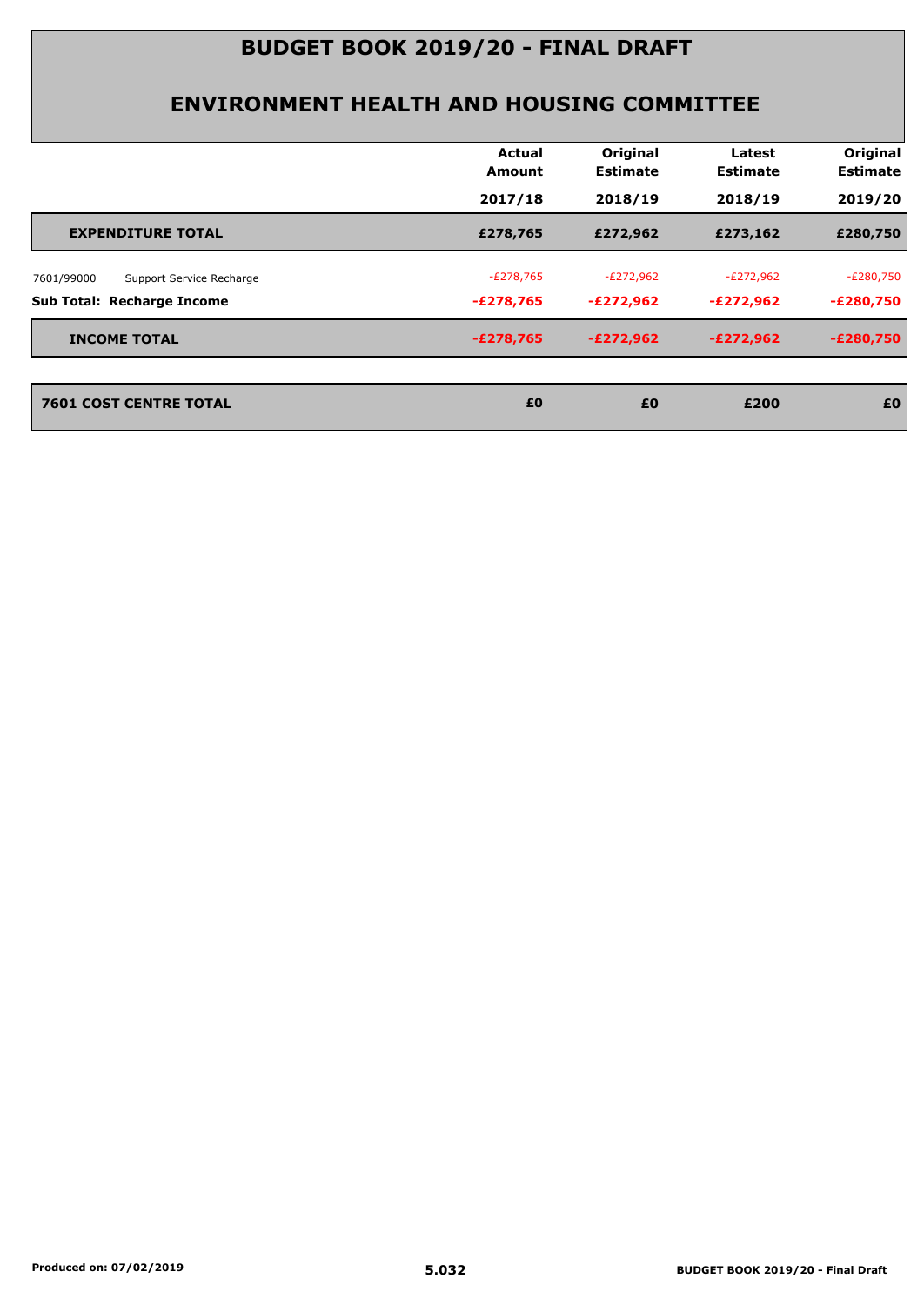# BUDGET BOOK 2019/20 - FINAL DRAFT

## ENVIRONMENT HEALTH AND HOUSING COMMITTEE

| | Actual Amount 2017/18 | Original Estimate 2018/19 | Latest Estimate 2018/19 | Original Estimate 2019/20 |
|---|---|---|---|---|
| **EXPENDITURE TOTAL** | **£278,765** | **£272,962** | **£273,162** | **£280,750** |
| 7601/99000 Support Service Recharge | -£278,765 | -£272,962 | -£272,962 | -£280,750 |
| **Sub Total: Recharge Income** | **-£278,765** | **-£272,962** | **-£272,962** | **-£280,750** |
| **INCOME TOTAL** | **-£278,765** | **-£272,962** | **-£272,962** | **-£280,750** |
| **7601 COST CENTRE TOTAL** | **£0** | **£0** | **£200** | **£0** |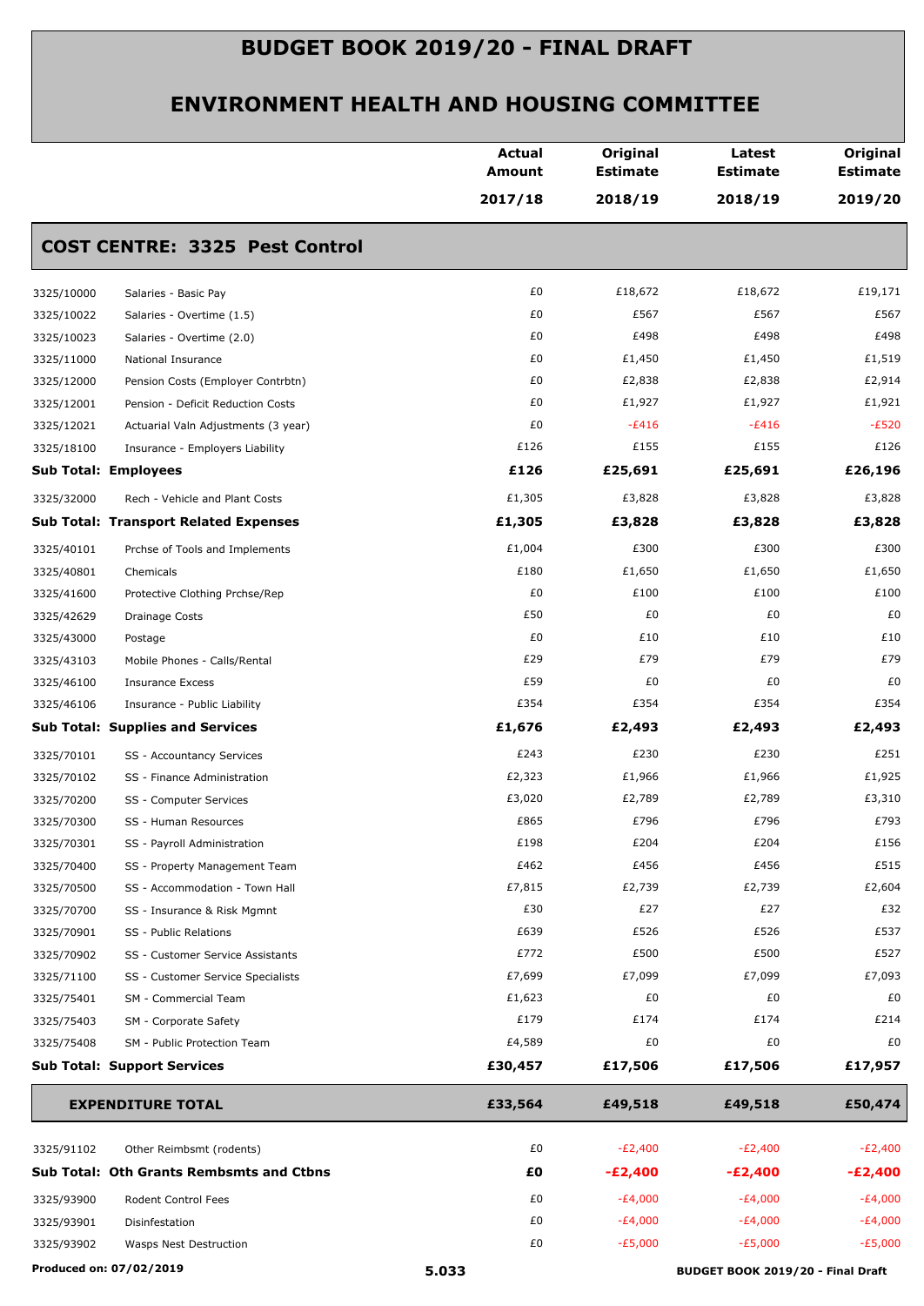# BUDGET BOOK 2019/20 - FINAL DRAFT

## ENVIRONMENT HEALTH AND HOUSING COMMITTEE

| | | Actual Amount 2017/18 | Original Estimate 2018/19 | Latest Estimate 2018/19 | Original Estimate 2019/20 |
|---|---|---|---|---|---|
| **COST CENTRE: 3325 Pest Control** | | | | | |
| 3325/10000 | Salaries - Basic Pay | £0 | £18,672 | £18,672 | £19,171 |
| 3325/10022 | Salaries - Overtime (1.5) | £0 | £567 | £567 | £567 |
| 3325/10023 | Salaries - Overtime (2.0) | £0 | £498 | £498 | £498 |
| 3325/11000 | National Insurance | £0 | £1,450 | £1,450 | £1,519 |
| 3325/12000 | Pension Costs (Employer Contrbtn) | £0 | £2,838 | £2,838 | £2,914 |
| 3325/12001 | Pension - Deficit Reduction Costs | £0 | £1,927 | £1,927 | £1,921 |
| 3325/12021 | Actuarial Valn Adjustments (3 year) | £0 | -£416 | -£416 | -£520 |
| 3325/18100 | Insurance - Employers Liability | £126 | £155 | £155 | £126 |
| **Sub Total: Employees** | | **£126** | **£25,691** | **£25,691** | **£26,196** |
| 3325/32000 | Rech - Vehicle and Plant Costs | £1,305 | £3,828 | £3,828 | £3,828 |
| **Sub Total: Transport Related Expenses** | | **£1,305** | **£3,828** | **£3,828** | **£3,828** |
| 3325/40101 | Prchse of Tools and Implements | £1,004 | £300 | £300 | £300 |
| 3325/40801 | Chemicals | £180 | £1,650 | £1,650 | £1,650 |
| 3325/41600 | Protective Clothing Prchse/Rep | £0 | £100 | £100 | £100 |
| 3325/42629 | Drainage Costs | £50 | £0 | £0 | £0 |
| 3325/43000 | Postage | £0 | £10 | £10 | £10 |
| 3325/43103 | Mobile Phones - Calls/Rental | £29 | £79 | £79 | £79 |
| 3325/46100 | Insurance Excess | £59 | £0 | £0 | £0 |
| 3325/46106 | Insurance - Public Liability | £354 | £354 | £354 | £354 |
| **Sub Total: Supplies and Services** | | **£1,676** | **£2,493** | **£2,493** | **£2,493** |
| 3325/70101 | SS - Accountancy Services | £243 | £230 | £230 | £251 |
| 3325/70102 | SS - Finance Administration | £2,323 | £1,966 | £1,966 | £1,925 |
| 3325/70200 | SS - Computer Services | £3,020 | £2,789 | £2,789 | £3,310 |
| 3325/70300 | SS - Human Resources | £865 | £796 | £796 | £793 |
| 3325/70301 | SS - Payroll Administration | £198 | £204 | £204 | £156 |
| 3325/70400 | SS - Property Management Team | £462 | £456 | £456 | £515 |
| 3325/70500 | SS - Accommodation - Town Hall | £7,815 | £2,739 | £2,739 | £2,604 |
| 3325/70700 | SS - Insurance & Risk Mgmnt | £30 | £27 | £27 | £32 |
| 3325/70901 | SS - Public Relations | £639 | £526 | £526 | £537 |
| 3325/70902 | SS - Customer Service Assistants | £772 | £500 | £500 | £527 |
| 3325/71100 | SS - Customer Service Specialists | £7,699 | £7,099 | £7,099 | £7,093 |
| 3325/75401 | SM - Commercial Team | £1,623 | £0 | £0 | £0 |
| 3325/75403 | SM - Corporate Safety | £179 | £174 | £174 | £214 |
| 3325/75408 | SM - Public Protection Team | £4,589 | £0 | £0 | £0 |
| **Sub Total: Support Services** | | **£30,457** | **£17,506** | **£17,506** | **£17,957** |
| **EXPENDITURE TOTAL** | | **£33,564** | **£49,518** | **£49,518** | **£50,474** |
| 3325/91102 | Other Reimbsmt (rodents) | £0 | -£2,400 | -£2,400 | -£2,400 |
| **Sub Total: Oth Grants Rembsmts and Ctbns** | | **£0** | **-£2,400** | **-£2,400** | **-£2,400** |
| 3325/93900 | Rodent Control Fees | £0 | -£4,000 | -£4,000 | -£4,000 |
| 3325/93901 | Disinfestation | £0 | -£4,000 | -£4,000 | -£4,000 |
| 3325/93902 | Wasps Nest Destruction | £0 | -£5,000 | -£5,000 | -£5,000 |

Produced on: 07/02/2019

5.033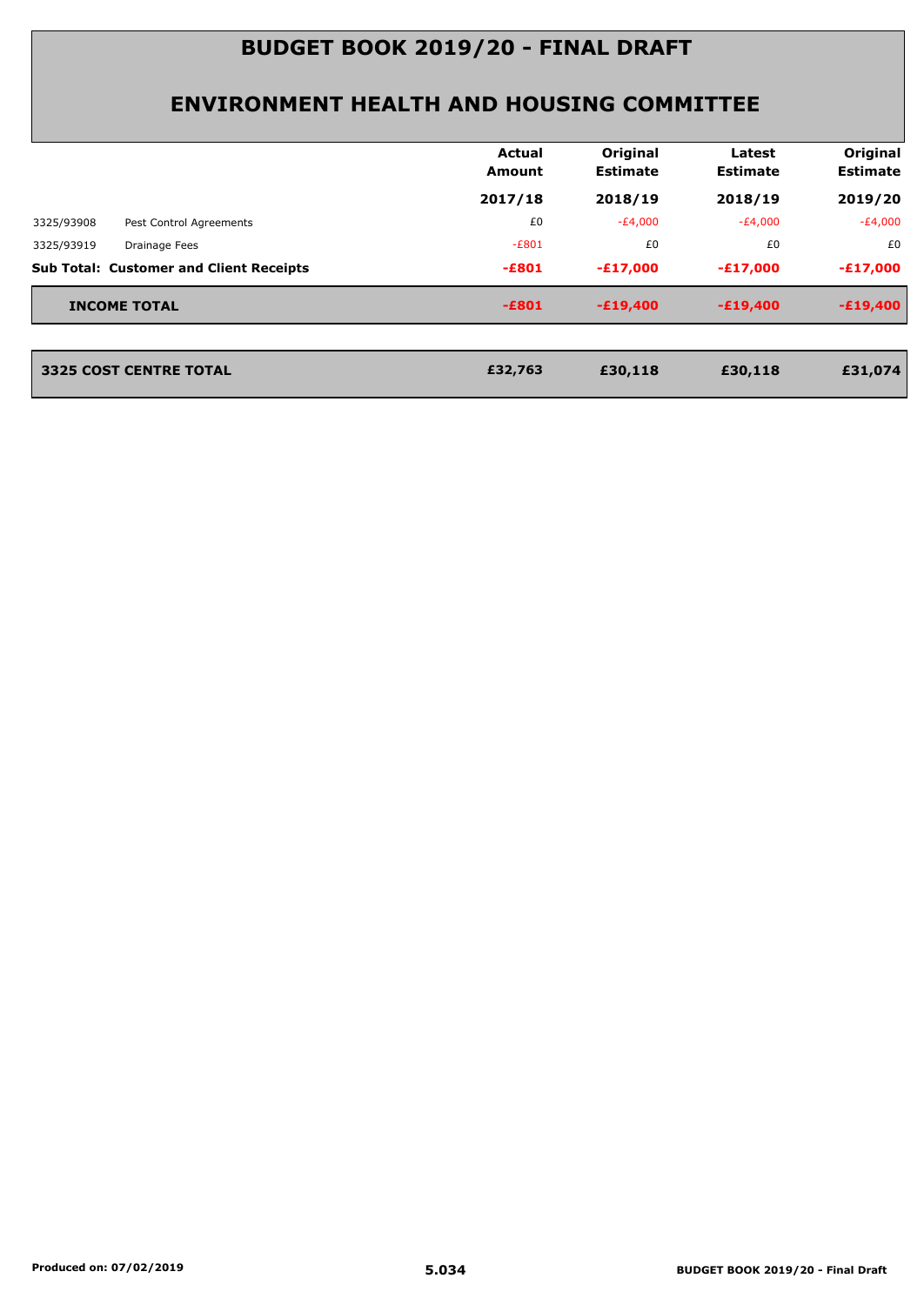# BUDGET BOOK 2019/20 - FINAL DRAFT

## ENVIRONMENT HEALTH AND HOUSING COMMITTEE

| | | Actual Amount | Original Estimate | Latest Estimate | Original Estimate |
|---|---|---|---|---|---|
| | | 2017/18 | 2018/19 | 2018/19 | 2019/20 |
| 3325/93908 | Pest Control Agreements | £0 | -£4,000 | -£4,000 | -£4,000 |
| 3325/93919 | Drainage Fees | -£801 | £0 | £0 | £0 |
| **Sub Total: Customer and Client Receipts** | | **-£801** | **-£17,000** | **-£17,000** | **-£17,000** |
| **INCOME TOTAL** | | **-£801** | **-£19,400** | **-£19,400** | **-£19,400** |
| **3325 COST CENTRE TOTAL** | | **£32,763** | **£30,118** | **£30,118** | **£31,074** |

**Produced on: 07/02/2019**

**5.034**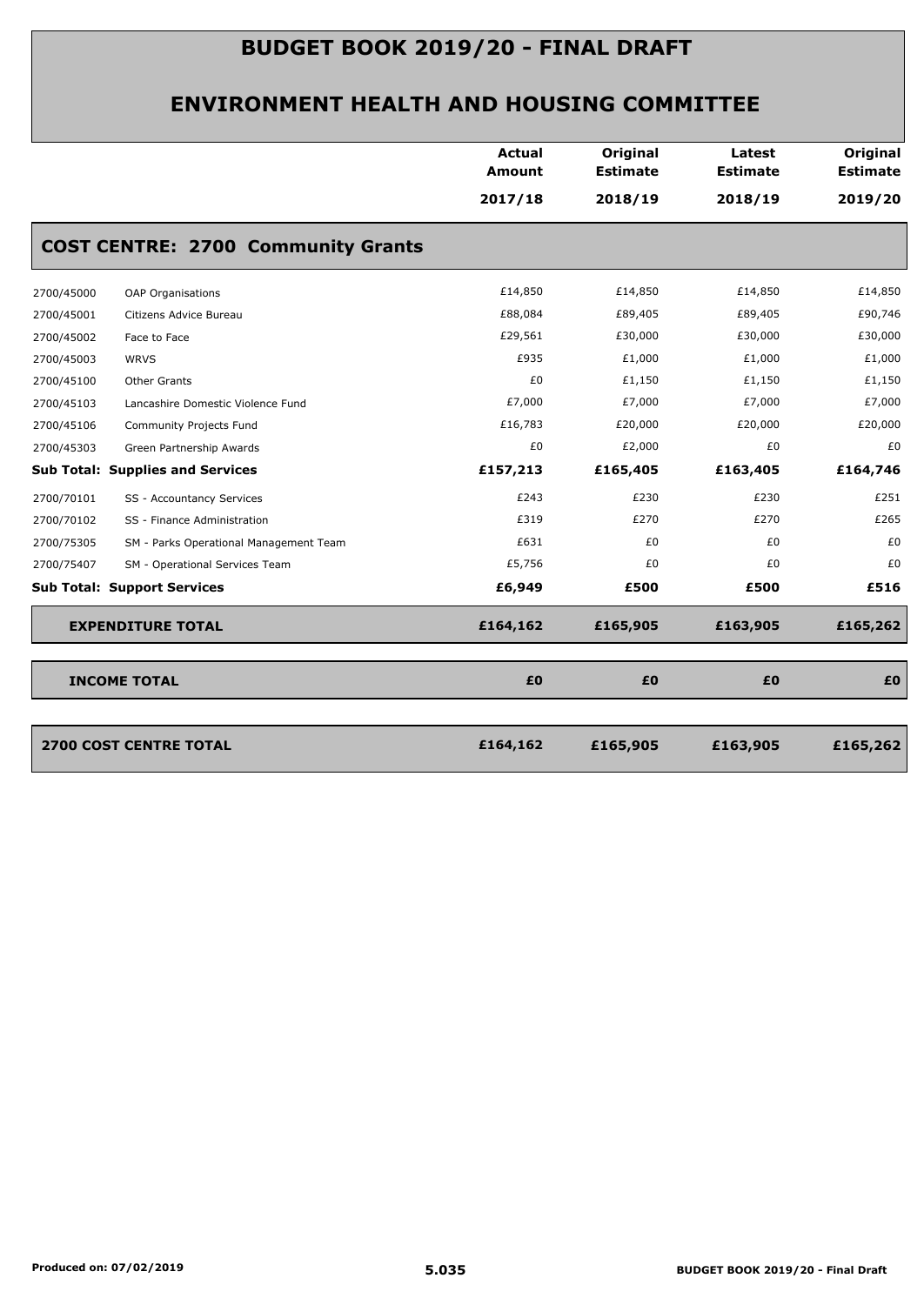# BUDGET BOOK 2019/20 - FINAL DRAFT

## ENVIRONMENT HEALTH AND HOUSING COMMITTEE

| | | Actual Amount 2017/18 | Original Estimate 2018/19 | Latest Estimate 2018/19 | Original Estimate 2019/20 |
|---|---|---|---|---|---|
| **COST CENTRE: 2700 Community Grants** | | | | | |
| 2700/45000 | OAP Organisations | £14,850 | £14,850 | £14,850 | £14,850 |
| 2700/45001 | Citizens Advice Bureau | £88,084 | £89,405 | £89,405 | £90,746 |
| 2700/45002 | Face to Face | £29,561 | £30,000 | £30,000 | £30,000 |
| 2700/45003 | WRVS | £935 | £1,000 | £1,000 | £1,000 |
| 2700/45100 | Other Grants | £0 | £1,150 | £1,150 | £1,150 |
| 2700/45103 | Lancashire Domestic Violence Fund | £7,000 | £7,000 | £7,000 | £7,000 |
| 2700/45106 | Community Projects Fund | £16,783 | £20,000 | £20,000 | £20,000 |
| 2700/45303 | Green Partnership Awards | £0 | £2,000 | £0 | £0 |
| **Sub Total: Supplies and Services** | | **£157,213** | **£165,405** | **£163,405** | **£164,746** |
| 2700/70101 | SS - Accountancy Services | £243 | £230 | £230 | £251 |
| 2700/70102 | SS - Finance Administration | £319 | £270 | £270 | £265 |
| 2700/75305 | SM - Parks Operational Management Team | £631 | £0 | £0 | £0 |
| 2700/75407 | SM - Operational Services Team | £5,756 | £0 | £0 | £0 |
| **Sub Total: Support Services** | | **£6,949** | **£500** | **£500** | **£516** |
| **EXPENDITURE TOTAL** | | **£164,162** | **£165,905** | **£163,905** | **£165,262** |
| **INCOME TOTAL** | | **£0** | **£0** | **£0** | **£0** |
| **2700 COST CENTRE TOTAL** | | **£164,162** | **£165,905** | **£163,905** | **£165,262** |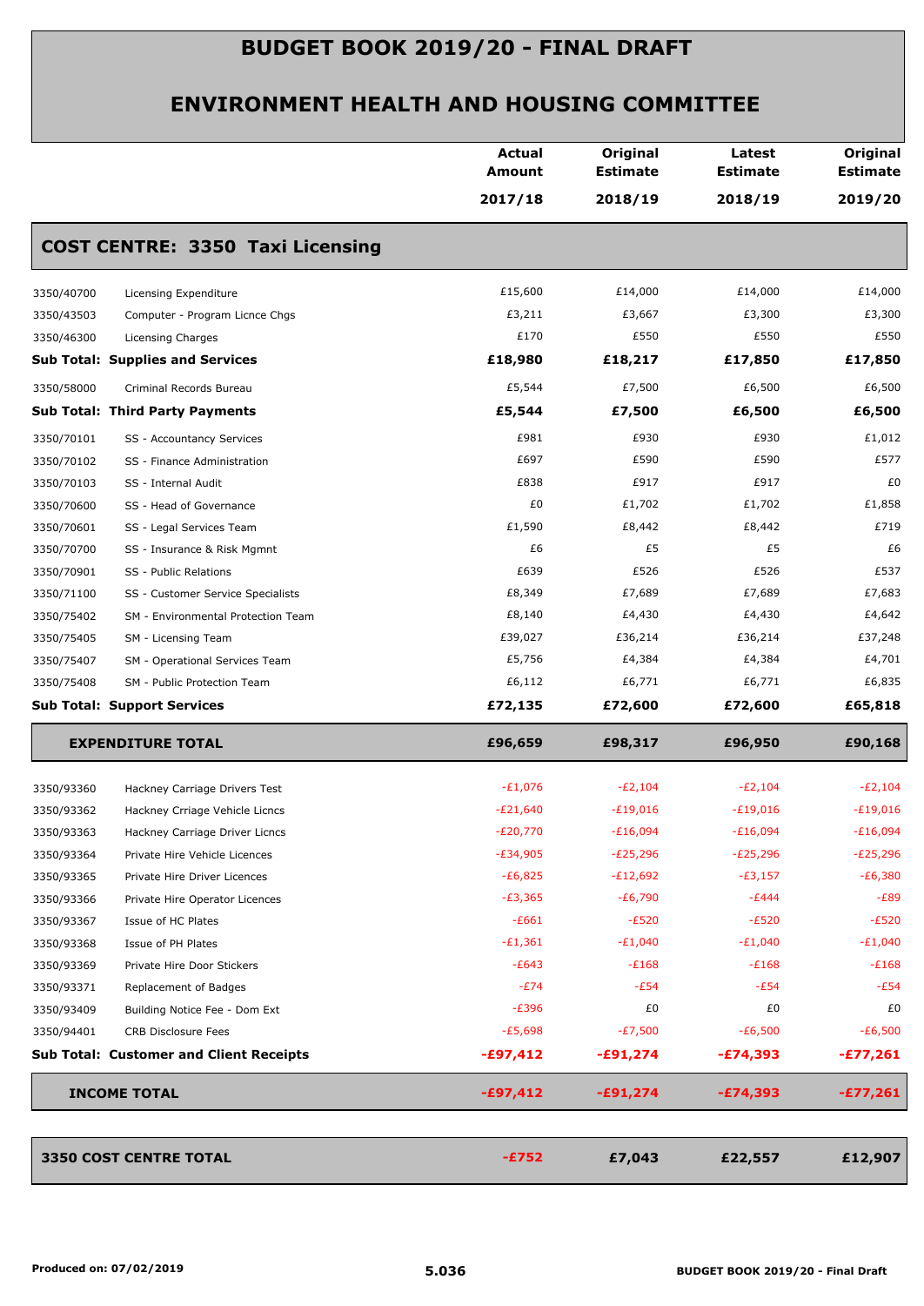# BUDGET BOOK 2019/20 - FINAL DRAFT

## ENVIRONMENT HEALTH AND HOUSING COMMITTEE

| | | Actual Amount 2017/18 | Original Estimate 2018/19 | Latest Estimate 2018/19 | Original Estimate 2019/20 |
|---|---|---|---|---|---|
| **COST CENTRE: 3350 Taxi Licensing** | | | | | |
| 3350/40700 | Licensing Expenditure | £15,600 | £14,000 | £14,000 | £14,000 |
| 3350/43503 | Computer - Program Licnce Chgs | £3,211 | £3,667 | £3,300 | £3,300 |
| 3350/46300 | Licensing Charges | £170 | £550 | £550 | £550 |
| **Sub Total: Supplies and Services** | | **£18,980** | **£18,217** | **£17,850** | **£17,850** |
| 3350/58000 | Criminal Records Bureau | £5,544 | £7,500 | £6,500 | £6,500 |
| **Sub Total: Third Party Payments** | | **£5,544** | **£7,500** | **£6,500** | **£6,500** |
| 3350/70101 | SS - Accountancy Services | £981 | £930 | £930 | £1,012 |
| 3350/70102 | SS - Finance Administration | £697 | £590 | £590 | £577 |
| 3350/70103 | SS - Internal Audit | £838 | £917 | £917 | £0 |
| 3350/70600 | SS - Head of Governance | £0 | £1,702 | £1,702 | £1,858 |
| 3350/70601 | SS - Legal Services Team | £1,590 | £8,442 | £8,442 | £719 |
| 3350/70700 | SS - Insurance & Risk Mgmnt | £6 | £5 | £5 | £6 |
| 3350/70901 | SS - Public Relations | £639 | £526 | £526 | £537 |
| 3350/71100 | SS - Customer Service Specialists | £8,349 | £7,689 | £7,689 | £7,683 |
| 3350/75402 | SM - Environmental Protection Team | £8,140 | £4,430 | £4,430 | £4,642 |
| 3350/75405 | SM - Licensing Team | £39,027 | £36,214 | £36,214 | £37,248 |
| 3350/75407 | SM - Operational Services Team | £5,756 | £4,384 | £4,384 | £4,701 |
| 3350/75408 | SM - Public Protection Team | £6,112 | £6,771 | £6,771 | £6,835 |
| **Sub Total: Support Services** | | **£72,135** | **£72,600** | **£72,600** | **£65,818** |
| **EXPENDITURE TOTAL** | | **£96,659** | **£98,317** | **£96,950** | **£90,168** |
| 3350/93360 | Hackney Carriage Drivers Test | -£1,076 | -£2,104 | -£2,104 | -£2,104 |
| 3350/93362 | Hackney Crriage Vehicle Licncs | -£21,640 | -£19,016 | -£19,016 | -£19,016 |
| 3350/93363 | Hackney Carriage Driver Licncs | -£20,770 | -£16,094 | -£16,094 | -£16,094 |
| 3350/93364 | Private Hire Vehicle Licences | -£34,905 | -£25,296 | -£25,296 | -£25,296 |
| 3350/93365 | Private Hire Driver Licences | -£6,825 | -£12,692 | -£3,157 | -£6,380 |
| 3350/93366 | Private Hire Operator Licences | -£3,365 | -£6,790 | -£444 | -£89 |
| 3350/93367 | Issue of HC Plates | -£661 | -£520 | -£520 | -£520 |
| 3350/93368 | Issue of PH Plates | -£1,361 | -£1,040 | -£1,040 | -£1,040 |
| 3350/93369 | Private Hire Door Stickers | -£643 | -£168 | -£168 | -£168 |
| 3350/93371 | Replacement of Badges | -£74 | -£54 | -£54 | -£54 |
| 3350/93409 | Building Notice Fee - Dom Ext | -£396 | £0 | £0 | £0 |
| 3350/94401 | CRB Disclosure Fees | -£5,698 | -£7,500 | -£6,500 | -£6,500 |
| **Sub Total: Customer and Client Receipts** | | **-£97,412** | **-£91,274** | **-£74,393** | **-£77,261** |
| **INCOME TOTAL** | | **-£97,412** | **-£91,274** | **-£74,393** | **-£77,261** |
| **3350 COST CENTRE TOTAL** | | **-£752** | **£7,043** | **£22,557** | **£12,907** |

Produced on: 07/02/2019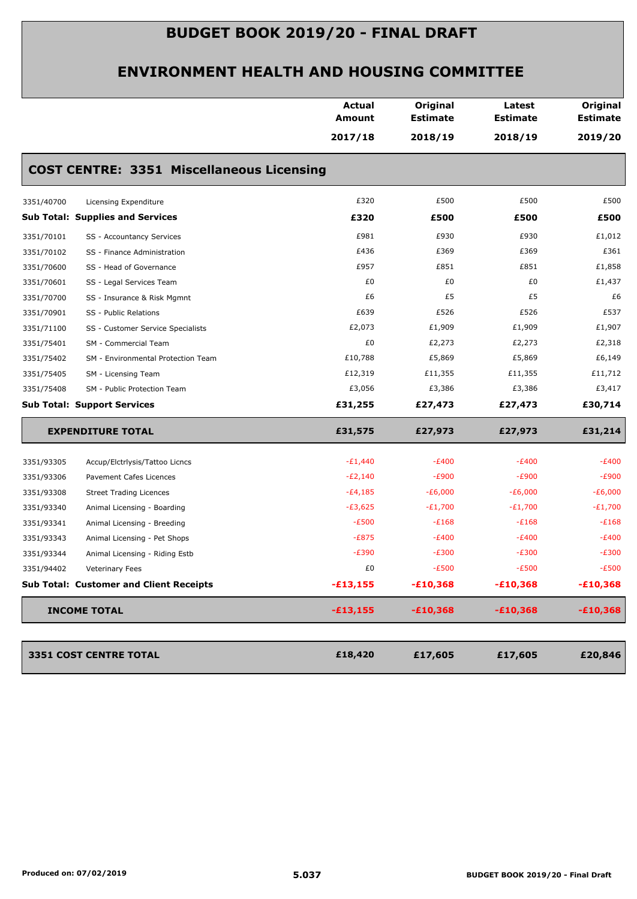# BUDGET BOOK 2019/20 - FINAL DRAFT

## ENVIRONMENT HEALTH AND HOUSING COMMITTEE

### COST CENTRE: 3351 Miscellaneous Licensing

| | | Actual Amount 2017/18 | Original Estimate 2018/19 | Latest Estimate 2018/19 | Original Estimate 2019/20 |
|---|---|---|---|---|---|
| 3351/40700 | Licensing Expenditure | £320 | £500 | £500 | £500 |
| **Sub Total: Supplies and Services** | | **£320** | **£500** | **£500** | **£500** |
| 3351/70101 | SS - Accountancy Services | £981 | £930 | £930 | £1,012 |
| 3351/70102 | SS - Finance Administration | £436 | £369 | £369 | £361 |
| 3351/70600 | SS - Head of Governance | £957 | £851 | £851 | £1,858 |
| 3351/70601 | SS - Legal Services Team | £0 | £0 | £0 | £1,437 |
| 3351/70700 | SS - Insurance & Risk Mgmnt | £6 | £5 | £5 | £6 |
| 3351/70901 | SS - Public Relations | £639 | £526 | £526 | £537 |
| 3351/71100 | SS - Customer Service Specialists | £2,073 | £1,909 | £1,909 | £1,907 |
| 3351/75401 | SM - Commercial Team | £0 | £2,273 | £2,273 | £2,318 |
| 3351/75402 | SM - Environmental Protection Team | £10,788 | £5,869 | £5,869 | £6,149 |
| 3351/75405 | SM - Licensing Team | £12,319 | £11,355 | £11,355 | £11,712 |
| 3351/75408 | SM - Public Protection Team | £3,056 | £3,386 | £3,386 | £3,417 |
| **Sub Total: Support Services** | | **£31,255** | **£27,473** | **£27,473** | **£30,714** |
| **EXPENDITURE TOTAL** | | **£31,575** | **£27,973** | **£27,973** | **£31,214** |
| 3351/93305 | Accup/Elctrlysis/Tattoo Licncs | -£1,440 | -£400 | -£400 | -£400 |
| 3351/93306 | Pavement Cafes Licences | -£2,140 | -£900 | -£900 | -£900 |
| 3351/93308 | Street Trading Licences | -£4,185 | -£6,000 | -£6,000 | -£6,000 |
| 3351/93340 | Animal Licensing - Boarding | -£3,625 | -£1,700 | -£1,700 | -£1,700 |
| 3351/93341 | Animal Licensing - Breeding | -£500 | -£168 | -£168 | -£168 |
| 3351/93343 | Animal Licensing - Pet Shops | -£875 | -£400 | -£400 | -£400 |
| 3351/93344 | Animal Licensing - Riding Estb | -£390 | -£300 | -£300 | -£300 |
| 3351/94402 | Veterinary Fees | £0 | -£500 | -£500 | -£500 |
| **Sub Total: Customer and Client Receipts** | | **-£13,155** | **-£10,368** | **-£10,368** | **-£10,368** |
| **INCOME TOTAL** | | **-£13,155** | **-£10,368** | **-£10,368** | **-£10,368** |
| **3351 COST CENTRE TOTAL** | | **£18,420** | **£17,605** | **£17,605** | **£20,846** |

Produced on: 07/02/2019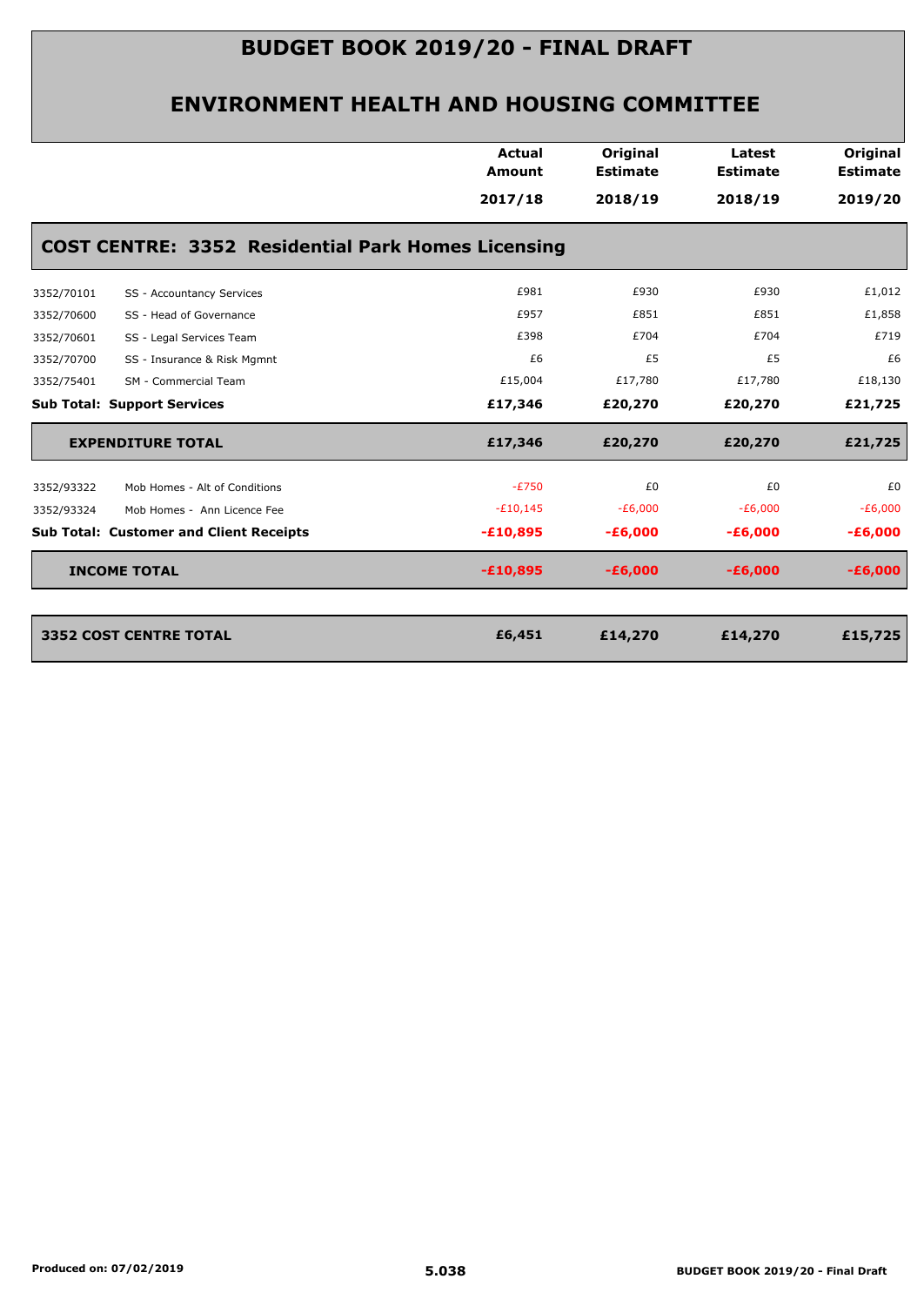# BUDGET BOOK 2019/20 - FINAL DRAFT

## ENVIRONMENT HEALTH AND HOUSING COMMITTEE

### COST CENTRE: 3352 Residential Park Homes Licensing

| | | Actual Amount 2017/18 | Original Estimate 2018/19 | Latest Estimate 2018/19 | Original Estimate 2019/20 |
|---|---|---|---|---|---|
| 3352/70101 | SS - Accountancy Services | £981 | £930 | £930 | £1,012 |
| 3352/70600 | SS - Head of Governance | £957 | £851 | £851 | £1,858 |
| 3352/70601 | SS - Legal Services Team | £398 | £704 | £704 | £719 |
| 3352/70700 | SS - Insurance & Risk Mgmnt | £6 | £5 | £5 | £6 |
| 3352/75401 | SM - Commercial Team | £15,004 | £17,780 | £17,780 | £18,130 |
| **Sub Total: Support Services** | | **£17,346** | **£20,270** | **£20,270** | **£21,725** |
| **EXPENDITURE TOTAL** | | **£17,346** | **£20,270** | **£20,270** | **£21,725** |
| 3352/93322 | Mob Homes - Alt of Conditions | -£750 | £0 | £0 | £0 |
| 3352/93324 | Mob Homes - Ann Licence Fee | -£10,145 | -£6,000 | -£6,000 | -£6,000 |
| **Sub Total: Customer and Client Receipts** | | **-£10,895** | **-£6,000** | **-£6,000** | **-£6,000** |
| **INCOME TOTAL** | | **-£10,895** | **-£6,000** | **-£6,000** | **-£6,000** |
| **3352 COST CENTRE TOTAL** | | **£6,451** | **£14,270** | **£14,270** | **£15,725** |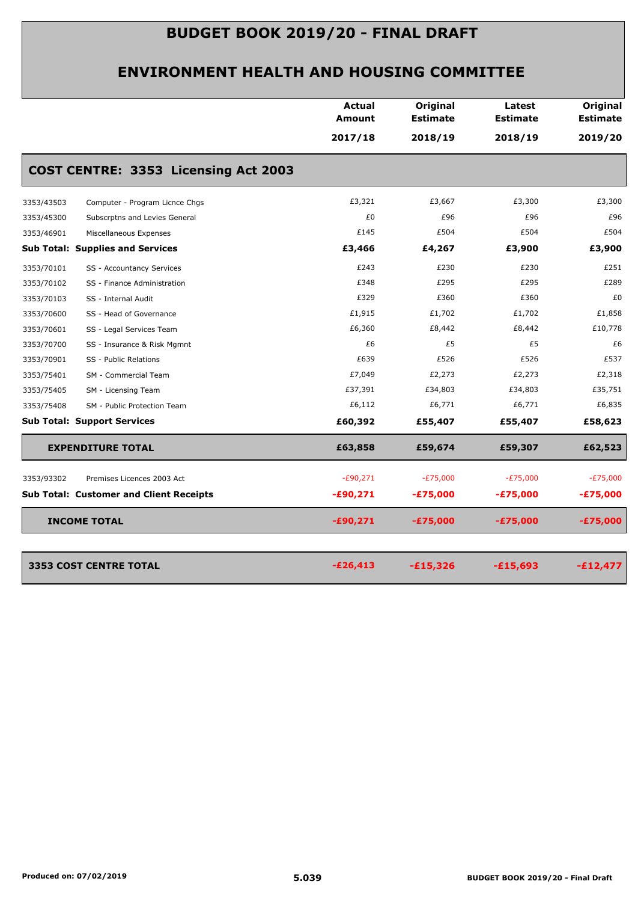# BUDGET BOOK 2019/20 - FINAL DRAFT

## ENVIRONMENT HEALTH AND HOUSING COMMITTEE

## COST CENTRE: 3353 Licensing Act 2003

| | | Actual Amount 2017/18 | Original Estimate 2018/19 | Latest Estimate 2018/19 | Original Estimate 2019/20 |
|---|---|---|---|---|---|
| 3353/43503 | Computer - Program Licnce Chgs | £3,321 | £3,667 | £3,300 | £3,300 |
| 3353/45300 | Subscrptns and Levies General | £0 | £96 | £96 | £96 |
| 3353/46901 | Miscellaneous Expenses | £145 | £504 | £504 | £504 |
| **Sub Total: Supplies and Services** | | **£3,466** | **£4,267** | **£3,900** | **£3,900** |
| 3353/70101 | SS - Accountancy Services | £243 | £230 | £230 | £251 |
| 3353/70102 | SS - Finance Administration | £348 | £295 | £295 | £289 |
| 3353/70103 | SS - Internal Audit | £329 | £360 | £360 | £0 |
| 3353/70600 | SS - Head of Governance | £1,915 | £1,702 | £1,702 | £1,858 |
| 3353/70601 | SS - Legal Services Team | £6,360 | £8,442 | £8,442 | £10,778 |
| 3353/70700 | SS - Insurance & Risk Mgmnt | £6 | £5 | £5 | £6 |
| 3353/70901 | SS - Public Relations | £639 | £526 | £526 | £537 |
| 3353/75401 | SM - Commercial Team | £7,049 | £2,273 | £2,273 | £2,318 |
| 3353/75405 | SM - Licensing Team | £37,391 | £34,803 | £34,803 | £35,751 |
| 3353/75408 | SM - Public Protection Team | £6,112 | £6,771 | £6,771 | £6,835 |
| **Sub Total: Support Services** | | **£60,392** | **£55,407** | **£55,407** | **£58,623** |
| **EXPENDITURE TOTAL** | | **£63,858** | **£59,674** | **£59,307** | **£62,523** |
| 3353/93302 | Premises Licences 2003 Act | -£90,271 | -£75,000 | -£75,000 | -£75,000 |
| **Sub Total: Customer and Client Receipts** | | **-£90,271** | **-£75,000** | **-£75,000** | **-£75,000** |
| **INCOME TOTAL** | | **-£90,271** | **-£75,000** | **-£75,000** | **-£75,000** |
| **3353 COST CENTRE TOTAL** | | **-£26,413** | **-£15,326** | **-£15,693** | **-£12,477** |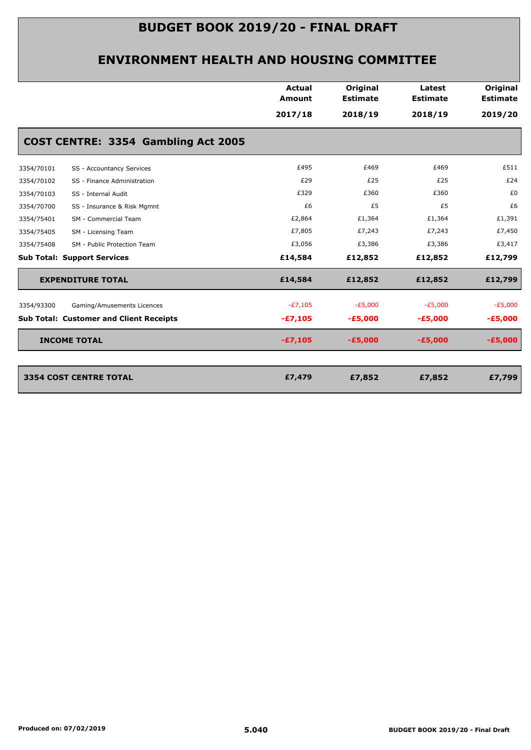# BUDGET BOOK 2019/20 - FINAL DRAFT

## ENVIRONMENT HEALTH AND HOUSING COMMITTEE

| | | Actual Amount 2017/18 | Original Estimate 2018/19 | Latest Estimate 2018/19 | Original Estimate 2019/20 |
|---|---|---|---|---|---|
| **COST CENTRE: 3354 Gambling Act 2005** | | | | | |
| 3354/70101 | SS - Accountancy Services | £495 | £469 | £469 | £511 |
| 3354/70102 | SS - Finance Administration | £29 | £25 | £25 | £24 |
| 3354/70103 | SS - Internal Audit | £329 | £360 | £360 | £0 |
| 3354/70700 | SS - Insurance & Risk Mgmnt | £6 | £5 | £5 | £6 |
| 3354/75401 | SM - Commercial Team | £2,864 | £1,364 | £1,364 | £1,391 |
| 3354/75405 | SM - Licensing Team | £7,805 | £7,243 | £7,243 | £7,450 |
| 3354/75408 | SM - Public Protection Team | £3,056 | £3,386 | £3,386 | £3,417 |
| **Sub Total: Support Services** | | **£14,584** | **£12,852** | **£12,852** | **£12,799** |
| **EXPENDITURE TOTAL** | | **£14,584** | **£12,852** | **£12,852** | **£12,799** |
| 3354/93300 | Gaming/Amusements Licences | -£7,105 | -£5,000 | -£5,000 | -£5,000 |
| **Sub Total: Customer and Client Receipts** | | **-£7,105** | **-£5,000** | **-£5,000** | **-£5,000** |
| **INCOME TOTAL** | | **-£7,105** | **-£5,000** | **-£5,000** | **-£5,000** |
| **3354 COST CENTRE TOTAL** | | **£7,479** | **£7,852** | **£7,852** | **£7,799** |

Produced on: 07/02/2019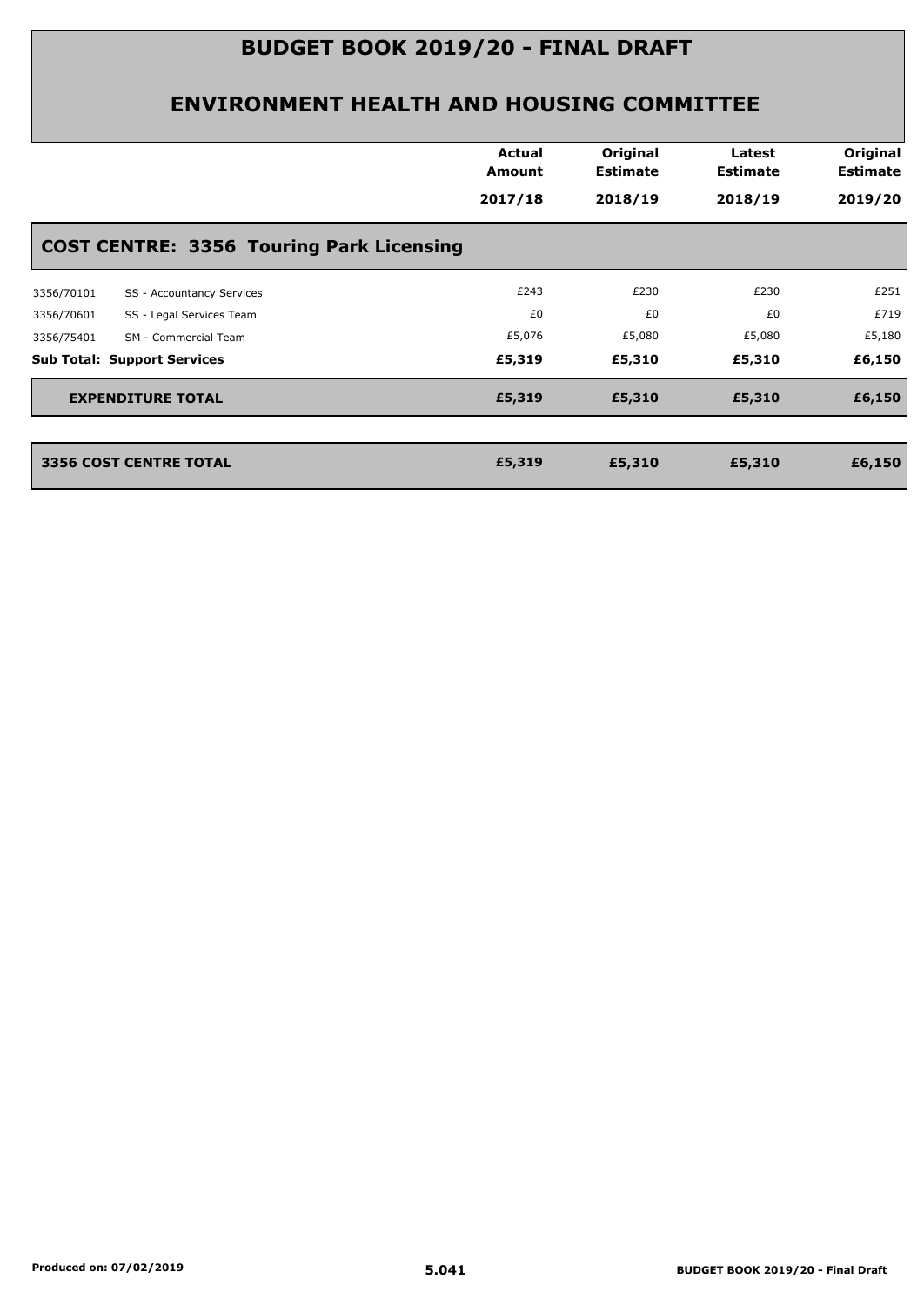# BUDGET BOOK 2019/20 - FINAL DRAFT

## ENVIRONMENT HEALTH AND HOUSING COMMITTEE

| | | Actual Amount 2017/18 | Original Estimate 2018/19 | Latest Estimate 2018/19 | Original Estimate 2019/20 |
|---|---|---|---|---|---|
| **COST CENTRE: 3356 Touring Park Licensing** | | | | | |
| 3356/70101 | SS - Accountancy Services | £243 | £230 | £230 | £251 |
| 3356/70601 | SS - Legal Services Team | £0 | £0 | £0 | £719 |
| 3356/75401 | SM - Commercial Team | £5,076 | £5,080 | £5,080 | £5,180 |
| **Sub Total: Support Services** | | **£5,319** | **£5,310** | **£5,310** | **£6,150** |
| **EXPENDITURE TOTAL** | | **£5,319** | **£5,310** | **£5,310** | **£6,150** |
| **3356 COST CENTRE TOTAL** | | **£5,319** | **£5,310** | **£5,310** | **£6,150** |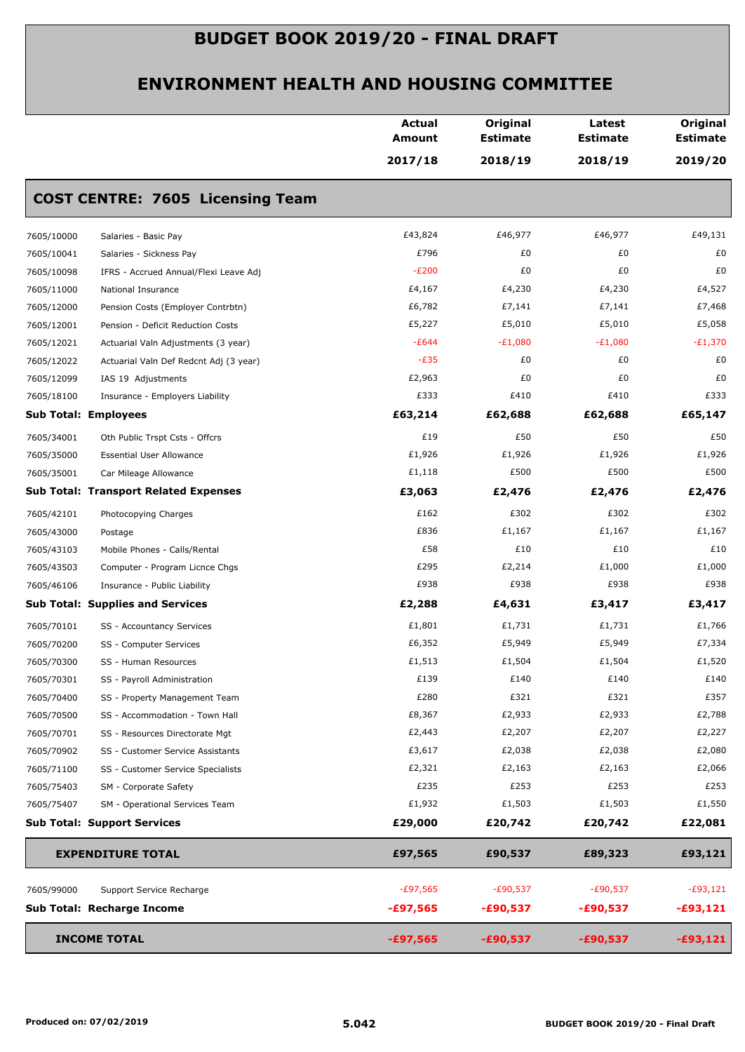# BUDGET BOOK 2019/20 - FINAL DRAFT

## ENVIRONMENT HEALTH AND HOUSING COMMITTEE

| | | Actual Amount 2017/18 | Original Estimate 2018/19 | Latest Estimate 2018/19 | Original Estimate 2019/20 |
|---|---|---|---|---|---|
| **COST CENTRE: 7605 Licensing Team** | | | | | |
| 7605/10000 | Salaries - Basic Pay | £43,824 | £46,977 | £46,977 | £49,131 |
| 7605/10041 | Salaries - Sickness Pay | £796 | £0 | £0 | £0 |
| 7605/10098 | IFRS - Accrued Annual/Flexi Leave Adj | -£200 | £0 | £0 | £0 |
| 7605/11000 | National Insurance | £4,167 | £4,230 | £4,230 | £4,527 |
| 7605/12000 | Pension Costs (Employer Contrbtn) | £6,782 | £7,141 | £7,141 | £7,468 |
| 7605/12001 | Pension - Deficit Reduction Costs | £5,227 | £5,010 | £5,010 | £5,058 |
| 7605/12021 | Actuarial Valn Adjustments (3 year) | -£644 | -£1,080 | -£1,080 | -£1,370 |
| 7605/12022 | Actuarial Valn Def Redcnt Adj (3 year) | -£35 | £0 | £0 | £0 |
| 7605/12099 | IAS 19 Adjustments | £2,963 | £0 | £0 | £0 |
| 7605/18100 | Insurance - Employers Liability | £333 | £410 | £410 | £333 |
| **Sub Total: Employees** | | **£63,214** | **£62,688** | **£62,688** | **£65,147** |
| 7605/34001 | Oth Public Trspt Csts - Offcrs | £19 | £50 | £50 | £50 |
| 7605/35000 | Essential User Allowance | £1,926 | £1,926 | £1,926 | £1,926 |
| 7605/35001 | Car Mileage Allowance | £1,118 | £500 | £500 | £500 |
| **Sub Total: Transport Related Expenses** | | **£3,063** | **£2,476** | **£2,476** | **£2,476** |
| 7605/42101 | Photocopying Charges | £162 | £302 | £302 | £302 |
| 7605/43000 | Postage | £836 | £1,167 | £1,167 | £1,167 |
| 7605/43103 | Mobile Phones - Calls/Rental | £58 | £10 | £10 | £10 |
| 7605/43503 | Computer - Program Licnce Chgs | £295 | £2,214 | £1,000 | £1,000 |
| 7605/46106 | Insurance - Public Liability | £938 | £938 | £938 | £938 |
| **Sub Total: Supplies and Services** | | **£2,288** | **£4,631** | **£3,417** | **£3,417** |
| 7605/70101 | SS - Accountancy Services | £1,801 | £1,731 | £1,731 | £1,766 |
| 7605/70200 | SS - Computer Services | £6,352 | £5,949 | £5,949 | £7,334 |
| 7605/70300 | SS - Human Resources | £1,513 | £1,504 | £1,504 | £1,520 |
| 7605/70301 | SS - Payroll Administration | £139 | £140 | £140 | £140 |
| 7605/70400 | SS - Property Management Team | £280 | £321 | £321 | £357 |
| 7605/70500 | SS - Accommodation - Town Hall | £8,367 | £2,933 | £2,933 | £2,788 |
| 7605/70701 | SS - Resources Directorate Mgt | £2,443 | £2,207 | £2,207 | £2,227 |
| 7605/70902 | SS - Customer Service Assistants | £3,617 | £2,038 | £2,038 | £2,080 |
| 7605/71100 | SS - Customer Service Specialists | £2,321 | £2,163 | £2,163 | £2,066 |
| 7605/75403 | SM - Corporate Safety | £235 | £253 | £253 | £253 |
| 7605/75407 | SM - Operational Services Team | £1,932 | £1,503 | £1,503 | £1,550 |
| **Sub Total: Support Services** | | **£29,000** | **£20,742** | **£20,742** | **£22,081** |
| **EXPENDITURE TOTAL** | | **£97,565** | **£90,537** | **£89,323** | **£93,121** |
| 7605/99000 | Support Service Recharge | -£97,565 | -£90,537 | -£90,537 | -£93,121 |
| **Sub Total: Recharge Income** | | **-£97,565** | **-£90,537** | **-£90,537** | **-£93,121** |
| **INCOME TOTAL** | | **-£97,565** | **-£90,537** | **-£90,537** | **-£93,121** |

Produced on: 07/02/2019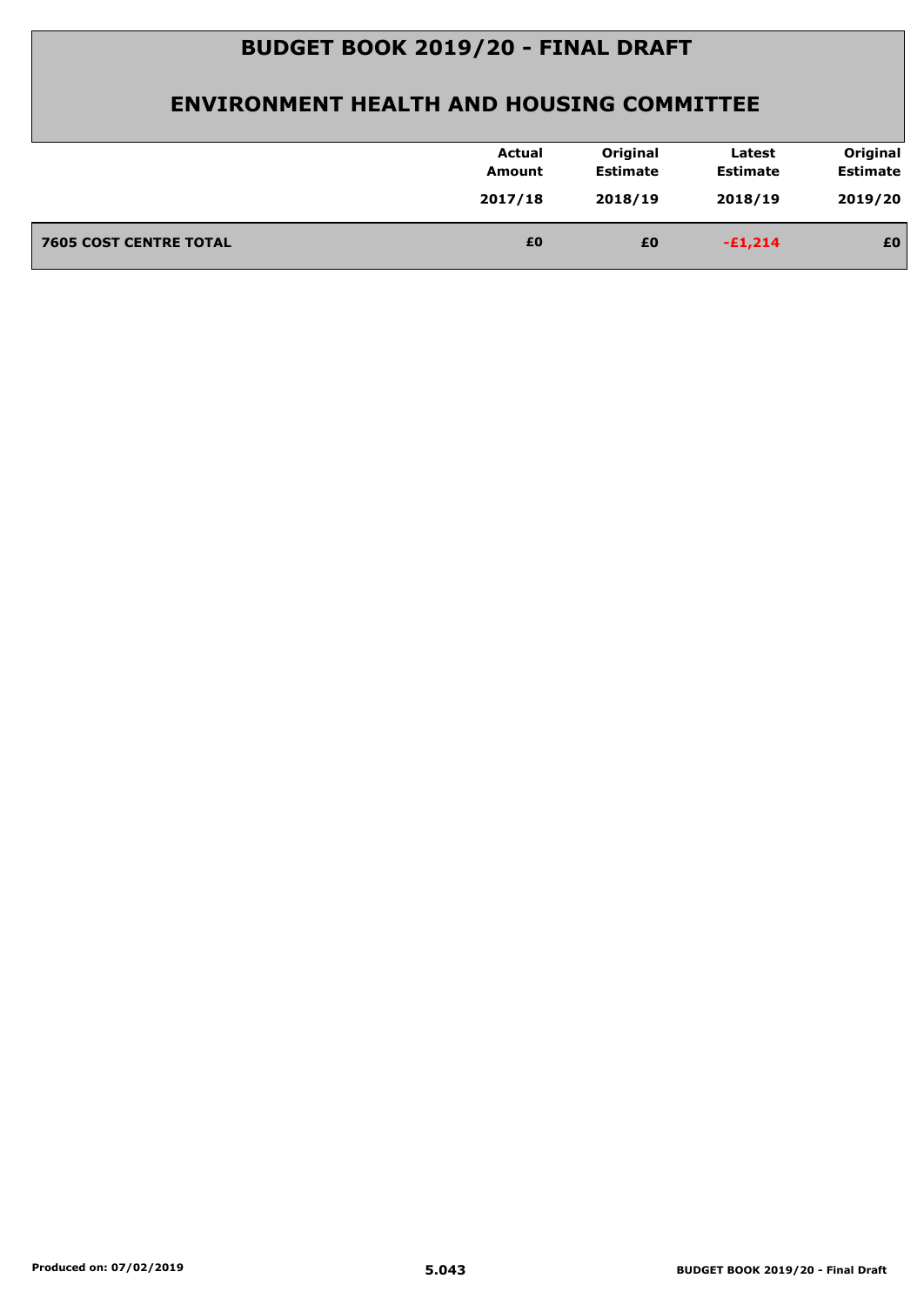# BUDGET BOOK 2019/20 - FINAL DRAFT

## ENVIRONMENT HEALTH AND HOUSING COMMITTEE

| | Actual Amount 2017/18 | Original Estimate 2018/19 | Latest Estimate 2018/19 | Original Estimate 2019/20 |
|---|---|---|---|---|
| **7605 COST CENTRE TOTAL** | **£0** | **£0** | **-£1,214** | **£0** |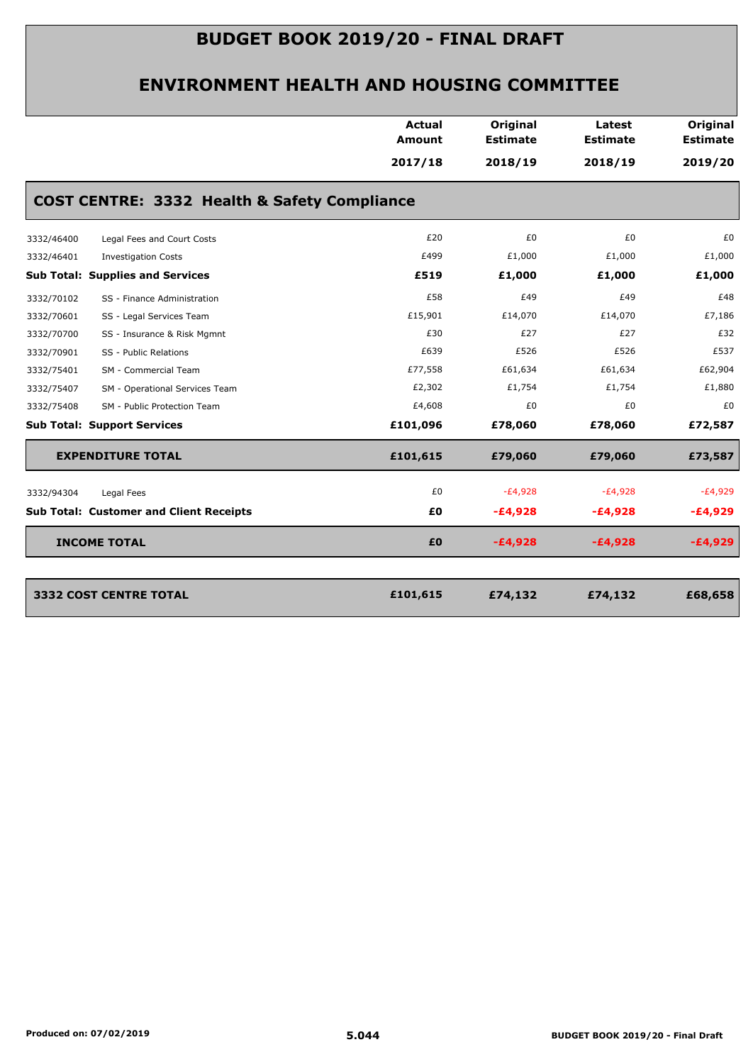# BUDGET BOOK 2019/20 - FINAL DRAFT

## ENVIRONMENT HEALTH AND HOUSING COMMITTEE

### COST CENTRE: 3332 Health & Safety Compliance

| | | Actual Amount 2017/18 | Original Estimate 2018/19 | Latest Estimate 2018/19 | Original Estimate 2019/20 |
|---|---|---|---|---|---|
| 3332/46400 | Legal Fees and Court Costs | £20 | £0 | £0 | £0 |
| 3332/46401 | Investigation Costs | £499 | £1,000 | £1,000 | £1,000 |
| **Sub Total: Supplies and Services** | | **£519** | **£1,000** | **£1,000** | **£1,000** |
| 3332/70102 | SS - Finance Administration | £58 | £49 | £49 | £48 |
| 3332/70601 | SS - Legal Services Team | £15,901 | £14,070 | £14,070 | £7,186 |
| 3332/70700 | SS - Insurance & Risk Mgmnt | £30 | £27 | £27 | £32 |
| 3332/70901 | SS - Public Relations | £639 | £526 | £526 | £537 |
| 3332/75401 | SM - Commercial Team | £77,558 | £61,634 | £61,634 | £62,904 |
| 3332/75407 | SM - Operational Services Team | £2,302 | £1,754 | £1,754 | £1,880 |
| 3332/75408 | SM - Public Protection Team | £4,608 | £0 | £0 | £0 |
| **Sub Total: Support Services** | | **£101,096** | **£78,060** | **£78,060** | **£72,587** |
| **EXPENDITURE TOTAL** | | **£101,615** | **£79,060** | **£79,060** | **£73,587** |
| 3332/94304 | Legal Fees | £0 | -£4,928 | -£4,928 | -£4,929 |
| **Sub Total: Customer and Client Receipts** | | **£0** | **-£4,928** | **-£4,928** | **-£4,929** |
| **INCOME TOTAL** | | **£0** | **-£4,928** | **-£4,928** | **-£4,929** |
| **3332 COST CENTRE TOTAL** | | **£101,615** | **£74,132** | **£74,132** | **£68,658** |

Produced on: 07/02/2019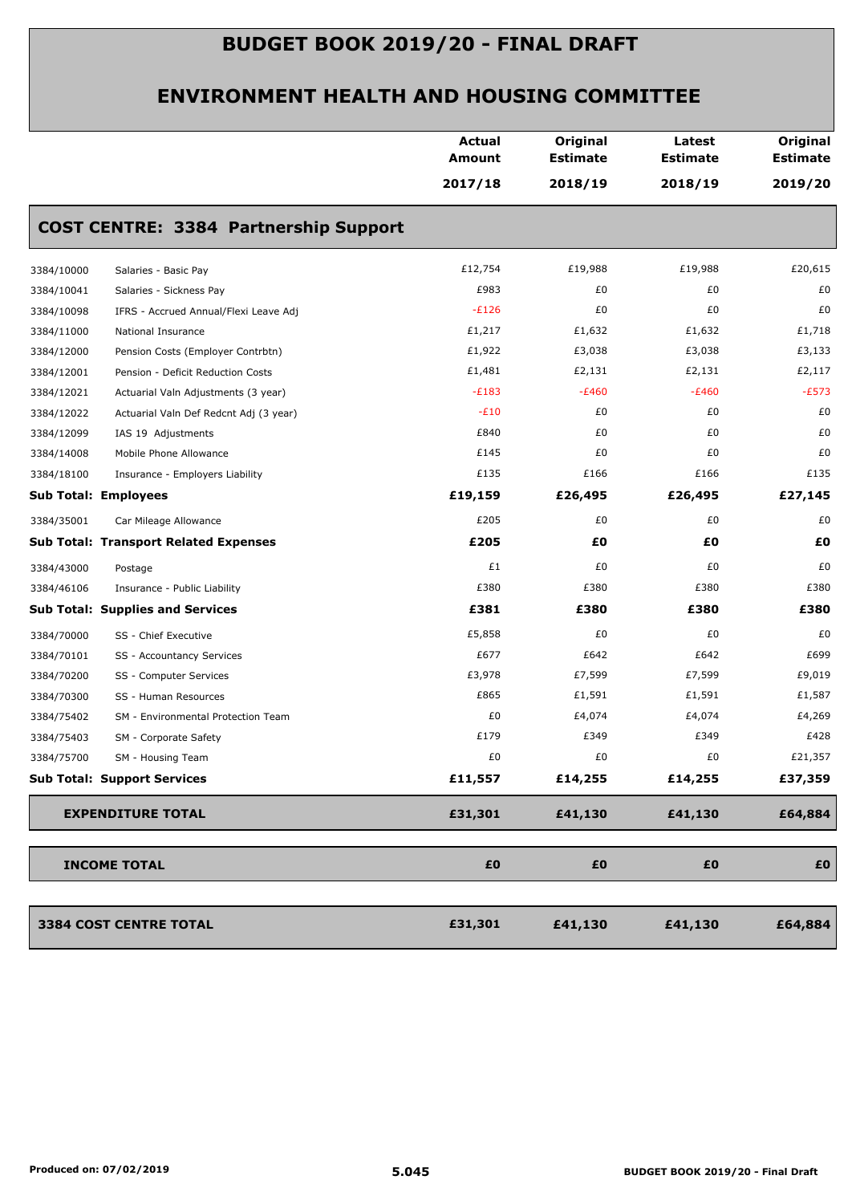# BUDGET BOOK 2019/20 - FINAL DRAFT

## ENVIRONMENT HEALTH AND HOUSING COMMITTEE

| | | Actual Amount 2017/18 | Original Estimate 2018/19 | Latest Estimate 2018/19 | Original Estimate 2019/20 |
|---|---|---|---|---|---|
| **COST CENTRE: 3384 Partnership Support** | | | | | |
| 3384/10000 | Salaries - Basic Pay | £12,754 | £19,988 | £19,988 | £20,615 |
| 3384/10041 | Salaries - Sickness Pay | £983 | £0 | £0 | £0 |
| 3384/10098 | IFRS - Accrued Annual/Flexi Leave Adj | -£126 | £0 | £0 | £0 |
| 3384/11000 | National Insurance | £1,217 | £1,632 | £1,632 | £1,718 |
| 3384/12000 | Pension Costs (Employer Contrbtn) | £1,922 | £3,038 | £3,038 | £3,133 |
| 3384/12001 | Pension - Deficit Reduction Costs | £1,481 | £2,131 | £2,131 | £2,117 |
| 3384/12021 | Actuarial Valn Adjustments (3 year) | -£183 | -£460 | -£460 | -£573 |
| 3384/12022 | Actuarial Valn Def Redcnt Adj (3 year) | -£10 | £0 | £0 | £0 |
| 3384/12099 | IAS 19 Adjustments | £840 | £0 | £0 | £0 |
| 3384/14008 | Mobile Phone Allowance | £145 | £0 | £0 | £0 |
| 3384/18100 | Insurance - Employers Liability | £135 | £166 | £166 | £135 |
| **Sub Total: Employees** | | **£19,159** | **£26,495** | **£26,495** | **£27,145** |
| 3384/35001 | Car Mileage Allowance | £205 | £0 | £0 | £0 |
| **Sub Total: Transport Related Expenses** | | **£205** | **£0** | **£0** | **£0** |
| 3384/43000 | Postage | £1 | £0 | £0 | £0 |
| 3384/46106 | Insurance - Public Liability | £380 | £380 | £380 | £380 |
| **Sub Total: Supplies and Services** | | **£381** | **£380** | **£380** | **£380** |
| 3384/70000 | SS - Chief Executive | £5,858 | £0 | £0 | £0 |
| 3384/70101 | SS - Accountancy Services | £677 | £642 | £642 | £699 |
| 3384/70200 | SS - Computer Services | £3,978 | £7,599 | £7,599 | £9,019 |
| 3384/70300 | SS - Human Resources | £865 | £1,591 | £1,591 | £1,587 |
| 3384/75402 | SM - Environmental Protection Team | £0 | £4,074 | £4,074 | £4,269 |
| 3384/75403 | SM - Corporate Safety | £179 | £349 | £349 | £428 |
| 3384/75700 | SM - Housing Team | £0 | £0 | £0 | £21,357 |
| **Sub Total: Support Services** | | **£11,557** | **£14,255** | **£14,255** | **£37,359** |
| **EXPENDITURE TOTAL** | | **£31,301** | **£41,130** | **£41,130** | **£64,884** |
| **INCOME TOTAL** | | **£0** | **£0** | **£0** | **£0** |
| **3384 COST CENTRE TOTAL** | | **£31,301** | **£41,130** | **£41,130** | **£64,884** |

Produced on: 07/02/2019

5.045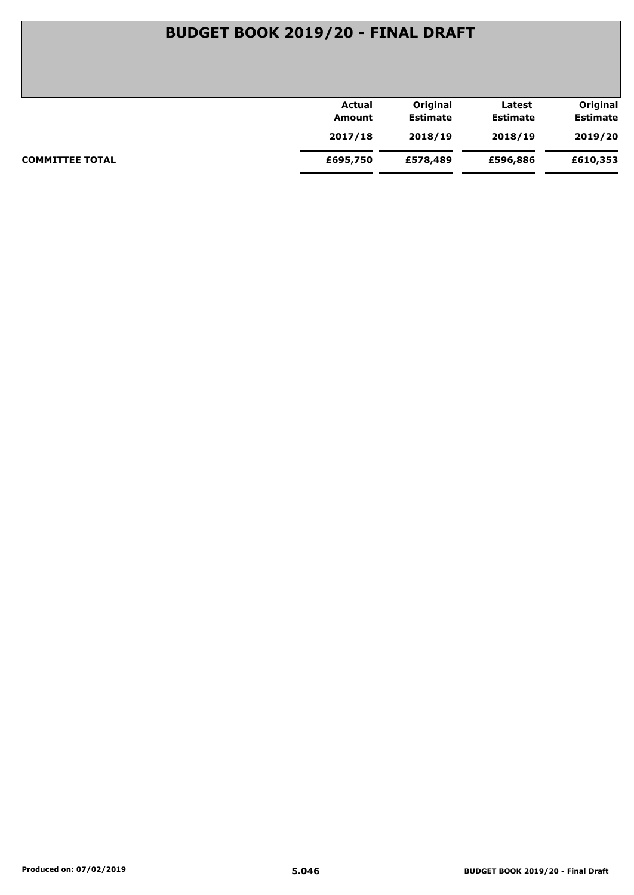# BUDGET BOOK 2019/20 - FINAL DRAFT

| | Actual Amount 2017/18 | Original Estimate 2018/19 | Latest Estimate 2018/19 | Original Estimate 2019/20 |
|---|---|---|---|---|
| **COMMITTEE TOTAL** | **£695,750** | **£578,489** | **£596,886** | **£610,353** |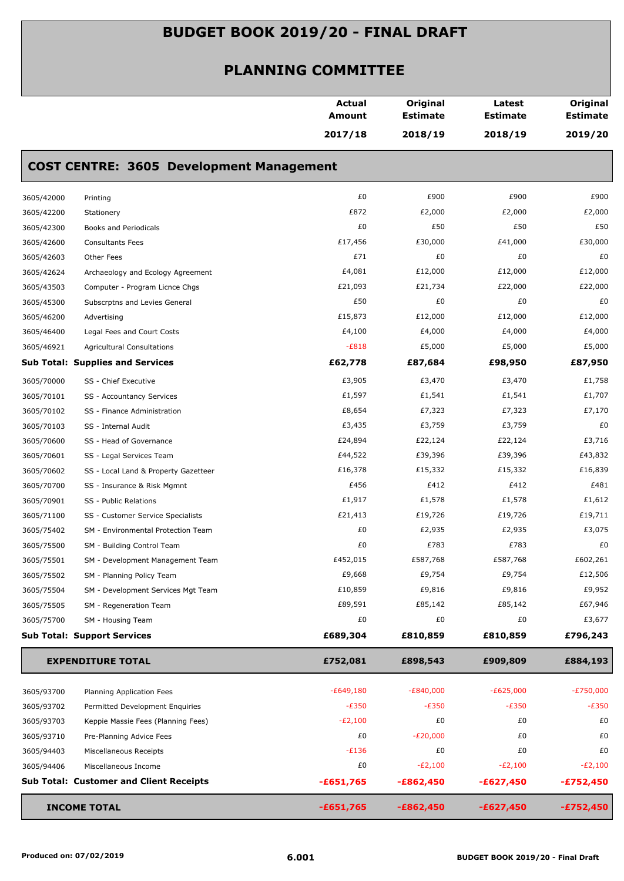# BUDGET BOOK 2019/20 - FINAL DRAFT

## PLANNING COMMITTEE

### COST CENTRE: 3605 Development Management

| | | Actual Amount 2017/18 | Original Estimate 2018/19 | Latest Estimate 2018/19 | Original Estimate 2019/20 |
|---|---|---|---|---|---|
| 3605/42000 | Printing | £0 | £900 | £900 | £900 |
| 3605/42200 | Stationery | £872 | £2,000 | £2,000 | £2,000 |
| 3605/42300 | Books and Periodicals | £0 | £50 | £50 | £50 |
| 3605/42600 | Consultants Fees | £17,456 | £30,000 | £41,000 | £30,000 |
| 3605/42603 | Other Fees | £71 | £0 | £0 | £0 |
| 3605/42624 | Archaeology and Ecology Agreement | £4,081 | £12,000 | £12,000 | £12,000 |
| 3605/43503 | Computer - Program Licnce Chgs | £21,093 | £21,734 | £22,000 | £22,000 |
| 3605/45300 | Subscrptns and Levies General | £50 | £0 | £0 | £0 |
| 3605/46200 | Advertising | £15,873 | £12,000 | £12,000 | £12,000 |
| 3605/46400 | Legal Fees and Court Costs | £4,100 | £4,000 | £4,000 | £4,000 |
| 3605/46921 | Agricultural Consultations | -£818 | £5,000 | £5,000 | £5,000 |
| **Sub Total: Supplies and Services** | | **£62,778** | **£87,684** | **£98,950** | **£87,950** |
| 3605/70000 | SS - Chief Executive | £3,905 | £3,470 | £3,470 | £1,758 |
| 3605/70101 | SS - Accountancy Services | £1,597 | £1,541 | £1,541 | £1,707 |
| 3605/70102 | SS - Finance Administration | £8,654 | £7,323 | £7,323 | £7,170 |
| 3605/70103 | SS - Internal Audit | £3,435 | £3,759 | £3,759 | £0 |
| 3605/70600 | SS - Head of Governance | £24,894 | £22,124 | £22,124 | £3,716 |
| 3605/70601 | SS - Legal Services Team | £44,522 | £39,396 | £39,396 | £43,832 |
| 3605/70602 | SS - Local Land & Property Gazetteer | £16,378 | £15,332 | £15,332 | £16,839 |
| 3605/70700 | SS - Insurance & Risk Mgmnt | £456 | £412 | £412 | £481 |
| 3605/70901 | SS - Public Relations | £1,917 | £1,578 | £1,578 | £1,612 |
| 3605/71100 | SS - Customer Service Specialists | £21,413 | £19,726 | £19,726 | £19,711 |
| 3605/75402 | SM - Environmental Protection Team | £0 | £2,935 | £2,935 | £3,075 |
| 3605/75500 | SM - Building Control Team | £0 | £783 | £783 | £0 |
| 3605/75501 | SM - Development Management Team | £452,015 | £587,768 | £587,768 | £602,261 |
| 3605/75502 | SM - Planning Policy Team | £9,668 | £9,754 | £9,754 | £12,506 |
| 3605/75504 | SM - Development Services Mgt Team | £10,859 | £9,816 | £9,816 | £9,952 |
| 3605/75505 | SM - Regeneration Team | £89,591 | £85,142 | £85,142 | £67,946 |
| 3605/75700 | SM - Housing Team | £0 | £0 | £0 | £3,677 |
| **Sub Total: Support Services** | | **£689,304** | **£810,859** | **£810,859** | **£796,243** |
| **EXPENDITURE TOTAL** | | **£752,081** | **£898,543** | **£909,809** | **£884,193** |
| 3605/93700 | Planning Application Fees | -£649,180 | -£840,000 | -£625,000 | -£750,000 |
| 3605/93702 | Permitted Development Enquiries | -£350 | -£350 | -£350 | -£350 |
| 3605/93703 | Keppie Massie Fees (Planning Fees) | -£2,100 | £0 | £0 | £0 |
| 3605/93710 | Pre-Planning Advice Fees | £0 | -£20,000 | £0 | £0 |
| 3605/94403 | Miscellaneous Receipts | -£136 | £0 | £0 | £0 |
| 3605/94406 | Miscellaneous Income | £0 | -£2,100 | -£2,100 | -£2,100 |
| **Sub Total: Customer and Client Receipts** | | **-£651,765** | **-£862,450** | **-£627,450** | **-£752,450** |
| **INCOME TOTAL** | | **-£651,765** | **-£862,450** | **-£627,450** | **-£752,450** |

Produced on: 07/02/2019 | 6.001 | BUDGET BOOK 2019/20 - Final Draft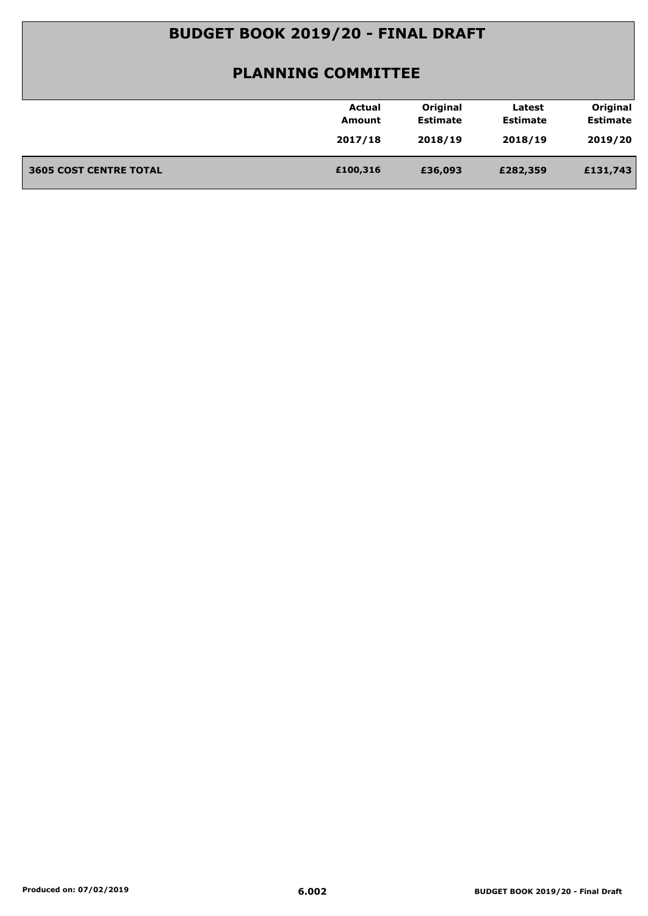# BUDGET BOOK 2019/20 - FINAL DRAFT

## PLANNING COMMITTEE

| | Actual Amount 2017/18 | Original Estimate 2018/19 | Latest Estimate 2018/19 | Original Estimate 2019/20 |
|---|---|---|---|---|
| **3605 COST CENTRE TOTAL** | **£100,316** | **£36,093** | **£282,359** | **£131,743** |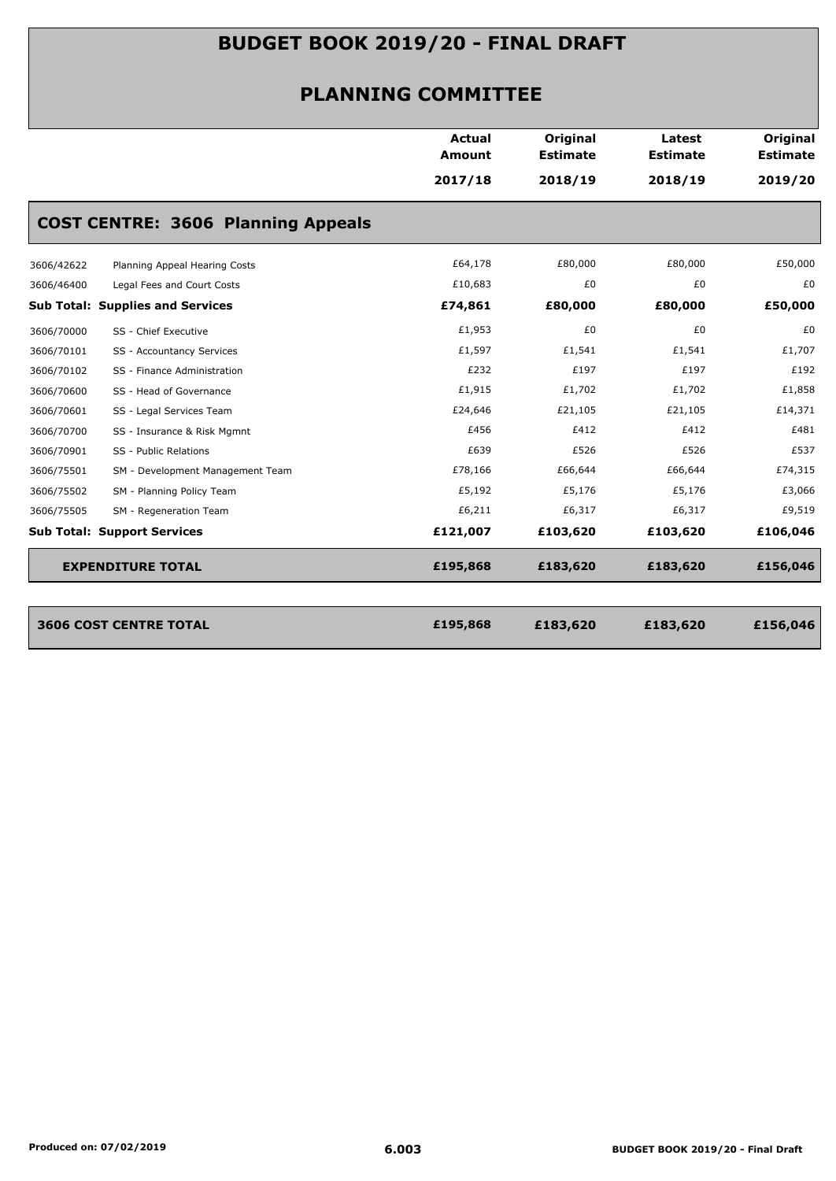# BUDGET BOOK 2019/20 - FINAL DRAFT

## PLANNING COMMITTEE

| | | Actual Amount 2017/18 | Original Estimate 2018/19 | Latest Estimate 2018/19 | Original Estimate 2019/20 |
|---|---|---|---|---|---|
| **COST CENTRE: 3606 Planning Appeals** | | | | | |
| 3606/42622 | Planning Appeal Hearing Costs | £64,178 | £80,000 | £80,000 | £50,000 |
| 3606/46400 | Legal Fees and Court Costs | £10,683 | £0 | £0 | £0 |
| **Sub Total: Supplies and Services** | | **£74,861** | **£80,000** | **£80,000** | **£50,000** |
| 3606/70000 | SS - Chief Executive | £1,953 | £0 | £0 | £0 |
| 3606/70101 | SS - Accountancy Services | £1,597 | £1,541 | £1,541 | £1,707 |
| 3606/70102 | SS - Finance Administration | £232 | £197 | £197 | £192 |
| 3606/70600 | SS - Head of Governance | £1,915 | £1,702 | £1,702 | £1,858 |
| 3606/70601 | SS - Legal Services Team | £24,646 | £21,105 | £21,105 | £14,371 |
| 3606/70700 | SS - Insurance & Risk Mgmnt | £456 | £412 | £412 | £481 |
| 3606/70901 | SS - Public Relations | £639 | £526 | £526 | £537 |
| 3606/75501 | SM - Development Management Team | £78,166 | £66,644 | £66,644 | £74,315 |
| 3606/75502 | SM - Planning Policy Team | £5,192 | £5,176 | £5,176 | £3,066 |
| 3606/75505 | SM - Regeneration Team | £6,211 | £6,317 | £6,317 | £9,519 |
| **Sub Total: Support Services** | | **£121,007** | **£103,620** | **£103,620** | **£106,046** |
| **EXPENDITURE TOTAL** | | **£195,868** | **£183,620** | **£183,620** | **£156,046** |
| **3606 COST CENTRE TOTAL** | | **£195,868** | **£183,620** | **£183,620** | **£156,046** |

Produced on: 07/02/2019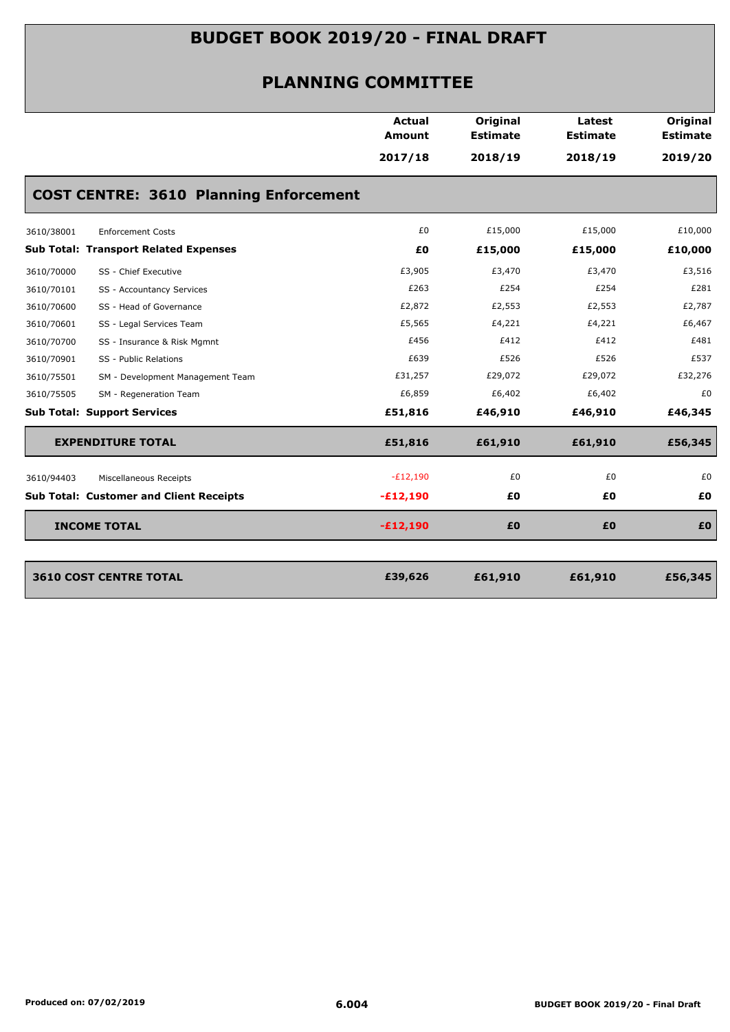# BUDGET BOOK 2019/20 - FINAL DRAFT

## PLANNING COMMITTEE

| | | Actual Amount 2017/18 | Original Estimate 2018/19 | Latest Estimate 2018/19 | Original Estimate 2019/20 |
|---|---|---|---|---|---|
| **COST CENTRE: 3610 Planning Enforcement** | | | | | |
| 3610/38001 | Enforcement Costs | £0 | £15,000 | £15,000 | £10,000 |
| **Sub Total: Transport Related Expenses** | | **£0** | **£15,000** | **£15,000** | **£10,000** |
| 3610/70000 | SS - Chief Executive | £3,905 | £3,470 | £3,470 | £3,516 |
| 3610/70101 | SS - Accountancy Services | £263 | £254 | £254 | £281 |
| 3610/70600 | SS - Head of Governance | £2,872 | £2,553 | £2,553 | £2,787 |
| 3610/70601 | SS - Legal Services Team | £5,565 | £4,221 | £4,221 | £6,467 |
| 3610/70700 | SS - Insurance & Risk Mgmnt | £456 | £412 | £412 | £481 |
| 3610/70901 | SS - Public Relations | £639 | £526 | £526 | £537 |
| 3610/75501 | SM - Development Management Team | £31,257 | £29,072 | £29,072 | £32,276 |
| 3610/75505 | SM - Regeneration Team | £6,859 | £6,402 | £6,402 | £0 |
| **Sub Total: Support Services** | | **£51,816** | **£46,910** | **£46,910** | **£46,345** |
| **EXPENDITURE TOTAL** | | **£51,816** | **£61,910** | **£61,910** | **£56,345** |
| 3610/94403 | Miscellaneous Receipts | -£12,190 | £0 | £0 | £0 |
| **Sub Total: Customer and Client Receipts** | | **-£12,190** | **£0** | **£0** | **£0** |
| **INCOME TOTAL** | | **-£12,190** | **£0** | **£0** | **£0** |
| **3610 COST CENTRE TOTAL** | | **£39,626** | **£61,910** | **£61,910** | **£56,345** |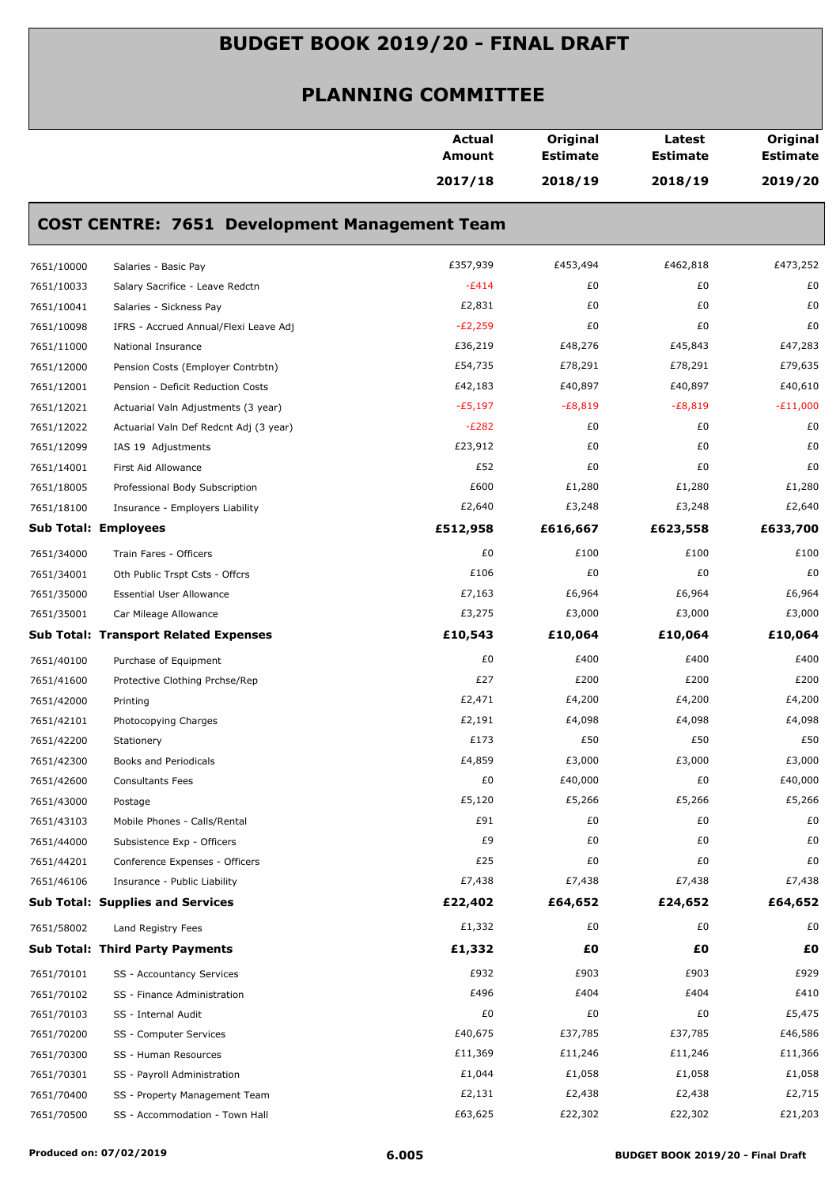# BUDGET BOOK 2019/20 - FINAL DRAFT

## PLANNING COMMITTEE

### COST CENTRE: 7651 Development Management Team

| | | Actual Amount 2017/18 | Original Estimate 2018/19 | Latest Estimate 2018/19 | Original Estimate 2019/20 |
|---|---|---|---|---|---|
| 7651/10000 | Salaries - Basic Pay | £357,939 | £453,494 | £462,818 | £473,252 |
| 7651/10033 | Salary Sacrifice - Leave Redctn | -£414 | £0 | £0 | £0 |
| 7651/10041 | Salaries - Sickness Pay | £2,831 | £0 | £0 | £0 |
| 7651/10098 | IFRS - Accrued Annual/Flexi Leave Adj | -£2,259 | £0 | £0 | £0 |
| 7651/11000 | National Insurance | £36,219 | £48,276 | £45,843 | £47,283 |
| 7651/12000 | Pension Costs (Employer Contrbtn) | £54,735 | £78,291 | £78,291 | £79,635 |
| 7651/12001 | Pension - Deficit Reduction Costs | £42,183 | £40,897 | £40,897 | £40,610 |
| 7651/12021 | Actuarial Valn Adjustments (3 year) | -£5,197 | -£8,819 | -£8,819 | -£11,000 |
| 7651/12022 | Actuarial Valn Def Redcnt Adj (3 year) | -£282 | £0 | £0 | £0 |
| 7651/12099 | IAS 19 Adjustments | £23,912 | £0 | £0 | £0 |
| 7651/14001 | First Aid Allowance | £52 | £0 | £0 | £0 |
| 7651/18005 | Professional Body Subscription | £600 | £1,280 | £1,280 | £1,280 |
| 7651/18100 | Insurance - Employers Liability | £2,640 | £3,248 | £3,248 | £2,640 |
| **Sub Total: Employees** | | **£512,958** | **£616,667** | **£623,558** | **£633,700** |
| 7651/34000 | Train Fares - Officers | £0 | £100 | £100 | £100 |
| 7651/34001 | Oth Public Trspt Csts - Offcrs | £106 | £0 | £0 | £0 |
| 7651/35000 | Essential User Allowance | £7,163 | £6,964 | £6,964 | £6,964 |
| 7651/35001 | Car Mileage Allowance | £3,275 | £3,000 | £3,000 | £3,000 |
| **Sub Total: Transport Related Expenses** | | **£10,543** | **£10,064** | **£10,064** | **£10,064** |
| 7651/40100 | Purchase of Equipment | £0 | £400 | £400 | £400 |
| 7651/41600 | Protective Clothing Prchse/Rep | £27 | £200 | £200 | £200 |
| 7651/42000 | Printing | £2,471 | £4,200 | £4,200 | £4,200 |
| 7651/42101 | Photocopying Charges | £2,191 | £4,098 | £4,098 | £4,098 |
| 7651/42200 | Stationery | £173 | £50 | £50 | £50 |
| 7651/42300 | Books and Periodicals | £4,859 | £3,000 | £3,000 | £3,000 |
| 7651/42600 | Consultants Fees | £0 | £40,000 | £0 | £40,000 |
| 7651/43000 | Postage | £5,120 | £5,266 | £5,266 | £5,266 |
| 7651/43103 | Mobile Phones - Calls/Rental | £91 | £0 | £0 | £0 |
| 7651/44000 | Subsistence Exp - Officers | £9 | £0 | £0 | £0 |
| 7651/44201 | Conference Expenses - Officers | £25 | £0 | £0 | £0 |
| 7651/46106 | Insurance - Public Liability | £7,438 | £7,438 | £7,438 | £7,438 |
| **Sub Total: Supplies and Services** | | **£22,402** | **£64,652** | **£24,652** | **£64,652** |
| 7651/58002 | Land Registry Fees | £1,332 | £0 | £0 | £0 |
| **Sub Total: Third Party Payments** | | **£1,332** | **£0** | **£0** | **£0** |
| 7651/70101 | SS - Accountancy Services | £932 | £903 | £903 | £929 |
| 7651/70102 | SS - Finance Administration | £496 | £404 | £404 | £410 |
| 7651/70103 | SS - Internal Audit | £0 | £0 | £0 | £5,475 |
| 7651/70200 | SS - Computer Services | £40,675 | £37,785 | £37,785 | £46,586 |
| 7651/70300 | SS - Human Resources | £11,369 | £11,246 | £11,246 | £11,366 |
| 7651/70301 | SS - Payroll Administration | £1,044 | £1,058 | £1,058 | £1,058 |
| 7651/70400 | SS - Property Management Team | £2,131 | £2,438 | £2,438 | £2,715 |
| 7651/70500 | SS - Accommodation - Town Hall | £63,625 | £22,302 | £22,302 | £21,203 |

Produced on: 07/02/2019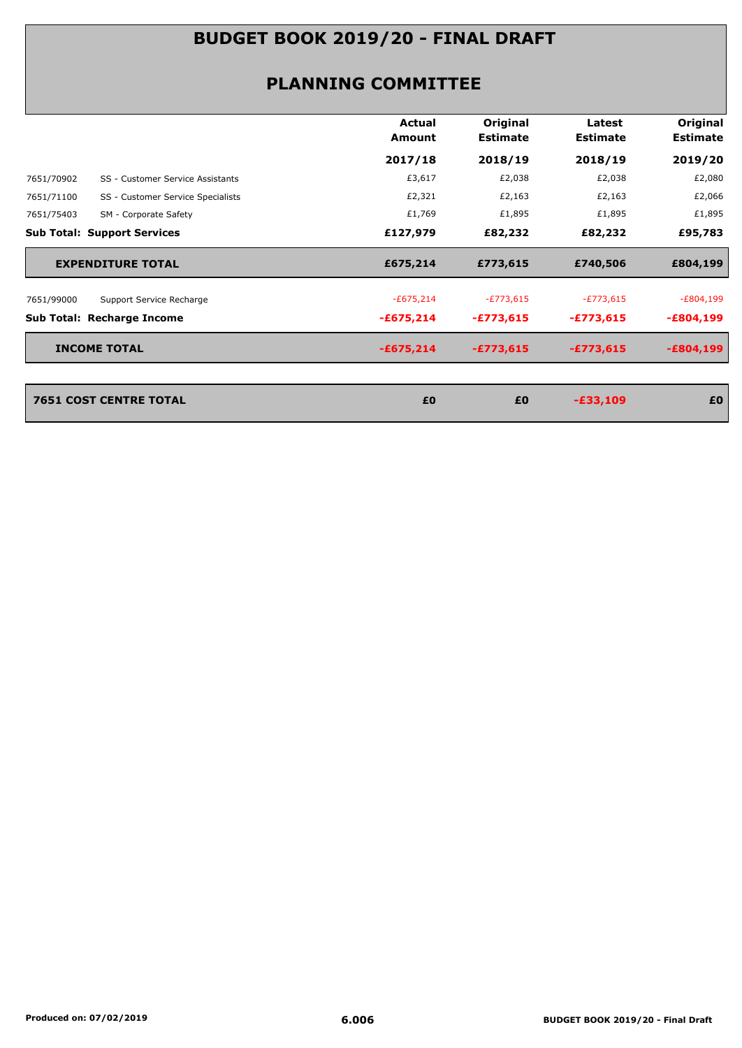# BUDGET BOOK 2019/20 - FINAL DRAFT

## PLANNING COMMITTEE

| | | Actual Amount | Original Estimate | Latest Estimate | Original Estimate |
|---|---|---|---|---|---|
| | | **2017/18** | **2018/19** | **2018/19** | **2019/20** |
| 7651/70902 | SS - Customer Service Assistants | £3,617 | £2,038 | £2,038 | £2,080 |
| 7651/71100 | SS - Customer Service Specialists | £2,321 | £2,163 | £2,163 | £2,066 |
| 7651/75403 | SM - Corporate Safety | £1,769 | £1,895 | £1,895 | £1,895 |
| **Sub Total: Support Services** | | **£127,979** | **£82,232** | **£82,232** | **£95,783** |
| **EXPENDITURE TOTAL** | | **£675,214** | **£773,615** | **£740,506** | **£804,199** |
| 7651/99000 | Support Service Recharge | -£675,214 | -£773,615 | -£773,615 | -£804,199 |
| **Sub Total: Recharge Income** | | **-£675,214** | **-£773,615** | **-£773,615** | **-£804,199** |
| **INCOME TOTAL** | | **-£675,214** | **-£773,615** | **-£773,615** | **-£804,199** |
| **7651 COST CENTRE TOTAL** | | **£0** | **£0** | **-£33,109** | **£0** |

Produced on: 07/02/2019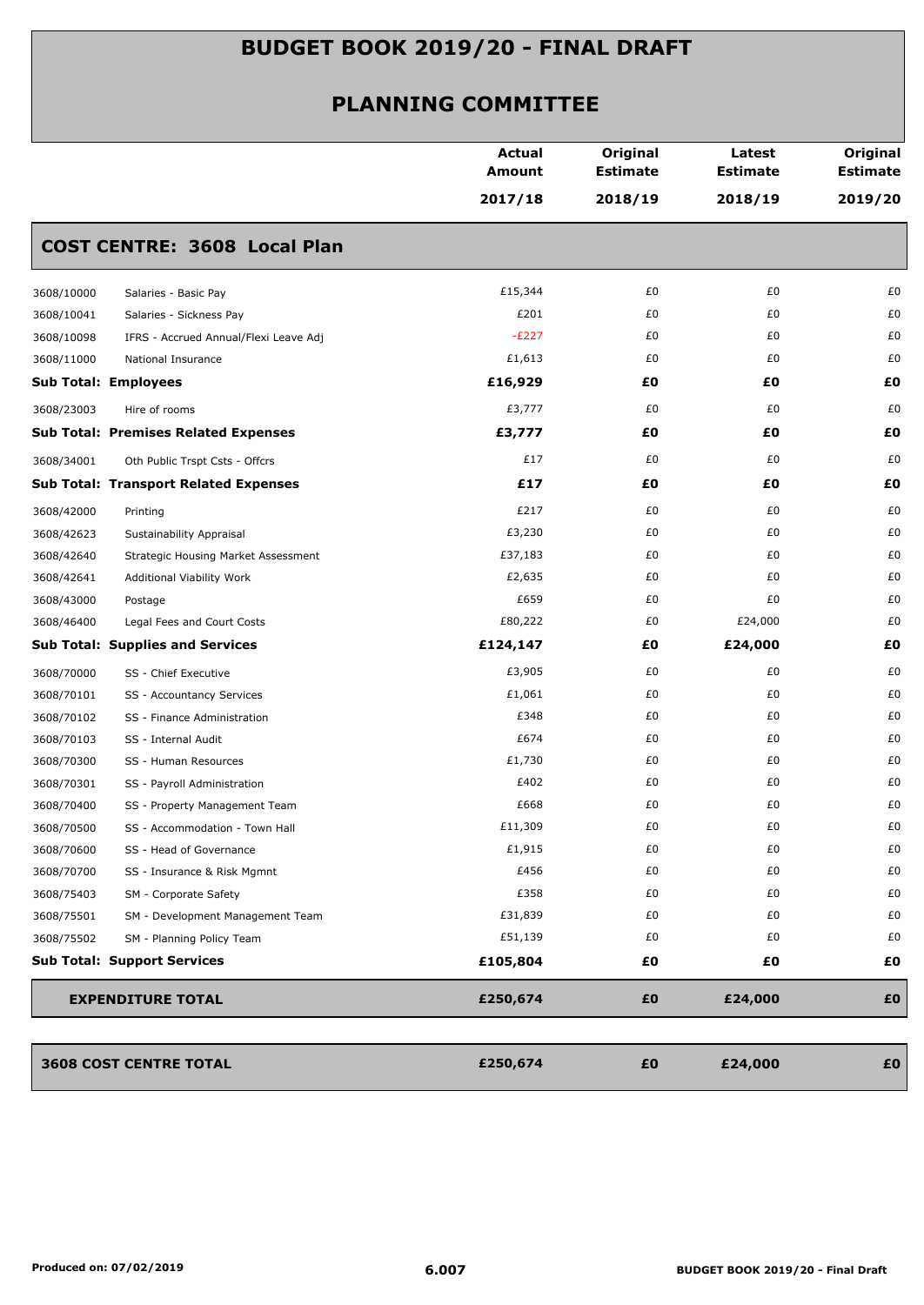# BUDGET BOOK 2019/20 - FINAL DRAFT

## PLANNING COMMITTEE

| | | Actual Amount 2017/18 | Original Estimate 2018/19 | Latest Estimate 2018/19 | Original Estimate 2019/20 |
|---|---|---|---|---|---|
| **COST CENTRE: 3608 Local Plan** | | | | | |
| 3608/10000 | Salaries - Basic Pay | £15,344 | £0 | £0 | £0 |
| 3608/10041 | Salaries - Sickness Pay | £201 | £0 | £0 | £0 |
| 3608/10098 | IFRS - Accrued Annual/Flexi Leave Adj | -£227 | £0 | £0 | £0 |
| 3608/11000 | National Insurance | £1,613 | £0 | £0 | £0 |
| **Sub Total: Employees** | | **£16,929** | **£0** | **£0** | **£0** |
| 3608/23003 | Hire of rooms | £3,777 | £0 | £0 | £0 |
| **Sub Total: Premises Related Expenses** | | **£3,777** | **£0** | **£0** | **£0** |
| 3608/34001 | Oth Public Trspt Csts - Offcrs | £17 | £0 | £0 | £0 |
| **Sub Total: Transport Related Expenses** | | **£17** | **£0** | **£0** | **£0** |
| 3608/42000 | Printing | £217 | £0 | £0 | £0 |
| 3608/42623 | Sustainability Appraisal | £3,230 | £0 | £0 | £0 |
| 3608/42640 | Strategic Housing Market Assessment | £37,183 | £0 | £0 | £0 |
| 3608/42641 | Additional Viability Work | £2,635 | £0 | £0 | £0 |
| 3608/43000 | Postage | £659 | £0 | £0 | £0 |
| 3608/46400 | Legal Fees and Court Costs | £80,222 | £0 | £24,000 | £0 |
| **Sub Total: Supplies and Services** | | **£124,147** | **£0** | **£24,000** | **£0** |
| 3608/70000 | SS - Chief Executive | £3,905 | £0 | £0 | £0 |
| 3608/70101 | SS - Accountancy Services | £1,061 | £0 | £0 | £0 |
| 3608/70102 | SS - Finance Administration | £348 | £0 | £0 | £0 |
| 3608/70103 | SS - Internal Audit | £674 | £0 | £0 | £0 |
| 3608/70300 | SS - Human Resources | £1,730 | £0 | £0 | £0 |
| 3608/70301 | SS - Payroll Administration | £402 | £0 | £0 | £0 |
| 3608/70400 | SS - Property Management Team | £668 | £0 | £0 | £0 |
| 3608/70500 | SS - Accommodation - Town Hall | £11,309 | £0 | £0 | £0 |
| 3608/70600 | SS - Head of Governance | £1,915 | £0 | £0 | £0 |
| 3608/70700 | SS - Insurance & Risk Mgmnt | £456 | £0 | £0 | £0 |
| 3608/75403 | SM - Corporate Safety | £358 | £0 | £0 | £0 |
| 3608/75501 | SM - Development Management Team | £31,839 | £0 | £0 | £0 |
| 3608/75502 | SM - Planning Policy Team | £51,139 | £0 | £0 | £0 |
| **Sub Total: Support Services** | | **£105,804** | **£0** | **£0** | **£0** |
| **EXPENDITURE TOTAL** | | **£250,674** | **£0** | **£24,000** | **£0** |
| **3608 COST CENTRE TOTAL** | | **£250,674** | **£0** | **£24,000** | **£0** |

Produced on: 07/02/2019 | 6.007 | BUDGET BOOK 2019/20 - Final Draft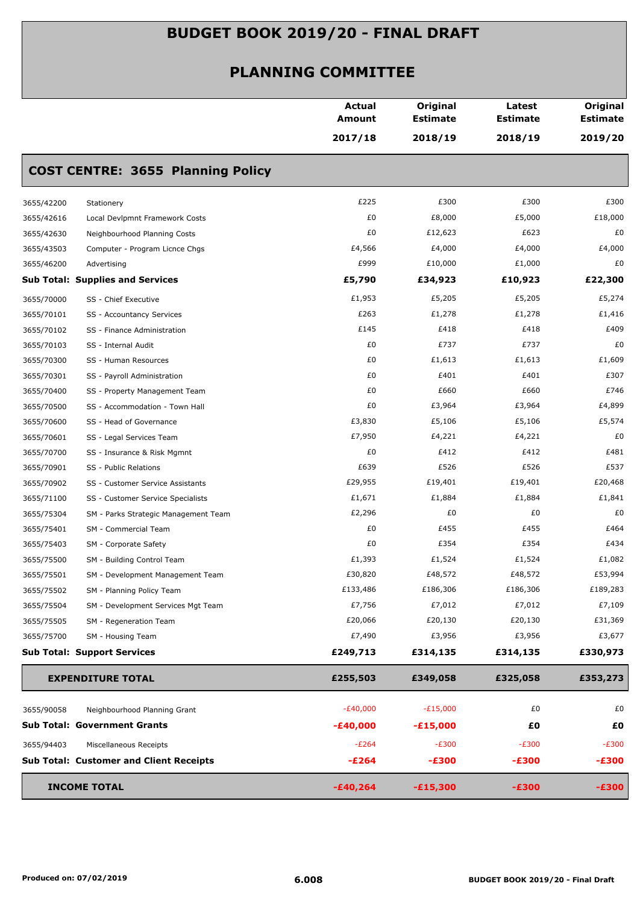# BUDGET BOOK 2019/20 - FINAL DRAFT

## PLANNING COMMITTEE

| | | Actual Amount 2017/18 | Original Estimate 2018/19 | Latest Estimate 2018/19 | Original Estimate 2019/20 |
|---|---|---|---|---|---|
| **COST CENTRE: 3655 Planning Policy** | | | | | |
| 3655/42200 | Stationery | £225 | £300 | £300 | £300 |
| 3655/42616 | Local Devlpmnt Framework Costs | £0 | £8,000 | £5,000 | £18,000 |
| 3655/42630 | Neighbourhood Planning Costs | £0 | £12,623 | £623 | £0 |
| 3655/43503 | Computer - Program Licnce Chgs | £4,566 | £4,000 | £4,000 | £4,000 |
| 3655/46200 | Advertising | £999 | £10,000 | £1,000 | £0 |
| **Sub Total: Supplies and Services** | | **£5,790** | **£34,923** | **£10,923** | **£22,300** |
| 3655/70000 | SS - Chief Executive | £1,953 | £5,205 | £5,205 | £5,274 |
| 3655/70101 | SS - Accountancy Services | £263 | £1,278 | £1,278 | £1,416 |
| 3655/70102 | SS - Finance Administration | £145 | £418 | £418 | £409 |
| 3655/70103 | SS - Internal Audit | £0 | £737 | £737 | £0 |
| 3655/70300 | SS - Human Resources | £0 | £1,613 | £1,613 | £1,609 |
| 3655/70301 | SS - Payroll Administration | £0 | £401 | £401 | £307 |
| 3655/70400 | SS - Property Management Team | £0 | £660 | £660 | £746 |
| 3655/70500 | SS - Accommodation - Town Hall | £0 | £3,964 | £3,964 | £4,899 |
| 3655/70600 | SS - Head of Governance | £3,830 | £5,106 | £5,106 | £5,574 |
| 3655/70601 | SS - Legal Services Team | £7,950 | £4,221 | £4,221 | £0 |
| 3655/70700 | SS - Insurance & Risk Mgmnt | £0 | £412 | £412 | £481 |
| 3655/70901 | SS - Public Relations | £639 | £526 | £526 | £537 |
| 3655/70902 | SS - Customer Service Assistants | £29,955 | £19,401 | £19,401 | £20,468 |
| 3655/71100 | SS - Customer Service Specialists | £1,671 | £1,884 | £1,884 | £1,841 |
| 3655/75304 | SM - Parks Strategic Management Team | £2,296 | £0 | £0 | £0 |
| 3655/75401 | SM - Commercial Team | £0 | £455 | £455 | £464 |
| 3655/75403 | SM - Corporate Safety | £0 | £354 | £354 | £434 |
| 3655/75500 | SM - Building Control Team | £1,393 | £1,524 | £1,524 | £1,082 |
| 3655/75501 | SM - Development Management Team | £30,820 | £48,572 | £48,572 | £53,994 |
| 3655/75502 | SM - Planning Policy Team | £133,486 | £186,306 | £186,306 | £189,283 |
| 3655/75504 | SM - Development Services Mgt Team | £7,756 | £7,012 | £7,012 | £7,109 |
| 3655/75505 | SM - Regeneration Team | £20,066 | £20,130 | £20,130 | £31,369 |
| 3655/75700 | SM - Housing Team | £7,490 | £3,956 | £3,956 | £3,677 |
| **Sub Total: Support Services** | | **£249,713** | **£314,135** | **£314,135** | **£330,973** |
| **EXPENDITURE TOTAL** | | **£255,503** | **£349,058** | **£325,058** | **£353,273** |
| 3655/90058 | Neighbourhood Planning Grant | -£40,000 | -£15,000 | £0 | £0 |
| **Sub Total: Government Grants** | | **-£40,000** | **-£15,000** | **£0** | **£0** |
| 3655/94403 | Miscellaneous Receipts | -£264 | -£300 | -£300 | -£300 |
| **Sub Total: Customer and Client Receipts** | | **-£264** | **-£300** | **-£300** | **-£300** |
| **INCOME TOTAL** | | **-£40,264** | **-£15,300** | **-£300** | **-£300** |

Produced on: 07/02/2019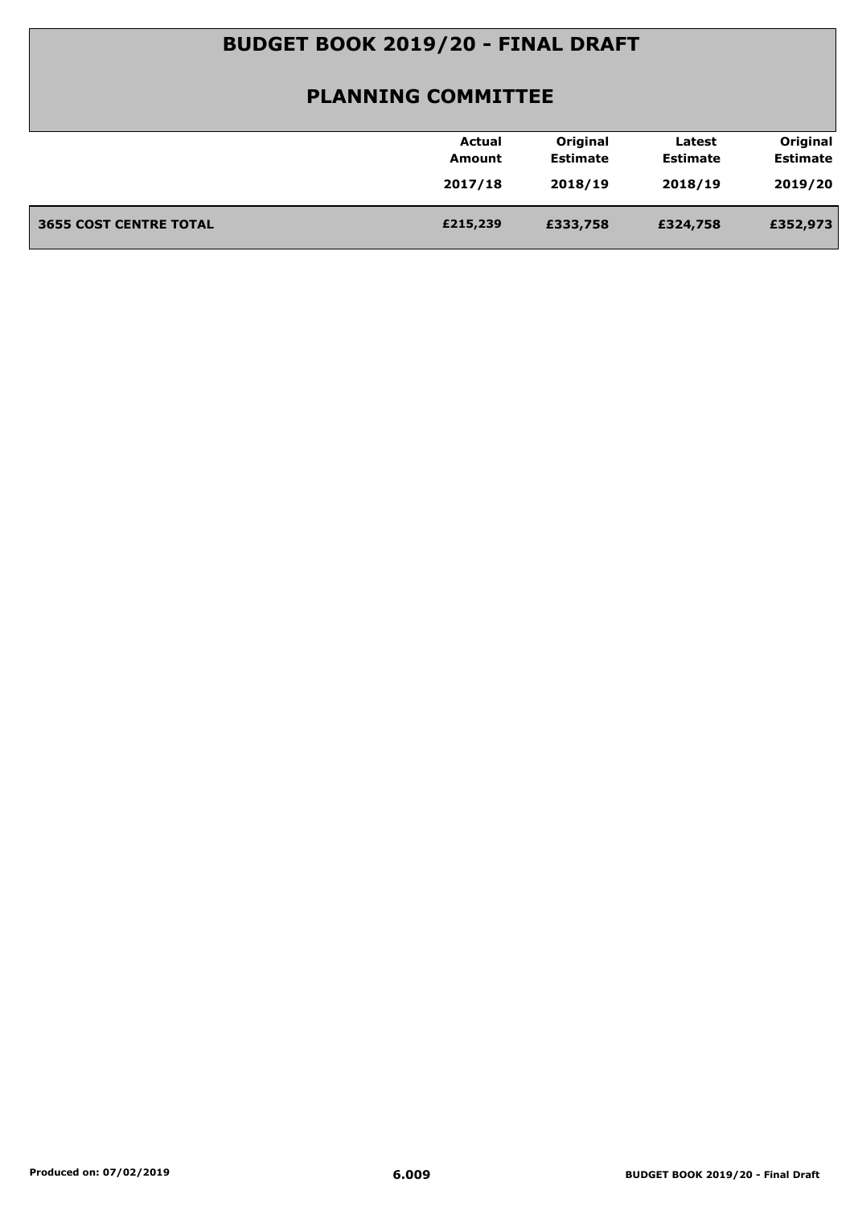# BUDGET BOOK 2019/20 - FINAL DRAFT

## PLANNING COMMITTEE

| | Actual Amount 2017/18 | Original Estimate 2018/19 | Latest Estimate 2018/19 | Original Estimate 2019/20 |
|---|---|---|---|---|
| **3655 COST CENTRE TOTAL** | **£215,239** | **£333,758** | **£324,758** | **£352,973** |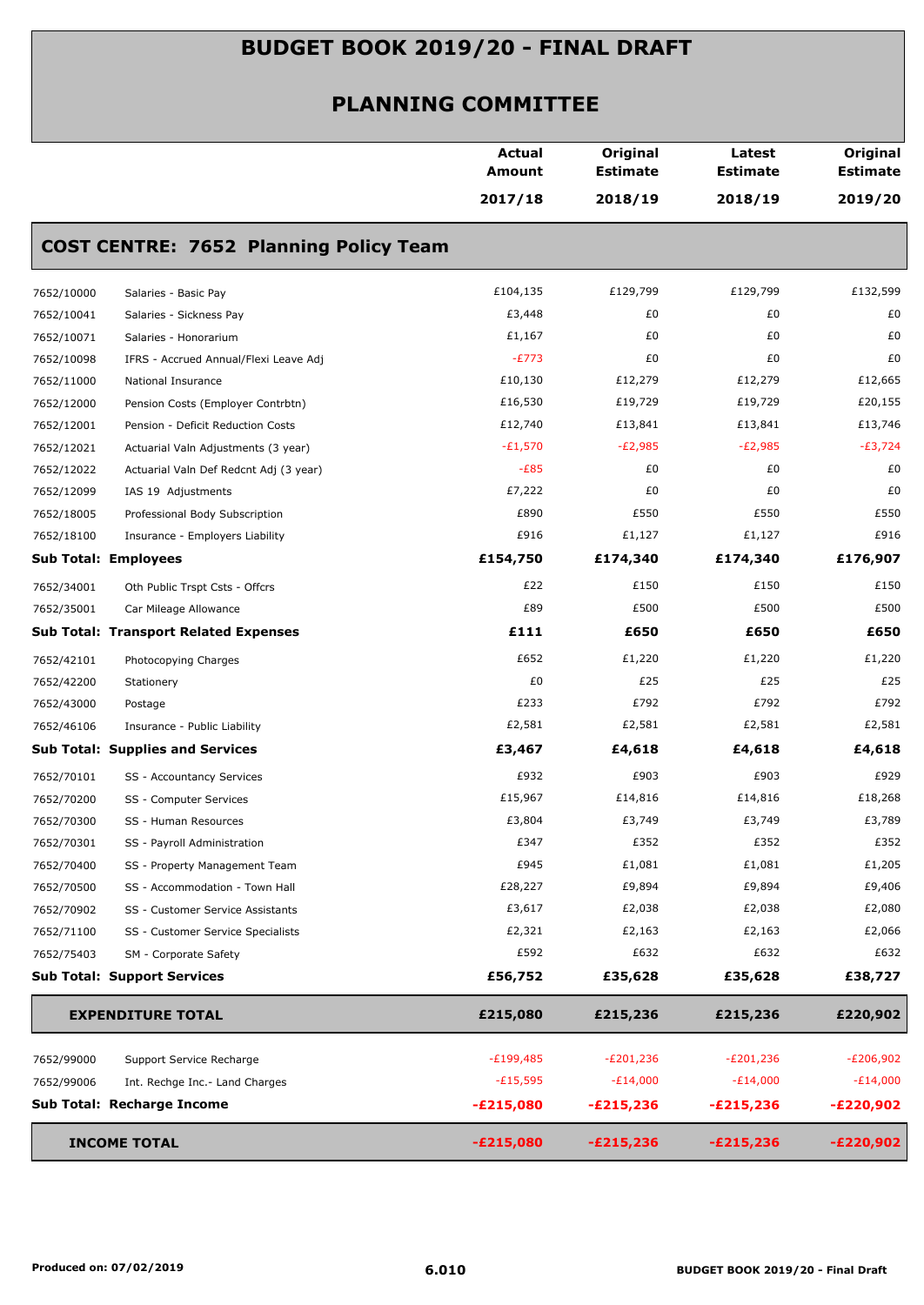# BUDGET BOOK 2019/20 - FINAL DRAFT

## PLANNING COMMITTEE

| | | Actual Amount 2017/18 | Original Estimate 2018/19 | Latest Estimate 2018/19 | Original Estimate 2019/20 |
|---|---|---|---|---|---|
| **COST CENTRE: 7652 Planning Policy Team** | | | | | |
| 7652/10000 | Salaries - Basic Pay | £104,135 | £129,799 | £129,799 | £132,599 |
| 7652/10041 | Salaries - Sickness Pay | £3,448 | £0 | £0 | £0 |
| 7652/10071 | Salaries - Honorarium | £1,167 | £0 | £0 | £0 |
| 7652/10098 | IFRS - Accrued Annual/Flexi Leave Adj | -£773 | £0 | £0 | £0 |
| 7652/11000 | National Insurance | £10,130 | £12,279 | £12,279 | £12,665 |
| 7652/12000 | Pension Costs (Employer Contrbtn) | £16,530 | £19,729 | £19,729 | £20,155 |
| 7652/12001 | Pension - Deficit Reduction Costs | £12,740 | £13,841 | £13,841 | £13,746 |
| 7652/12021 | Actuarial Valn Adjustments (3 year) | -£1,570 | -£2,985 | -£2,985 | -£3,724 |
| 7652/12022 | Actuarial Valn Def Redcnt Adj (3 year) | -£85 | £0 | £0 | £0 |
| 7652/12099 | IAS 19 Adjustments | £7,222 | £0 | £0 | £0 |
| 7652/18005 | Professional Body Subscription | £890 | £550 | £550 | £550 |
| 7652/18100 | Insurance - Employers Liability | £916 | £1,127 | £1,127 | £916 |
| **Sub Total: Employees** | | **£154,750** | **£174,340** | **£174,340** | **£176,907** |
| 7652/34001 | Oth Public Trspt Csts - Offcrs | £22 | £150 | £150 | £150 |
| 7652/35001 | Car Mileage Allowance | £89 | £500 | £500 | £500 |
| **Sub Total: Transport Related Expenses** | | **£111** | **£650** | **£650** | **£650** |
| 7652/42101 | Photocopying Charges | £652 | £1,220 | £1,220 | £1,220 |
| 7652/42200 | Stationery | £0 | £25 | £25 | £25 |
| 7652/43000 | Postage | £233 | £792 | £792 | £792 |
| 7652/46106 | Insurance - Public Liability | £2,581 | £2,581 | £2,581 | £2,581 |
| **Sub Total: Supplies and Services** | | **£3,467** | **£4,618** | **£4,618** | **£4,618** |
| 7652/70101 | SS - Accountancy Services | £932 | £903 | £903 | £929 |
| 7652/70200 | SS - Computer Services | £15,967 | £14,816 | £14,816 | £18,268 |
| 7652/70300 | SS - Human Resources | £3,804 | £3,749 | £3,749 | £3,789 |
| 7652/70301 | SS - Payroll Administration | £347 | £352 | £352 | £352 |
| 7652/70400 | SS - Property Management Team | £945 | £1,081 | £1,081 | £1,205 |
| 7652/70500 | SS - Accommodation - Town Hall | £28,227 | £9,894 | £9,894 | £9,406 |
| 7652/70902 | SS - Customer Service Assistants | £3,617 | £2,038 | £2,038 | £2,080 |
| 7652/71100 | SS - Customer Service Specialists | £2,321 | £2,163 | £2,163 | £2,066 |
| 7652/75403 | SM - Corporate Safety | £592 | £632 | £632 | £632 |
| **Sub Total: Support Services** | | **£56,752** | **£35,628** | **£35,628** | **£38,727** |
| **EXPENDITURE TOTAL** | | **£215,080** | **£215,236** | **£215,236** | **£220,902** |
| 7652/99000 | Support Service Recharge | -£199,485 | -£201,236 | -£201,236 | -£206,902 |
| 7652/99006 | Int. Rechge Inc.- Land Charges | -£15,595 | -£14,000 | -£14,000 | -£14,000 |
| **Sub Total: Recharge Income** | | **-£215,080** | **-£215,236** | **-£215,236** | **-£220,902** |
| **INCOME TOTAL** | | **-£215,080** | **-£215,236** | **-£215,236** | **-£220,902** |

Produced on: 07/02/2019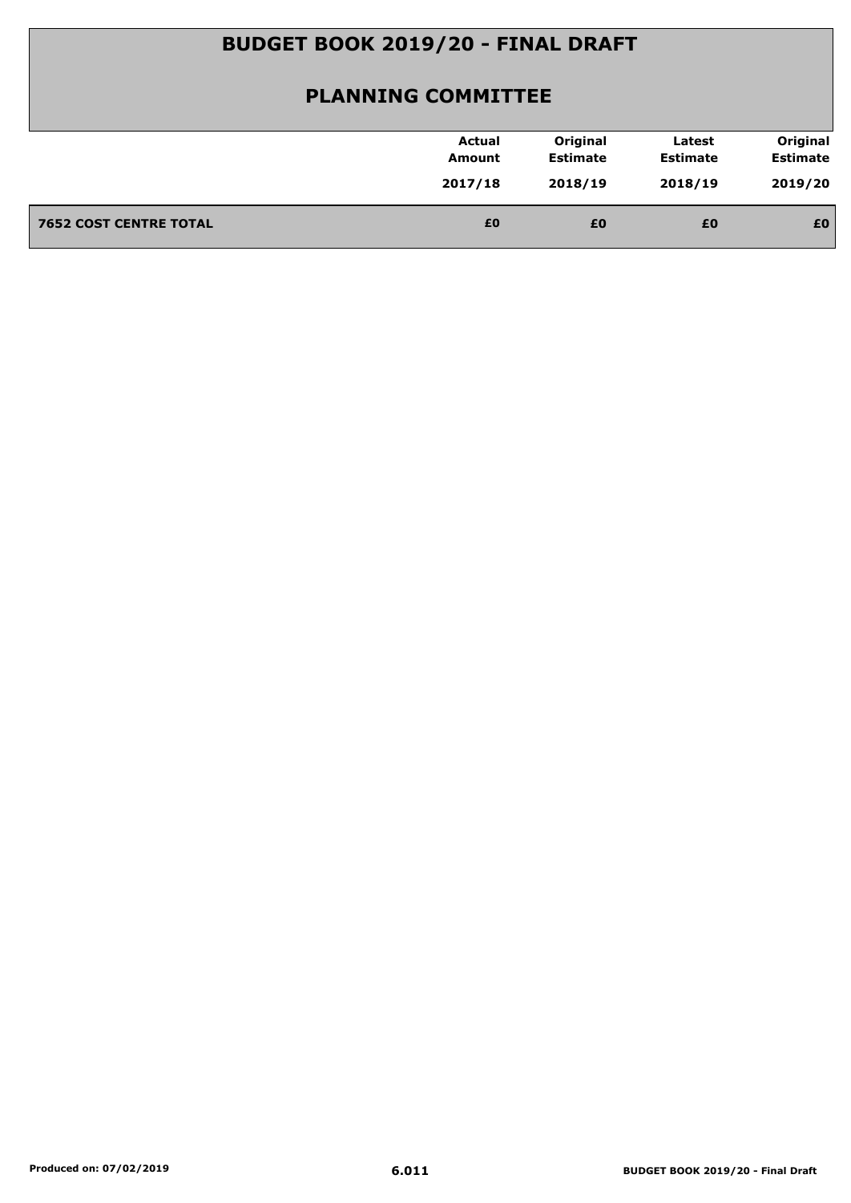# BUDGET BOOK 2019/20 - FINAL DRAFT

## PLANNING COMMITTEE

| | Actual Amount 2017/18 | Original Estimate 2018/19 | Latest Estimate 2018/19 | Original Estimate 2019/20 |
|---|---|---|---|---|
| **7652 COST CENTRE TOTAL** | **£0** | **£0** | **£0** | **£0** |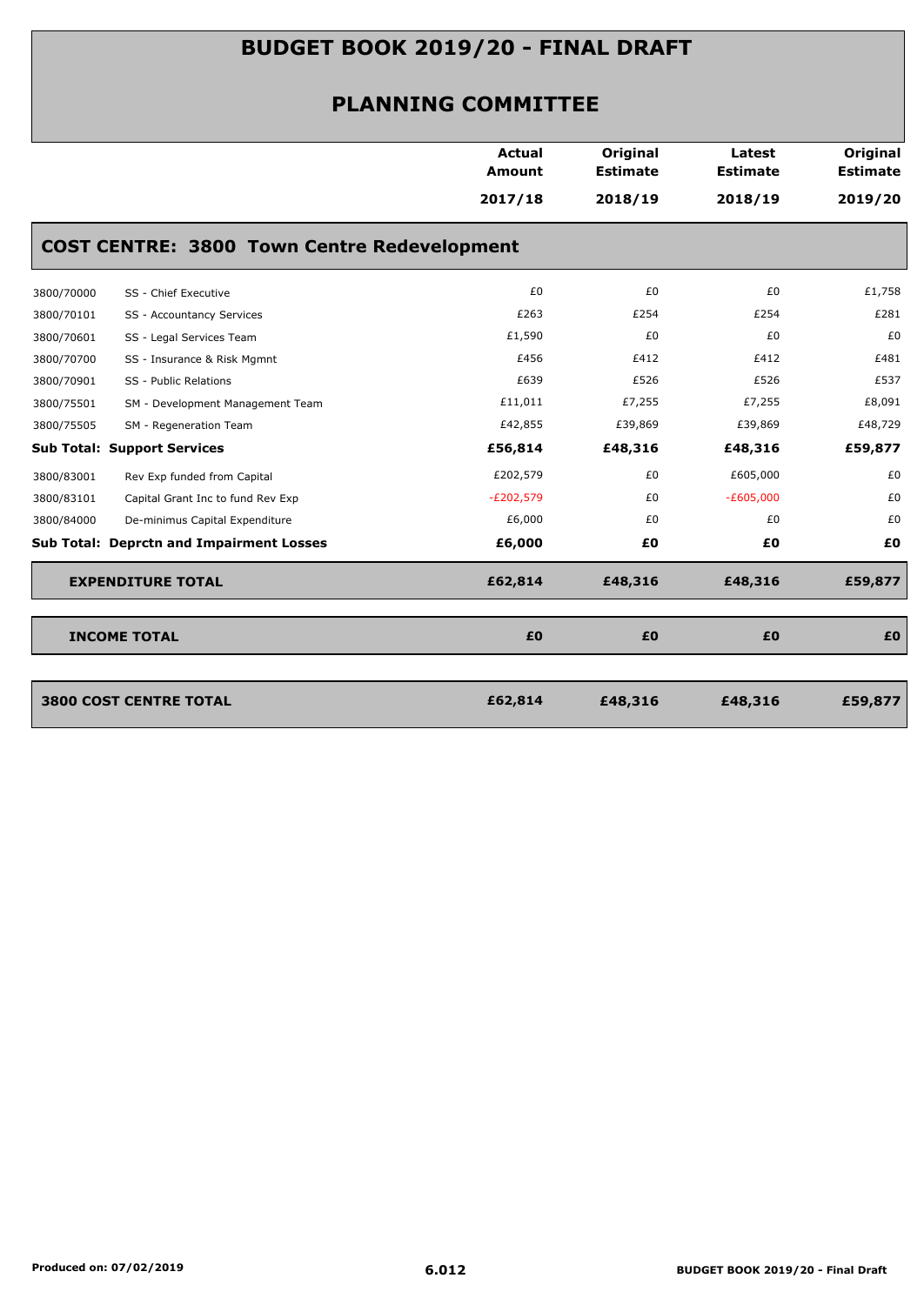# BUDGET BOOK 2019/20 - FINAL DRAFT

## PLANNING COMMITTEE

### COST CENTRE: 3800 Town Centre Redevelopment

| | | Actual Amount 2017/18 | Original Estimate 2018/19 | Latest Estimate 2018/19 | Original Estimate 2019/20 |
|---|---|---|---|---|---|
| 3800/70000 | SS - Chief Executive | £0 | £0 | £0 | £1,758 |
| 3800/70101 | SS - Accountancy Services | £263 | £254 | £254 | £281 |
| 3800/70601 | SS - Legal Services Team | £1,590 | £0 | £0 | £0 |
| 3800/70700 | SS - Insurance & Risk Mgmnt | £456 | £412 | £412 | £481 |
| 3800/70901 | SS - Public Relations | £639 | £526 | £526 | £537 |
| 3800/75501 | SM - Development Management Team | £11,011 | £7,255 | £7,255 | £8,091 |
| 3800/75505 | SM - Regeneration Team | £42,855 | £39,869 | £39,869 | £48,729 |
| **Sub Total: Support Services** | | **£56,814** | **£48,316** | **£48,316** | **£59,877** |
| 3800/83001 | Rev Exp funded from Capital | £202,579 | £0 | £605,000 | £0 |
| 3800/83101 | Capital Grant Inc to fund Rev Exp | -£202,579 | £0 | -£605,000 | £0 |
| 3800/84000 | De-minimus Capital Expenditure | £6,000 | £0 | £0 | £0 |
| **Sub Total: Deprctn and Impairment Losses** | | **£6,000** | **£0** | **£0** | **£0** |
| **EXPENDITURE TOTAL** | | **£62,814** | **£48,316** | **£48,316** | **£59,877** |
| **INCOME TOTAL** | | **£0** | **£0** | **£0** | **£0** |
| **3800 COST CENTRE TOTAL** | | **£62,814** | **£48,316** | **£48,316** | **£59,877** |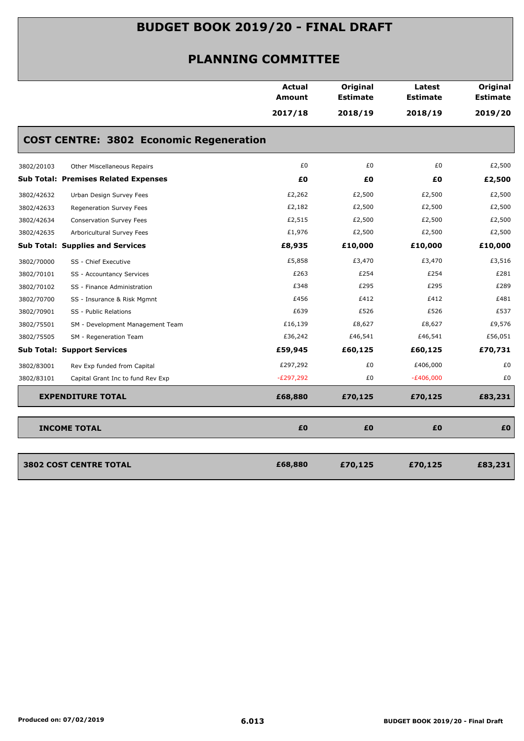# BUDGET BOOK 2019/20 - FINAL DRAFT

## PLANNING COMMITTEE

| | | Actual Amount 2017/18 | Original Estimate 2018/19 | Latest Estimate 2018/19 | Original Estimate 2019/20 |
|---|---|---|---|---|---|
| **COST CENTRE: 3802 Economic Regeneration** | | | | | |
| 3802/20103 | Other Miscellaneous Repairs | £0 | £0 | £0 | £2,500 |
| **Sub Total: Premises Related Expenses** | | **£0** | **£0** | **£0** | **£2,500** |
| 3802/42632 | Urban Design Survey Fees | £2,262 | £2,500 | £2,500 | £2,500 |
| 3802/42633 | Regeneration Survey Fees | £2,182 | £2,500 | £2,500 | £2,500 |
| 3802/42634 | Conservation Survey Fees | £2,515 | £2,500 | £2,500 | £2,500 |
| 3802/42635 | Arboricultural Survey Fees | £1,976 | £2,500 | £2,500 | £2,500 |
| **Sub Total: Supplies and Services** | | **£8,935** | **£10,000** | **£10,000** | **£10,000** |
| 3802/70000 | SS - Chief Executive | £5,858 | £3,470 | £3,470 | £3,516 |
| 3802/70101 | SS - Accountancy Services | £263 | £254 | £254 | £281 |
| 3802/70102 | SS - Finance Administration | £348 | £295 | £295 | £289 |
| 3802/70700 | SS - Insurance & Risk Mgmnt | £456 | £412 | £412 | £481 |
| 3802/70901 | SS - Public Relations | £639 | £526 | £526 | £537 |
| 3802/75501 | SM - Development Management Team | £16,139 | £8,627 | £8,627 | £9,576 |
| 3802/75505 | SM - Regeneration Team | £36,242 | £46,541 | £46,541 | £56,051 |
| **Sub Total: Support Services** | | **£59,945** | **£60,125** | **£60,125** | **£70,731** |
| 3802/83001 | Rev Exp funded from Capital | £297,292 | £0 | £406,000 | £0 |
| 3802/83101 | Capital Grant Inc to fund Rev Exp | -£297,292 | £0 | -£406,000 | £0 |
| **EXPENDITURE TOTAL** | | **£68,880** | **£70,125** | **£70,125** | **£83,231** |
| **INCOME TOTAL** | | **£0** | **£0** | **£0** | **£0** |
| **3802 COST CENTRE TOTAL** | | **£68,880** | **£70,125** | **£70,125** | **£83,231** |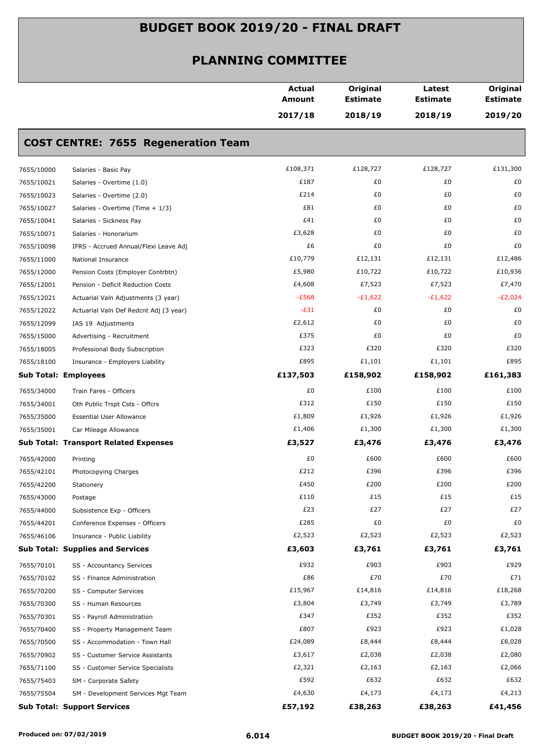# BUDGET BOOK 2019/20 - FINAL DRAFT

## PLANNING COMMITTEE

| | | Actual Amount 2017/18 | Original Estimate 2018/19 | Latest Estimate 2018/19 | Original Estimate 2019/20 |
|---|---|---|---|---|---|
| **COST CENTRE: 7655 Regeneration Team** | | | | | |
| 7655/10000 | Salaries - Basic Pay | £108,371 | £128,727 | £128,727 | £131,300 |
| 7655/10021 | Salaries - Overtime (1.0) | £187 | £0 | £0 | £0 |
| 7655/10023 | Salaries - Overtime (2.0) | £214 | £0 | £0 | £0 |
| 7655/10027 | Salaries - Overtime (Time + 1/3) | £81 | £0 | £0 | £0 |
| 7655/10041 | Salaries - Sickness Pay | £41 | £0 | £0 | £0 |
| 7655/10071 | Salaries - Honorarium | £3,628 | £0 | £0 | £0 |
| 7655/10098 | IFRS - Accrued Annual/Flexi Leave Adj | £6 | £0 | £0 | £0 |
| 7655/11000 | National Insurance | £10,779 | £12,131 | £12,131 | £12,486 |
| 7655/12000 | Pension Costs (Employer Contrbtn) | £5,980 | £10,722 | £10,722 | £10,936 |
| 7655/12001 | Pension - Deficit Reduction Costs | £4,608 | £7,523 | £7,523 | £7,470 |
| 7655/12021 | Actuarial Valn Adjustments (3 year) | -£568 | -£1,622 | -£1,622 | -£2,024 |
| 7655/12022 | Actuarial Valn Def Redcnt Adj (3 year) | -£31 | £0 | £0 | £0 |
| 7655/12099 | IAS 19 Adjustments | £2,612 | £0 | £0 | £0 |
| 7655/15000 | Advertising - Recruitment | £375 | £0 | £0 | £0 |
| 7655/18005 | Professional Body Subscription | £323 | £320 | £320 | £320 |
| 7655/18100 | Insurance - Employers Liability | £895 | £1,101 | £1,101 | £895 |
| **Sub Total: Employees** | | **£137,503** | **£158,902** | **£158,902** | **£161,383** |
| 7655/34000 | Train Fares - Officers | £0 | £100 | £100 | £100 |
| 7655/34001 | Oth Public Trspt Csts - Offcrs | £312 | £150 | £150 | £150 |
| 7655/35000 | Essential User Allowance | £1,809 | £1,926 | £1,926 | £1,926 |
| 7655/35001 | Car Mileage Allowance | £1,406 | £1,300 | £1,300 | £1,300 |
| **Sub Total: Transport Related Expenses** | | **£3,527** | **£3,476** | **£3,476** | **£3,476** |
| 7655/42000 | Printing | £0 | £600 | £600 | £600 |
| 7655/42101 | Photocopying Charges | £212 | £396 | £396 | £396 |
| 7655/42200 | Stationery | £450 | £200 | £200 | £200 |
| 7655/43000 | Postage | £110 | £15 | £15 | £15 |
| 7655/44000 | Subsistence Exp - Officers | £23 | £27 | £27 | £27 |
| 7655/44201 | Conference Expenses - Officers | £285 | £0 | £0 | £0 |
| 7655/46106 | Insurance - Public Liability | £2,523 | £2,523 | £2,523 | £2,523 |
| **Sub Total: Supplies and Services** | | **£3,603** | **£3,761** | **£3,761** | **£3,761** |
| 7655/70101 | SS - Accountancy Services | £932 | £903 | £903 | £929 |
| 7655/70102 | SS - Finance Administration | £86 | £70 | £70 | £71 |
| 7655/70200 | SS - Computer Services | £15,967 | £14,816 | £14,816 | £18,268 |
| 7655/70300 | SS - Human Resources | £3,804 | £3,749 | £3,749 | £3,789 |
| 7655/70301 | SS - Payroll Administration | £347 | £352 | £352 | £352 |
| 7655/70400 | SS - Property Management Team | £807 | £923 | £923 | £1,028 |
| 7655/70500 | SS - Accommodation - Town Hall | £24,089 | £8,444 | £8,444 | £8,028 |
| 7655/70902 | SS - Customer Service Assistants | £3,617 | £2,038 | £2,038 | £2,080 |
| 7655/71100 | SS - Customer Service Specialists | £2,321 | £2,163 | £2,163 | £2,066 |
| 7655/75403 | SM - Corporate Safety | £592 | £632 | £632 | £632 |
| 7655/75504 | SM - Development Services Mgt Team | £4,630 | £4,173 | £4,173 | £4,213 |
| **Sub Total: Support Services** | | **£57,192** | **£38,263** | **£38,263** | **£41,456** |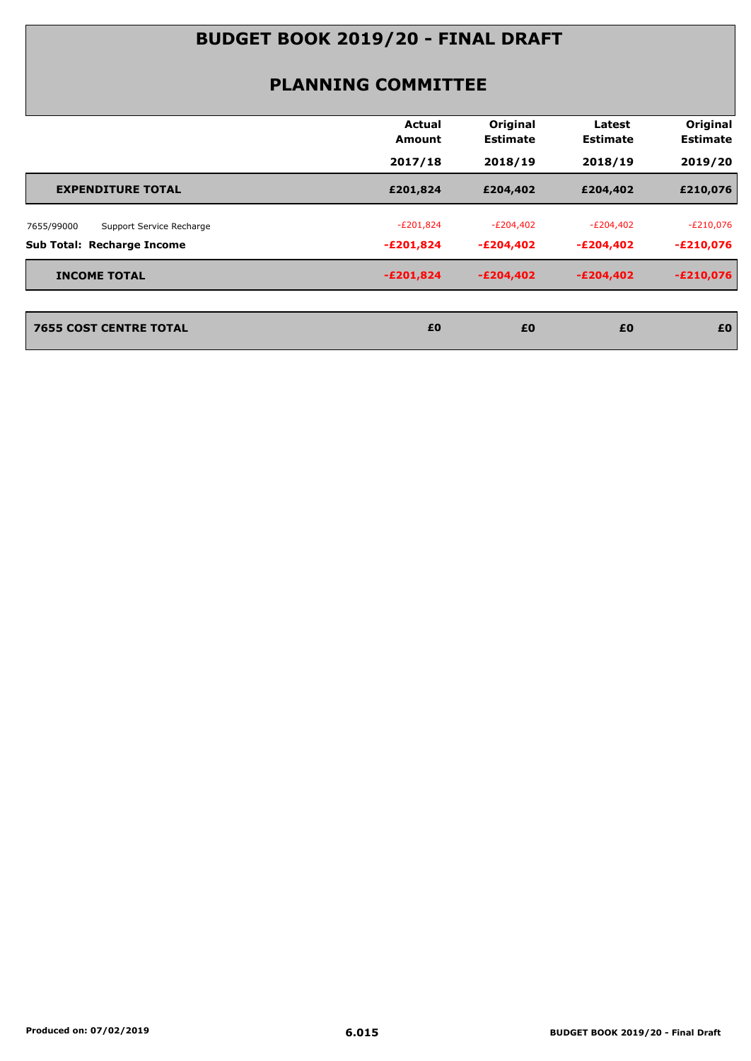# BUDGET BOOK 2019/20 - FINAL DRAFT

## PLANNING COMMITTEE

| | | Actual Amount 2017/18 | Original Estimate 2018/19 | Latest Estimate 2018/19 | Original Estimate 2019/20 |
|---|---|---|---|---|---|
| **EXPENDITURE TOTAL** | | **£201,824** | **£204,402** | **£204,402** | **£210,076** |
| 7655/99000 | Support Service Recharge | -£201,824 | -£204,402 | -£204,402 | -£210,076 |
| **Sub Total: Recharge Income** | | **-£201,824** | **-£204,402** | **-£204,402** | **-£210,076** |
| **INCOME TOTAL** | | **-£201,824** | **-£204,402** | **-£204,402** | **-£210,076** |
| **7655 COST CENTRE TOTAL** | | **£0** | **£0** | **£0** | **£0** |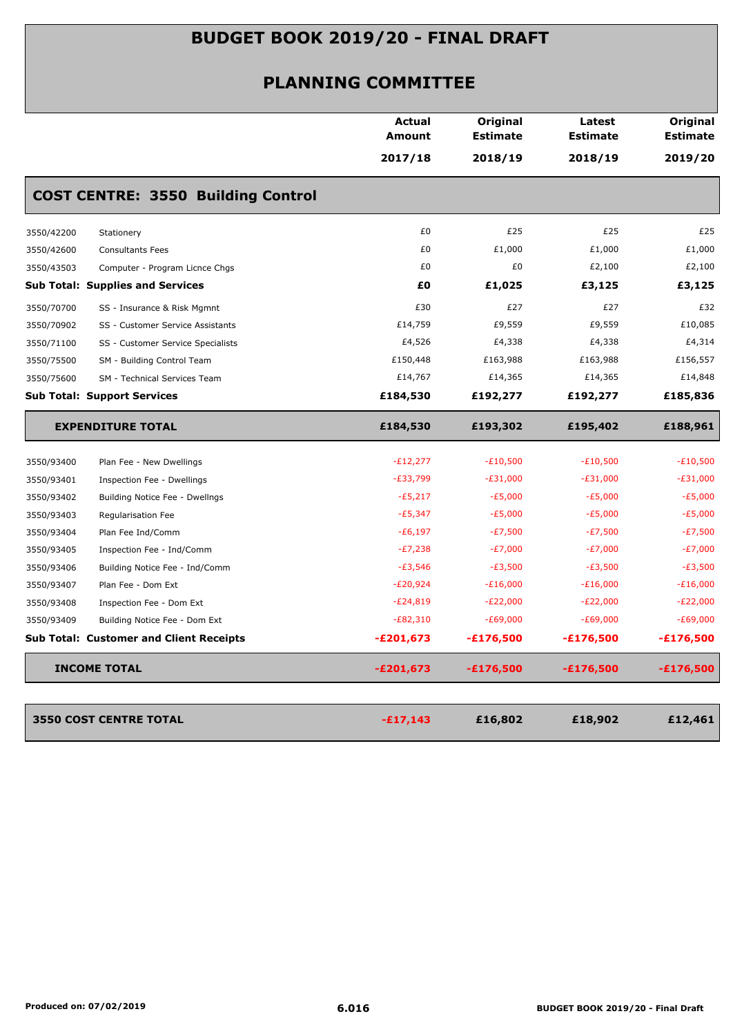# BUDGET BOOK 2019/20 - FINAL DRAFT

## PLANNING COMMITTEE

| | | Actual Amount 2017/18 | Original Estimate 2018/19 | Latest Estimate 2018/19 | Original Estimate 2019/20 |
|---|---|---|---|---|---|
| **COST CENTRE: 3550 Building Control** | | | | | |
| 3550/42200 | Stationery | £0 | £25 | £25 | £25 |
| 3550/42600 | Consultants Fees | £0 | £1,000 | £1,000 | £1,000 |
| 3550/43503 | Computer - Program Licnce Chgs | £0 | £0 | £2,100 | £2,100 |
| **Sub Total: Supplies and Services** | | **£0** | **£1,025** | **£3,125** | **£3,125** |
| 3550/70700 | SS - Insurance & Risk Mgmnt | £30 | £27 | £27 | £32 |
| 3550/70902 | SS - Customer Service Assistants | £14,759 | £9,559 | £9,559 | £10,085 |
| 3550/71100 | SS - Customer Service Specialists | £4,526 | £4,338 | £4,338 | £4,314 |
| 3550/75500 | SM - Building Control Team | £150,448 | £163,988 | £163,988 | £156,557 |
| 3550/75600 | SM - Technical Services Team | £14,767 | £14,365 | £14,365 | £14,848 |
| **Sub Total: Support Services** | | **£184,530** | **£192,277** | **£192,277** | **£185,836** |
| **EXPENDITURE TOTAL** | | **£184,530** | **£193,302** | **£195,402** | **£188,961** |
| 3550/93400 | Plan Fee - New Dwellings | -£12,277 | -£10,500 | -£10,500 | -£10,500 |
| 3550/93401 | Inspection Fee - Dwellings | -£33,799 | -£31,000 | -£31,000 | -£31,000 |
| 3550/93402 | Building Notice Fee - Dwellngs | -£5,217 | -£5,000 | -£5,000 | -£5,000 |
| 3550/93403 | Regularisation Fee | -£5,347 | -£5,000 | -£5,000 | -£5,000 |
| 3550/93404 | Plan Fee Ind/Comm | -£6,197 | -£7,500 | -£7,500 | -£7,500 |
| 3550/93405 | Inspection Fee - Ind/Comm | -£7,238 | -£7,000 | -£7,000 | -£7,000 |
| 3550/93406 | Building Notice Fee - Ind/Comm | -£3,546 | -£3,500 | -£3,500 | -£3,500 |
| 3550/93407 | Plan Fee - Dom Ext | -£20,924 | -£16,000 | -£16,000 | -£16,000 |
| 3550/93408 | Inspection Fee - Dom Ext | -£24,819 | -£22,000 | -£22,000 | -£22,000 |
| 3550/93409 | Building Notice Fee - Dom Ext | -£82,310 | -£69,000 | -£69,000 | -£69,000 |
| **Sub Total: Customer and Client Receipts** | | **-£201,673** | **-£176,500** | **-£176,500** | **-£176,500** |
| **INCOME TOTAL** | | **-£201,673** | **-£176,500** | **-£176,500** | **-£176,500** |
| **3550 COST CENTRE TOTAL** | | **-£17,143** | **£16,802** | **£18,902** | **£12,461** |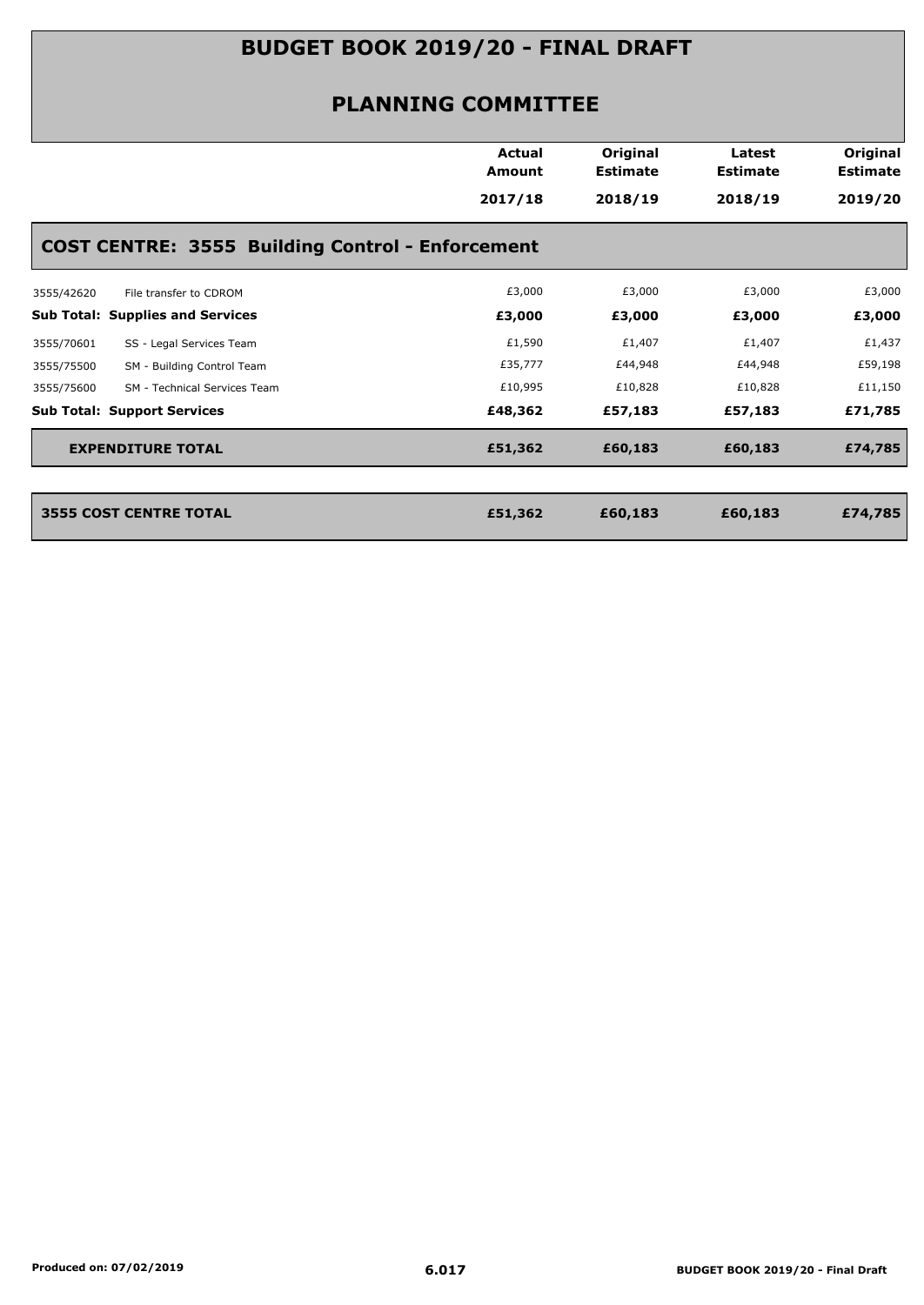# BUDGET BOOK 2019/20 - FINAL DRAFT

## PLANNING COMMITTEE

| | | Actual Amount 2017/18 | Original Estimate 2018/19 | Latest Estimate 2018/19 | Original Estimate 2019/20 |
|---|---|---|---|---|---|
| **COST CENTRE: 3555 Building Control - Enforcement** | | | | | |
| 3555/42620 | File transfer to CDROM | £3,000 | £3,000 | £3,000 | £3,000 |
| **Sub Total: Supplies and Services** | | **£3,000** | **£3,000** | **£3,000** | **£3,000** |
| 3555/70601 | SS - Legal Services Team | £1,590 | £1,407 | £1,407 | £1,437 |
| 3555/75500 | SM - Building Control Team | £35,777 | £44,948 | £44,948 | £59,198 |
| 3555/75600 | SM - Technical Services Team | £10,995 | £10,828 | £10,828 | £11,150 |
| **Sub Total: Support Services** | | **£48,362** | **£57,183** | **£57,183** | **£71,785** |
| **EXPENDITURE TOTAL** | | **£51,362** | **£60,183** | **£60,183** | **£74,785** |
| **3555 COST CENTRE TOTAL** | | **£51,362** | **£60,183** | **£60,183** | **£74,785** |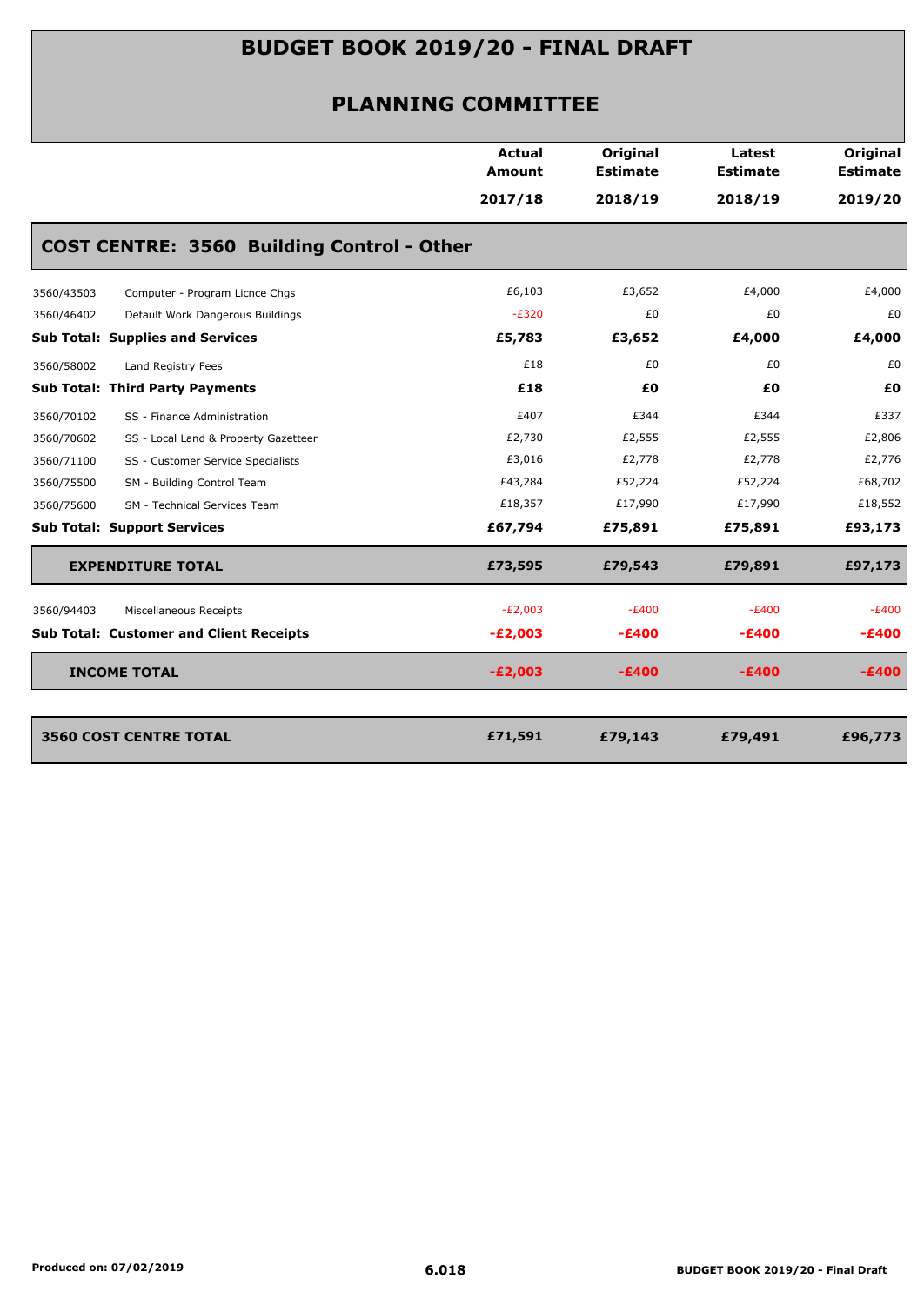# BUDGET BOOK 2019/20 - FINAL DRAFT

## PLANNING COMMITTEE

### COST CENTRE: 3560 Building Control - Other

| | | Actual Amount 2017/18 | Original Estimate 2018/19 | Latest Estimate 2018/19 | Original Estimate 2019/20 |
|---|---|---|---|---|---|
| 3560/43503 | Computer - Program Licnce Chgs | £6,103 | £3,652 | £4,000 | £4,000 |
| 3560/46402 | Default Work Dangerous Buildings | -£320 | £0 | £0 | £0 |
| **Sub Total: Supplies and Services** | | **£5,783** | **£3,652** | **£4,000** | **£4,000** |
| 3560/58002 | Land Registry Fees | £18 | £0 | £0 | £0 |
| **Sub Total: Third Party Payments** | | **£18** | **£0** | **£0** | **£0** |
| 3560/70102 | SS - Finance Administration | £407 | £344 | £344 | £337 |
| 3560/70602 | SS - Local Land & Property Gazetteer | £2,730 | £2,555 | £2,555 | £2,806 |
| 3560/71100 | SS - Customer Service Specialists | £3,016 | £2,778 | £2,778 | £2,776 |
| 3560/75500 | SM - Building Control Team | £43,284 | £52,224 | £52,224 | £68,702 |
| 3560/75600 | SM - Technical Services Team | £18,357 | £17,990 | £17,990 | £18,552 |
| **Sub Total: Support Services** | | **£67,794** | **£75,891** | **£75,891** | **£93,173** |
| **EXPENDITURE TOTAL** | | **£73,595** | **£79,543** | **£79,891** | **£97,173** |
| 3560/94403 | Miscellaneous Receipts | -£2,003 | -£400 | -£400 | -£400 |
| **Sub Total: Customer and Client Receipts** | | **-£2,003** | **-£400** | **-£400** | **-£400** |
| **INCOME TOTAL** | | **-£2,003** | **-£400** | **-£400** | **-£400** |
| **3560 COST CENTRE TOTAL** | | **£71,591** | **£79,143** | **£79,491** | **£96,773** |

Produced on: 07/02/2019

6.018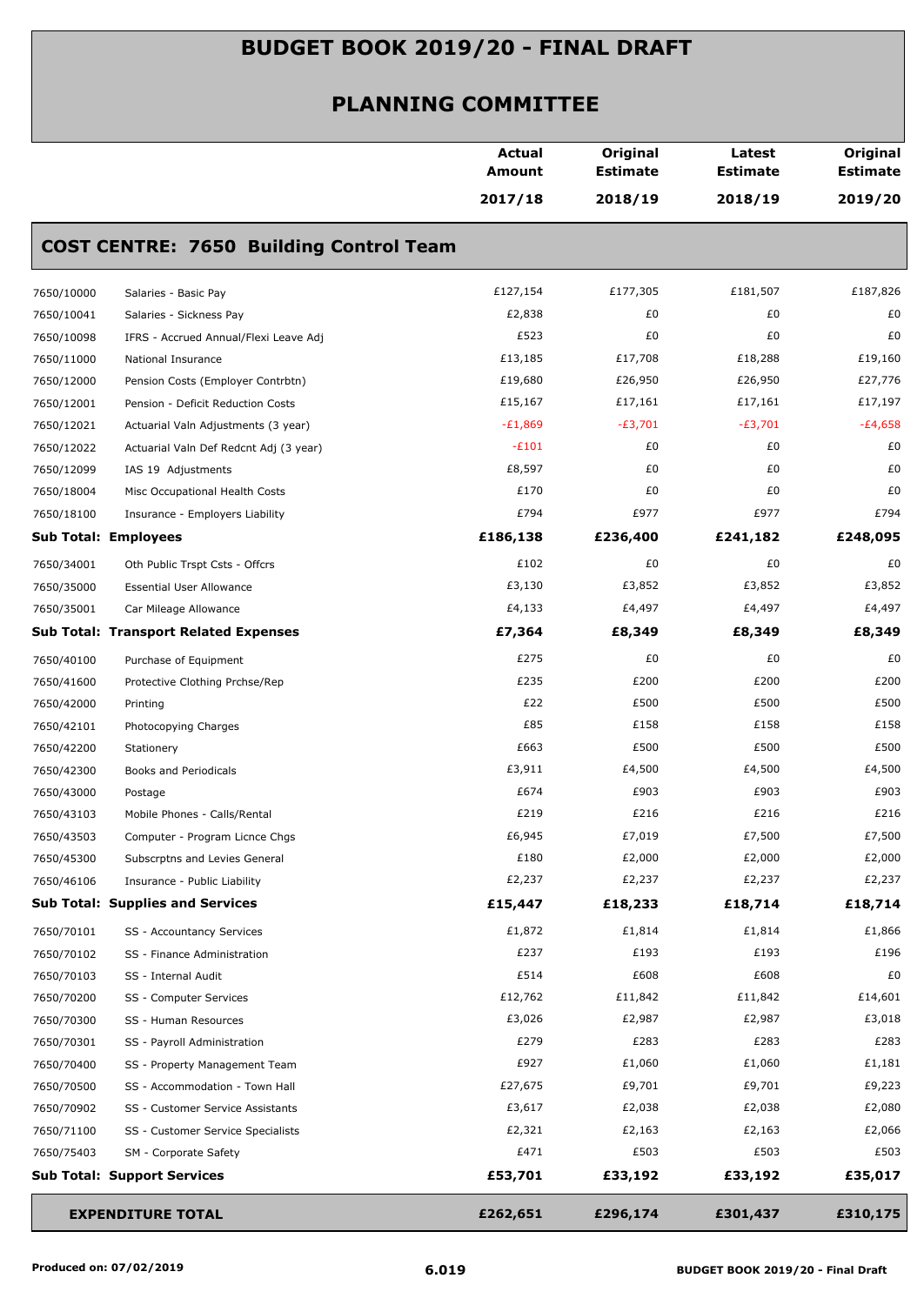# BUDGET BOOK 2019/20 - FINAL DRAFT

## PLANNING COMMITTEE

| | | Actual Amount 2017/18 | Original Estimate 2018/19 | Latest Estimate 2018/19 | Original Estimate 2019/20 |
|---|---|---|---|---|---|
| **COST CENTRE: 7650 Building Control Team** | | | | | |
| 7650/10000 | Salaries - Basic Pay | £127,154 | £177,305 | £181,507 | £187,826 |
| 7650/10041 | Salaries - Sickness Pay | £2,838 | £0 | £0 | £0 |
| 7650/10098 | IFRS - Accrued Annual/Flexi Leave Adj | £523 | £0 | £0 | £0 |
| 7650/11000 | National Insurance | £13,185 | £17,708 | £18,288 | £19,160 |
| 7650/12000 | Pension Costs (Employer Contrbtn) | £19,680 | £26,950 | £26,950 | £27,776 |
| 7650/12001 | Pension - Deficit Reduction Costs | £15,167 | £17,161 | £17,161 | £17,197 |
| 7650/12021 | Actuarial Valn Adjustments (3 year) | -£1,869 | -£3,701 | -£3,701 | -£4,658 |
| 7650/12022 | Actuarial Valn Def Redcnt Adj (3 year) | -£101 | £0 | £0 | £0 |
| 7650/12099 | IAS 19 Adjustments | £8,597 | £0 | £0 | £0 |
| 7650/18004 | Misc Occupational Health Costs | £170 | £0 | £0 | £0 |
| 7650/18100 | Insurance - Employers Liability | £794 | £977 | £977 | £794 |
| **Sub Total: Employees** | | **£186,138** | **£236,400** | **£241,182** | **£248,095** |
| 7650/34001 | Oth Public Trspt Csts - Offcrs | £102 | £0 | £0 | £0 |
| 7650/35000 | Essential User Allowance | £3,130 | £3,852 | £3,852 | £3,852 |
| 7650/35001 | Car Mileage Allowance | £4,133 | £4,497 | £4,497 | £4,497 |
| **Sub Total: Transport Related Expenses** | | **£7,364** | **£8,349** | **£8,349** | **£8,349** |
| 7650/40100 | Purchase of Equipment | £275 | £0 | £0 | £0 |
| 7650/41600 | Protective Clothing Prchse/Rep | £235 | £200 | £200 | £200 |
| 7650/42000 | Printing | £22 | £500 | £500 | £500 |
| 7650/42101 | Photocopying Charges | £85 | £158 | £158 | £158 |
| 7650/42200 | Stationery | £663 | £500 | £500 | £500 |
| 7650/42300 | Books and Periodicals | £3,911 | £4,500 | £4,500 | £4,500 |
| 7650/43000 | Postage | £674 | £903 | £903 | £903 |
| 7650/43103 | Mobile Phones - Calls/Rental | £219 | £216 | £216 | £216 |
| 7650/43503 | Computer - Program Licnce Chgs | £6,945 | £7,019 | £7,500 | £7,500 |
| 7650/45300 | Subscrptns and Levies General | £180 | £2,000 | £2,000 | £2,000 |
| 7650/46106 | Insurance - Public Liability | £2,237 | £2,237 | £2,237 | £2,237 |
| **Sub Total: Supplies and Services** | | **£15,447** | **£18,233** | **£18,714** | **£18,714** |
| 7650/70101 | SS - Accountancy Services | £1,872 | £1,814 | £1,814 | £1,866 |
| 7650/70102 | SS - Finance Administration | £237 | £193 | £193 | £196 |
| 7650/70103 | SS - Internal Audit | £514 | £608 | £608 | £0 |
| 7650/70200 | SS - Computer Services | £12,762 | £11,842 | £11,842 | £14,601 |
| 7650/70300 | SS - Human Resources | £3,026 | £2,987 | £2,987 | £3,018 |
| 7650/70301 | SS - Payroll Administration | £279 | £283 | £283 | £283 |
| 7650/70400 | SS - Property Management Team | £927 | £1,060 | £1,060 | £1,181 |
| 7650/70500 | SS - Accommodation - Town Hall | £27,675 | £9,701 | £9,701 | £9,223 |
| 7650/70902 | SS - Customer Service Assistants | £3,617 | £2,038 | £2,038 | £2,080 |
| 7650/71100 | SS - Customer Service Specialists | £2,321 | £2,163 | £2,163 | £2,066 |
| 7650/75403 | SM - Corporate Safety | £471 | £503 | £503 | £503 |
| **Sub Total: Support Services** | | **£53,701** | **£33,192** | **£33,192** | **£35,017** |
| **EXPENDITURE TOTAL** | | **£262,651** | **£296,174** | **£301,437** | **£310,175** |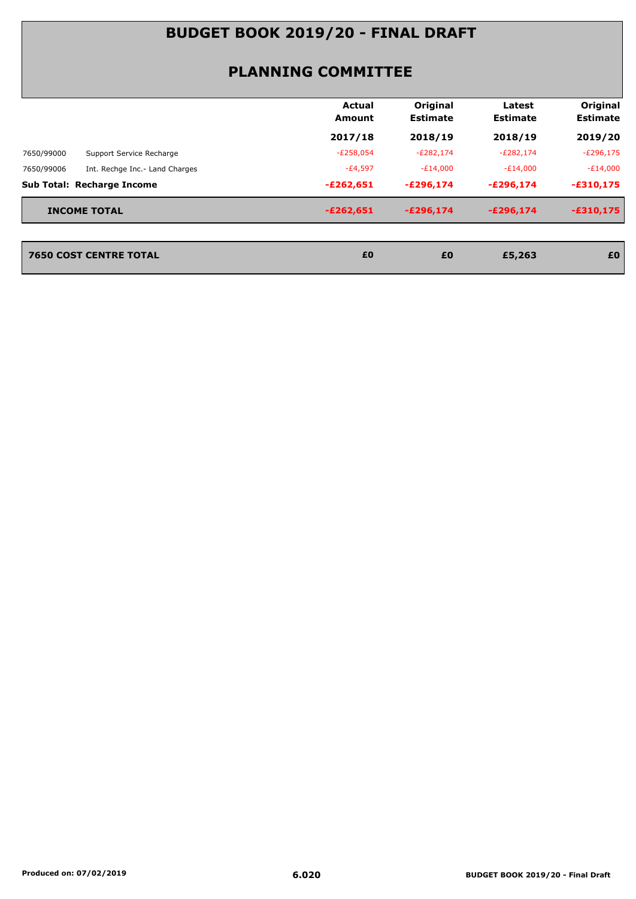# BUDGET BOOK 2019/20 - FINAL DRAFT

## PLANNING COMMITTEE

| | | Actual Amount 2017/18 | Original Estimate 2018/19 | Latest Estimate 2018/19 | Original Estimate 2019/20 |
|---|---|---|---|---|---|
| 7650/99000 | Support Service Recharge | -£258,054 | -£282,174 | -£282,174 | -£296,175 |
| 7650/99006 | Int. Rechge Inc.- Land Charges | -£4,597 | -£14,000 | -£14,000 | -£14,000 |
| **Sub Total: Recharge Income** | | **-£262,651** | **-£296,174** | **-£296,174** | **-£310,175** |
| **INCOME TOTAL** | | **-£262,651** | **-£296,174** | **-£296,174** | **-£310,175** |
| **7650 COST CENTRE TOTAL** | | **£0** | **£0** | **£5,263** | **£0** |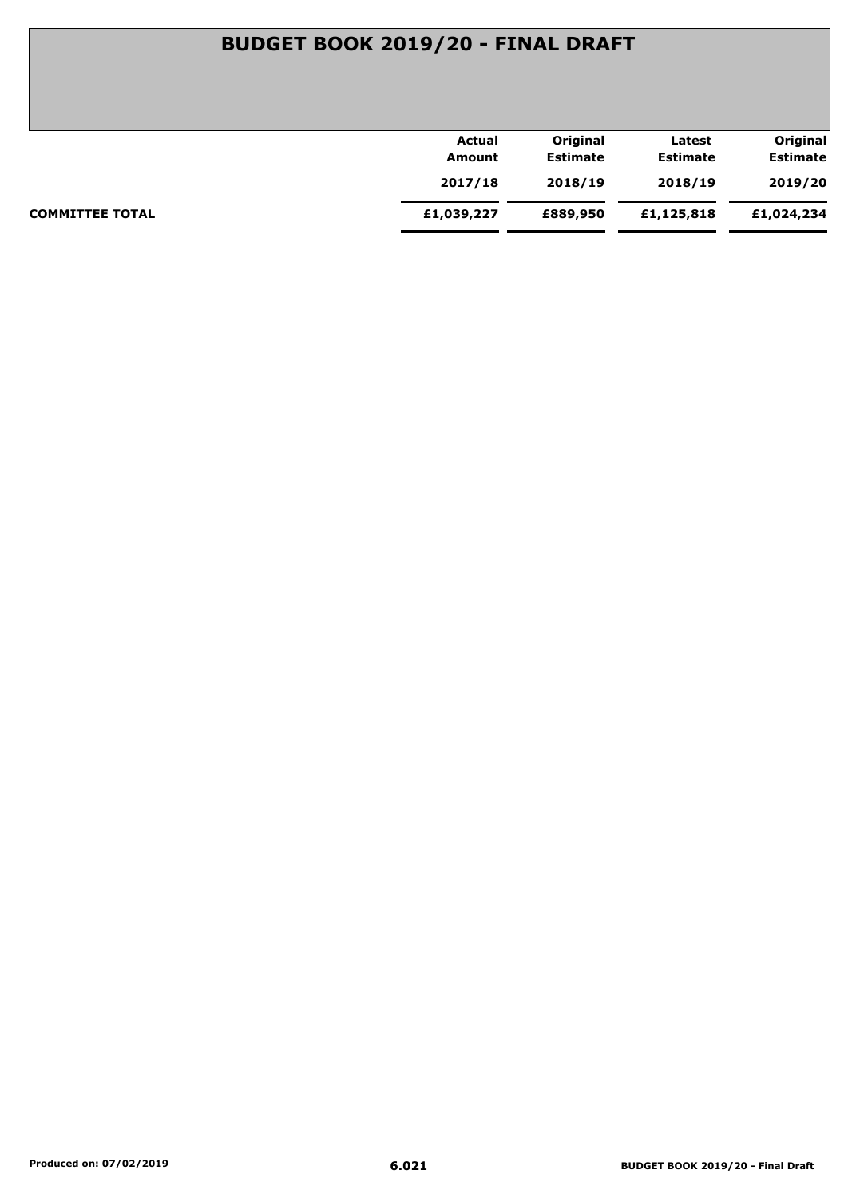# BUDGET BOOK 2019/20 - FINAL DRAFT

| | Actual Amount 2017/18 | Original Estimate 2018/19 | Latest Estimate 2018/19 | Original Estimate 2019/20 |
|---|---|---|---|---|
| **COMMITTEE TOTAL** | **£1,039,227** | **£889,950** | **£1,125,818** | **£1,024,234** |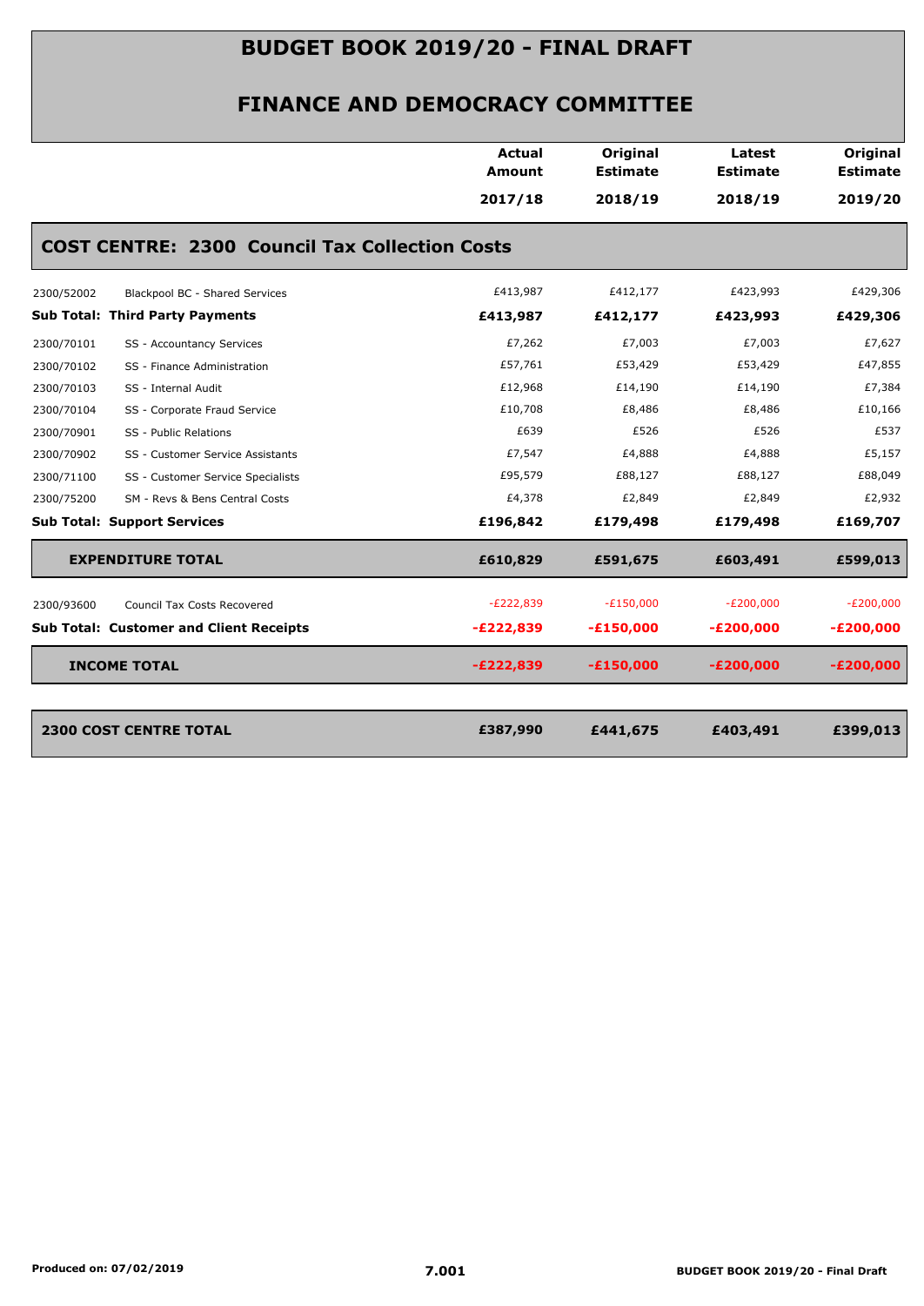# BUDGET BOOK 2019/20 - FINAL DRAFT

## FINANCE AND DEMOCRACY COMMITTEE

| | | Actual Amount 2017/18 | Original Estimate 2018/19 | Latest Estimate 2018/19 | Original Estimate 2019/20 |
|---|---|---|---|---|---|
| **COST CENTRE: 2300 Council Tax Collection Costs** | | | | | |
| 2300/52002 | Blackpool BC - Shared Services | £413,987 | £412,177 | £423,993 | £429,306 |
| **Sub Total: Third Party Payments** | | **£413,987** | **£412,177** | **£423,993** | **£429,306** |
| 2300/70101 | SS - Accountancy Services | £7,262 | £7,003 | £7,003 | £7,627 |
| 2300/70102 | SS - Finance Administration | £57,761 | £53,429 | £53,429 | £47,855 |
| 2300/70103 | SS - Internal Audit | £12,968 | £14,190 | £14,190 | £7,384 |
| 2300/70104 | SS - Corporate Fraud Service | £10,708 | £8,486 | £8,486 | £10,166 |
| 2300/70901 | SS - Public Relations | £639 | £526 | £526 | £537 |
| 2300/70902 | SS - Customer Service Assistants | £7,547 | £4,888 | £4,888 | £5,157 |
| 2300/71100 | SS - Customer Service Specialists | £95,579 | £88,127 | £88,127 | £88,049 |
| 2300/75200 | SM - Revs & Bens Central Costs | £4,378 | £2,849 | £2,849 | £2,932 |
| **Sub Total: Support Services** | | **£196,842** | **£179,498** | **£179,498** | **£169,707** |
| **EXPENDITURE TOTAL** | | **£610,829** | **£591,675** | **£603,491** | **£599,013** |
| 2300/93600 | Council Tax Costs Recovered | -£222,839 | -£150,000 | -£200,000 | -£200,000 |
| **Sub Total: Customer and Client Receipts** | | **-£222,839** | **-£150,000** | **-£200,000** | **-£200,000** |
| **INCOME TOTAL** | | **-£222,839** | **-£150,000** | **-£200,000** | **-£200,000** |
| **2300 COST CENTRE TOTAL** | | **£387,990** | **£441,675** | **£403,491** | **£399,013** |

Produced on: 07/02/2019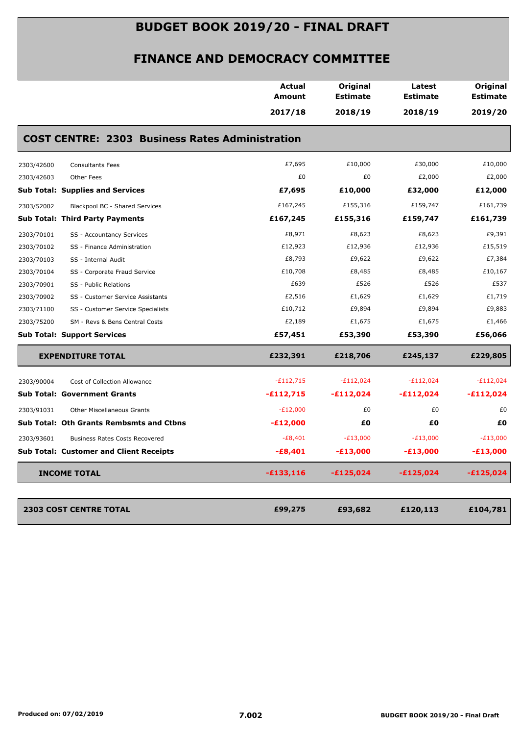# BUDGET BOOK 2019/20 - FINAL DRAFT

## FINANCE AND DEMOCRACY COMMITTEE

| | | Actual Amount 2017/18 | Original Estimate 2018/19 | Latest Estimate 2018/19 | Original Estimate 2019/20 |
|---|---|---|---|---|---|
| **COST CENTRE: 2303 Business Rates Administration** | | | | | |
| 2303/42600 | Consultants Fees | £7,695 | £10,000 | £30,000 | £10,000 |
| 2303/42603 | Other Fees | £0 | £0 | £2,000 | £2,000 |
| **Sub Total: Supplies and Services** | | **£7,695** | **£10,000** | **£32,000** | **£12,000** |
| 2303/52002 | Blackpool BC - Shared Services | £167,245 | £155,316 | £159,747 | £161,739 |
| **Sub Total: Third Party Payments** | | **£167,245** | **£155,316** | **£159,747** | **£161,739** |
| 2303/70101 | SS - Accountancy Services | £8,971 | £8,623 | £8,623 | £9,391 |
| 2303/70102 | SS - Finance Administration | £12,923 | £12,936 | £12,936 | £15,519 |
| 2303/70103 | SS - Internal Audit | £8,793 | £9,622 | £9,622 | £7,384 |
| 2303/70104 | SS - Corporate Fraud Service | £10,708 | £8,485 | £8,485 | £10,167 |
| 2303/70901 | SS - Public Relations | £639 | £526 | £526 | £537 |
| 2303/70902 | SS - Customer Service Assistants | £2,516 | £1,629 | £1,629 | £1,719 |
| 2303/71100 | SS - Customer Service Specialists | £10,712 | £9,894 | £9,894 | £9,883 |
| 2303/75200 | SM - Revs & Bens Central Costs | £2,189 | £1,675 | £1,675 | £1,466 |
| **Sub Total: Support Services** | | **£57,451** | **£53,390** | **£53,390** | **£56,066** |
| **EXPENDITURE TOTAL** | | **£232,391** | **£218,706** | **£245,137** | **£229,805** |
| 2303/90004 | Cost of Collection Allowance | -£112,715 | -£112,024 | -£112,024 | -£112,024 |
| **Sub Total: Government Grants** | | **-£112,715** | **-£112,024** | **-£112,024** | **-£112,024** |
| 2303/91031 | Other Miscellaneous Grants | -£12,000 | £0 | £0 | £0 |
| **Sub Total: Oth Grants Rembsmts and Ctbns** | | **-£12,000** | **£0** | **£0** | **£0** |
| 2303/93601 | Business Rates Costs Recovered | -£8,401 | -£13,000 | -£13,000 | -£13,000 |
| **Sub Total: Customer and Client Receipts** | | **-£8,401** | **-£13,000** | **-£13,000** | **-£13,000** |
| **INCOME TOTAL** | | **-£133,116** | **-£125,024** | **-£125,024** | **-£125,024** |
| **2303 COST CENTRE TOTAL** | | **£99,275** | **£93,682** | **£120,113** | **£104,781** |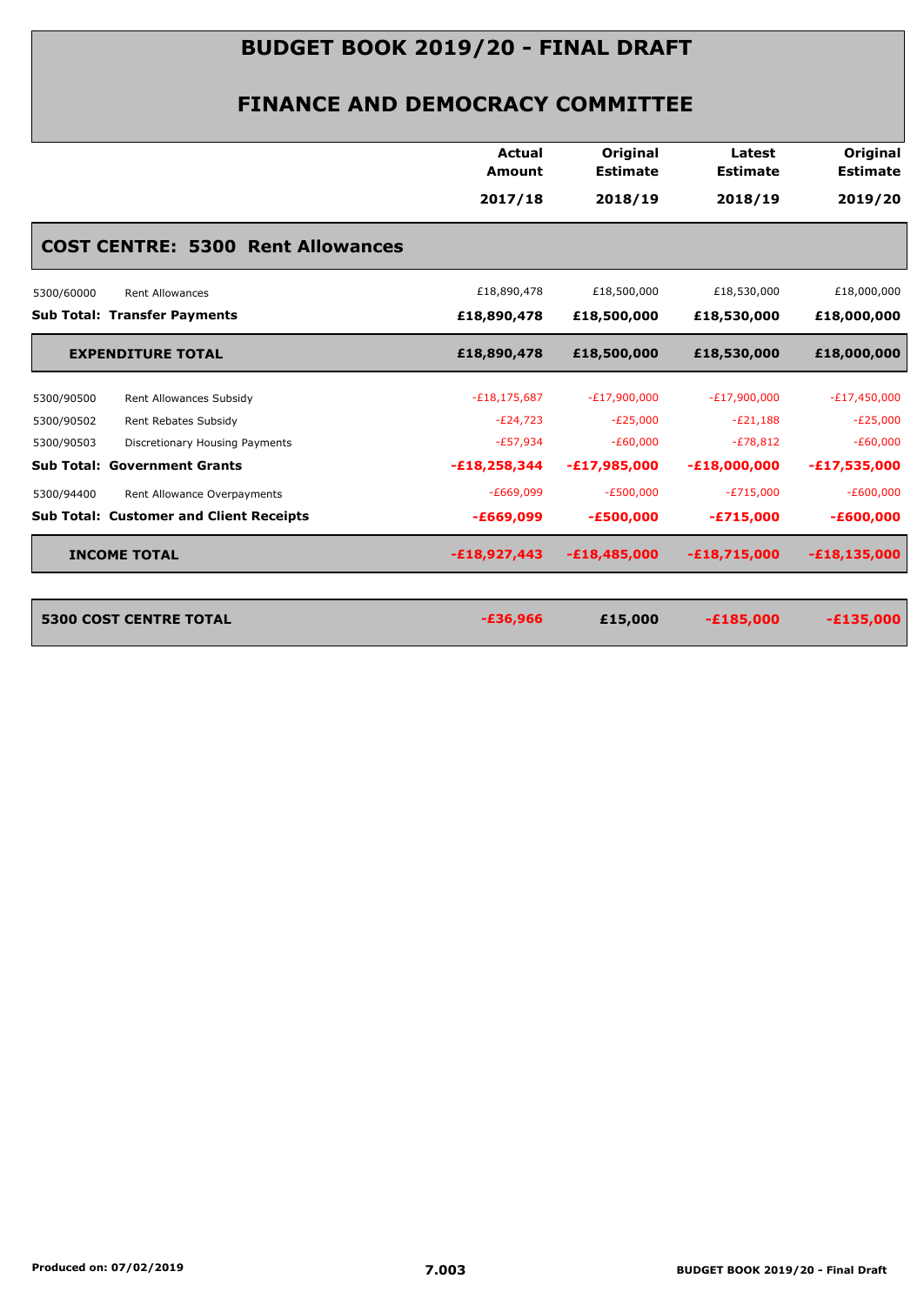# BUDGET BOOK 2019/20 - FINAL DRAFT

## FINANCE AND DEMOCRACY COMMITTEE

| | | Actual Amount 2017/18 | Original Estimate 2018/19 | Latest Estimate 2018/19 | Original Estimate 2019/20 |
|---|---|---|---|---|---|
| **COST CENTRE: 5300 Rent Allowances** | | | | | |
| 5300/60000 | Rent Allowances | £18,890,478 | £18,500,000 | £18,530,000 | £18,000,000 |
| **Sub Total: Transfer Payments** | | **£18,890,478** | **£18,500,000** | **£18,530,000** | **£18,000,000** |
| **EXPENDITURE TOTAL** | | **£18,890,478** | **£18,500,000** | **£18,530,000** | **£18,000,000** |
| 5300/90500 | Rent Allowances Subsidy | -£18,175,687 | -£17,900,000 | -£17,900,000 | -£17,450,000 |
| 5300/90502 | Rent Rebates Subsidy | -£24,723 | -£25,000 | -£21,188 | -£25,000 |
| 5300/90503 | Discretionary Housing Payments | -£57,934 | -£60,000 | -£78,812 | -£60,000 |
| **Sub Total: Government Grants** | | **-£18,258,344** | **-£17,985,000** | **-£18,000,000** | **-£17,535,000** |
| 5300/94400 | Rent Allowance Overpayments | -£669,099 | -£500,000 | -£715,000 | -£600,000 |
| **Sub Total: Customer and Client Receipts** | | **-£669,099** | **-£500,000** | **-£715,000** | **-£600,000** |
| **INCOME TOTAL** | | **-£18,927,443** | **-£18,485,000** | **-£18,715,000** | **-£18,135,000** |
| **5300 COST CENTRE TOTAL** | | **-£36,966** | **£15,000** | **-£185,000** | **-£135,000** |

Produced on: 07/02/2019

7.003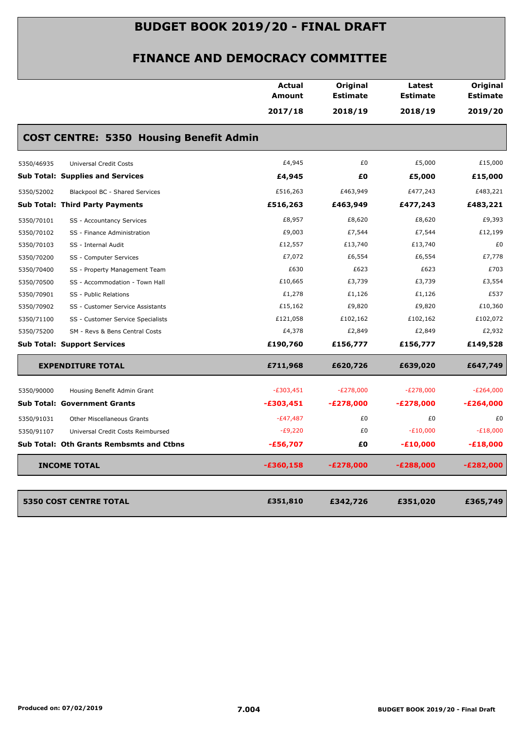# BUDGET BOOK 2019/20 - FINAL DRAFT

## FINANCE AND DEMOCRACY COMMITTEE

| | | Actual Amount 2017/18 | Original Estimate 2018/19 | Latest Estimate 2018/19 | Original Estimate 2019/20 |
|---|---|---|---|---|---|
| **COST CENTRE: 5350 Housing Benefit Admin** | | | | | |
| 5350/46935 | Universal Credit Costs | £4,945 | £0 | £5,000 | £15,000 |
| **Sub Total: Supplies and Services** | | **£4,945** | **£0** | **£5,000** | **£15,000** |
| 5350/52002 | Blackpool BC - Shared Services | £516,263 | £463,949 | £477,243 | £483,221 |
| **Sub Total: Third Party Payments** | | **£516,263** | **£463,949** | **£477,243** | **£483,221** |
| 5350/70101 | SS - Accountancy Services | £8,957 | £8,620 | £8,620 | £9,393 |
| 5350/70102 | SS - Finance Administration | £9,003 | £7,544 | £7,544 | £12,199 |
| 5350/70103 | SS - Internal Audit | £12,557 | £13,740 | £13,740 | £0 |
| 5350/70200 | SS - Computer Services | £7,072 | £6,554 | £6,554 | £7,778 |
| 5350/70400 | SS - Property Management Team | £630 | £623 | £623 | £703 |
| 5350/70500 | SS - Accommodation - Town Hall | £10,665 | £3,739 | £3,739 | £3,554 |
| 5350/70901 | SS - Public Relations | £1,278 | £1,126 | £1,126 | £537 |
| 5350/70902 | SS - Customer Service Assistants | £15,162 | £9,820 | £9,820 | £10,360 |
| 5350/71100 | SS - Customer Service Specialists | £121,058 | £102,162 | £102,162 | £102,072 |
| 5350/75200 | SM - Revs & Bens Central Costs | £4,378 | £2,849 | £2,849 | £2,932 |
| **Sub Total: Support Services** | | **£190,760** | **£156,777** | **£156,777** | **£149,528** |
| **EXPENDITURE TOTAL** | | **£711,968** | **£620,726** | **£639,020** | **£647,749** |
| 5350/90000 | Housing Benefit Admin Grant | -£303,451 | -£278,000 | -£278,000 | -£264,000 |
| **Sub Total: Government Grants** | | **-£303,451** | **-£278,000** | **-£278,000** | **-£264,000** |
| 5350/91031 | Other Miscellaneous Grants | -£47,487 | £0 | £0 | £0 |
| 5350/91107 | Universal Credit Costs Reimbursed | -£9,220 | £0 | -£10,000 | -£18,000 |
| **Sub Total: Oth Grants Rembsmts and Ctbns** | | **-£56,707** | **£0** | **-£10,000** | **-£18,000** |
| **INCOME TOTAL** | | **-£360,158** | **-£278,000** | **-£288,000** | **-£282,000** |
| **5350 COST CENTRE TOTAL** | | **£351,810** | **£342,726** | **£351,020** | **£365,749** |

Produced on: 07/02/2019

7.004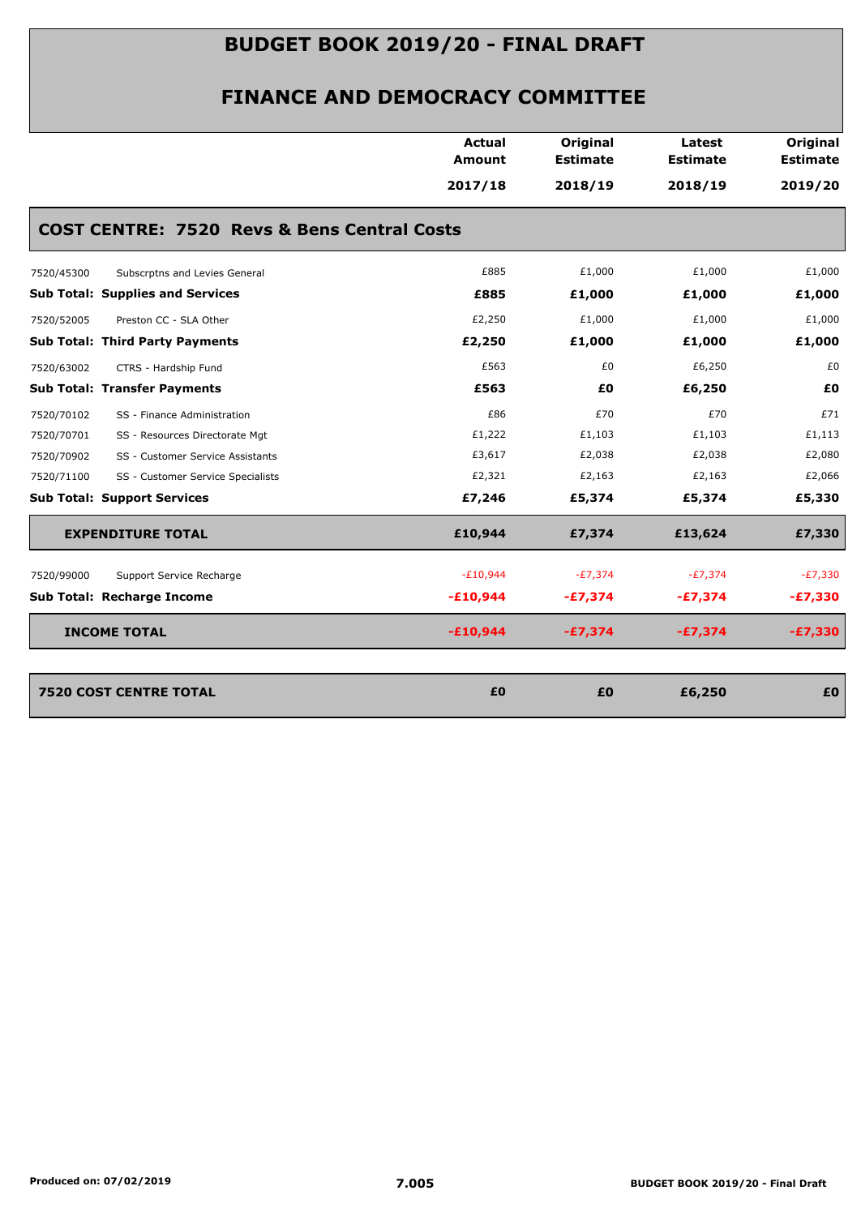# BUDGET BOOK 2019/20 - FINAL DRAFT

## FINANCE AND DEMOCRACY COMMITTEE

| | | Actual Amount 2017/18 | Original Estimate 2018/19 | Latest Estimate 2018/19 | Original Estimate 2019/20 |
|---|---|---|---|---|---|
| **COST CENTRE: 7520 Revs & Bens Central Costs** | | | | | |
| 7520/45300 | Subscrptns and Levies General | £885 | £1,000 | £1,000 | £1,000 |
| **Sub Total: Supplies and Services** | | **£885** | **£1,000** | **£1,000** | **£1,000** |
| 7520/52005 | Preston CC - SLA Other | £2,250 | £1,000 | £1,000 | £1,000 |
| **Sub Total: Third Party Payments** | | **£2,250** | **£1,000** | **£1,000** | **£1,000** |
| 7520/63002 | CTRS - Hardship Fund | £563 | £0 | £6,250 | £0 |
| **Sub Total: Transfer Payments** | | **£563** | **£0** | **£6,250** | **£0** |
| 7520/70102 | SS - Finance Administration | £86 | £70 | £70 | £71 |
| 7520/70701 | SS - Resources Directorate Mgt | £1,222 | £1,103 | £1,103 | £1,113 |
| 7520/70902 | SS - Customer Service Assistants | £3,617 | £2,038 | £2,038 | £2,080 |
| 7520/71100 | SS - Customer Service Specialists | £2,321 | £2,163 | £2,163 | £2,066 |
| **Sub Total: Support Services** | | **£7,246** | **£5,374** | **£5,374** | **£5,330** |
| **EXPENDITURE TOTAL** | | **£10,944** | **£7,374** | **£13,624** | **£7,330** |
| 7520/99000 | Support Service Recharge | -£10,944 | -£7,374 | -£7,374 | -£7,330 |
| **Sub Total: Recharge Income** | | **-£10,944** | **-£7,374** | **-£7,374** | **-£7,330** |
| **INCOME TOTAL** | | **-£10,944** | **-£7,374** | **-£7,374** | **-£7,330** |
| **7520 COST CENTRE TOTAL** | | **£0** | **£0** | **£6,250** | **£0** |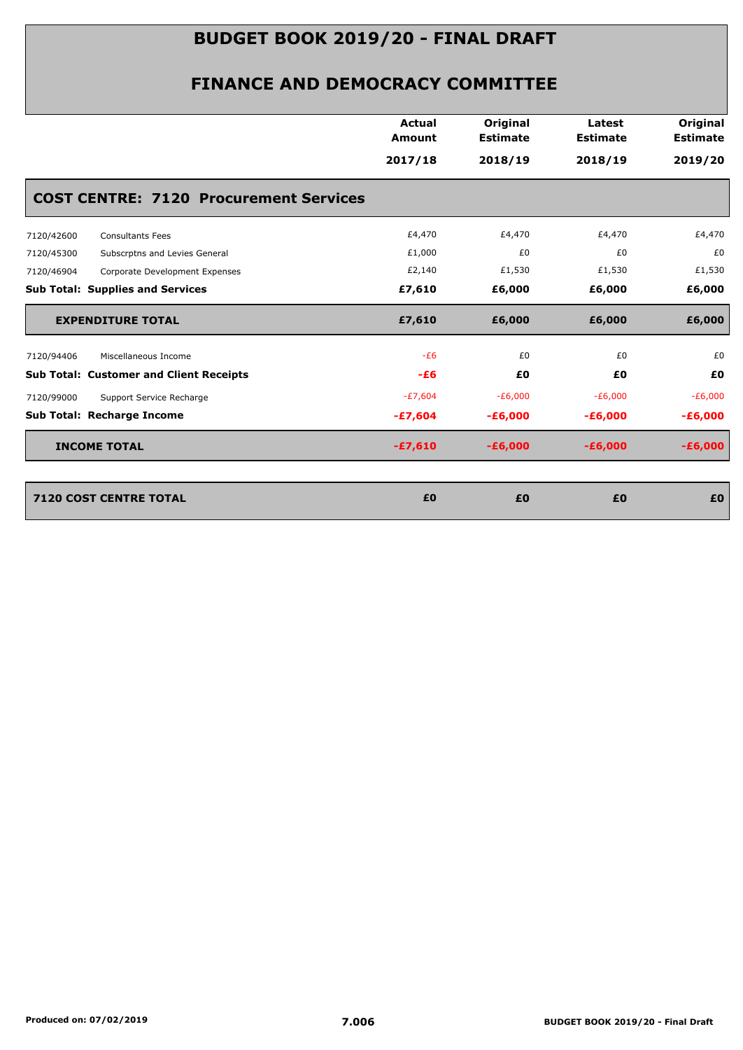# BUDGET BOOK 2019/20 - FINAL DRAFT

## FINANCE AND DEMOCRACY COMMITTEE

| | Actual Amount 2017/18 | Original Estimate 2018/19 | Latest Estimate 2018/19 | Original Estimate 2019/20 |
|---|---|---|---|---|
| **COST CENTRE: 7120 Procurement Services** | | | | |
| 7120/42600 Consultants Fees | £4,470 | £4,470 | £4,470 | £4,470 |
| 7120/45300 Subscrptns and Levies General | £1,000 | £0 | £0 | £0 |
| 7120/46904 Corporate Development Expenses | £2,140 | £1,530 | £1,530 | £1,530 |
| **Sub Total: Supplies and Services** | **£7,610** | **£6,000** | **£6,000** | **£6,000** |
| **EXPENDITURE TOTAL** | **£7,610** | **£6,000** | **£6,000** | **£6,000** |
| 7120/94406 Miscellaneous Income | -£6 | £0 | £0 | £0 |
| **Sub Total: Customer and Client Receipts** | **-£6** | **£0** | **£0** | **£0** |
| 7120/99000 Support Service Recharge | -£7,604 | -£6,000 | -£6,000 | -£6,000 |
| **Sub Total: Recharge Income** | **-£7,604** | **-£6,000** | **-£6,000** | **-£6,000** |
| **INCOME TOTAL** | **-£7,610** | **-£6,000** | **-£6,000** | **-£6,000** |
| **7120 COST CENTRE TOTAL** | **£0** | **£0** | **£0** | **£0** |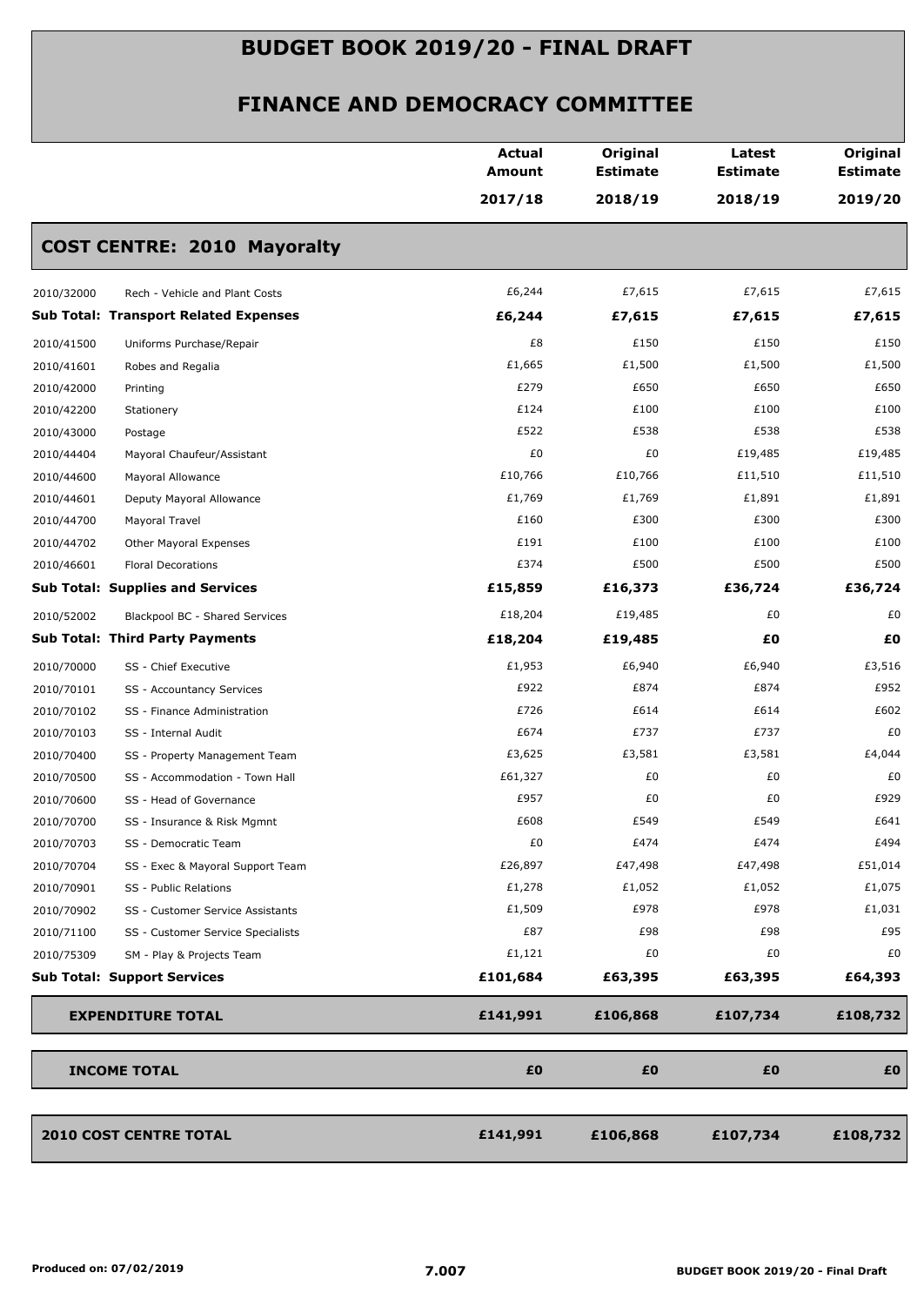# BUDGET BOOK 2019/20 - FINAL DRAFT

## FINANCE AND DEMOCRACY COMMITTEE

| | | Actual Amount 2017/18 | Original Estimate 2018/19 | Latest Estimate 2018/19 | Original Estimate 2019/20 |
|---|---|---|---|---|---|
| **COST CENTRE: 2010 Mayoralty** | | | | | |
| 2010/32000 | Rech - Vehicle and Plant Costs | £6,244 | £7,615 | £7,615 | £7,615 |
| **Sub Total: Transport Related Expenses** | | **£6,244** | **£7,615** | **£7,615** | **£7,615** |
| 2010/41500 | Uniforms Purchase/Repair | £8 | £150 | £150 | £150 |
| 2010/41601 | Robes and Regalia | £1,665 | £1,500 | £1,500 | £1,500 |
| 2010/42000 | Printing | £279 | £650 | £650 | £650 |
| 2010/42200 | Stationery | £124 | £100 | £100 | £100 |
| 2010/43000 | Postage | £522 | £538 | £538 | £538 |
| 2010/44404 | Mayoral Chaufeur/Assistant | £0 | £0 | £19,485 | £19,485 |
| 2010/44600 | Mayoral Allowance | £10,766 | £10,766 | £11,510 | £11,510 |
| 2010/44601 | Deputy Mayoral Allowance | £1,769 | £1,769 | £1,891 | £1,891 |
| 2010/44700 | Mayoral Travel | £160 | £300 | £300 | £300 |
| 2010/44702 | Other Mayoral Expenses | £191 | £100 | £100 | £100 |
| 2010/46601 | Floral Decorations | £374 | £500 | £500 | £500 |
| **Sub Total: Supplies and Services** | | **£15,859** | **£16,373** | **£36,724** | **£36,724** |
| 2010/52002 | Blackpool BC - Shared Services | £18,204 | £19,485 | £0 | £0 |
| **Sub Total: Third Party Payments** | | **£18,204** | **£19,485** | **£0** | **£0** |
| 2010/70000 | SS - Chief Executive | £1,953 | £6,940 | £6,940 | £3,516 |
| 2010/70101 | SS - Accountancy Services | £922 | £874 | £874 | £952 |
| 2010/70102 | SS - Finance Administration | £726 | £614 | £614 | £602 |
| 2010/70103 | SS - Internal Audit | £674 | £737 | £737 | £0 |
| 2010/70400 | SS - Property Management Team | £3,625 | £3,581 | £3,581 | £4,044 |
| 2010/70500 | SS - Accommodation - Town Hall | £61,327 | £0 | £0 | £0 |
| 2010/70600 | SS - Head of Governance | £957 | £0 | £0 | £929 |
| 2010/70700 | SS - Insurance & Risk Mgmnt | £608 | £549 | £549 | £641 |
| 2010/70703 | SS - Democratic Team | £0 | £474 | £474 | £494 |
| 2010/70704 | SS - Exec & Mayoral Support Team | £26,897 | £47,498 | £47,498 | £51,014 |
| 2010/70901 | SS - Public Relations | £1,278 | £1,052 | £1,052 | £1,075 |
| 2010/70902 | SS - Customer Service Assistants | £1,509 | £978 | £978 | £1,031 |
| 2010/71100 | SS - Customer Service Specialists | £87 | £98 | £98 | £95 |
| 2010/75309 | SM - Play & Projects Team | £1,121 | £0 | £0 | £0 |
| **Sub Total: Support Services** | | **£101,684** | **£63,395** | **£63,395** | **£64,393** |
| **EXPENDITURE TOTAL** | | **£141,991** | **£106,868** | **£107,734** | **£108,732** |
| **INCOME TOTAL** | | **£0** | **£0** | **£0** | **£0** |
| **2010 COST CENTRE TOTAL** | | **£141,991** | **£106,868** | **£107,734** | **£108,732** |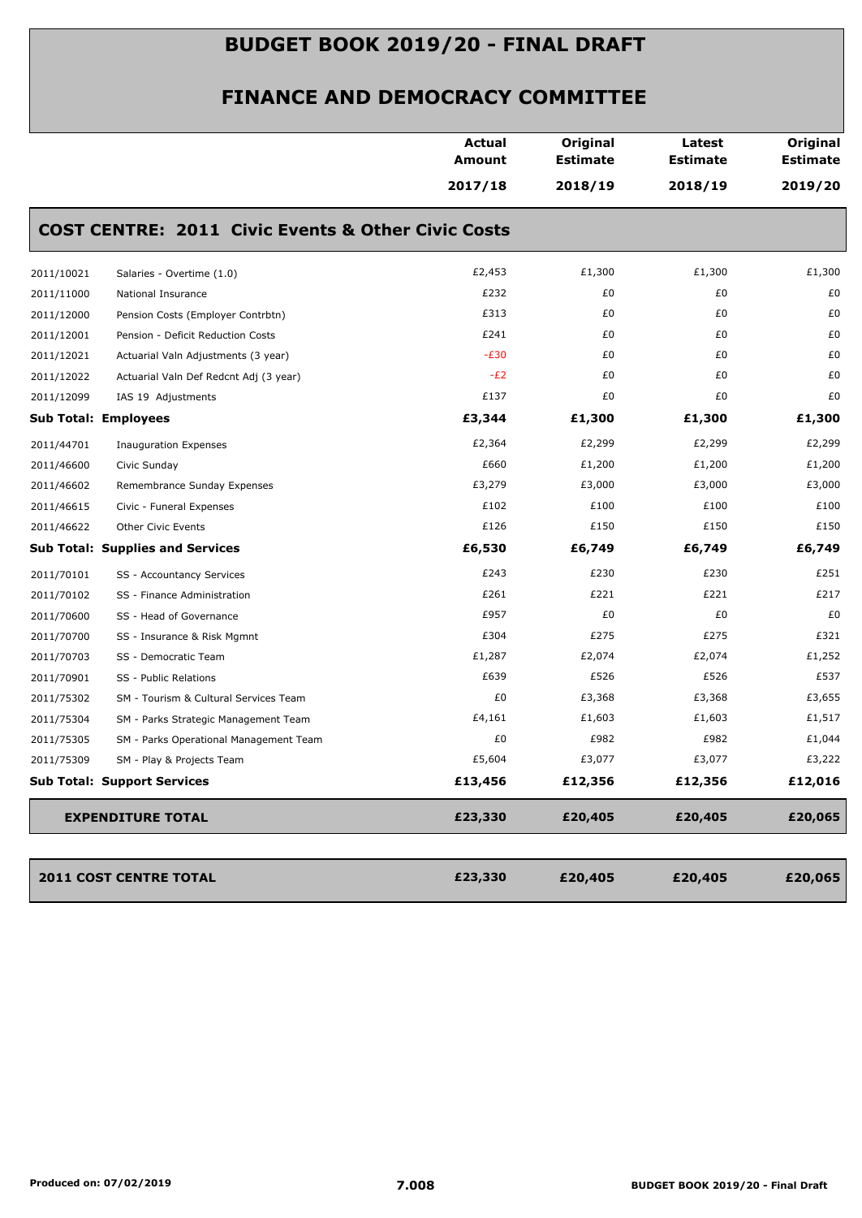# BUDGET BOOK 2019/20 - FINAL DRAFT

## FINANCE AND DEMOCRACY COMMITTEE

### COST CENTRE: 2011 Civic Events & Other Civic Costs

| | | Actual Amount 2017/18 | Original Estimate 2018/19 | Latest Estimate 2018/19 | Original Estimate 2019/20 |
|---|---|---|---|---|---|
| 2011/10021 | Salaries - Overtime (1.0) | £2,453 | £1,300 | £1,300 | £1,300 |
| 2011/11000 | National Insurance | £232 | £0 | £0 | £0 |
| 2011/12000 | Pension Costs (Employer Contrbtn) | £313 | £0 | £0 | £0 |
| 2011/12001 | Pension - Deficit Reduction Costs | £241 | £0 | £0 | £0 |
| 2011/12021 | Actuarial Valn Adjustments (3 year) | -£30 | £0 | £0 | £0 |
| 2011/12022 | Actuarial Valn Def Redcnt Adj (3 year) | -£2 | £0 | £0 | £0 |
| 2011/12099 | IAS 19 Adjustments | £137 | £0 | £0 | £0 |
| **Sub Total: Employees** | | **£3,344** | **£1,300** | **£1,300** | **£1,300** |
| 2011/44701 | Inauguration Expenses | £2,364 | £2,299 | £2,299 | £2,299 |
| 2011/46600 | Civic Sunday | £660 | £1,200 | £1,200 | £1,200 |
| 2011/46602 | Remembrance Sunday Expenses | £3,279 | £3,000 | £3,000 | £3,000 |
| 2011/46615 | Civic - Funeral Expenses | £102 | £100 | £100 | £100 |
| 2011/46622 | Other Civic Events | £126 | £150 | £150 | £150 |
| **Sub Total: Supplies and Services** | | **£6,530** | **£6,749** | **£6,749** | **£6,749** |
| 2011/70101 | SS - Accountancy Services | £243 | £230 | £230 | £251 |
| 2011/70102 | SS - Finance Administration | £261 | £221 | £221 | £217 |
| 2011/70600 | SS - Head of Governance | £957 | £0 | £0 | £0 |
| 2011/70700 | SS - Insurance & Risk Mgmnt | £304 | £275 | £275 | £321 |
| 2011/70703 | SS - Democratic Team | £1,287 | £2,074 | £2,074 | £1,252 |
| 2011/70901 | SS - Public Relations | £639 | £526 | £526 | £537 |
| 2011/75302 | SM - Tourism & Cultural Services Team | £0 | £3,368 | £3,368 | £3,655 |
| 2011/75304 | SM - Parks Strategic Management Team | £4,161 | £1,603 | £1,603 | £1,517 |
| 2011/75305 | SM - Parks Operational Management Team | £0 | £982 | £982 | £1,044 |
| 2011/75309 | SM - Play & Projects Team | £5,604 | £3,077 | £3,077 | £3,222 |
| **Sub Total: Support Services** | | **£13,456** | **£12,356** | **£12,356** | **£12,016** |
| **EXPENDITURE TOTAL** | | **£23,330** | **£20,405** | **£20,405** | **£20,065** |
| **2011 COST CENTRE TOTAL** | | **£23,330** | **£20,405** | **£20,405** | **£20,065** |

Produced on: 07/02/2019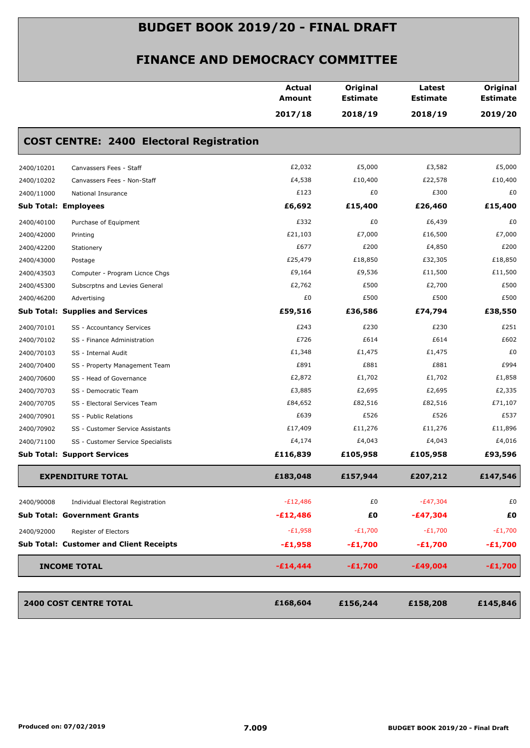# BUDGET BOOK 2019/20 - FINAL DRAFT

## FINANCE AND DEMOCRACY COMMITTEE

| | | Actual Amount 2017/18 | Original Estimate 2018/19 | Latest Estimate 2018/19 | Original Estimate 2019/20 |
|---|---|---|---|---|---|
| **COST CENTRE: 2400 Electoral Registration** | | | | | |
| 2400/10201 | Canvassers Fees - Staff | £2,032 | £5,000 | £3,582 | £5,000 |
| 2400/10202 | Canvassers Fees - Non-Staff | £4,538 | £10,400 | £22,578 | £10,400 |
| 2400/11000 | National Insurance | £123 | £0 | £300 | £0 |
| **Sub Total: Employees** | | **£6,692** | **£15,400** | **£26,460** | **£15,400** |
| 2400/40100 | Purchase of Equipment | £332 | £0 | £6,439 | £0 |
| 2400/42000 | Printing | £21,103 | £7,000 | £16,500 | £7,000 |
| 2400/42200 | Stationery | £677 | £200 | £4,850 | £200 |
| 2400/43000 | Postage | £25,479 | £18,850 | £32,305 | £18,850 |
| 2400/43503 | Computer - Program Licnce Chgs | £9,164 | £9,536 | £11,500 | £11,500 |
| 2400/45300 | Subscrptns and Levies General | £2,762 | £500 | £2,700 | £500 |
| 2400/46200 | Advertising | £0 | £500 | £500 | £500 |
| **Sub Total: Supplies and Services** | | **£59,516** | **£36,586** | **£74,794** | **£38,550** |
| 2400/70101 | SS - Accountancy Services | £243 | £230 | £230 | £251 |
| 2400/70102 | SS - Finance Administration | £726 | £614 | £614 | £602 |
| 2400/70103 | SS - Internal Audit | £1,348 | £1,475 | £1,475 | £0 |
| 2400/70400 | SS - Property Management Team | £891 | £881 | £881 | £994 |
| 2400/70600 | SS - Head of Governance | £2,872 | £1,702 | £1,702 | £1,858 |
| 2400/70703 | SS - Democratic Team | £3,885 | £2,695 | £2,695 | £2,335 |
| 2400/70705 | SS - Electoral Services Team | £84,652 | £82,516 | £82,516 | £71,107 |
| 2400/70901 | SS - Public Relations | £639 | £526 | £526 | £537 |
| 2400/70902 | SS - Customer Service Assistants | £17,409 | £11,276 | £11,276 | £11,896 |
| 2400/71100 | SS - Customer Service Specialists | £4,174 | £4,043 | £4,043 | £4,016 |
| **Sub Total: Support Services** | | **£116,839** | **£105,958** | **£105,958** | **£93,596** |
| **EXPENDITURE TOTAL** | | **£183,048** | **£157,944** | **£207,212** | **£147,546** |
| 2400/90008 | Individual Electoral Registration | -£12,486 | £0 | -£47,304 | £0 |
| **Sub Total: Government Grants** | | **-£12,486** | **£0** | **-£47,304** | **£0** |
| 2400/92000 | Register of Electors | -£1,958 | -£1,700 | -£1,700 | -£1,700 |
| **Sub Total: Customer and Client Receipts** | | **-£1,958** | **-£1,700** | **-£1,700** | **-£1,700** |
| **INCOME TOTAL** | | **-£14,444** | **-£1,700** | **-£49,004** | **-£1,700** |
| **2400 COST CENTRE TOTAL** | | **£168,604** | **£156,244** | **£158,208** | **£145,846** |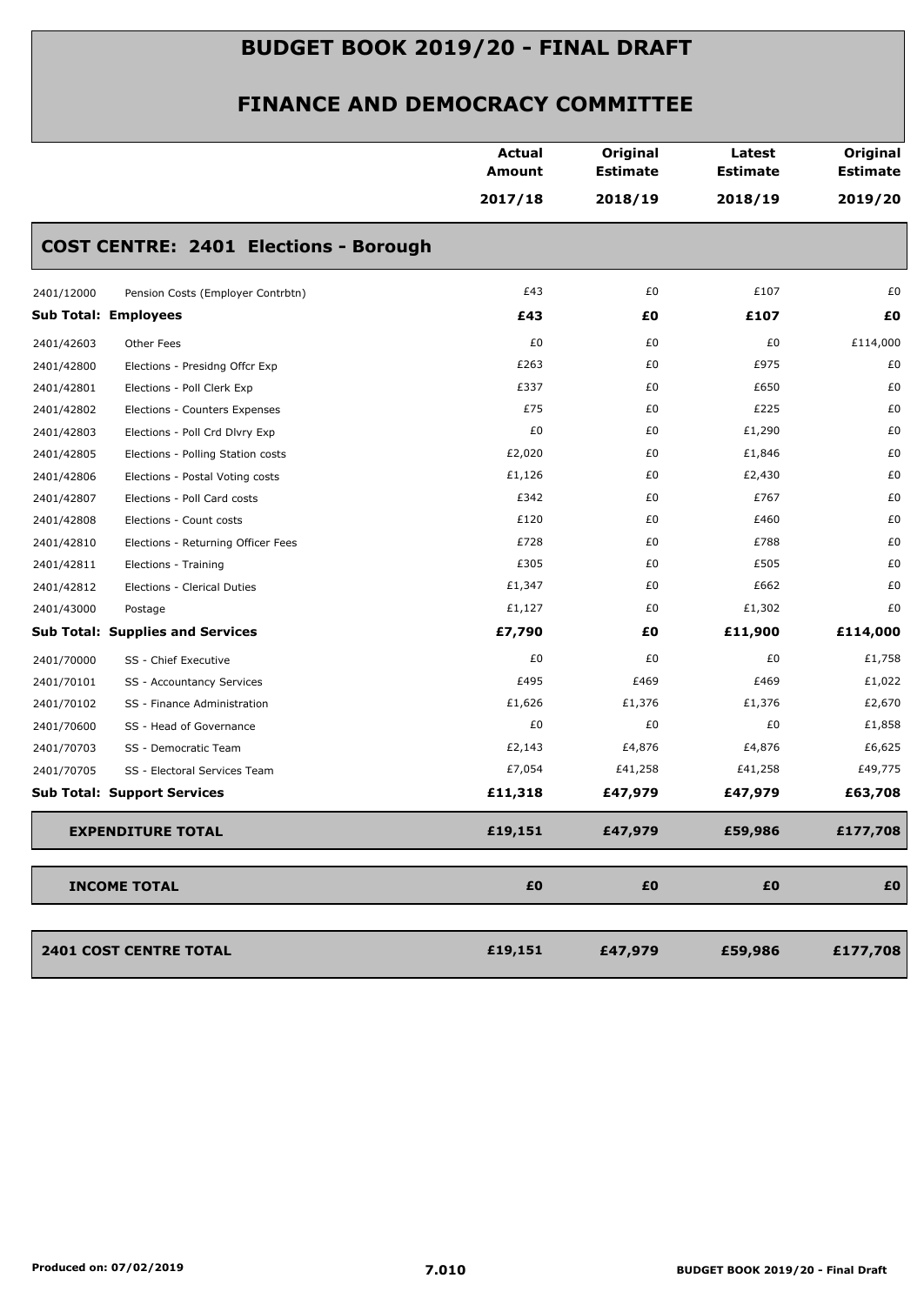# BUDGET BOOK 2019/20 - FINAL DRAFT

## FINANCE AND DEMOCRACY COMMITTEE

| | | Actual Amount 2017/18 | Original Estimate 2018/19 | Latest Estimate 2018/19 | Original Estimate 2019/20 |
|---|---|---|---|---|---|
| **COST CENTRE: 2401 Elections - Borough** | | | | | |
| 2401/12000 | Pension Costs (Employer Contrbtn) | £43 | £0 | £107 | £0 |
| **Sub Total: Employees** | | **£43** | **£0** | **£107** | **£0** |
| 2401/42603 | Other Fees | £0 | £0 | £0 | £114,000 |
| 2401/42800 | Elections - Presidng Offcr Exp | £263 | £0 | £975 | £0 |
| 2401/42801 | Elections - Poll Clerk Exp | £337 | £0 | £650 | £0 |
| 2401/42802 | Elections - Counters Expenses | £75 | £0 | £225 | £0 |
| 2401/42803 | Elections - Poll Crd Dlvry Exp | £0 | £0 | £1,290 | £0 |
| 2401/42805 | Elections - Polling Station costs | £2,020 | £0 | £1,846 | £0 |
| 2401/42806 | Elections - Postal Voting costs | £1,126 | £0 | £2,430 | £0 |
| 2401/42807 | Elections - Poll Card costs | £342 | £0 | £767 | £0 |
| 2401/42808 | Elections - Count costs | £120 | £0 | £460 | £0 |
| 2401/42810 | Elections - Returning Officer Fees | £728 | £0 | £788 | £0 |
| 2401/42811 | Elections - Training | £305 | £0 | £505 | £0 |
| 2401/42812 | Elections - Clerical Duties | £1,347 | £0 | £662 | £0 |
| 2401/43000 | Postage | £1,127 | £0 | £1,302 | £0 |
| **Sub Total: Supplies and Services** | | **£7,790** | **£0** | **£11,900** | **£114,000** |
| 2401/70000 | SS - Chief Executive | £0 | £0 | £0 | £1,758 |
| 2401/70101 | SS - Accountancy Services | £495 | £469 | £469 | £1,022 |
| 2401/70102 | SS - Finance Administration | £1,626 | £1,376 | £1,376 | £2,670 |
| 2401/70600 | SS - Head of Governance | £0 | £0 | £0 | £1,858 |
| 2401/70703 | SS - Democratic Team | £2,143 | £4,876 | £4,876 | £6,625 |
| 2401/70705 | SS - Electoral Services Team | £7,054 | £41,258 | £41,258 | £49,775 |
| **Sub Total: Support Services** | | **£11,318** | **£47,979** | **£47,979** | **£63,708** |
| **EXPENDITURE TOTAL** | | **£19,151** | **£47,979** | **£59,986** | **£177,708** |
| **INCOME TOTAL** | | **£0** | **£0** | **£0** | **£0** |
| **2401 COST CENTRE TOTAL** | | **£19,151** | **£47,979** | **£59,986** | **£177,708** |

Produced on: 07/02/2019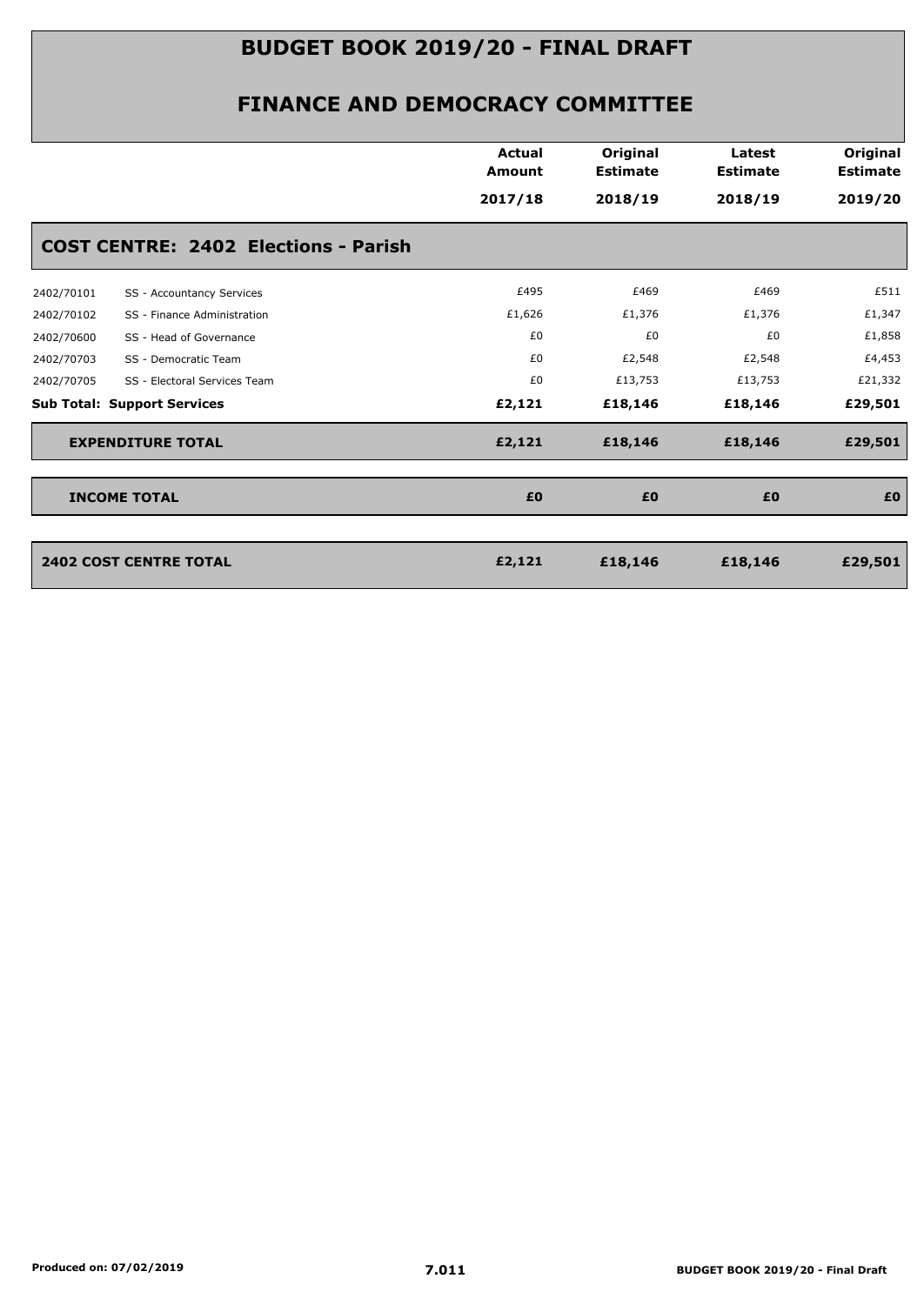# BUDGET BOOK 2019/20 - FINAL DRAFT

## FINANCE AND DEMOCRACY COMMITTEE

| | | Actual Amount 2017/18 | Original Estimate 2018/19 | Latest Estimate 2018/19 | Original Estimate 2019/20 |
|---|---|---|---|---|---|
| **COST CENTRE: 2402 Elections - Parish** | | | | | |
| 2402/70101 | SS - Accountancy Services | £495 | £469 | £469 | £511 |
| 2402/70102 | SS - Finance Administration | £1,626 | £1,376 | £1,376 | £1,347 |
| 2402/70600 | SS - Head of Governance | £0 | £0 | £0 | £1,858 |
| 2402/70703 | SS - Democratic Team | £0 | £2,548 | £2,548 | £4,453 |
| 2402/70705 | SS - Electoral Services Team | £0 | £13,753 | £13,753 | £21,332 |
| **Sub Total: Support Services** | | **£2,121** | **£18,146** | **£18,146** | **£29,501** |
| **EXPENDITURE TOTAL** | | **£2,121** | **£18,146** | **£18,146** | **£29,501** |
| **INCOME TOTAL** | | **£0** | **£0** | **£0** | **£0** |
| **2402 COST CENTRE TOTAL** | | **£2,121** | **£18,146** | **£18,146** | **£29,501** |

Produced on: 07/02/2019

7.011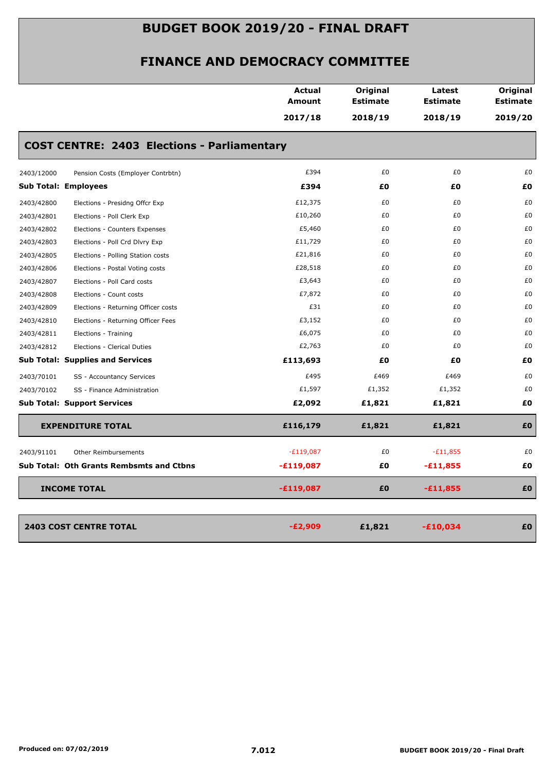# BUDGET BOOK 2019/20 - FINAL DRAFT

## FINANCE AND DEMOCRACY COMMITTEE

| | | Actual Amount 2017/18 | Original Estimate 2018/19 | Latest Estimate 2018/19 | Original Estimate 2019/20 |
|---|---|---|---|---|---|
| **COST CENTRE: 2403 Elections - Parliamentary** | | | | | |
| 2403/12000 | Pension Costs (Employer Contrbtn) | £394 | £0 | £0 | £0 |
| **Sub Total: Employees** | | **£394** | **£0** | **£0** | **£0** |
| 2403/42800 | Elections - Presidng Offcr Exp | £12,375 | £0 | £0 | £0 |
| 2403/42801 | Elections - Poll Clerk Exp | £10,260 | £0 | £0 | £0 |
| 2403/42802 | Elections - Counters Expenses | £5,460 | £0 | £0 | £0 |
| 2403/42803 | Elections - Poll Crd Dlvry Exp | £11,729 | £0 | £0 | £0 |
| 2403/42805 | Elections - Polling Station costs | £21,816 | £0 | £0 | £0 |
| 2403/42806 | Elections - Postal Voting costs | £28,518 | £0 | £0 | £0 |
| 2403/42807 | Elections - Poll Card costs | £3,643 | £0 | £0 | £0 |
| 2403/42808 | Elections - Count costs | £7,872 | £0 | £0 | £0 |
| 2403/42809 | Elections - Returning Officer costs | £31 | £0 | £0 | £0 |
| 2403/42810 | Elections - Returning Officer Fees | £3,152 | £0 | £0 | £0 |
| 2403/42811 | Elections - Training | £6,075 | £0 | £0 | £0 |
| 2403/42812 | Elections - Clerical Duties | £2,763 | £0 | £0 | £0 |
| **Sub Total: Supplies and Services** | | **£113,693** | **£0** | **£0** | **£0** |
| 2403/70101 | SS - Accountancy Services | £495 | £469 | £469 | £0 |
| 2403/70102 | SS - Finance Administration | £1,597 | £1,352 | £1,352 | £0 |
| **Sub Total: Support Services** | | **£2,092** | **£1,821** | **£1,821** | **£0** |
| **EXPENDITURE TOTAL** | | **£116,179** | **£1,821** | **£1,821** | **£0** |
| 2403/91101 | Other Reimbursements | -£119,087 | £0 | -£11,855 | £0 |
| **Sub Total: Oth Grants Rembsmts and Ctbns** | | **-£119,087** | **£0** | **-£11,855** | **£0** |
| **INCOME TOTAL** | | **-£119,087** | **£0** | **-£11,855** | **£0** |
| **2403 COST CENTRE TOTAL** | | **-£2,909** | **£1,821** | **-£10,034** | **£0** |

Produced on: 07/02/2019

7.012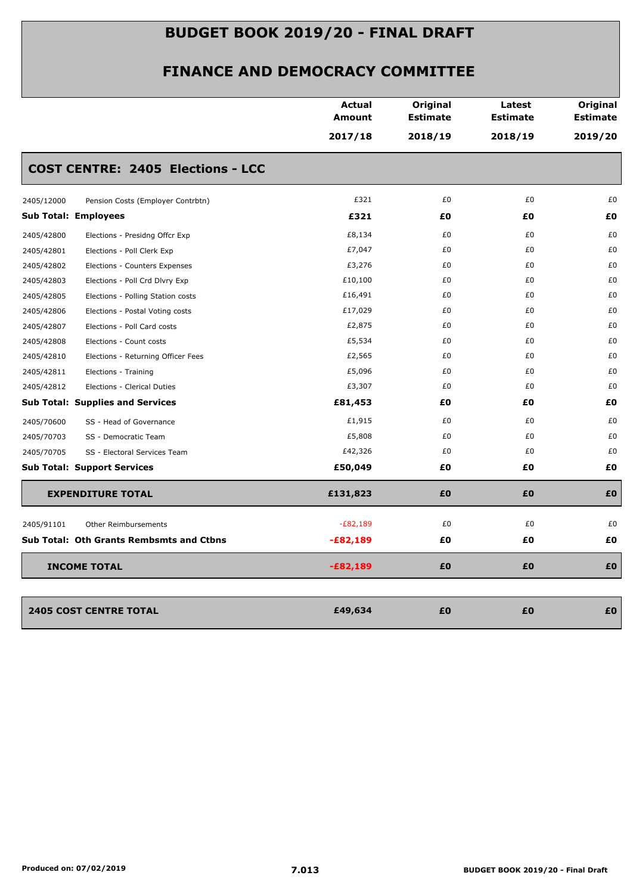# BUDGET BOOK 2019/20 - FINAL DRAFT

## FINANCE AND DEMOCRACY COMMITTEE

| | | Actual Amount 2017/18 | Original Estimate 2018/19 | Latest Estimate 2018/19 | Original Estimate 2019/20 |
|---|---|---|---|---|---|

### COST CENTRE: 2405 Elections - LCC

| | | Actual Amount 2017/18 | Original Estimate 2018/19 | Latest Estimate 2018/19 | Original Estimate 2019/20 |
|---|---|---|---|---|---|
| 2405/12000 | Pension Costs (Employer Contrbtn) | £321 | £0 | £0 | £0 |
| **Sub Total: Employees** | | **£321** | **£0** | **£0** | **£0** |
| 2405/42800 | Elections - Presidng Offcr Exp | £8,134 | £0 | £0 | £0 |
| 2405/42801 | Elections - Poll Clerk Exp | £7,047 | £0 | £0 | £0 |
| 2405/42802 | Elections - Counters Expenses | £3,276 | £0 | £0 | £0 |
| 2405/42803 | Elections - Poll Crd Dlvry Exp | £10,100 | £0 | £0 | £0 |
| 2405/42805 | Elections - Polling Station costs | £16,491 | £0 | £0 | £0 |
| 2405/42806 | Elections - Postal Voting costs | £17,029 | £0 | £0 | £0 |
| 2405/42807 | Elections - Poll Card costs | £2,875 | £0 | £0 | £0 |
| 2405/42808 | Elections - Count costs | £5,534 | £0 | £0 | £0 |
| 2405/42810 | Elections - Returning Officer Fees | £2,565 | £0 | £0 | £0 |
| 2405/42811 | Elections - Training | £5,096 | £0 | £0 | £0 |
| 2405/42812 | Elections - Clerical Duties | £3,307 | £0 | £0 | £0 |
| **Sub Total: Supplies and Services** | | **£81,453** | **£0** | **£0** | **£0** |
| 2405/70600 | SS - Head of Governance | £1,915 | £0 | £0 | £0 |
| 2405/70703 | SS - Democratic Team | £5,808 | £0 | £0 | £0 |
| 2405/70705 | SS - Electoral Services Team | £42,326 | £0 | £0 | £0 |
| **Sub Total: Support Services** | | **£50,049** | **£0** | **£0** | **£0** |
| **EXPENDITURE TOTAL** | | **£131,823** | **£0** | **£0** | **£0** |
| 2405/91101 | Other Reimbursements | -£82,189 | £0 | £0 | £0 |
| **Sub Total: Oth Grants Rembsmts and Ctbns** | | **-£82,189** | **£0** | **£0** | **£0** |
| **INCOME TOTAL** | | **-£82,189** | **£0** | **£0** | **£0** |
| **2405 COST CENTRE TOTAL** | | **£49,634** | **£0** | **£0** | **£0** |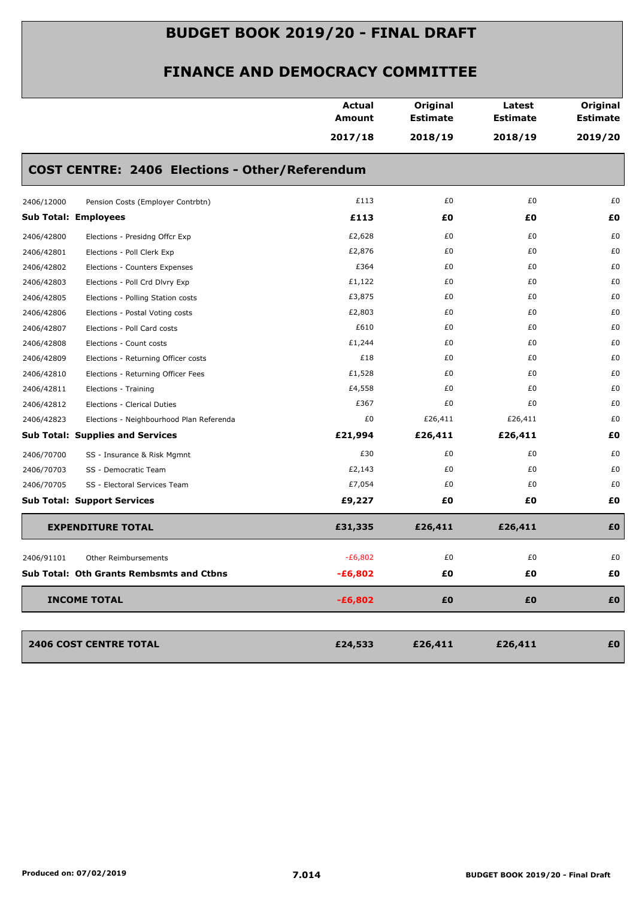# BUDGET BOOK 2019/20 - FINAL DRAFT

## FINANCE AND DEMOCRACY COMMITTEE

| | | Actual Amount 2017/18 | Original Estimate 2018/19 | Latest Estimate 2018/19 | Original Estimate 2019/20 |
|---|---|---|---|---|---|
| **COST CENTRE: 2406 Elections - Other/Referendum** | | | | | |
| 2406/12000 | Pension Costs (Employer Contrbtn) | £113 | £0 | £0 | £0 |
| **Sub Total: Employees** | | **£113** | **£0** | **£0** | **£0** |
| 2406/42800 | Elections - Presidng Offcr Exp | £2,628 | £0 | £0 | £0 |
| 2406/42801 | Elections - Poll Clerk Exp | £2,876 | £0 | £0 | £0 |
| 2406/42802 | Elections - Counters Expenses | £364 | £0 | £0 | £0 |
| 2406/42803 | Elections - Poll Crd Dlvry Exp | £1,122 | £0 | £0 | £0 |
| 2406/42805 | Elections - Polling Station costs | £3,875 | £0 | £0 | £0 |
| 2406/42806 | Elections - Postal Voting costs | £2,803 | £0 | £0 | £0 |
| 2406/42807 | Elections - Poll Card costs | £610 | £0 | £0 | £0 |
| 2406/42808 | Elections - Count costs | £1,244 | £0 | £0 | £0 |
| 2406/42809 | Elections - Returning Officer costs | £18 | £0 | £0 | £0 |
| 2406/42810 | Elections - Returning Officer Fees | £1,528 | £0 | £0 | £0 |
| 2406/42811 | Elections - Training | £4,558 | £0 | £0 | £0 |
| 2406/42812 | Elections - Clerical Duties | £367 | £0 | £0 | £0 |
| 2406/42823 | Elections - Neighbourhood Plan Referenda | £0 | £26,411 | £26,411 | £0 |
| **Sub Total: Supplies and Services** | | **£21,994** | **£26,411** | **£26,411** | **£0** |
| 2406/70700 | SS - Insurance & Risk Mgmnt | £30 | £0 | £0 | £0 |
| 2406/70703 | SS - Democratic Team | £2,143 | £0 | £0 | £0 |
| 2406/70705 | SS - Electoral Services Team | £7,054 | £0 | £0 | £0 |
| **Sub Total: Support Services** | | **£9,227** | **£0** | **£0** | **£0** |
| **EXPENDITURE TOTAL** | | **£31,335** | **£26,411** | **£26,411** | **£0** |
| 2406/91101 | Other Reimbursements | -£6,802 | £0 | £0 | £0 |
| **Sub Total: Oth Grants Rembsmts and Ctbns** | | **-£6,802** | **£0** | **£0** | **£0** |
| **INCOME TOTAL** | | **-£6,802** | **£0** | **£0** | **£0** |
| **2406 COST CENTRE TOTAL** | | **£24,533** | **£26,411** | **£26,411** | **£0** |

Produced on: 07/02/2019

7.014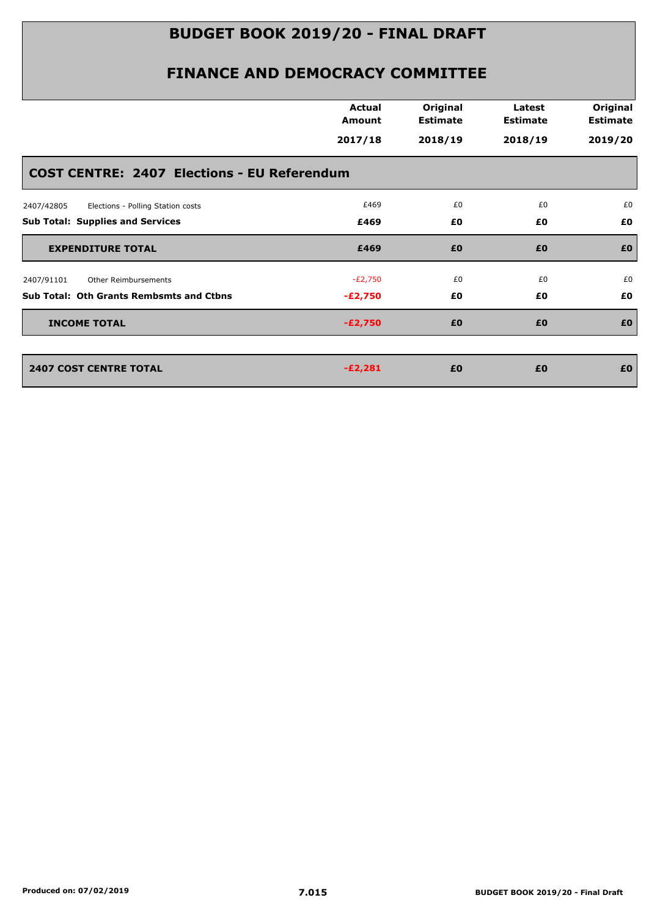# BUDGET BOOK 2019/20 - FINAL DRAFT

## FINANCE AND DEMOCRACY COMMITTEE

| | | Actual Amount 2017/18 | Original Estimate 2018/19 | Latest Estimate 2018/19 | Original Estimate 2019/20 |
|---|---|---|---|---|---|
| **COST CENTRE: 2407 Elections - EU Referendum** | | | | | |
| 2407/42805 | Elections - Polling Station costs | £469 | £0 | £0 | £0 |
| **Sub Total: Supplies and Services** | | **£469** | **£0** | **£0** | **£0** |
| **EXPENDITURE TOTAL** | | **£469** | **£0** | **£0** | **£0** |
| 2407/91101 | Other Reimbursements | -£2,750 | £0 | £0 | £0 |
| **Sub Total: Oth Grants Rembsmts and Ctbns** | | **-£2,750** | **£0** | **£0** | **£0** |
| **INCOME TOTAL** | | **-£2,750** | **£0** | **£0** | **£0** |
| **2407 COST CENTRE TOTAL** | | **-£2,281** | **£0** | **£0** | **£0** |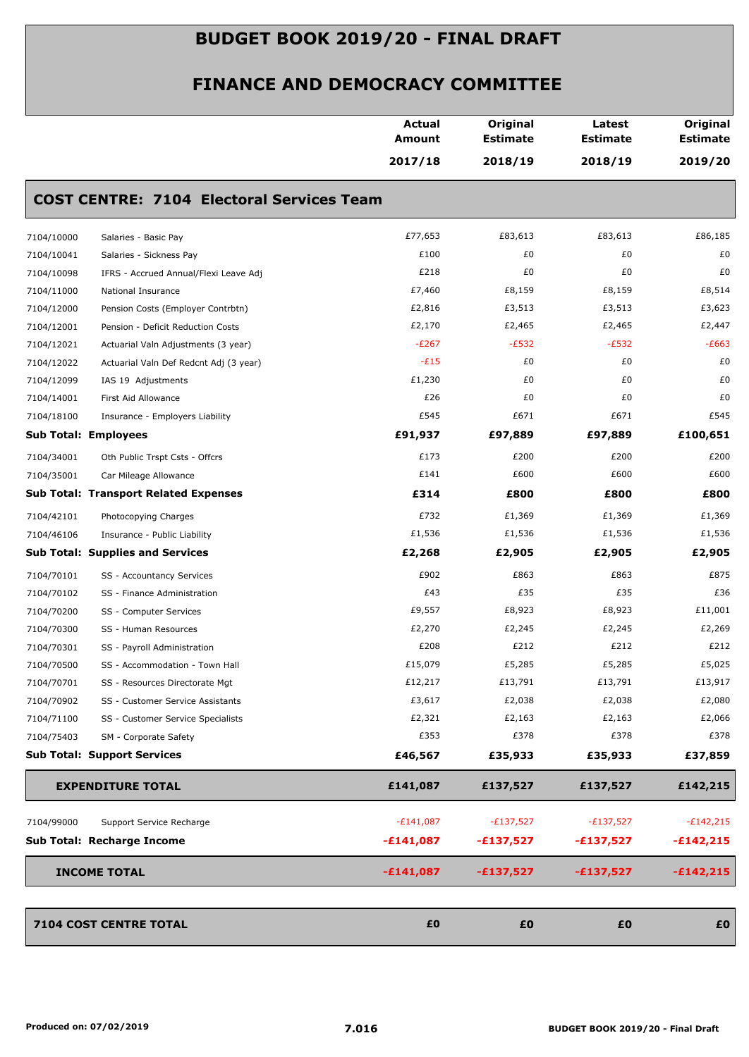# BUDGET BOOK 2019/20 - FINAL DRAFT

## FINANCE AND DEMOCRACY COMMITTEE

| | | Actual Amount 2017/18 | Original Estimate 2018/19 | Latest Estimate 2018/19 | Original Estimate 2019/20 |
|---|---|---|---|---|---|
| **COST CENTRE: 7104 Electoral Services Team** | | | | | |
| 7104/10000 | Salaries - Basic Pay | £77,653 | £83,613 | £83,613 | £86,185 |
| 7104/10041 | Salaries - Sickness Pay | £100 | £0 | £0 | £0 |
| 7104/10098 | IFRS - Accrued Annual/Flexi Leave Adj | £218 | £0 | £0 | £0 |
| 7104/11000 | National Insurance | £7,460 | £8,159 | £8,159 | £8,514 |
| 7104/12000 | Pension Costs (Employer Contrbtn) | £2,816 | £3,513 | £3,513 | £3,623 |
| 7104/12001 | Pension - Deficit Reduction Costs | £2,170 | £2,465 | £2,465 | £2,447 |
| 7104/12021 | Actuarial Valn Adjustments (3 year) | -£267 | -£532 | -£532 | -£663 |
| 7104/12022 | Actuarial Valn Def Redcnt Adj (3 year) | -£15 | £0 | £0 | £0 |
| 7104/12099 | IAS 19 Adjustments | £1,230 | £0 | £0 | £0 |
| 7104/14001 | First Aid Allowance | £26 | £0 | £0 | £0 |
| 7104/18100 | Insurance - Employers Liability | £545 | £671 | £671 | £545 |
| **Sub Total: Employees** | | **£91,937** | **£97,889** | **£97,889** | **£100,651** |
| 7104/34001 | Oth Public Trspt Csts - Offcrs | £173 | £200 | £200 | £200 |
| 7104/35001 | Car Mileage Allowance | £141 | £600 | £600 | £600 |
| **Sub Total: Transport Related Expenses** | | **£314** | **£800** | **£800** | **£800** |
| 7104/42101 | Photocopying Charges | £732 | £1,369 | £1,369 | £1,369 |
| 7104/46106 | Insurance - Public Liability | £1,536 | £1,536 | £1,536 | £1,536 |
| **Sub Total: Supplies and Services** | | **£2,268** | **£2,905** | **£2,905** | **£2,905** |
| 7104/70101 | SS - Accountancy Services | £902 | £863 | £863 | £875 |
| 7104/70102 | SS - Finance Administration | £43 | £35 | £35 | £36 |
| 7104/70200 | SS - Computer Services | £9,557 | £8,923 | £8,923 | £11,001 |
| 7104/70300 | SS - Human Resources | £2,270 | £2,245 | £2,245 | £2,269 |
| 7104/70301 | SS - Payroll Administration | £208 | £212 | £212 | £212 |
| 7104/70500 | SS - Accommodation - Town Hall | £15,079 | £5,285 | £5,285 | £5,025 |
| 7104/70701 | SS - Resources Directorate Mgt | £12,217 | £13,791 | £13,791 | £13,917 |
| 7104/70902 | SS - Customer Service Assistants | £3,617 | £2,038 | £2,038 | £2,080 |
| 7104/71100 | SS - Customer Service Specialists | £2,321 | £2,163 | £2,163 | £2,066 |
| 7104/75403 | SM - Corporate Safety | £353 | £378 | £378 | £378 |
| **Sub Total: Support Services** | | **£46,567** | **£35,933** | **£35,933** | **£37,859** |
| **EXPENDITURE TOTAL** | | **£141,087** | **£137,527** | **£137,527** | **£142,215** |
| 7104/99000 | Support Service Recharge | -£141,087 | -£137,527 | -£137,527 | -£142,215 |
| **Sub Total: Recharge Income** | | **-£141,087** | **-£137,527** | **-£137,527** | **-£142,215** |
| **INCOME TOTAL** | | **-£141,087** | **-£137,527** | **-£137,527** | **-£142,215** |
| **7104 COST CENTRE TOTAL** | | **£0** | **£0** | **£0** | **£0** |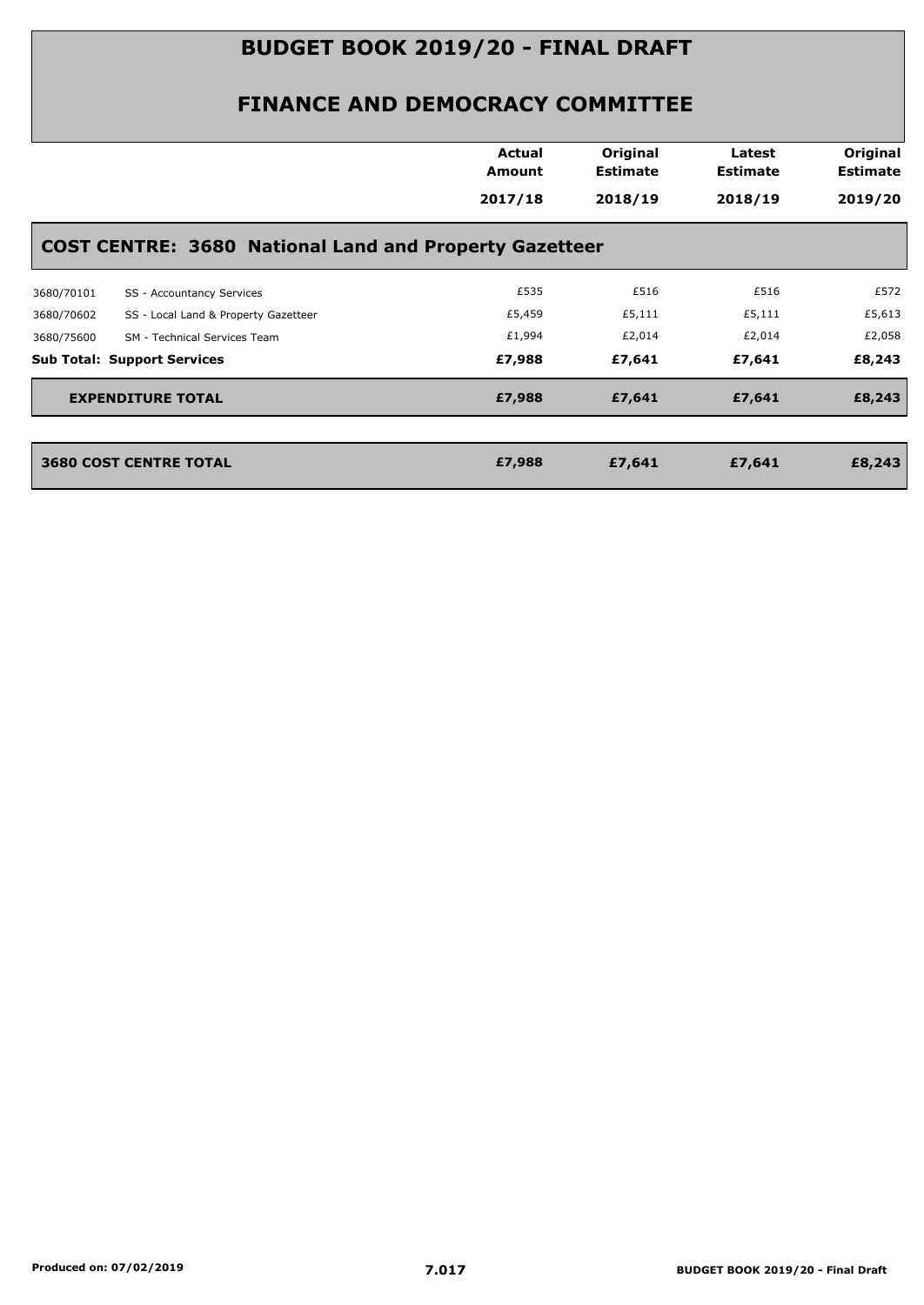# BUDGET BOOK 2019/20 - FINAL DRAFT

## FINANCE AND DEMOCRACY COMMITTEE

| | | Actual Amount 2017/18 | Original Estimate 2018/19 | Latest Estimate 2018/19 | Original Estimate 2019/20 |
|---|---|---|---|---|---|
| **COST CENTRE: 3680 National Land and Property Gazetteer** | | | | | |
| 3680/70101 | SS - Accountancy Services | £535 | £516 | £516 | £572 |
| 3680/70602 | SS - Local Land & Property Gazetteer | £5,459 | £5,111 | £5,111 | £5,613 |
| 3680/75600 | SM - Technical Services Team | £1,994 | £2,014 | £2,014 | £2,058 |
| **Sub Total: Support Services** | | **£7,988** | **£7,641** | **£7,641** | **£8,243** |
| **EXPENDITURE TOTAL** | | **£7,988** | **£7,641** | **£7,641** | **£8,243** |
| **3680 COST CENTRE TOTAL** | | **£7,988** | **£7,641** | **£7,641** | **£8,243** |

Produced on: 07/02/2019

7.017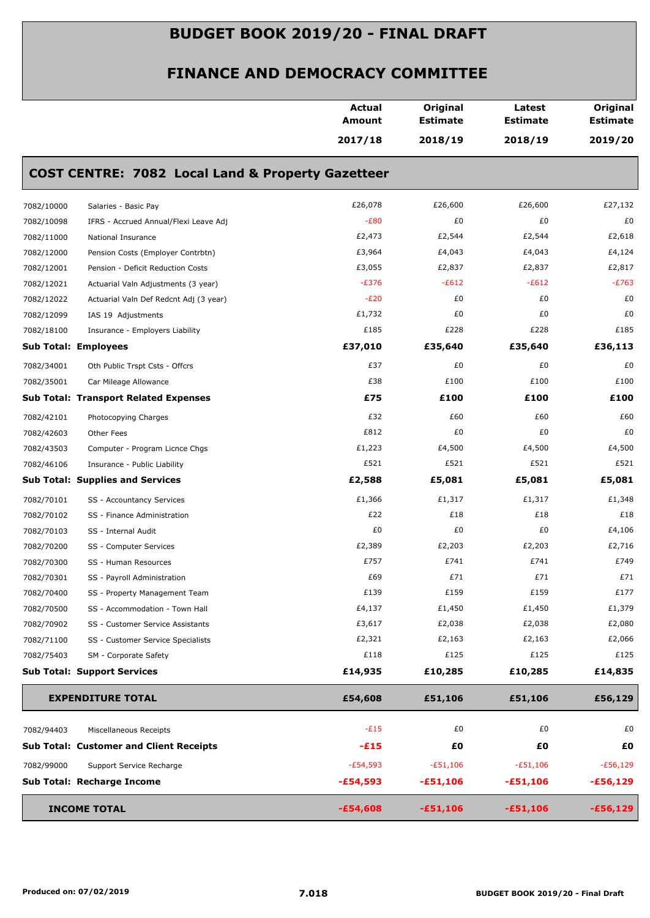# BUDGET BOOK 2019/20 - FINAL DRAFT

## FINANCE AND DEMOCRACY COMMITTEE

### COST CENTRE: 7082 Local Land & Property Gazetteer

| | | Actual Amount 2017/18 | Original Estimate 2018/19 | Latest Estimate 2018/19 | Original Estimate 2019/20 |
|---|---|---|---|---|---|
| 7082/10000 | Salaries - Basic Pay | £26,078 | £26,600 | £26,600 | £27,132 |
| 7082/10098 | IFRS - Accrued Annual/Flexi Leave Adj | -£80 | £0 | £0 | £0 |
| 7082/11000 | National Insurance | £2,473 | £2,544 | £2,544 | £2,618 |
| 7082/12000 | Pension Costs (Employer Contrbtn) | £3,964 | £4,043 | £4,043 | £4,124 |
| 7082/12001 | Pension - Deficit Reduction Costs | £3,055 | £2,837 | £2,837 | £2,817 |
| 7082/12021 | Actuarial Valn Adjustments (3 year) | -£376 | -£612 | -£612 | -£763 |
| 7082/12022 | Actuarial Valn Def Redcnt Adj (3 year) | -£20 | £0 | £0 | £0 |
| 7082/12099 | IAS 19 Adjustments | £1,732 | £0 | £0 | £0 |
| 7082/18100 | Insurance - Employers Liability | £185 | £228 | £228 | £185 |
| **Sub Total: Employees** | | **£37,010** | **£35,640** | **£35,640** | **£36,113** |
| 7082/34001 | Oth Public Trspt Csts - Offcrs | £37 | £0 | £0 | £0 |
| 7082/35001 | Car Mileage Allowance | £38 | £100 | £100 | £100 |
| **Sub Total: Transport Related Expenses** | | **£75** | **£100** | **£100** | **£100** |
| 7082/42101 | Photocopying Charges | £32 | £60 | £60 | £60 |
| 7082/42603 | Other Fees | £812 | £0 | £0 | £0 |
| 7082/43503 | Computer - Program Licnce Chgs | £1,223 | £4,500 | £4,500 | £4,500 |
| 7082/46106 | Insurance - Public Liability | £521 | £521 | £521 | £521 |
| **Sub Total: Supplies and Services** | | **£2,588** | **£5,081** | **£5,081** | **£5,081** |
| 7082/70101 | SS - Accountancy Services | £1,366 | £1,317 | £1,317 | £1,348 |
| 7082/70102 | SS - Finance Administration | £22 | £18 | £18 | £18 |
| 7082/70103 | SS - Internal Audit | £0 | £0 | £0 | £4,106 |
| 7082/70200 | SS - Computer Services | £2,389 | £2,203 | £2,203 | £2,716 |
| 7082/70300 | SS - Human Resources | £757 | £741 | £741 | £749 |
| 7082/70301 | SS - Payroll Administration | £69 | £71 | £71 | £71 |
| 7082/70400 | SS - Property Management Team | £139 | £159 | £159 | £177 |
| 7082/70500 | SS - Accommodation - Town Hall | £4,137 | £1,450 | £1,450 | £1,379 |
| 7082/70902 | SS - Customer Service Assistants | £3,617 | £2,038 | £2,038 | £2,080 |
| 7082/71100 | SS - Customer Service Specialists | £2,321 | £2,163 | £2,163 | £2,066 |
| 7082/75403 | SM - Corporate Safety | £118 | £125 | £125 | £125 |
| **Sub Total: Support Services** | | **£14,935** | **£10,285** | **£10,285** | **£14,835** |
| **EXPENDITURE TOTAL** | | **£54,608** | **£51,106** | **£51,106** | **£56,129** |
| 7082/94403 | Miscellaneous Receipts | -£15 | £0 | £0 | £0 |
| **Sub Total: Customer and Client Receipts** | | **-£15** | **£0** | **£0** | **£0** |
| 7082/99000 | Support Service Recharge | -£54,593 | -£51,106 | -£51,106 | -£56,129 |
| **Sub Total: Recharge Income** | | **-£54,593** | **-£51,106** | **-£51,106** | **-£56,129** |
| **INCOME TOTAL** | | **-£54,608** | **-£51,106** | **-£51,106** | **-£56,129** |

Produced on: 07/02/2019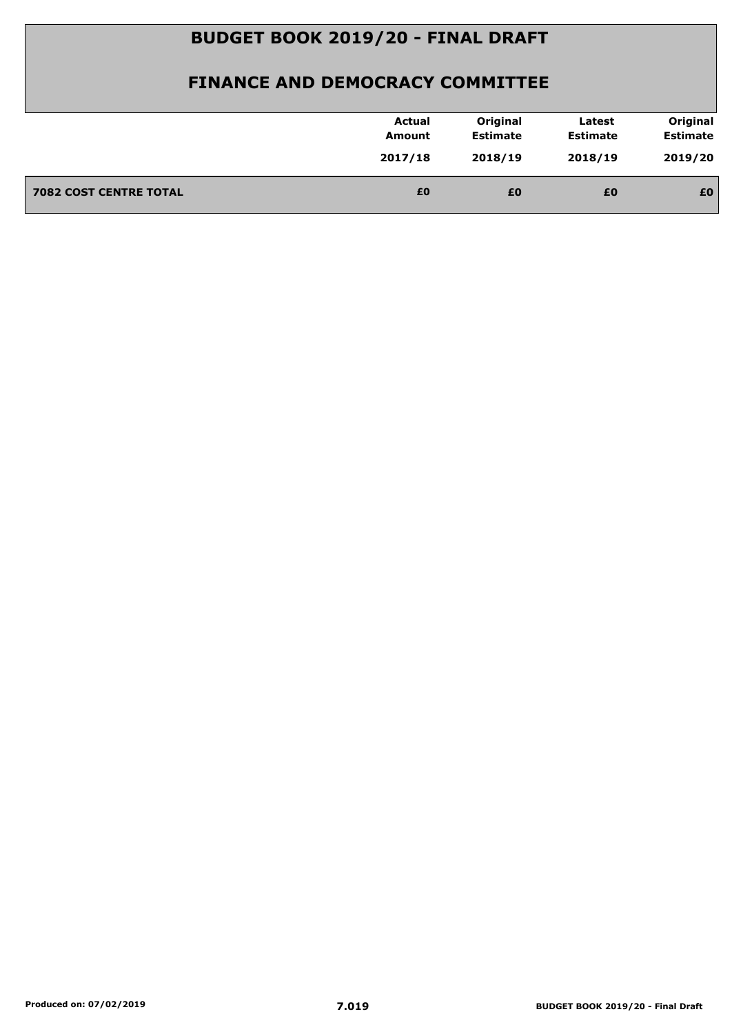# BUDGET BOOK 2019/20 - FINAL DRAFT

## FINANCE AND DEMOCRACY COMMITTEE

| | Actual Amount 2017/18 | Original Estimate 2018/19 | Latest Estimate 2018/19 | Original Estimate 2019/20 |
|---|---|---|---|---|
| **7082 COST CENTRE TOTAL** | **£0** | **£0** | **£0** | **£0** |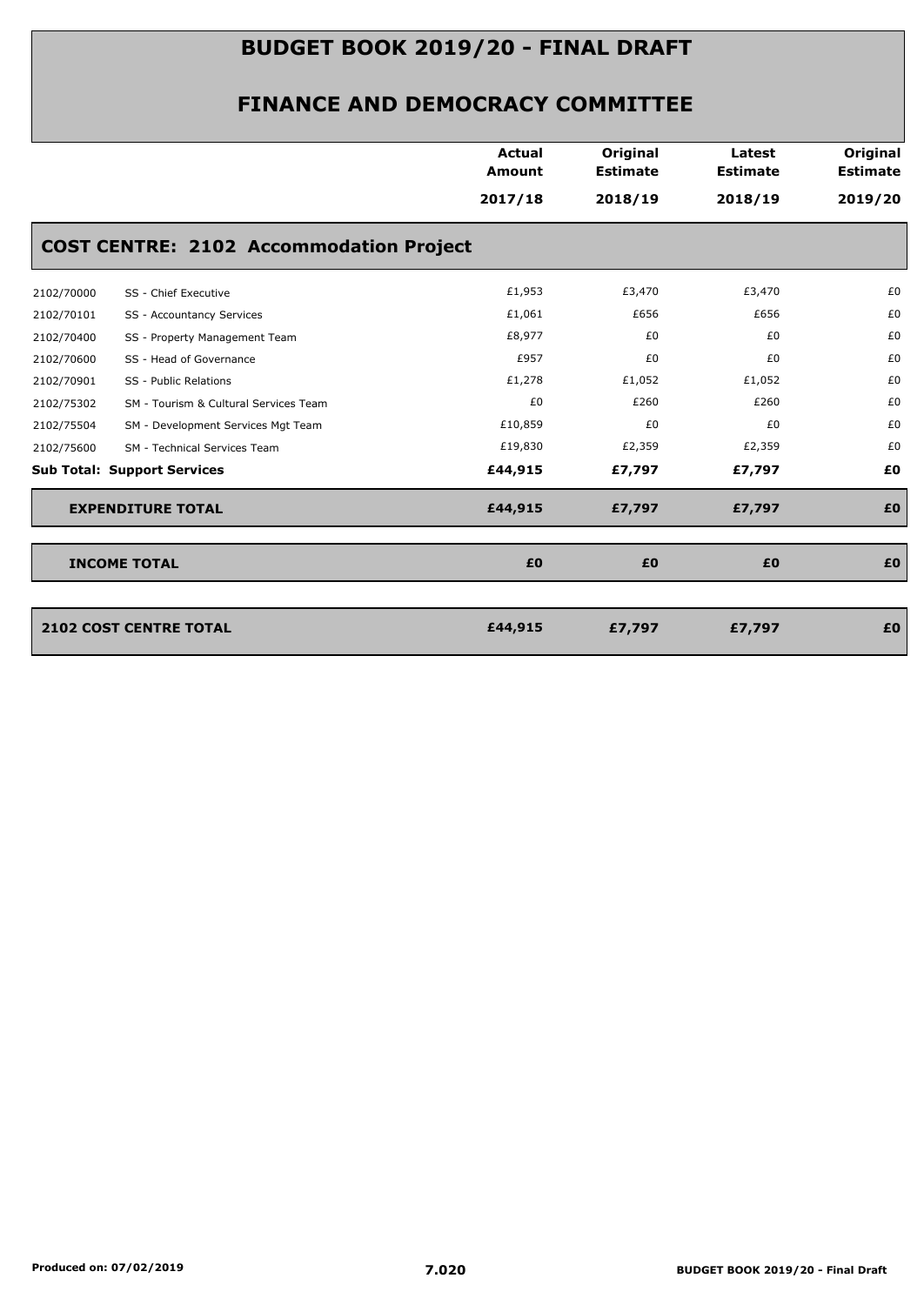# BUDGET BOOK 2019/20 - FINAL DRAFT

## FINANCE AND DEMOCRACY COMMITTEE

| | | Actual Amount 2017/18 | Original Estimate 2018/19 | Latest Estimate 2018/19 | Original Estimate 2019/20 |
|---|---|---|---|---|---|
| **COST CENTRE: 2102 Accommodation Project** | | | | | |
| 2102/70000 | SS - Chief Executive | £1,953 | £3,470 | £3,470 | £0 |
| 2102/70101 | SS - Accountancy Services | £1,061 | £656 | £656 | £0 |
| 2102/70400 | SS - Property Management Team | £8,977 | £0 | £0 | £0 |
| 2102/70600 | SS - Head of Governance | £957 | £0 | £0 | £0 |
| 2102/70901 | SS - Public Relations | £1,278 | £1,052 | £1,052 | £0 |
| 2102/75302 | SM - Tourism & Cultural Services Team | £0 | £260 | £260 | £0 |
| 2102/75504 | SM - Development Services Mgt Team | £10,859 | £0 | £0 | £0 |
| 2102/75600 | SM - Technical Services Team | £19,830 | £2,359 | £2,359 | £0 |
| **Sub Total: Support Services** | | **£44,915** | **£7,797** | **£7,797** | **£0** |
| **EXPENDITURE TOTAL** | | **£44,915** | **£7,797** | **£7,797** | **£0** |
| **INCOME TOTAL** | | **£0** | **£0** | **£0** | **£0** |
| **2102 COST CENTRE TOTAL** | | **£44,915** | **£7,797** | **£7,797** | **£0** |

Produced on: 07/02/2019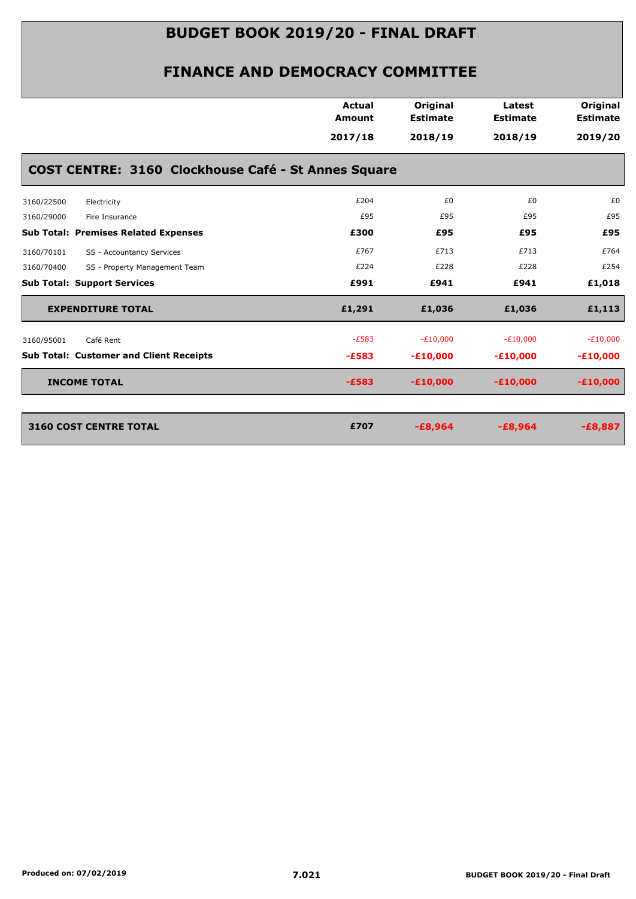# BUDGET BOOK 2019/20 - FINAL DRAFT

## FINANCE AND DEMOCRACY COMMITTEE

### COST CENTRE: 3160 Clockhouse Café - St Annes Square

| | | Actual Amount 2017/18 | Original Estimate 2018/19 | Latest Estimate 2018/19 | Original Estimate 2019/20 |
|---|---|---|---|---|---|
| 3160/22500 | Electricity | £204 | £0 | £0 | £0 |
| 3160/29000 | Fire Insurance | £95 | £95 | £95 | £95 |
| **Sub Total: Premises Related Expenses** | | **£300** | **£95** | **£95** | **£95** |
| 3160/70101 | SS - Accountancy Services | £767 | £713 | £713 | £764 |
| 3160/70400 | SS - Property Management Team | £224 | £228 | £228 | £254 |
| **Sub Total: Support Services** | | **£991** | **£941** | **£941** | **£1,018** |
| **EXPENDITURE TOTAL** | | **£1,291** | **£1,036** | **£1,036** | **£1,113** |
| 3160/95001 | Café Rent | -£583 | -£10,000 | -£10,000 | -£10,000 |
| **Sub Total: Customer and Client Receipts** | | **-£583** | **-£10,000** | **-£10,000** | **-£10,000** |
| **INCOME TOTAL** | | **-£583** | **-£10,000** | **-£10,000** | **-£10,000** |
| **3160 COST CENTRE TOTAL** | | **£707** | **-£8,964** | **-£8,964** | **-£8,887** |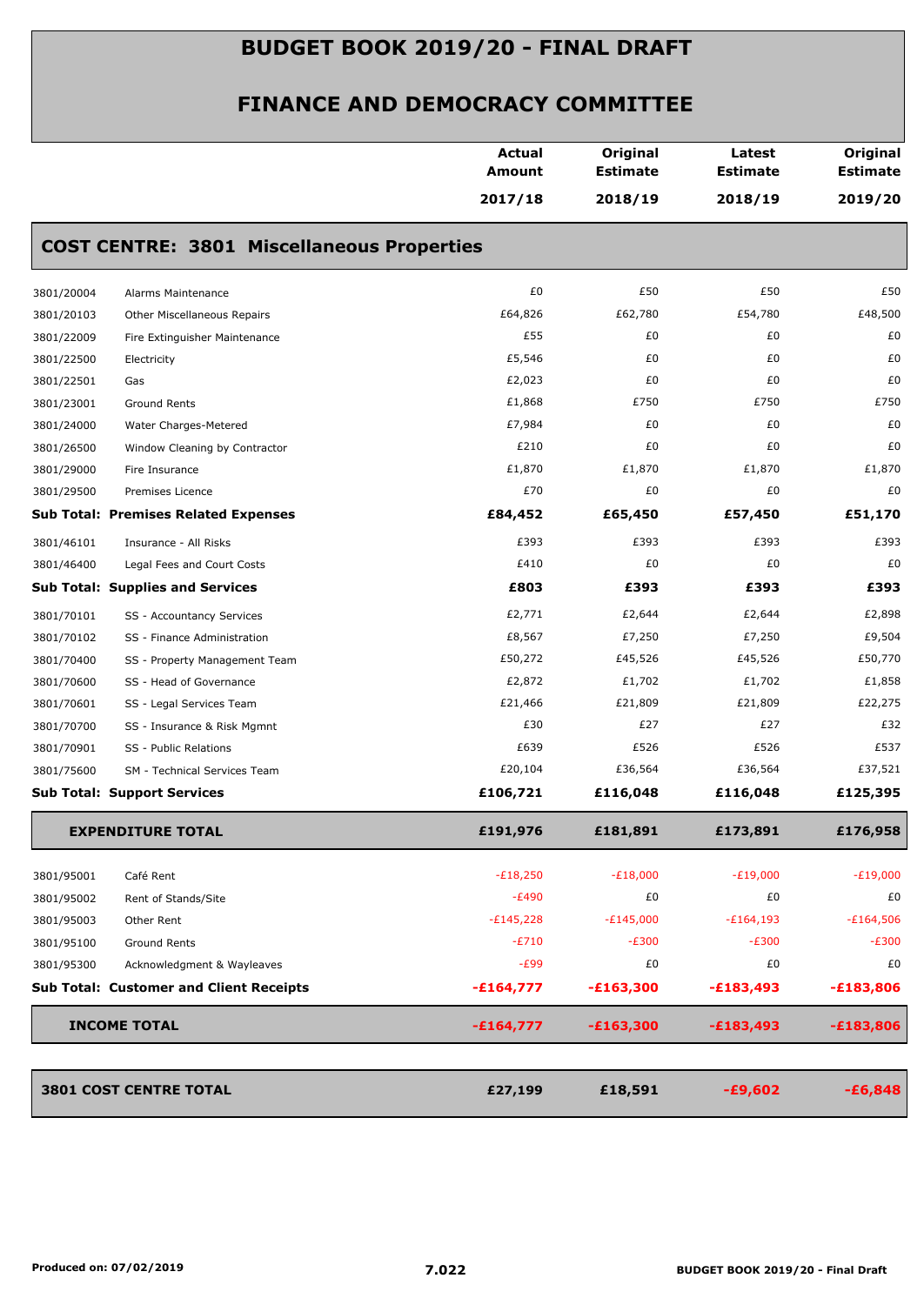# BUDGET BOOK 2019/20 - FINAL DRAFT

## FINANCE AND DEMOCRACY COMMITTEE

### COST CENTRE: 3801 Miscellaneous Properties

| | | Actual Amount 2017/18 | Original Estimate 2018/19 | Latest Estimate 2018/19 | Original Estimate 2019/20 |
|---|---|---|---|---|---|
| 3801/20004 | Alarms Maintenance | £0 | £50 | £50 | £50 |
| 3801/20103 | Other Miscellaneous Repairs | £64,826 | £62,780 | £54,780 | £48,500 |
| 3801/22009 | Fire Extinguisher Maintenance | £55 | £0 | £0 | £0 |
| 3801/22500 | Electricity | £5,546 | £0 | £0 | £0 |
| 3801/22501 | Gas | £2,023 | £0 | £0 | £0 |
| 3801/23001 | Ground Rents | £1,868 | £750 | £750 | £750 |
| 3801/24000 | Water Charges-Metered | £7,984 | £0 | £0 | £0 |
| 3801/26500 | Window Cleaning by Contractor | £210 | £0 | £0 | £0 |
| 3801/29000 | Fire Insurance | £1,870 | £1,870 | £1,870 | £1,870 |
| 3801/29500 | Premises Licence | £70 | £0 | £0 | £0 |
| **Sub Total: Premises Related Expenses** | | **£84,452** | **£65,450** | **£57,450** | **£51,170** |
| 3801/46101 | Insurance - All Risks | £393 | £393 | £393 | £393 |
| 3801/46400 | Legal Fees and Court Costs | £410 | £0 | £0 | £0 |
| **Sub Total: Supplies and Services** | | **£803** | **£393** | **£393** | **£393** |
| 3801/70101 | SS - Accountancy Services | £2,771 | £2,644 | £2,644 | £2,898 |
| 3801/70102 | SS - Finance Administration | £8,567 | £7,250 | £7,250 | £9,504 |
| 3801/70400 | SS - Property Management Team | £50,272 | £45,526 | £45,526 | £50,770 |
| 3801/70600 | SS - Head of Governance | £2,872 | £1,702 | £1,702 | £1,858 |
| 3801/70601 | SS - Legal Services Team | £21,466 | £21,809 | £21,809 | £22,275 |
| 3801/70700 | SS - Insurance & Risk Mgmnt | £30 | £27 | £27 | £32 |
| 3801/70901 | SS - Public Relations | £639 | £526 | £526 | £537 |
| 3801/75600 | SM - Technical Services Team | £20,104 | £36,564 | £36,564 | £37,521 |
| **Sub Total: Support Services** | | **£106,721** | **£116,048** | **£116,048** | **£125,395** |
| **EXPENDITURE TOTAL** | | **£191,976** | **£181,891** | **£173,891** | **£176,958** |
| 3801/95001 | Café Rent | -£18,250 | -£18,000 | -£19,000 | -£19,000 |
| 3801/95002 | Rent of Stands/Site | -£490 | £0 | £0 | £0 |
| 3801/95003 | Other Rent | -£145,228 | -£145,000 | -£164,193 | -£164,506 |
| 3801/95100 | Ground Rents | -£710 | -£300 | -£300 | -£300 |
| 3801/95300 | Acknowledgment & Wayleaves | -£99 | £0 | £0 | £0 |
| **Sub Total: Customer and Client Receipts** | | **-£164,777** | **-£163,300** | **-£183,493** | **-£183,806** |
| **INCOME TOTAL** | | **-£164,777** | **-£163,300** | **-£183,493** | **-£183,806** |
| **3801 COST CENTRE TOTAL** | | **£27,199** | **£18,591** | **-£9,602** | **-£6,848** |

Produced on: 07/02/2019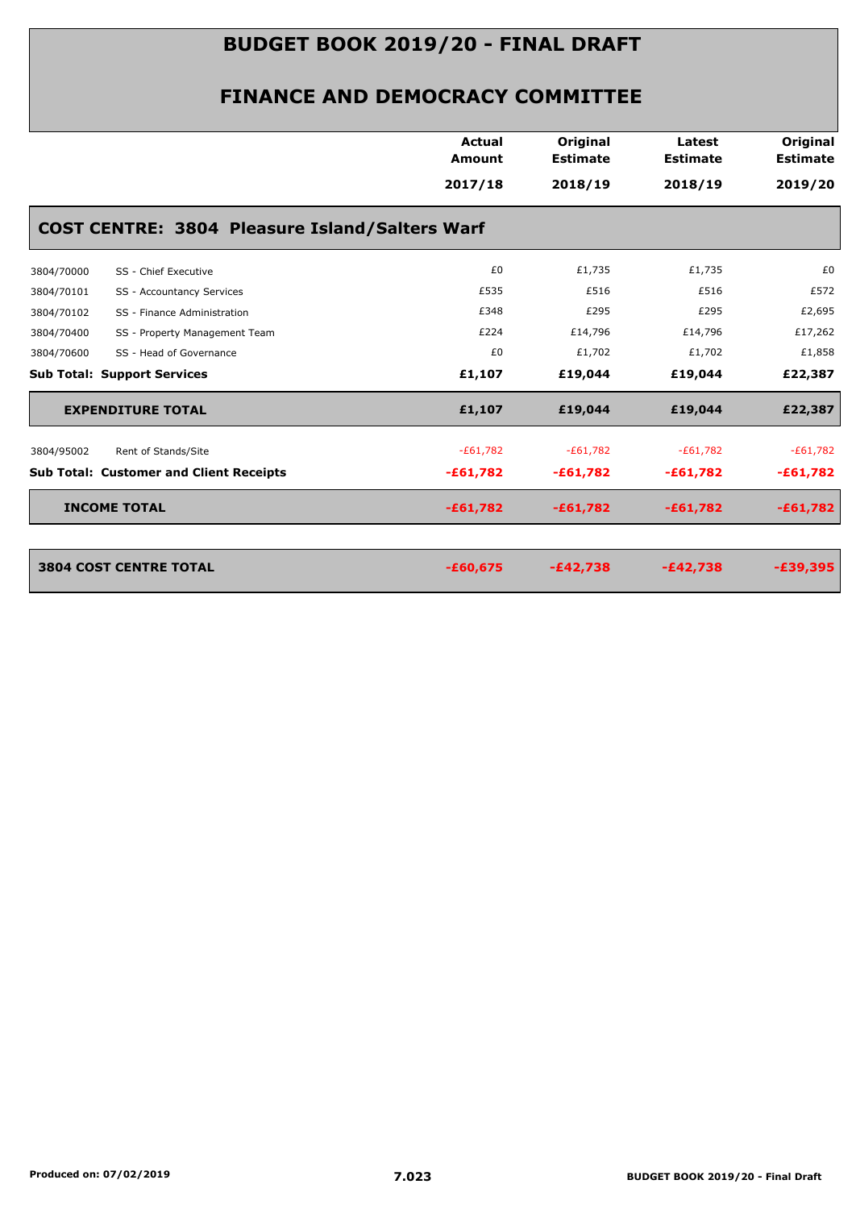# BUDGET BOOK 2019/20 - FINAL DRAFT

## FINANCE AND DEMOCRACY COMMITTEE

| | | Actual Amount 2017/18 | Original Estimate 2018/19 | Latest Estimate 2018/19 | Original Estimate 2019/20 |
|---|---|---|---|---|---|
| **COST CENTRE: 3804 Pleasure Island/Salters Warf** | | | | | |
| 3804/70000 | SS - Chief Executive | £0 | £1,735 | £1,735 | £0 |
| 3804/70101 | SS - Accountancy Services | £535 | £516 | £516 | £572 |
| 3804/70102 | SS - Finance Administration | £348 | £295 | £295 | £2,695 |
| 3804/70400 | SS - Property Management Team | £224 | £14,796 | £14,796 | £17,262 |
| 3804/70600 | SS - Head of Governance | £0 | £1,702 | £1,702 | £1,858 |
| **Sub Total: Support Services** | | **£1,107** | **£19,044** | **£19,044** | **£22,387** |
| **EXPENDITURE TOTAL** | | **£1,107** | **£19,044** | **£19,044** | **£22,387** |
| 3804/95002 | Rent of Stands/Site | -£61,782 | -£61,782 | -£61,782 | -£61,782 |
| **Sub Total: Customer and Client Receipts** | | **-£61,782** | **-£61,782** | **-£61,782** | **-£61,782** |
| **INCOME TOTAL** | | **-£61,782** | **-£61,782** | **-£61,782** | **-£61,782** |
| **3804 COST CENTRE TOTAL** | | **-£60,675** | **-£42,738** | **-£42,738** | **-£39,395** |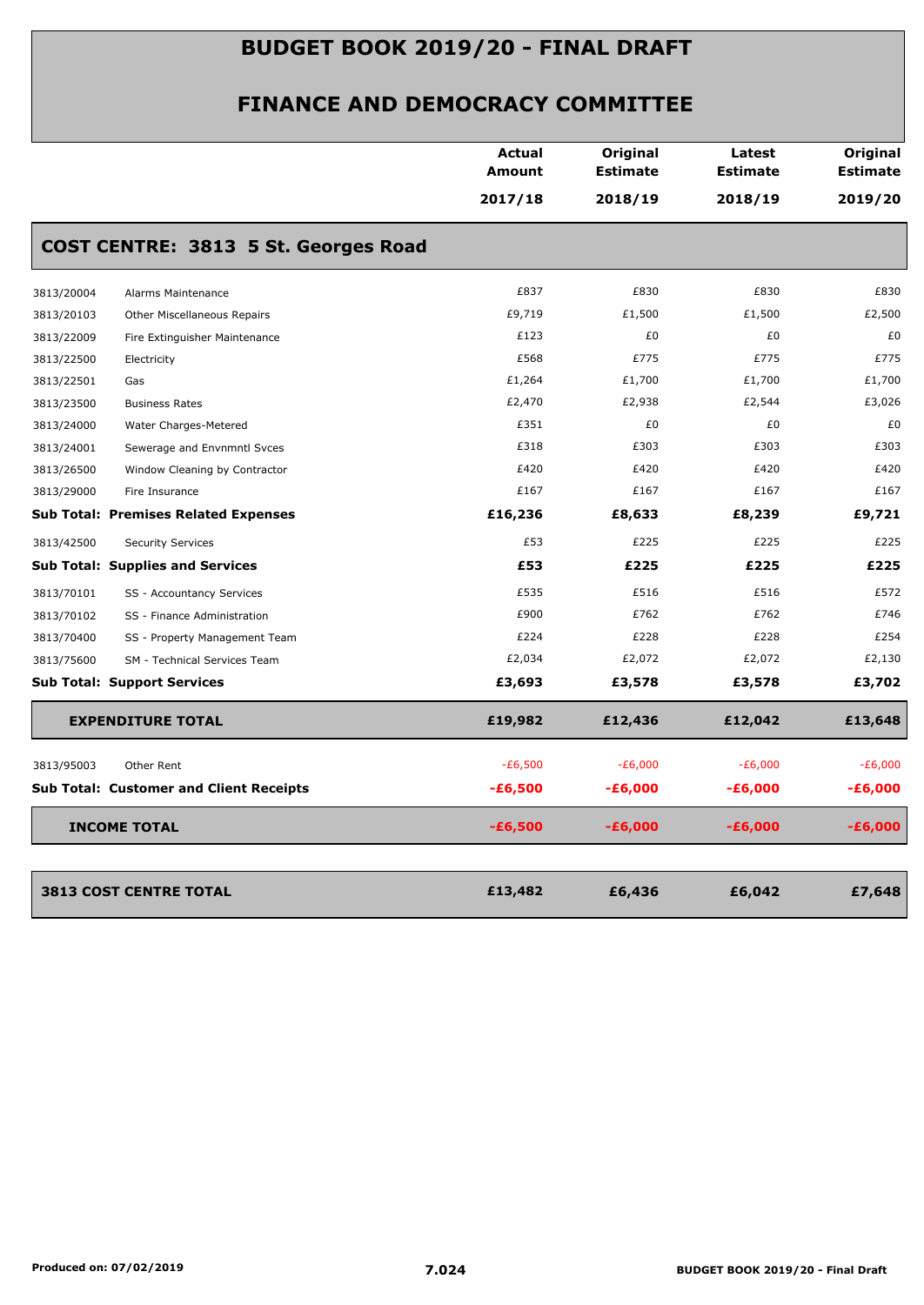# BUDGET BOOK 2019/20 - FINAL DRAFT

## FINANCE AND DEMOCRACY COMMITTEE

### COST CENTRE: 3813 5 St. Georges Road

| | | Actual Amount 2017/18 | Original Estimate 2018/19 | Latest Estimate 2018/19 | Original Estimate 2019/20 |
|---|---|---|---|---|---|
| 3813/20004 | Alarms Maintenance | £837 | £830 | £830 | £830 |
| 3813/20103 | Other Miscellaneous Repairs | £9,719 | £1,500 | £1,500 | £2,500 |
| 3813/22009 | Fire Extinguisher Maintenance | £123 | £0 | £0 | £0 |
| 3813/22500 | Electricity | £568 | £775 | £775 | £775 |
| 3813/22501 | Gas | £1,264 | £1,700 | £1,700 | £1,700 |
| 3813/23500 | Business Rates | £2,470 | £2,938 | £2,544 | £3,026 |
| 3813/24000 | Water Charges-Metered | £351 | £0 | £0 | £0 |
| 3813/24001 | Sewerage and Envnmntl Svces | £318 | £303 | £303 | £303 |
| 3813/26500 | Window Cleaning by Contractor | £420 | £420 | £420 | £420 |
| 3813/29000 | Fire Insurance | £167 | £167 | £167 | £167 |
| **Sub Total: Premises Related Expenses** | | **£16,236** | **£8,633** | **£8,239** | **£9,721** |
| 3813/42500 | Security Services | £53 | £225 | £225 | £225 |
| **Sub Total: Supplies and Services** | | **£53** | **£225** | **£225** | **£225** |
| 3813/70101 | SS - Accountancy Services | £535 | £516 | £516 | £572 |
| 3813/70102 | SS - Finance Administration | £900 | £762 | £762 | £746 |
| 3813/70400 | SS - Property Management Team | £224 | £228 | £228 | £254 |
| 3813/75600 | SM - Technical Services Team | £2,034 | £2,072 | £2,072 | £2,130 |
| **Sub Total: Support Services** | | **£3,693** | **£3,578** | **£3,578** | **£3,702** |
| **EXPENDITURE TOTAL** | | **£19,982** | **£12,436** | **£12,042** | **£13,648** |
| 3813/95003 | Other Rent | -£6,500 | -£6,000 | -£6,000 | -£6,000 |
| **Sub Total: Customer and Client Receipts** | | **-£6,500** | **-£6,000** | **-£6,000** | **-£6,000** |
| **INCOME TOTAL** | | **-£6,500** | **-£6,000** | **-£6,000** | **-£6,000** |
| **3813 COST CENTRE TOTAL** | | **£13,482** | **£6,436** | **£6,042** | **£7,648** |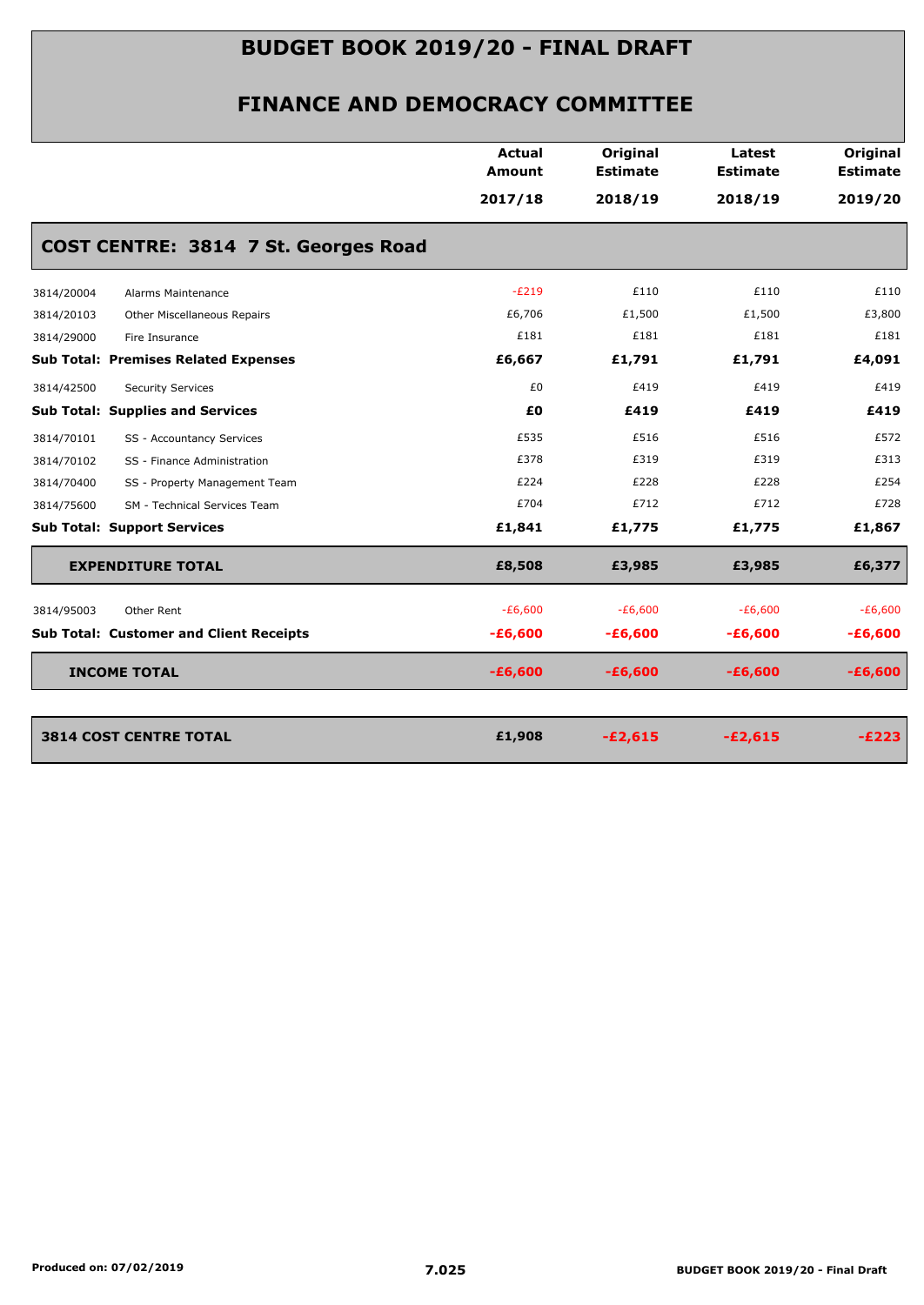# BUDGET BOOK 2019/20 - FINAL DRAFT

## FINANCE AND DEMOCRACY COMMITTEE

| | | Actual Amount 2017/18 | Original Estimate 2018/19 | Latest Estimate 2018/19 | Original Estimate 2019/20 |
|---|---|---|---|---|---|
| **COST CENTRE: 3814 7 St. Georges Road** | | | | | |
| 3814/20004 | Alarms Maintenance | -£219 | £110 | £110 | £110 |
| 3814/20103 | Other Miscellaneous Repairs | £6,706 | £1,500 | £1,500 | £3,800 |
| 3814/29000 | Fire Insurance | £181 | £181 | £181 | £181 |
| **Sub Total: Premises Related Expenses** | | **£6,667** | **£1,791** | **£1,791** | **£4,091** |
| 3814/42500 | Security Services | £0 | £419 | £419 | £419 |
| **Sub Total: Supplies and Services** | | **£0** | **£419** | **£419** | **£419** |
| 3814/70101 | SS - Accountancy Services | £535 | £516 | £516 | £572 |
| 3814/70102 | SS - Finance Administration | £378 | £319 | £319 | £313 |
| 3814/70400 | SS - Property Management Team | £224 | £228 | £228 | £254 |
| 3814/75600 | SM - Technical Services Team | £704 | £712 | £712 | £728 |
| **Sub Total: Support Services** | | **£1,841** | **£1,775** | **£1,775** | **£1,867** |
| **EXPENDITURE TOTAL** | | **£8,508** | **£3,985** | **£3,985** | **£6,377** |
| 3814/95003 | Other Rent | -£6,600 | -£6,600 | -£6,600 | -£6,600 |
| **Sub Total: Customer and Client Receipts** | | **-£6,600** | **-£6,600** | **-£6,600** | **-£6,600** |
| **INCOME TOTAL** | | **-£6,600** | **-£6,600** | **-£6,600** | **-£6,600** |
| **3814 COST CENTRE TOTAL** | | **£1,908** | **-£2,615** | **-£2,615** | **-£223** |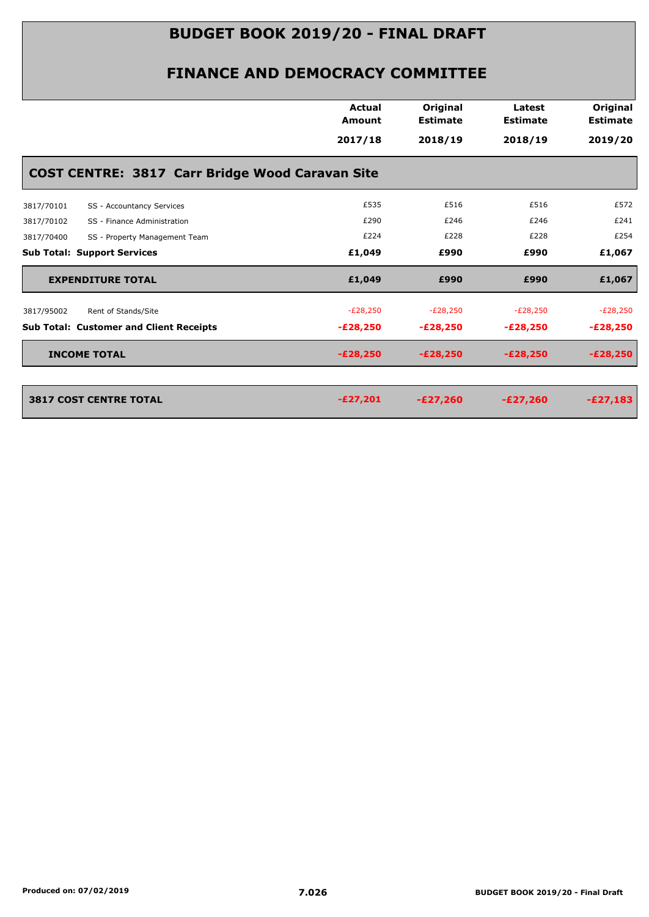# BUDGET BOOK 2019/20 - FINAL DRAFT

## FINANCE AND DEMOCRACY COMMITTEE

| | | Actual Amount 2017/18 | Original Estimate 2018/19 | Latest Estimate 2018/19 | Original Estimate 2019/20 |
|---|---|---|---|---|---|
| **COST CENTRE: 3817 Carr Bridge Wood Caravan Site** | | | | | |
| 3817/70101 | SS - Accountancy Services | £535 | £516 | £516 | £572 |
| 3817/70102 | SS - Finance Administration | £290 | £246 | £246 | £241 |
| 3817/70400 | SS - Property Management Team | £224 | £228 | £228 | £254 |
| **Sub Total: Support Services** | | **£1,049** | **£990** | **£990** | **£1,067** |
| **EXPENDITURE TOTAL** | | **£1,049** | **£990** | **£990** | **£1,067** |
| 3817/95002 | Rent of Stands/Site | -£28,250 | -£28,250 | -£28,250 | -£28,250 |
| **Sub Total: Customer and Client Receipts** | | **-£28,250** | **-£28,250** | **-£28,250** | **-£28,250** |
| **INCOME TOTAL** | | **-£28,250** | **-£28,250** | **-£28,250** | **-£28,250** |
| **3817 COST CENTRE TOTAL** | | **-£27,201** | **-£27,260** | **-£27,260** | **-£27,183** |

Produced on: 07/02/2019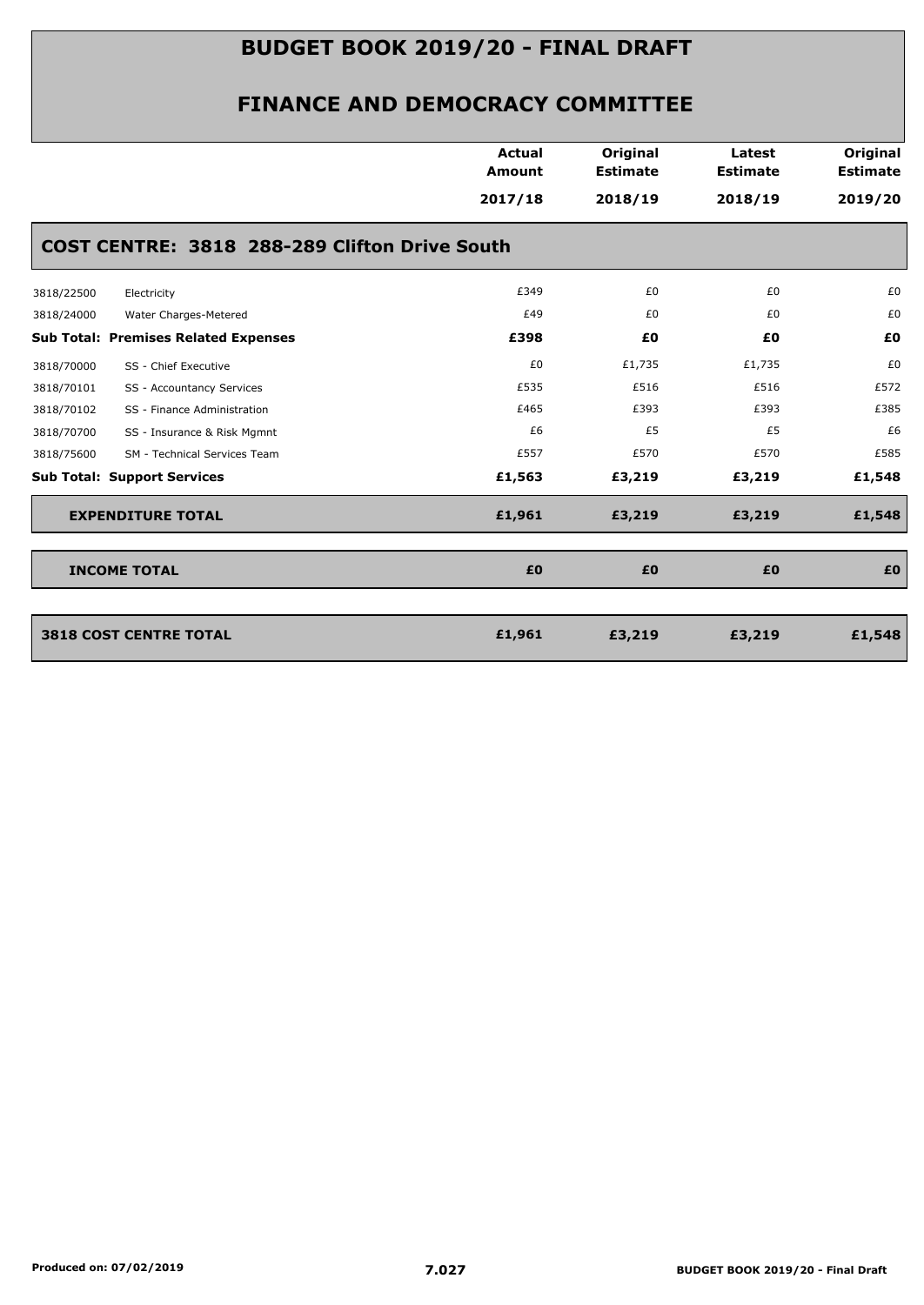# BUDGET BOOK 2019/20 - FINAL DRAFT

## FINANCE AND DEMOCRACY COMMITTEE

| | | Actual Amount 2017/18 | Original Estimate 2018/19 | Latest Estimate 2018/19 | Original Estimate 2019/20 |
|---|---|---|---|---|---|
| **COST CENTRE: 3818 288-289 Clifton Drive South** | | | | | |
| 3818/22500 | Electricity | £349 | £0 | £0 | £0 |
| 3818/24000 | Water Charges-Metered | £49 | £0 | £0 | £0 |
| **Sub Total: Premises Related Expenses** | | **£398** | **£0** | **£0** | **£0** |
| 3818/70000 | SS - Chief Executive | £0 | £1,735 | £1,735 | £0 |
| 3818/70101 | SS - Accountancy Services | £535 | £516 | £516 | £572 |
| 3818/70102 | SS - Finance Administration | £465 | £393 | £393 | £385 |
| 3818/70700 | SS - Insurance & Risk Mgmnt | £6 | £5 | £5 | £6 |
| 3818/75600 | SM - Technical Services Team | £557 | £570 | £570 | £585 |
| **Sub Total: Support Services** | | **£1,563** | **£3,219** | **£3,219** | **£1,548** |
| **EXPENDITURE TOTAL** | | **£1,961** | **£3,219** | **£3,219** | **£1,548** |
| **INCOME TOTAL** | | **£0** | **£0** | **£0** | **£0** |
| **3818 COST CENTRE TOTAL** | | **£1,961** | **£3,219** | **£3,219** | **£1,548** |

Produced on: 07/02/2019

7.027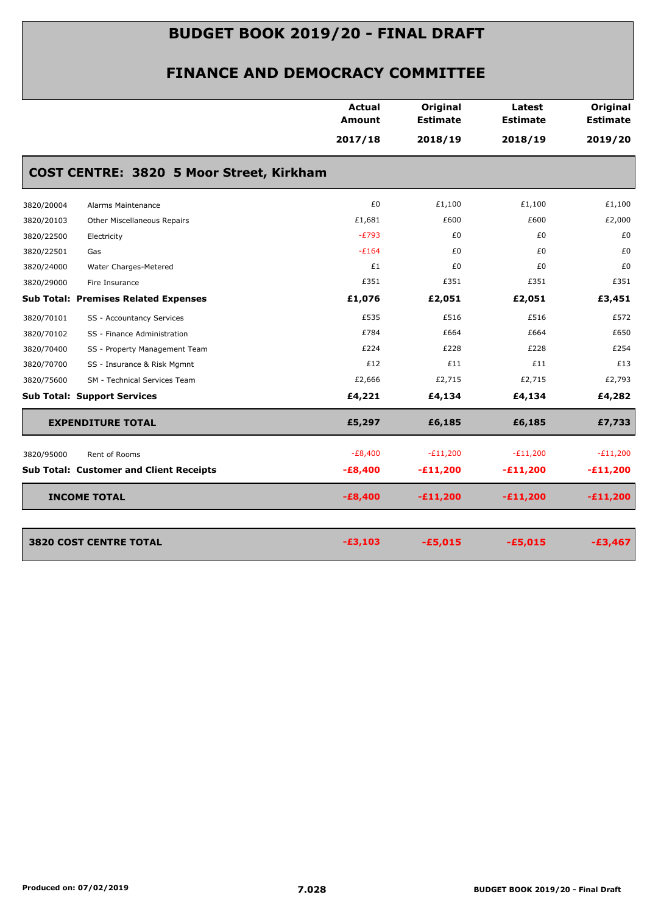# BUDGET BOOK 2019/20 - FINAL DRAFT

## FINANCE AND DEMOCRACY COMMITTEE

| | | Actual Amount 2017/18 | Original Estimate 2018/19 | Latest Estimate 2018/19 | Original Estimate 2019/20 |
|---|---|---|---|---|---|
| **COST CENTRE: 3820 5 Moor Street, Kirkham** | | | | | |
| 3820/20004 | Alarms Maintenance | £0 | £1,100 | £1,100 | £1,100 |
| 3820/20103 | Other Miscellaneous Repairs | £1,681 | £600 | £600 | £2,000 |
| 3820/22500 | Electricity | -£793 | £0 | £0 | £0 |
| 3820/22501 | Gas | -£164 | £0 | £0 | £0 |
| 3820/24000 | Water Charges-Metered | £1 | £0 | £0 | £0 |
| 3820/29000 | Fire Insurance | £351 | £351 | £351 | £351 |
| **Sub Total: Premises Related Expenses** | | **£1,076** | **£2,051** | **£2,051** | **£3,451** |
| 3820/70101 | SS - Accountancy Services | £535 | £516 | £516 | £572 |
| 3820/70102 | SS - Finance Administration | £784 | £664 | £664 | £650 |
| 3820/70400 | SS - Property Management Team | £224 | £228 | £228 | £254 |
| 3820/70700 | SS - Insurance & Risk Mgmnt | £12 | £11 | £11 | £13 |
| 3820/75600 | SM - Technical Services Team | £2,666 | £2,715 | £2,715 | £2,793 |
| **Sub Total: Support Services** | | **£4,221** | **£4,134** | **£4,134** | **£4,282** |
| **EXPENDITURE TOTAL** | | **£5,297** | **£6,185** | **£6,185** | **£7,733** |
| 3820/95000 | Rent of Rooms | -£8,400 | -£11,200 | -£11,200 | -£11,200 |
| **Sub Total: Customer and Client Receipts** | | **-£8,400** | **-£11,200** | **-£11,200** | **-£11,200** |
| **INCOME TOTAL** | | **-£8,400** | **-£11,200** | **-£11,200** | **-£11,200** |
| **3820 COST CENTRE TOTAL** | | **-£3,103** | **-£5,015** | **-£5,015** | **-£3,467** |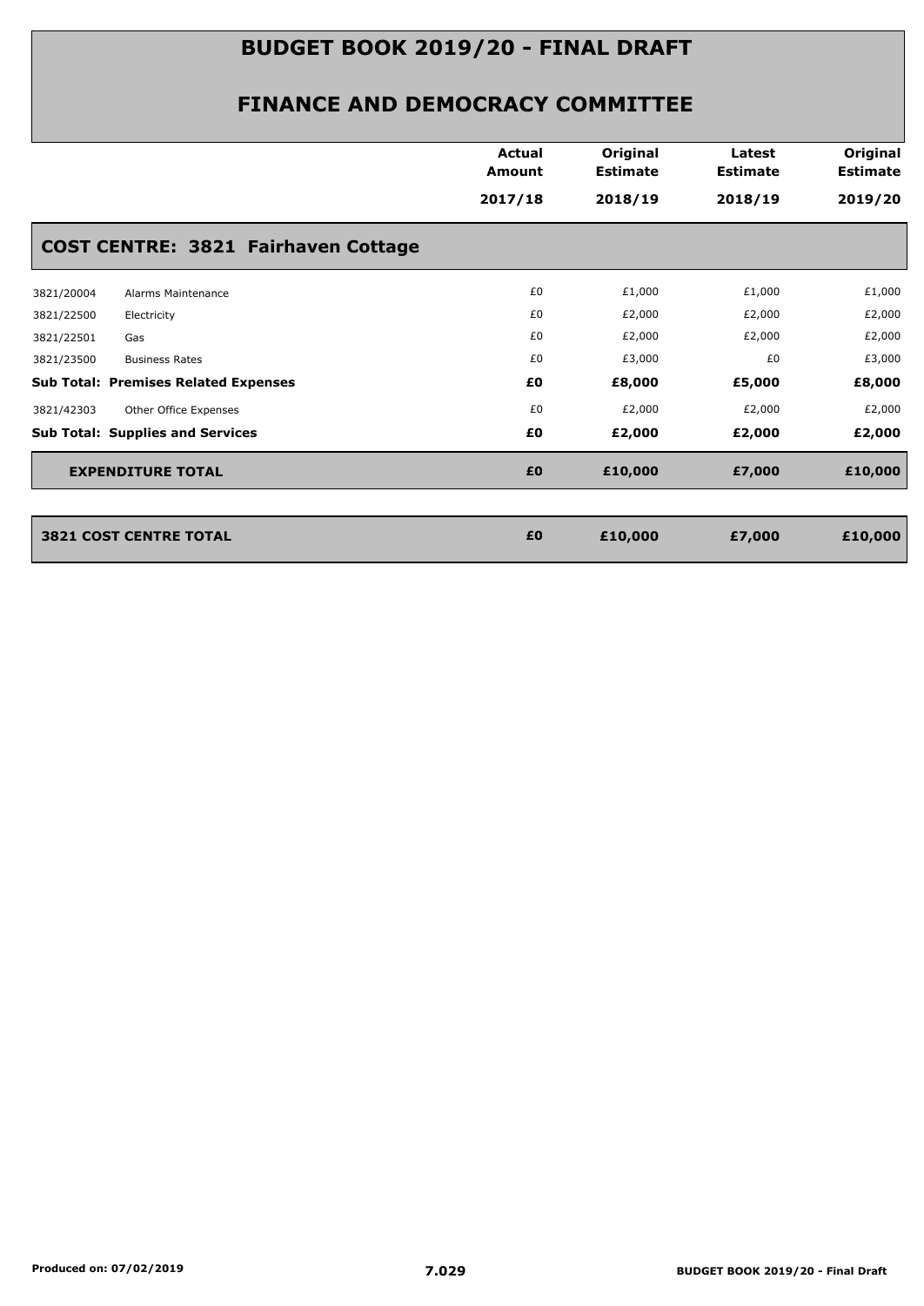# BUDGET BOOK 2019/20 - FINAL DRAFT

## FINANCE AND DEMOCRACY COMMITTEE

| | | Actual Amount 2017/18 | Original Estimate 2018/19 | Latest Estimate 2018/19 | Original Estimate 2019/20 |
|---|---|---|---|---|---|
| **COST CENTRE: 3821 Fairhaven Cottage** | | | | | |
| 3821/20004 | Alarms Maintenance | £0 | £1,000 | £1,000 | £1,000 |
| 3821/22500 | Electricity | £0 | £2,000 | £2,000 | £2,000 |
| 3821/22501 | Gas | £0 | £2,000 | £2,000 | £2,000 |
| 3821/23500 | Business Rates | £0 | £3,000 | £0 | £3,000 |
| **Sub Total: Premises Related Expenses** | | **£0** | **£8,000** | **£5,000** | **£8,000** |
| 3821/42303 | Other Office Expenses | £0 | £2,000 | £2,000 | £2,000 |
| **Sub Total: Supplies and Services** | | **£0** | **£2,000** | **£2,000** | **£2,000** |
| **EXPENDITURE TOTAL** | | **£0** | **£10,000** | **£7,000** | **£10,000** |
| **3821 COST CENTRE TOTAL** | | **£0** | **£10,000** | **£7,000** | **£10,000** |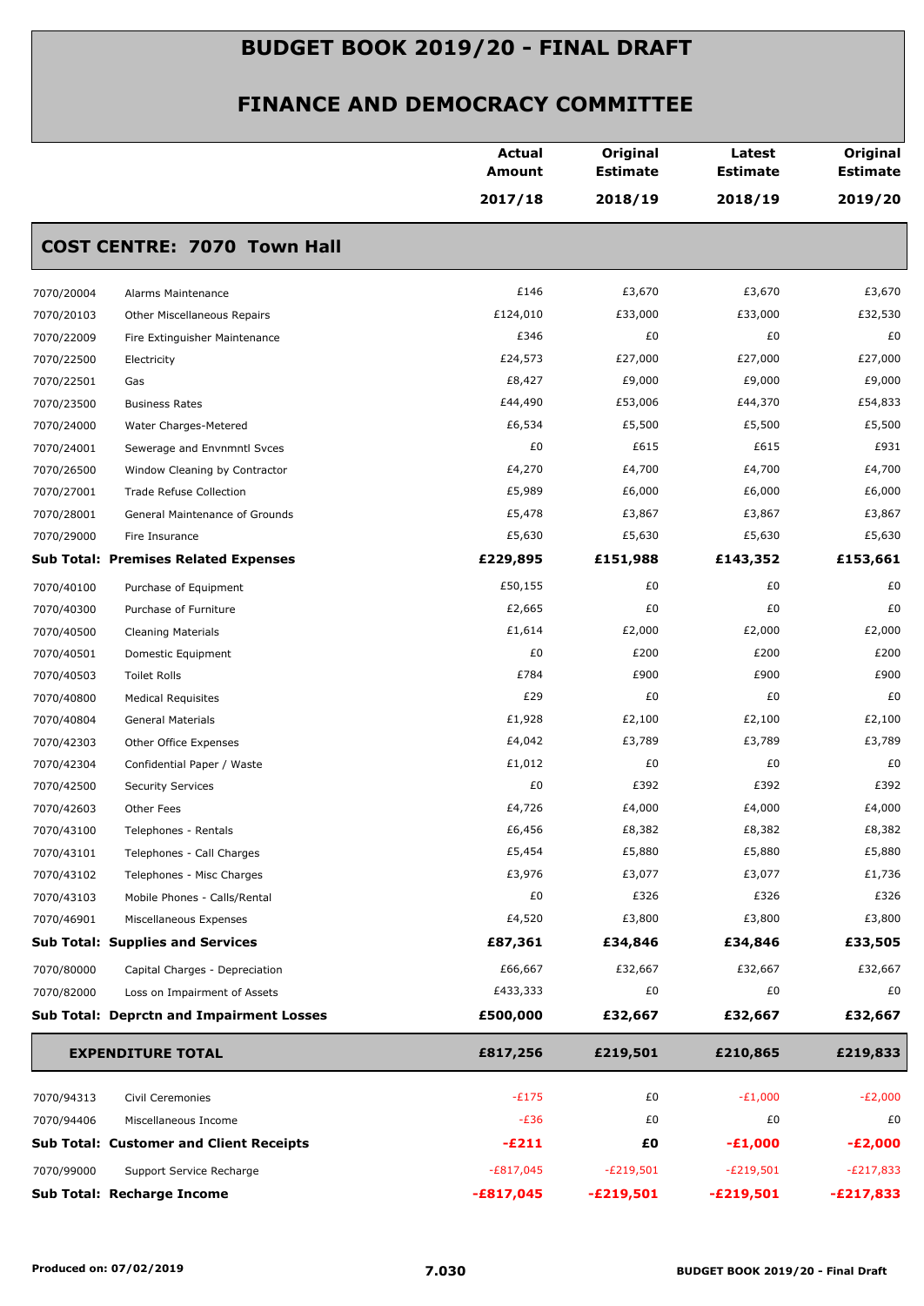# BUDGET BOOK 2019/20 - FINAL DRAFT

## FINANCE AND DEMOCRACY COMMITTEE

| | | Actual Amount 2017/18 | Original Estimate 2018/19 | Latest Estimate 2018/19 | Original Estimate 2019/20 |
|---|---|---|---|---|---|
| **COST CENTRE: 7070 Town Hall** | | | | | |
| 7070/20004 | Alarms Maintenance | £146 | £3,670 | £3,670 | £3,670 |
| 7070/20103 | Other Miscellaneous Repairs | £124,010 | £33,000 | £33,000 | £32,530 |
| 7070/22009 | Fire Extinguisher Maintenance | £346 | £0 | £0 | £0 |
| 7070/22500 | Electricity | £24,573 | £27,000 | £27,000 | £27,000 |
| 7070/22501 | Gas | £8,427 | £9,000 | £9,000 | £9,000 |
| 7070/23500 | Business Rates | £44,490 | £53,006 | £44,370 | £54,833 |
| 7070/24000 | Water Charges-Metered | £6,534 | £5,500 | £5,500 | £5,500 |
| 7070/24001 | Sewerage and Envnmntl Svces | £0 | £615 | £615 | £931 |
| 7070/26500 | Window Cleaning by Contractor | £4,270 | £4,700 | £4,700 | £4,700 |
| 7070/27001 | Trade Refuse Collection | £5,989 | £6,000 | £6,000 | £6,000 |
| 7070/28001 | General Maintenance of Grounds | £5,478 | £3,867 | £3,867 | £3,867 |
| 7070/29000 | Fire Insurance | £5,630 | £5,630 | £5,630 | £5,630 |
| **Sub Total: Premises Related Expenses** | | **£229,895** | **£151,988** | **£143,352** | **£153,661** |
| 7070/40100 | Purchase of Equipment | £50,155 | £0 | £0 | £0 |
| 7070/40300 | Purchase of Furniture | £2,665 | £0 | £0 | £0 |
| 7070/40500 | Cleaning Materials | £1,614 | £2,000 | £2,000 | £2,000 |
| 7070/40501 | Domestic Equipment | £0 | £200 | £200 | £200 |
| 7070/40503 | Toilet Rolls | £784 | £900 | £900 | £900 |
| 7070/40800 | Medical Requisites | £29 | £0 | £0 | £0 |
| 7070/40804 | General Materials | £1,928 | £2,100 | £2,100 | £2,100 |
| 7070/42303 | Other Office Expenses | £4,042 | £3,789 | £3,789 | £3,789 |
| 7070/42304 | Confidential Paper / Waste | £1,012 | £0 | £0 | £0 |
| 7070/42500 | Security Services | £0 | £392 | £392 | £392 |
| 7070/42603 | Other Fees | £4,726 | £4,000 | £4,000 | £4,000 |
| 7070/43100 | Telephones - Rentals | £6,456 | £8,382 | £8,382 | £8,382 |
| 7070/43101 | Telephones - Call Charges | £5,454 | £5,880 | £5,880 | £5,880 |
| 7070/43102 | Telephones - Misc Charges | £3,976 | £3,077 | £3,077 | £1,736 |
| 7070/43103 | Mobile Phones - Calls/Rental | £0 | £326 | £326 | £326 |
| 7070/46901 | Miscellaneous Expenses | £4,520 | £3,800 | £3,800 | £3,800 |
| **Sub Total: Supplies and Services** | | **£87,361** | **£34,846** | **£34,846** | **£33,505** |
| 7070/80000 | Capital Charges - Depreciation | £66,667 | £32,667 | £32,667 | £32,667 |
| 7070/82000 | Loss on Impairment of Assets | £433,333 | £0 | £0 | £0 |
| **Sub Total: Deprctn and Impairment Losses** | | **£500,000** | **£32,667** | **£32,667** | **£32,667** |
| **EXPENDITURE TOTAL** | | **£817,256** | **£219,501** | **£210,865** | **£219,833** |
| 7070/94313 | Civil Ceremonies | -£175 | £0 | -£1,000 | -£2,000 |
| 7070/94406 | Miscellaneous Income | -£36 | £0 | £0 | £0 |
| **Sub Total: Customer and Client Receipts** | | **-£211** | **£0** | **-£1,000** | **-£2,000** |
| 7070/99000 | Support Service Recharge | -£817,045 | -£219,501 | -£219,501 | -£217,833 |
| **Sub Total: Recharge Income** | | **-£817,045** | **-£219,501** | **-£219,501** | **-£217,833** |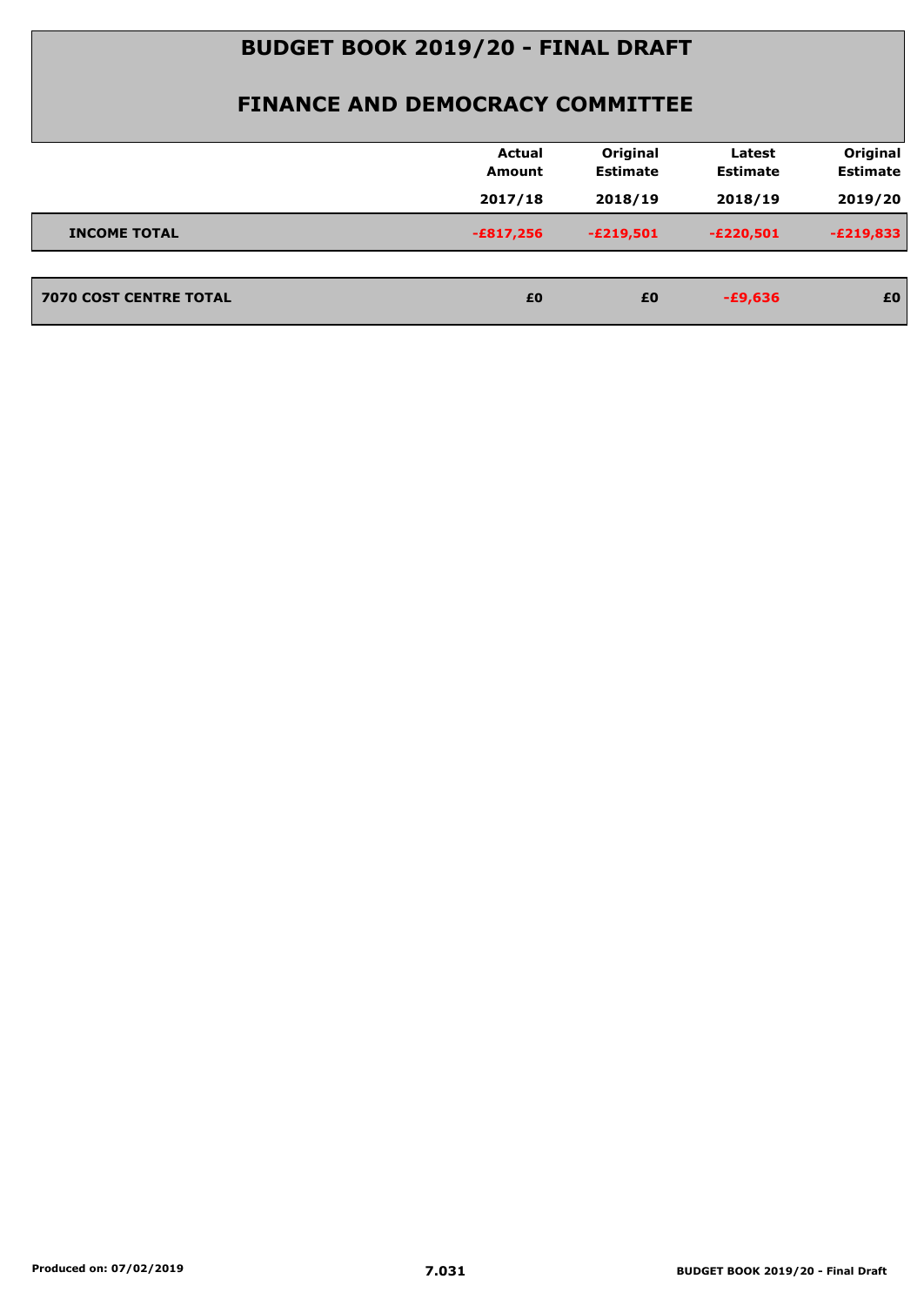# BUDGET BOOK 2019/20 - FINAL DRAFT

## FINANCE AND DEMOCRACY COMMITTEE

| | Actual Amount 2017/18 | Original Estimate 2018/19 | Latest Estimate 2018/19 | Original Estimate 2019/20 |
|---|---|---|---|---|
| **INCOME TOTAL** | -£817,256 | -£219,501 | -£220,501 | -£219,833 |
| **7070 COST CENTRE TOTAL** | £0 | £0 | -£9,636 | £0 |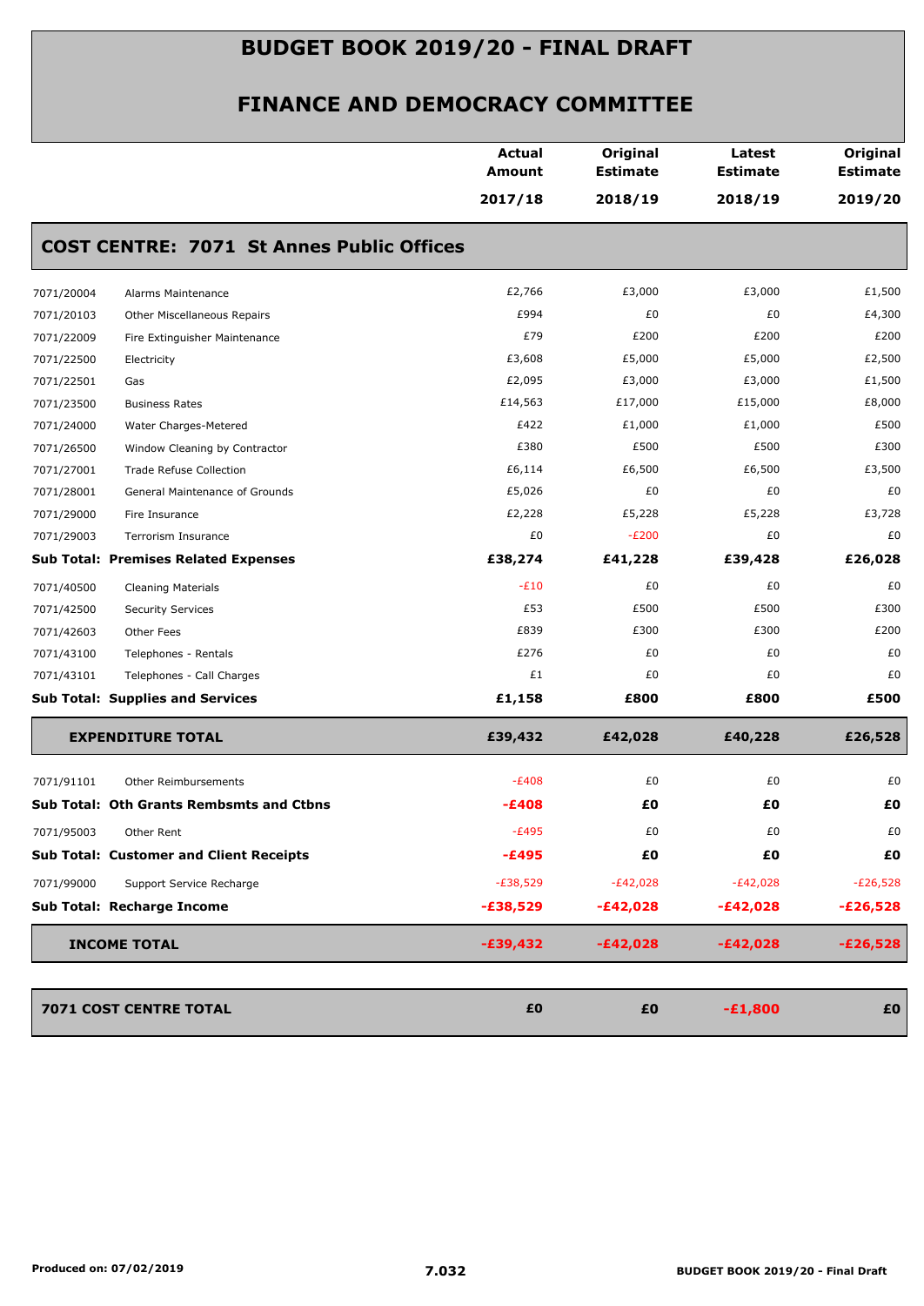# BUDGET BOOK 2019/20 - FINAL DRAFT

## FINANCE AND DEMOCRACY COMMITTEE

### COST CENTRE: 7071 St Annes Public Offices

| | | Actual Amount 2017/18 | Original Estimate 2018/19 | Latest Estimate 2018/19 | Original Estimate 2019/20 |
|---|---|---|---|---|---|
| 7071/20004 | Alarms Maintenance | £2,766 | £3,000 | £3,000 | £1,500 |
| 7071/20103 | Other Miscellaneous Repairs | £994 | £0 | £0 | £4,300 |
| 7071/22009 | Fire Extinguisher Maintenance | £79 | £200 | £200 | £200 |
| 7071/22500 | Electricity | £3,608 | £5,000 | £5,000 | £2,500 |
| 7071/22501 | Gas | £2,095 | £3,000 | £3,000 | £1,500 |
| 7071/23500 | Business Rates | £14,563 | £17,000 | £15,000 | £8,000 |
| 7071/24000 | Water Charges-Metered | £422 | £1,000 | £1,000 | £500 |
| 7071/26500 | Window Cleaning by Contractor | £380 | £500 | £500 | £300 |
| 7071/27001 | Trade Refuse Collection | £6,114 | £6,500 | £6,500 | £3,500 |
| 7071/28001 | General Maintenance of Grounds | £5,026 | £0 | £0 | £0 |
| 7071/29000 | Fire Insurance | £2,228 | £5,228 | £5,228 | £3,728 |
| 7071/29003 | Terrorism Insurance | £0 | -£200 | £0 | £0 |
| **Sub Total: Premises Related Expenses** | | **£38,274** | **£41,228** | **£39,428** | **£26,028** |
| 7071/40500 | Cleaning Materials | -£10 | £0 | £0 | £0 |
| 7071/42500 | Security Services | £53 | £500 | £500 | £300 |
| 7071/42603 | Other Fees | £839 | £300 | £300 | £200 |
| 7071/43100 | Telephones - Rentals | £276 | £0 | £0 | £0 |
| 7071/43101 | Telephones - Call Charges | £1 | £0 | £0 | £0 |
| **Sub Total: Supplies and Services** | | **£1,158** | **£800** | **£800** | **£500** |
| **EXPENDITURE TOTAL** | | **£39,432** | **£42,028** | **£40,228** | **£26,528** |
| 7071/91101 | Other Reimbursements | -£408 | £0 | £0 | £0 |
| **Sub Total: Oth Grants Rembsmts and Ctbns** | | **-£408** | **£0** | **£0** | **£0** |
| 7071/95003 | Other Rent | -£495 | £0 | £0 | £0 |
| **Sub Total: Customer and Client Receipts** | | **-£495** | **£0** | **£0** | **£0** |
| 7071/99000 | Support Service Recharge | -£38,529 | -£42,028 | -£42,028 | -£26,528 |
| **Sub Total: Recharge Income** | | **-£38,529** | **-£42,028** | **-£42,028** | **-£26,528** |
| **INCOME TOTAL** | | **-£39,432** | **-£42,028** | **-£42,028** | **-£26,528** |
| **7071 COST CENTRE TOTAL** | | **£0** | **£0** | **-£1,800** | **£0** |

Produced on: 07/02/2019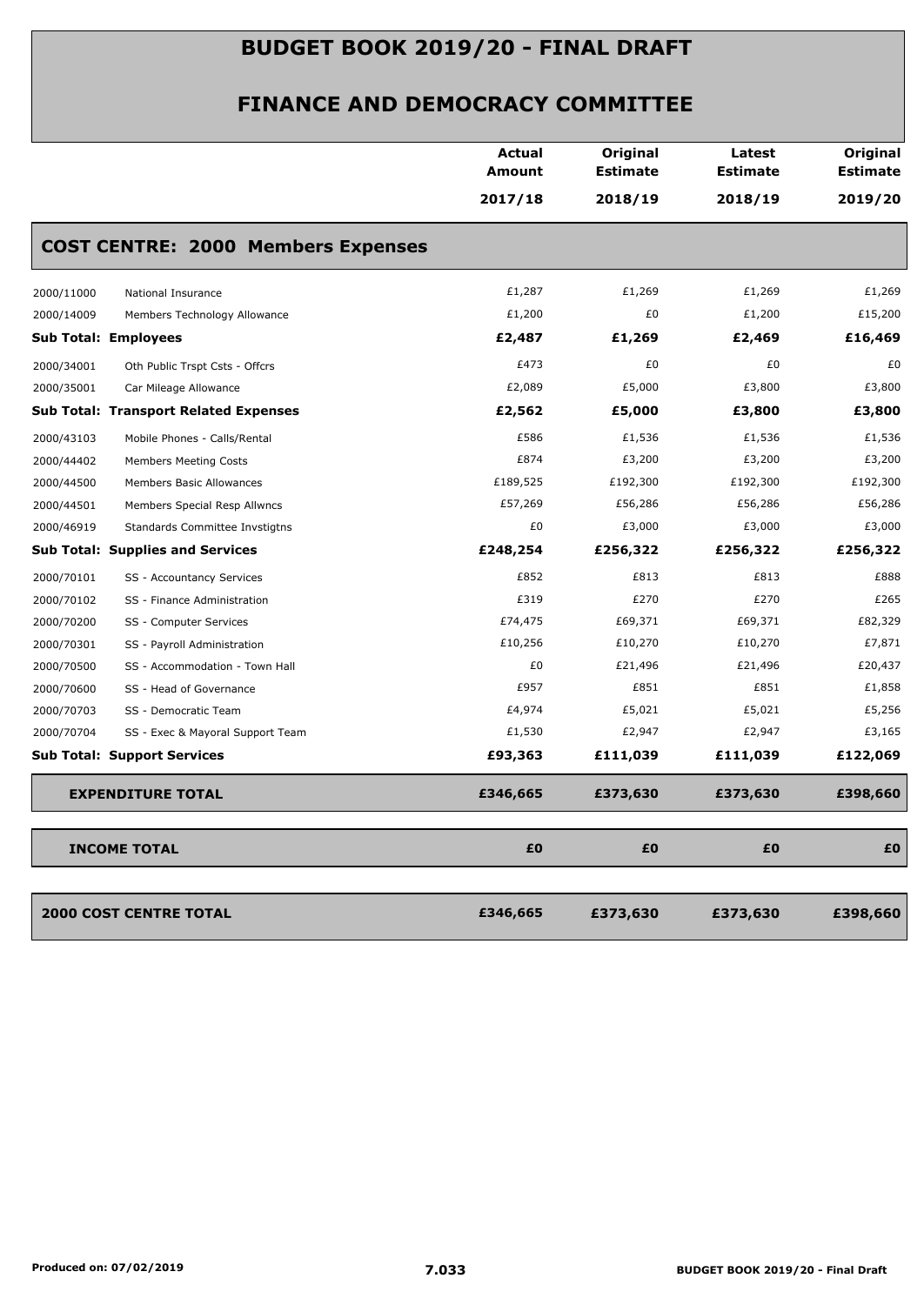# BUDGET BOOK 2019/20 - FINAL DRAFT

## FINANCE AND DEMOCRACY COMMITTEE

| | | Actual Amount 2017/18 | Original Estimate 2018/19 | Latest Estimate 2018/19 | Original Estimate 2019/20 |
|---|---|---|---|---|---|
| **COST CENTRE: 2000 Members Expenses** | | | | | |
| 2000/11000 | National Insurance | £1,287 | £1,269 | £1,269 | £1,269 |
| 2000/14009 | Members Technology Allowance | £1,200 | £0 | £1,200 | £15,200 |
| **Sub Total: Employees** | | **£2,487** | **£1,269** | **£2,469** | **£16,469** |
| 2000/34001 | Oth Public Trspt Csts - Offcrs | £473 | £0 | £0 | £0 |
| 2000/35001 | Car Mileage Allowance | £2,089 | £5,000 | £3,800 | £3,800 |
| **Sub Total: Transport Related Expenses** | | **£2,562** | **£5,000** | **£3,800** | **£3,800** |
| 2000/43103 | Mobile Phones - Calls/Rental | £586 | £1,536 | £1,536 | £1,536 |
| 2000/44402 | Members Meeting Costs | £874 | £3,200 | £3,200 | £3,200 |
| 2000/44500 | Members Basic Allowances | £189,525 | £192,300 | £192,300 | £192,300 |
| 2000/44501 | Members Special Resp Allwncs | £57,269 | £56,286 | £56,286 | £56,286 |
| 2000/46919 | Standards Committee Invstigtns | £0 | £3,000 | £3,000 | £3,000 |
| **Sub Total: Supplies and Services** | | **£248,254** | **£256,322** | **£256,322** | **£256,322** |
| 2000/70101 | SS - Accountancy Services | £852 | £813 | £813 | £888 |
| 2000/70102 | SS - Finance Administration | £319 | £270 | £270 | £265 |
| 2000/70200 | SS - Computer Services | £74,475 | £69,371 | £69,371 | £82,329 |
| 2000/70301 | SS - Payroll Administration | £10,256 | £10,270 | £10,270 | £7,871 |
| 2000/70500 | SS - Accommodation - Town Hall | £0 | £21,496 | £21,496 | £20,437 |
| 2000/70600 | SS - Head of Governance | £957 | £851 | £851 | £1,858 |
| 2000/70703 | SS - Democratic Team | £4,974 | £5,021 | £5,021 | £5,256 |
| 2000/70704 | SS - Exec & Mayoral Support Team | £1,530 | £2,947 | £2,947 | £3,165 |
| **Sub Total: Support Services** | | **£93,363** | **£111,039** | **£111,039** | **£122,069** |
| **EXPENDITURE TOTAL** | | **£346,665** | **£373,630** | **£373,630** | **£398,660** |
| **INCOME TOTAL** | | **£0** | **£0** | **£0** | **£0** |
| **2000 COST CENTRE TOTAL** | | **£346,665** | **£373,630** | **£373,630** | **£398,660** |

Produced on: 07/02/2019

7.033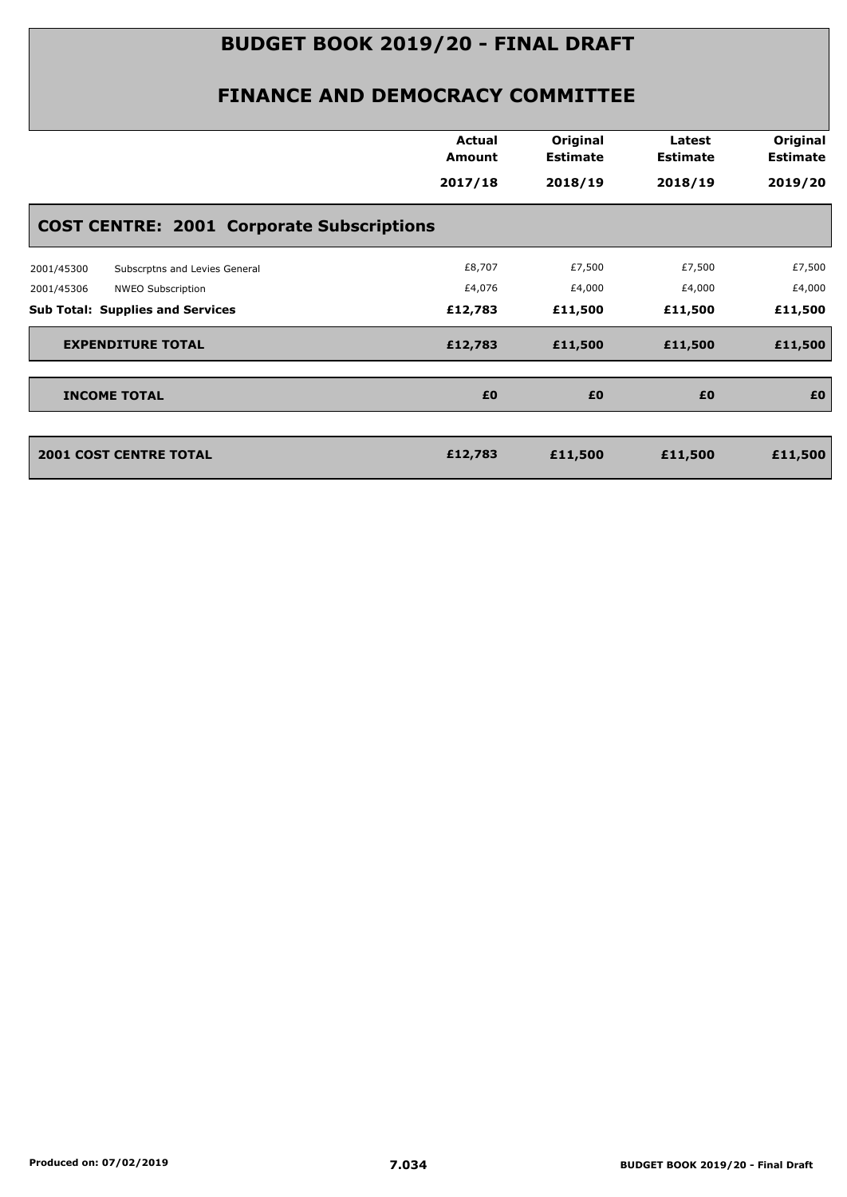# BUDGET BOOK 2019/20 - FINAL DRAFT

## FINANCE AND DEMOCRACY COMMITTEE

| | | Actual Amount 2017/18 | Original Estimate 2018/19 | Latest Estimate 2018/19 | Original Estimate 2019/20 |
|---|---|---|---|---|---|
| **COST CENTRE: 2001 Corporate Subscriptions** | | | | | |
| 2001/45300 | Subscrptns and Levies General | £8,707 | £7,500 | £7,500 | £7,500 |
| 2001/45306 | NWEO Subscription | £4,076 | £4,000 | £4,000 | £4,000 |
| **Sub Total: Supplies and Services** | | **£12,783** | **£11,500** | **£11,500** | **£11,500** |
| **EXPENDITURE TOTAL** | | **£12,783** | **£11,500** | **£11,500** | **£11,500** |
| **INCOME TOTAL** | | **£0** | **£0** | **£0** | **£0** |
| **2001 COST CENTRE TOTAL** | | **£12,783** | **£11,500** | **£11,500** | **£11,500** |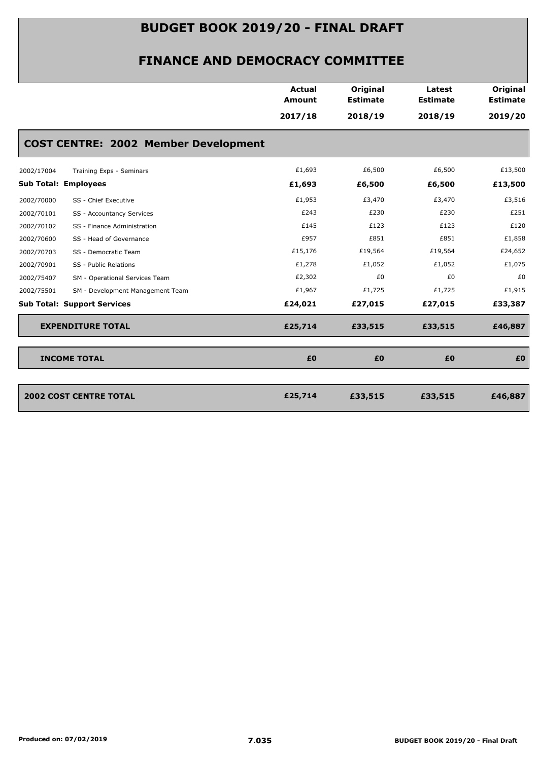# BUDGET BOOK 2019/20 - FINAL DRAFT

## FINANCE AND DEMOCRACY COMMITTEE

| | | Actual Amount 2017/18 | Original Estimate 2018/19 | Latest Estimate 2018/19 | Original Estimate 2019/20 |
|---|---|---|---|---|---|
| **COST CENTRE: 2002 Member Development** | | | | | |
| 2002/17004 | Training Exps - Seminars | £1,693 | £6,500 | £6,500 | £13,500 |
| **Sub Total: Employees** | | **£1,693** | **£6,500** | **£6,500** | **£13,500** |
| 2002/70000 | SS - Chief Executive | £1,953 | £3,470 | £3,470 | £3,516 |
| 2002/70101 | SS - Accountancy Services | £243 | £230 | £230 | £251 |
| 2002/70102 | SS - Finance Administration | £145 | £123 | £123 | £120 |
| 2002/70600 | SS - Head of Governance | £957 | £851 | £851 | £1,858 |
| 2002/70703 | SS - Democratic Team | £15,176 | £19,564 | £19,564 | £24,652 |
| 2002/70901 | SS - Public Relations | £1,278 | £1,052 | £1,052 | £1,075 |
| 2002/75407 | SM - Operational Services Team | £2,302 | £0 | £0 | £0 |
| 2002/75501 | SM - Development Management Team | £1,967 | £1,725 | £1,725 | £1,915 |
| **Sub Total: Support Services** | | **£24,021** | **£27,015** | **£27,015** | **£33,387** |
| **EXPENDITURE TOTAL** | | **£25,714** | **£33,515** | **£33,515** | **£46,887** |
| **INCOME TOTAL** | | **£0** | **£0** | **£0** | **£0** |
| **2002 COST CENTRE TOTAL** | | **£25,714** | **£33,515** | **£33,515** | **£46,887** |

Produced on: 07/02/2019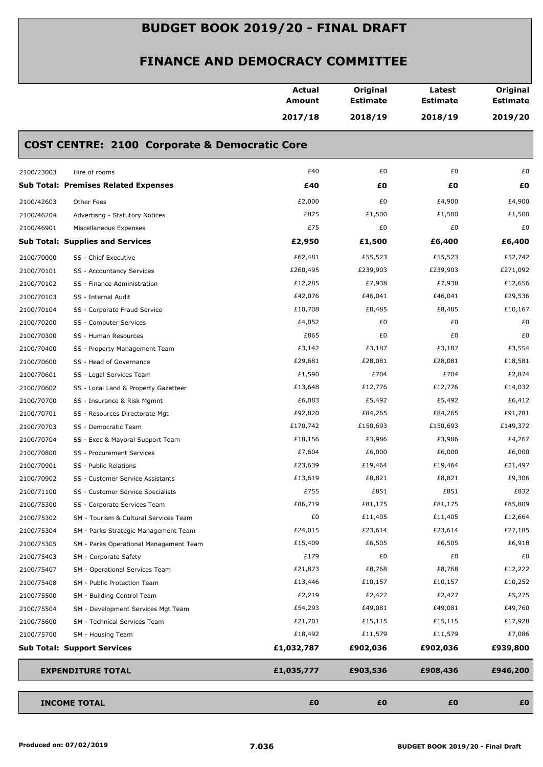# BUDGET BOOK 2019/20 - FINAL DRAFT

## FINANCE AND DEMOCRACY COMMITTEE

| | | Actual Amount 2017/18 | Original Estimate 2018/19 | Latest Estimate 2018/19 | Original Estimate 2019/20 |
|---|---|---|---|---|---|

### COST CENTRE: 2100 Corporate & Democratic Core

| | | Actual Amount 2017/18 | Original Estimate 2018/19 | Latest Estimate 2018/19 | Original Estimate 2019/20 |
|---|---|---|---|---|---|
| 2100/23003 | Hire of rooms | £40 | £0 | £0 | £0 |
| **Sub Total: Premises Related Expenses** | | **£40** | **£0** | **£0** | **£0** |
| 2100/42603 | Other Fees | £2,000 | £0 | £4,900 | £4,900 |
| 2100/46204 | Advertisng - Statutory Notices | £875 | £1,500 | £1,500 | £1,500 |
| 2100/46901 | Miscellaneous Expenses | £75 | £0 | £0 | £0 |
| **Sub Total: Supplies and Services** | | **£2,950** | **£1,500** | **£6,400** | **£6,400** |
| 2100/70000 | SS - Chief Executive | £62,481 | £55,523 | £55,523 | £52,742 |
| 2100/70101 | SS - Accountancy Services | £260,495 | £239,903 | £239,903 | £271,092 |
| 2100/70102 | SS - Finance Administration | £12,285 | £7,938 | £7,938 | £12,656 |
| 2100/70103 | SS - Internal Audit | £42,076 | £46,041 | £46,041 | £29,536 |
| 2100/70104 | SS - Corporate Fraud Service | £10,708 | £8,485 | £8,485 | £10,167 |
| 2100/70200 | SS - Computer Services | £4,052 | £0 | £0 | £0 |
| 2100/70300 | SS - Human Resources | £865 | £0 | £0 | £0 |
| 2100/70400 | SS - Property Management Team | £3,142 | £3,187 | £3,187 | £3,554 |
| 2100/70600 | SS - Head of Governance | £29,681 | £28,081 | £28,081 | £18,581 |
| 2100/70601 | SS - Legal Services Team | £1,590 | £704 | £704 | £2,874 |
| 2100/70602 | SS - Local Land & Property Gazetteer | £13,648 | £12,776 | £12,776 | £14,032 |
| 2100/70700 | SS - Insurance & Risk Mgmnt | £6,083 | £5,492 | £5,492 | £6,412 |
| 2100/70701 | SS - Resources Directorate Mgt | £92,820 | £84,265 | £84,265 | £91,781 |
| 2100/70703 | SS - Democratic Team | £170,742 | £150,693 | £150,693 | £149,372 |
| 2100/70704 | SS - Exec & Mayoral Support Team | £18,156 | £3,986 | £3,986 | £4,267 |
| 2100/70800 | SS - Procurement Services | £7,604 | £6,000 | £6,000 | £6,000 |
| 2100/70901 | SS - Public Relations | £23,639 | £19,464 | £19,464 | £21,497 |
| 2100/70902 | SS - Customer Service Assistants | £13,619 | £8,821 | £8,821 | £9,306 |
| 2100/71100 | SS - Customer Service Specialists | £755 | £851 | £851 | £832 |
| 2100/75300 | SS - Corporate Services Team | £86,719 | £81,175 | £81,175 | £85,809 |
| 2100/75302 | SM - Tourism & Cultural Services Team | £0 | £11,405 | £11,405 | £12,664 |
| 2100/75304 | SM - Parks Strategic Management Team | £24,015 | £23,614 | £23,614 | £27,185 |
| 2100/75305 | SM - Parks Operational Management Team | £15,409 | £6,505 | £6,505 | £6,918 |
| 2100/75403 | SM - Corporate Safety | £179 | £0 | £0 | £0 |
| 2100/75407 | SM - Operational Services Team | £21,873 | £8,768 | £8,768 | £12,222 |
| 2100/75408 | SM - Public Protection Team | £13,446 | £10,157 | £10,157 | £10,252 |
| 2100/75500 | SM - Building Control Team | £2,219 | £2,427 | £2,427 | £5,275 |
| 2100/75504 | SM - Development Services Mgt Team | £54,293 | £49,081 | £49,081 | £49,760 |
| 2100/75600 | SM - Technical Services Team | £21,701 | £15,115 | £15,115 | £17,928 |
| 2100/75700 | SM - Housing Team | £18,492 | £11,579 | £11,579 | £7,086 |
| **Sub Total: Support Services** | | **£1,032,787** | **£902,036** | **£902,036** | **£939,800** |
| **EXPENDITURE TOTAL** | | **£1,035,777** | **£903,536** | **£908,436** | **£946,200** |
| **INCOME TOTAL** | | **£0** | **£0** | **£0** | **£0** |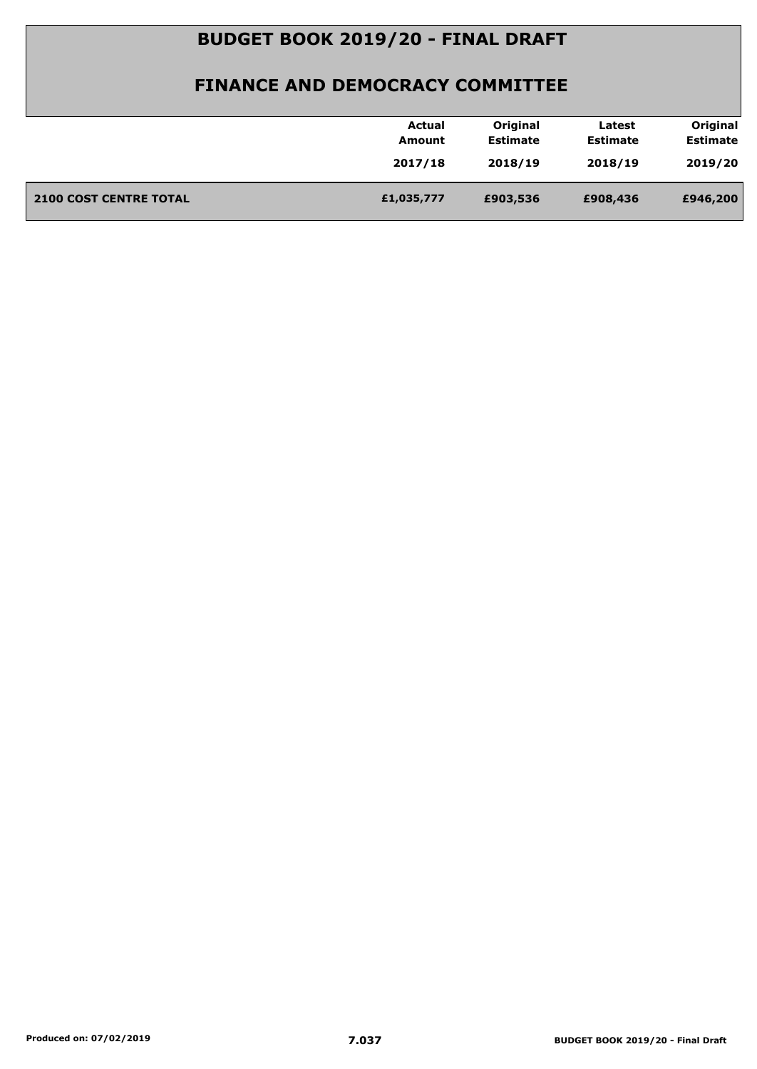# BUDGET BOOK 2019/20 - FINAL DRAFT

## FINANCE AND DEMOCRACY COMMITTEE

| | Actual Amount 2017/18 | Original Estimate 2018/19 | Latest Estimate 2018/19 | Original Estimate 2019/20 |
|---|---|---|---|---|
| **2100 COST CENTRE TOTAL** | **£1,035,777** | **£903,536** | **£908,436** | **£946,200** |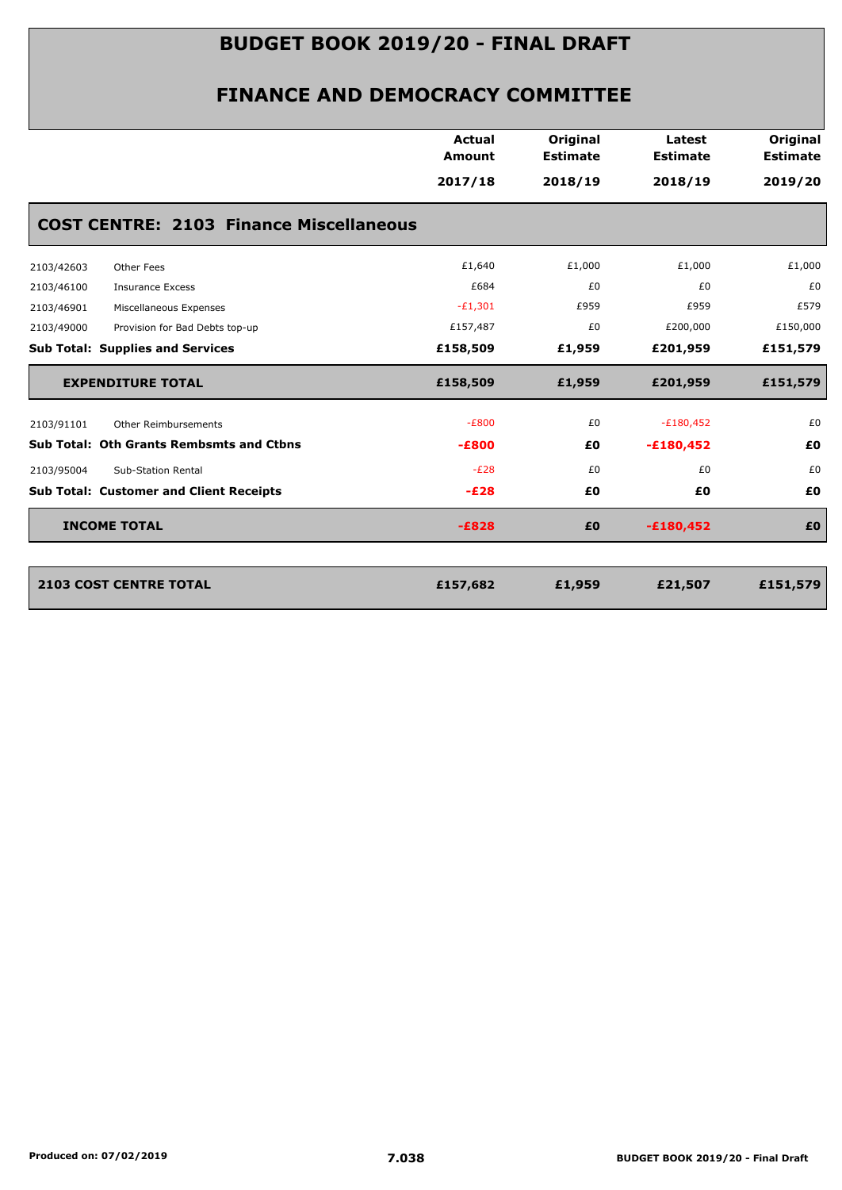# BUDGET BOOK 2019/20 - FINAL DRAFT

## FINANCE AND DEMOCRACY COMMITTEE

| | | Actual Amount 2017/18 | Original Estimate 2018/19 | Latest Estimate 2018/19 | Original Estimate 2019/20 |
|---|---|---|---|---|---|
| **COST CENTRE: 2103 Finance Miscellaneous** | | | | | |
| 2103/42603 | Other Fees | £1,640 | £1,000 | £1,000 | £1,000 |
| 2103/46100 | Insurance Excess | £684 | £0 | £0 | £0 |
| 2103/46901 | Miscellaneous Expenses | -£1,301 | £959 | £959 | £579 |
| 2103/49000 | Provision for Bad Debts top-up | £157,487 | £0 | £200,000 | £150,000 |
| **Sub Total: Supplies and Services** | | **£158,509** | **£1,959** | **£201,959** | **£151,579** |
| **EXPENDITURE TOTAL** | | **£158,509** | **£1,959** | **£201,959** | **£151,579** |
| 2103/91101 | Other Reimbursements | -£800 | £0 | -£180,452 | £0 |
| **Sub Total: Oth Grants Rembsmts and Ctbns** | | **-£800** | **£0** | **-£180,452** | **£0** |
| 2103/95004 | Sub-Station Rental | -£28 | £0 | £0 | £0 |
| **Sub Total: Customer and Client Receipts** | | **-£28** | **£0** | **£0** | **£0** |
| **INCOME TOTAL** | | **-£828** | **£0** | **-£180,452** | **£0** |
| **2103 COST CENTRE TOTAL** | | **£157,682** | **£1,959** | **£21,507** | **£151,579** |

Produced on: 07/02/2019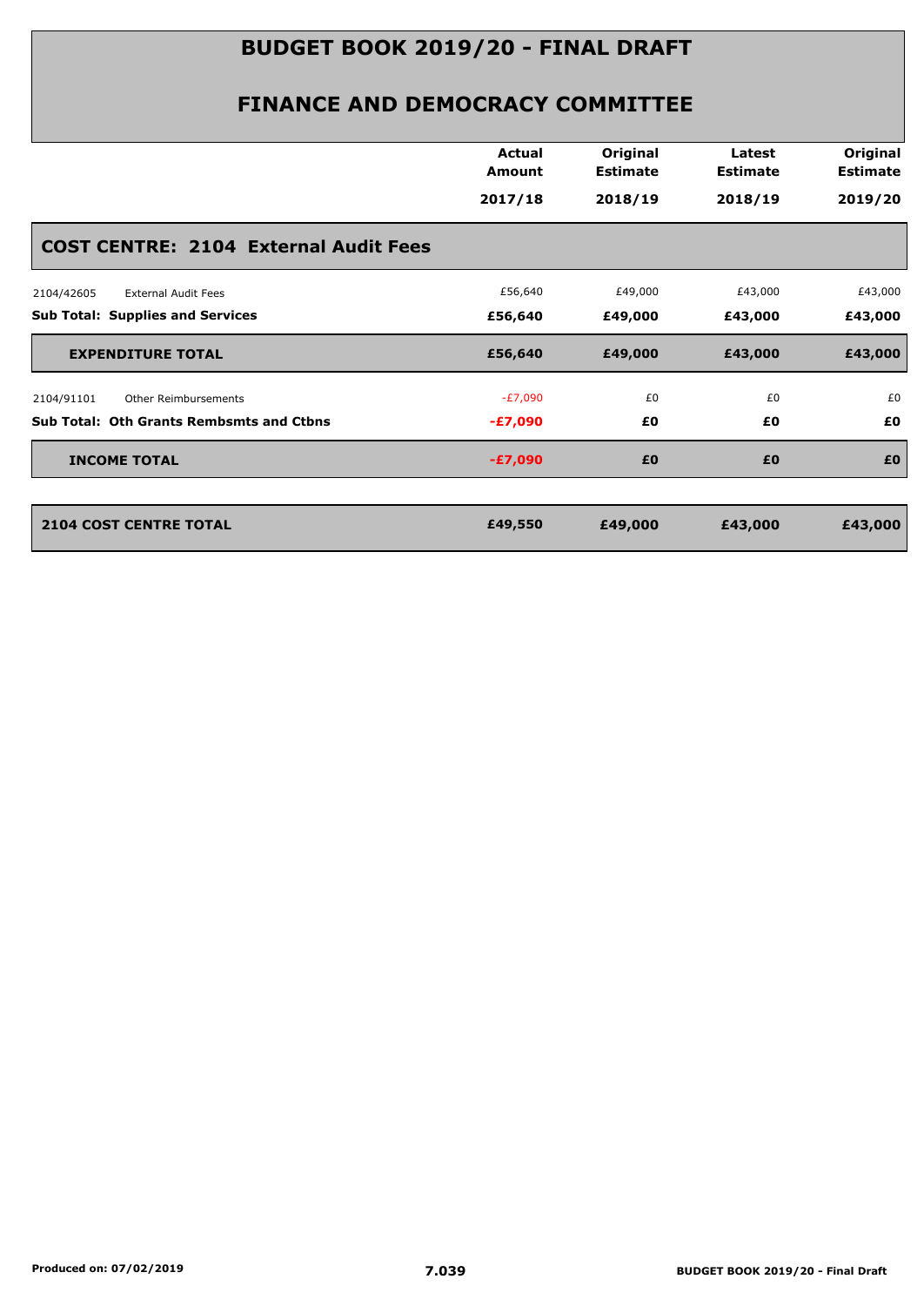# BUDGET BOOK 2019/20 - FINAL DRAFT

## FINANCE AND DEMOCRACY COMMITTEE

| | Actual Amount 2017/18 | Original Estimate 2018/19 | Latest Estimate 2018/19 | Original Estimate 2019/20 |
|---|---|---|---|---|
| **COST CENTRE: 2104 External Audit Fees** | | | | |
| 2104/42605 External Audit Fees | £56,640 | £49,000 | £43,000 | £43,000 |
| **Sub Total: Supplies and Services** | **£56,640** | **£49,000** | **£43,000** | **£43,000** |
| **EXPENDITURE TOTAL** | **£56,640** | **£49,000** | **£43,000** | **£43,000** |
| 2104/91101 Other Reimbursements | -£7,090 | £0 | £0 | £0 |
| **Sub Total: Oth Grants Rembsmts and Ctbns** | **-£7,090** | **£0** | **£0** | **£0** |
| **INCOME TOTAL** | **-£7,090** | **£0** | **£0** | **£0** |
| **2104 COST CENTRE TOTAL** | **£49,550** | **£49,000** | **£43,000** | **£43,000** |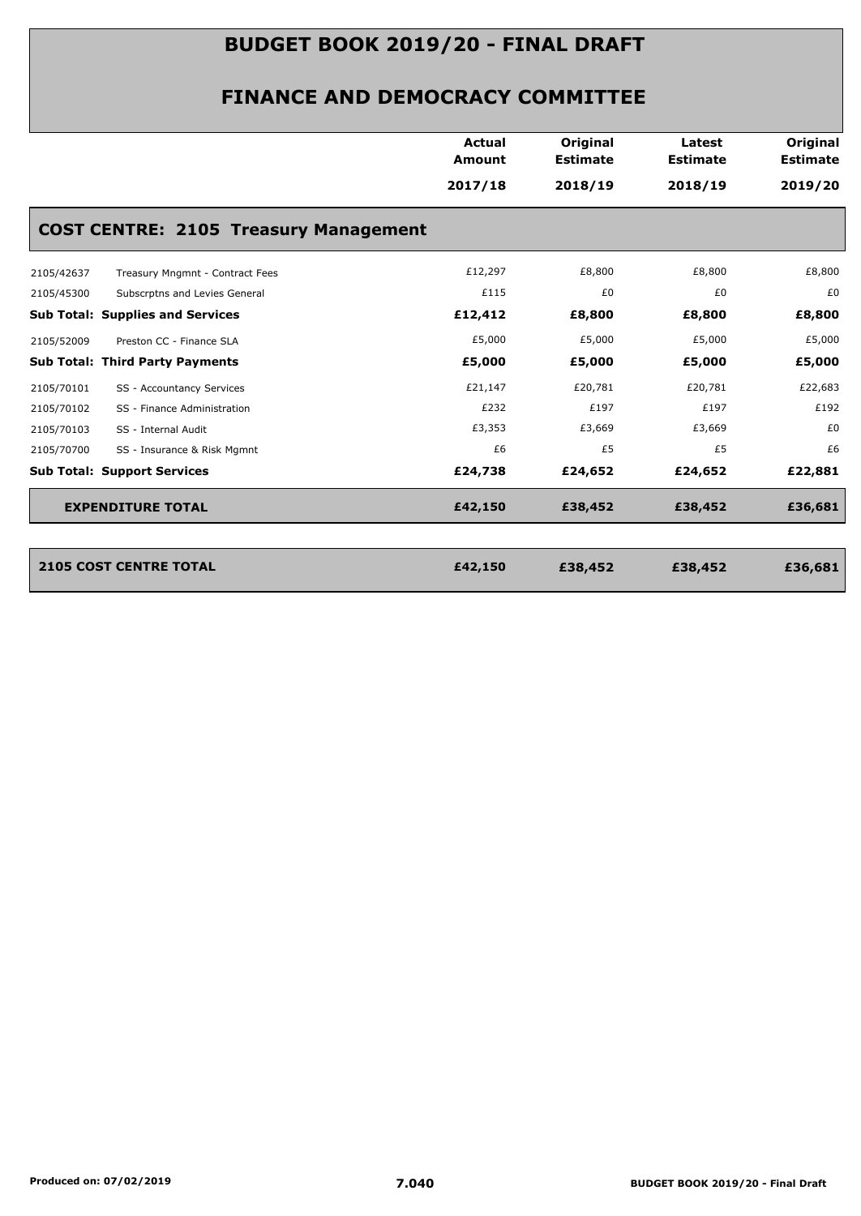# BUDGET BOOK 2019/20 - FINAL DRAFT

## FINANCE AND DEMOCRACY COMMITTEE

| | | Actual Amount 2017/18 | Original Estimate 2018/19 | Latest Estimate 2018/19 | Original Estimate 2019/20 |
|---|---|---|---|---|---|
| **COST CENTRE: 2105 Treasury Management** | | | | | |
| 2105/42637 | Treasury Mngmnt - Contract Fees | £12,297 | £8,800 | £8,800 | £8,800 |
| 2105/45300 | Subscrptns and Levies General | £115 | £0 | £0 | £0 |
| **Sub Total: Supplies and Services** | | **£12,412** | **£8,800** | **£8,800** | **£8,800** |
| 2105/52009 | Preston CC - Finance SLA | £5,000 | £5,000 | £5,000 | £5,000 |
| **Sub Total: Third Party Payments** | | **£5,000** | **£5,000** | **£5,000** | **£5,000** |
| 2105/70101 | SS - Accountancy Services | £21,147 | £20,781 | £20,781 | £22,683 |
| 2105/70102 | SS - Finance Administration | £232 | £197 | £197 | £192 |
| 2105/70103 | SS - Internal Audit | £3,353 | £3,669 | £3,669 | £0 |
| 2105/70700 | SS - Insurance & Risk Mgmnt | £6 | £5 | £5 | £6 |
| **Sub Total: Support Services** | | **£24,738** | **£24,652** | **£24,652** | **£22,881** |
| **EXPENDITURE TOTAL** | | **£42,150** | **£38,452** | **£38,452** | **£36,681** |
| **2105 COST CENTRE TOTAL** | | **£42,150** | **£38,452** | **£38,452** | **£36,681** |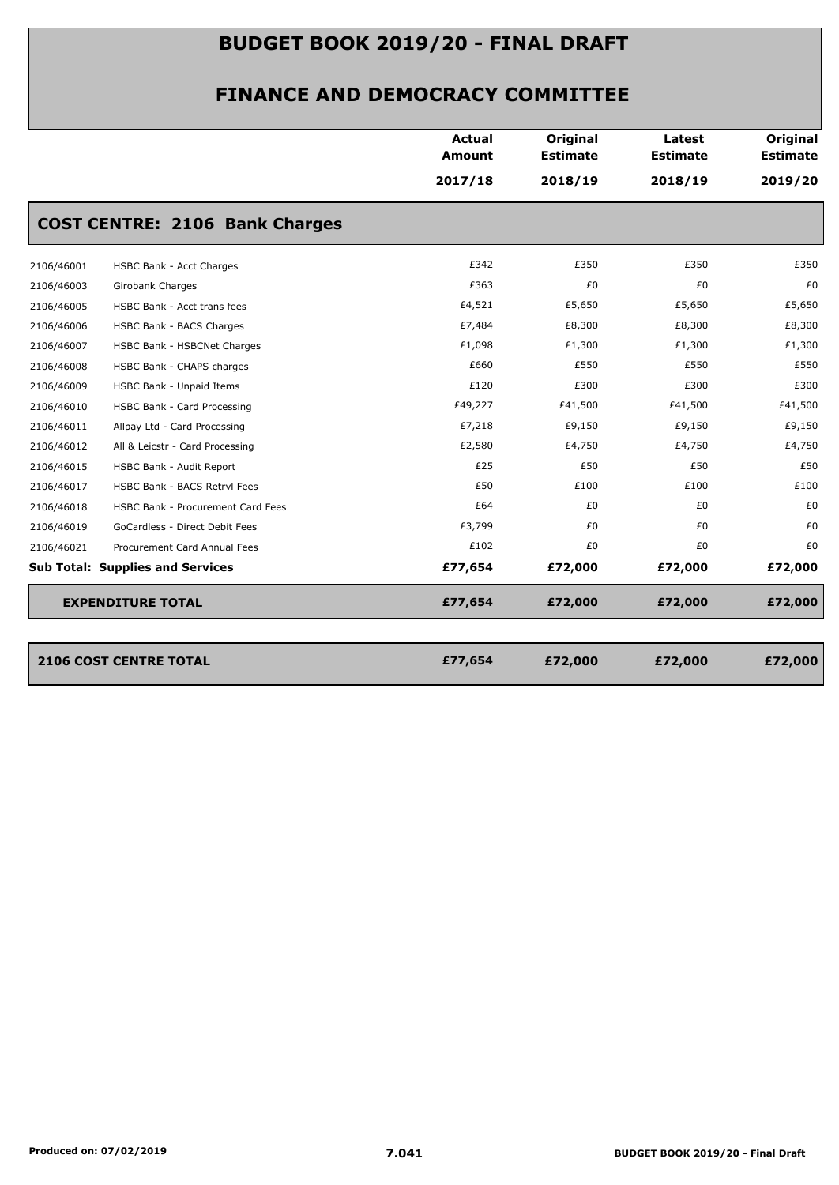# BUDGET BOOK 2019/20 - FINAL DRAFT

## FINANCE AND DEMOCRACY COMMITTEE

| | | Actual Amount 2017/18 | Original Estimate 2018/19 | Latest Estimate 2018/19 | Original Estimate 2019/20 |
|---|---|---|---|---|---|
| **COST CENTRE: 2106 Bank Charges** | | | | | |
| 2106/46001 | HSBC Bank - Acct Charges | £342 | £350 | £350 | £350 |
| 2106/46003 | Girobank Charges | £363 | £0 | £0 | £0 |
| 2106/46005 | HSBC Bank - Acct trans fees | £4,521 | £5,650 | £5,650 | £5,650 |
| 2106/46006 | HSBC Bank - BACS Charges | £7,484 | £8,300 | £8,300 | £8,300 |
| 2106/46007 | HSBC Bank - HSBCNet Charges | £1,098 | £1,300 | £1,300 | £1,300 |
| 2106/46008 | HSBC Bank - CHAPS charges | £660 | £550 | £550 | £550 |
| 2106/46009 | HSBC Bank - Unpaid Items | £120 | £300 | £300 | £300 |
| 2106/46010 | HSBC Bank - Card Processing | £49,227 | £41,500 | £41,500 | £41,500 |
| 2106/46011 | Allpay Ltd - Card Processing | £7,218 | £9,150 | £9,150 | £9,150 |
| 2106/46012 | All & Leicstr - Card Processing | £2,580 | £4,750 | £4,750 | £4,750 |
| 2106/46015 | HSBC Bank - Audit Report | £25 | £50 | £50 | £50 |
| 2106/46017 | HSBC Bank - BACS Retrvl Fees | £50 | £100 | £100 | £100 |
| 2106/46018 | HSBC Bank - Procurement Card Fees | £64 | £0 | £0 | £0 |
| 2106/46019 | GoCardless - Direct Debit Fees | £3,799 | £0 | £0 | £0 |
| 2106/46021 | Procurement Card Annual Fees | £102 | £0 | £0 | £0 |
| **Sub Total: Supplies and Services** | | **£77,654** | **£72,000** | **£72,000** | **£72,000** |
| **EXPENDITURE TOTAL** | | **£77,654** | **£72,000** | **£72,000** | **£72,000** |
| **2106 COST CENTRE TOTAL** | | **£77,654** | **£72,000** | **£72,000** | **£72,000** |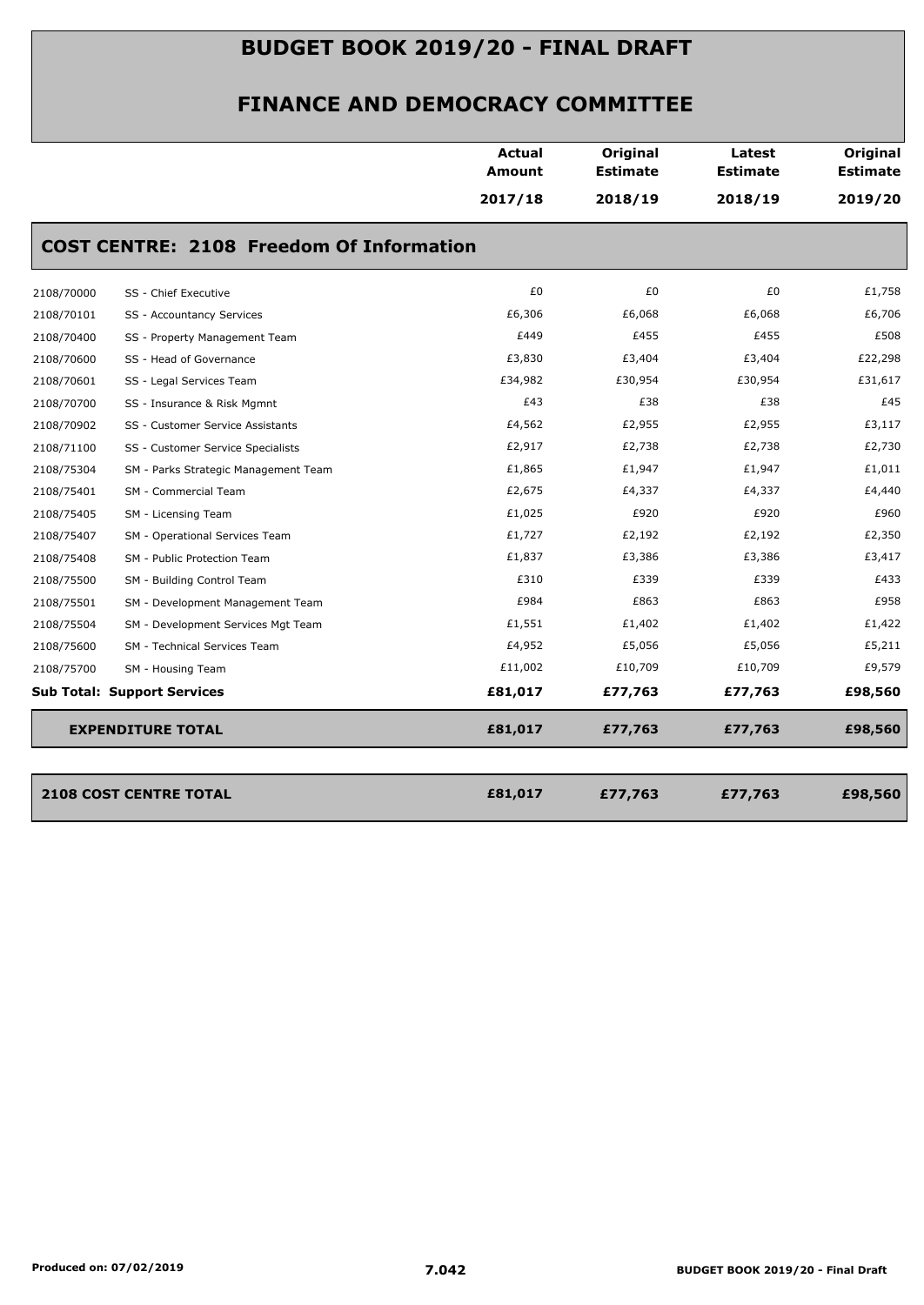# BUDGET BOOK 2019/20 - FINAL DRAFT

## FINANCE AND DEMOCRACY COMMITTEE

| | | Actual Amount 2017/18 | Original Estimate 2018/19 | Latest Estimate 2018/19 | Original Estimate 2019/20 |
|---|---|---|---|---|---|
| **COST CENTRE: 2108 Freedom Of Information** | | | | | |
| 2108/70000 | SS - Chief Executive | £0 | £0 | £0 | £1,758 |
| 2108/70101 | SS - Accountancy Services | £6,306 | £6,068 | £6,068 | £6,706 |
| 2108/70400 | SS - Property Management Team | £449 | £455 | £455 | £508 |
| 2108/70600 | SS - Head of Governance | £3,830 | £3,404 | £3,404 | £22,298 |
| 2108/70601 | SS - Legal Services Team | £34,982 | £30,954 | £30,954 | £31,617 |
| 2108/70700 | SS - Insurance & Risk Mgmnt | £43 | £38 | £38 | £45 |
| 2108/70902 | SS - Customer Service Assistants | £4,562 | £2,955 | £2,955 | £3,117 |
| 2108/71100 | SS - Customer Service Specialists | £2,917 | £2,738 | £2,738 | £2,730 |
| 2108/75304 | SM - Parks Strategic Management Team | £1,865 | £1,947 | £1,947 | £1,011 |
| 2108/75401 | SM - Commercial Team | £2,675 | £4,337 | £4,337 | £4,440 |
| 2108/75405 | SM - Licensing Team | £1,025 | £920 | £920 | £960 |
| 2108/75407 | SM - Operational Services Team | £1,727 | £2,192 | £2,192 | £2,350 |
| 2108/75408 | SM - Public Protection Team | £1,837 | £3,386 | £3,386 | £3,417 |
| 2108/75500 | SM - Building Control Team | £310 | £339 | £339 | £433 |
| 2108/75501 | SM - Development Management Team | £984 | £863 | £863 | £958 |
| 2108/75504 | SM - Development Services Mgt Team | £1,551 | £1,402 | £1,402 | £1,422 |
| 2108/75600 | SM - Technical Services Team | £4,952 | £5,056 | £5,056 | £5,211 |
| 2108/75700 | SM - Housing Team | £11,002 | £10,709 | £10,709 | £9,579 |
| **Sub Total: Support Services** | | **£81,017** | **£77,763** | **£77,763** | **£98,560** |
| **EXPENDITURE TOTAL** | | **£81,017** | **£77,763** | **£77,763** | **£98,560** |
| **2108 COST CENTRE TOTAL** | | **£81,017** | **£77,763** | **£77,763** | **£98,560** |

Produced on: 07/02/2019

7.042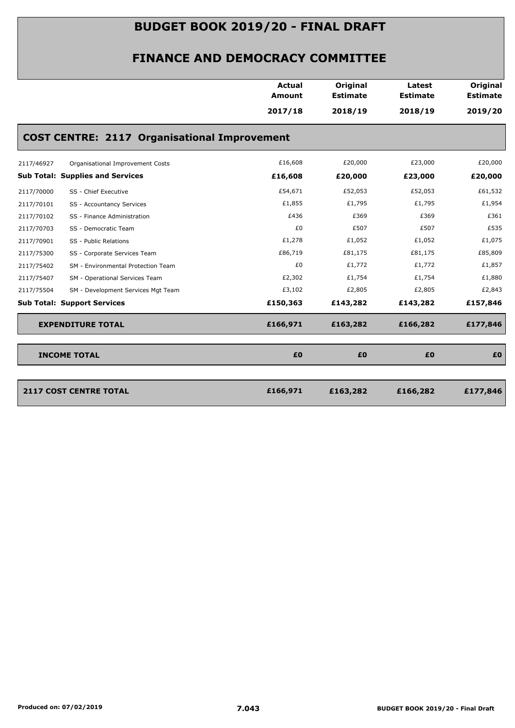# BUDGET BOOK 2019/20 - FINAL DRAFT

## FINANCE AND DEMOCRACY COMMITTEE

| | | Actual Amount 2017/18 | Original Estimate 2018/19 | Latest Estimate 2018/19 | Original Estimate 2019/20 |
|---|---|---|---|---|---|
| **COST CENTRE: 2117 Organisational Improvement** | | | | | |
| 2117/46927 | Organisational Improvement Costs | £16,608 | £20,000 | £23,000 | £20,000 |
| **Sub Total: Supplies and Services** | | **£16,608** | **£20,000** | **£23,000** | **£20,000** |
| 2117/70000 | SS - Chief Executive | £54,671 | £52,053 | £52,053 | £61,532 |
| 2117/70101 | SS - Accountancy Services | £1,855 | £1,795 | £1,795 | £1,954 |
| 2117/70102 | SS - Finance Administration | £436 | £369 | £369 | £361 |
| 2117/70703 | SS - Democratic Team | £0 | £507 | £507 | £535 |
| 2117/70901 | SS - Public Relations | £1,278 | £1,052 | £1,052 | £1,075 |
| 2117/75300 | SS - Corporate Services Team | £86,719 | £81,175 | £81,175 | £85,809 |
| 2117/75402 | SM - Environmental Protection Team | £0 | £1,772 | £1,772 | £1,857 |
| 2117/75407 | SM - Operational Services Team | £2,302 | £1,754 | £1,754 | £1,880 |
| 2117/75504 | SM - Development Services Mgt Team | £3,102 | £2,805 | £2,805 | £2,843 |
| **Sub Total: Support Services** | | **£150,363** | **£143,282** | **£143,282** | **£157,846** |
| **EXPENDITURE TOTAL** | | **£166,971** | **£163,282** | **£166,282** | **£177,846** |
| **INCOME TOTAL** | | **£0** | **£0** | **£0** | **£0** |
| **2117 COST CENTRE TOTAL** | | **£166,971** | **£163,282** | **£166,282** | **£177,846** |

Produced on: 07/02/2019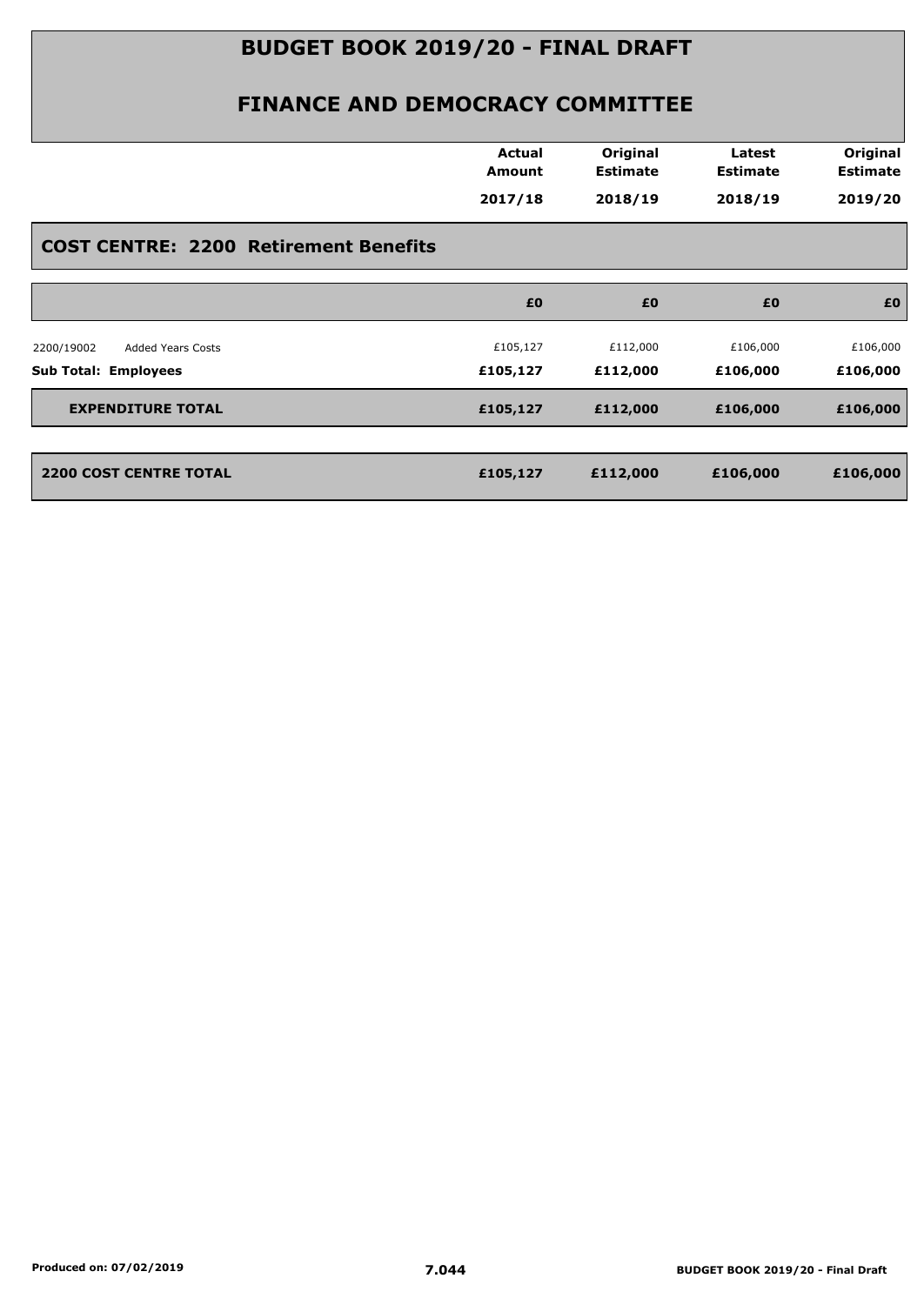# BUDGET BOOK 2019/20 - FINAL DRAFT

## FINANCE AND DEMOCRACY COMMITTEE

| | Actual Amount 2017/18 | Original Estimate 2018/19 | Latest Estimate 2018/19 | Original Estimate 2019/20 |
|---|---|---|---|---|
| **COST CENTRE: 2200 Retirement Benefits** | | | | |
| | £0 | £0 | £0 | £0 |
| 2200/19002 Added Years Costs | £105,127 | £112,000 | £106,000 | £106,000 |
| **Sub Total: Employees** | **£105,127** | **£112,000** | **£106,000** | **£106,000** |
| **EXPENDITURE TOTAL** | **£105,127** | **£112,000** | **£106,000** | **£106,000** |
| **2200 COST CENTRE TOTAL** | **£105,127** | **£112,000** | **£106,000** | **£106,000** |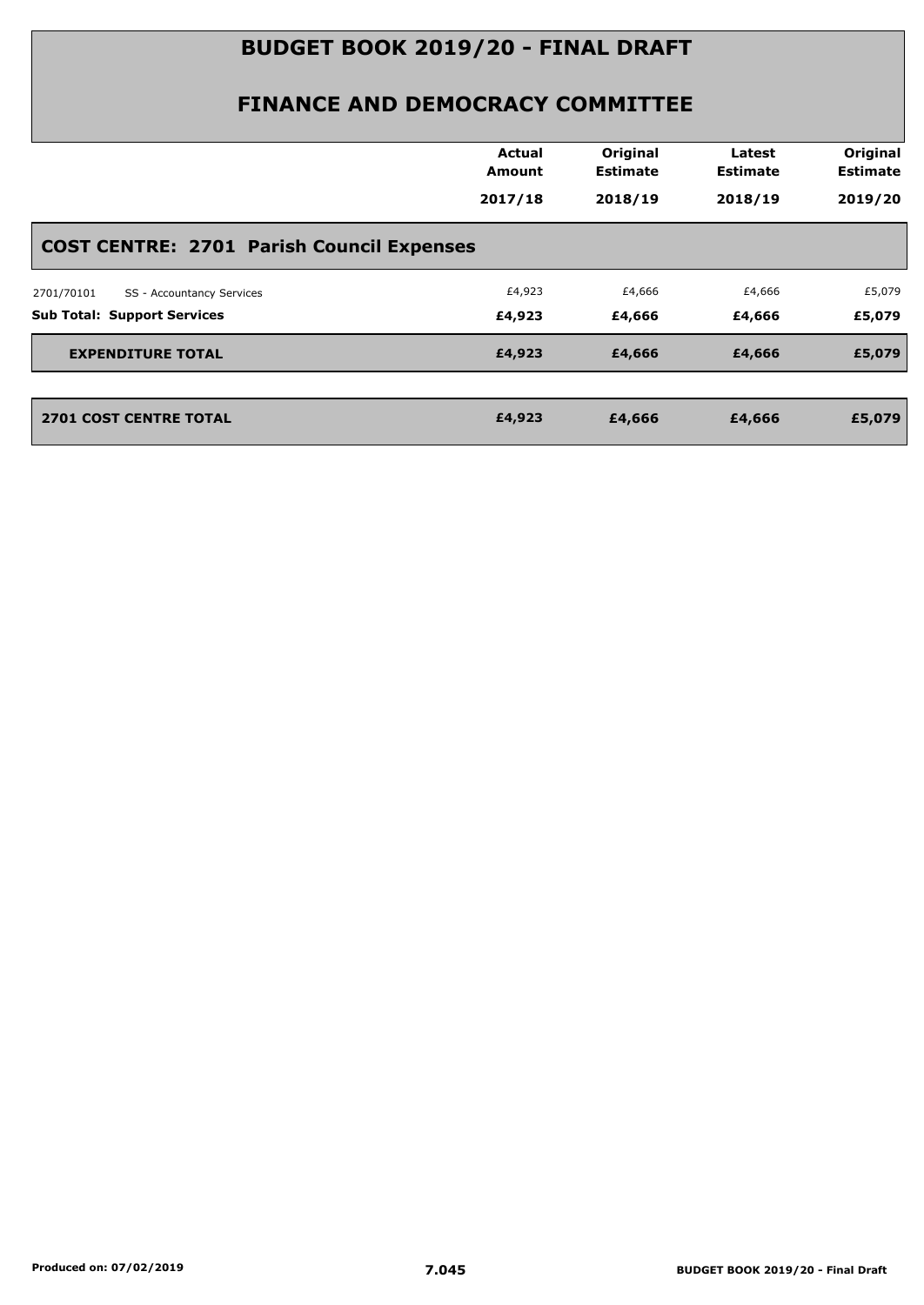# BUDGET BOOK 2019/20 - FINAL DRAFT

## FINANCE AND DEMOCRACY COMMITTEE

| | Actual Amount 2017/18 | Original Estimate 2018/19 | Latest Estimate 2018/19 | Original Estimate 2019/20 |
|---|---|---|---|---|
| **COST CENTRE: 2701 Parish Council Expenses** | | | | |
| 2701/70101 SS - Accountancy Services | £4,923 | £4,666 | £4,666 | £5,079 |
| **Sub Total: Support Services** | **£4,923** | **£4,666** | **£4,666** | **£5,079** |
| **EXPENDITURE TOTAL** | **£4,923** | **£4,666** | **£4,666** | **£5,079** |
| **2701 COST CENTRE TOTAL** | **£4,923** | **£4,666** | **£4,666** | **£5,079** |

Produced on: 07/02/2019

7.045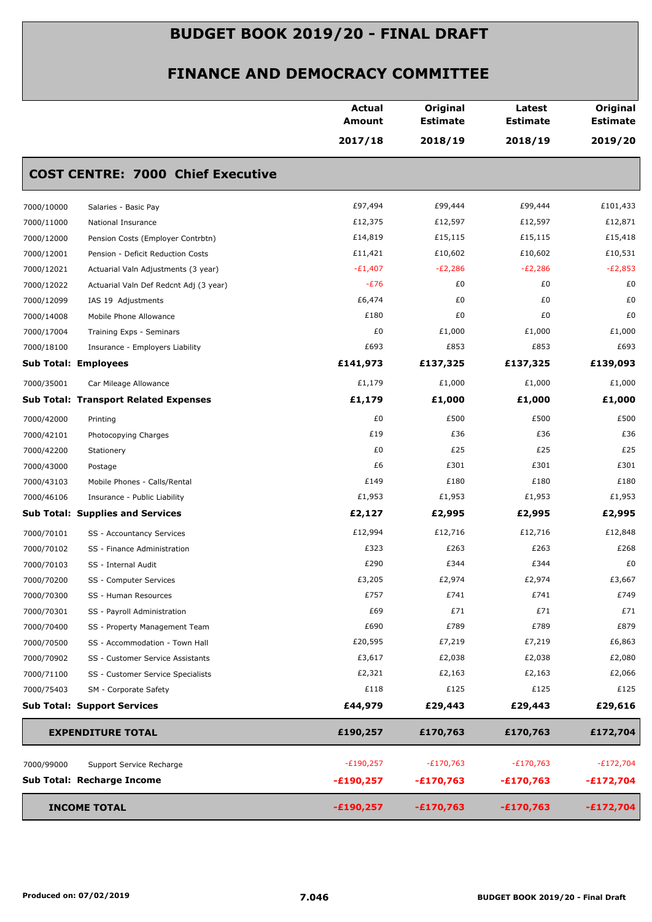# BUDGET BOOK 2019/20 - FINAL DRAFT

## FINANCE AND DEMOCRACY COMMITTEE

| | | Actual Amount 2017/18 | Original Estimate 2018/19 | Latest Estimate 2018/19 | Original Estimate 2019/20 |
|---|---|---|---|---|---|
| **COST CENTRE: 7000 Chief Executive** | | | | | |
| 7000/10000 | Salaries - Basic Pay | £97,494 | £99,444 | £99,444 | £101,433 |
| 7000/11000 | National Insurance | £12,375 | £12,597 | £12,597 | £12,871 |
| 7000/12000 | Pension Costs (Employer Contrbtn) | £14,819 | £15,115 | £15,115 | £15,418 |
| 7000/12001 | Pension - Deficit Reduction Costs | £11,421 | £10,602 | £10,602 | £10,531 |
| 7000/12021 | Actuarial Valn Adjustments (3 year) | -£1,407 | -£2,286 | -£2,286 | -£2,853 |
| 7000/12022 | Actuarial Valn Def Redcnt Adj (3 year) | -£76 | £0 | £0 | £0 |
| 7000/12099 | IAS 19 Adjustments | £6,474 | £0 | £0 | £0 |
| 7000/14008 | Mobile Phone Allowance | £180 | £0 | £0 | £0 |
| 7000/17004 | Training Exps - Seminars | £0 | £1,000 | £1,000 | £1,000 |
| 7000/18100 | Insurance - Employers Liability | £693 | £853 | £853 | £693 |
| **Sub Total: Employees** | | **£141,973** | **£137,325** | **£137,325** | **£139,093** |
| 7000/35001 | Car Mileage Allowance | £1,179 | £1,000 | £1,000 | £1,000 |
| **Sub Total: Transport Related Expenses** | | **£1,179** | **£1,000** | **£1,000** | **£1,000** |
| 7000/42000 | Printing | £0 | £500 | £500 | £500 |
| 7000/42101 | Photocopying Charges | £19 | £36 | £36 | £36 |
| 7000/42200 | Stationery | £0 | £25 | £25 | £25 |
| 7000/43000 | Postage | £6 | £301 | £301 | £301 |
| 7000/43103 | Mobile Phones - Calls/Rental | £149 | £180 | £180 | £180 |
| 7000/46106 | Insurance - Public Liability | £1,953 | £1,953 | £1,953 | £1,953 |
| **Sub Total: Supplies and Services** | | **£2,127** | **£2,995** | **£2,995** | **£2,995** |
| 7000/70101 | SS - Accountancy Services | £12,994 | £12,716 | £12,716 | £12,848 |
| 7000/70102 | SS - Finance Administration | £323 | £263 | £263 | £268 |
| 7000/70103 | SS - Internal Audit | £290 | £344 | £344 | £0 |
| 7000/70200 | SS - Computer Services | £3,205 | £2,974 | £2,974 | £3,667 |
| 7000/70300 | SS - Human Resources | £757 | £741 | £741 | £749 |
| 7000/70301 | SS - Payroll Administration | £69 | £71 | £71 | £71 |
| 7000/70400 | SS - Property Management Team | £690 | £789 | £789 | £879 |
| 7000/70500 | SS - Accommodation - Town Hall | £20,595 | £7,219 | £7,219 | £6,863 |
| 7000/70902 | SS - Customer Service Assistants | £3,617 | £2,038 | £2,038 | £2,080 |
| 7000/71100 | SS - Customer Service Specialists | £2,321 | £2,163 | £2,163 | £2,066 |
| 7000/75403 | SM - Corporate Safety | £118 | £125 | £125 | £125 |
| **Sub Total: Support Services** | | **£44,979** | **£29,443** | **£29,443** | **£29,616** |
| **EXPENDITURE TOTAL** | | **£190,257** | **£170,763** | **£170,763** | **£172,704** |
| 7000/99000 | Support Service Recharge | -£190,257 | -£170,763 | -£170,763 | -£172,704 |
| **Sub Total: Recharge Income** | | **-£190,257** | **-£170,763** | **-£170,763** | **-£172,704** |
| **INCOME TOTAL** | | **-£190,257** | **-£170,763** | **-£170,763** | **-£172,704** |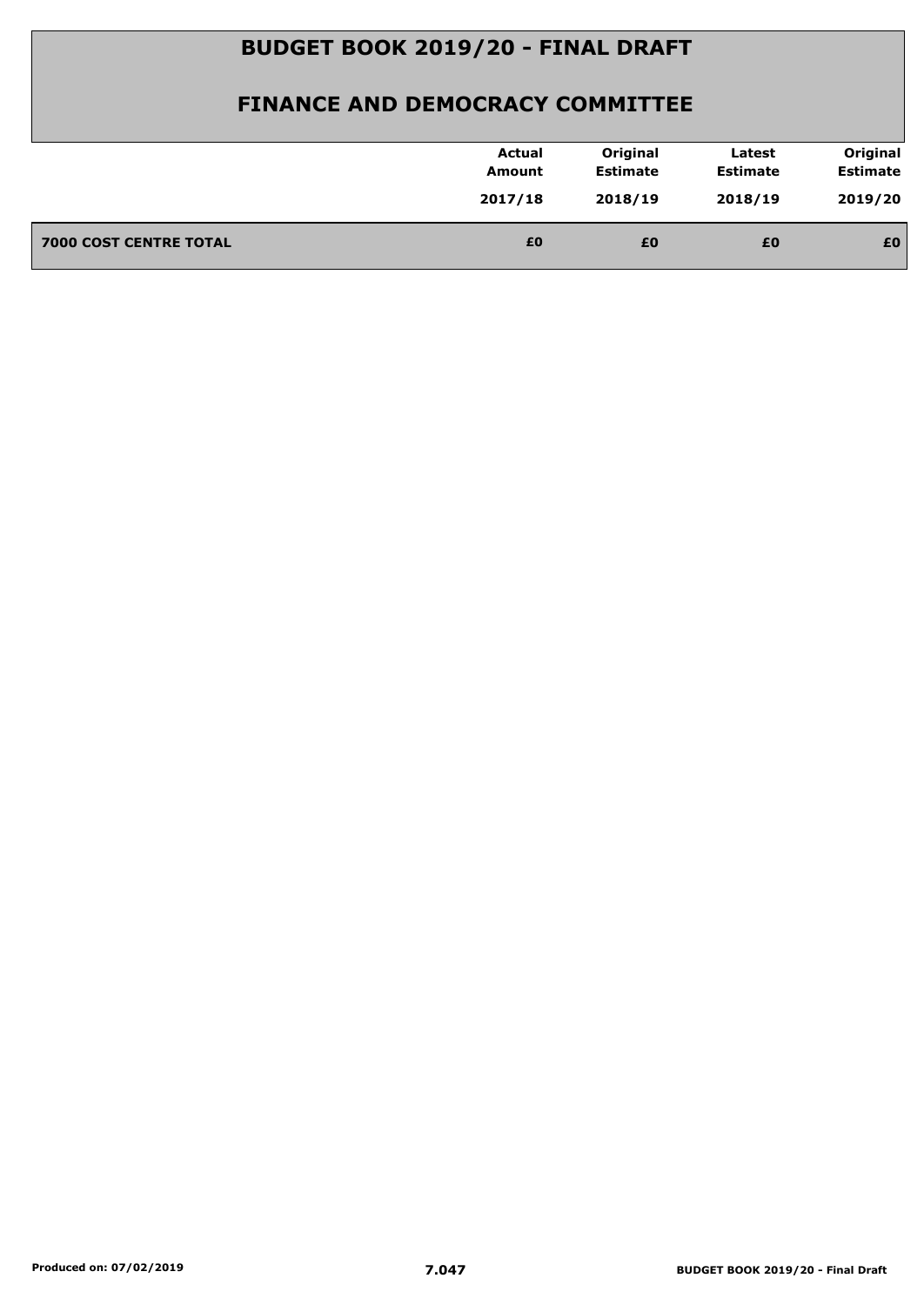# BUDGET BOOK 2019/20 - FINAL DRAFT

## FINANCE AND DEMOCRACY COMMITTEE

| | Actual Amount 2017/18 | Original Estimate 2018/19 | Latest Estimate 2018/19 | Original Estimate 2019/20 |
|---|---|---|---|---|
| **7000 COST CENTRE TOTAL** | **£0** | **£0** | **£0** | **£0** |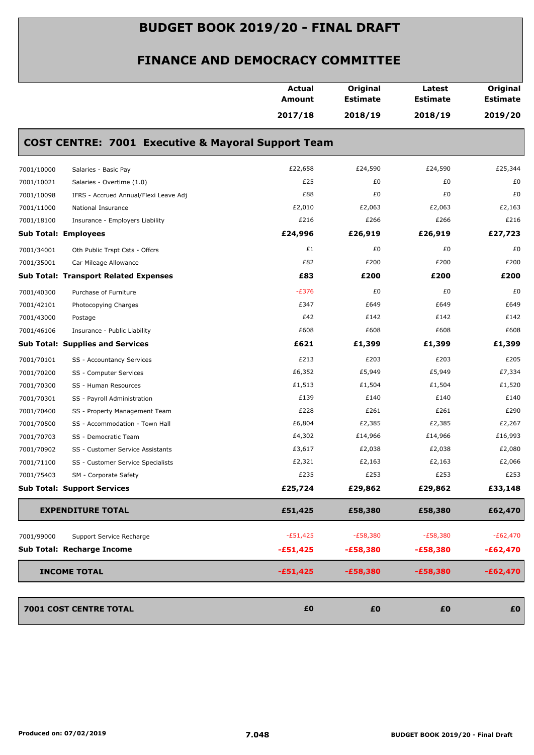# BUDGET BOOK 2019/20 - FINAL DRAFT

## FINANCE AND DEMOCRACY COMMITTEE

| | | Actual Amount 2017/18 | Original Estimate 2018/19 | Latest Estimate 2018/19 | Original Estimate 2019/20 |
|---|---|---|---|---|---|

### COST CENTRE: 7001 Executive & Mayoral Support Team

| | | Actual Amount 2017/18 | Original Estimate 2018/19 | Latest Estimate 2018/19 | Original Estimate 2019/20 |
|---|---|---|---|---|---|
| 7001/10000 | Salaries - Basic Pay | £22,658 | £24,590 | £24,590 | £25,344 |
| 7001/10021 | Salaries - Overtime (1.0) | £25 | £0 | £0 | £0 |
| 7001/10098 | IFRS - Accrued Annual/Flexi Leave Adj | £88 | £0 | £0 | £0 |
| 7001/11000 | National Insurance | £2,010 | £2,063 | £2,063 | £2,163 |
| 7001/18100 | Insurance - Employers Liability | £216 | £266 | £266 | £216 |
| **Sub Total: Employees** | | **£24,996** | **£26,919** | **£26,919** | **£27,723** |
| 7001/34001 | Oth Public Trspt Csts - Offcrs | £1 | £0 | £0 | £0 |
| 7001/35001 | Car Mileage Allowance | £82 | £200 | £200 | £200 |
| **Sub Total: Transport Related Expenses** | | **£83** | **£200** | **£200** | **£200** |
| 7001/40300 | Purchase of Furniture | -£376 | £0 | £0 | £0 |
| 7001/42101 | Photocopying Charges | £347 | £649 | £649 | £649 |
| 7001/43000 | Postage | £42 | £142 | £142 | £142 |
| 7001/46106 | Insurance - Public Liability | £608 | £608 | £608 | £608 |
| **Sub Total: Supplies and Services** | | **£621** | **£1,399** | **£1,399** | **£1,399** |
| 7001/70101 | SS - Accountancy Services | £213 | £203 | £203 | £205 |
| 7001/70200 | SS - Computer Services | £6,352 | £5,949 | £5,949 | £7,334 |
| 7001/70300 | SS - Human Resources | £1,513 | £1,504 | £1,504 | £1,520 |
| 7001/70301 | SS - Payroll Administration | £139 | £140 | £140 | £140 |
| 7001/70400 | SS - Property Management Team | £228 | £261 | £261 | £290 |
| 7001/70500 | SS - Accommodation - Town Hall | £6,804 | £2,385 | £2,385 | £2,267 |
| 7001/70703 | SS - Democratic Team | £4,302 | £14,966 | £14,966 | £16,993 |
| 7001/70902 | SS - Customer Service Assistants | £3,617 | £2,038 | £2,038 | £2,080 |
| 7001/71100 | SS - Customer Service Specialists | £2,321 | £2,163 | £2,163 | £2,066 |
| 7001/75403 | SM - Corporate Safety | £235 | £253 | £253 | £253 |
| **Sub Total: Support Services** | | **£25,724** | **£29,862** | **£29,862** | **£33,148** |
| **EXPENDITURE TOTAL** | | **£51,425** | **£58,380** | **£58,380** | **£62,470** |
| 7001/99000 | Support Service Recharge | -£51,425 | -£58,380 | -£58,380 | -£62,470 |
| **Sub Total: Recharge Income** | | **-£51,425** | **-£58,380** | **-£58,380** | **-£62,470** |
| **INCOME TOTAL** | | **-£51,425** | **-£58,380** | **-£58,380** | **-£62,470** |
| **7001 COST CENTRE TOTAL** | | **£0** | **£0** | **£0** | **£0** |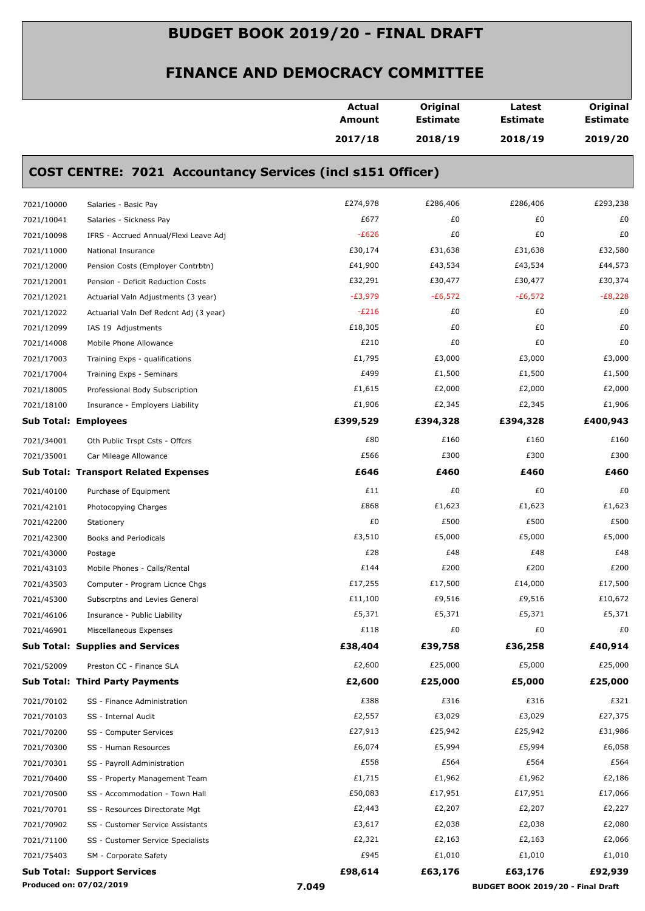# BUDGET BOOK 2019/20 - FINAL DRAFT

## FINANCE AND DEMOCRACY COMMITTEE

### COST CENTRE: 7021 Accountancy Services (incl s151 Officer)

| | | Actual Amount 2017/18 | Original Estimate 2018/19 | Latest Estimate 2018/19 | Original Estimate 2019/20 |
|---|---|---|---|---|---|
| 7021/10000 | Salaries - Basic Pay | £274,978 | £286,406 | £286,406 | £293,238 |
| 7021/10041 | Salaries - Sickness Pay | £677 | £0 | £0 | £0 |
| 7021/10098 | IFRS - Accrued Annual/Flexi Leave Adj | -£626 | £0 | £0 | £0 |
| 7021/11000 | National Insurance | £30,174 | £31,638 | £31,638 | £32,580 |
| 7021/12000 | Pension Costs (Employer Contrbtn) | £41,900 | £43,534 | £43,534 | £44,573 |
| 7021/12001 | Pension - Deficit Reduction Costs | £32,291 | £30,477 | £30,477 | £30,374 |
| 7021/12021 | Actuarial Valn Adjustments (3 year) | -£3,979 | -£6,572 | -£6,572 | -£8,228 |
| 7021/12022 | Actuarial Valn Def Redcnt Adj (3 year) | -£216 | £0 | £0 | £0 |
| 7021/12099 | IAS 19 Adjustments | £18,305 | £0 | £0 | £0 |
| 7021/14008 | Mobile Phone Allowance | £210 | £0 | £0 | £0 |
| 7021/17003 | Training Exps - qualifications | £1,795 | £3,000 | £3,000 | £3,000 |
| 7021/17004 | Training Exps - Seminars | £499 | £1,500 | £1,500 | £1,500 |
| 7021/18005 | Professional Body Subscription | £1,615 | £2,000 | £2,000 | £2,000 |
| 7021/18100 | Insurance - Employers Liability | £1,906 | £2,345 | £2,345 | £1,906 |
| **Sub Total: Employees** | | **£399,529** | **£394,328** | **£394,328** | **£400,943** |
| 7021/34001 | Oth Public Trspt Csts - Offcrs | £80 | £160 | £160 | £160 |
| 7021/35001 | Car Mileage Allowance | £566 | £300 | £300 | £300 |
| **Sub Total: Transport Related Expenses** | | **£646** | **£460** | **£460** | **£460** |
| 7021/40100 | Purchase of Equipment | £11 | £0 | £0 | £0 |
| 7021/42101 | Photocopying Charges | £868 | £1,623 | £1,623 | £1,623 |
| 7021/42200 | Stationery | £0 | £500 | £500 | £500 |
| 7021/42300 | Books and Periodicals | £3,510 | £5,000 | £5,000 | £5,000 |
| 7021/43000 | Postage | £28 | £48 | £48 | £48 |
| 7021/43103 | Mobile Phones - Calls/Rental | £144 | £200 | £200 | £200 |
| 7021/43503 | Computer - Program Licnce Chgs | £17,255 | £17,500 | £14,000 | £17,500 |
| 7021/45300 | Subscrptns and Levies General | £11,100 | £9,516 | £9,516 | £10,672 |
| 7021/46106 | Insurance - Public Liability | £5,371 | £5,371 | £5,371 | £5,371 |
| 7021/46901 | Miscellaneous Expenses | £118 | £0 | £0 | £0 |
| **Sub Total: Supplies and Services** | | **£38,404** | **£39,758** | **£36,258** | **£40,914** |
| 7021/52009 | Preston CC - Finance SLA | £2,600 | £25,000 | £5,000 | £25,000 |
| **Sub Total: Third Party Payments** | | **£2,600** | **£25,000** | **£5,000** | **£25,000** |
| 7021/70102 | SS - Finance Administration | £388 | £316 | £316 | £321 |
| 7021/70103 | SS - Internal Audit | £2,557 | £3,029 | £3,029 | £27,375 |
| 7021/70200 | SS - Computer Services | £27,913 | £25,942 | £25,942 | £31,986 |
| 7021/70300 | SS - Human Resources | £6,074 | £5,994 | £5,994 | £6,058 |
| 7021/70301 | SS - Payroll Administration | £558 | £564 | £564 | £564 |
| 7021/70400 | SS - Property Management Team | £1,715 | £1,962 | £1,962 | £2,186 |
| 7021/70500 | SS - Accommodation - Town Hall | £50,083 | £17,951 | £17,951 | £17,066 |
| 7021/70701 | SS - Resources Directorate Mgt | £2,443 | £2,207 | £2,207 | £2,227 |
| 7021/70902 | SS - Customer Service Assistants | £3,617 | £2,038 | £2,038 | £2,080 |
| 7021/71100 | SS - Customer Service Specialists | £2,321 | £2,163 | £2,163 | £2,066 |
| 7021/75403 | SM - Corporate Safety | £945 | £1,010 | £1,010 | £1,010 |
| **Sub Total: Support Services** | | **£98,614** | **£63,176** | **£63,176** | **£92,939** |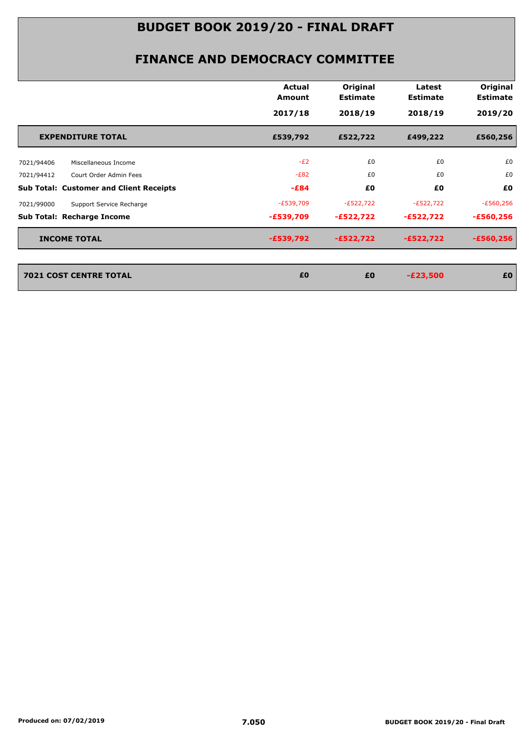# BUDGET BOOK 2019/20 - FINAL DRAFT

## FINANCE AND DEMOCRACY COMMITTEE

| | | Actual Amount 2017/18 | Original Estimate 2018/19 | Latest Estimate 2018/19 | Original Estimate 2019/20 |
|---|---|---|---|---|---|
| **EXPENDITURE TOTAL** | | **£539,792** | **£522,722** | **£499,222** | **£560,256** |
| 7021/94406 | Miscellaneous Income | -£2 | £0 | £0 | £0 |
| 7021/94412 | Court Order Admin Fees | -£82 | £0 | £0 | £0 |
| **Sub Total: Customer and Client Receipts** | | **-£84** | **£0** | **£0** | **£0** |
| 7021/99000 | Support Service Recharge | -£539,709 | -£522,722 | -£522,722 | -£560,256 |
| **Sub Total: Recharge Income** | | **-£539,709** | **-£522,722** | **-£522,722** | **-£560,256** |
| **INCOME TOTAL** | | **-£539,792** | **-£522,722** | **-£522,722** | **-£560,256** |
| **7021 COST CENTRE TOTAL** | | **£0** | **£0** | **-£23,500** | **£0** |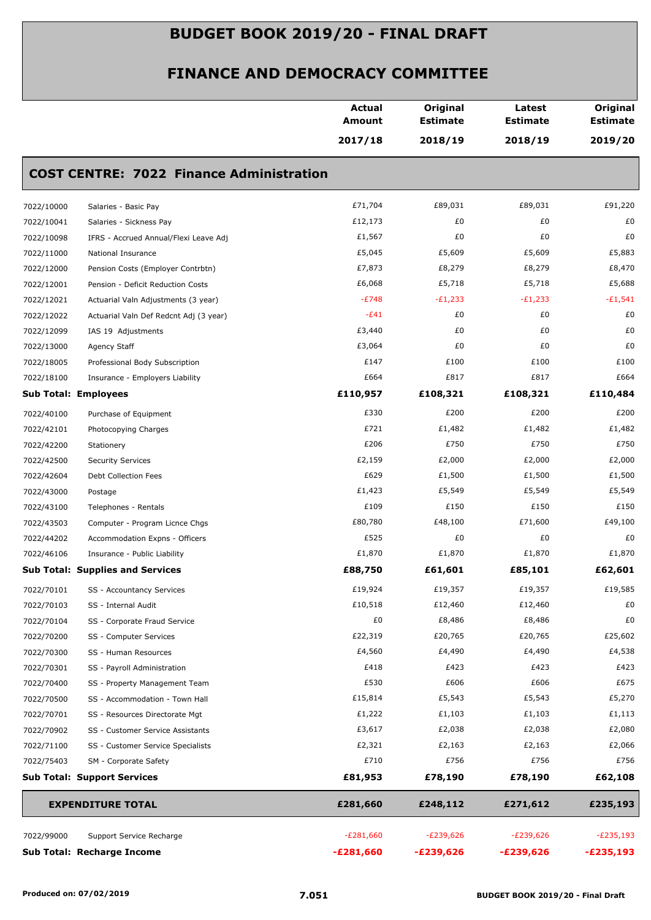# BUDGET BOOK 2019/20 - FINAL DRAFT

## FINANCE AND DEMOCRACY COMMITTEE

| | | Actual Amount 2017/18 | Original Estimate 2018/19 | Latest Estimate 2018/19 | Original Estimate 2019/20 |
|---|---|---|---|---|---|
| **COST CENTRE: 7022 Finance Administration** | | | | | |
| 7022/10000 | Salaries - Basic Pay | £71,704 | £89,031 | £89,031 | £91,220 |
| 7022/10041 | Salaries - Sickness Pay | £12,173 | £0 | £0 | £0 |
| 7022/10098 | IFRS - Accrued Annual/Flexi Leave Adj | £1,567 | £0 | £0 | £0 |
| 7022/11000 | National Insurance | £5,045 | £5,609 | £5,609 | £5,883 |
| 7022/12000 | Pension Costs (Employer Contrbtn) | £7,873 | £8,279 | £8,279 | £8,470 |
| 7022/12001 | Pension - Deficit Reduction Costs | £6,068 | £5,718 | £5,718 | £5,688 |
| 7022/12021 | Actuarial Valn Adjustments (3 year) | -£748 | -£1,233 | -£1,233 | -£1,541 |
| 7022/12022 | Actuarial Valn Def Redcnt Adj (3 year) | -£41 | £0 | £0 | £0 |
| 7022/12099 | IAS 19 Adjustments | £3,440 | £0 | £0 | £0 |
| 7022/13000 | Agency Staff | £3,064 | £0 | £0 | £0 |
| 7022/18005 | Professional Body Subscription | £147 | £100 | £100 | £100 |
| 7022/18100 | Insurance - Employers Liability | £664 | £817 | £817 | £664 |
| **Sub Total: Employees** | | **£110,957** | **£108,321** | **£108,321** | **£110,484** |
| 7022/40100 | Purchase of Equipment | £330 | £200 | £200 | £200 |
| 7022/42101 | Photocopying Charges | £721 | £1,482 | £1,482 | £1,482 |
| 7022/42200 | Stationery | £206 | £750 | £750 | £750 |
| 7022/42500 | Security Services | £2,159 | £2,000 | £2,000 | £2,000 |
| 7022/42604 | Debt Collection Fees | £629 | £1,500 | £1,500 | £1,500 |
| 7022/43000 | Postage | £1,423 | £5,549 | £5,549 | £5,549 |
| 7022/43100 | Telephones - Rentals | £109 | £150 | £150 | £150 |
| 7022/43503 | Computer - Program Licnce Chgs | £80,780 | £48,100 | £71,600 | £49,100 |
| 7022/44202 | Accommodation Expns - Officers | £525 | £0 | £0 | £0 |
| 7022/46106 | Insurance - Public Liability | £1,870 | £1,870 | £1,870 | £1,870 |
| **Sub Total: Supplies and Services** | | **£88,750** | **£61,601** | **£85,101** | **£62,601** |
| 7022/70101 | SS - Accountancy Services | £19,924 | £19,357 | £19,357 | £19,585 |
| 7022/70103 | SS - Internal Audit | £10,518 | £12,460 | £12,460 | £0 |
| 7022/70104 | SS - Corporate Fraud Service | £0 | £8,486 | £8,486 | £0 |
| 7022/70200 | SS - Computer Services | £22,319 | £20,765 | £20,765 | £25,602 |
| 7022/70300 | SS - Human Resources | £4,560 | £4,490 | £4,490 | £4,538 |
| 7022/70301 | SS - Payroll Administration | £418 | £423 | £423 | £423 |
| 7022/70400 | SS - Property Management Team | £530 | £606 | £606 | £675 |
| 7022/70500 | SS - Accommodation - Town Hall | £15,814 | £5,543 | £5,543 | £5,270 |
| 7022/70701 | SS - Resources Directorate Mgt | £1,222 | £1,103 | £1,103 | £1,113 |
| 7022/70902 | SS - Customer Service Assistants | £3,617 | £2,038 | £2,038 | £2,080 |
| 7022/71100 | SS - Customer Service Specialists | £2,321 | £2,163 | £2,163 | £2,066 |
| 7022/75403 | SM - Corporate Safety | £710 | £756 | £756 | £756 |
| **Sub Total: Support Services** | | **£81,953** | **£78,190** | **£78,190** | **£62,108** |
| **EXPENDITURE TOTAL** | | **£281,660** | **£248,112** | **£271,612** | **£235,193** |
| 7022/99000 | Support Service Recharge | -£281,660 | -£239,626 | -£239,626 | -£235,193 |
| **Sub Total: Recharge Income** | | **-£281,660** | **-£239,626** | **-£239,626** | **-£235,193** |

Produced on: 07/02/2019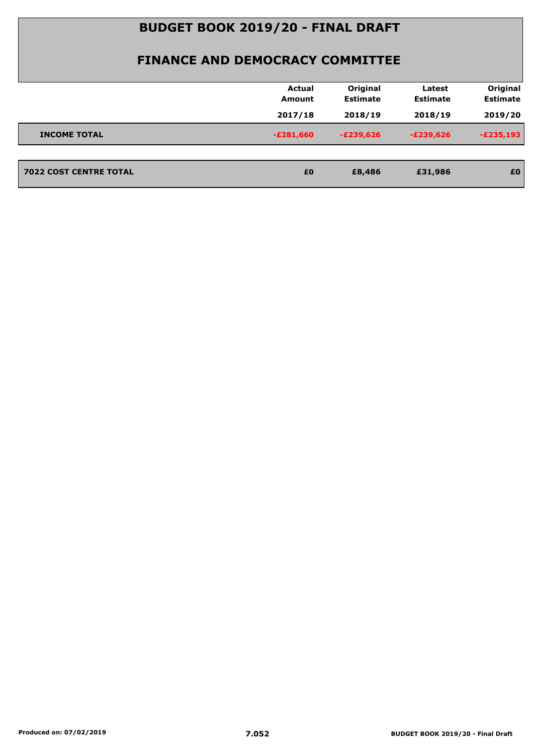# BUDGET BOOK 2019/20 - FINAL DRAFT

## FINANCE AND DEMOCRACY COMMITTEE

| | Actual Amount 2017/18 | Original Estimate 2018/19 | Latest Estimate 2018/19 | Original Estimate 2019/20 |
|---|---|---|---|---|
| **INCOME TOTAL** | -£281,660 | -£239,626 | -£239,626 | -£235,193 |
| **7022 COST CENTRE TOTAL** | £0 | £8,486 | £31,986 | £0 |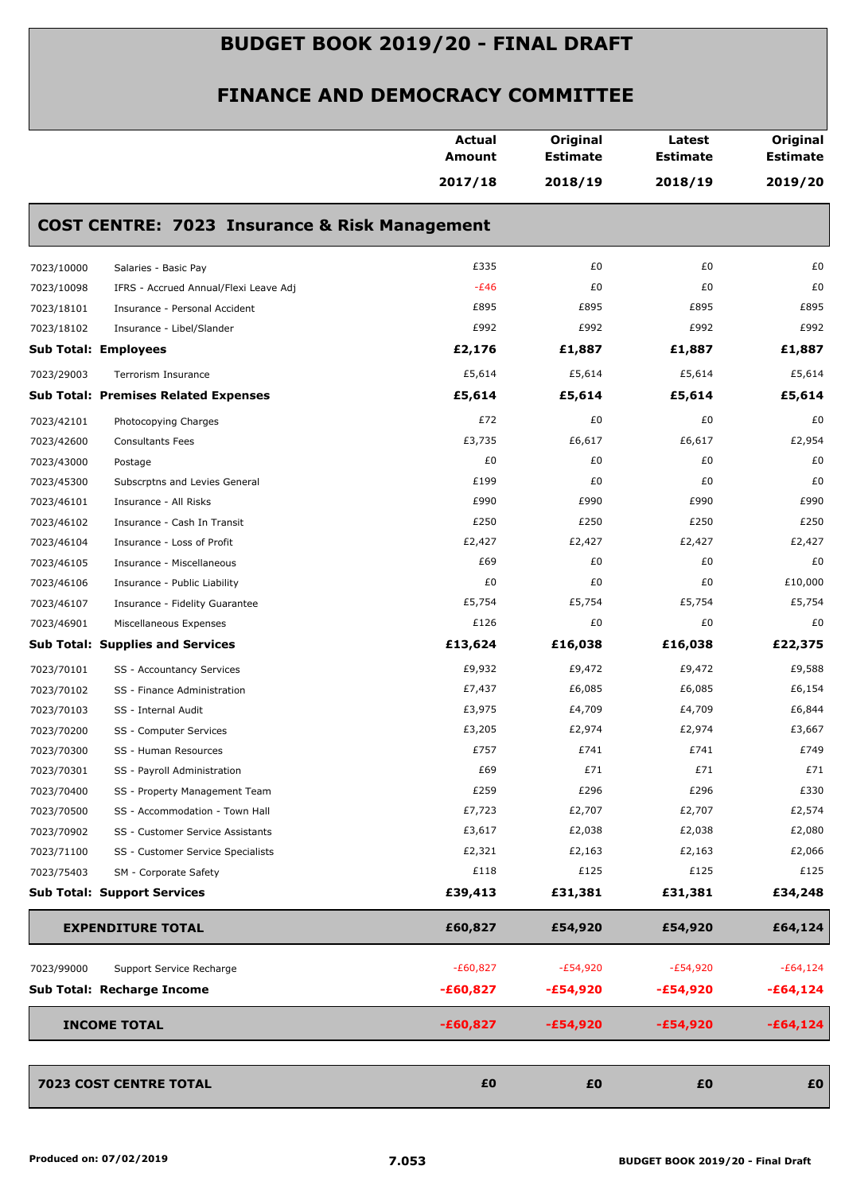# BUDGET BOOK 2019/20 - FINAL DRAFT

## FINANCE AND DEMOCRACY COMMITTEE

| | | Actual Amount 2017/18 | Original Estimate 2018/19 | Latest Estimate 2018/19 | Original Estimate 2019/20 |
|---|---|---|---|---|---|
| **COST CENTRE: 7023 Insurance & Risk Management** | | | | | |
| 7023/10000 | Salaries - Basic Pay | £335 | £0 | £0 | £0 |
| 7023/10098 | IFRS - Accrued Annual/Flexi Leave Adj | -£46 | £0 | £0 | £0 |
| 7023/18101 | Insurance - Personal Accident | £895 | £895 | £895 | £895 |
| 7023/18102 | Insurance - Libel/Slander | £992 | £992 | £992 | £992 |
| **Sub Total: Employees** | | **£2,176** | **£1,887** | **£1,887** | **£1,887** |
| 7023/29003 | Terrorism Insurance | £5,614 | £5,614 | £5,614 | £5,614 |
| **Sub Total: Premises Related Expenses** | | **£5,614** | **£5,614** | **£5,614** | **£5,614** |
| 7023/42101 | Photocopying Charges | £72 | £0 | £0 | £0 |
| 7023/42600 | Consultants Fees | £3,735 | £6,617 | £6,617 | £2,954 |
| 7023/43000 | Postage | £0 | £0 | £0 | £0 |
| 7023/45300 | Subscrptns and Levies General | £199 | £0 | £0 | £0 |
| 7023/46101 | Insurance - All Risks | £990 | £990 | £990 | £990 |
| 7023/46102 | Insurance - Cash In Transit | £250 | £250 | £250 | £250 |
| 7023/46104 | Insurance - Loss of Profit | £2,427 | £2,427 | £2,427 | £2,427 |
| 7023/46105 | Insurance - Miscellaneous | £69 | £0 | £0 | £0 |
| 7023/46106 | Insurance - Public Liability | £0 | £0 | £0 | £10,000 |
| 7023/46107 | Insurance - Fidelity Guarantee | £5,754 | £5,754 | £5,754 | £5,754 |
| 7023/46901 | Miscellaneous Expenses | £126 | £0 | £0 | £0 |
| **Sub Total: Supplies and Services** | | **£13,624** | **£16,038** | **£16,038** | **£22,375** |
| 7023/70101 | SS - Accountancy Services | £9,932 | £9,472 | £9,472 | £9,588 |
| 7023/70102 | SS - Finance Administration | £7,437 | £6,085 | £6,085 | £6,154 |
| 7023/70103 | SS - Internal Audit | £3,975 | £4,709 | £4,709 | £6,844 |
| 7023/70200 | SS - Computer Services | £3,205 | £2,974 | £2,974 | £3,667 |
| 7023/70300 | SS - Human Resources | £757 | £741 | £741 | £749 |
| 7023/70301 | SS - Payroll Administration | £69 | £71 | £71 | £71 |
| 7023/70400 | SS - Property Management Team | £259 | £296 | £296 | £330 |
| 7023/70500 | SS - Accommodation - Town Hall | £7,723 | £2,707 | £2,707 | £2,574 |
| 7023/70902 | SS - Customer Service Assistants | £3,617 | £2,038 | £2,038 | £2,080 |
| 7023/71100 | SS - Customer Service Specialists | £2,321 | £2,163 | £2,163 | £2,066 |
| 7023/75403 | SM - Corporate Safety | £118 | £125 | £125 | £125 |
| **Sub Total: Support Services** | | **£39,413** | **£31,381** | **£31,381** | **£34,248** |
| **EXPENDITURE TOTAL** | | **£60,827** | **£54,920** | **£54,920** | **£64,124** |
| 7023/99000 | Support Service Recharge | -£60,827 | -£54,920 | -£54,920 | -£64,124 |
| **Sub Total: Recharge Income** | | **-£60,827** | **-£54,920** | **-£54,920** | **-£64,124** |
| **INCOME TOTAL** | | **-£60,827** | **-£54,920** | **-£54,920** | **-£64,124** |
| **7023 COST CENTRE TOTAL** | | **£0** | **£0** | **£0** | **£0** |

Produced on: 07/02/2019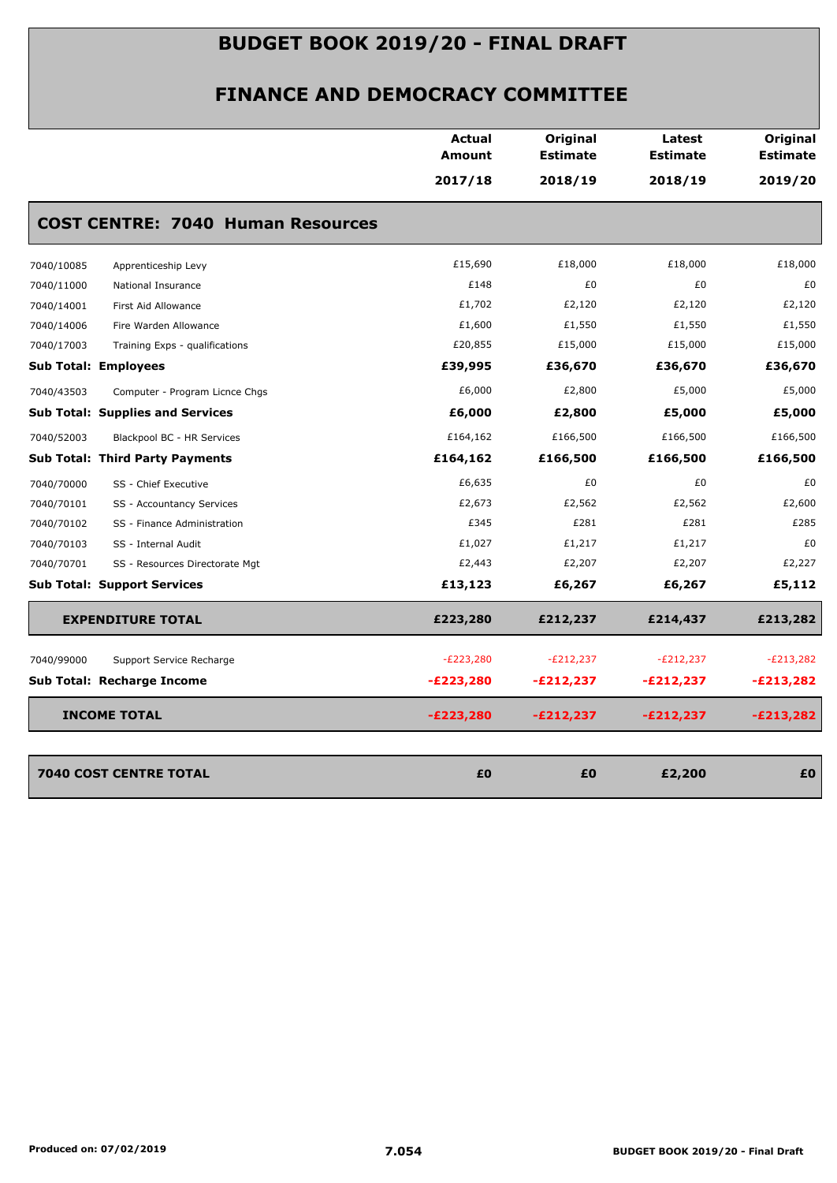# BUDGET BOOK 2019/20 - FINAL DRAFT

## FINANCE AND DEMOCRACY COMMITTEE

| | | Actual Amount 2017/18 | Original Estimate 2018/19 | Latest Estimate 2018/19 | Original Estimate 2019/20 |
|---|---|---|---|---|---|
| **COST CENTRE: 7040 Human Resources** | | | | | |
| 7040/10085 | Apprenticeship Levy | £15,690 | £18,000 | £18,000 | £18,000 |
| 7040/11000 | National Insurance | £148 | £0 | £0 | £0 |
| 7040/14001 | First Aid Allowance | £1,702 | £2,120 | £2,120 | £2,120 |
| 7040/14006 | Fire Warden Allowance | £1,600 | £1,550 | £1,550 | £1,550 |
| 7040/17003 | Training Exps - qualifications | £20,855 | £15,000 | £15,000 | £15,000 |
| **Sub Total: Employees** | | **£39,995** | **£36,670** | **£36,670** | **£36,670** |
| 7040/43503 | Computer - Program Licnce Chgs | £6,000 | £2,800 | £5,000 | £5,000 |
| **Sub Total: Supplies and Services** | | **£6,000** | **£2,800** | **£5,000** | **£5,000** |
| 7040/52003 | Blackpool BC - HR Services | £164,162 | £166,500 | £166,500 | £166,500 |
| **Sub Total: Third Party Payments** | | **£164,162** | **£166,500** | **£166,500** | **£166,500** |
| 7040/70000 | SS - Chief Executive | £6,635 | £0 | £0 | £0 |
| 7040/70101 | SS - Accountancy Services | £2,673 | £2,562 | £2,562 | £2,600 |
| 7040/70102 | SS - Finance Administration | £345 | £281 | £281 | £285 |
| 7040/70103 | SS - Internal Audit | £1,027 | £1,217 | £1,217 | £0 |
| 7040/70701 | SS - Resources Directorate Mgt | £2,443 | £2,207 | £2,207 | £2,227 |
| **Sub Total: Support Services** | | **£13,123** | **£6,267** | **£6,267** | **£5,112** |
| **EXPENDITURE TOTAL** | | **£223,280** | **£212,237** | **£214,437** | **£213,282** |
| 7040/99000 | Support Service Recharge | -£223,280 | -£212,237 | -£212,237 | -£213,282 |
| **Sub Total: Recharge Income** | | **-£223,280** | **-£212,237** | **-£212,237** | **-£213,282** |
| **INCOME TOTAL** | | **-£223,280** | **-£212,237** | **-£212,237** | **-£213,282** |
| **7040 COST CENTRE TOTAL** | | **£0** | **£0** | **£2,200** | **£0** |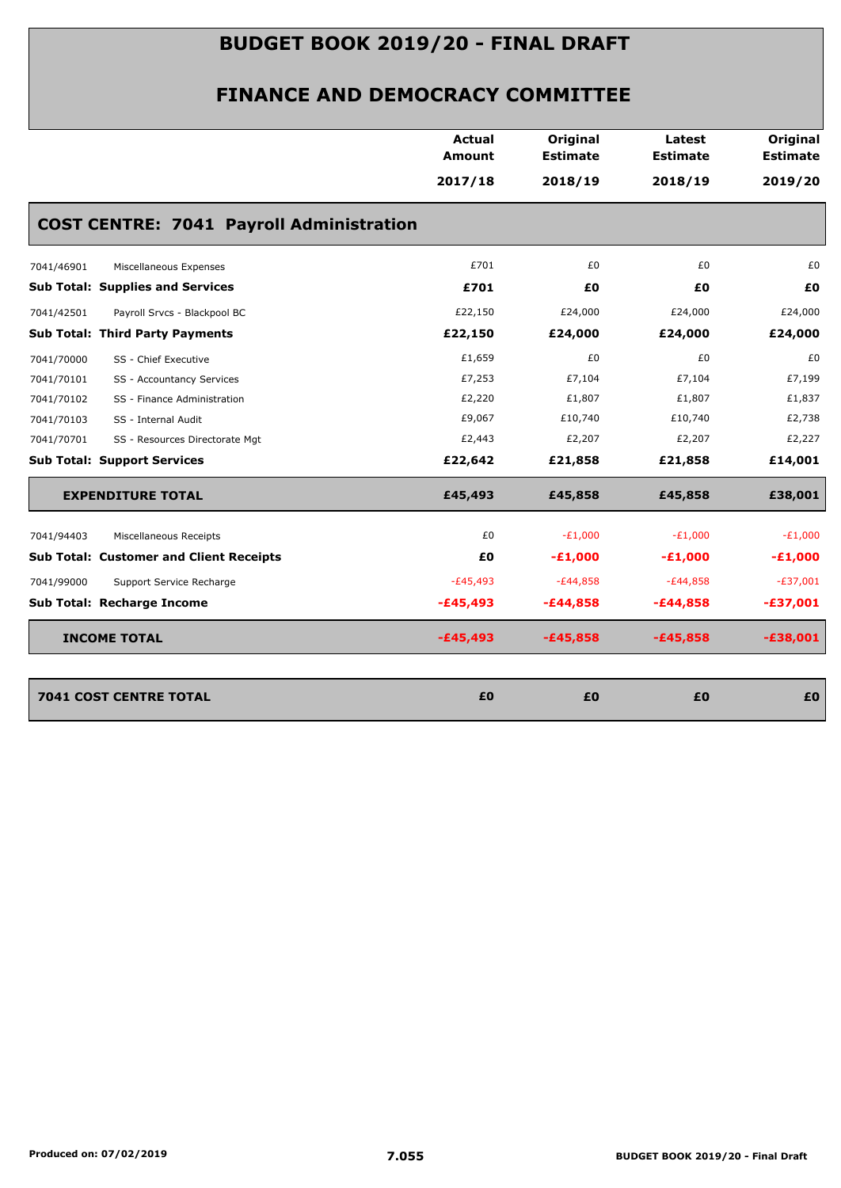# BUDGET BOOK 2019/20 - FINAL DRAFT

## FINANCE AND DEMOCRACY COMMITTEE

| | | Actual Amount 2017/18 | Original Estimate 2018/19 | Latest Estimate 2018/19 | Original Estimate 2019/20 |
|---|---|---|---|---|---|
| **COST CENTRE: 7041 Payroll Administration** | | | | | |
| 7041/46901 | Miscellaneous Expenses | £701 | £0 | £0 | £0 |
| **Sub Total: Supplies and Services** | | **£701** | **£0** | **£0** | **£0** |
| 7041/42501 | Payroll Srvcs - Blackpool BC | £22,150 | £24,000 | £24,000 | £24,000 |
| **Sub Total: Third Party Payments** | | **£22,150** | **£24,000** | **£24,000** | **£24,000** |
| 7041/70000 | SS - Chief Executive | £1,659 | £0 | £0 | £0 |
| 7041/70101 | SS - Accountancy Services | £7,253 | £7,104 | £7,104 | £7,199 |
| 7041/70102 | SS - Finance Administration | £2,220 | £1,807 | £1,807 | £1,837 |
| 7041/70103 | SS - Internal Audit | £9,067 | £10,740 | £10,740 | £2,738 |
| 7041/70701 | SS - Resources Directorate Mgt | £2,443 | £2,207 | £2,207 | £2,227 |
| **Sub Total: Support Services** | | **£22,642** | **£21,858** | **£21,858** | **£14,001** |
| **EXPENDITURE TOTAL** | | **£45,493** | **£45,858** | **£45,858** | **£38,001** |
| 7041/94403 | Miscellaneous Receipts | £0 | -£1,000 | -£1,000 | -£1,000 |
| **Sub Total: Customer and Client Receipts** | | **£0** | **-£1,000** | **-£1,000** | **-£1,000** |
| 7041/99000 | Support Service Recharge | -£45,493 | -£44,858 | -£44,858 | -£37,001 |
| **Sub Total: Recharge Income** | | **-£45,493** | **-£44,858** | **-£44,858** | **-£37,001** |
| **INCOME TOTAL** | | **-£45,493** | **-£45,858** | **-£45,858** | **-£38,001** |
| **7041 COST CENTRE TOTAL** | | **£0** | **£0** | **£0** | **£0** |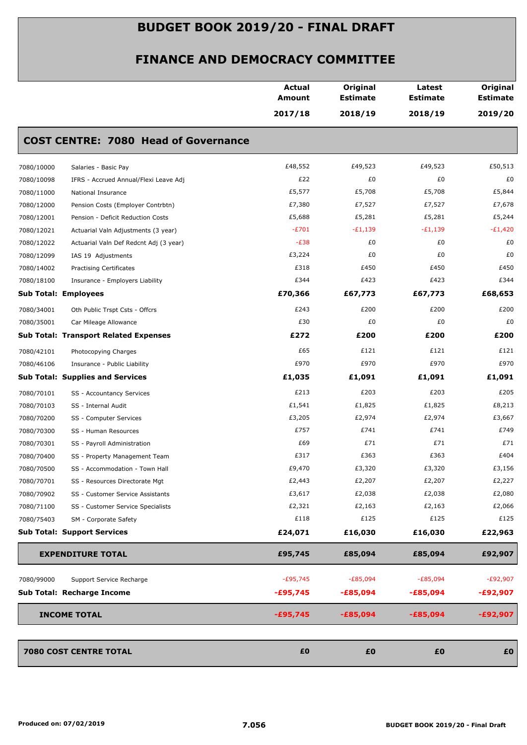# BUDGET BOOK 2019/20 - FINAL DRAFT

## FINANCE AND DEMOCRACY COMMITTEE

### COST CENTRE: 7080 Head of Governance

| Code | Description | Actual Amount 2017/18 | Original Estimate 2018/19 | Latest Estimate 2018/19 | Original Estimate 2019/20 |
|---|---|---|---|---|---|
| 7080/10000 | Salaries - Basic Pay | £48,552 | £49,523 | £49,523 | £50,513 |
| 7080/10098 | IFRS - Accrued Annual/Flexi Leave Adj | £22 | £0 | £0 | £0 |
| 7080/11000 | National Insurance | £5,577 | £5,708 | £5,708 | £5,844 |
| 7080/12000 | Pension Costs (Employer Contrbtn) | £7,380 | £7,527 | £7,527 | £7,678 |
| 7080/12001 | Pension - Deficit Reduction Costs | £5,688 | £5,281 | £5,281 | £5,244 |
| 7080/12021 | Actuarial Valn Adjustments (3 year) | -£701 | -£1,139 | -£1,139 | -£1,420 |
| 7080/12022 | Actuarial Valn Def Redcnt Adj (3 year) | -£38 | £0 | £0 | £0 |
| 7080/12099 | IAS 19 Adjustments | £3,224 | £0 | £0 | £0 |
| 7080/14002 | Practising Certificates | £318 | £450 | £450 | £450 |
| 7080/18100 | Insurance - Employers Liability | £344 | £423 | £423 | £344 |
| **Sub Total: Employees** | | **£70,366** | **£67,773** | **£67,773** | **£68,653** |
| 7080/34001 | Oth Public Trspt Csts - Offcrs | £243 | £200 | £200 | £200 |
| 7080/35001 | Car Mileage Allowance | £30 | £0 | £0 | £0 |
| **Sub Total: Transport Related Expenses** | | **£272** | **£200** | **£200** | **£200** |
| 7080/42101 | Photocopying Charges | £65 | £121 | £121 | £121 |
| 7080/46106 | Insurance - Public Liability | £970 | £970 | £970 | £970 |
| **Sub Total: Supplies and Services** | | **£1,035** | **£1,091** | **£1,091** | **£1,091** |
| 7080/70101 | SS - Accountancy Services | £213 | £203 | £203 | £205 |
| 7080/70103 | SS - Internal Audit | £1,541 | £1,825 | £1,825 | £8,213 |
| 7080/70200 | SS - Computer Services | £3,205 | £2,974 | £2,974 | £3,667 |
| 7080/70300 | SS - Human Resources | £757 | £741 | £741 | £749 |
| 7080/70301 | SS - Payroll Administration | £69 | £71 | £71 | £71 |
| 7080/70400 | SS - Property Management Team | £317 | £363 | £363 | £404 |
| 7080/70500 | SS - Accommodation - Town Hall | £9,470 | £3,320 | £3,320 | £3,156 |
| 7080/70701 | SS - Resources Directorate Mgt | £2,443 | £2,207 | £2,207 | £2,227 |
| 7080/70902 | SS - Customer Service Assistants | £3,617 | £2,038 | £2,038 | £2,080 |
| 7080/71100 | SS - Customer Service Specialists | £2,321 | £2,163 | £2,163 | £2,066 |
| 7080/75403 | SM - Corporate Safety | £118 | £125 | £125 | £125 |
| **Sub Total: Support Services** | | **£24,071** | **£16,030** | **£16,030** | **£22,963** |
| **EXPENDITURE TOTAL** | | **£95,745** | **£85,094** | **£85,094** | **£92,907** |
| 7080/99000 | Support Service Recharge | -£95,745 | -£85,094 | -£85,094 | -£92,907 |
| **Sub Total: Recharge Income** | | **-£95,745** | **-£85,094** | **-£85,094** | **-£92,907** |
| **INCOME TOTAL** | | **-£95,745** | **-£85,094** | **-£85,094** | **-£92,907** |
| **7080 COST CENTRE TOTAL** | | **£0** | **£0** | **£0** | **£0** |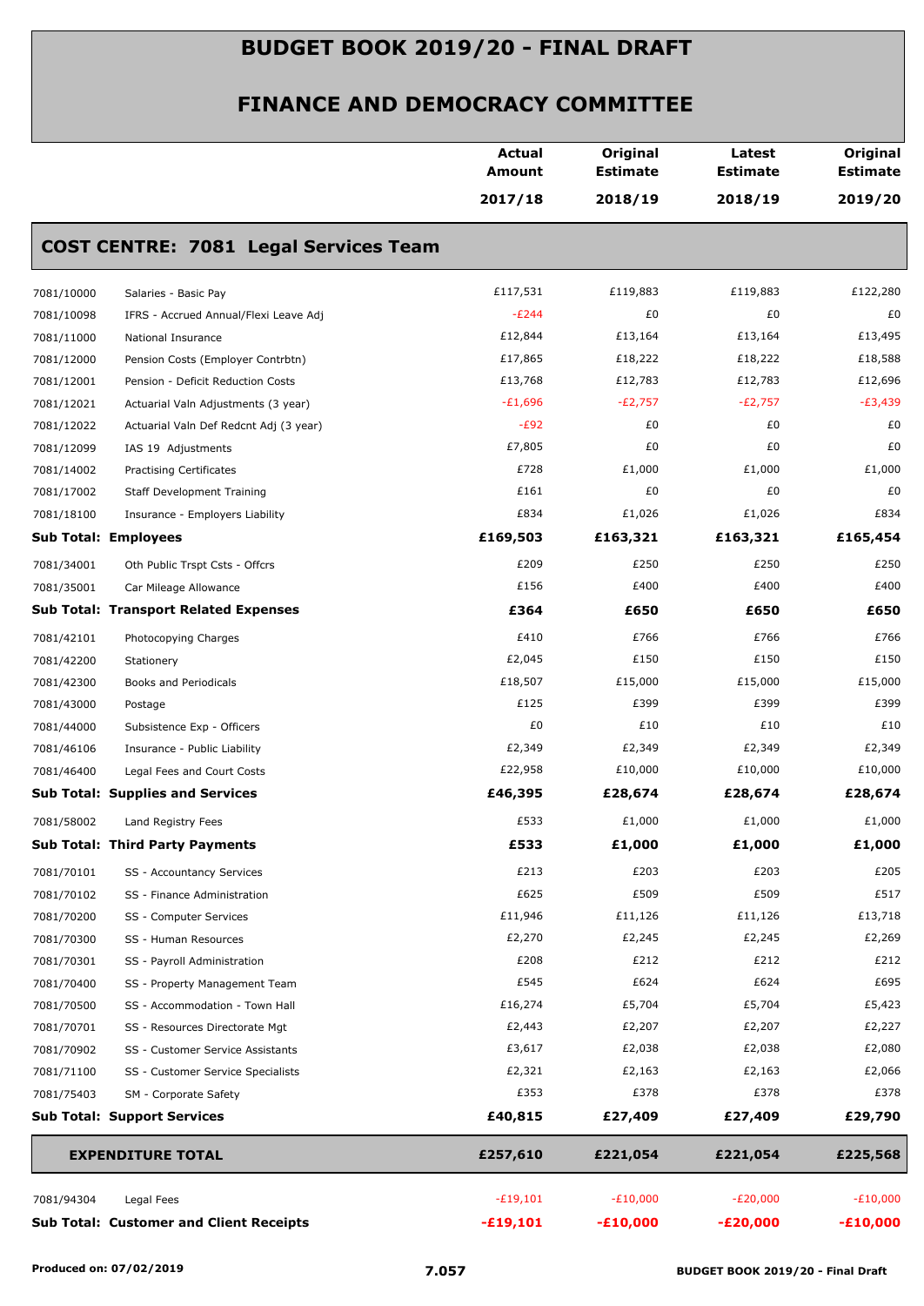# BUDGET BOOK 2019/20 - FINAL DRAFT

## FINANCE AND DEMOCRACY COMMITTEE

### COST CENTRE: 7081 Legal Services Team

| | | Actual Amount 2017/18 | Original Estimate 2018/19 | Latest Estimate 2018/19 | Original Estimate 2019/20 |
|---|---|---|---|---|---|
| 7081/10000 | Salaries - Basic Pay | £117,531 | £119,883 | £119,883 | £122,280 |
| 7081/10098 | IFRS - Accrued Annual/Flexi Leave Adj | -£244 | £0 | £0 | £0 |
| 7081/11000 | National Insurance | £12,844 | £13,164 | £13,164 | £13,495 |
| 7081/12000 | Pension Costs (Employer Contrbtn) | £17,865 | £18,222 | £18,222 | £18,588 |
| 7081/12001 | Pension - Deficit Reduction Costs | £13,768 | £12,783 | £12,783 | £12,696 |
| 7081/12021 | Actuarial Valn Adjustments (3 year) | -£1,696 | -£2,757 | -£2,757 | -£3,439 |
| 7081/12022 | Actuarial Valn Def Redcnt Adj (3 year) | -£92 | £0 | £0 | £0 |
| 7081/12099 | IAS 19 Adjustments | £7,805 | £0 | £0 | £0 |
| 7081/14002 | Practising Certificates | £728 | £1,000 | £1,000 | £1,000 |
| 7081/17002 | Staff Development Training | £161 | £0 | £0 | £0 |
| 7081/18100 | Insurance - Employers Liability | £834 | £1,026 | £1,026 | £834 |
| **Sub Total: Employees** | | **£169,503** | **£163,321** | **£163,321** | **£165,454** |
| 7081/34001 | Oth Public Trspt Csts - Offcrs | £209 | £250 | £250 | £250 |
| 7081/35001 | Car Mileage Allowance | £156 | £400 | £400 | £400 |
| **Sub Total: Transport Related Expenses** | | **£364** | **£650** | **£650** | **£650** |
| 7081/42101 | Photocopying Charges | £410 | £766 | £766 | £766 |
| 7081/42200 | Stationery | £2,045 | £150 | £150 | £150 |
| 7081/42300 | Books and Periodicals | £18,507 | £15,000 | £15,000 | £15,000 |
| 7081/43000 | Postage | £125 | £399 | £399 | £399 |
| 7081/44000 | Subsistence Exp - Officers | £0 | £10 | £10 | £10 |
| 7081/46106 | Insurance - Public Liability | £2,349 | £2,349 | £2,349 | £2,349 |
| 7081/46400 | Legal Fees and Court Costs | £22,958 | £10,000 | £10,000 | £10,000 |
| **Sub Total: Supplies and Services** | | **£46,395** | **£28,674** | **£28,674** | **£28,674** |
| 7081/58002 | Land Registry Fees | £533 | £1,000 | £1,000 | £1,000 |
| **Sub Total: Third Party Payments** | | **£533** | **£1,000** | **£1,000** | **£1,000** |
| 7081/70101 | SS - Accountancy Services | £213 | £203 | £203 | £205 |
| 7081/70102 | SS - Finance Administration | £625 | £509 | £509 | £517 |
| 7081/70200 | SS - Computer Services | £11,946 | £11,126 | £11,126 | £13,718 |
| 7081/70300 | SS - Human Resources | £2,270 | £2,245 | £2,245 | £2,269 |
| 7081/70301 | SS - Payroll Administration | £208 | £212 | £212 | £212 |
| 7081/70400 | SS - Property Management Team | £545 | £624 | £624 | £695 |
| 7081/70500 | SS - Accommodation - Town Hall | £16,274 | £5,704 | £5,704 | £5,423 |
| 7081/70701 | SS - Resources Directorate Mgt | £2,443 | £2,207 | £2,207 | £2,227 |
| 7081/70902 | SS - Customer Service Assistants | £3,617 | £2,038 | £2,038 | £2,080 |
| 7081/71100 | SS - Customer Service Specialists | £2,321 | £2,163 | £2,163 | £2,066 |
| 7081/75403 | SM - Corporate Safety | £353 | £378 | £378 | £378 |
| **Sub Total: Support Services** | | **£40,815** | **£27,409** | **£27,409** | **£29,790** |
| **EXPENDITURE TOTAL** | | **£257,610** | **£221,054** | **£221,054** | **£225,568** |
| 7081/94304 | Legal Fees | -£19,101 | -£10,000 | -£20,000 | -£10,000 |
| **Sub Total: Customer and Client Receipts** | | **-£19,101** | **-£10,000** | **-£20,000** | **-£10,000** |

Produced on: 07/02/2019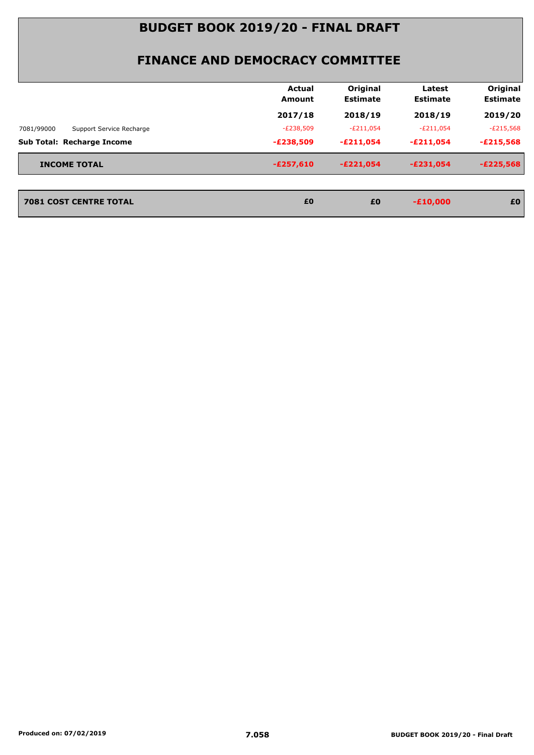# BUDGET BOOK 2019/20 - FINAL DRAFT

## FINANCE AND DEMOCRACY COMMITTEE

| | Actual Amount 2017/18 | Original Estimate 2018/19 | Latest Estimate 2018/19 | Original Estimate 2019/20 |
|---|---|---|---|---|
| 7081/99000 Support Service Recharge | -£238,509 | -£211,054 | -£211,054 | -£215,568 |
| **Sub Total: Recharge Income** | **-£238,509** | **-£211,054** | **-£211,054** | **-£215,568** |
| **INCOME TOTAL** | **-£257,610** | **-£221,054** | **-£231,054** | **-£225,568** |
| **7081 COST CENTRE TOTAL** | **£0** | **£0** | **-£10,000** | **£0** |

Produced on: 07/02/2019

7.058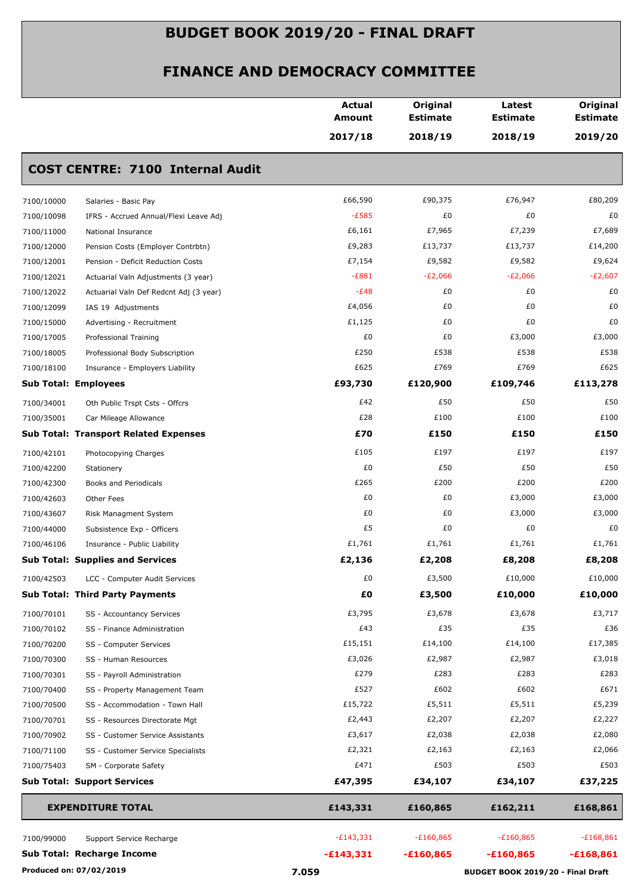# BUDGET BOOK 2019/20 - FINAL DRAFT

## FINANCE AND DEMOCRACY COMMITTEE

| | | Actual Amount 2017/18 | Original Estimate 2018/19 | Latest Estimate 2018/19 | Original Estimate 2019/20 |
|---|---|---|---|---|---|
| **COST CENTRE: 7100 Internal Audit** | | | | | |
| 7100/10000 | Salaries - Basic Pay | £66,590 | £90,375 | £76,947 | £80,209 |
| 7100/10098 | IFRS - Accrued Annual/Flexi Leave Adj | -£585 | £0 | £0 | £0 |
| 7100/11000 | National Insurance | £6,161 | £7,965 | £7,239 | £7,689 |
| 7100/12000 | Pension Costs (Employer Contrbtn) | £9,283 | £13,737 | £13,737 | £14,200 |
| 7100/12001 | Pension - Deficit Reduction Costs | £7,154 | £9,582 | £9,582 | £9,624 |
| 7100/12021 | Actuarial Valn Adjustments (3 year) | -£881 | -£2,066 | -£2,066 | -£2,607 |
| 7100/12022 | Actuarial Valn Def Redcnt Adj (3 year) | -£48 | £0 | £0 | £0 |
| 7100/12099 | IAS 19 Adjustments | £4,056 | £0 | £0 | £0 |
| 7100/15000 | Advertising - Recruitment | £1,125 | £0 | £0 | £0 |
| 7100/17005 | Professional Training | £0 | £0 | £3,000 | £3,000 |
| 7100/18005 | Professional Body Subscription | £250 | £538 | £538 | £538 |
| 7100/18100 | Insurance - Employers Liability | £625 | £769 | £769 | £625 |
| **Sub Total: Employees** | | **£93,730** | **£120,900** | **£109,746** | **£113,278** |
| 7100/34001 | Oth Public Trspt Csts - Offcrs | £42 | £50 | £50 | £50 |
| 7100/35001 | Car Mileage Allowance | £28 | £100 | £100 | £100 |
| **Sub Total: Transport Related Expenses** | | **£70** | **£150** | **£150** | **£150** |
| 7100/42101 | Photocopying Charges | £105 | £197 | £197 | £197 |
| 7100/42200 | Stationery | £0 | £50 | £50 | £50 |
| 7100/42300 | Books and Periodicals | £265 | £200 | £200 | £200 |
| 7100/42603 | Other Fees | £0 | £0 | £3,000 | £3,000 |
| 7100/43607 | Risk Managment System | £0 | £0 | £3,000 | £3,000 |
| 7100/44000 | Subsistence Exp - Officers | £5 | £0 | £0 | £0 |
| 7100/46106 | Insurance - Public Liability | £1,761 | £1,761 | £1,761 | £1,761 |
| **Sub Total: Supplies and Services** | | **£2,136** | **£2,208** | **£8,208** | **£8,208** |
| 7100/42503 | LCC - Computer Audit Services | £0 | £3,500 | £10,000 | £10,000 |
| **Sub Total: Third Party Payments** | | **£0** | **£3,500** | **£10,000** | **£10,000** |
| 7100/70101 | SS - Accountancy Services | £3,795 | £3,678 | £3,678 | £3,717 |
| 7100/70102 | SS - Finance Administration | £43 | £35 | £35 | £36 |
| 7100/70200 | SS - Computer Services | £15,151 | £14,100 | £14,100 | £17,385 |
| 7100/70300 | SS - Human Resources | £3,026 | £2,987 | £2,987 | £3,018 |
| 7100/70301 | SS - Payroll Administration | £279 | £283 | £283 | £283 |
| 7100/70400 | SS - Property Management Team | £527 | £602 | £602 | £671 |
| 7100/70500 | SS - Accommodation - Town Hall | £15,722 | £5,511 | £5,511 | £5,239 |
| 7100/70701 | SS - Resources Directorate Mgt | £2,443 | £2,207 | £2,207 | £2,227 |
| 7100/70902 | SS - Customer Service Assistants | £3,617 | £2,038 | £2,038 | £2,080 |
| 7100/71100 | SS - Customer Service Specialists | £2,321 | £2,163 | £2,163 | £2,066 |
| 7100/75403 | SM - Corporate Safety | £471 | £503 | £503 | £503 |
| **Sub Total: Support Services** | | **£47,395** | **£34,107** | **£34,107** | **£37,225** |
| **EXPENDITURE TOTAL** | | **£143,331** | **£160,865** | **£162,211** | **£168,861** |
| 7100/99000 | Support Service Recharge | -£143,331 | -£160,865 | -£160,865 | -£168,861 |
| **Sub Total: Recharge Income** | | **-£143,331** | **-£160,865** | **-£160,865** | **-£168,861** |

Produced on: 07/02/2019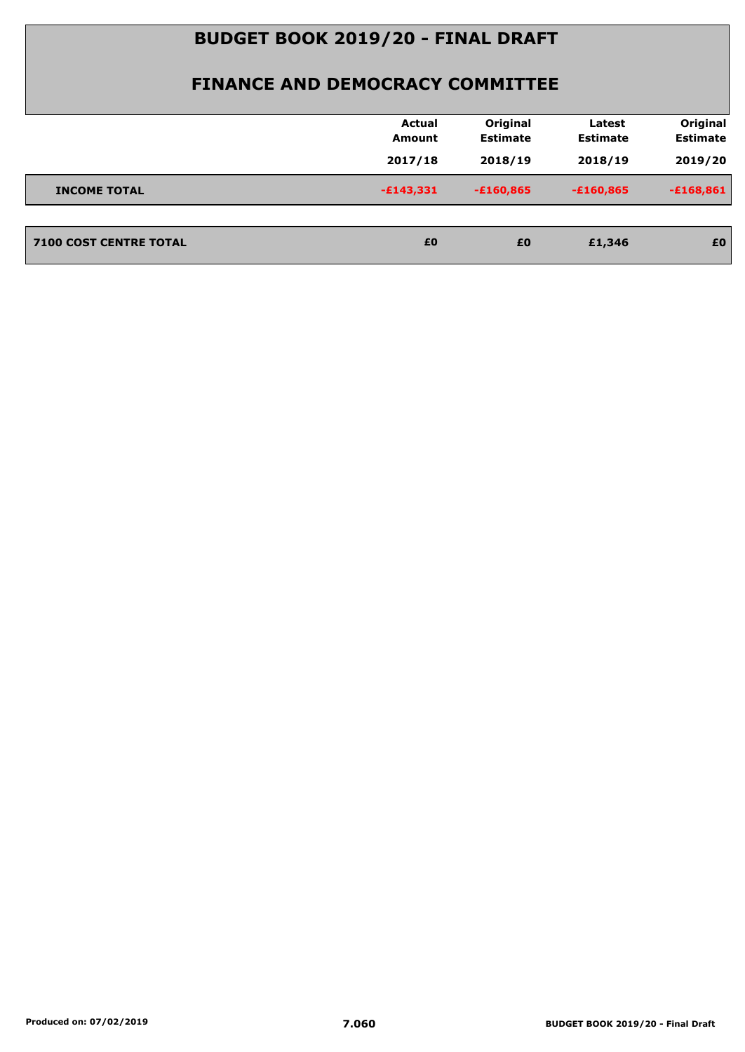# BUDGET BOOK 2019/20 - FINAL DRAFT

## FINANCE AND DEMOCRACY COMMITTEE

| | Actual Amount 2017/18 | Original Estimate 2018/19 | Latest Estimate 2018/19 | Original Estimate 2019/20 |
|---|---|---|---|---|
| **INCOME TOTAL** | -£143,331 | -£160,865 | -£160,865 | -£168,861 |
| **7100 COST CENTRE TOTAL** | £0 | £0 | £1,346 | £0 |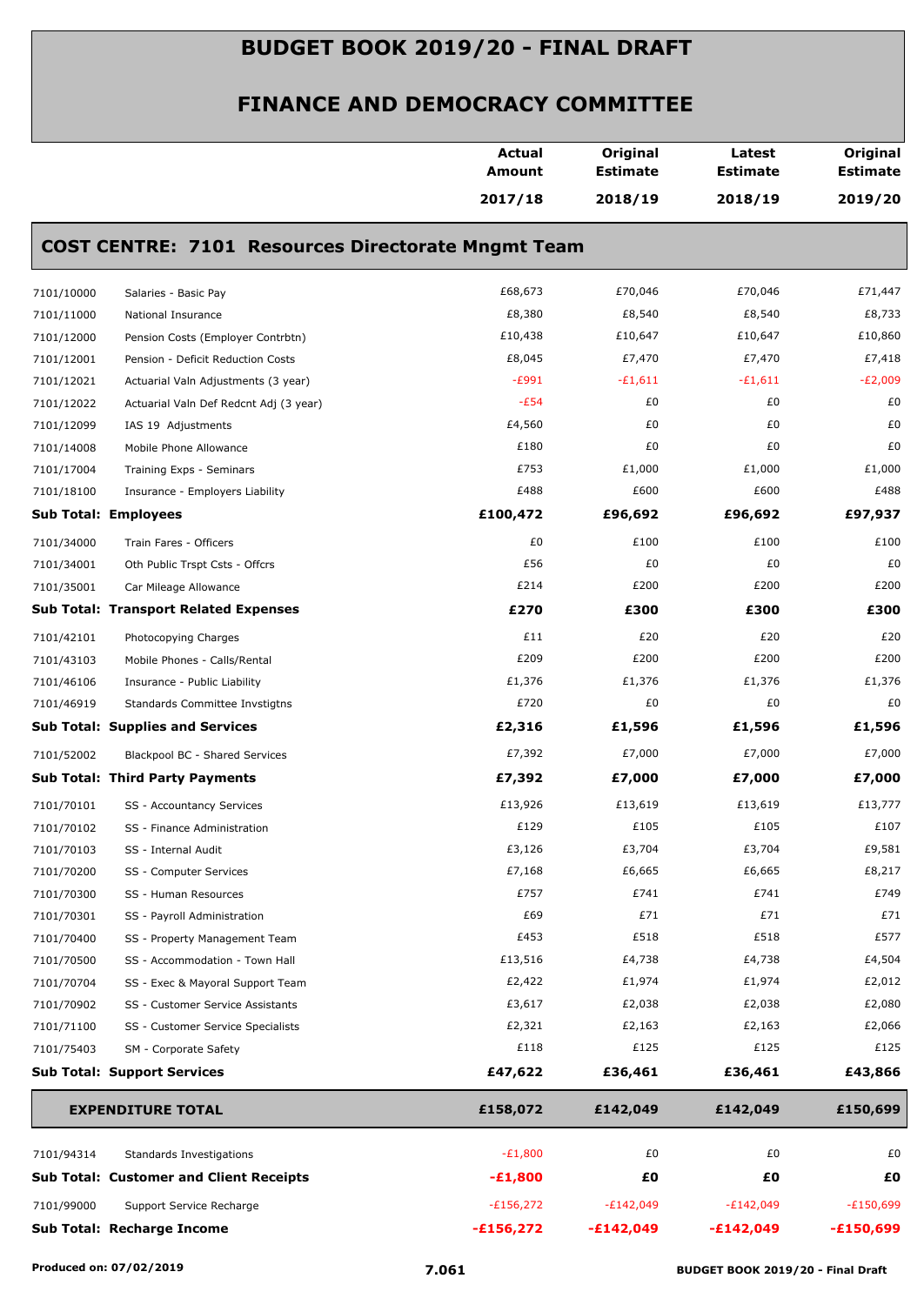# BUDGET BOOK 2019/20 - FINAL DRAFT

## FINANCE AND DEMOCRACY COMMITTEE

### COST CENTRE: 7101 Resources Directorate Mngmt Team

| | | Actual Amount 2017/18 | Original Estimate 2018/19 | Latest Estimate 2018/19 | Original Estimate 2019/20 |
|---|---|---|---|---|---|
| 7101/10000 | Salaries - Basic Pay | £68,673 | £70,046 | £70,046 | £71,447 |
| 7101/11000 | National Insurance | £8,380 | £8,540 | £8,540 | £8,733 |
| 7101/12000 | Pension Costs (Employer Contrbtn) | £10,438 | £10,647 | £10,647 | £10,860 |
| 7101/12001 | Pension - Deficit Reduction Costs | £8,045 | £7,470 | £7,470 | £7,418 |
| 7101/12021 | Actuarial Valn Adjustments (3 year) | -£991 | -£1,611 | -£1,611 | -£2,009 |
| 7101/12022 | Actuarial Valn Def Redcnt Adj (3 year) | -£54 | £0 | £0 | £0 |
| 7101/12099 | IAS 19 Adjustments | £4,560 | £0 | £0 | £0 |
| 7101/14008 | Mobile Phone Allowance | £180 | £0 | £0 | £0 |
| 7101/17004 | Training Exps - Seminars | £753 | £1,000 | £1,000 | £1,000 |
| 7101/18100 | Insurance - Employers Liability | £488 | £600 | £600 | £488 |
| **Sub Total: Employees** | | **£100,472** | **£96,692** | **£96,692** | **£97,937** |
| 7101/34000 | Train Fares - Officers | £0 | £100 | £100 | £100 |
| 7101/34001 | Oth Public Trspt Csts - Offcrs | £56 | £0 | £0 | £0 |
| 7101/35001 | Car Mileage Allowance | £214 | £200 | £200 | £200 |
| **Sub Total: Transport Related Expenses** | | **£270** | **£300** | **£300** | **£300** |
| 7101/42101 | Photocopying Charges | £11 | £20 | £20 | £20 |
| 7101/43103 | Mobile Phones - Calls/Rental | £209 | £200 | £200 | £200 |
| 7101/46106 | Insurance - Public Liability | £1,376 | £1,376 | £1,376 | £1,376 |
| 7101/46919 | Standards Committee Invstigtns | £720 | £0 | £0 | £0 |
| **Sub Total: Supplies and Services** | | **£2,316** | **£1,596** | **£1,596** | **£1,596** |
| 7101/52002 | Blackpool BC - Shared Services | £7,392 | £7,000 | £7,000 | £7,000 |
| **Sub Total: Third Party Payments** | | **£7,392** | **£7,000** | **£7,000** | **£7,000** |
| 7101/70101 | SS - Accountancy Services | £13,926 | £13,619 | £13,619 | £13,777 |
| 7101/70102 | SS - Finance Administration | £129 | £105 | £105 | £107 |
| 7101/70103 | SS - Internal Audit | £3,126 | £3,704 | £3,704 | £9,581 |
| 7101/70200 | SS - Computer Services | £7,168 | £6,665 | £6,665 | £8,217 |
| 7101/70300 | SS - Human Resources | £757 | £741 | £741 | £749 |
| 7101/70301 | SS - Payroll Administration | £69 | £71 | £71 | £71 |
| 7101/70400 | SS - Property Management Team | £453 | £518 | £518 | £577 |
| 7101/70500 | SS - Accommodation - Town Hall | £13,516 | £4,738 | £4,738 | £4,504 |
| 7101/70704 | SS - Exec & Mayoral Support Team | £2,422 | £1,974 | £1,974 | £2,012 |
| 7101/70902 | SS - Customer Service Assistants | £3,617 | £2,038 | £2,038 | £2,080 |
| 7101/71100 | SS - Customer Service Specialists | £2,321 | £2,163 | £2,163 | £2,066 |
| 7101/75403 | SM - Corporate Safety | £118 | £125 | £125 | £125 |
| **Sub Total: Support Services** | | **£47,622** | **£36,461** | **£36,461** | **£43,866** |
| **EXPENDITURE TOTAL** | | **£158,072** | **£142,049** | **£142,049** | **£150,699** |
| 7101/94314 | Standards Investigations | -£1,800 | £0 | £0 | £0 |
| **Sub Total: Customer and Client Receipts** | | **-£1,800** | **£0** | **£0** | **£0** |
| 7101/99000 | Support Service Recharge | -£156,272 | -£142,049 | -£142,049 | -£150,699 |
| **Sub Total: Recharge Income** | | **-£156,272** | **-£142,049** | **-£142,049** | **-£150,699** |

Produced on: 07/02/2019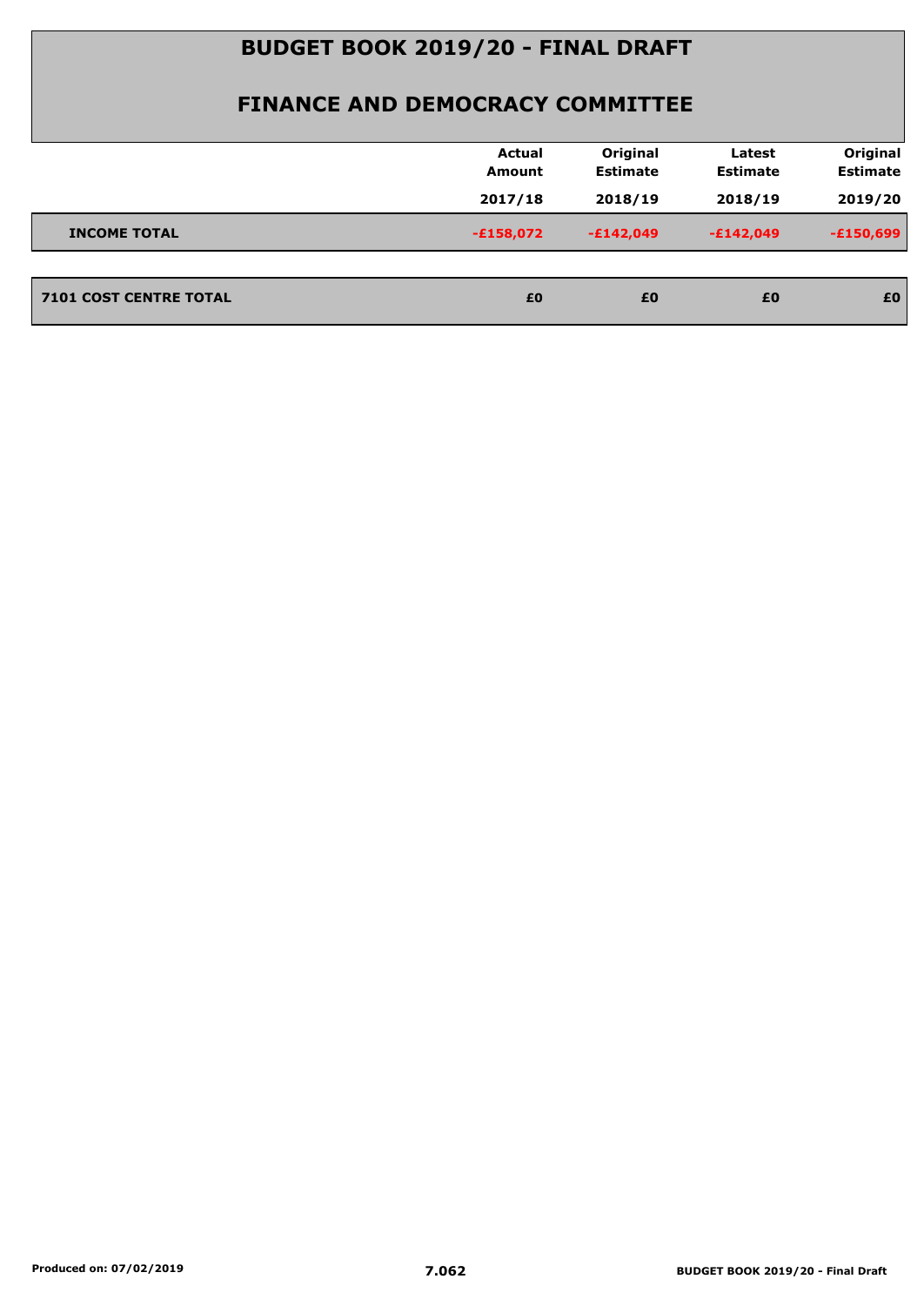# BUDGET BOOK 2019/20 - FINAL DRAFT

## FINANCE AND DEMOCRACY COMMITTEE

| | Actual Amount 2017/18 | Original Estimate 2018/19 | Latest Estimate 2018/19 | Original Estimate 2019/20 |
|---|---|---|---|---|
| **INCOME TOTAL** | -£158,072 | -£142,049 | -£142,049 | -£150,699 |
| **7101 COST CENTRE TOTAL** | £0 | £0 | £0 | £0 |

Produced on: 07/02/2019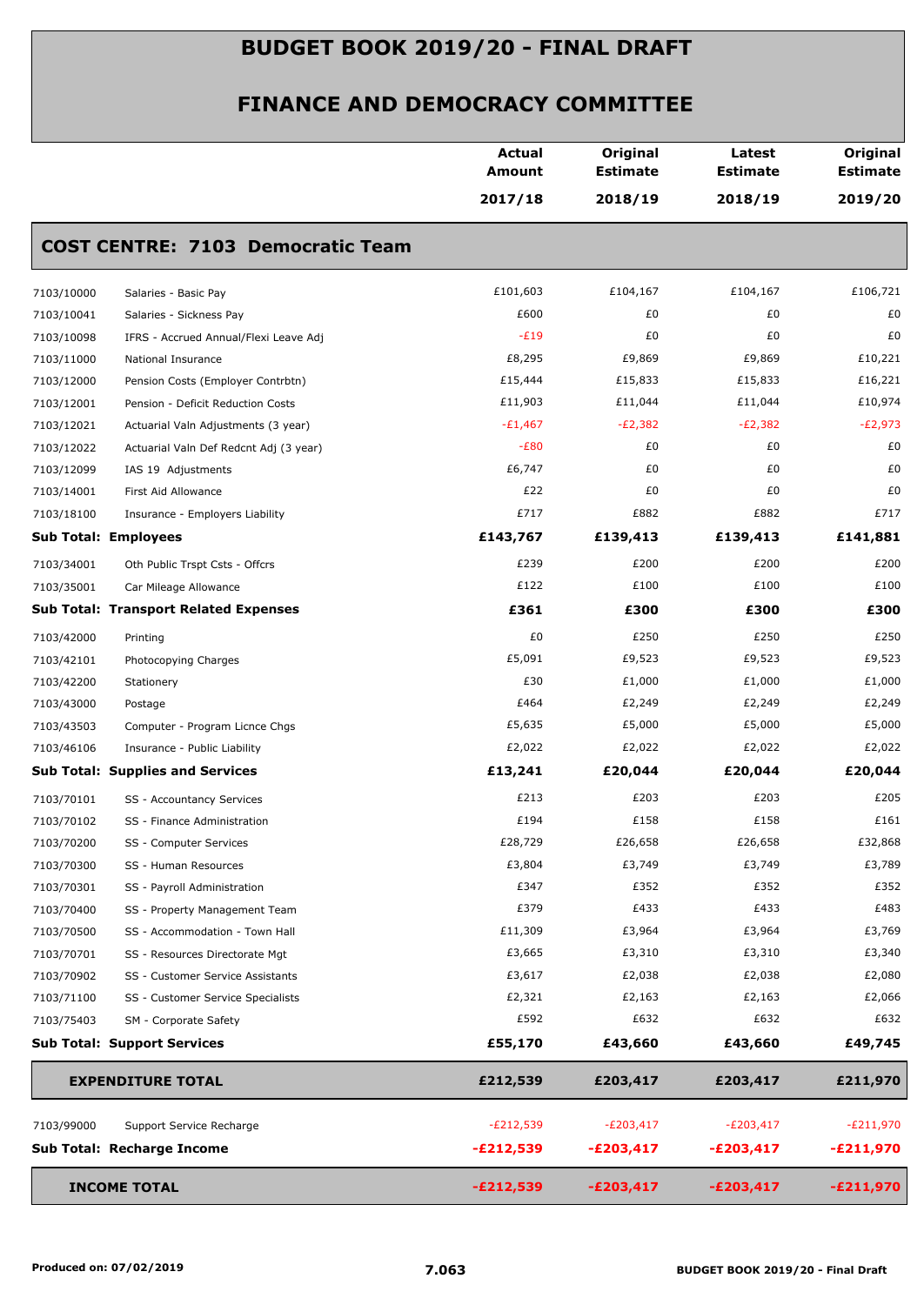# BUDGET BOOK 2019/20 - FINAL DRAFT

## FINANCE AND DEMOCRACY COMMITTEE

| | | Actual Amount 2017/18 | Original Estimate 2018/19 | Latest Estimate 2018/19 | Original Estimate 2019/20 |
|---|---|---|---|---|---|
| **COST CENTRE: 7103 Democratic Team** | | | | | |
| 7103/10000 | Salaries - Basic Pay | £101,603 | £104,167 | £104,167 | £106,721 |
| 7103/10041 | Salaries - Sickness Pay | £600 | £0 | £0 | £0 |
| 7103/10098 | IFRS - Accrued Annual/Flexi Leave Adj | -£19 | £0 | £0 | £0 |
| 7103/11000 | National Insurance | £8,295 | £9,869 | £9,869 | £10,221 |
| 7103/12000 | Pension Costs (Employer Contrbtn) | £15,444 | £15,833 | £15,833 | £16,221 |
| 7103/12001 | Pension - Deficit Reduction Costs | £11,903 | £11,044 | £11,044 | £10,974 |
| 7103/12021 | Actuarial Valn Adjustments (3 year) | -£1,467 | -£2,382 | -£2,382 | -£2,973 |
| 7103/12022 | Actuarial Valn Def Redcnt Adj (3 year) | -£80 | £0 | £0 | £0 |
| 7103/12099 | IAS 19 Adjustments | £6,747 | £0 | £0 | £0 |
| 7103/14001 | First Aid Allowance | £22 | £0 | £0 | £0 |
| 7103/18100 | Insurance - Employers Liability | £717 | £882 | £882 | £717 |
| **Sub Total: Employees** | | **£143,767** | **£139,413** | **£139,413** | **£141,881** |
| 7103/34001 | Oth Public Trspt Csts - Offcrs | £239 | £200 | £200 | £200 |
| 7103/35001 | Car Mileage Allowance | £122 | £100 | £100 | £100 |
| **Sub Total: Transport Related Expenses** | | **£361** | **£300** | **£300** | **£300** |
| 7103/42000 | Printing | £0 | £250 | £250 | £250 |
| 7103/42101 | Photocopying Charges | £5,091 | £9,523 | £9,523 | £9,523 |
| 7103/42200 | Stationery | £30 | £1,000 | £1,000 | £1,000 |
| 7103/43000 | Postage | £464 | £2,249 | £2,249 | £2,249 |
| 7103/43503 | Computer - Program Licnce Chgs | £5,635 | £5,000 | £5,000 | £5,000 |
| 7103/46106 | Insurance - Public Liability | £2,022 | £2,022 | £2,022 | £2,022 |
| **Sub Total: Supplies and Services** | | **£13,241** | **£20,044** | **£20,044** | **£20,044** |
| 7103/70101 | SS - Accountancy Services | £213 | £203 | £203 | £205 |
| 7103/70102 | SS - Finance Administration | £194 | £158 | £158 | £161 |
| 7103/70200 | SS - Computer Services | £28,729 | £26,658 | £26,658 | £32,868 |
| 7103/70300 | SS - Human Resources | £3,804 | £3,749 | £3,749 | £3,789 |
| 7103/70301 | SS - Payroll Administration | £347 | £352 | £352 | £352 |
| 7103/70400 | SS - Property Management Team | £379 | £433 | £433 | £483 |
| 7103/70500 | SS - Accommodation - Town Hall | £11,309 | £3,964 | £3,964 | £3,769 |
| 7103/70701 | SS - Resources Directorate Mgt | £3,665 | £3,310 | £3,310 | £3,340 |
| 7103/70902 | SS - Customer Service Assistants | £3,617 | £2,038 | £2,038 | £2,080 |
| 7103/71100 | SS - Customer Service Specialists | £2,321 | £2,163 | £2,163 | £2,066 |
| 7103/75403 | SM - Corporate Safety | £592 | £632 | £632 | £632 |
| **Sub Total: Support Services** | | **£55,170** | **£43,660** | **£43,660** | **£49,745** |
| **EXPENDITURE TOTAL** | | **£212,539** | **£203,417** | **£203,417** | **£211,970** |
| 7103/99000 | Support Service Recharge | -£212,539 | -£203,417 | -£203,417 | -£211,970 |
| **Sub Total: Recharge Income** | | **-£212,539** | **-£203,417** | **-£203,417** | **-£211,970** |
| **INCOME TOTAL** | | **-£212,539** | **-£203,417** | **-£203,417** | **-£211,970** |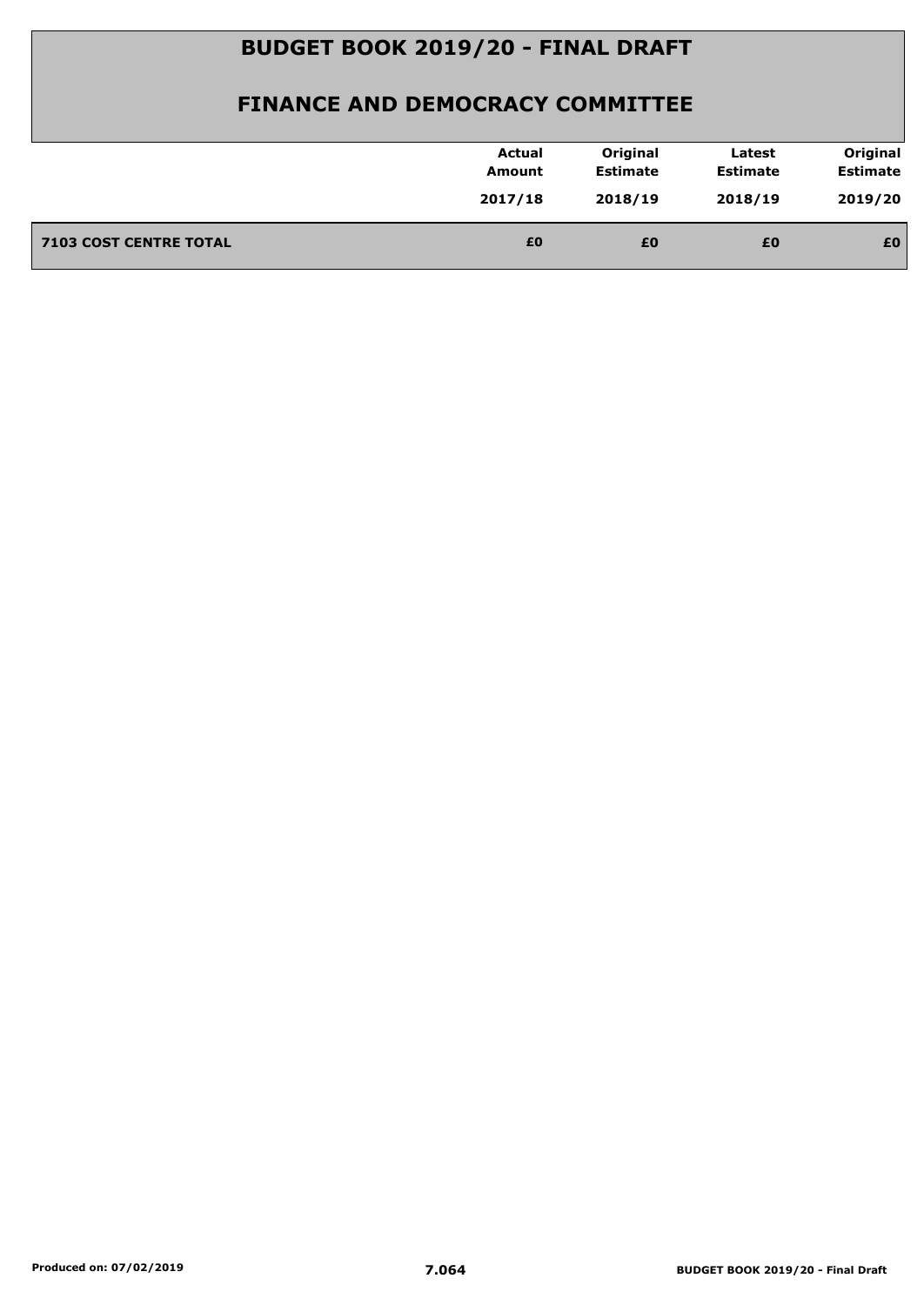# BUDGET BOOK 2019/20 - FINAL DRAFT

## FINANCE AND DEMOCRACY COMMITTEE

| | Actual Amount 2017/18 | Original Estimate 2018/19 | Latest Estimate 2018/19 | Original Estimate 2019/20 |
|---|---|---|---|---|
| **7103 COST CENTRE TOTAL** | **£0** | **£0** | **£0** | **£0** |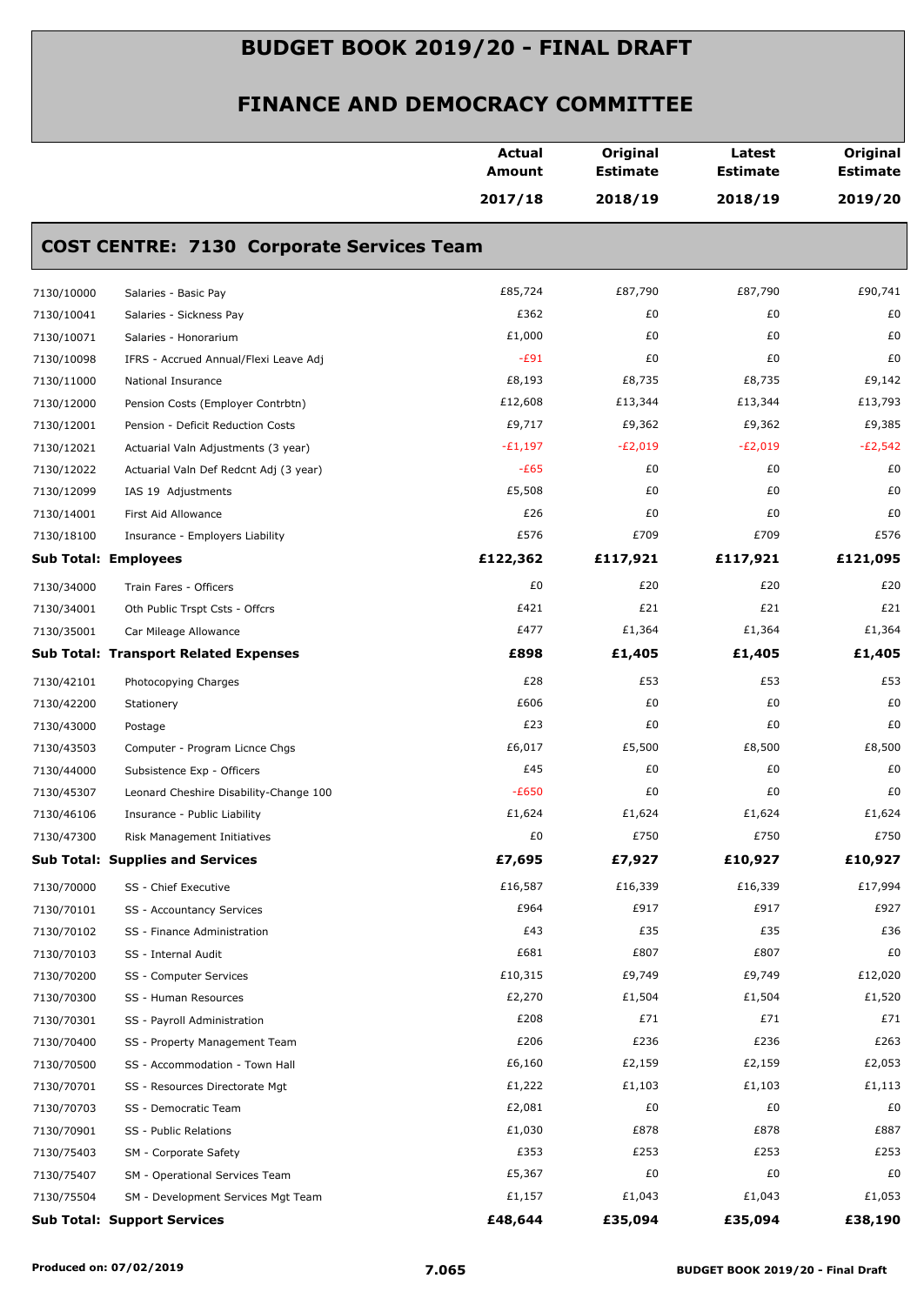# BUDGET BOOK 2019/20 - FINAL DRAFT

## FINANCE AND DEMOCRACY COMMITTEE

| | | Actual Amount 2017/18 | Original Estimate 2018/19 | Latest Estimate 2018/19 | Original Estimate 2019/20 |
|---|---|---|---|---|---|

### COST CENTRE: 7130 Corporate Services Team

| | | Actual Amount 2017/18 | Original Estimate 2018/19 | Latest Estimate 2018/19 | Original Estimate 2019/20 |
|---|---|---|---|---|---|
| 7130/10000 | Salaries - Basic Pay | £85,724 | £87,790 | £87,790 | £90,741 |
| 7130/10041 | Salaries - Sickness Pay | £362 | £0 | £0 | £0 |
| 7130/10071 | Salaries - Honorarium | £1,000 | £0 | £0 | £0 |
| 7130/10098 | IFRS - Accrued Annual/Flexi Leave Adj | -£91 | £0 | £0 | £0 |
| 7130/11000 | National Insurance | £8,193 | £8,735 | £8,735 | £9,142 |
| 7130/12000 | Pension Costs (Employer Contrbtn) | £12,608 | £13,344 | £13,344 | £13,793 |
| 7130/12001 | Pension - Deficit Reduction Costs | £9,717 | £9,362 | £9,362 | £9,385 |
| 7130/12021 | Actuarial Valn Adjustments (3 year) | -£1,197 | -£2,019 | -£2,019 | -£2,542 |
| 7130/12022 | Actuarial Valn Def Redcnt Adj (3 year) | -£65 | £0 | £0 | £0 |
| 7130/12099 | IAS 19 Adjustments | £5,508 | £0 | £0 | £0 |
| 7130/14001 | First Aid Allowance | £26 | £0 | £0 | £0 |
| 7130/18100 | Insurance - Employers Liability | £576 | £709 | £709 | £576 |
| **Sub Total: Employees** | | **£122,362** | **£117,921** | **£117,921** | **£121,095** |
| 7130/34000 | Train Fares - Officers | £0 | £20 | £20 | £20 |
| 7130/34001 | Oth Public Trspt Csts - Offcrs | £421 | £21 | £21 | £21 |
| 7130/35001 | Car Mileage Allowance | £477 | £1,364 | £1,364 | £1,364 |
| **Sub Total: Transport Related Expenses** | | **£898** | **£1,405** | **£1,405** | **£1,405** |
| 7130/42101 | Photocopying Charges | £28 | £53 | £53 | £53 |
| 7130/42200 | Stationery | £606 | £0 | £0 | £0 |
| 7130/43000 | Postage | £23 | £0 | £0 | £0 |
| 7130/43503 | Computer - Program Licnce Chgs | £6,017 | £5,500 | £8,500 | £8,500 |
| 7130/44000 | Subsistence Exp - Officers | £45 | £0 | £0 | £0 |
| 7130/45307 | Leonard Cheshire Disability-Change 100 | -£650 | £0 | £0 | £0 |
| 7130/46106 | Insurance - Public Liability | £1,624 | £1,624 | £1,624 | £1,624 |
| 7130/47300 | Risk Management Initiatives | £0 | £750 | £750 | £750 |
| **Sub Total: Supplies and Services** | | **£7,695** | **£7,927** | **£10,927** | **£10,927** |
| 7130/70000 | SS - Chief Executive | £16,587 | £16,339 | £16,339 | £17,994 |
| 7130/70101 | SS - Accountancy Services | £964 | £917 | £917 | £927 |
| 7130/70102 | SS - Finance Administration | £43 | £35 | £35 | £36 |
| 7130/70103 | SS - Internal Audit | £681 | £807 | £807 | £0 |
| 7130/70200 | SS - Computer Services | £10,315 | £9,749 | £9,749 | £12,020 |
| 7130/70300 | SS - Human Resources | £2,270 | £1,504 | £1,504 | £1,520 |
| 7130/70301 | SS - Payroll Administration | £208 | £71 | £71 | £71 |
| 7130/70400 | SS - Property Management Team | £206 | £236 | £236 | £263 |
| 7130/70500 | SS - Accommodation - Town Hall | £6,160 | £2,159 | £2,159 | £2,053 |
| 7130/70701 | SS - Resources Directorate Mgt | £1,222 | £1,103 | £1,103 | £1,113 |
| 7130/70703 | SS - Democratic Team | £2,081 | £0 | £0 | £0 |
| 7130/70901 | SS - Public Relations | £1,030 | £878 | £878 | £887 |
| 7130/75403 | SM - Corporate Safety | £353 | £253 | £253 | £253 |
| 7130/75407 | SM - Operational Services Team | £5,367 | £0 | £0 | £0 |
| 7130/75504 | SM - Development Services Mgt Team | £1,157 | £1,043 | £1,043 | £1,053 |
| **Sub Total: Support Services** | | **£48,644** | **£35,094** | **£35,094** | **£38,190** |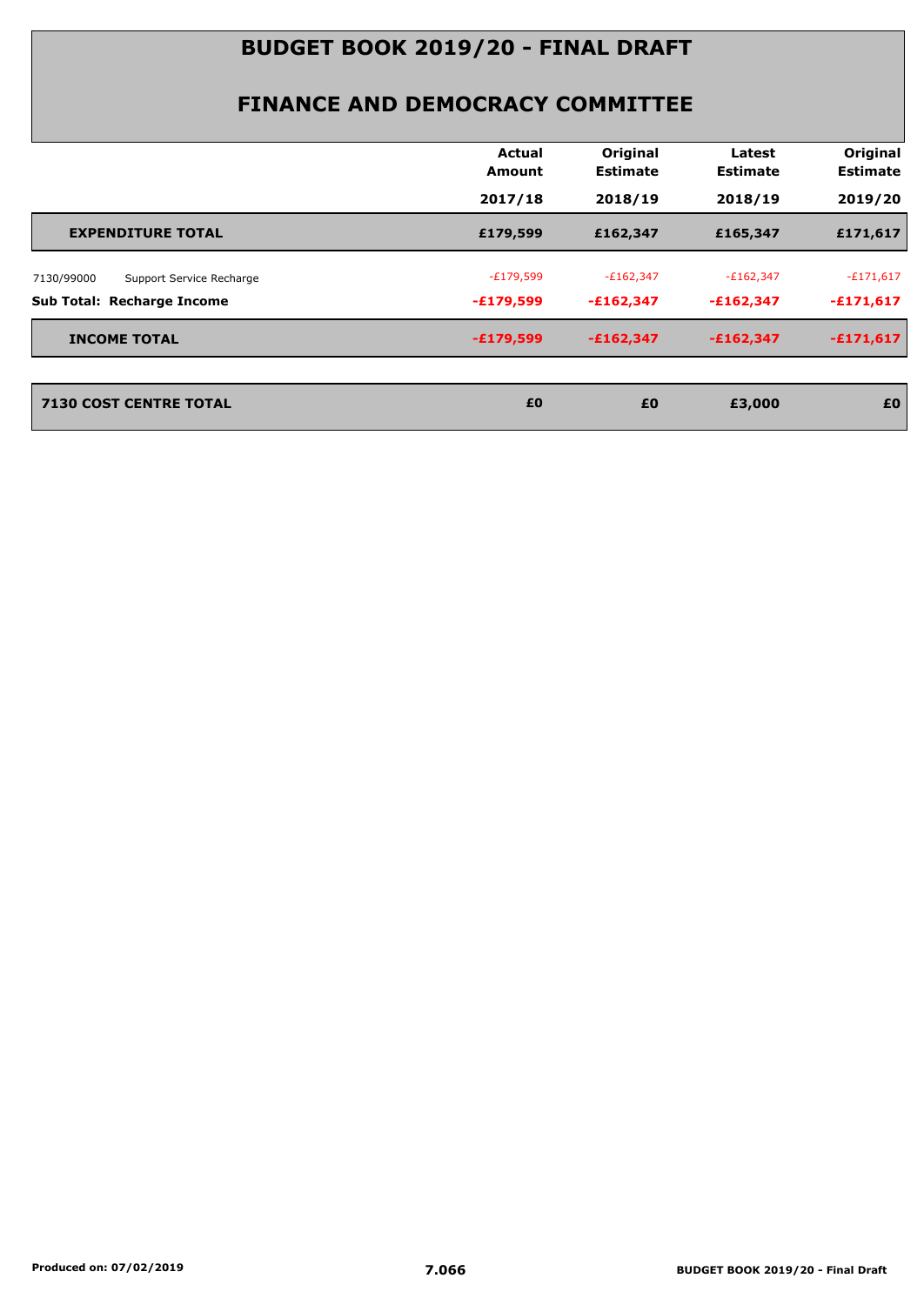# BUDGET BOOK 2019/20 - FINAL DRAFT

## FINANCE AND DEMOCRACY COMMITTEE

| | Actual Amount 2017/18 | Original Estimate 2018/19 | Latest Estimate 2018/19 | Original Estimate 2019/20 |
|---|---|---|---|---|
| **EXPENDITURE TOTAL** | **£179,599** | **£162,347** | **£165,347** | **£171,617** |
| 7130/99000 Support Service Recharge | -£179,599 | -£162,347 | -£162,347 | -£171,617 |
| **Sub Total: Recharge Income** | **-£179,599** | **-£162,347** | **-£162,347** | **-£171,617** |
| **INCOME TOTAL** | **-£179,599** | **-£162,347** | **-£162,347** | **-£171,617** |
| **7130 COST CENTRE TOTAL** | **£0** | **£0** | **£3,000** | **£0** |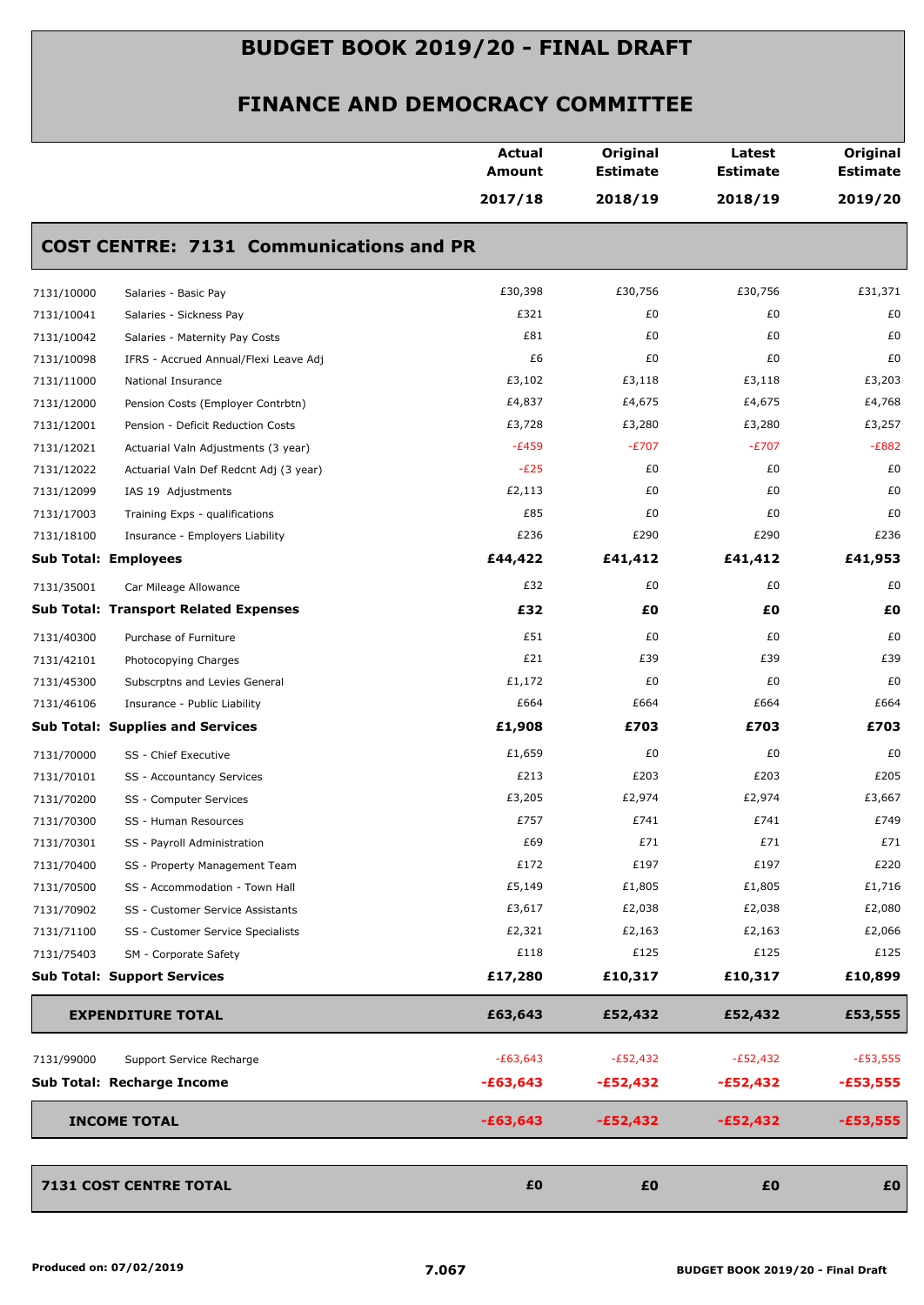# BUDGET BOOK 2019/20 - FINAL DRAFT

## FINANCE AND DEMOCRACY COMMITTEE

| | | Actual Amount 2017/18 | Original Estimate 2018/19 | Latest Estimate 2018/19 | Original Estimate 2019/20 |
|---|---|---|---|---|---|
| **COST CENTRE: 7131 Communications and PR** | | | | | |
| 7131/10000 | Salaries - Basic Pay | £30,398 | £30,756 | £30,756 | £31,371 |
| 7131/10041 | Salaries - Sickness Pay | £321 | £0 | £0 | £0 |
| 7131/10042 | Salaries - Maternity Pay Costs | £81 | £0 | £0 | £0 |
| 7131/10098 | IFRS - Accrued Annual/Flexi Leave Adj | £6 | £0 | £0 | £0 |
| 7131/11000 | National Insurance | £3,102 | £3,118 | £3,118 | £3,203 |
| 7131/12000 | Pension Costs (Employer Contrbtn) | £4,837 | £4,675 | £4,675 | £4,768 |
| 7131/12001 | Pension - Deficit Reduction Costs | £3,728 | £3,280 | £3,280 | £3,257 |
| 7131/12021 | Actuarial Valn Adjustments (3 year) | -£459 | -£707 | -£707 | -£882 |
| 7131/12022 | Actuarial Valn Def Redcnt Adj (3 year) | -£25 | £0 | £0 | £0 |
| 7131/12099 | IAS 19 Adjustments | £2,113 | £0 | £0 | £0 |
| 7131/17003 | Training Exps - qualifications | £85 | £0 | £0 | £0 |
| 7131/18100 | Insurance - Employers Liability | £236 | £290 | £290 | £236 |
| **Sub Total: Employees** | | **£44,422** | **£41,412** | **£41,412** | **£41,953** |
| 7131/35001 | Car Mileage Allowance | £32 | £0 | £0 | £0 |
| **Sub Total: Transport Related Expenses** | | **£32** | **£0** | **£0** | **£0** |
| 7131/40300 | Purchase of Furniture | £51 | £0 | £0 | £0 |
| 7131/42101 | Photocopying Charges | £21 | £39 | £39 | £39 |
| 7131/45300 | Subscrptns and Levies General | £1,172 | £0 | £0 | £0 |
| 7131/46106 | Insurance - Public Liability | £664 | £664 | £664 | £664 |
| **Sub Total: Supplies and Services** | | **£1,908** | **£703** | **£703** | **£703** |
| 7131/70000 | SS - Chief Executive | £1,659 | £0 | £0 | £0 |
| 7131/70101 | SS - Accountancy Services | £213 | £203 | £203 | £205 |
| 7131/70200 | SS - Computer Services | £3,205 | £2,974 | £2,974 | £3,667 |
| 7131/70300 | SS - Human Resources | £757 | £741 | £741 | £749 |
| 7131/70301 | SS - Payroll Administration | £69 | £71 | £71 | £71 |
| 7131/70400 | SS - Property Management Team | £172 | £197 | £197 | £220 |
| 7131/70500 | SS - Accommodation - Town Hall | £5,149 | £1,805 | £1,805 | £1,716 |
| 7131/70902 | SS - Customer Service Assistants | £3,617 | £2,038 | £2,038 | £2,080 |
| 7131/71100 | SS - Customer Service Specialists | £2,321 | £2,163 | £2,163 | £2,066 |
| 7131/75403 | SM - Corporate Safety | £118 | £125 | £125 | £125 |
| **Sub Total: Support Services** | | **£17,280** | **£10,317** | **£10,317** | **£10,899** |
| **EXPENDITURE TOTAL** | | **£63,643** | **£52,432** | **£52,432** | **£53,555** |
| 7131/99000 | Support Service Recharge | -£63,643 | -£52,432 | -£52,432 | -£53,555 |
| **Sub Total: Recharge Income** | | **-£63,643** | **-£52,432** | **-£52,432** | **-£53,555** |
| **INCOME TOTAL** | | **-£63,643** | **-£52,432** | **-£52,432** | **-£53,555** |
| **7131 COST CENTRE TOTAL** | | **£0** | **£0** | **£0** | **£0** |

Produced on: 07/02/2019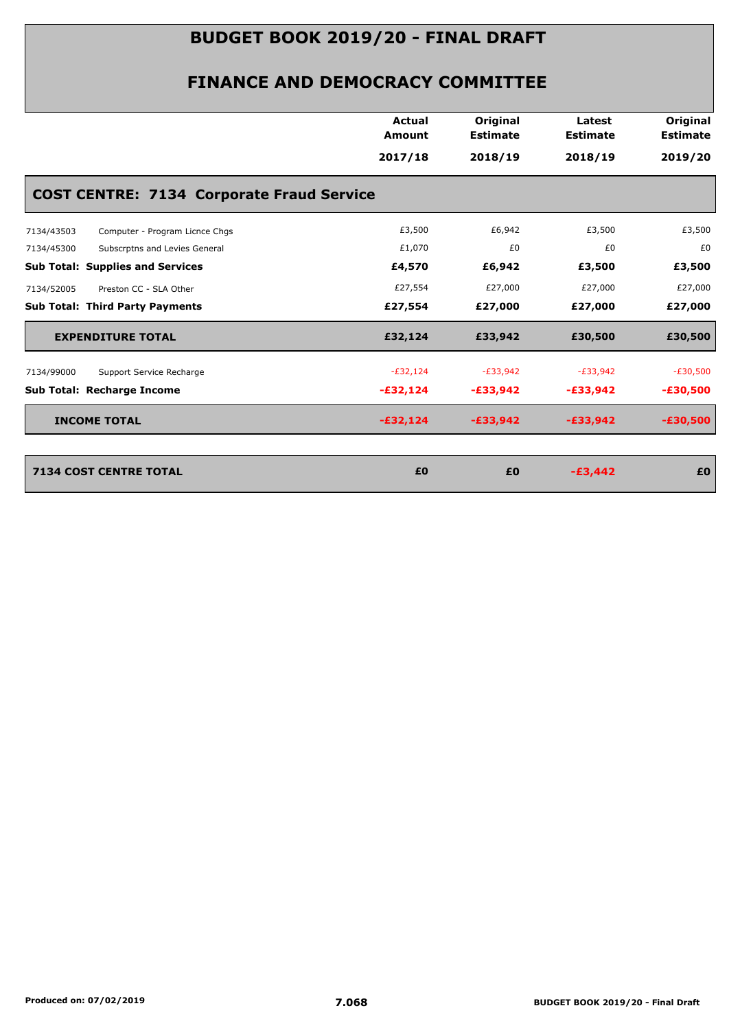# BUDGET BOOK 2019/20 - FINAL DRAFT

## FINANCE AND DEMOCRACY COMMITTEE

| | | Actual Amount 2017/18 | Original Estimate 2018/19 | Latest Estimate 2018/19 | Original Estimate 2019/20 |
|---|---|---|---|---|---|
| **COST CENTRE: 7134 Corporate Fraud Service** | | | | | |
| 7134/43503 | Computer - Program Licnce Chgs | £3,500 | £6,942 | £3,500 | £3,500 |
| 7134/45300 | Subscrptns and Levies General | £1,070 | £0 | £0 | £0 |
| **Sub Total: Supplies and Services** | | **£4,570** | **£6,942** | **£3,500** | **£3,500** |
| 7134/52005 | Preston CC - SLA Other | £27,554 | £27,000 | £27,000 | £27,000 |
| **Sub Total: Third Party Payments** | | **£27,554** | **£27,000** | **£27,000** | **£27,000** |
| **EXPENDITURE TOTAL** | | **£32,124** | **£33,942** | **£30,500** | **£30,500** |
| 7134/99000 | Support Service Recharge | -£32,124 | -£33,942 | -£33,942 | -£30,500 |
| **Sub Total: Recharge Income** | | **-£32,124** | **-£33,942** | **-£33,942** | **-£30,500** |
| **INCOME TOTAL** | | **-£32,124** | **-£33,942** | **-£33,942** | **-£30,500** |
| **7134 COST CENTRE TOTAL** | | **£0** | **£0** | **-£3,442** | **£0** |

Produced on: 07/02/2019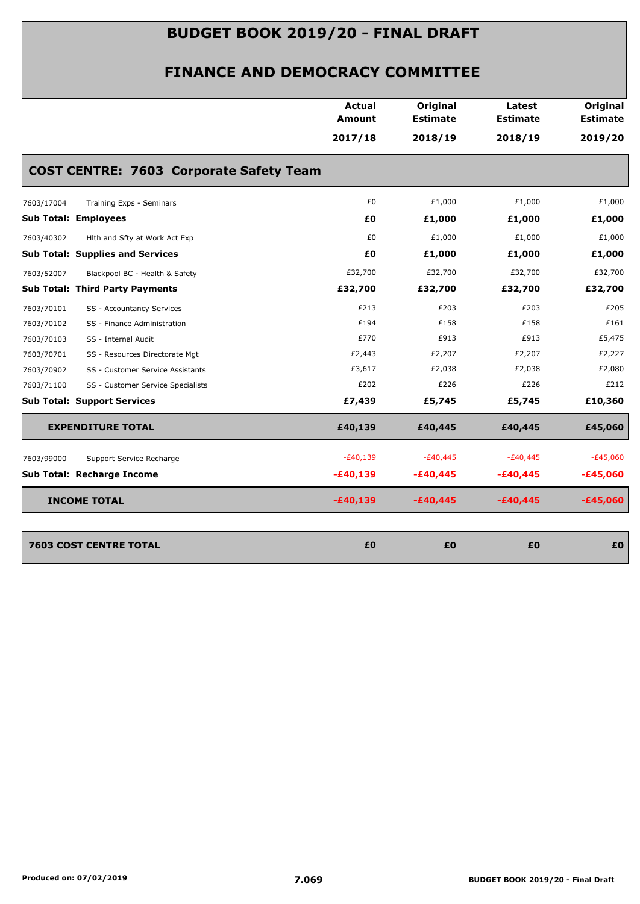# BUDGET BOOK 2019/20 - FINAL DRAFT

## FINANCE AND DEMOCRACY COMMITTEE

| | | Actual Amount 2017/18 | Original Estimate 2018/19 | Latest Estimate 2018/19 | Original Estimate 2019/20 |
|---|---|---|---|---|---|
| **COST CENTRE: 7603 Corporate Safety Team** | | | | | |
| 7603/17004 | Training Exps - Seminars | £0 | £1,000 | £1,000 | £1,000 |
| **Sub Total: Employees** | | **£0** | **£1,000** | **£1,000** | **£1,000** |
| 7603/40302 | Hlth and Sfty at Work Act Exp | £0 | £1,000 | £1,000 | £1,000 |
| **Sub Total: Supplies and Services** | | **£0** | **£1,000** | **£1,000** | **£1,000** |
| 7603/52007 | Blackpool BC - Health & Safety | £32,700 | £32,700 | £32,700 | £32,700 |
| **Sub Total: Third Party Payments** | | **£32,700** | **£32,700** | **£32,700** | **£32,700** |
| 7603/70101 | SS - Accountancy Services | £213 | £203 | £203 | £205 |
| 7603/70102 | SS - Finance Administration | £194 | £158 | £158 | £161 |
| 7603/70103 | SS - Internal Audit | £770 | £913 | £913 | £5,475 |
| 7603/70701 | SS - Resources Directorate Mgt | £2,443 | £2,207 | £2,207 | £2,227 |
| 7603/70902 | SS - Customer Service Assistants | £3,617 | £2,038 | £2,038 | £2,080 |
| 7603/71100 | SS - Customer Service Specialists | £202 | £226 | £226 | £212 |
| **Sub Total: Support Services** | | **£7,439** | **£5,745** | **£5,745** | **£10,360** |
| **EXPENDITURE TOTAL** | | **£40,139** | **£40,445** | **£40,445** | **£45,060** |
| 7603/99000 | Support Service Recharge | -£40,139 | -£40,445 | -£40,445 | -£45,060 |
| **Sub Total: Recharge Income** | | **-£40,139** | **-£40,445** | **-£40,445** | **-£45,060** |
| **INCOME TOTAL** | | **-£40,139** | **-£40,445** | **-£40,445** | **-£45,060** |
| **7603 COST CENTRE TOTAL** | | **£0** | **£0** | **£0** | **£0** |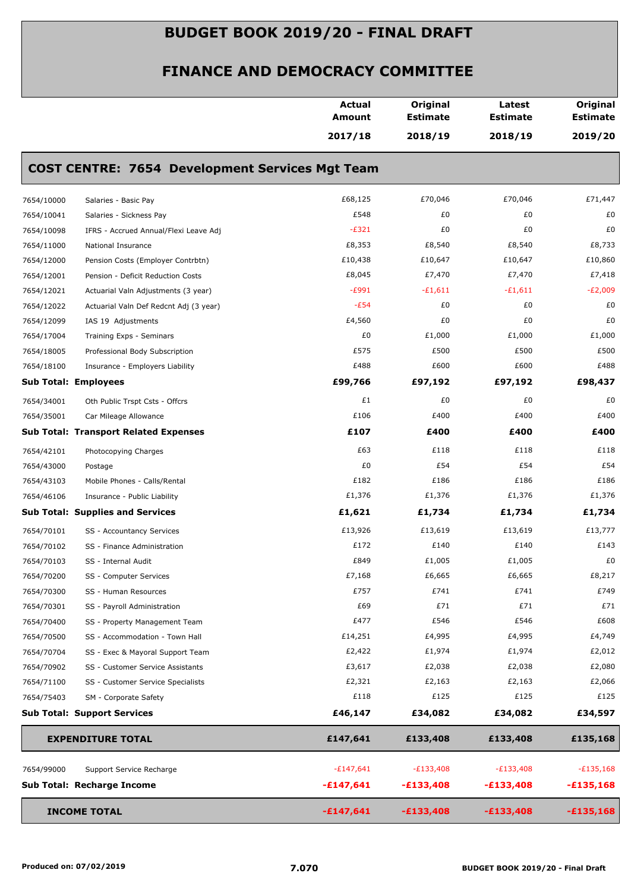# BUDGET BOOK 2019/20 - FINAL DRAFT

## FINANCE AND DEMOCRACY COMMITTEE

### COST CENTRE: 7654 Development Services Mgt Team

| | | Actual Amount 2017/18 | Original Estimate 2018/19 | Latest Estimate 2018/19 | Original Estimate 2019/20 |
|---|---|---|---|---|---|
| 7654/10000 | Salaries - Basic Pay | £68,125 | £70,046 | £70,046 | £71,447 |
| 7654/10041 | Salaries - Sickness Pay | £548 | £0 | £0 | £0 |
| 7654/10098 | IFRS - Accrued Annual/Flexi Leave Adj | -£321 | £0 | £0 | £0 |
| 7654/11000 | National Insurance | £8,353 | £8,540 | £8,540 | £8,733 |
| 7654/12000 | Pension Costs (Employer Contrbtn) | £10,438 | £10,647 | £10,647 | £10,860 |
| 7654/12001 | Pension - Deficit Reduction Costs | £8,045 | £7,470 | £7,470 | £7,418 |
| 7654/12021 | Actuarial Valn Adjustments (3 year) | -£991 | -£1,611 | -£1,611 | -£2,009 |
| 7654/12022 | Actuarial Valn Def Redcnt Adj (3 year) | -£54 | £0 | £0 | £0 |
| 7654/12099 | IAS 19 Adjustments | £4,560 | £0 | £0 | £0 |
| 7654/17004 | Training Exps - Seminars | £0 | £1,000 | £1,000 | £1,000 |
| 7654/18005 | Professional Body Subscription | £575 | £500 | £500 | £500 |
| 7654/18100 | Insurance - Employers Liability | £488 | £600 | £600 | £488 |
| **Sub Total: Employees** | | **£99,766** | **£97,192** | **£97,192** | **£98,437** |
| 7654/34001 | Oth Public Trspt Csts - Offcrs | £1 | £0 | £0 | £0 |
| 7654/35001 | Car Mileage Allowance | £106 | £400 | £400 | £400 |
| **Sub Total: Transport Related Expenses** | | **£107** | **£400** | **£400** | **£400** |
| 7654/42101 | Photocopying Charges | £63 | £118 | £118 | £118 |
| 7654/43000 | Postage | £0 | £54 | £54 | £54 |
| 7654/43103 | Mobile Phones - Calls/Rental | £182 | £186 | £186 | £186 |
| 7654/46106 | Insurance - Public Liability | £1,376 | £1,376 | £1,376 | £1,376 |
| **Sub Total: Supplies and Services** | | **£1,621** | **£1,734** | **£1,734** | **£1,734** |
| 7654/70101 | SS - Accountancy Services | £13,926 | £13,619 | £13,619 | £13,777 |
| 7654/70102 | SS - Finance Administration | £172 | £140 | £140 | £143 |
| 7654/70103 | SS - Internal Audit | £849 | £1,005 | £1,005 | £0 |
| 7654/70200 | SS - Computer Services | £7,168 | £6,665 | £6,665 | £8,217 |
| 7654/70300 | SS - Human Resources | £757 | £741 | £741 | £749 |
| 7654/70301 | SS - Payroll Administration | £69 | £71 | £71 | £71 |
| 7654/70400 | SS - Property Management Team | £477 | £546 | £546 | £608 |
| 7654/70500 | SS - Accommodation - Town Hall | £14,251 | £4,995 | £4,995 | £4,749 |
| 7654/70704 | SS - Exec & Mayoral Support Team | £2,422 | £1,974 | £1,974 | £2,012 |
| 7654/70902 | SS - Customer Service Assistants | £3,617 | £2,038 | £2,038 | £2,080 |
| 7654/71100 | SS - Customer Service Specialists | £2,321 | £2,163 | £2,163 | £2,066 |
| 7654/75403 | SM - Corporate Safety | £118 | £125 | £125 | £125 |
| **Sub Total: Support Services** | | **£46,147** | **£34,082** | **£34,082** | **£34,597** |
| **EXPENDITURE TOTAL** | | **£147,641** | **£133,408** | **£133,408** | **£135,168** |
| 7654/99000 | Support Service Recharge | -£147,641 | -£133,408 | -£133,408 | -£135,168 |
| **Sub Total: Recharge Income** | | **-£147,641** | **-£133,408** | **-£133,408** | **-£135,168** |
| **INCOME TOTAL** | | **-£147,641** | **-£133,408** | **-£133,408** | **-£135,168** |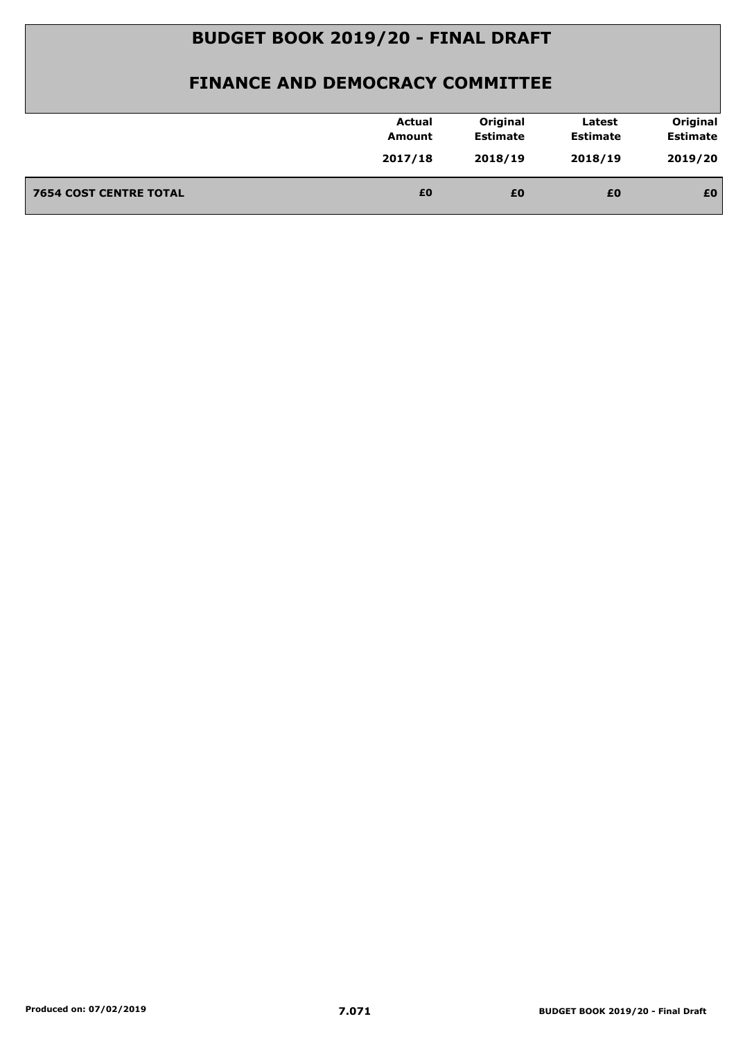# BUDGET BOOK 2019/20 - FINAL DRAFT

## FINANCE AND DEMOCRACY COMMITTEE

| | Actual Amount 2017/18 | Original Estimate 2018/19 | Latest Estimate 2018/19 | Original Estimate 2019/20 |
|---|---|---|---|---|
| **7654 COST CENTRE TOTAL** | **£0** | **£0** | **£0** | **£0** |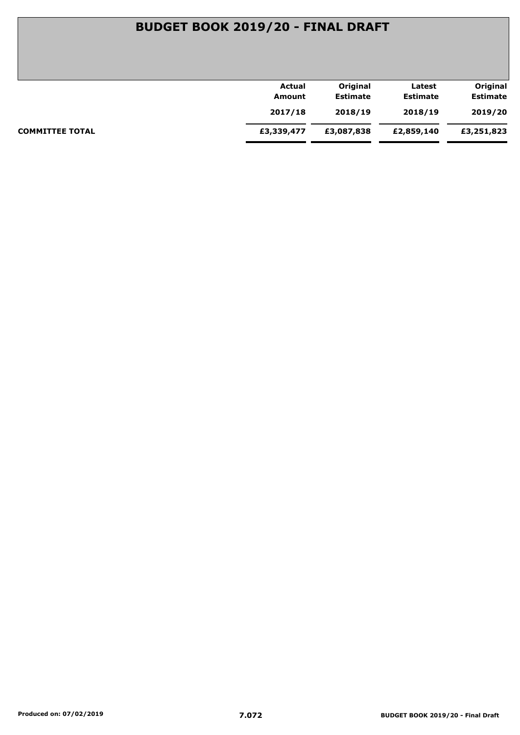# BUDGET BOOK 2019/20 - FINAL DRAFT

| | Actual Amount 2017/18 | Original Estimate 2018/19 | Latest Estimate 2018/19 | Original Estimate 2019/20 |
|---|---|---|---|---|
| **COMMITTEE TOTAL** | **£3,339,477** | **£3,087,838** | **£2,859,140** | **£3,251,823** |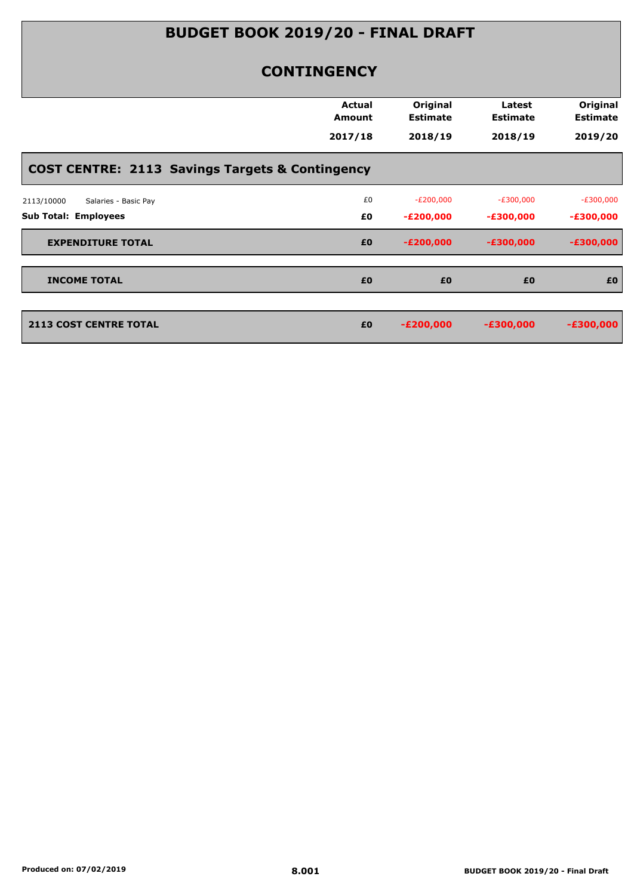# BUDGET BOOK 2019/20 - FINAL DRAFT

## CONTINGENCY

| | Actual Amount 2017/18 | Original Estimate 2018/19 | Latest Estimate 2018/19 | Original Estimate 2019/20 |
|---|---|---|---|---|
| **COST CENTRE: 2113 Savings Targets & Contingency** | | | | |
| 2113/10000 Salaries - Basic Pay | £0 | -£200,000 | -£300,000 | -£300,000 |
| **Sub Total: Employees** | **£0** | **-£200,000** | **-£300,000** | **-£300,000** |
| **EXPENDITURE TOTAL** | **£0** | **-£200,000** | **-£300,000** | **-£300,000** |
| **INCOME TOTAL** | **£0** | **£0** | **£0** | **£0** |
| **2113 COST CENTRE TOTAL** | **£0** | **-£200,000** | **-£300,000** | **-£300,000** |

Produced on: 07/02/2019

8.001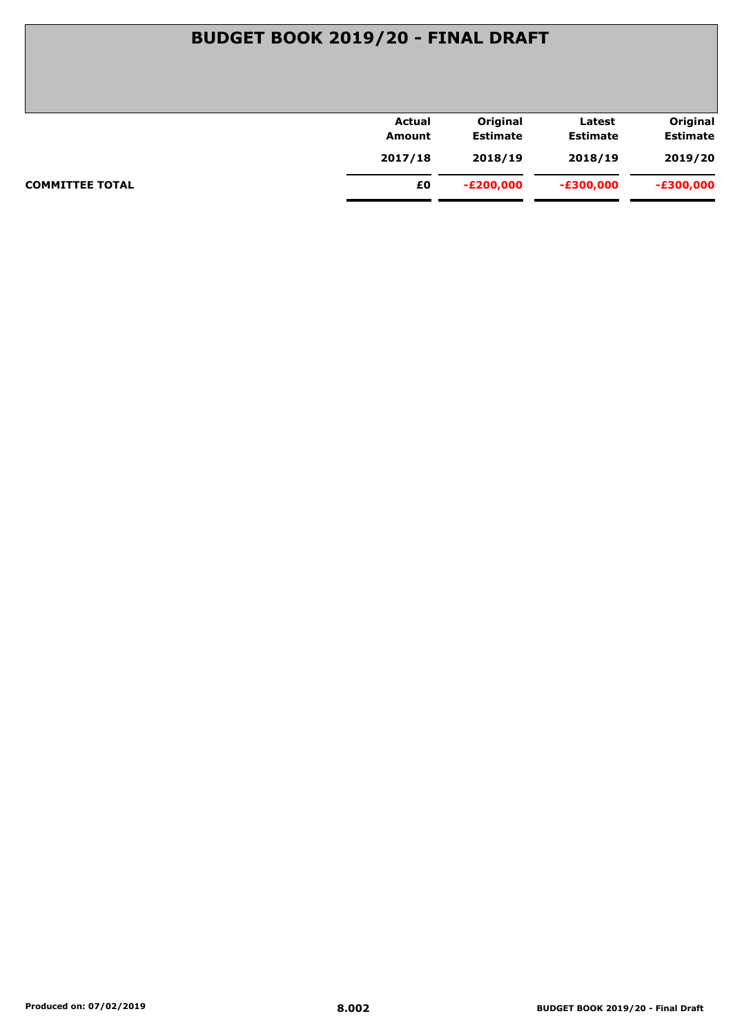# BUDGET BOOK 2019/20 - FINAL DRAFT

| | Actual Amount 2017/18 | Original Estimate 2018/19 | Latest Estimate 2018/19 | Original Estimate 2019/20 |
|---|---|---|---|---|
| **COMMITTEE TOTAL** | **£0** | **-£200,000** | **-£300,000** | **-£300,000** |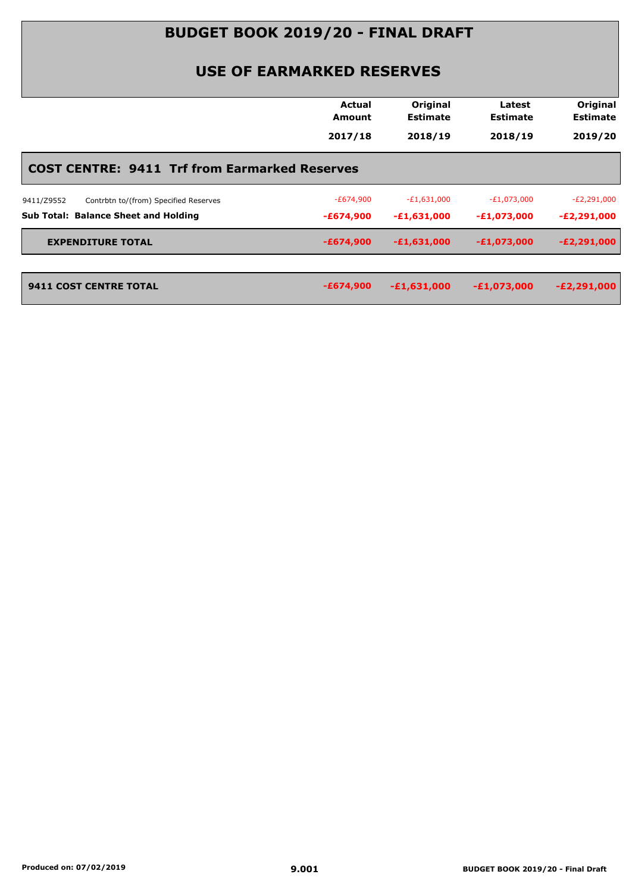# BUDGET BOOK 2019/20 - FINAL DRAFT

## USE OF EARMARKED RESERVES

| | Actual Amount 2017/18 | Original Estimate 2018/19 | Latest Estimate 2018/19 | Original Estimate 2019/20 |
|---|---|---|---|---|
| **COST CENTRE: 9411 Trf from Earmarked Reserves** | | | | |
| 9411/Z9552 Contrbtn to/(from) Specified Reserves | -£674,900 | -£1,631,000 | -£1,073,000 | -£2,291,000 |
| **Sub Total: Balance Sheet and Holding** | **-£674,900** | **-£1,631,000** | **-£1,073,000** | **-£2,291,000** |
| **EXPENDITURE TOTAL** | **-£674,900** | **-£1,631,000** | **-£1,073,000** | **-£2,291,000** |
| **9411 COST CENTRE TOTAL** | **-£674,900** | **-£1,631,000** | **-£1,073,000** | **-£2,291,000** |

Produced on: 07/02/2019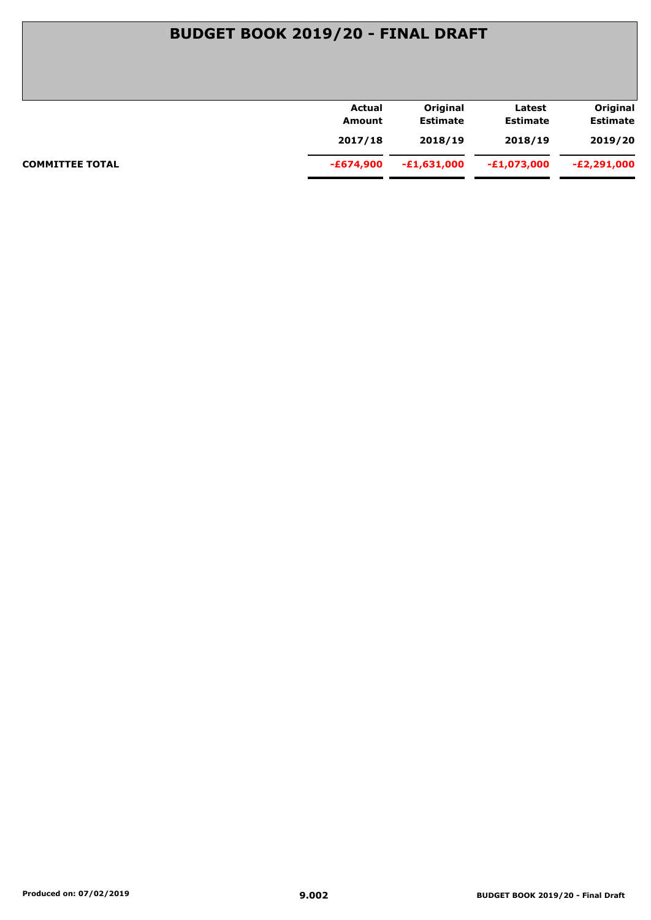# BUDGET BOOK 2019/20 - FINAL DRAFT

| | Actual Amount 2017/18 | Original Estimate 2018/19 | Latest Estimate 2018/19 | Original Estimate 2019/20 |
|---|---|---|---|---|
| **COMMITTEE TOTAL** | **-£674,900** | **-£1,631,000** | **-£1,073,000** | **-£2,291,000** |

Produced on: 07/02/2019